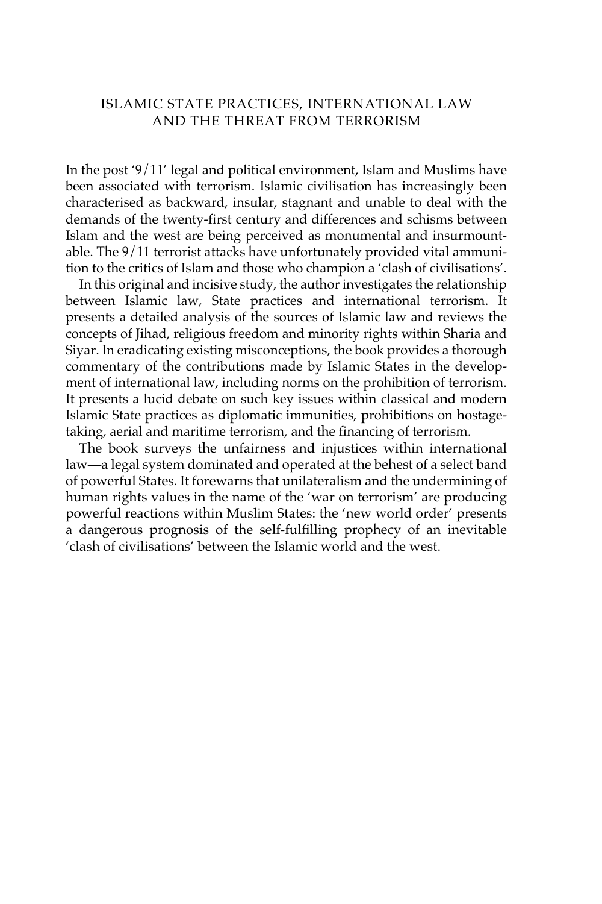# ISLAMIC STATE PRACTICES, INTERNATIONAL LAW AND THE THREAT FROM TERRORISM

In the post '9/11' legal and political environment, Islam and Muslims have been associated with terrorism. Islamic civilisation has increasingly been characterised as backward, insular, stagnant and unable to deal with the demands of the twenty-first century and differences and schisms between Islam and the west are being perceived as monumental and insurmountable. The 9/11 terrorist attacks have unfortunately provided vital ammunition to the critics of Islam and those who champion a 'clash of civilisations'.

In this original and incisive study, the author investigates the relationship between Islamic law, State practices and international terrorism. It presents a detailed analysis of the sources of Islamic law and reviews the concepts of Jihad, religious freedom and minority rights within Sharia and Siyar. In eradicating existing misconceptions, the book provides a thorough commentary of the contributions made by Islamic States in the development of international law, including norms on the prohibition of terrorism. It presents a lucid debate on such key issues within classical and modern Islamic State practices as diplomatic immunities, prohibitions on hostage-taking, aerial and maritime terrorism, and the financing of terrorism.

The book surveys the unfairness and injustices within international law—a legal system dominated and operated at the behest of a select band of powerful States. It forewarns that unilateralism and the undermining of human rights values in the name of the 'war on terrorism' are producing powerful reactions within Muslim States: the 'new world order' presents a dangerous prognosis of the self-fulfilling prophecy of an inevitable 'clash of civilisations' between the Islamic world and the west.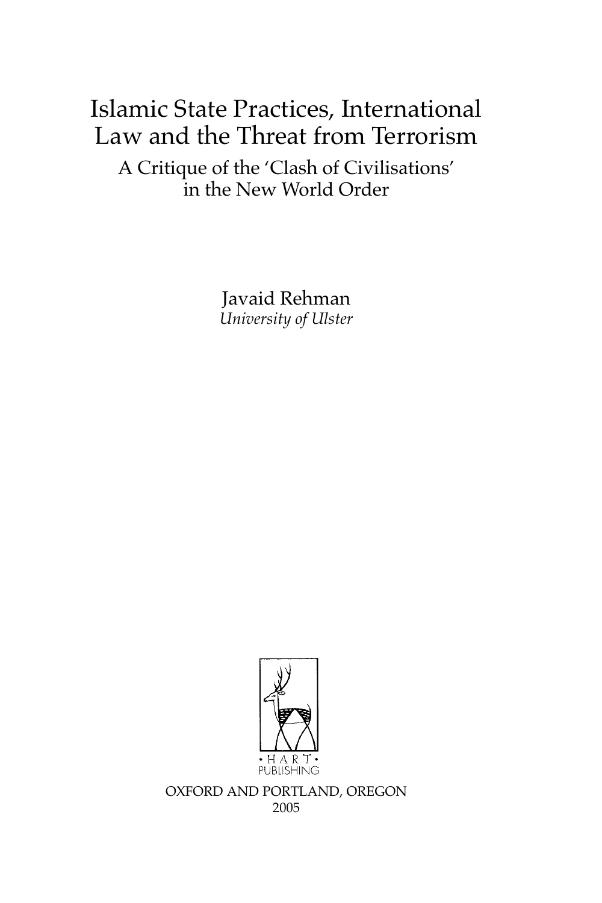# Islamic State Practices, International Law and the Threat from Terrorism

## A Critique of the 'Clash of Civilisations' in the New World Order

Javaid Rehman

*University of Ulster*

• HART •
PUBLISHING

OXFORD AND PORTLAND, OREGON
2005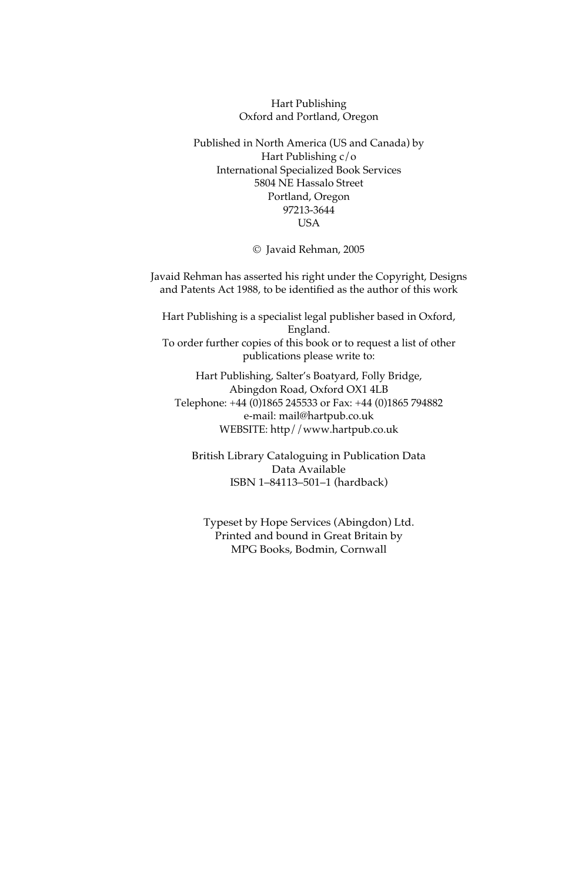Hart Publishing
Oxford and Portland, Oregon

Published in North America (US and Canada) by
Hart Publishing c/o
International Specialized Book Services
5804 NE Hassalo Street
Portland, Oregon
97213-3644
USA

© Javaid Rehman, 2005

Javaid Rehman has asserted his right under the Copyright, Designs and Patents Act 1988, to be identified as the author of this work

Hart Publishing is a specialist legal publisher based in Oxford, England.
To order further copies of this book or to request a list of other publications please write to:

Hart Publishing, Salter's Boatyard, Folly Bridge,
Abingdon Road, Oxford OX1 4LB
Telephone: +44 (0)1865 245533 or Fax: +44 (0)1865 794882
e-mail: mail@hartpub.co.uk
WEBSITE: http//www.hartpub.co.uk

British Library Cataloguing in Publication Data
Data Available
ISBN 1–84113–501–1 (hardback)

Typeset by Hope Services (Abingdon) Ltd.
Printed and bound in Great Britain by
MPG Books, Bodmin, Cornwall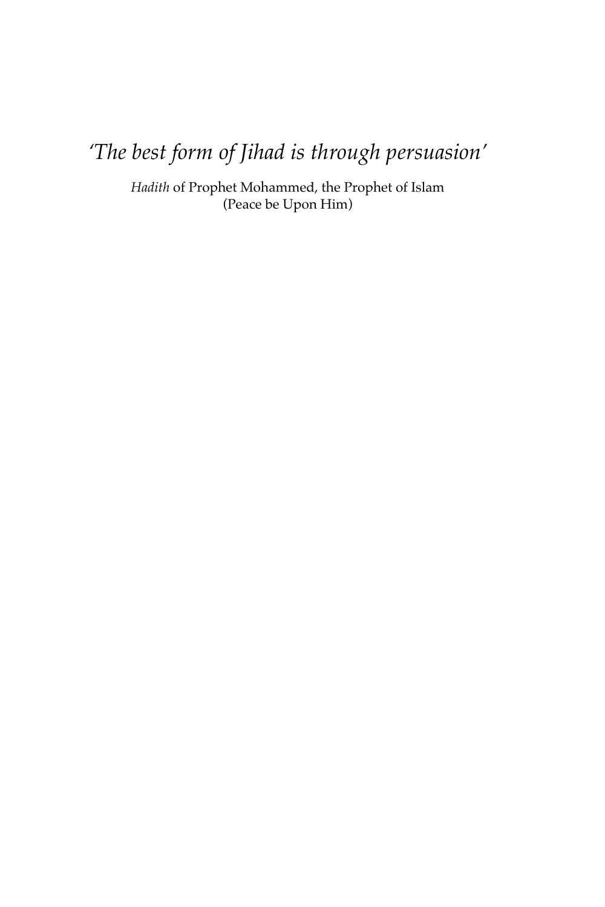*'The best form of Jihad is through persuasion'*

*Hadith* of Prophet Mohammed, the Prophet of Islam
(Peace be Upon Him)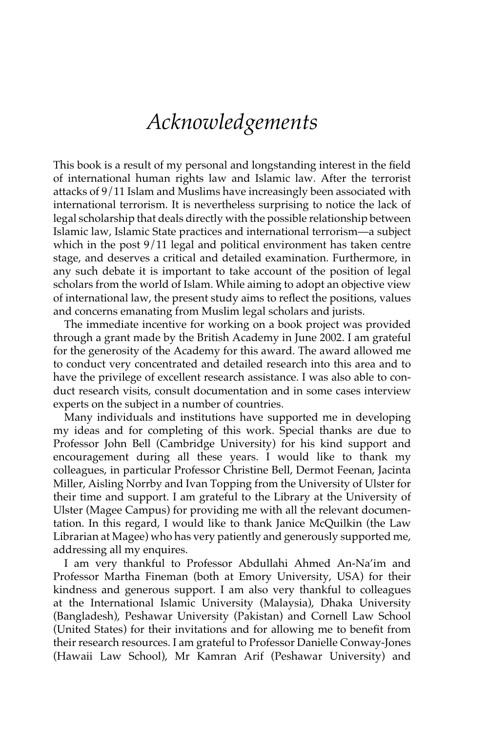# *Acknowledgements*

This book is a result of my personal and longstanding interest in the field of international human rights law and Islamic law. After the terrorist attacks of 9/11 Islam and Muslims have increasingly been associated with international terrorism. It is nevertheless surprising to notice the lack of legal scholarship that deals directly with the possible relationship between Islamic law, Islamic State practices and international terrorism—a subject which in the post 9/11 legal and political environment has taken centre stage, and deserves a critical and detailed examination. Furthermore, in any such debate it is important to take account of the position of legal scholars from the world of Islam. While aiming to adopt an objective view of international law, the present study aims to reflect the positions, values and concerns emanating from Muslim legal scholars and jurists.

The immediate incentive for working on a book project was provided through a grant made by the British Academy in June 2002. I am grateful for the generosity of the Academy for this award. The award allowed me to conduct very concentrated and detailed research into this area and to have the privilege of excellent research assistance. I was also able to conduct research visits, consult documentation and in some cases interview experts on the subject in a number of countries.

Many individuals and institutions have supported me in developing my ideas and for completing of this work. Special thanks are due to Professor John Bell (Cambridge University) for his kind support and encouragement during all these years. I would like to thank my colleagues, in particular Professor Christine Bell, Dermot Feenan, Jacinta Miller, Aisling Norrby and Ivan Topping from the University of Ulster for their time and support. I am grateful to the Library at the University of Ulster (Magee Campus) for providing me with all the relevant documentation. In this regard, I would like to thank Janice McQuilkin (the Law Librarian at Magee) who has very patiently and generously supported me, addressing all my enquires.

I am very thankful to Professor Abdullahi Ahmed An-Na'im and Professor Martha Fineman (both at Emory University, USA) for their kindness and generous support. I am also very thankful to colleagues at the International Islamic University (Malaysia), Dhaka University (Bangladesh), Peshawar University (Pakistan) and Cornell Law School (United States) for their invitations and for allowing me to benefit from their research resources. I am grateful to Professor Danielle Conway-Jones (Hawaii Law School), Mr Kamran Arif (Peshawar University) and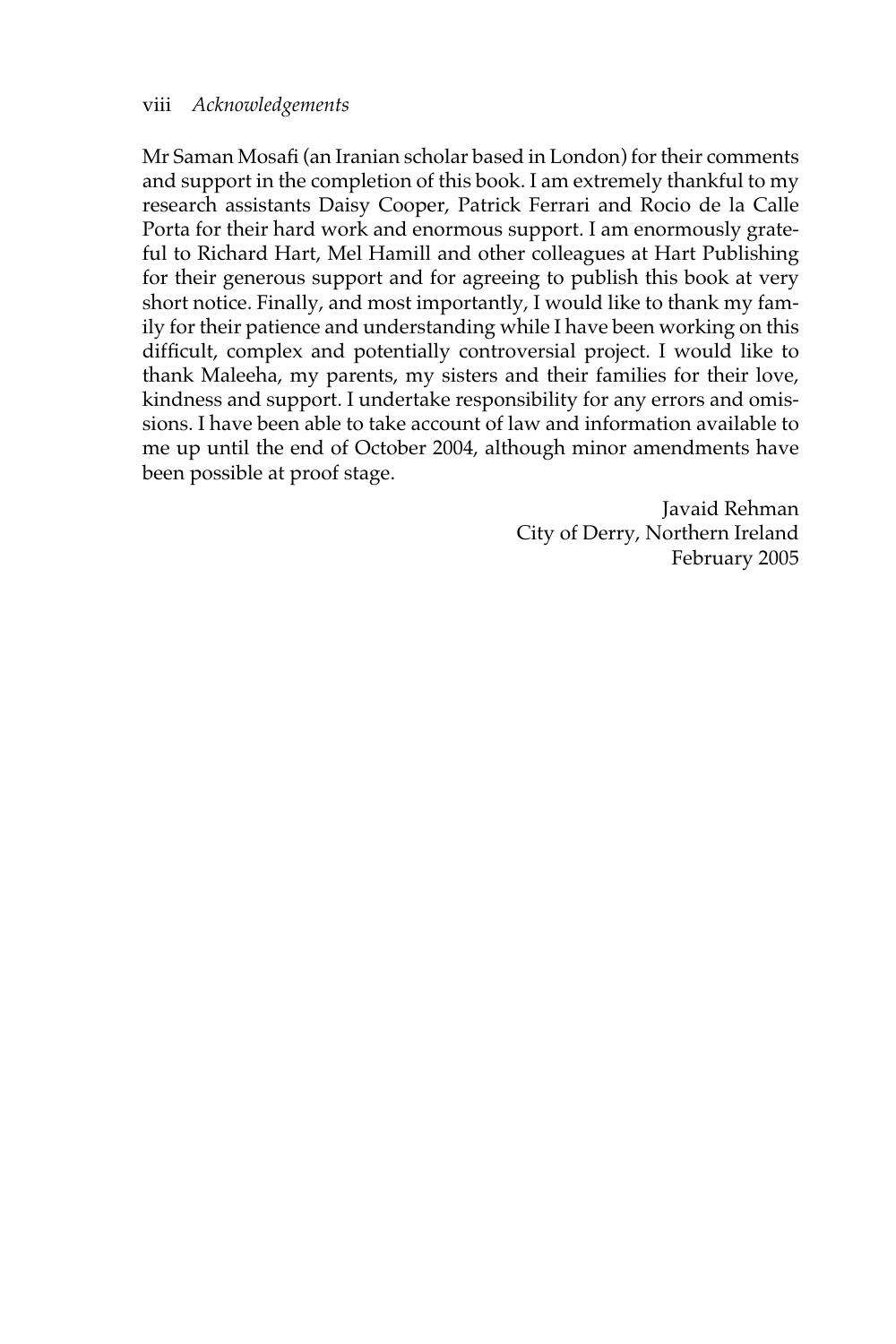Mr Saman Mosafi (an Iranian scholar based in London) for their comments and support in the completion of this book. I am extremely thankful to my research assistants Daisy Cooper, Patrick Ferrari and Rocio de la Calle Porta for their hard work and enormous support. I am enormously grateful to Richard Hart, Mel Hamill and other colleagues at Hart Publishing for their generous support and for agreeing to publish this book at very short notice. Finally, and most importantly, I would like to thank my family for their patience and understanding while I have been working on this difficult, complex and potentially controversial project. I would like to thank Maleeha, my parents, my sisters and their families for their love, kindness and support. I undertake responsibility for any errors and omissions. I have been able to take account of law and information available to me up until the end of October 2004, although minor amendments have been possible at proof stage.

Javaid Rehman
City of Derry, Northern Ireland
February 2005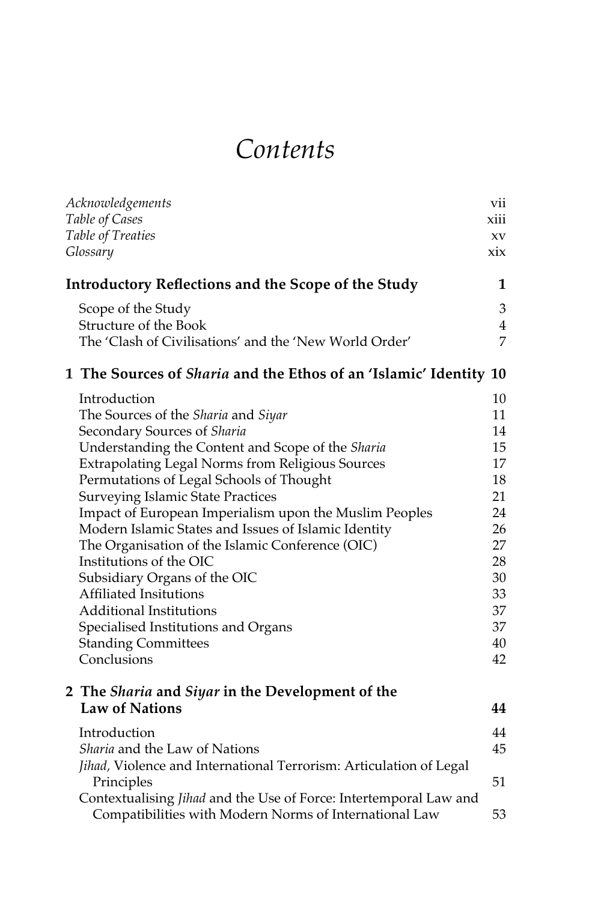# *Contents*

| | |
|---|---|
| *Acknowledgements* | vii |
| *Table of Cases* | xiii |
| *Table of Treaties* | xv |
| *Glossary* | xix |

**Introductory Reflections and the Scope of the Study** 1

| | |
|---|---|
| Scope of the Study | 3 |
| Structure of the Book | 4 |
| The 'Clash of Civilisations' and the 'New World Order' | 7 |

**1 The Sources of *Sharia* and the Ethos of an 'Islamic' Identity** 10

| | |
|---|---|
| Introduction | 10 |
| The Sources of the *Sharia* and *Siyar* | 11 |
| Secondary Sources of *Sharia* | 14 |
| Understanding the Content and Scope of the *Sharia* | 15 |
| Extrapolating Legal Norms from Religious Sources | 17 |
| Permutations of Legal Schools of Thought | 18 |
| Surveying Islamic State Practices | 21 |
| Impact of European Imperialism upon the Muslim Peoples | 24 |
| Modern Islamic States and Issues of Islamic Identity | 26 |
| The Organisation of the Islamic Conference (OIC) | 27 |
| Institutions of the OIC | 28 |
| Subsidiary Organs of the OIC | 30 |
| Affiliated Insitutions | 33 |
| Additional Institutions | 37 |
| Specialised Institutions and Organs | 37 |
| Standing Committees | 40 |
| Conclusions | 42 |

**2 The *Sharia* and *Siyar* in the Development of the Law of Nations** 44

| | |
|---|---|
| Introduction | 44 |
| *Sharia* and the Law of Nations | 45 |
| *Jihad,* Violence and International Terrorism: Articulation of Legal Principles | 51 |
| Contextualising *Jihad* and the Use of Force: Intertemporal Law and Compatibilities with Modern Norms of International Law | 53 |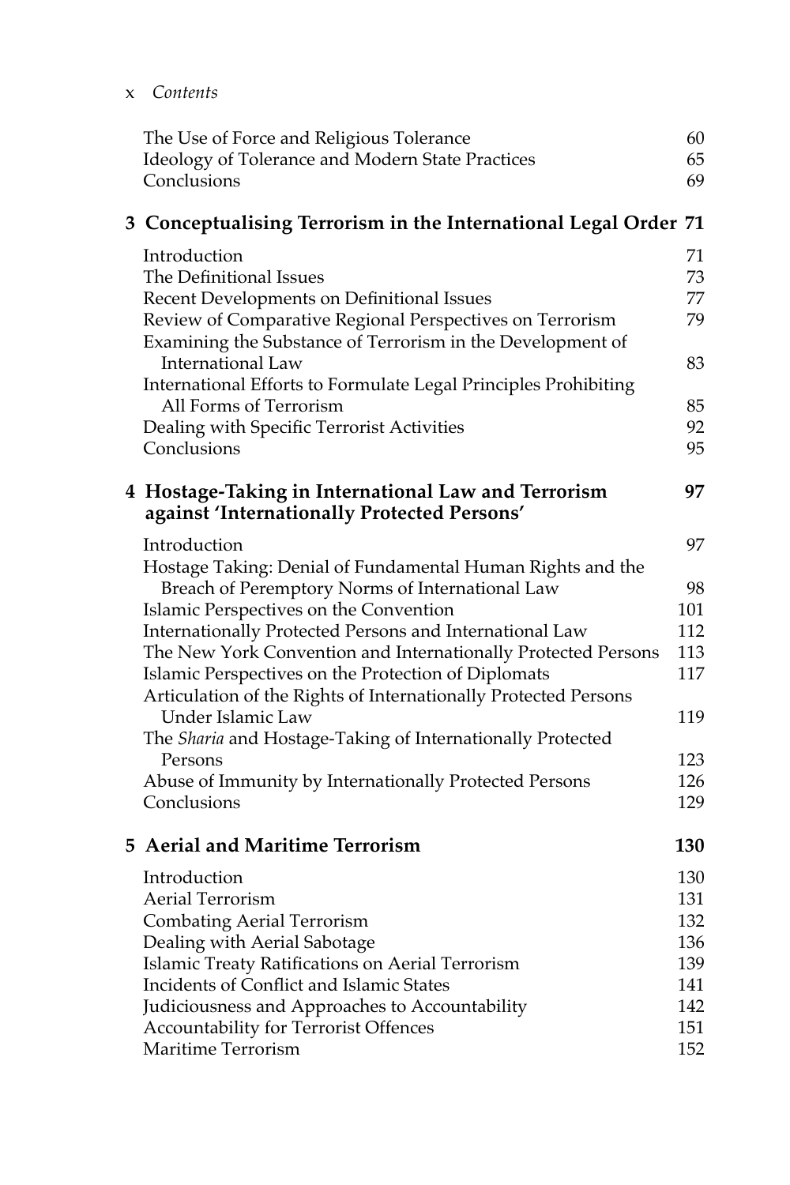The Use of Force and Religious Tolerance 60
Ideology of Tolerance and Modern State Practices 65
Conclusions 69

**3 Conceptualising Terrorism in the International Legal Order 71**

Introduction 71
The Definitional Issues 73
Recent Developments on Definitional Issues 77
Review of Comparative Regional Perspectives on Terrorism 79
Examining the Substance of Terrorism in the Development of International Law 83
International Efforts to Formulate Legal Principles Prohibiting All Forms of Terrorism 85
Dealing with Specific Terrorist Activities 92
Conclusions 95

**4 Hostage-Taking in International Law and Terrorism against 'Internationally Protected Persons' 97**

Introduction 97
Hostage Taking: Denial of Fundamental Human Rights and the Breach of Peremptory Norms of International Law 98
Islamic Perspectives on the Convention 101
Internationally Protected Persons and International Law 112
The New York Convention and Internationally Protected Persons 113
Islamic Perspectives on the Protection of Diplomats 117
Articulation of the Rights of Internationally Protected Persons Under Islamic Law 119
The *Sharia* and Hostage-Taking of Internationally Protected Persons 123
Abuse of Immunity by Internationally Protected Persons 126
Conclusions 129

**5 Aerial and Maritime Terrorism 130**

Introduction 130
Aerial Terrorism 131
Combating Aerial Terrorism 132
Dealing with Aerial Sabotage 136
Islamic Treaty Ratifications on Aerial Terrorism 139
Incidents of Conflict and Islamic States 141
Judiciousness and Approaches to Accountability 142
Accountability for Terrorist Offences 151
Maritime Terrorism 152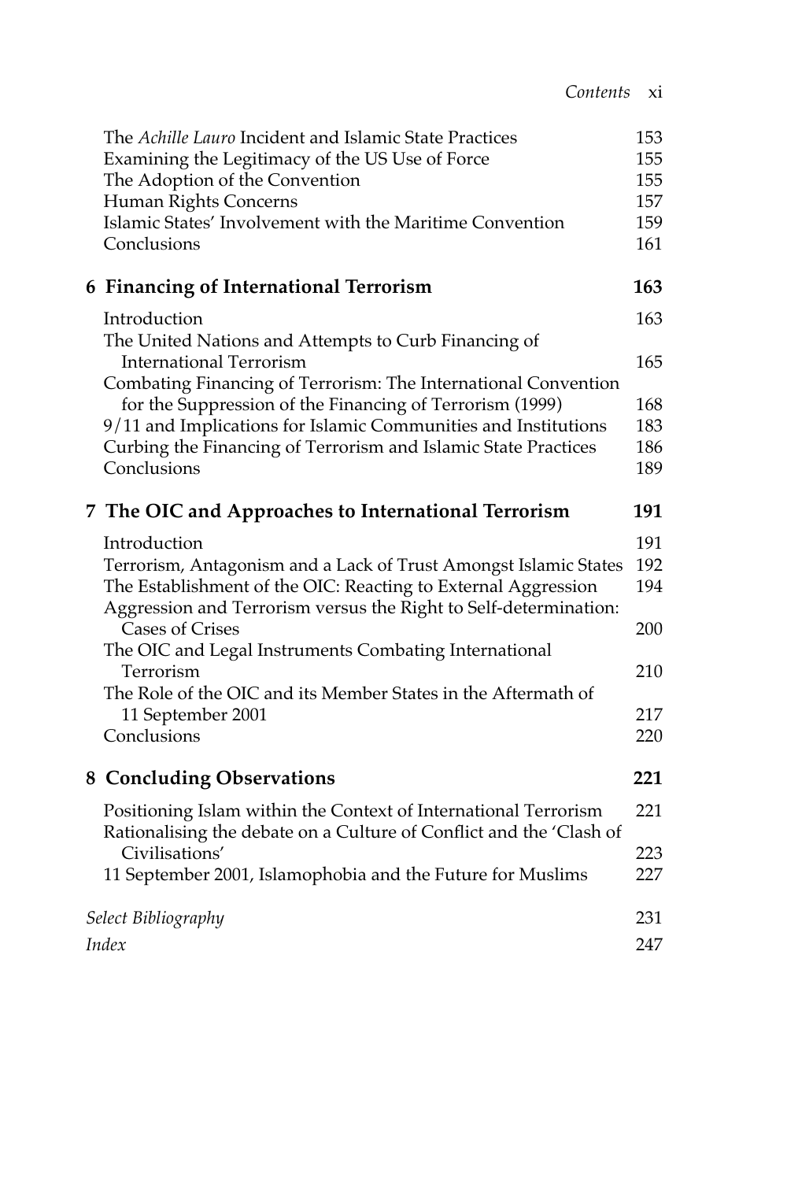The *Achille Lauro* Incident and Islamic State Practices 153
Examining the Legitimacy of the US Use of Force 155
The Adoption of the Convention 155
Human Rights Concerns 157
Islamic States' Involvement with the Maritime Convention 159
Conclusions 161

**6 Financing of International Terrorism 163**

Introduction 163
The United Nations and Attempts to Curb Financing of International Terrorism 165
Combating Financing of Terrorism: The International Convention for the Suppression of the Financing of Terrorism (1999) 168
9/11 and Implications for Islamic Communities and Institutions 183
Curbing the Financing of Terrorism and Islamic State Practices 186
Conclusions 189

**7 The OIC and Approaches to International Terrorism 191**

Introduction 191
Terrorism, Antagonism and a Lack of Trust Amongst Islamic States 192
The Establishment of the OIC: Reacting to External Aggression 194
Aggression and Terrorism versus the Right to Self-determination: Cases of Crises 200
The OIC and Legal Instruments Combating International Terrorism 210
The Role of the OIC and its Member States in the Aftermath of 11 September 2001 217
Conclusions 220

**8 Concluding Observations 221**

Positioning Islam within the Context of International Terrorism 221
Rationalising the debate on a Culture of Conflict and the 'Clash of Civilisations' 223
11 September 2001, Islamophobia and the Future for Muslims 227

*Select Bibliography* 231
*Index* 247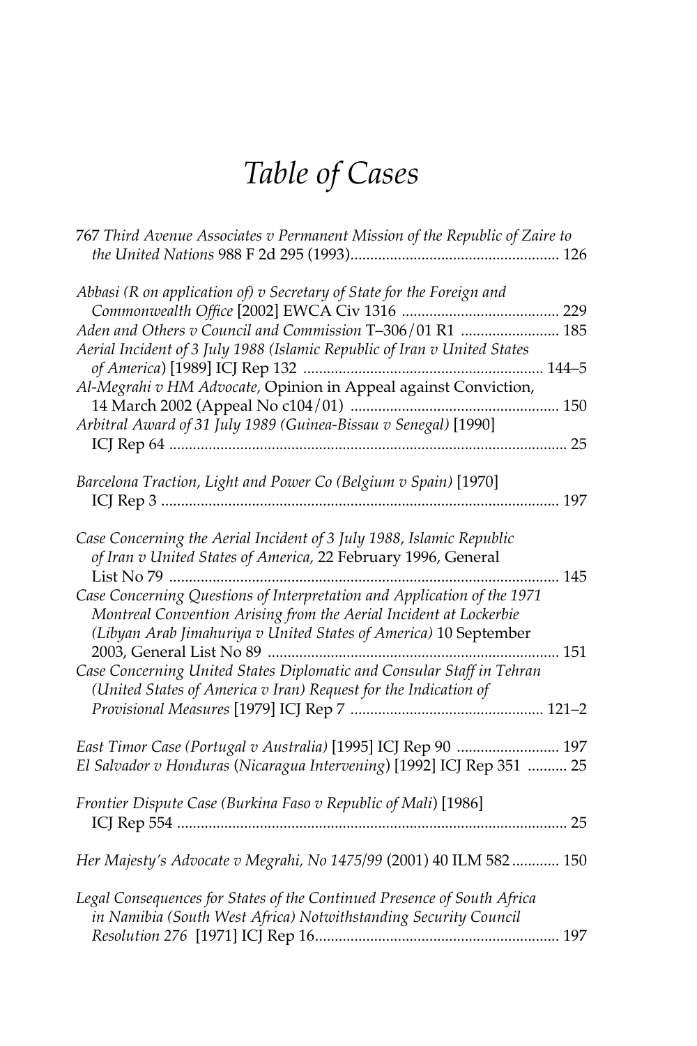# *Table of Cases*

767 *Third Avenue Associates v Permanent Mission of the Republic of Zaire to the United Nations* 988 F 2d 295 (1993)..................................................... 126

*Abbasi (R on application of) v Secretary of State for the Foreign and Commonwealth Office* [2002] EWCA Civ 1316 ........................................ 229

*Aden and Others v Council and Commission* T–306/01 R1 ......................... 185

*Aerial Incident of 3 July 1988 (Islamic Republic of Iran v United States of America*) [1989] ICJ Rep 132 ............................................................ 144–5

*Al-Megrahi v HM Advocate,* Opinion in Appeal against Conviction, 14 March 2002 (Appeal No c104/01) ..................................................... 150

*Arbitral Award of 31 July 1989 (Guinea-Bissau v Senegal)* [1990] ICJ Rep 64 .................................................................................................... 25

*Barcelona Traction, Light and Power Co (Belgium v Spain)* [1970] ICJ Rep 3 .................................................................................................... 197

*Case Concerning the Aerial Incident of 3 July 1988, Islamic Republic of Iran v United States of America,* 22 February 1996, General List No 79 .................................................................................................. 145

*Case Concerning Questions of Interpretation and Application of the 1971 Montreal Convention Arising from the Aerial Incident at Lockerbie (Libyan Arab Jimahuriya v United States of America)* 10 September 2003, General List No 89 .......................................................................... 151

*Case Concerning United States Diplomatic and Consular Staff in Tehran (United States of America v Iran) Request for the Indication of Provisional Measures* [1979] ICJ Rep 7 ................................................. 121–2

*East Timor Case (Portugal v Australia)* [1995] ICJ Rep 90 .......................... 197

*El Salvador v Honduras* (*Nicaragua Intervening*) [1992] ICJ Rep 351 .......... 25

*Frontier Dispute Case (Burkina Faso v Republic of Mali*) [1986] ICJ Rep 554 .................................................................................................. 25

*Her Majesty's Advocate v Megrahi, No 1475/99* (2001) 40 ILM 582............ 150

*Legal Consequences for States of the Continued Presence of South Africa in Namibia (South West Africa) Notwithstanding Security Council Resolution 276* [1971] ICJ Rep 16.............................................................. 197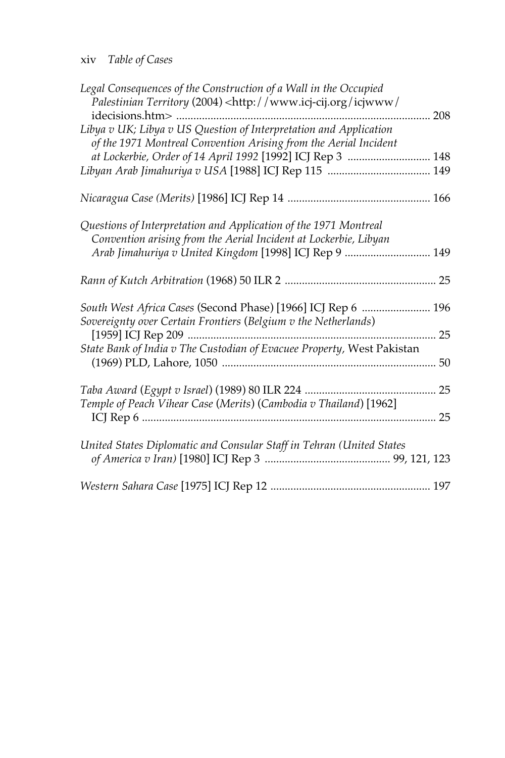*Legal Consequences of the Construction of a Wall in the Occupied Palestinian Territory* (2004) <http://www.icj-cij.org/icjwww/idecisions.htm> .......................................................................................... 208

*Libya v UK; Libya v US Question of Interpretation and Application of the 1971 Montreal Convention Arising from the Aerial Incident at Lockerbie, Order of 14 April 1992* [1992] ICJ Rep 3 ............................. 148

*Libyan Arab Jimahuriya v USA* [1988] ICJ Rep 115 .................................... 149

*Nicaragua Case (Merits)* [1986] ICJ Rep 14 .................................................. 166

*Questions of Interpretation and Application of the 1971 Montreal Convention arising from the Aerial Incident at Lockerbie, Libyan Arab Jimahuriya v United Kingdom* [1998] ICJ Rep 9 .............................. 149

*Rann of Kutch Arbitration* (1968) 50 ILR 2 ..................................................... 25

*South West Africa Cases* (Second Phase) [1966] ICJ Rep 6 ........................ 196

*Sovereignty over Certain Frontiers* (*Belgium v the Netherlands*) [1959] ICJ Rep 209 ....................................................................................... 25

*State Bank of India v The Custodian of Evacuee Property*, West Pakistan (1969) PLD, Lahore, 1050 ........................................................................... 50

*Taba Award* (*Egypt v Israel*) (1989) 80 ILR 224 .............................................. 25

*Temple of Peach Vihear Case* (*Merits*) (*Cambodia v Thailand*) [1962] ICJ Rep 6 ...................................................................................................... 25

*United States Diplomatic and Consular Staff in Tehran (United States of America v Iran)* [1980] ICJ Rep 3 ............................................ 99, 121, 123

*Western Sahara Case* [1975] ICJ Rep 12 ........................................................ 197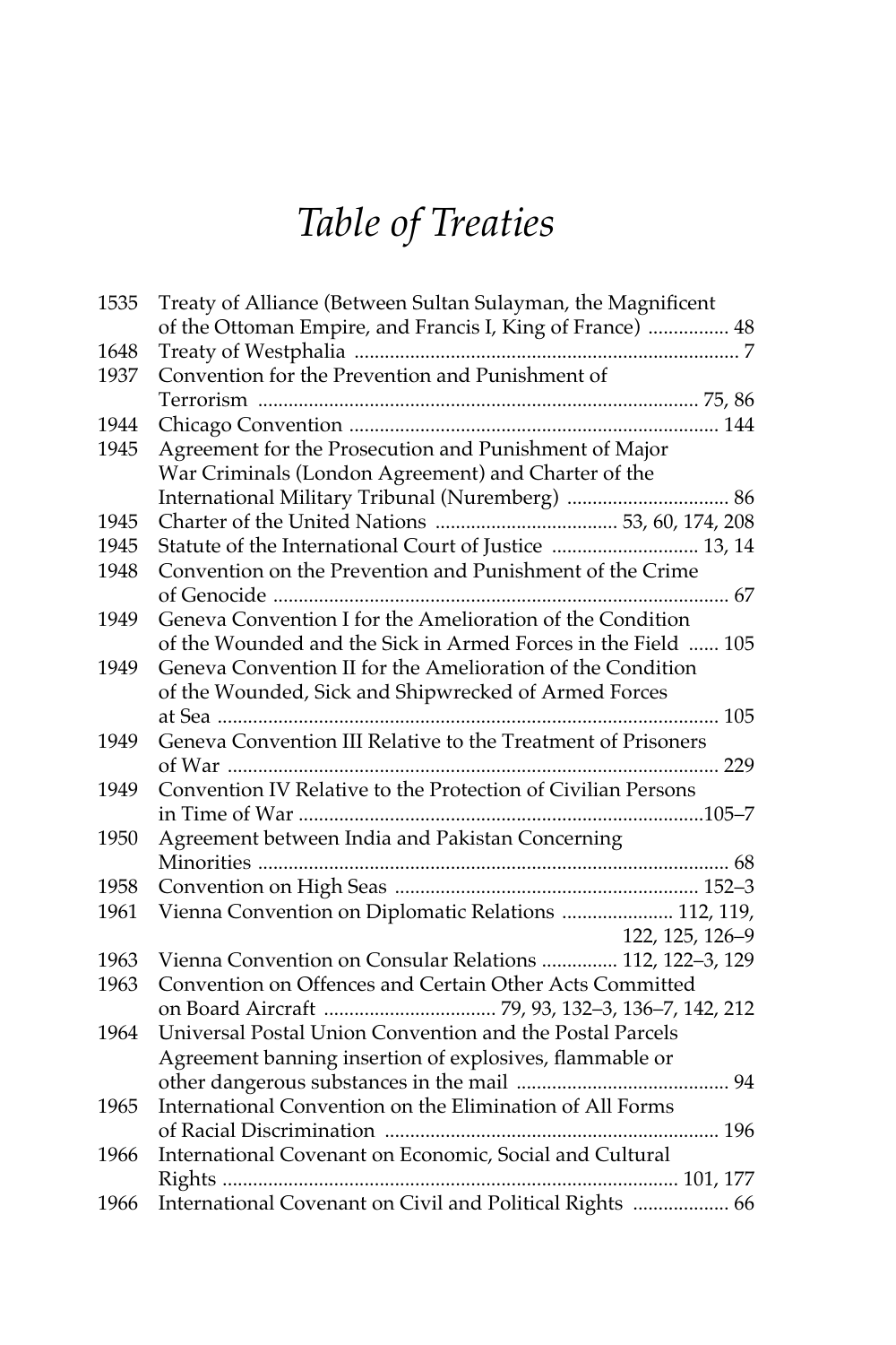# *Table of Treaties*

| | | |
|---|---|---|
| 1535 | Treaty of Alliance (Between Sultan Sulayman, the Magnificent of the Ottoman Empire, and Francis I, King of France) | 48 |
| 1648 | Treaty of Westphalia | 7 |
| 1937 | Convention for the Prevention and Punishment of Terrorism | 75, 86 |
| 1944 | Chicago Convention | 144 |
| 1945 | Agreement for the Prosecution and Punishment of Major War Criminals (London Agreement) and Charter of the International Military Tribunal (Nuremberg) | 86 |
| 1945 | Charter of the United Nations | 53, 60, 174, 208 |
| 1945 | Statute of the International Court of Justice | 13, 14 |
| 1948 | Convention on the Prevention and Punishment of the Crime of Genocide | 67 |
| 1949 | Geneva Convention I for the Amelioration of the Condition of the Wounded and the Sick in Armed Forces in the Field | 105 |
| 1949 | Geneva Convention II for the Amelioration of the Condition of the Wounded, Sick and Shipwrecked of Armed Forces at Sea | 105 |
| 1949 | Geneva Convention III Relative to the Treatment of Prisoners of War | 229 |
| 1949 | Convention IV Relative to the Protection of Civilian Persons in Time of War | 105–7 |
| 1950 | Agreement between India and Pakistan Concerning Minorities | 68 |
| 1958 | Convention on High Seas | 152–3 |
| 1961 | Vienna Convention on Diplomatic Relations | 112, 119, 122, 125, 126–9 |
| 1963 | Vienna Convention on Consular Relations | 112, 122–3, 129 |
| 1963 | Convention on Offences and Certain Other Acts Committed on Board Aircraft | 79, 93, 132–3, 136–7, 142, 212 |
| 1964 | Universal Postal Union Convention and the Postal Parcels Agreement banning insertion of explosives, flammable or other dangerous substances in the mail | 94 |
| 1965 | International Convention on the Elimination of All Forms of Racial Discrimination | 196 |
| 1966 | International Covenant on Economic, Social and Cultural Rights | 101, 177 |
| 1966 | International Covenant on Civil and Political Rights | 66 |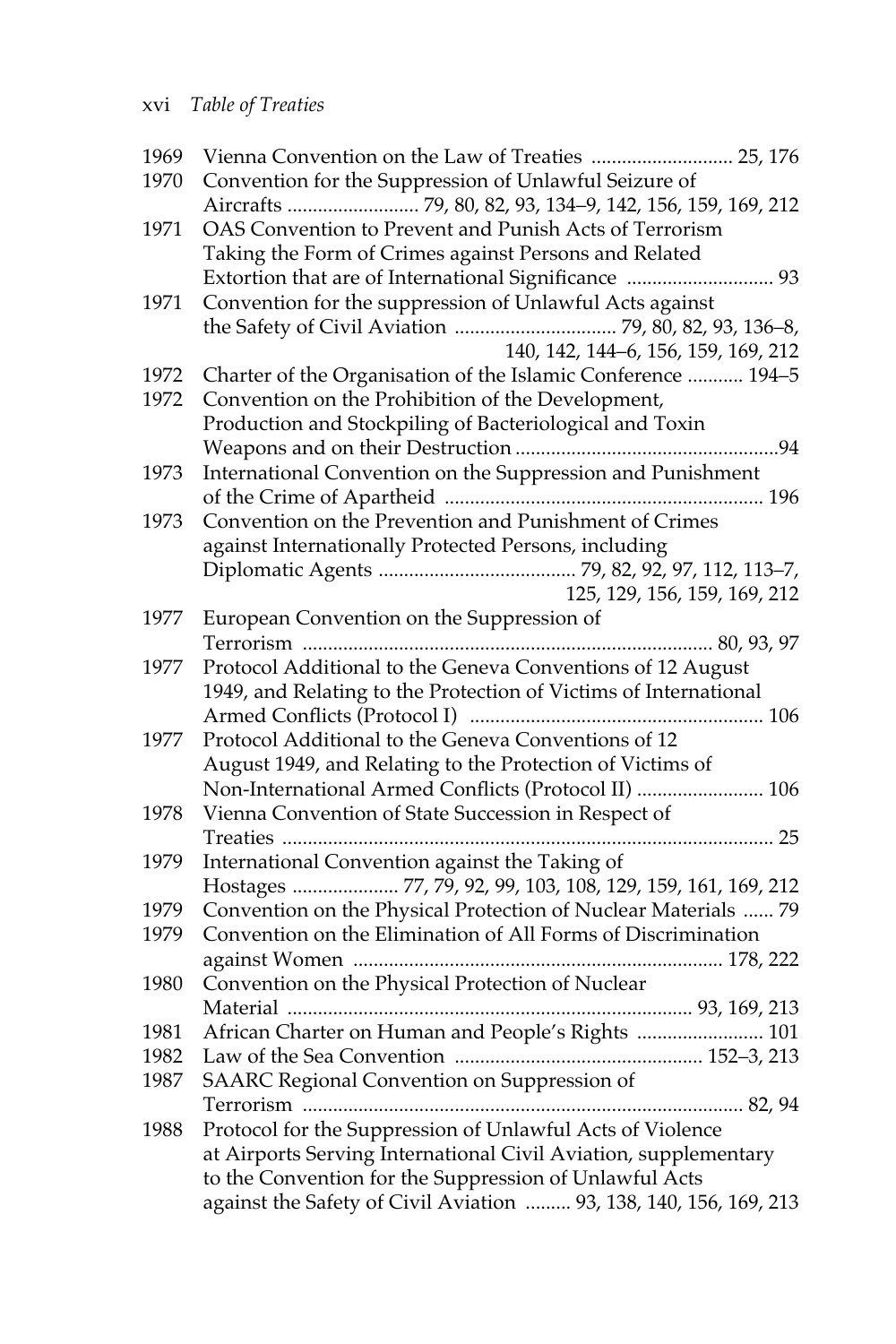| | |
|---|---|
| 1969 | Vienna Convention on the Law of Treaties ............................ 25, 176 |
| 1970 | Convention for the Suppression of Unlawful Seizure of Aircrafts .......................... 79, 80, 82, 93, 134–9, 142, 156, 159, 169, 212 |
| 1971 | OAS Convention to Prevent and Punish Acts of Terrorism Taking the Form of Crimes against Persons and Related Extortion that are of International Significance ............................. 93 |
| 1971 | Convention for the suppression of Unlawful Acts against the Safety of Civil Aviation ................................ 79, 80, 82, 93, 136–8, 140, 142, 144–6, 156, 159, 169, 212 |
| 1972 | Charter of the Organisation of the Islamic Conference ........... 194–5 |
| 1972 | Convention on the Prohibition of the Development, Production and Stockpiling of Bacteriological and Toxin Weapons and on their Destruction ....................................................94 |
| 1973 | International Convention on the Suppression and Punishment of the Crime of Apartheid ............................................................... 196 |
| 1973 | Convention on the Prevention and Punishment of Crimes against Internationally Protected Persons, including Diplomatic Agents ....................................... 79, 82, 92, 97, 112, 113–7, 125, 129, 156, 159, 169, 212 |
| 1977 | European Convention on the Suppression of Terrorism ................................................................................. 80, 93, 97 |
| 1977 | Protocol Additional to the Geneva Conventions of 12 August 1949, and Relating to the Protection of Victims of International Armed Conflicts (Protocol I) .......................................................... 106 |
| 1977 | Protocol Additional to the Geneva Conventions of 12 August 1949, and Relating to the Protection of Victims of Non-International Armed Conflicts (Protocol II) ......................... 106 |
| 1978 | Vienna Convention of State Succession in Respect of Treaties ................................................................................................ 25 |
| 1979 | International Convention against the Taking of Hostages ..................... 77, 79, 92, 99, 103, 108, 129, 159, 161, 169, 212 |
| 1979 | Convention on the Physical Protection of Nuclear Materials ...... 79 |
| 1979 | Convention on the Elimination of All Forms of Discrimination against Women ......................................................................... 178, 222 |
| 1980 | Convention on the Physical Protection of Nuclear Material ................................................................................ 93, 169, 213 |
| 1981 | African Charter on Human and People's Rights ......................... 101 |
| 1982 | Law of the Sea Convention ................................................. 152–3, 213 |
| 1987 | SAARC Regional Convention on Suppression of Terrorism ....................................................................................... 82, 94 |
| 1988 | Protocol for the Suppression of Unlawful Acts of Violence at Airports Serving International Civil Aviation, supplementary to the Convention for the Suppression of Unlawful Acts against the Safety of Civil Aviation ......... 93, 138, 140, 156, 169, 213 |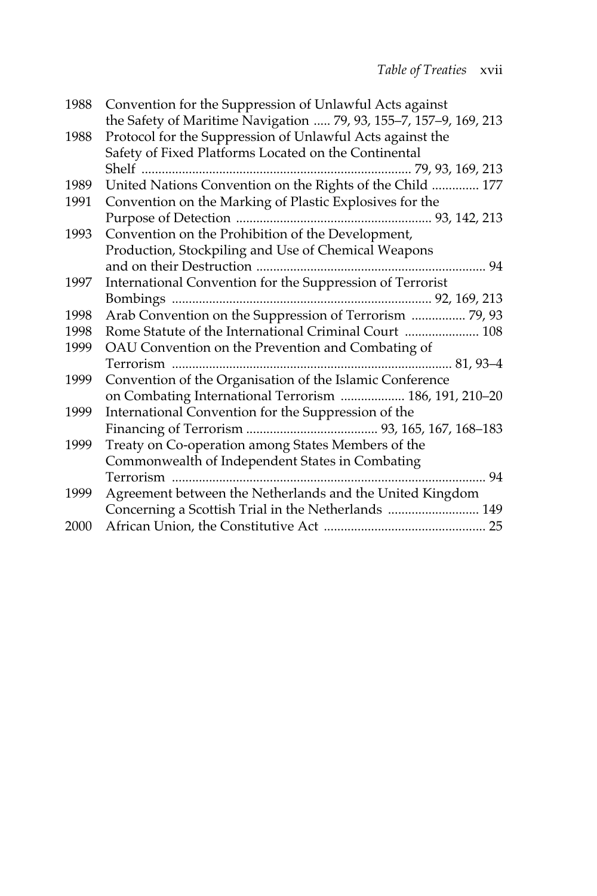| | |
|---|---|
| 1988 | Convention for the Suppression of Unlawful Acts against the Safety of Maritime Navigation ..... 79, 93, 155–7, 157–9, 169, 213 |
| 1988 | Protocol for the Suppression of Unlawful Acts against the Safety of Fixed Platforms Located on the Continental Shelf ........ 79, 93, 169, 213 |
| 1989 | United Nations Convention on the Rights of the Child .............. 177 |
| 1991 | Convention on the Marking of Plastic Explosives for the Purpose of Detection ........ 93, 142, 213 |
| 1993 | Convention on the Prohibition of the Development, Production, Stockpiling and Use of Chemical Weapons and on their Destruction ........ 94 |
| 1997 | International Convention for the Suppression of Terrorist Bombings ........ 92, 169, 213 |
| 1998 | Arab Convention on the Suppression of Terrorism ................ 79, 93 |
| 1998 | Rome Statute of the International Criminal Court ...................... 108 |
| 1999 | OAU Convention on the Prevention and Combating of Terrorism ........ 81, 93–4 |
| 1999 | Convention of the Organisation of the Islamic Conference on Combating International Terrorism ................... 186, 191, 210–20 |
| 1999 | International Convention for the Suppression of the Financing of Terrorism ........ 93, 165, 167, 168–183 |
| 1999 | Treaty on Co-operation among States Members of the Commonwealth of Independent States in Combating Terrorism ........ 94 |
| 1999 | Agreement between the Netherlands and the United Kingdom Concerning a Scottish Trial in the Netherlands ........................... 149 |
| 2000 | African Union, the Constitutive Act ................................................ 25 |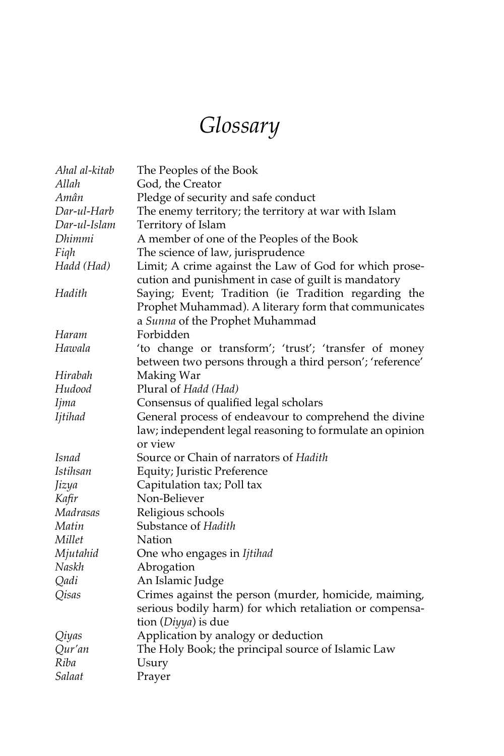# Glossary

| | |
|---|---|
| *Ahal al-kitab* | The Peoples of the Book |
| *Allah* | God, the Creator |
| *Amân* | Pledge of security and safe conduct |
| *Dar-ul-Harb* | The enemy territory; the territory at war with Islam |
| *Dar-ul-Islam* | Territory of Islam |
| *Dhimmi* | A member of one of the Peoples of the Book |
| *Fiqh* | The science of law, jurisprudence |
| *Hadd (Had)* | Limit; A crime against the Law of God for which prosecution and punishment in case of guilt is mandatory |
| *Hadith* | Saying; Event; Tradition (ie Tradition regarding the Prophet Muhammad). A literary form that communicates a *Sunna* of the Prophet Muhammad |
| *Haram* | Forbidden |
| *Hawala* | 'to change or transform'; 'trust'; 'transfer of money between two persons through a third person'; 'reference' |
| *Hirabah* | Making War |
| *Hudood* | Plural of *Hadd (Had)* |
| *Ijma* | Consensus of qualified legal scholars |
| *Ijtihad* | General process of endeavour to comprehend the divine law; independent legal reasoning to formulate an opinion or view |
| *Isnad* | Source or Chain of narrators of *Hadith* |
| *Istihsan* | Equity; Juristic Preference |
| *Jizya* | Capitulation tax; Poll tax |
| *Kafir* | Non-Believer |
| *Madrasas* | Religious schools |
| *Matin* | Substance of *Hadith* |
| *Millet* | Nation |
| *Mjutahid* | One who engages in *Ijtihad* |
| *Naskh* | Abrogation |
| *Qadi* | An Islamic Judge |
| *Qisas* | Crimes against the person (murder, homicide, maiming, serious bodily harm) for which retaliation or compensation (*Diyya*) is due |
| *Qiyas* | Application by analogy or deduction |
| *Qur'an* | The Holy Book; the principal source of Islamic Law |
| *Riba* | Usury |
| *Salaat* | Prayer |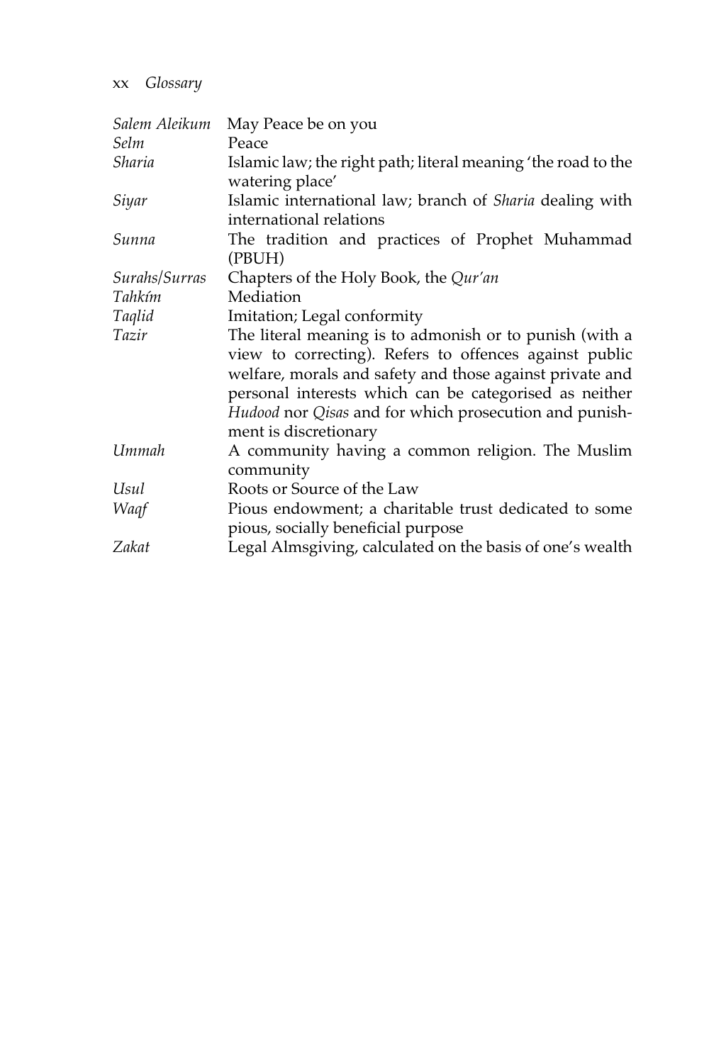| | |
|---|---|
| *Salem Aleikum* | May Peace be on you |
| *Selm* | Peace |
| *Sharia* | Islamic law; the right path; literal meaning 'the road to the watering place' |
| *Siyar* | Islamic international law; branch of *Sharia* dealing with international relations |
| *Sunna* | The tradition and practices of Prophet Muhammad (PBUH) |
| *Surahs/Surras* | Chapters of the Holy Book, the *Qur'an* |
| *Tahkím* | Mediation |
| *Taqlid* | Imitation; Legal conformity |
| *Tazir* | The literal meaning is to admonish or to punish (with a view to correcting). Refers to offences against public welfare, morals and safety and those against private and personal interests which can be categorised as neither *Hudood* nor *Qisas* and for which prosecution and punishment is discretionary |
| *Ummah* | A community having a common religion. The Muslim community |
| *Usul* | Roots or Source of the Law |
| *Waqf* | Pious endowment; a charitable trust dedicated to some pious, socially beneficial purpose |
| *Zakat* | Legal Almsgiving, calculated on the basis of one's wealth |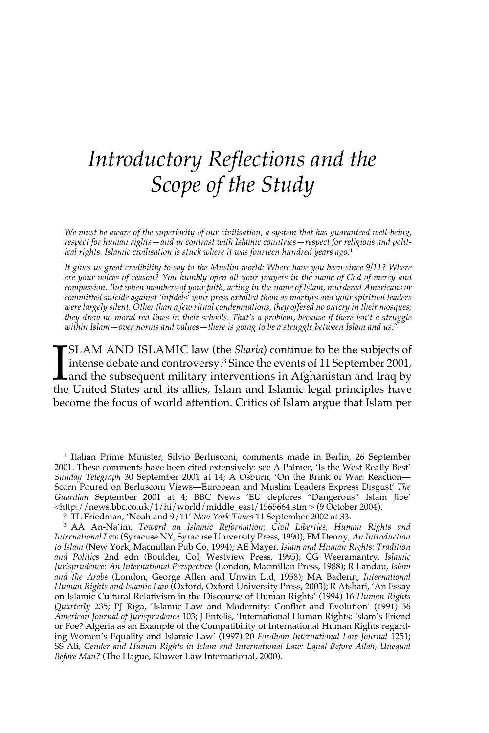# *Introductory Reflections and the Scope of the Study*

*We must be aware of the superiority of our civilisation, a system that has guaranteed well-being, respect for human rights—and in contrast with Islamic countries—respect for religious and political rights. Islamic civilisation is stuck where it was fourteen hundred years ago.*[1]

*It gives us great credibility to say to the Muslim world: Where have you been since 9/11? Where are your voices of reason? You humbly open all your prayers in the name of God of mercy and compassion. But when members of your faith, acting in the name of Islam, murdered Americans or committed suicide against 'infidels' your press extolled them as martyrs and your spiritual leaders were largely silent. Other than a few ritual condemnations, they offered no outcry in their mosques; they drew no moral red lines in their schools. That's a problem, because if there isn't a struggle within Islam—over norms and values—there is going to be a struggle between Islam and us.*[2]

ISLAM AND ISLAMIC law (the *Sharia*) continue to be the subjects of intense debate and controversy.[3] Since the events of 11 September 2001, and the subsequent military interventions in Afghanistan and Iraq by the United States and its allies, Islam and Islamic legal principles have become the focus of world attention. Critics of Islam argue that Islam per

[1] Italian Prime Minister, Silvio Berlusconi, comments made in Berlin, 26 September 2001. These comments have been cited extensively: see A Palmer, 'Is the West Really Best' *Sunday Telegraph* 30 September 2001 at 14; A Osburn, 'On the Brink of War: Reaction—Scorn Poured on Berlusconi Views—European and Muslim Leaders Express Disgust' *The Guardian* September 2001 at 4; BBC News 'EU deplores "Dangerous" Islam Jibe' <http://news.bbc.co.uk/1/hi/world/middle_east/1565664.stm > (9 October 2004).

[2] TL Friedman, 'Noah and 9/11' *New York Times* 11 September 2002 at 33.

[3] AA An-Na'im, *Toward an Islamic Reformation: Civil Liberties, Human Rights and International Law* (Syracuse NY, Syracuse University Press, 1990); FM Denny, *An Introduction to Islam* (New York, Macmillan Pub Co, 1994); AE Mayer, *Islam and Human Rights: Tradition and Politics* 2nd edn (Boulder, Col, Westview Press, 1995); CG Weeramantry, *Islamic Jurisprudence: An International Perspective* (London, Macmillan Press, 1988); R Landau, *Islam and the Arabs* (London, George Allen and Unwin Ltd, 1958); MA Baderin, *International Human Rights and Islamic Law* (Oxford, Oxford University Press, 2003); R Afshari, 'An Essay on Islamic Cultural Relativism in the Discourse of Human Rights' (1994) 16 *Human Rights Quarterly* 235; PJ Riga, 'Islamic Law and Modernity: Conflict and Evolution' (1991) 36 *American Journal of Jurisprudence* 103; J Entelis, 'International Human Rights: Islam's Friend or Foe? Algeria as an Example of the Compatibility of International Human Rights regarding Women's Equality and Islamic Law' (1997) 20 *Fordham International Law Journal* 1251; SS Ali, *Gender and Human Rights in Islam and International Law: Equal Before Allah, Unequal Before Man?* (The Hague, Kluwer Law International, 2000).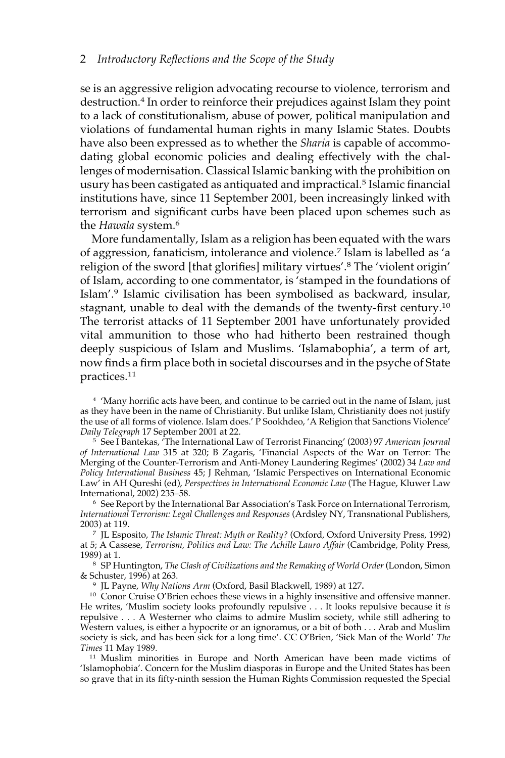se is an aggressive religion advocating recourse to violence, terrorism and destruction.[4] In order to reinforce their prejudices against Islam they point to a lack of constitutionalism, abuse of power, political manipulation and violations of fundamental human rights in many Islamic States. Doubts have also been expressed as to whether the *Sharia* is capable of accommodating global economic policies and dealing effectively with the challenges of modernisation. Classical Islamic banking with the prohibition on usury has been castigated as antiquated and impractical.[5] Islamic financial institutions have, since 11 September 2001, been increasingly linked with terrorism and significant curbs have been placed upon schemes such as the *Hawala* system.[6]

More fundamentally, Islam as a religion has been equated with the wars of aggression, fanaticism, intolerance and violence.[7] Islam is labelled as 'a religion of the sword [that glorifies] military virtues'.[8] The 'violent origin' of Islam, according to one commentator, is 'stamped in the foundations of Islam'.[9] Islamic civilisation has been symbolised as backward, insular, stagnant, unable to deal with the demands of the twenty-first century.[10] The terrorist attacks of 11 September 2001 have unfortunately provided vital ammunition to those who had hitherto been restrained though deeply suspicious of Islam and Muslims. 'Islamabophia', a term of art, now finds a firm place both in societal discourses and in the psyche of State practices.[11]

[4] 'Many horrific acts have been, and continue to be carried out in the name of Islam, just as they have been in the name of Christianity. But unlike Islam, Christianity does not justify the use of all forms of violence. Islam does.' P Sookhdeo, 'A Religion that Sanctions Violence' *Daily Telegraph* 17 September 2001 at 22.

[5] See I Bantekas, 'The International Law of Terrorist Financing' (2003) 97 *American Journal of International Law* 315 at 320; B Zagaris, 'Financial Aspects of the War on Terror: The Merging of the Counter-Terrorism and Anti-Money Laundering Regimes' (2002) 34 *Law and Policy International Business* 45; J Rehman, 'Islamic Perspectives on International Economic Law' in AH Qureshi (ed), *Perspectives in International Economic Law* (The Hague, Kluwer Law International, 2002) 235–58.

[6] See Report by the International Bar Association's Task Force on International Terrorism, *International Terrorism: Legal Challenges and Responses* (Ardsley NY, Transnational Publishers, 2003) at 119.

[7] JL Esposito, *The Islamic Threat: Myth or Reality?* (Oxford, Oxford University Press, 1992) at 5; A Cassese, *Terrorism, Politics and Law: The Achille Lauro Affair* (Cambridge, Polity Press, 1989) at 1.

[8] SP Huntington, *The Clash of Civilizations and the Remaking of World Order* (London, Simon & Schuster, 1996) at 263.

[9] JL Payne, *Why Nations Arm* (Oxford, Basil Blackwell, 1989) at 127.

[10] Conor Cruise O'Brien echoes these views in a highly insensitive and offensive manner. He writes, 'Muslim society looks profoundly repulsive . . . It looks repulsive because it *is* repulsive . . . A Westerner who claims to admire Muslim society, while still adhering to Western values, is either a hypocrite or an ignoramus, or a bit of both . . . Arab and Muslim society is sick, and has been sick for a long time'. CC O'Brien, 'Sick Man of the World' *The Times* 11 May 1989.

[11] Muslim minorities in Europe and North American have been made victims of 'Islamophobia'. Concern for the Muslim diasporas in Europe and the United States has been so grave that in its fifty-ninth session the Human Rights Commission requested the Special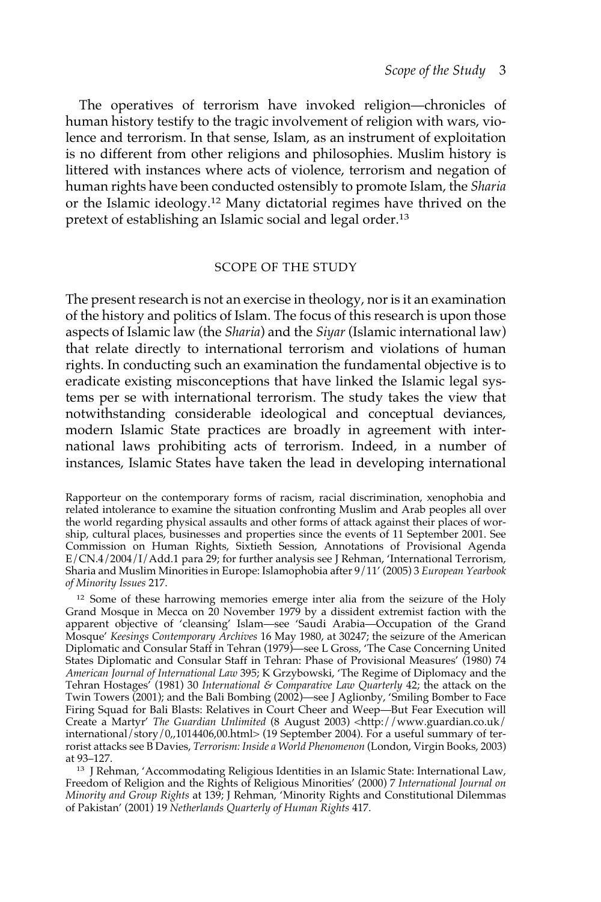The operatives of terrorism have invoked religion—chronicles of human history testify to the tragic involvement of religion with wars, violence and terrorism. In that sense, Islam, as an instrument of exploitation is no different from other religions and philosophies. Muslim history is littered with instances where acts of violence, terrorism and negation of human rights have been conducted ostensibly to promote Islam, the *Sharia* or the Islamic ideology.[12] Many dictatorial regimes have thrived on the pretext of establishing an Islamic social and legal order.[13]

## SCOPE OF THE STUDY

The present research is not an exercise in theology, nor is it an examination of the history and politics of Islam. The focus of this research is upon those aspects of Islamic law (the *Sharia*) and the *Siyar* (Islamic international law) that relate directly to international terrorism and violations of human rights. In conducting such an examination the fundamental objective is to eradicate existing misconceptions that have linked the Islamic legal systems per se with international terrorism. The study takes the view that notwithstanding considerable ideological and conceptual deviances, modern Islamic State practices are broadly in agreement with international laws prohibiting acts of terrorism. Indeed, in a number of instances, Islamic States have taken the lead in developing international

---

Rapporteur on the contemporary forms of racism, racial discrimination, xenophobia and related intolerance to examine the situation confronting Muslim and Arab peoples all over the world regarding physical assaults and other forms of attack against their places of worship, cultural places, businesses and properties since the events of 11 September 2001. See Commission on Human Rights, Sixtieth Session, Annotations of Provisional Agenda E/CN.4/2004/I/Add.1 para 29; for further analysis see J Rehman, 'International Terrorism, Sharia and Muslim Minorities in Europe: Islamophobia after 9/11' (2005) 3 *European Yearbook of Minority Issues* 217.

[12] Some of these harrowing memories emerge inter alia from the seizure of the Holy Grand Mosque in Mecca on 20 November 1979 by a dissident extremist faction with the apparent objective of 'cleansing' Islam—see 'Saudi Arabia—Occupation of the Grand Mosque' *Keesings Contemporary Archives* 16 May 1980, at 30247; the seizure of the American Diplomatic and Consular Staff in Tehran (1979)—see L Gross, 'The Case Concerning United States Diplomatic and Consular Staff in Tehran: Phase of Provisional Measures' (1980) 74 *American Journal of International Law* 395; K Grzybowski, 'The Regime of Diplomacy and the Tehran Hostages' (1981) 30 *International & Comparative Law Quarterly* 42; the attack on the Twin Towers (2001); and the Bali Bombing (2002)—see J Aglionby, 'Smiling Bomber to Face Firing Squad for Bali Blasts: Relatives in Court Cheer and Weep—But Fear Execution will Create a Martyr' *The Guardian Unlimited* (8 August 2003) <http://www.guardian.co.uk/international/story/0,,1014406,00.html> (19 September 2004). For a useful summary of terrorist attacks see B Davies, *Terrorism: Inside a World Phenomenon* (London, Virgin Books, 2003) at 93–127.

[13] J Rehman, 'Accommodating Religious Identities in an Islamic State: International Law, Freedom of Religion and the Rights of Religious Minorities' (2000) 7 *International Journal on Minority and Group Rights* at 139; J Rehman, 'Minority Rights and Constitutional Dilemmas of Pakistan' (2001) 19 *Netherlands Quarterly of Human Rights* 417.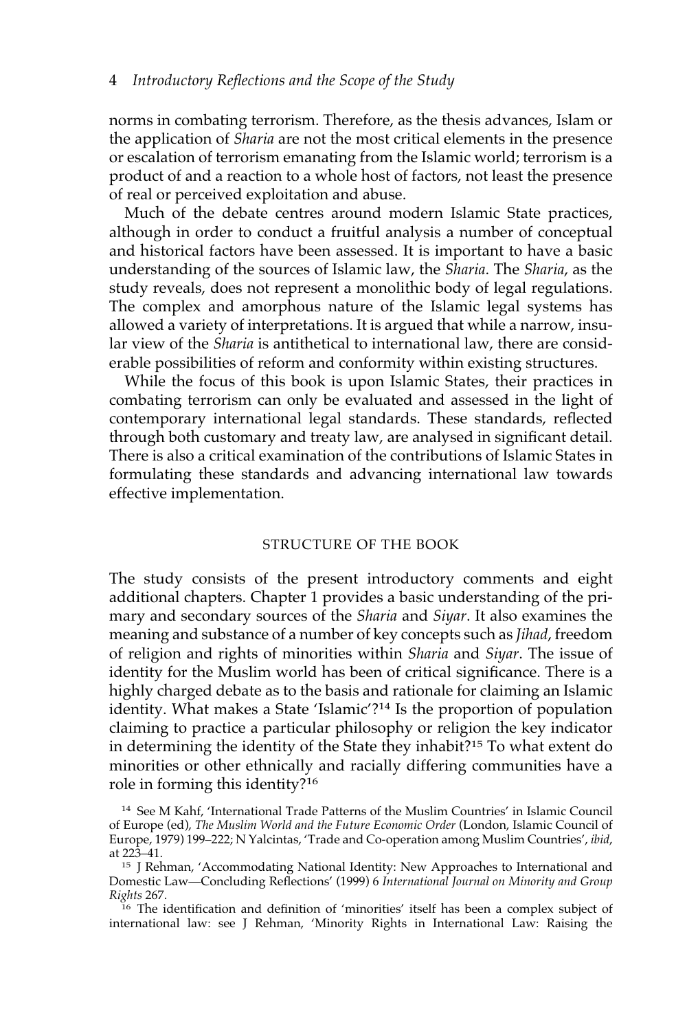norms in combating terrorism. Therefore, as the thesis advances, Islam or the application of *Sharia* are not the most critical elements in the presence or escalation of terrorism emanating from the Islamic world; terrorism is a product of and a reaction to a whole host of factors, not least the presence of real or perceived exploitation and abuse.

Much of the debate centres around modern Islamic State practices, although in order to conduct a fruitful analysis a number of conceptual and historical factors have been assessed. It is important to have a basic understanding of the sources of Islamic law, the *Sharia*. The *Sharia*, as the study reveals, does not represent a monolithic body of legal regulations. The complex and amorphous nature of the Islamic legal systems has allowed a variety of interpretations. It is argued that while a narrow, insular view of the *Sharia* is antithetical to international law, there are considerable possibilities of reform and conformity within existing structures.

While the focus of this book is upon Islamic States, their practices in combating terrorism can only be evaluated and assessed in the light of contemporary international legal standards. These standards, reflected through both customary and treaty law, are analysed in significant detail. There is also a critical examination of the contributions of Islamic States in formulating these standards and advancing international law towards effective implementation.

## STRUCTURE OF THE BOOK

The study consists of the present introductory comments and eight additional chapters. Chapter 1 provides a basic understanding of the primary and secondary sources of the *Sharia* and *Siyar*. It also examines the meaning and substance of a number of key concepts such as *Jihad*, freedom of religion and rights of minorities within *Sharia* and *Siyar*. The issue of identity for the Muslim world has been of critical significance. There is a highly charged debate as to the basis and rationale for claiming an Islamic identity. What makes a State 'Islamic'?[14] Is the proportion of population claiming to practice a particular philosophy or religion the key indicator in determining the identity of the State they inhabit?[15] To what extent do minorities or other ethnically and racially differing communities have a role in forming this identity?[16]

[14] See M Kahf, 'International Trade Patterns of the Muslim Countries' in Islamic Council of Europe (ed), *The Muslim World and the Future Economic Order* (London, Islamic Council of Europe, 1979) 199–222; N Yalcintas, 'Trade and Co-operation among Muslim Countries', *ibid*, at 223–41.

[15] J Rehman, 'Accommodating National Identity: New Approaches to International and Domestic Law—Concluding Reflections' (1999) 6 *International Journal on Minority and Group Rights* 267.

[16] The identification and definition of 'minorities' itself has been a complex subject of international law: see J Rehman, 'Minority Rights in International Law: Raising the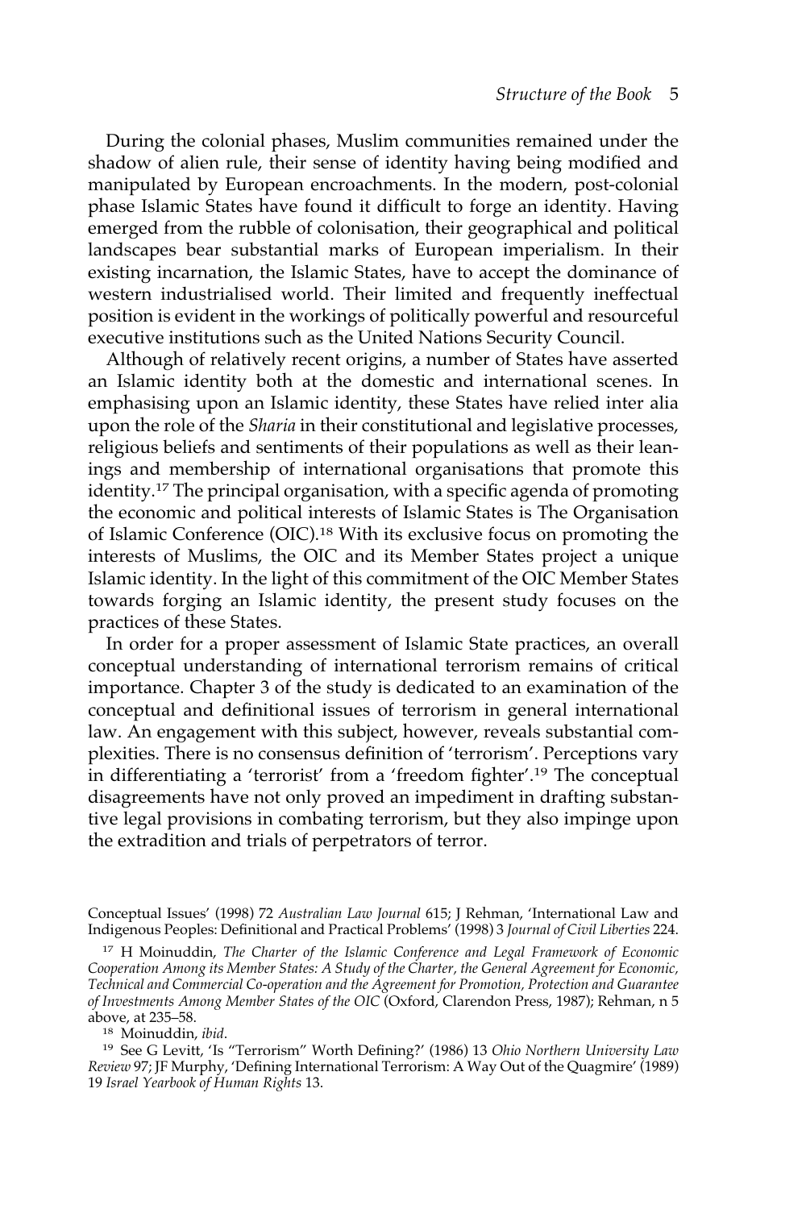During the colonial phases, Muslim communities remained under the shadow of alien rule, their sense of identity having being modified and manipulated by European encroachments. In the modern, post-colonial phase Islamic States have found it difficult to forge an identity. Having emerged from the rubble of colonisation, their geographical and political landscapes bear substantial marks of European imperialism. In their existing incarnation, the Islamic States, have to accept the dominance of western industrialised world. Their limited and frequently ineffectual position is evident in the workings of politically powerful and resourceful executive institutions such as the United Nations Security Council.

Although of relatively recent origins, a number of States have asserted an Islamic identity both at the domestic and international scenes. In emphasising upon an Islamic identity, these States have relied inter alia upon the role of the *Sharia* in their constitutional and legislative processes, religious beliefs and sentiments of their populations as well as their leanings and membership of international organisations that promote this identity.[17] The principal organisation, with a specific agenda of promoting the economic and political interests of Islamic States is The Organisation of Islamic Conference (OIC).[18] With its exclusive focus on promoting the interests of Muslims, the OIC and its Member States project a unique Islamic identity. In the light of this commitment of the OIC Member States towards forging an Islamic identity, the present study focuses on the practices of these States.

In order for a proper assessment of Islamic State practices, an overall conceptual understanding of international terrorism remains of critical importance. Chapter 3 of the study is dedicated to an examination of the conceptual and definitional issues of terrorism in general international law. An engagement with this subject, however, reveals substantial complexities. There is no consensus definition of 'terrorism'. Perceptions vary in differentiating a 'terrorist' from a 'freedom fighter'.[19] The conceptual disagreements have not only proved an impediment in drafting substantive legal provisions in combating terrorism, but they also impinge upon the extradition and trials of perpetrators of terror.

---

Conceptual Issues' (1998) 72 *Australian Law Journal* 615; J Rehman, 'International Law and Indigenous Peoples: Definitional and Practical Problems' (1998) 3 *Journal of Civil Liberties* 224.

[17] H Moinuddin, *The Charter of the Islamic Conference and Legal Framework of Economic Cooperation Among its Member States: A Study of the Charter, the General Agreement for Economic, Technical and Commercial Co-operation and the Agreement for Promotion, Protection and Guarantee of Investments Among Member States of the OIC* (Oxford, Clarendon Press, 1987); Rehman, n 5 above, at 235–58.

[18] Moinuddin, *ibid*.

[19] See G Levitt, 'Is "Terrorism" Worth Defining?' (1986) 13 *Ohio Northern University Law Review* 97; JF Murphy, 'Defining International Terrorism: A Way Out of the Quagmire' (1989) 19 *Israel Yearbook of Human Rights* 13.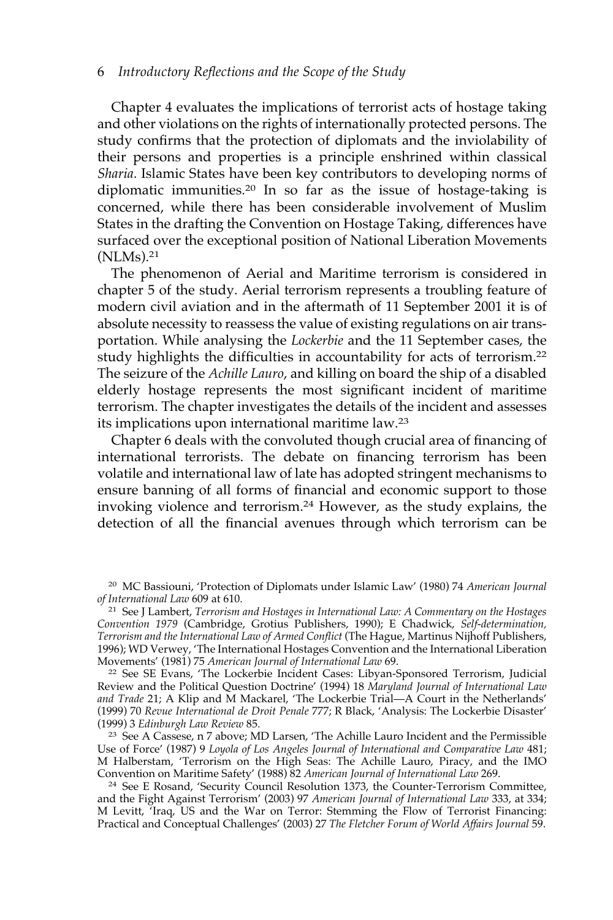Chapter 4 evaluates the implications of terrorist acts of hostage taking and other violations on the rights of internationally protected persons. The study confirms that the protection of diplomats and the inviolability of their persons and properties is a principle enshrined within classical *Sharia*. Islamic States have been key contributors to developing norms of diplomatic immunities.[20] In so far as the issue of hostage-taking is concerned, while there has been considerable involvement of Muslim States in the drafting the Convention on Hostage Taking, differences have surfaced over the exceptional position of National Liberation Movements (NLMs).[21]

The phenomenon of Aerial and Maritime terrorism is considered in chapter 5 of the study. Aerial terrorism represents a troubling feature of modern civil aviation and in the aftermath of 11 September 2001 it is of absolute necessity to reassess the value of existing regulations on air transportation. While analysing the *Lockerbie* and the 11 September cases, the study highlights the difficulties in accountability for acts of terrorism.[22] The seizure of the *Achille Lauro*, and killing on board the ship of a disabled elderly hostage represents the most significant incident of maritime terrorism. The chapter investigates the details of the incident and assesses its implications upon international maritime law.[23]

Chapter 6 deals with the convoluted though crucial area of financing of international terrorists. The debate on financing terrorism has been volatile and international law of late has adopted stringent mechanisms to ensure banning of all forms of financial and economic support to those invoking violence and terrorism.[24] However, as the study explains, the detection of all the financial avenues through which terrorism can be

[20] MC Bassiouni, 'Protection of Diplomats under Islamic Law' (1980) 74 *American Journal of International Law* 609 at 610.

[21] See J Lambert, *Terrorism and Hostages in International Law: A Commentary on the Hostages Convention 1979* (Cambridge, Grotius Publishers, 1990); E Chadwick, *Self-determination, Terrorism and the International Law of Armed Conflict* (The Hague, Martinus Nijhoff Publishers, 1996); WD Verwey, 'The International Hostages Convention and the International Liberation Movements' (1981) 75 *American Journal of International Law* 69.

[22] See SE Evans, 'The Lockerbie Incident Cases: Libyan-Sponsored Terrorism, Judicial Review and the Political Question Doctrine' (1994) 18 *Maryland Journal of International Law and Trade* 21; A Klip and M Mackarel, 'The Lockerbie Trial—A Court in the Netherlands' (1999) 70 *Revue International de Droit Penale* 777; R Black, 'Analysis: The Lockerbie Disaster' (1999) 3 *Edinburgh Law Review* 85.

[23] See A Cassese, n 7 above; MD Larsen, 'The Achille Lauro Incident and the Permissible Use of Force' (1987) 9 *Loyola of Los Angeles Journal of International and Comparative Law* 481; M Halberstam, 'Terrorism on the High Seas: The Achille Lauro, Piracy, and the IMO Convention on Maritime Safety' (1988) 82 *American Journal of International Law* 269.

[24] See E Rosand, 'Security Council Resolution 1373, the Counter-Terrorism Committee, and the Fight Against Terrorism' (2003) 97 *American Journal of International Law* 333, at 334; M Levitt, 'Iraq, US and the War on Terror: Stemming the Flow of Terrorist Financing: Practical and Conceptual Challenges' (2003) 27 *The Fletcher Forum of World Affairs Journal* 59.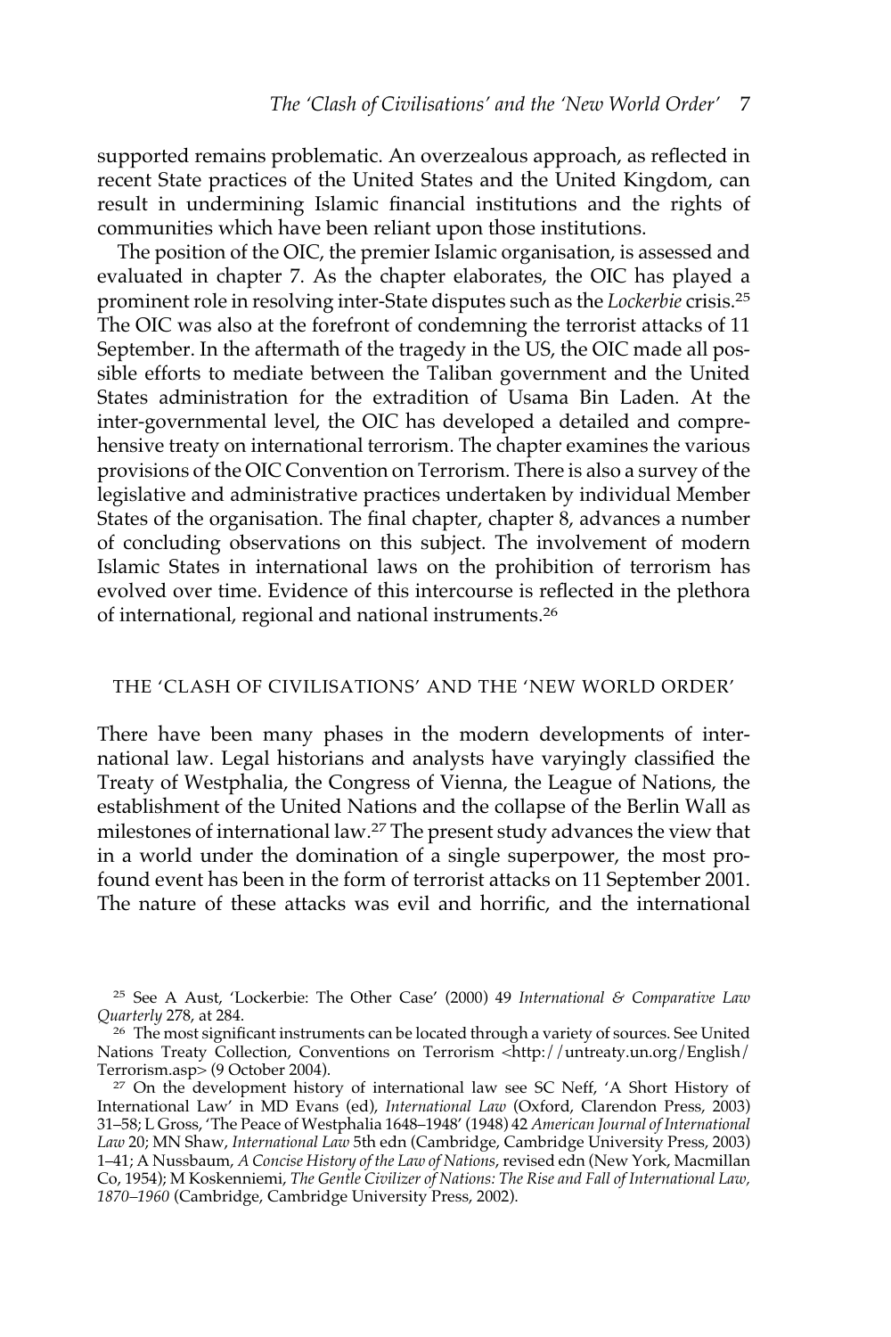supported remains problematic. An overzealous approach, as reflected in recent State practices of the United States and the United Kingdom, can result in undermining Islamic financial institutions and the rights of communities which have been reliant upon those institutions.

The position of the OIC, the premier Islamic organisation, is assessed and evaluated in chapter 7. As the chapter elaborates, the OIC has played a prominent role in resolving inter-State disputes such as the *Lockerbie* crisis.[25] The OIC was also at the forefront of condemning the terrorist attacks of 11 September. In the aftermath of the tragedy in the US, the OIC made all possible efforts to mediate between the Taliban government and the United States administration for the extradition of Usama Bin Laden. At the inter-governmental level, the OIC has developed a detailed and comprehensive treaty on international terrorism. The chapter examines the various provisions of the OIC Convention on Terrorism. There is also a survey of the legislative and administrative practices undertaken by individual Member States of the organisation. The final chapter, chapter 8, advances a number of concluding observations on this subject. The involvement of modern Islamic States in international laws on the prohibition of terrorism has evolved over time. Evidence of this intercourse is reflected in the plethora of international, regional and national instruments.[26]

## THE 'CLASH OF CIVILISATIONS' AND THE 'NEW WORLD ORDER'

There have been many phases in the modern developments of international law. Legal historians and analysts have varyingly classified the Treaty of Westphalia, the Congress of Vienna, the League of Nations, the establishment of the United Nations and the collapse of the Berlin Wall as milestones of international law.[27] The present study advances the view that in a world under the domination of a single superpower, the most profound event has been in the form of terrorist attacks on 11 September 2001. The nature of these attacks was evil and horrific, and the international

[25] See A Aust, 'Lockerbie: The Other Case' (2000) 49 *International & Comparative Law Quarterly* 278, at 284.

[26] The most significant instruments can be located through a variety of sources. See United Nations Treaty Collection, Conventions on Terrorism <http://untreaty.un.org/English/Terrorism.asp> (9 October 2004).

[27] On the development history of international law see SC Neff, 'A Short History of International Law' in MD Evans (ed), *International Law* (Oxford, Clarendon Press, 2003) 31–58; L Gross, 'The Peace of Westphalia 1648–1948' (1948) 42 *American Journal of International Law* 20; MN Shaw, *International Law* 5th edn (Cambridge, Cambridge University Press, 2003) 1–41; A Nussbaum, *A Concise History of the Law of Nations*, revised edn (New York, Macmillan Co, 1954); M Koskenniemi, *The Gentle Civilizer of Nations: The Rise and Fall of International Law, 1870–1960* (Cambridge, Cambridge University Press, 2002).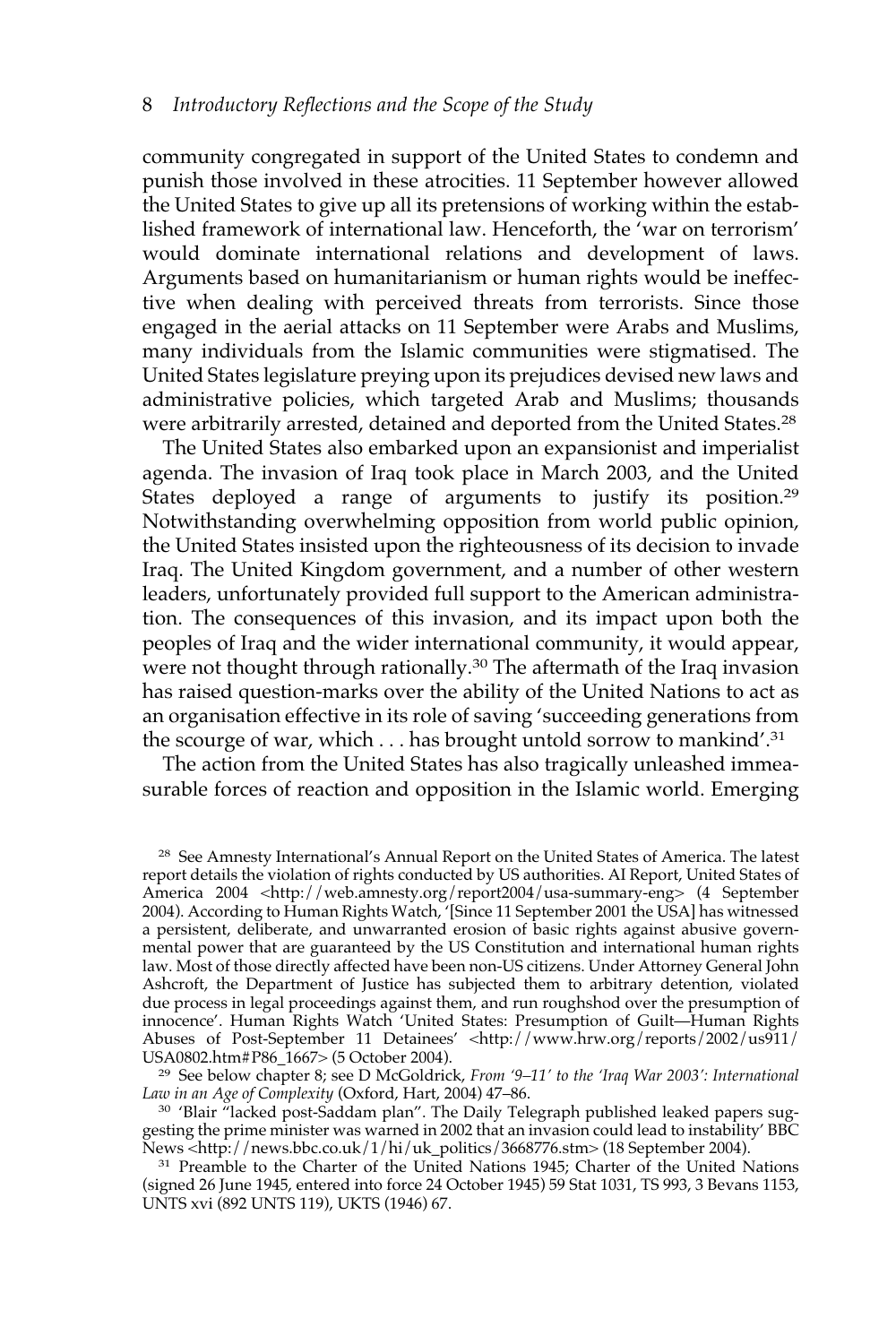community congregated in support of the United States to condemn and punish those involved in these atrocities. 11 September however allowed the United States to give up all its pretensions of working within the established framework of international law. Henceforth, the 'war on terrorism' would dominate international relations and development of laws. Arguments based on humanitarianism or human rights would be ineffective when dealing with perceived threats from terrorists. Since those engaged in the aerial attacks on 11 September were Arabs and Muslims, many individuals from the Islamic communities were stigmatised. The United States legislature preying upon its prejudices devised new laws and administrative policies, which targeted Arab and Muslims; thousands were arbitrarily arrested, detained and deported from the United States.[28]

The United States also embarked upon an expansionist and imperialist agenda. The invasion of Iraq took place in March 2003, and the United States deployed a range of arguments to justify its position.[29] Notwithstanding overwhelming opposition from world public opinion, the United States insisted upon the righteousness of its decision to invade Iraq. The United Kingdom government, and a number of other western leaders, unfortunately provided full support to the American administration. The consequences of this invasion, and its impact upon both the peoples of Iraq and the wider international community, it would appear, were not thought through rationally.[30] The aftermath of the Iraq invasion has raised question-marks over the ability of the United Nations to act as an organisation effective in its role of saving 'succeeding generations from the scourge of war, which . . . has brought untold sorrow to mankind'.[31]

The action from the United States has also tragically unleashed immeasurable forces of reaction and opposition in the Islamic world. Emerging

[28] See Amnesty International's Annual Report on the United States of America. The latest report details the violation of rights conducted by US authorities. AI Report, United States of America 2004 <http://web.amnesty.org/report2004/usa-summary-eng> (4 September 2004). According to Human Rights Watch, '[Since 11 September 2001 the USA] has witnessed a persistent, deliberate, and unwarranted erosion of basic rights against abusive governmental power that are guaranteed by the US Constitution and international human rights law. Most of those directly affected have been non-US citizens. Under Attorney General John Ashcroft, the Department of Justice has subjected them to arbitrary detention, violated due process in legal proceedings against them, and run roughshod over the presumption of innocence'. Human Rights Watch 'United States: Presumption of Guilt—Human Rights Abuses of Post-September 11 Detainees' <http://www.hrw.org/reports/2002/us911/USA0802.htm#P86_1667> (5 October 2004).

[29] See below chapter 8; see D McGoldrick, *From '9–11' to the 'Iraq War 2003': International Law in an Age of Complexity* (Oxford, Hart, 2004) 47–86.

[30] 'Blair "lacked post-Saddam plan". The Daily Telegraph published leaked papers suggesting the prime minister was warned in 2002 that an invasion could lead to instability' BBC News <http://news.bbc.co.uk/1/hi/uk_politics/3668776.stm> (18 September 2004).

[31] Preamble to the Charter of the United Nations 1945; Charter of the United Nations (signed 26 June 1945, entered into force 24 October 1945) 59 Stat 1031, TS 993, 3 Bevans 1153, UNTS xvi (892 UNTS 119), UKTS (1946) 67.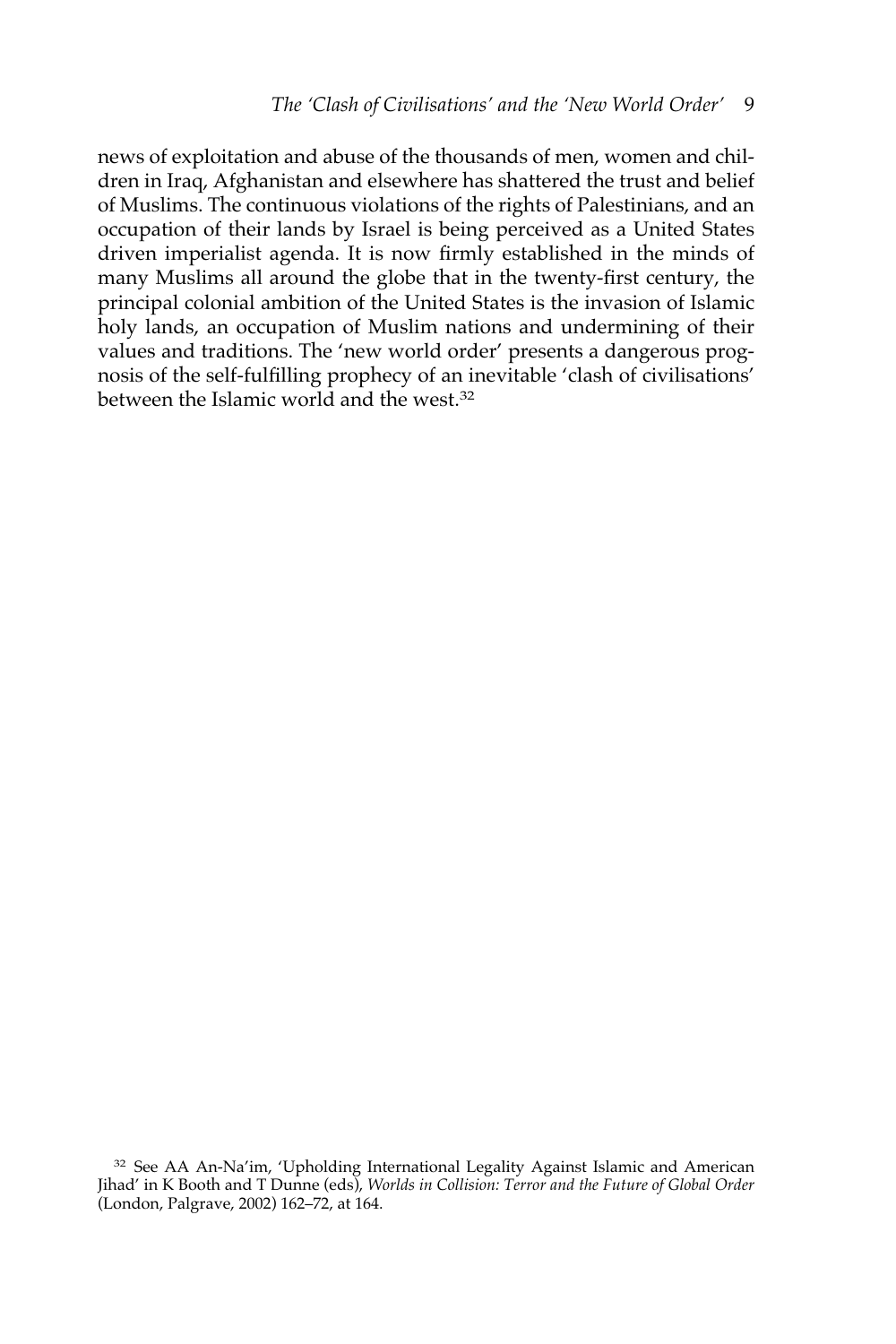news of exploitation and abuse of the thousands of men, women and children in Iraq, Afghanistan and elsewhere has shattered the trust and belief of Muslims. The continuous violations of the rights of Palestinians, and an occupation of their lands by Israel is being perceived as a United States driven imperialist agenda. It is now firmly established in the minds of many Muslims all around the globe that in the twenty-first century, the principal colonial ambition of the United States is the invasion of Islamic holy lands, an occupation of Muslim nations and undermining of their values and traditions. The 'new world order' presents a dangerous prognosis of the self-fulfilling prophecy of an inevitable 'clash of civilisations' between the Islamic world and the west.[32]

[32] See AA An-Na'im, 'Upholding International Legality Against Islamic and American Jihad' in K Booth and T Dunne (eds), *Worlds in Collision: Terror and the Future of Global Order* (London, Palgrave, 2002) 162–72, at 164.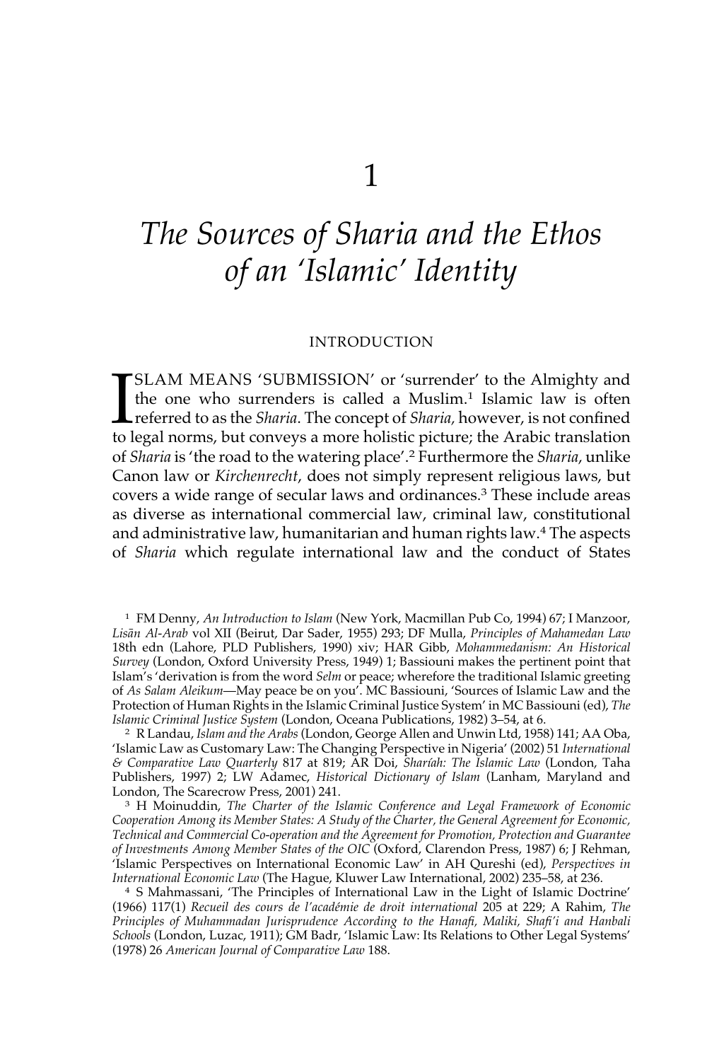# 1

# *The Sources of Sharia and the Ethos of an 'Islamic' Identity*

## INTRODUCTION

ISLAM MEANS 'SUBMISSION' or 'surrender' to the Almighty and the one who surrenders is called a Muslim.[1] Islamic law is often referred to as the *Sharia*. The concept of *Sharia,* however, is not confined to legal norms, but conveys a more holistic picture; the Arabic translation of *Sharia* is 'the road to the watering place'.[2] Furthermore the *Sharia*, unlike Canon law or *Kirchenrecht*, does not simply represent religious laws, but covers a wide range of secular laws and ordinances.[3] These include areas as diverse as international commercial law, criminal law, constitutional and administrative law, humanitarian and human rights law.[4] The aspects of *Sharia* which regulate international law and the conduct of States

---

[1] FM Denny, *An Introduction to Islam* (New York, Macmillan Pub Co, 1994) 67; I Manzoor, *Lisān Al-Arab* vol XII (Beirut, Dar Sader, 1955) 293; DF Mulla, *Principles of Mahamedan Law* 18th edn (Lahore, PLD Publishers, 1990) xiv; HAR Gibb, *Mohammedanism: An Historical Survey* (London, Oxford University Press, 1949) 1; Bassiouni makes the pertinent point that Islam's 'derivation is from the word *Selm* or peace; wherefore the traditional Islamic greeting of *As Salam Aleikum*—May peace be on you'. MC Bassiouni, 'Sources of Islamic Law and the Protection of Human Rights in the Islamic Criminal Justice System' in MC Bassiouni (ed), *The Islamic Criminal Justice System* (London, Oceana Publications, 1982) 3–54, at 6.

[2] R Landau, *Islam and the Arabs* (London, George Allen and Unwin Ltd, 1958) 141; AA Oba, 'Islamic Law as Customary Law: The Changing Perspective in Nigeria' (2002) 51 *International & Comparative Law Quarterly* 817 at 819; AR Doi, *Sharíah: The Islamic Law* (London, Taha Publishers, 1997) 2; LW Adamec, *Historical Dictionary of Islam* (Lanham, Maryland and London, The Scarecrow Press, 2001) 241.

[3] H Moinuddin, *The Charter of the Islamic Conference and Legal Framework of Economic Cooperation Among its Member States: A Study of the Charter, the General Agreement for Economic, Technical and Commercial Co-operation and the Agreement for Promotion, Protection and Guarantee of Investments Among Member States of the OIC* (Oxford, Clarendon Press, 1987) 6; J Rehman, 'Islamic Perspectives on International Economic Law' in AH Qureshi (ed), *Perspectives in International Economic Law* (The Hague, Kluwer Law International, 2002) 235–58, at 236.

[4] S Mahmassani, 'The Principles of International Law in the Light of Islamic Doctrine' (1966) 117(1) *Recueil des cours de l'académie de droit international* 205 at 229; A Rahim, *The Principles of Muhammadan Jurisprudence According to the Hanafi, Maliki, Shafi'i and Hanbali Schools* (London, Luzac, 1911); GM Badr, 'Islamic Law: Its Relations to Other Legal Systems' (1978) 26 *American Journal of Comparative Law* 188.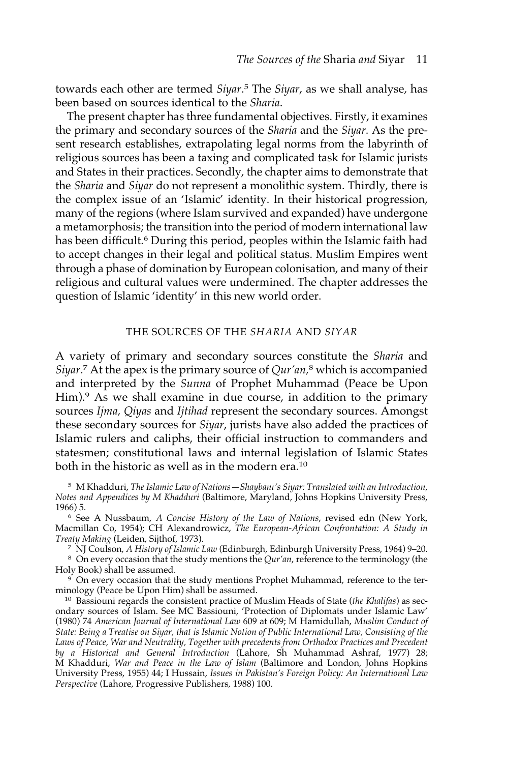towards each other are termed *Siyar*.[5] The *Siyar*, as we shall analyse, has been based on sources identical to the *Sharia*.

The present chapter has three fundamental objectives. Firstly, it examines the primary and secondary sources of the *Sharia* and the *Siyar*. As the present research establishes, extrapolating legal norms from the labyrinth of religious sources has been a taxing and complicated task for Islamic jurists and States in their practices. Secondly, the chapter aims to demonstrate that the *Sharia* and *Siyar* do not represent a monolithic system. Thirdly, there is the complex issue of an 'Islamic' identity. In their historical progression, many of the regions (where Islam survived and expanded) have undergone a metamorphosis; the transition into the period of modern international law has been difficult.[6] During this period, peoples within the Islamic faith had to accept changes in their legal and political status. Muslim Empires went through a phase of domination by European colonisation, and many of their religious and cultural values were undermined. The chapter addresses the question of Islamic 'identity' in this new world order.

## THE SOURCES OF THE *SHARIA* AND *SIYAR*

A variety of primary and secondary sources constitute the *Sharia* and *Siyar*.[7] At the apex is the primary source of *Qur'an*,[8] which is accompanied and interpreted by the *Sunna* of Prophet Muhammad (Peace be Upon Him).[9] As we shall examine in due course, in addition to the primary sources *Ijma*, *Qiyas* and *Ijtihad* represent the secondary sources. Amongst these secondary sources for *Siyar*, jurists have also added the practices of Islamic rulers and caliphs, their official instruction to commanders and statesmen; constitutional laws and internal legislation of Islamic States both in the historic as well as in the modern era.[10]

[5] M Khadduri, *The Islamic Law of Nations—Shaybānī's Siyar: Translated with an Introduction, Notes and Appendices by M Khadduri* (Baltimore, Maryland, Johns Hopkins University Press, 1966) 5.

[6] See A Nussbaum, *A Concise History of the Law of Nations*, revised edn (New York, Macmillan Co, 1954); CH Alexandrowicz, *The European-African Confrontation: A Study in Treaty Making* (Leiden, Sijthof, 1973).

[7] NJ Coulson, *A History of Islamic Law* (Edinburgh, Edinburgh University Press, 1964) 9–20.

[8] On every occasion that the study mentions the *Qur'an*, reference to the terminology (the Holy Book) shall be assumed.

[9] On every occasion that the study mentions Prophet Muhammad, reference to the terminology (Peace be Upon Him) shall be assumed.

[10] Bassiouni regards the consistent practice of Muslim Heads of State (*the Khalifas*) as secondary sources of Islam. See MC Bassiouni, 'Protection of Diplomats under Islamic Law' (1980) 74 *American Journal of International Law* 609 at 609; M Hamidullah, *Muslim Conduct of State: Being a Treatise on Siyar, that is Islamic Notion of Public International Law, Consisting of the Laws of Peace, War and Neutrality, Together with precedents from Orthodox Practices and Precedent by a Historical and General Introduction* (Lahore, Sh Muhammad Ashraf, 1977) 28; M Khadduri, *War and Peace in the Law of Islam* (Baltimore and London, Johns Hopkins University Press, 1955) 44; I Hussain, *Issues in Pakistan's Foreign Policy: An International Law Perspective* (Lahore, Progressive Publishers, 1988) 100.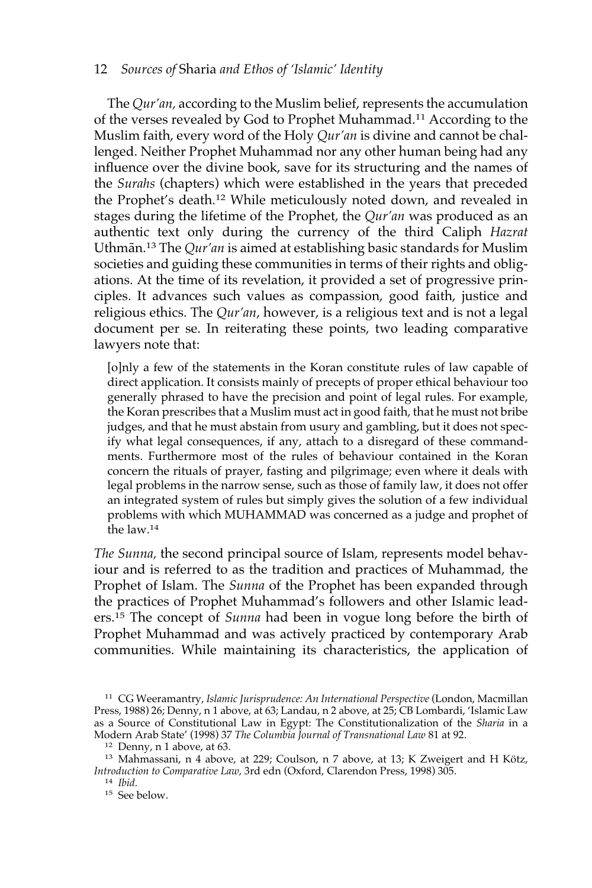The *Qur'an*, according to the Muslim belief, represents the accumulation of the verses revealed by God to Prophet Muhammad.[11] According to the Muslim faith, every word of the Holy *Qur'an* is divine and cannot be challenged. Neither Prophet Muhammad nor any other human being had any influence over the divine book, save for its structuring and the names of the *Surahs* (chapters) which were established in the years that preceded the Prophet's death.[12] While meticulously noted down, and revealed in stages during the lifetime of the Prophet, the *Qur'an* was produced as an authentic text only during the currency of the third Caliph *Hazrat* Uthmān.[13] The *Qur'an* is aimed at establishing basic standards for Muslim societies and guiding these communities in terms of their rights and obligations. At the time of its revelation, it provided a set of progressive principles. It advances such values as compassion, good faith, justice and religious ethics. The *Qur'an*, however, is a religious text and is not a legal document per se. In reiterating these points, two leading comparative lawyers note that:

> [o]nly a few of the statements in the Koran constitute rules of law capable of direct application. It consists mainly of precepts of proper ethical behaviour too generally phrased to have the precision and point of legal rules. For example, the Koran prescribes that a Muslim must act in good faith, that he must not bribe judges, and that he must abstain from usury and gambling, but it does not specify what legal consequences, if any, attach to a disregard of these commandments. Furthermore most of the rules of behaviour contained in the Koran concern the rituals of prayer, fasting and pilgrimage; even where it deals with legal problems in the narrow sense, such as those of family law, it does not offer an integrated system of rules but simply gives the solution of a few individual problems with which MUHAMMAD was concerned as a judge and prophet of the law.[14]

*The Sunna*, the second principal source of Islam, represents model behaviour and is referred to as the tradition and practices of Muhammad, the Prophet of Islam. The *Sunna* of the Prophet has been expanded through the practices of Prophet Muhammad's followers and other Islamic leaders.[15] The concept of *Sunna* had been in vogue long before the birth of Prophet Muhammad and was actively practiced by contemporary Arab communities. While maintaining its characteristics, the application of

---

[11] CG Weeramantry, *Islamic Jurisprudence: An International Perspective* (London, Macmillan Press, 1988) 26; Denny, n 1 above, at 63; Landau, n 2 above, at 25; CB Lombardi, 'Islamic Law as a Source of Constitutional Law in Egypt: The Constitutionalization of the *Sharia* in a Modern Arab State' (1998) 37 *The Columbia Journal of Transnational Law* 81 at 92.

[12] Denny, n 1 above, at 63.

[13] Mahmassani, n 4 above, at 229; Coulson, n 7 above, at 13; K Zweigert and H Kötz, *Introduction to Comparative Law*, 3rd edn (Oxford, Clarendon Press, 1998) 305.

[14] *Ibid*.

[15] See below.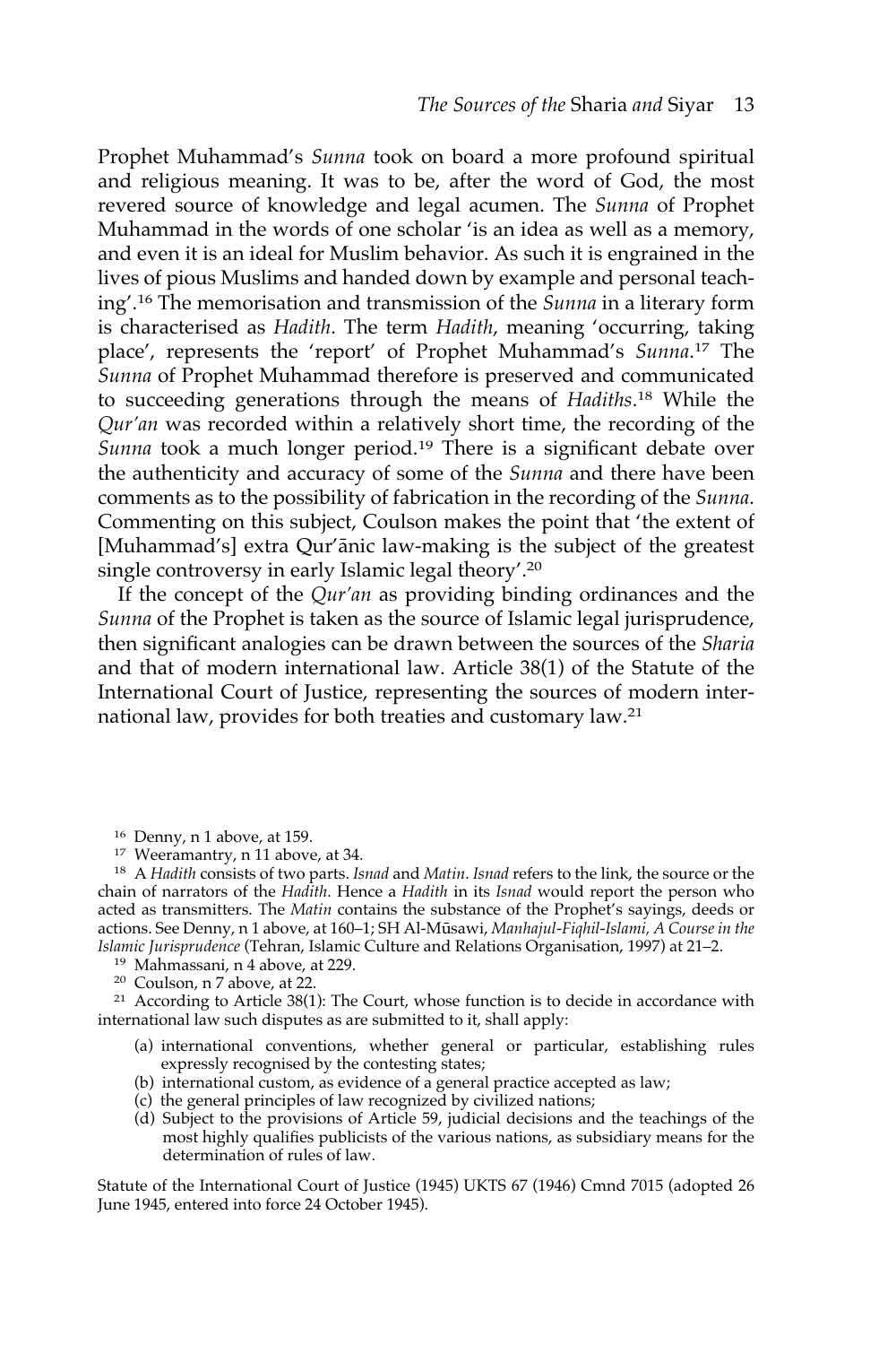Prophet Muhammad's *Sunna* took on board a more profound spiritual and religious meaning. It was to be, after the word of God, the most revered source of knowledge and legal acumen. The *Sunna* of Prophet Muhammad in the words of one scholar 'is an idea as well as a memory, and even it is an ideal for Muslim behavior. As such it is engrained in the lives of pious Muslims and handed down by example and personal teaching'.[16] The memorisation and transmission of the *Sunna* in a literary form is characterised as *Hadith*. The term *Hadith*, meaning 'occurring, taking place', represents the 'report' of Prophet Muhammad's *Sunna*.[17] The *Sunna* of Prophet Muhammad therefore is preserved and communicated to succeeding generations through the means of *Hadiths*.[18] While the *Qur'an* was recorded within a relatively short time, the recording of the *Sunna* took a much longer period.[19] There is a significant debate over the authenticity and accuracy of some of the *Sunna* and there have been comments as to the possibility of fabrication in the recording of the *Sunna*. Commenting on this subject, Coulson makes the point that 'the extent of [Muhammad's] extra Qur'ānic law-making is the subject of the greatest single controversy in early Islamic legal theory'.[20]

If the concept of the *Qur'an* as providing binding ordinances and the *Sunna* of the Prophet is taken as the source of Islamic legal jurisprudence, then significant analogies can be drawn between the sources of the *Sharia* and that of modern international law. Article 38(1) of the Statute of the International Court of Justice, representing the sources of modern international law, provides for both treaties and customary law.[21]

---

[16] Denny, n 1 above, at 159.

[17] Weeramantry, n 11 above, at 34.

[18] A *Hadith* consists of two parts. *Isnad* and *Matin*. *Isnad* refers to the link, the source or the chain of narrators of the *Hadith*. Hence a *Hadith* in its *Isnad* would report the person who acted as transmitters. The *Matin* contains the substance of the Prophet's sayings, deeds or actions. See Denny, n 1 above, at 160–1; SH Al-Mūsawi, *Manhajul-Fiqhil-Islami, A Course in the Islamic Jurisprudence* (Tehran, Islamic Culture and Relations Organisation, 1997) at 21–2.

[19] Mahmassani, n 4 above, at 229.

[20] Coulson, n 7 above, at 22.

[21] According to Article 38(1): The Court, whose function is to decide in accordance with international law such disputes as are submitted to it, shall apply:

(a) international conventions, whether general or particular, establishing rules expressly recognised by the contesting states;
(b) international custom, as evidence of a general practice accepted as law;
(c) the general principles of law recognized by civilized nations;
(d) Subject to the provisions of Article 59, judicial decisions and the teachings of the most highly qualifies publicists of the various nations, as subsidiary means for the determination of rules of law.

Statute of the International Court of Justice (1945) UKTS 67 (1946) Cmnd 7015 (adopted 26 June 1945, entered into force 24 October 1945).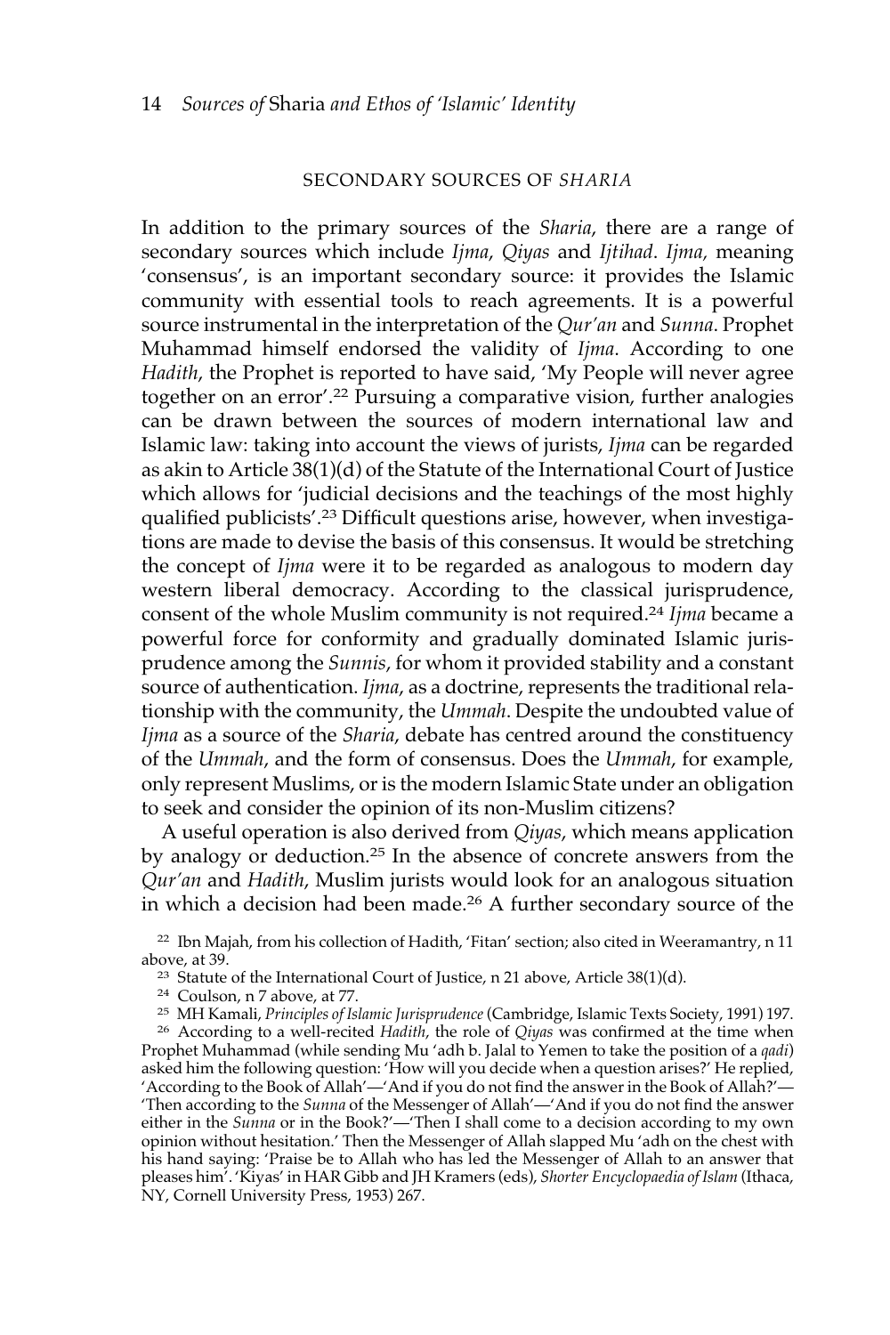## SECONDARY SOURCES OF *SHARIA*

In addition to the primary sources of the *Sharia*, there are a range of secondary sources which include *Ijma*, *Qiyas* and *Ijtihad*. *Ijma,* meaning 'consensus', is an important secondary source: it provides the Islamic community with essential tools to reach agreements. It is a powerful source instrumental in the interpretation of the *Qur'an* and *Sunna*. Prophet Muhammad himself endorsed the validity of *Ijma*. According to one *Hadith*, the Prophet is reported to have said, 'My People will never agree together on an error'.[22] Pursuing a comparative vision, further analogies can be drawn between the sources of modern international law and Islamic law: taking into account the views of jurists, *Ijma* can be regarded as akin to Article 38(1)(d) of the Statute of the International Court of Justice which allows for 'judicial decisions and the teachings of the most highly qualified publicists'.[23] Difficult questions arise, however, when investigations are made to devise the basis of this consensus. It would be stretching the concept of *Ijma* were it to be regarded as analogous to modern day western liberal democracy. According to the classical jurisprudence, consent of the whole Muslim community is not required.[24] *Ijma* became a powerful force for conformity and gradually dominated Islamic jurisprudence among the *Sunnis*, for whom it provided stability and a constant source of authentication. *Ijma*, as a doctrine, represents the traditional relationship with the community, the *Ummah*. Despite the undoubted value of *Ijma* as a source of the *Sharia*, debate has centred around the constituency of the *Ummah*, and the form of consensus. Does the *Ummah*, for example, only represent Muslims, or is the modern Islamic State under an obligation to seek and consider the opinion of its non-Muslim citizens?

A useful operation is also derived from *Qiyas*, which means application by analogy or deduction.[25] In the absence of concrete answers from the *Qur'an* and *Hadith*, Muslim jurists would look for an analogous situation in which a decision had been made.[26] A further secondary source of the

[22] Ibn Majah, from his collection of Hadith, 'Fitan' section; also cited in Weeramantry, n 11 above, at 39.

[23] Statute of the International Court of Justice, n 21 above, Article 38(1)(d).

[24] Coulson, n 7 above, at 77.

[25] MH Kamali, *Principles of Islamic Jurisprudence* (Cambridge, Islamic Texts Society, 1991) 197.

[26] According to a well-recited *Hadith*, the role of *Qiyas* was confirmed at the time when Prophet Muhammad (while sending Mu 'adh b. Jalal to Yemen to take the position of a *qadi*) asked him the following question: 'How will you decide when a question arises?' He replied, 'According to the Book of Allah'—'And if you do not find the answer in the Book of Allah?'—'Then according to the *Sunna* of the Messenger of Allah'—'And if you do not find the answer either in the *Sunna* or in the Book?'—'Then I shall come to a decision according to my own opinion without hesitation.' Then the Messenger of Allah slapped Mu 'adh on the chest with his hand saying: 'Praise be to Allah who has led the Messenger of Allah to an answer that pleases him'. 'Kiyas' in HAR Gibb and JH Kramers (eds), *Shorter Encyclopaedia of Islam* (Ithaca, NY, Cornell University Press, 1953) 267.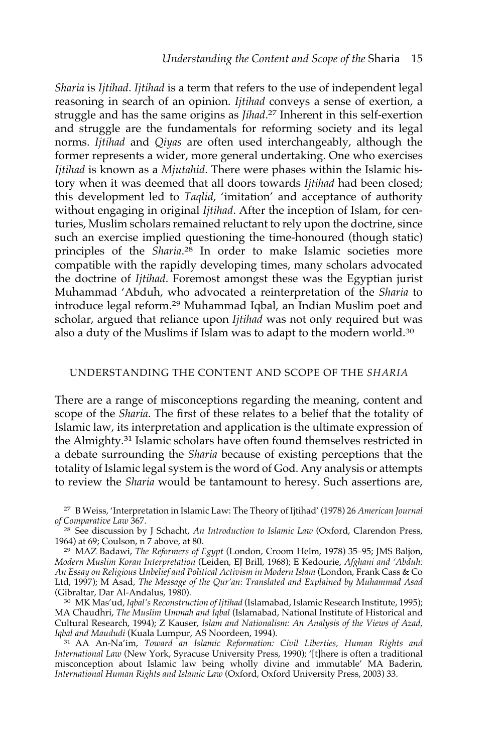*Sharia* is *Ijtihad*. *Ijtihad* is a term that refers to the use of independent legal reasoning in search of an opinion. *Ijtihad* conveys a sense of exertion, a struggle and has the same origins as *Jihad*.[27] Inherent in this self-exertion and struggle are the fundamentals for reforming society and its legal norms. *Ijtihad* and *Qiyas* are often used interchangeably, although the former represents a wider, more general undertaking. One who exercises *Ijtihad* is known as a *Mjutahid*. There were phases within the Islamic history when it was deemed that all doors towards *Ijtihad* had been closed; this development led to *Taqlid*, 'imitation' and acceptance of authority without engaging in original *Ijtihad*. After the inception of Islam, for centuries, Muslim scholars remained reluctant to rely upon the doctrine, since such an exercise implied questioning the time-honoured (though static) principles of the *Sharia*.[28] In order to make Islamic societies more compatible with the rapidly developing times, many scholars advocated the doctrine of *Ijtihad*. Foremost amongst these was the Egyptian jurist Muhammad 'Abduh, who advocated a reinterpretation of the *Sharia* to introduce legal reform.[29] Muhammad Iqbal, an Indian Muslim poet and scholar, argued that reliance upon *Ijtihad* was not only required but was also a duty of the Muslims if Islam was to adapt to the modern world.[30]

## UNDERSTANDING THE CONTENT AND SCOPE OF THE *SHARIA*

There are a range of misconceptions regarding the meaning, content and scope of the *Sharia*. The first of these relates to a belief that the totality of Islamic law, its interpretation and application is the ultimate expression of the Almighty.[31] Islamic scholars have often found themselves restricted in a debate surrounding the *Sharia* because of existing perceptions that the totality of Islamic legal system is the word of God. Any analysis or attempts to review the *Sharia* would be tantamount to heresy. Such assertions are,

---

[27] B Weiss, 'Interpretation in Islamic Law: The Theory of Ijtihad' (1978) 26 *American Journal of Comparative Law* 367.

[28] See discussion by J Schacht, *An Introduction to Islamic Law* (Oxford, Clarendon Press, 1964) at 69; Coulson, n 7 above, at 80.

[29] MAZ Badawi, *The Reformers of Egypt* (London, Croom Helm, 1978) 35–95; JMS Baljon, *Modern Muslim Koran Interpretation* (Leiden, EJ Brill, 1968); E Kedourie, *Afghani and 'Abduh: An Essay on Religious Unbelief and Political Activism in Modern Islam* (London, Frank Cass & Co Ltd, 1997); M Asad, *The Message of the Qur'an: Translated and Explained by Muhammad Asad* (Gibraltar, Dar Al-Andalus, 1980).

[30] MK Mas'ud, *Iqbal's Reconstruction of Ijtihad* (Islamabad, Islamic Research Institute, 1995); MA Chaudhri, *The Muslim Ummah and Iqbal* (Islamabad, National Institute of Historical and Cultural Research, 1994); Z Kauser, *Islam and Nationalism: An Analysis of the Views of Azad, Iqbal and Maududi* (Kuala Lumpur, AS Noordeen, 1994).

[31] AA An-Na'im, *Toward an Islamic Reformation: Civil Liberties, Human Rights and International Law* (New York, Syracuse University Press, 1990); '[t]here is often a traditional misconception about Islamic law being wholly divine and immutable' MA Baderin, *International Human Rights and Islamic Law* (Oxford, Oxford University Press, 2003) 33.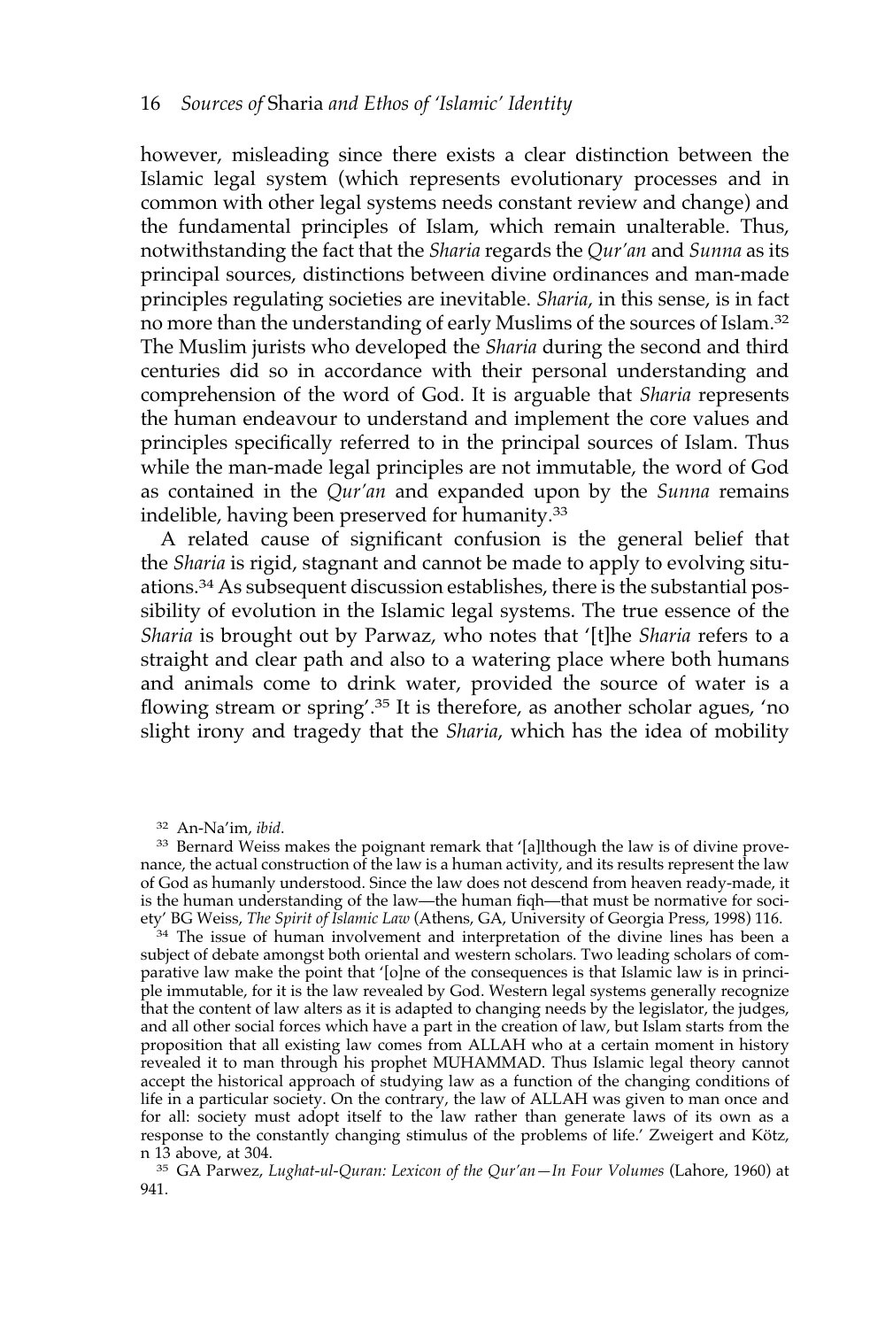however, misleading since there exists a clear distinction between the Islamic legal system (which represents evolutionary processes and in common with other legal systems needs constant review and change) and the fundamental principles of Islam, which remain unalterable. Thus, notwithstanding the fact that the *Sharia* regards the *Qur'an* and *Sunna* as its principal sources, distinctions between divine ordinances and man-made principles regulating societies are inevitable. *Sharia*, in this sense, is in fact no more than the understanding of early Muslims of the sources of Islam.[32] The Muslim jurists who developed the *Sharia* during the second and third centuries did so in accordance with their personal understanding and comprehension of the word of God. It is arguable that *Sharia* represents the human endeavour to understand and implement the core values and principles specifically referred to in the principal sources of Islam. Thus while the man-made legal principles are not immutable, the word of God as contained in the *Qur'an* and expanded upon by the *Sunna* remains indelible, having been preserved for humanity.[33]

A related cause of significant confusion is the general belief that the *Sharia* is rigid, stagnant and cannot be made to apply to evolving situations.[34] As subsequent discussion establishes, there is the substantial possibility of evolution in the Islamic legal systems. The true essence of the *Sharia* is brought out by Parwaz, who notes that '[t]he *Sharia* refers to a straight and clear path and also to a watering place where both humans and animals come to drink water, provided the source of water is a flowing stream or spring'.[35] It is therefore, as another scholar agues, 'no slight irony and tragedy that the *Sharia*, which has the idea of mobility

---

[32] An-Na'im, *ibid*.

[33] Bernard Weiss makes the poignant remark that '[a]lthough the law is of divine provenance, the actual construction of the law is a human activity, and its results represent the law of God as humanly understood. Since the law does not descend from heaven ready-made, it is the human understanding of the law—the human fiqh—that must be normative for society' BG Weiss, *The Spirit of Islamic Law* (Athens, GA, University of Georgia Press, 1998) 116.

[34] The issue of human involvement and interpretation of the divine lines has been a subject of debate amongst both oriental and western scholars. Two leading scholars of comparative law make the point that '[o]ne of the consequences is that Islamic law is in principle immutable, for it is the law revealed by God. Western legal systems generally recognize that the content of law alters as it is adapted to changing needs by the legislator, the judges, and all other social forces which have a part in the creation of law, but Islam starts from the proposition that all existing law comes from ALLAH who at a certain moment in history revealed it to man through his prophet MUHAMMAD. Thus Islamic legal theory cannot accept the historical approach of studying law as a function of the changing conditions of life in a particular society. On the contrary, the law of ALLAH was given to man once and for all: society must adopt itself to the law rather than generate laws of its own as a response to the constantly changing stimulus of the problems of life.' Zweigert and Kötz, n 13 above, at 304.

[35] GA Parwez, *Lughat-ul-Quran: Lexicon of the Qur'an—In Four Volumes* (Lahore, 1960) at 941.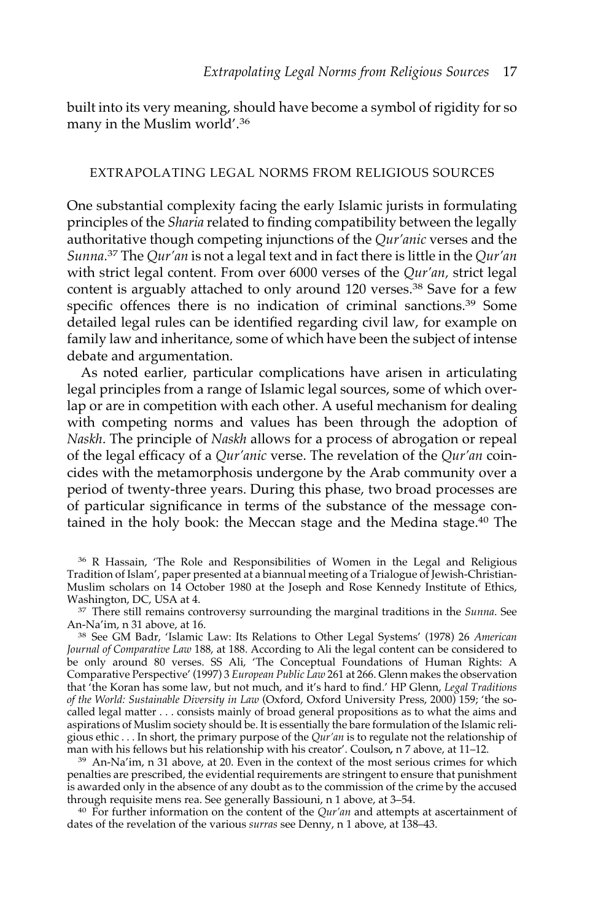built into its very meaning, should have become a symbol of rigidity for so many in the Muslim world'.[36]

## EXTRAPOLATING LEGAL NORMS FROM RELIGIOUS SOURCES

One substantial complexity facing the early Islamic jurists in formulating principles of the *Sharia* related to finding compatibility between the legally authoritative though competing injunctions of the *Qur'anic* verses and the *Sunna*.[37] The *Qur'an* is not a legal text and in fact there is little in the *Qur'an* with strict legal content. From over 6000 verses of the *Qur'an*, strict legal content is arguably attached to only around 120 verses.[38] Save for a few specific offences there is no indication of criminal sanctions.[39] Some detailed legal rules can be identified regarding civil law, for example on family law and inheritance, some of which have been the subject of intense debate and argumentation.

As noted earlier, particular complications have arisen in articulating legal principles from a range of Islamic legal sources, some of which overlap or are in competition with each other. A useful mechanism for dealing with competing norms and values has been through the adoption of *Naskh*. The principle of *Naskh* allows for a process of abrogation or repeal of the legal efficacy of a *Qur'anic* verse. The revelation of the *Qur'an* coincides with the metamorphosis undergone by the Arab community over a period of twenty-three years. During this phase, two broad processes are of particular significance in terms of the substance of the message contained in the holy book: the Meccan stage and the Medina stage.[40] The

---

[36] R Hassain, 'The Role and Responsibilities of Women in the Legal and Religious Tradition of Islam', paper presented at a biannual meeting of a Trialogue of Jewish-Christian-Muslim scholars on 14 October 1980 at the Joseph and Rose Kennedy Institute of Ethics, Washington, DC, USA at 4.

[37] There still remains controversy surrounding the marginal traditions in the *Sunna*. See An-Na'im, n 31 above, at 16.

[38] See GM Badr, 'Islamic Law: Its Relations to Other Legal Systems' (1978) 26 *American Journal of Comparative Law* 188, at 188. According to Ali the legal content can be considered to be only around 80 verses. SS Ali, 'The Conceptual Foundations of Human Rights: A Comparative Perspective' (1997) 3 *European Public Law* 261 at 266. Glenn makes the observation that 'the Koran has some law, but not much, and it's hard to find.' HP Glenn, *Legal Traditions of the World: Sustainable Diversity in Law* (Oxford, Oxford University Press, 2000) 159; 'the so-called legal matter . . . consists mainly of broad general propositions as to what the aims and aspirations of Muslim society should be. It is essentially the bare formulation of the Islamic religious ethic . . . In short, the primary purpose of the *Qur'an* is to regulate not the relationship of man with his fellows but his relationship with his creator'. Coulson, n 7 above, at 11–12.

[39] An-Na'im, n 31 above, at 20. Even in the context of the most serious crimes for which penalties are prescribed, the evidential requirements are stringent to ensure that punishment is awarded only in the absence of any doubt as to the commission of the crime by the accused through requisite mens rea. See generally Bassiouni, n 1 above, at 3–54.

[40] For further information on the content of the *Qur'an* and attempts at ascertainment of dates of the revelation of the various *surras* see Denny, n 1 above, at 138–43.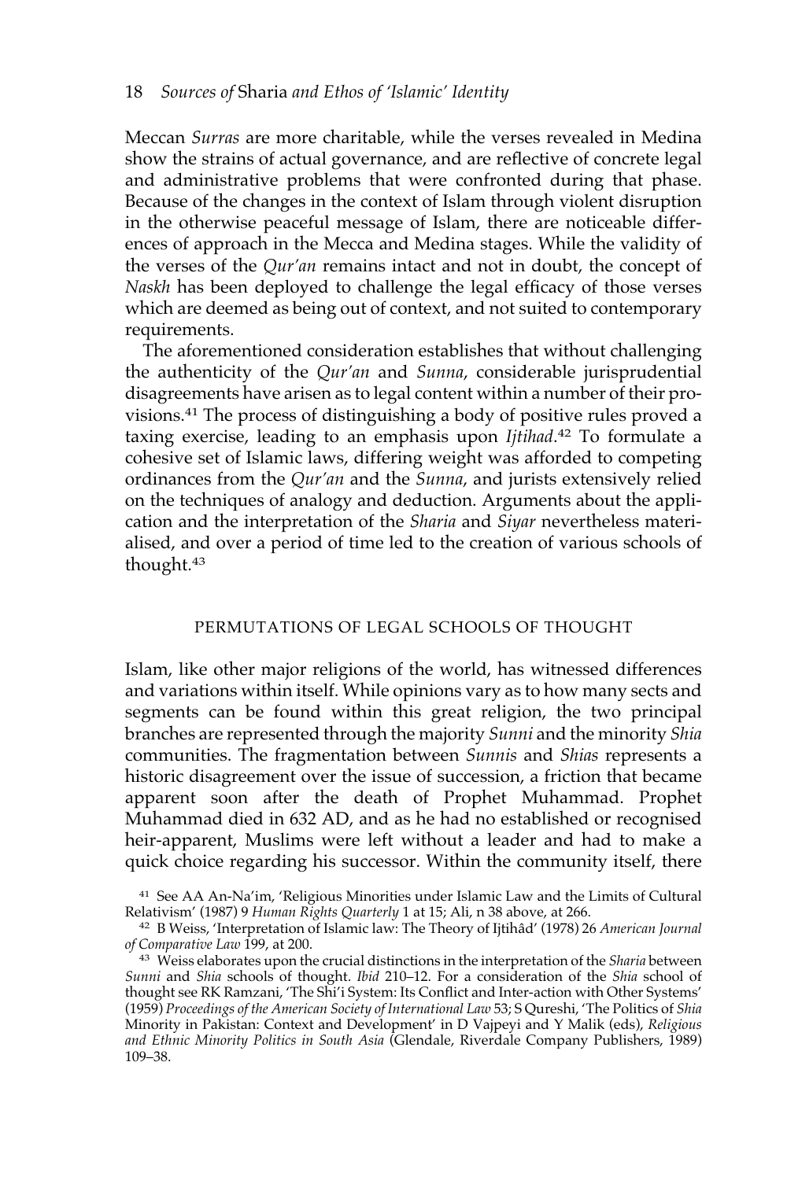Meccan *Surras* are more charitable, while the verses revealed in Medina show the strains of actual governance, and are reflective of concrete legal and administrative problems that were confronted during that phase. Because of the changes in the context of Islam through violent disruption in the otherwise peaceful message of Islam, there are noticeable differences of approach in the Mecca and Medina stages. While the validity of the verses of the *Qur'an* remains intact and not in doubt, the concept of *Naskh* has been deployed to challenge the legal efficacy of those verses which are deemed as being out of context, and not suited to contemporary requirements.

The aforementioned consideration establishes that without challenging the authenticity of the *Qur'an* and *Sunna*, considerable jurisprudential disagreements have arisen as to legal content within a number of their provisions.[41] The process of distinguishing a body of positive rules proved a taxing exercise, leading to an emphasis upon *Ijtihad*.[42] To formulate a cohesive set of Islamic laws, differing weight was afforded to competing ordinances from the *Qur'an* and the *Sunna*, and jurists extensively relied on the techniques of analogy and deduction. Arguments about the application and the interpretation of the *Sharia* and *Siyar* nevertheless materialised, and over a period of time led to the creation of various schools of thought.[43]

## PERMUTATIONS OF LEGAL SCHOOLS OF THOUGHT

Islam, like other major religions of the world, has witnessed differences and variations within itself. While opinions vary as to how many sects and segments can be found within this great religion, the two principal branches are represented through the majority *Sunni* and the minority *Shia* communities. The fragmentation between *Sunnis* and *Shias* represents a historic disagreement over the issue of succession, a friction that became apparent soon after the death of Prophet Muhammad. Prophet Muhammad died in 632 AD, and as he had no established or recognised heir-apparent, Muslims were left without a leader and had to make a quick choice regarding his successor. Within the community itself, there

[41] See AA An-Na'im, 'Religious Minorities under Islamic Law and the Limits of Cultural Relativism' (1987) 9 *Human Rights Quarterly* 1 at 15; Ali, n 38 above, at 266.

[42] B Weiss, 'Interpretation of Islamic law: The Theory of Ijtihâd' (1978) 26 *American Journal of Comparative Law* 199, at 200.

[43] Weiss elaborates upon the crucial distinctions in the interpretation of the *Sharia* between *Sunni* and *Shia* schools of thought. *Ibid* 210–12. For a consideration of the *Shia* school of thought see RK Ramzani, 'The Shi'i System: Its Conflict and Inter-action with Other Systems' (1959) *Proceedings of the American Society of International Law* 53; S Qureshi, 'The Politics of *Shia* Minority in Pakistan: Context and Development' in D Vajpeyi and Y Malik (eds), *Religious and Ethnic Minority Politics in South Asia* (Glendale, Riverdale Company Publishers, 1989) 109–38.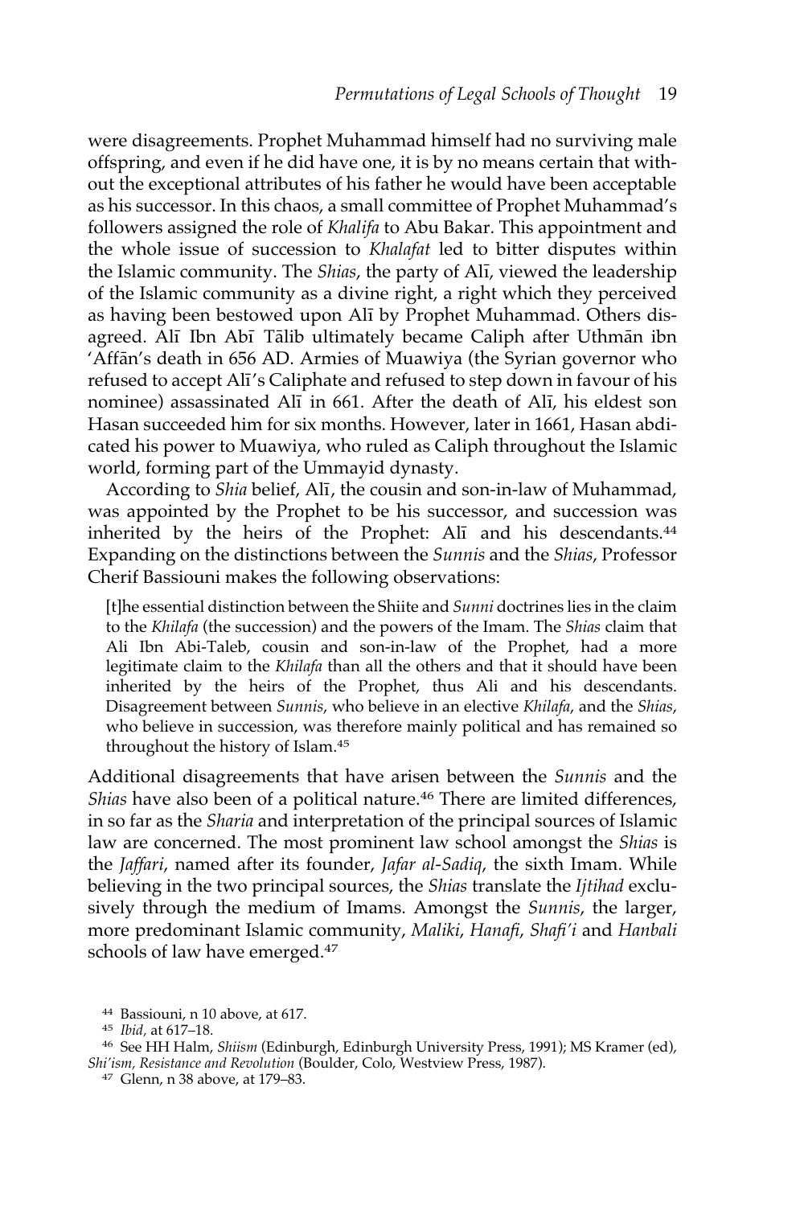were disagreements. Prophet Muhammad himself had no surviving male offspring, and even if he did have one, it is by no means certain that without the exceptional attributes of his father he would have been acceptable as his successor. In this chaos, a small committee of Prophet Muhammad's followers assigned the role of *Khalifa* to Abu Bakar. This appointment and the whole issue of succession to *Khalafat* led to bitter disputes within the Islamic community. The *Shias*, the party of Alī, viewed the leadership of the Islamic community as a divine right, a right which they perceived as having been bestowed upon Alī by Prophet Muhammad. Others disagreed. Alī Ibn Abī Tālib ultimately became Caliph after Uthmān ibn 'Affān's death in 656 AD. Armies of Muawiya (the Syrian governor who refused to accept Alī's Caliphate and refused to step down in favour of his nominee) assassinated Alī in 661. After the death of Alī, his eldest son Hasan succeeded him for six months. However, later in 1661, Hasan abdicated his power to Muawiya, who ruled as Caliph throughout the Islamic world, forming part of the Ummayid dynasty.

According to *Shia* belief, Alī, the cousin and son-in-law of Muhammad, was appointed by the Prophet to be his successor, and succession was inherited by the heirs of the Prophet: Alī and his descendants.[44] Expanding on the distinctions between the *Sunnis* and the *Shias*, Professor Cherif Bassiouni makes the following observations:

> [t]he essential distinction between the Shiite and *Sunni* doctrines lies in the claim to the *Khilafa* (the succession) and the powers of the Imam. The *Shias* claim that Ali Ibn Abi-Taleb, cousin and son-in-law of the Prophet, had a more legitimate claim to the *Khilafa* than all the others and that it should have been inherited by the heirs of the Prophet, thus Ali and his descendants. Disagreement between *Sunnis*, who believe in an elective *Khilafa*, and the *Shias*, who believe in succession, was therefore mainly political and has remained so throughout the history of Islam.[45]

Additional disagreements that have arisen between the *Sunnis* and the *Shias* have also been of a political nature.[46] There are limited differences, in so far as the *Sharia* and interpretation of the principal sources of Islamic law are concerned. The most prominent law school amongst the *Shias* is the *Jaffari*, named after its founder, *Jafar al-Sadiq*, the sixth Imam. While believing in the two principal sources, the *Shias* translate the *Ijtihad* exclusively through the medium of Imams. Amongst the *Sunnis*, the larger, more predominant Islamic community, *Maliki*, *Hanafi*, *Shafi'i* and *Hanbali* schools of law have emerged.[47]

[44] Bassiouni, n 10 above, at 617.

[45] *Ibid,* at 617–18.

[46] See HH Halm, *Shiism* (Edinburgh, Edinburgh University Press, 1991); MS Kramer (ed), *Shi'ism, Resistance and Revolution* (Boulder, Colo, Westview Press, 1987).

[47] Glenn, n 38 above, at 179–83.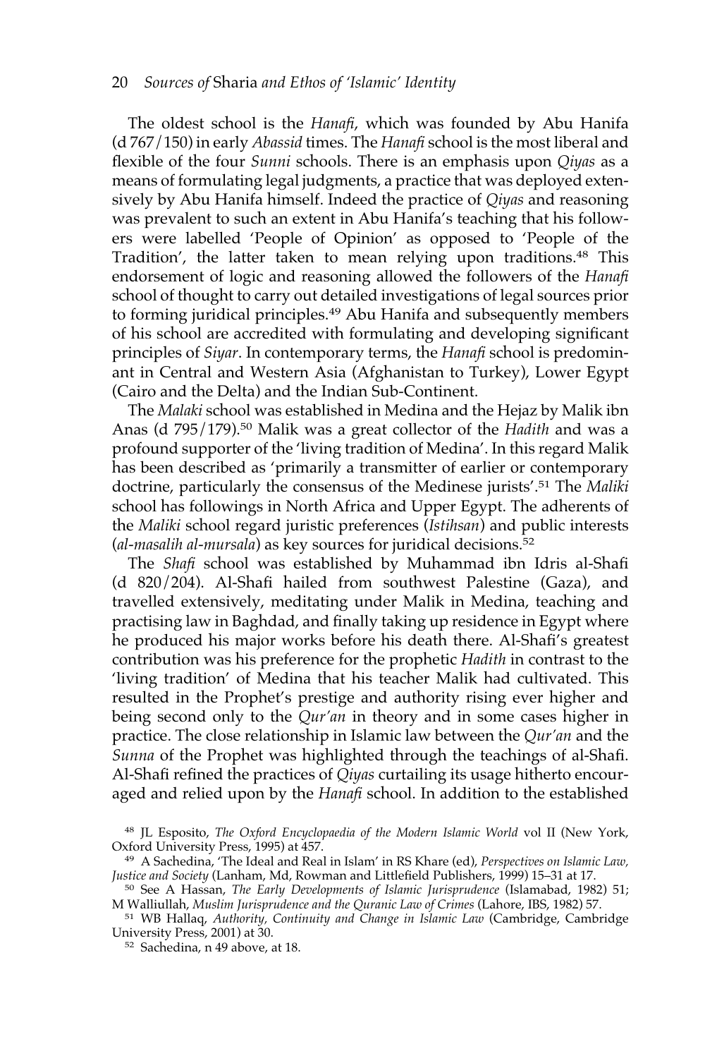The oldest school is the *Hanafi*, which was founded by Abu Hanifa (d 767/150) in early *Abassid* times. The *Hanafi* school is the most liberal and flexible of the four *Sunni* schools. There is an emphasis upon *Qiyas* as a means of formulating legal judgments, a practice that was deployed extensively by Abu Hanifa himself. Indeed the practice of *Qiyas* and reasoning was prevalent to such an extent in Abu Hanifa's teaching that his followers were labelled 'People of Opinion' as opposed to 'People of the Tradition', the latter taken to mean relying upon traditions.[48] This endorsement of logic and reasoning allowed the followers of the *Hanafi* school of thought to carry out detailed investigations of legal sources prior to forming juridical principles.[49] Abu Hanifa and subsequently members of his school are accredited with formulating and developing significant principles of *Siyar*. In contemporary terms, the *Hanafi* school is predominant in Central and Western Asia (Afghanistan to Turkey), Lower Egypt (Cairo and the Delta) and the Indian Sub-Continent.

The *Malaki* school was established in Medina and the Hejaz by Malik ibn Anas (d 795/179).[50] Malik was a great collector of the *Hadith* and was a profound supporter of the 'living tradition of Medina'. In this regard Malik has been described as 'primarily a transmitter of earlier or contemporary doctrine, particularly the consensus of the Medinese jurists'.[51] The *Maliki* school has followings in North Africa and Upper Egypt. The adherents of the *Maliki* school regard juristic preferences (*Istihsan*) and public interests (*al-masalih al-mursala*) as key sources for juridical decisions.[52]

The *Shafi* school was established by Muhammad ibn Idris al-Shafi (d 820/204). Al-Shafi hailed from southwest Palestine (Gaza), and travelled extensively, meditating under Malik in Medina, teaching and practising law in Baghdad, and finally taking up residence in Egypt where he produced his major works before his death there. Al-Shafi's greatest contribution was his preference for the prophetic *Hadith* in contrast to the 'living tradition' of Medina that his teacher Malik had cultivated. This resulted in the Prophet's prestige and authority rising ever higher and being second only to the *Qur'an* in theory and in some cases higher in practice. The close relationship in Islamic law between the *Qur'an* and the *Sunna* of the Prophet was highlighted through the teachings of al-Shafi. Al-Shafi refined the practices of *Qiyas* curtailing its usage hitherto encouraged and relied upon by the *Hanafi* school. In addition to the established

---

[48] JL Esposito, *The Oxford Encyclopaedia of the Modern Islamic World* vol II (New York, Oxford University Press, 1995) at 457.

[49] A Sachedina, 'The Ideal and Real in Islam' in RS Khare (ed), *Perspectives on Islamic Law, Justice and Society* (Lanham, Md, Rowman and Littlefield Publishers, 1999) 15–31 at 17.

[50] See A Hassan, *The Early Developments of Islamic Jurisprudence* (Islamabad, 1982) 51; M Walliullah, *Muslim Jurisprudence and the Quranic Law of Crimes* (Lahore, IBS, 1982) 57.

[51] WB Hallaq, *Authority, Continuity and Change in Islamic Law* (Cambridge, Cambridge University Press, 2001) at 30.

[52] Sachedina, n 49 above, at 18.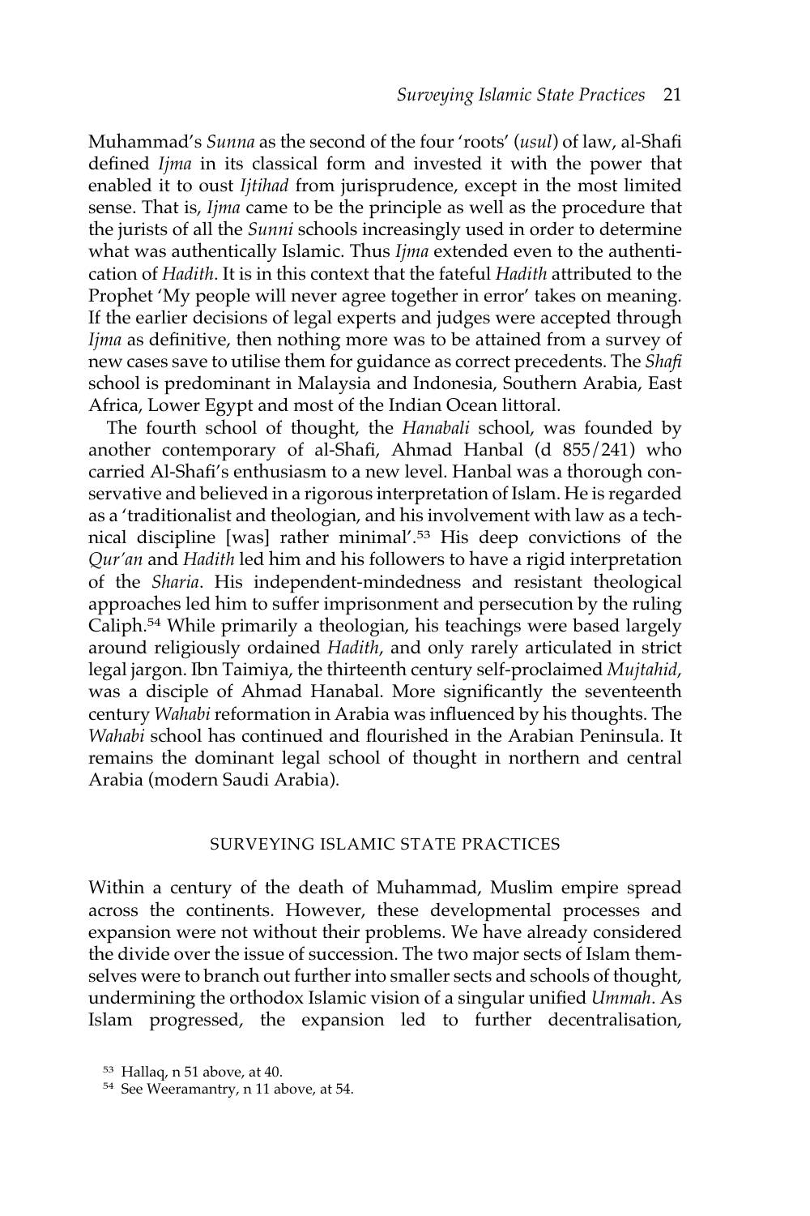Muhammad's *Sunna* as the second of the four 'roots' (*usul*) of law, al-Shafi defined *Ijma* in its classical form and invested it with the power that enabled it to oust *Ijtihad* from jurisprudence, except in the most limited sense. That is, *Ijma* came to be the principle as well as the procedure that the jurists of all the *Sunni* schools increasingly used in order to determine what was authentically Islamic. Thus *Ijma* extended even to the authentication of *Hadith*. It is in this context that the fateful *Hadith* attributed to the Prophet 'My people will never agree together in error' takes on meaning. If the earlier decisions of legal experts and judges were accepted through *Ijma* as definitive, then nothing more was to be attained from a survey of new cases save to utilise them for guidance as correct precedents. The *Shafi* school is predominant in Malaysia and Indonesia, Southern Arabia, East Africa, Lower Egypt and most of the Indian Ocean littoral.

The fourth school of thought, the *Hanabali* school, was founded by another contemporary of al-Shafi, Ahmad Hanbal (d 855/241) who carried Al-Shafi's enthusiasm to a new level. Hanbal was a thorough conservative and believed in a rigorous interpretation of Islam. He is regarded as a 'traditionalist and theologian, and his involvement with law as a technical discipline [was] rather minimal'.[53] His deep convictions of the *Qur'an* and *Hadith* led him and his followers to have a rigid interpretation of the *Sharia*. His independent-mindedness and resistant theological approaches led him to suffer imprisonment and persecution by the ruling Caliph.[54] While primarily a theologian, his teachings were based largely around religiously ordained *Hadith*, and only rarely articulated in strict legal jargon. Ibn Taimiya, the thirteenth century self-proclaimed *Mujtahid*, was a disciple of Ahmad Hanabal. More significantly the seventeenth century *Wahabi* reformation in Arabia was influenced by his thoughts. The *Wahabi* school has continued and flourished in the Arabian Peninsula. It remains the dominant legal school of thought in northern and central Arabia (modern Saudi Arabia).

## SURVEYING ISLAMIC STATE PRACTICES

Within a century of the death of Muhammad, Muslim empire spread across the continents. However, these developmental processes and expansion were not without their problems. We have already considered the divide over the issue of succession. The two major sects of Islam themselves were to branch out further into smaller sects and schools of thought, undermining the orthodox Islamic vision of a singular unified *Ummah*. As Islam progressed, the expansion led to further decentralisation,

[53] Hallaq, n 51 above, at 40.

[54] See Weeramantry, n 11 above, at 54.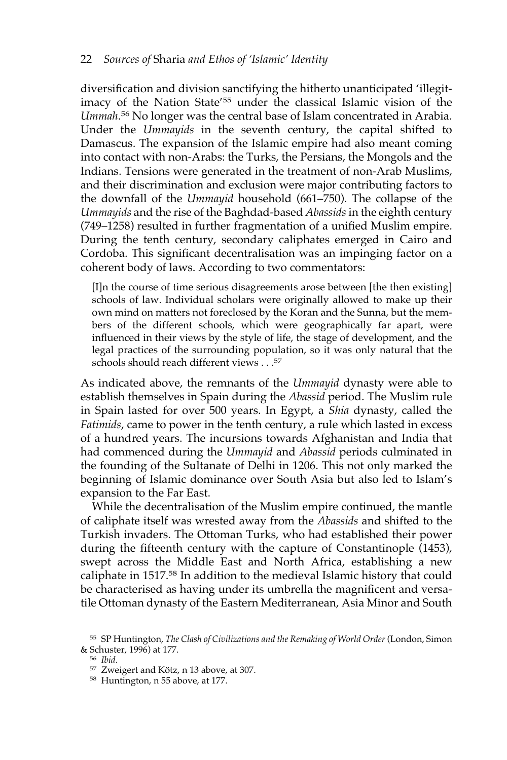diversification and division sanctifying the hitherto unanticipated 'illegitimacy of the Nation State'[55] under the classical Islamic vision of the *Ummah*.[56] No longer was the central base of Islam concentrated in Arabia. Under the *Ummayids* in the seventh century, the capital shifted to Damascus. The expansion of the Islamic empire had also meant coming into contact with non-Arabs: the Turks, the Persians, the Mongols and the Indians. Tensions were generated in the treatment of non-Arab Muslims, and their discrimination and exclusion were major contributing factors to the downfall of the *Ummayid* household (661–750). The collapse of the *Ummayids* and the rise of the Baghdad-based *Abassids* in the eighth century (749–1258) resulted in further fragmentation of a unified Muslim empire. During the tenth century, secondary caliphates emerged in Cairo and Cordoba. This significant decentralisation was an impinging factor on a coherent body of laws. According to two commentators:

> [I]n the course of time serious disagreements arose between [the then existing] schools of law. Individual scholars were originally allowed to make up their own mind on matters not foreclosed by the Koran and the Sunna, but the members of the different schools, which were geographically far apart, were influenced in their views by the style of life, the stage of development, and the legal practices of the surrounding population, so it was only natural that the schools should reach different views . . .[57]

As indicated above, the remnants of the *Ummayid* dynasty were able to establish themselves in Spain during the *Abassid* period. The Muslim rule in Spain lasted for over 500 years. In Egypt, a *Shia* dynasty, called the *Fatimids*, came to power in the tenth century, a rule which lasted in excess of a hundred years. The incursions towards Afghanistan and India that had commenced during the *Ummayid* and *Abassid* periods culminated in the founding of the Sultanate of Delhi in 1206. This not only marked the beginning of Islamic dominance over South Asia but also led to Islam's expansion to the Far East.

While the decentralisation of the Muslim empire continued, the mantle of caliphate itself was wrested away from the *Abassids* and shifted to the Turkish invaders. The Ottoman Turks, who had established their power during the fifteenth century with the capture of Constantinople (1453), swept across the Middle East and North Africa, establishing a new caliphate in 1517.[58] In addition to the medieval Islamic history that could be characterised as having under its umbrella the magnificent and versatile Ottoman dynasty of the Eastern Mediterranean, Asia Minor and South

---

[55] SP Huntington, *The Clash of Civilizations and the Remaking of World Order* (London, Simon & Schuster, 1996) at 177.

[56] *Ibid.*

[57] Zweigert and Kötz, n 13 above, at 307.

[58] Huntington, n 55 above, at 177.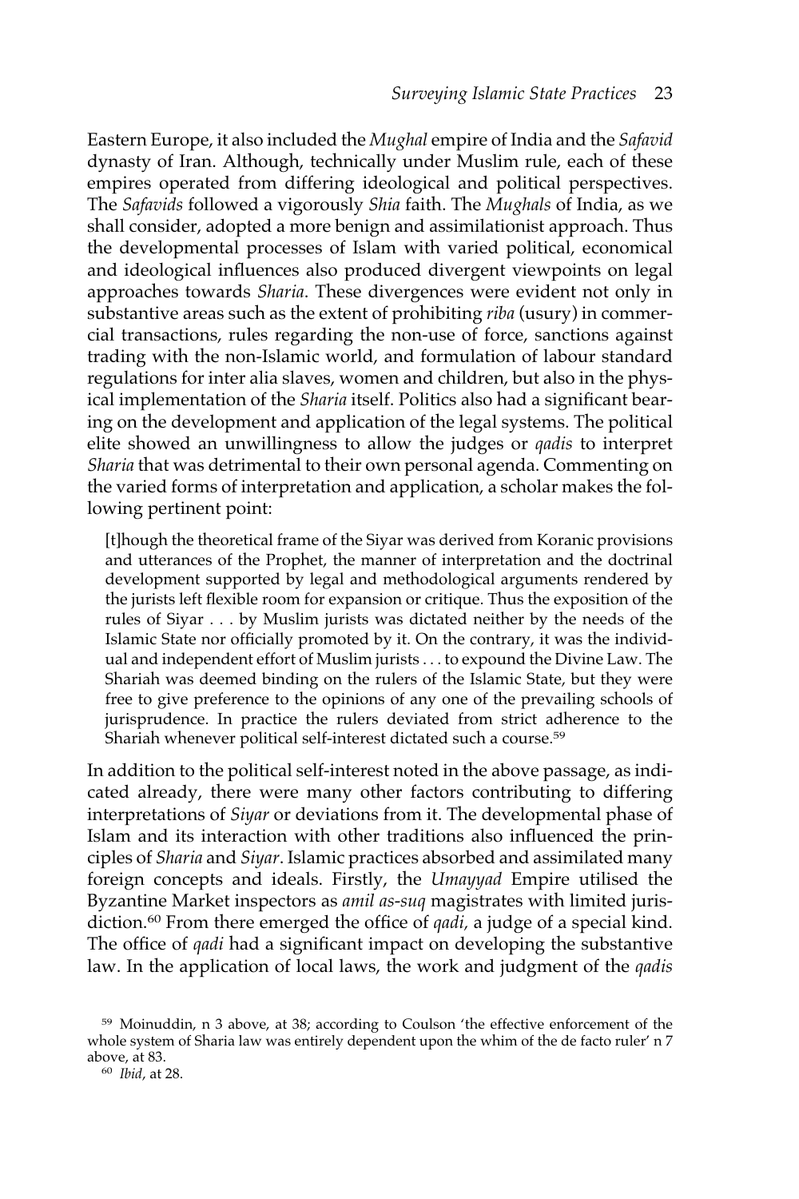Eastern Europe, it also included the *Mughal* empire of India and the *Safavid* dynasty of Iran. Although, technically under Muslim rule, each of these empires operated from differing ideological and political perspectives. The *Safavids* followed a vigorously *Shia* faith. The *Mughals* of India, as we shall consider, adopted a more benign and assimilationist approach. Thus the developmental processes of Islam with varied political, economical and ideological influences also produced divergent viewpoints on legal approaches towards *Sharia*. These divergences were evident not only in substantive areas such as the extent of prohibiting *riba* (usury) in commercial transactions, rules regarding the non-use of force, sanctions against trading with the non-Islamic world, and formulation of labour standard regulations for inter alia slaves, women and children, but also in the physical implementation of the *Sharia* itself. Politics also had a significant bearing on the development and application of the legal systems. The political elite showed an unwillingness to allow the judges or *qadis* to interpret *Sharia* that was detrimental to their own personal agenda. Commenting on the varied forms of interpretation and application, a scholar makes the following pertinent point:

> [t]hough the theoretical frame of the Siyar was derived from Koranic provisions and utterances of the Prophet, the manner of interpretation and the doctrinal development supported by legal and methodological arguments rendered by the jurists left flexible room for expansion or critique. Thus the exposition of the rules of Siyar . . . by Muslim jurists was dictated neither by the needs of the Islamic State nor officially promoted by it. On the contrary, it was the individual and independent effort of Muslim jurists . . . to expound the Divine Law. The Shariah was deemed binding on the rulers of the Islamic State, but they were free to give preference to the opinions of any one of the prevailing schools of jurisprudence. In practice the rulers deviated from strict adherence to the Shariah whenever political self-interest dictated such a course.[59]

In addition to the political self-interest noted in the above passage, as indicated already, there were many other factors contributing to differing interpretations of *Siyar* or deviations from it. The developmental phase of Islam and its interaction with other traditions also influenced the principles of *Sharia* and *Siyar*. Islamic practices absorbed and assimilated many foreign concepts and ideals. Firstly, the *Umayyad* Empire utilised the Byzantine Market inspectors as *amil as-suq* magistrates with limited jurisdiction.[60] From there emerged the office of *qadi*, a judge of a special kind. The office of *qadi* had a significant impact on developing the substantive law. In the application of local laws, the work and judgment of the *qadis*

[59] Moinuddin, n 3 above, at 38; according to Coulson 'the effective enforcement of the whole system of Sharia law was entirely dependent upon the whim of the de facto ruler' n 7 above, at 83.

[60] *Ibid*, at 28.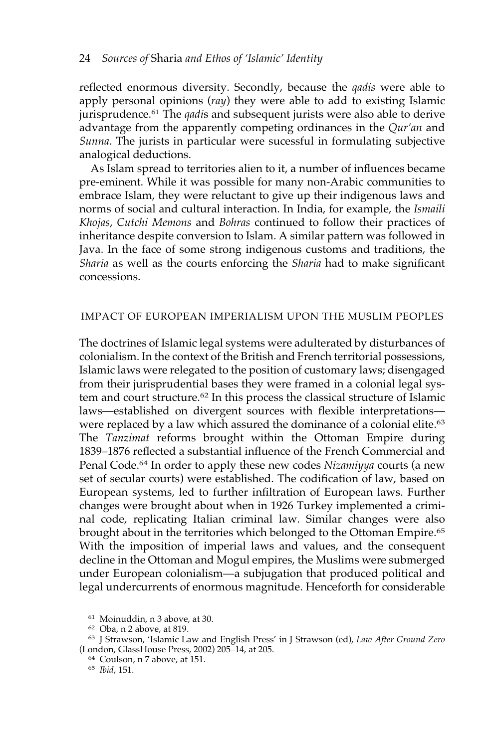reflected enormous diversity. Secondly, because the *qadis* were able to apply personal opinions (*ray*) they were able to add to existing Islamic jurisprudence.[61] The *qadi*s and subsequent jurists were also able to derive advantage from the apparently competing ordinances in the *Qur'an* and *Sunna*. The jurists in particular were sucessful in formulating subjective analogical deductions.

As Islam spread to territories alien to it, a number of influences became pre-eminent. While it was possible for many non-Arabic communities to embrace Islam, they were reluctant to give up their indigenous laws and norms of social and cultural interaction. In India, for example, the *Ismaili Khojas*, *Cutchi Memons* and *Bohras* continued to follow their practices of inheritance despite conversion to Islam. A similar pattern was followed in Java. In the face of some strong indigenous customs and traditions, the *Sharia* as well as the courts enforcing the *Sharia* had to make significant concessions.

## IMPACT OF EUROPEAN IMPERIALISM UPON THE MUSLIM PEOPLES

The doctrines of Islamic legal systems were adulterated by disturbances of colonialism. In the context of the British and French territorial possessions, Islamic laws were relegated to the position of customary laws; disengaged from their jurisprudential bases they were framed in a colonial legal system and court structure.[62] In this process the classical structure of Islamic laws—established on divergent sources with flexible interpretations—were replaced by a law which assured the dominance of a colonial elite.[63] The *Tanzimat* reforms brought within the Ottoman Empire during 1839–1876 reflected a substantial influence of the French Commercial and Penal Code.[64] In order to apply these new codes *Nizamiyya* courts (a new set of secular courts) were established. The codification of law, based on European systems, led to further infiltration of European laws. Further changes were brought about when in 1926 Turkey implemented a criminal code, replicating Italian criminal law. Similar changes were also brought about in the territories which belonged to the Ottoman Empire.[65] With the imposition of imperial laws and values, and the consequent decline in the Ottoman and Mogul empires, the Muslims were submerged under European colonialism—a subjugation that produced political and legal undercurrents of enormous magnitude. Henceforth for considerable

[61] Moinuddin, n 3 above, at 30.

[62] Oba, n 2 above, at 819.

[63] J Strawson, 'Islamic Law and English Press' in J Strawson (ed), *Law After Ground Zero* (London, GlassHouse Press, 2002) 205–14, at 205.

[64] Coulson, n 7 above, at 151.

[65] *Ibid*, 151.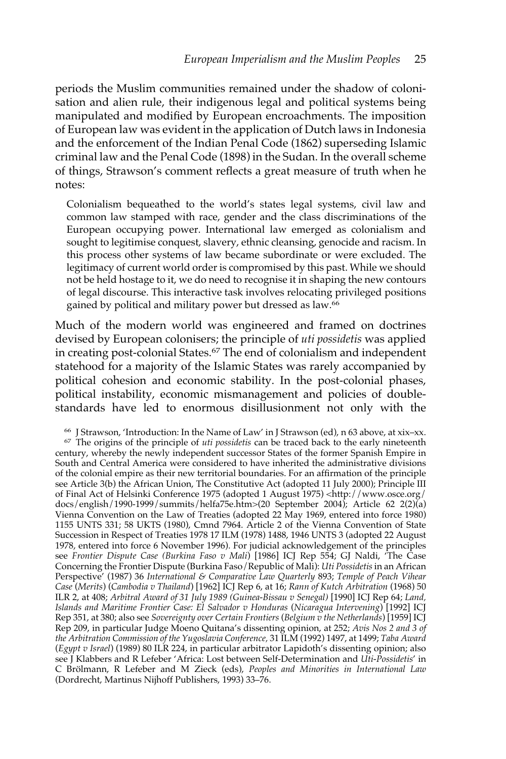periods the Muslim communities remained under the shadow of colonisation and alien rule, their indigenous legal and political systems being manipulated and modified by European encroachments. The imposition of European law was evident in the application of Dutch laws in Indonesia and the enforcement of the Indian Penal Code (1862) superseding Islamic criminal law and the Penal Code (1898) in the Sudan. In the overall scheme of things, Strawson's comment reflects a great measure of truth when he notes:

> Colonialism bequeathed to the world's states legal systems, civil law and common law stamped with race, gender and the class discriminations of the European occupying power. International law emerged as colonialism and sought to legitimise conquest, slavery, ethnic cleansing, genocide and racism. In this process other systems of law became subordinate or were excluded. The legitimacy of current world order is compromised by this past. While we should not be held hostage to it, we do need to recognise it in shaping the new contours of legal discourse. This interactive task involves relocating privileged positions gained by political and military power but dressed as law.[66]

Much of the modern world was engineered and framed on doctrines devised by European colonisers; the principle of *uti possidetis* was applied in creating post-colonial States.[67] The end of colonialism and independent statehood for a majority of the Islamic States was rarely accompanied by political cohesion and economic stability. In the post-colonial phases, political instability, economic mismanagement and policies of double-standards have led to enormous disillusionment not only with the

[66] J Strawson, 'Introduction: In the Name of Law' in J Strawson (ed), n 63 above, at xix–xx.

[67] The origins of the principle of *uti possidetis* can be traced back to the early nineteenth century, whereby the newly independent successor States of the former Spanish Empire in South and Central America were considered to have inherited the administrative divisions of the colonial empire as their new territorial boundaries. For an affirmation of the principle see Article 3(b) the African Union, The Constitutive Act (adopted 11 July 2000); Principle III of Final Act of Helsinki Conference 1975 (adopted 1 August 1975) <http://www.osce.org/docs/english/1990-1999/summits/helfa75e.htm>(20 September 2004); Article 62 2(2)(a) Vienna Convention on the Law of Treaties (adopted 22 May 1969, entered into force 1980) 1155 UNTS 331; 58 UKTS (1980), Cmnd 7964. Article 2 of the Vienna Convention of State Succession in Respect of Treaties 1978 17 ILM (1978) 1488, 1946 UNTS 3 (adopted 22 August 1978, entered into force 6 November 1996). For judicial acknowledgement of the principles see *Frontier Dispute Case (Burkina Faso v Mali)* [1986] ICJ Rep 554; GJ Naldi, 'The Case Concerning the Frontier Dispute (Burkina Faso/Republic of Mali): *Uti Possidetis* in an African Perspective' (1987) 36 *International & Comparative Law Quarterly* 893; *Temple of Peach Vihear Case* (*Merits*) (*Cambodia v Thailand*) [1962] ICJ Rep 6, at 16; *Rann of Kutch Arbitration* (1968) 50 ILR 2, at 408; *Arbitral Award of 31 July 1989 (Guinea-Bissau v Senegal)* [1990] ICJ Rep 64; *Land, Islands and Maritime Frontier Case: El Salvador v Honduras* (*Nicaragua Intervening*) [1992] ICJ Rep 351, at 380; also see *Sovereignty over Certain Frontiers* (*Belgium v the Netherlands*) [1959] ICJ Rep 209, in particular Judge Moeno Quitana's dissenting opinion, at 252; *Avis Nos 2 and 3 of the Arbitration Commission of the Yugoslavia Conference,* 31 ILM (1992) 1497, at 1499; *Taba Award* (*Egypt v Israel*) (1989) 80 ILR 224, in particular arbitrator Lapidoth's dissenting opinion; also see J Klabbers and R Lefeber 'Africa: Lost between Self-Determination and *Uti-Possidetis*' in C Brölmann, R Lefeber and M Zieck (eds), *Peoples and Minorities in International Law* (Dordrecht, Martinus Nijhoff Publishers, 1993) 33–76.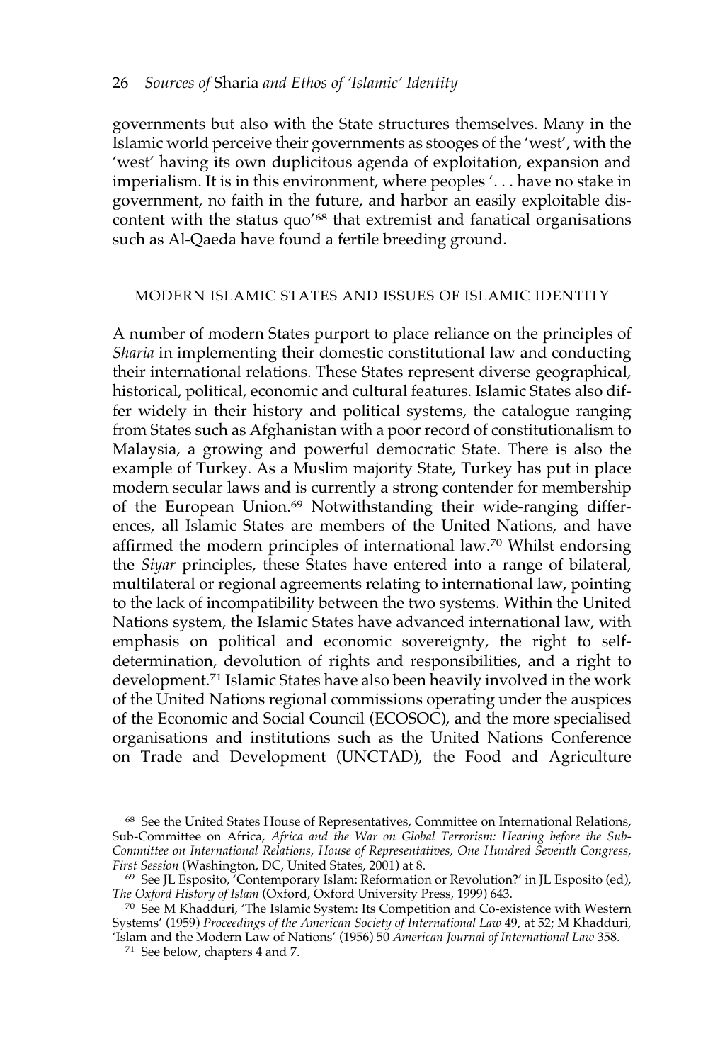governments but also with the State structures themselves. Many in the Islamic world perceive their governments as stooges of the 'west', with the 'west' having its own duplicitous agenda of exploitation, expansion and imperialism. It is in this environment, where peoples '. . . have no stake in government, no faith in the future, and harbor an easily exploitable discontent with the status quo'[68] that extremist and fanatical organisations such as Al-Qaeda have found a fertile breeding ground.

## MODERN ISLAMIC STATES AND ISSUES OF ISLAMIC IDENTITY

A number of modern States purport to place reliance on the principles of *Sharia* in implementing their domestic constitutional law and conducting their international relations. These States represent diverse geographical, historical, political, economic and cultural features. Islamic States also differ widely in their history and political systems, the catalogue ranging from States such as Afghanistan with a poor record of constitutionalism to Malaysia, a growing and powerful democratic State. There is also the example of Turkey. As a Muslim majority State, Turkey has put in place modern secular laws and is currently a strong contender for membership of the European Union.[69] Notwithstanding their wide-ranging differences, all Islamic States are members of the United Nations, and have affirmed the modern principles of international law.[70] Whilst endorsing the *Siyar* principles, these States have entered into a range of bilateral, multilateral or regional agreements relating to international law, pointing to the lack of incompatibility between the two systems. Within the United Nations system, the Islamic States have advanced international law, with emphasis on political and economic sovereignty, the right to self-determination, devolution of rights and responsibilities, and a right to development.[71] Islamic States have also been heavily involved in the work of the United Nations regional commissions operating under the auspices of the Economic and Social Council (ECOSOC), and the more specialised organisations and institutions such as the United Nations Conference on Trade and Development (UNCTAD), the Food and Agriculture

---

[68] See the United States House of Representatives, Committee on International Relations, Sub-Committee on Africa, *Africa and the War on Global Terrorism: Hearing before the Sub-Committee on International Relations, House of Representatives, One Hundred Seventh Congress, First Session* (Washington, DC, United States, 2001) at 8.

[69] See JL Esposito, 'Contemporary Islam: Reformation or Revolution?' in JL Esposito (ed), *The Oxford History of Islam* (Oxford, Oxford University Press, 1999) 643.

[70] See M Khadduri, 'The Islamic System: Its Competition and Co-existence with Western Systems' (1959) *Proceedings of the American Society of International Law* 49, at 52; M Khadduri, 'Islam and the Modern Law of Nations' (1956) 50 *American Journal of International Law* 358.

[71] See below, chapters 4 and 7.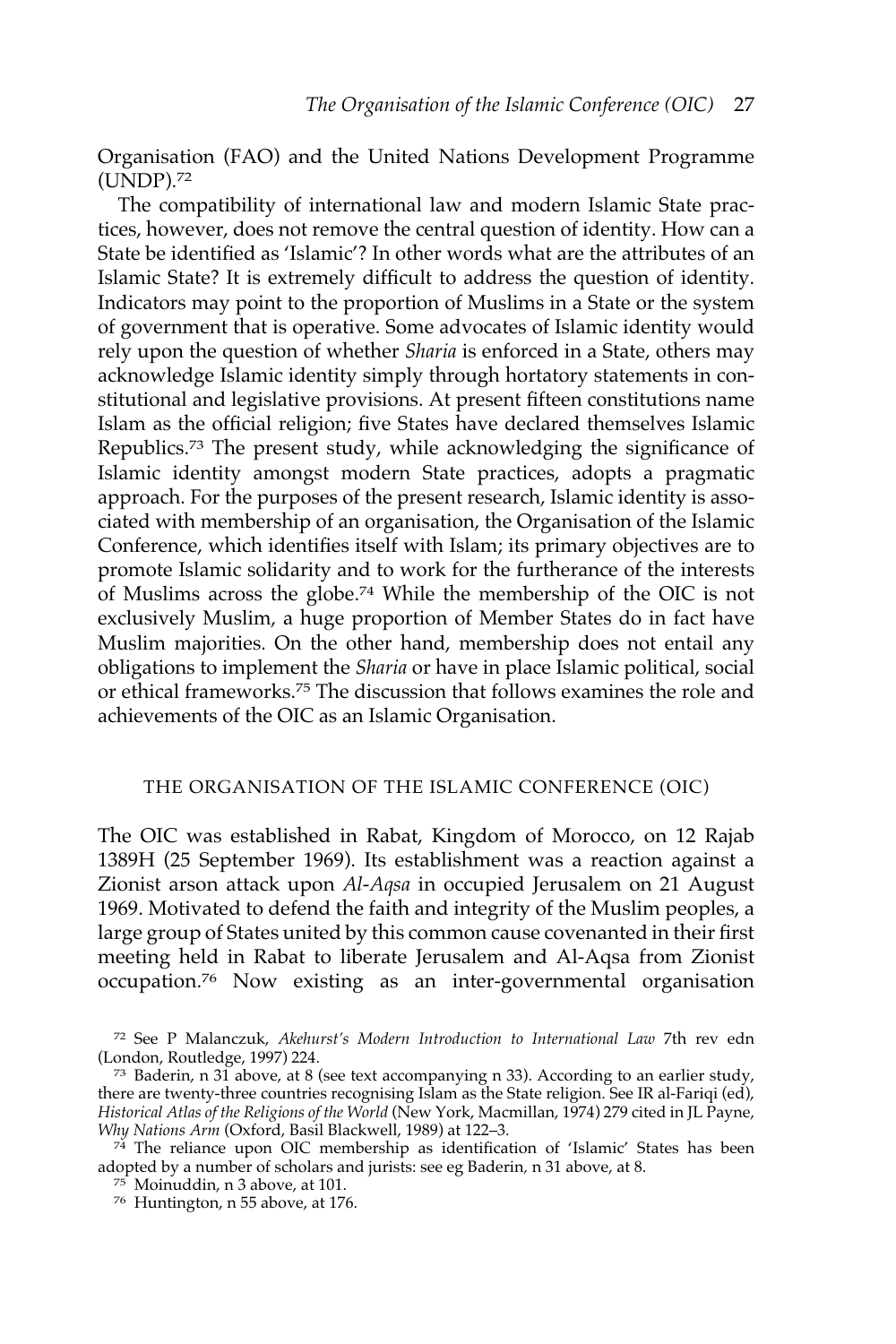Organisation (FAO) and the United Nations Development Programme (UNDP).[72]

The compatibility of international law and modern Islamic State practices, however, does not remove the central question of identity. How can a State be identified as 'Islamic'? In other words what are the attributes of an Islamic State? It is extremely difficult to address the question of identity. Indicators may point to the proportion of Muslims in a State or the system of government that is operative. Some advocates of Islamic identity would rely upon the question of whether *Sharia* is enforced in a State, others may acknowledge Islamic identity simply through hortatory statements in constitutional and legislative provisions. At present fifteen constitutions name Islam as the official religion; five States have declared themselves Islamic Republics.[73] The present study, while acknowledging the significance of Islamic identity amongst modern State practices, adopts a pragmatic approach. For the purposes of the present research, Islamic identity is associated with membership of an organisation, the Organisation of the Islamic Conference, which identifies itself with Islam; its primary objectives are to promote Islamic solidarity and to work for the furtherance of the interests of Muslims across the globe.[74] While the membership of the OIC is not exclusively Muslim, a huge proportion of Member States do in fact have Muslim majorities. On the other hand, membership does not entail any obligations to implement the *Sharia* or have in place Islamic political, social or ethical frameworks.[75] The discussion that follows examines the role and achievements of the OIC as an Islamic Organisation.

## THE ORGANISATION OF THE ISLAMIC CONFERENCE (OIC)

The OIC was established in Rabat, Kingdom of Morocco, on 12 Rajab 1389H (25 September 1969). Its establishment was a reaction against a Zionist arson attack upon *Al-Aqsa* in occupied Jerusalem on 21 August 1969. Motivated to defend the faith and integrity of the Muslim peoples, a large group of States united by this common cause covenanted in their first meeting held in Rabat to liberate Jerusalem and Al-Aqsa from Zionist occupation.[76] Now existing as an inter-governmental organisation

---

[72] See P Malanczuk, *Akehurst's Modern Introduction to International Law* 7th rev edn (London, Routledge, 1997) 224.

[73] Baderin, n 31 above, at 8 (see text accompanying n 33). According to an earlier study, there are twenty-three countries recognising Islam as the State religion. See IR al-Fariqi (ed), *Historical Atlas of the Religions of the World* (New York, Macmillan, 1974) 279 cited in JL Payne, *Why Nations Arm* (Oxford, Basil Blackwell, 1989) at 122–3.

[74] The reliance upon OIC membership as identification of 'Islamic' States has been adopted by a number of scholars and jurists: see eg Baderin, n 31 above, at 8.

[75] Moinuddin, n 3 above, at 101.

[76] Huntington, n 55 above, at 176.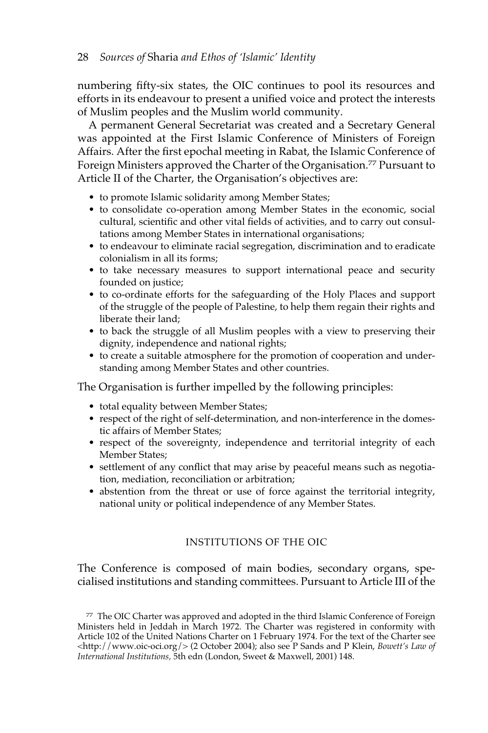numbering fifty-six states, the OIC continues to pool its resources and efforts in its endeavour to present a unified voice and protect the interests of Muslim peoples and the Muslim world community.

A permanent General Secretariat was created and a Secretary General was appointed at the First Islamic Conference of Ministers of Foreign Affairs. After the first epochal meeting in Rabat, the Islamic Conference of Foreign Ministers approved the Charter of the Organisation.[77] Pursuant to Article II of the Charter, the Organisation's objectives are:

- to promote Islamic solidarity among Member States;
- to consolidate co-operation among Member States in the economic, social cultural, scientific and other vital fields of activities, and to carry out consultations among Member States in international organisations;
- to endeavour to eliminate racial segregation, discrimination and to eradicate colonialism in all its forms;
- to take necessary measures to support international peace and security founded on justice;
- to co-ordinate efforts for the safeguarding of the Holy Places and support of the struggle of the people of Palestine, to help them regain their rights and liberate their land;
- to back the struggle of all Muslim peoples with a view to preserving their dignity, independence and national rights;
- to create a suitable atmosphere for the promotion of cooperation and understanding among Member States and other countries.

The Organisation is further impelled by the following principles:

- total equality between Member States;
- respect of the right of self-determination, and non-interference in the domestic affairs of Member States;
- respect of the sovereignty, independence and territorial integrity of each Member States;
- settlement of any conflict that may arise by peaceful means such as negotiation, mediation, reconciliation or arbitration;
- abstention from the threat or use of force against the territorial integrity, national unity or political independence of any Member States.

## INSTITUTIONS OF THE OIC

The Conference is composed of main bodies, secondary organs, specialised institutions and standing committees. Pursuant to Article III of the

[77] The OIC Charter was approved and adopted in the third Islamic Conference of Foreign Ministers held in Jeddah in March 1972. The Charter was registered in conformity with Article 102 of the United Nations Charter on 1 February 1974. For the text of the Charter see <http://www.oic-oci.org/> (2 October 2004); also see P Sands and P Klein, *Bowett's Law of International Institutions*, 5th edn (London, Sweet & Maxwell, 2001) 148.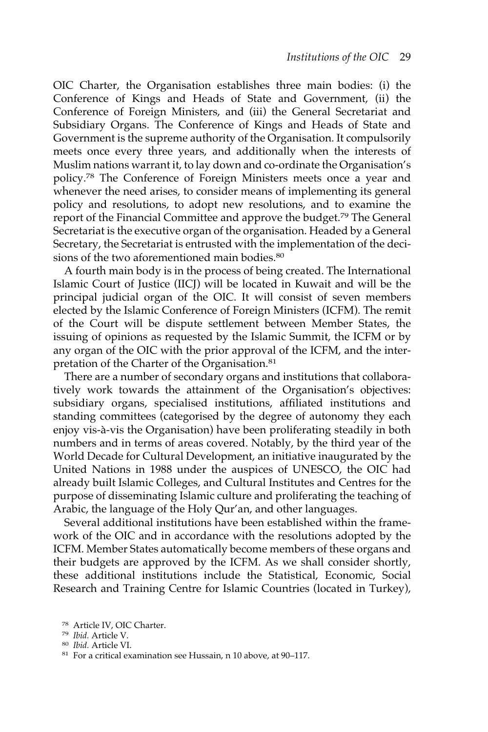OIC Charter, the Organisation establishes three main bodies: (i) the Conference of Kings and Heads of State and Government, (ii) the Conference of Foreign Ministers, and (iii) the General Secretariat and Subsidiary Organs. The Conference of Kings and Heads of State and Government is the supreme authority of the Organisation. It compulsorily meets once every three years, and additionally when the interests of Muslim nations warrant it, to lay down and co-ordinate the Organisation's policy.[78] The Conference of Foreign Ministers meets once a year and whenever the need arises, to consider means of implementing its general policy and resolutions, to adopt new resolutions, and to examine the report of the Financial Committee and approve the budget.[79] The General Secretariat is the executive organ of the organisation. Headed by a General Secretary, the Secretariat is entrusted with the implementation of the decisions of the two aforementioned main bodies.[80]

A fourth main body is in the process of being created. The International Islamic Court of Justice (IICJ) will be located in Kuwait and will be the principal judicial organ of the OIC. It will consist of seven members elected by the Islamic Conference of Foreign Ministers (ICFM). The remit of the Court will be dispute settlement between Member States, the issuing of opinions as requested by the Islamic Summit, the ICFM or by any organ of the OIC with the prior approval of the ICFM, and the interpretation of the Charter of the Organisation.[81]

There are a number of secondary organs and institutions that collaboratively work towards the attainment of the Organisation's objectives: subsidiary organs, specialised institutions, affiliated institutions and standing committees (categorised by the degree of autonomy they each enjoy vis-à-vis the Organisation) have been proliferating steadily in both numbers and in terms of areas covered. Notably, by the third year of the World Decade for Cultural Development, an initiative inaugurated by the United Nations in 1988 under the auspices of UNESCO, the OIC had already built Islamic Colleges, and Cultural Institutes and Centres for the purpose of disseminating Islamic culture and proliferating the teaching of Arabic, the language of the Holy Qur'an, and other languages.

Several additional institutions have been established within the framework of the OIC and in accordance with the resolutions adopted by the ICFM. Member States automatically become members of these organs and their budgets are approved by the ICFM. As we shall consider shortly, these additional institutions include the Statistical, Economic, Social Research and Training Centre for Islamic Countries (located in Turkey),

[78] Article IV, OIC Charter.

[79] *Ibid.* Article V.

[80] *Ibid.* Article VI.

[81] For a critical examination see Hussain, n 10 above, at 90–117.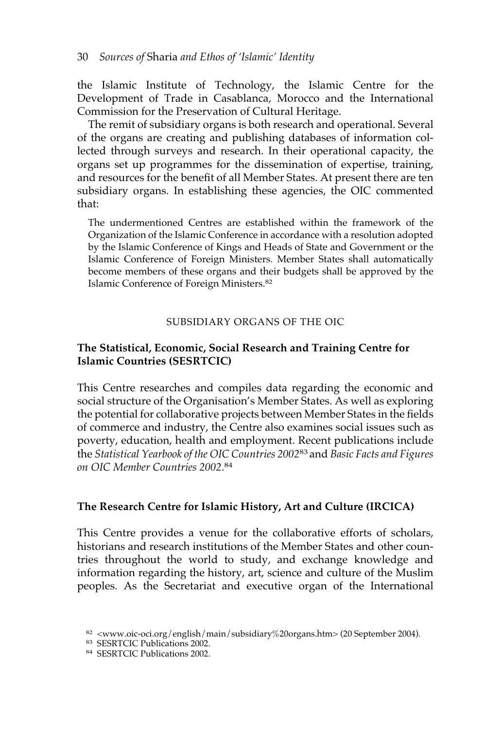the Islamic Institute of Technology, the Islamic Centre for the Development of Trade in Casablanca, Morocco and the International Commission for the Preservation of Cultural Heritage.

The remit of subsidiary organs is both research and operational. Several of the organs are creating and publishing databases of information collected through surveys and research. In their operational capacity, the organs set up programmes for the dissemination of expertise, training, and resources for the benefit of all Member States. At present there are ten subsidiary organs. In establishing these agencies, the OIC commented that:

> The undermentioned Centres are established within the framework of the Organization of the Islamic Conference in accordance with a resolution adopted by the Islamic Conference of Kings and Heads of State and Government or the Islamic Conference of Foreign Ministers. Member States shall automatically become members of these organs and their budgets shall be approved by the Islamic Conference of Foreign Ministers.[82]

## SUBSIDIARY ORGANS OF THE OIC

### The Statistical, Economic, Social Research and Training Centre for Islamic Countries (SESRTCIC)

This Centre researches and compiles data regarding the economic and social structure of the Organisation's Member States. As well as exploring the potential for collaborative projects between Member States in the fields of commerce and industry, the Centre also examines social issues such as poverty, education, health and employment. Recent publications include the *Statistical Yearbook of the OIC Countries 2002*[83] and *Basic Facts and Figures on OIC Member Countries 2002*.[84]

### The Research Centre for Islamic History, Art and Culture (IRCICA)

This Centre provides a venue for the collaborative efforts of scholars, historians and research institutions of the Member States and other countries throughout the world to study, and exchange knowledge and information regarding the history, art, science and culture of the Muslim peoples. As the Secretariat and executive organ of the International

[82] <www.oic-oci.org/english/main/subsidiary%20organs.htm> (20 September 2004).

[83] SESRTCIC Publications 2002.

[84] SESRTCIC Publications 2002.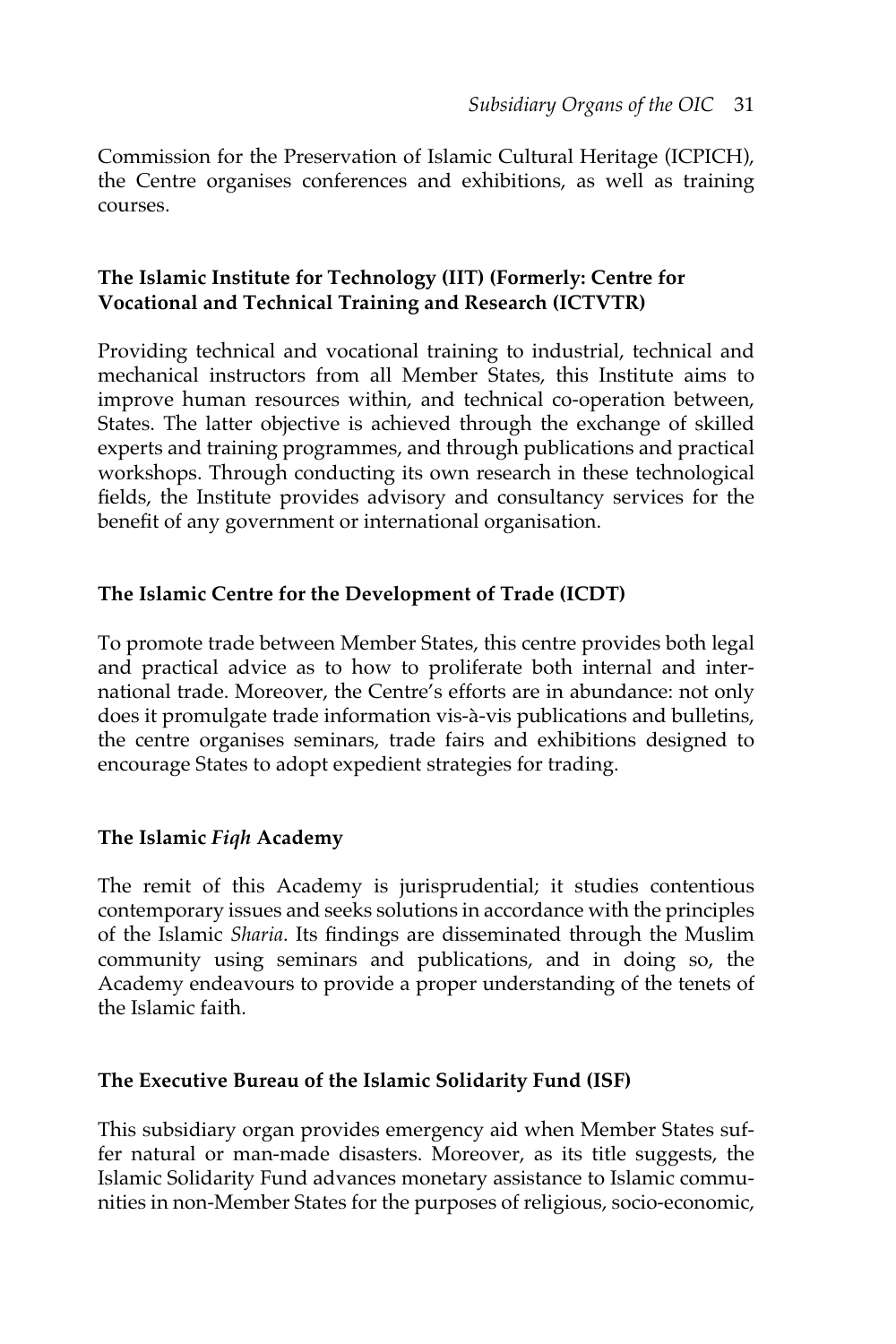Commission for the Preservation of Islamic Cultural Heritage (ICPICH), the Centre organises conferences and exhibitions, as well as training courses.

### The Islamic Institute for Technology (IIT) (Formerly: Centre for Vocational and Technical Training and Research (ICTVTR)

Providing technical and vocational training to industrial, technical and mechanical instructors from all Member States, this Institute aims to improve human resources within, and technical co-operation between, States. The latter objective is achieved through the exchange of skilled experts and training programmes, and through publications and practical workshops. Through conducting its own research in these technological fields, the Institute provides advisory and consultancy services for the benefit of any government or international organisation.

### The Islamic Centre for the Development of Trade (ICDT)

To promote trade between Member States, this centre provides both legal and practical advice as to how to proliferate both internal and international trade. Moreover, the Centre's efforts are in abundance: not only does it promulgate trade information vis-à-vis publications and bulletins, the centre organises seminars, trade fairs and exhibitions designed to encourage States to adopt expedient strategies for trading.

### The Islamic *Fiqh* Academy

The remit of this Academy is jurisprudential; it studies contentious contemporary issues and seeks solutions in accordance with the principles of the Islamic *Sharia*. Its findings are disseminated through the Muslim community using seminars and publications, and in doing so, the Academy endeavours to provide a proper understanding of the tenets of the Islamic faith.

### The Executive Bureau of the Islamic Solidarity Fund (ISF)

This subsidiary organ provides emergency aid when Member States suffer natural or man-made disasters. Moreover, as its title suggests, the Islamic Solidarity Fund advances monetary assistance to Islamic communities in non-Member States for the purposes of religious, socio-economic,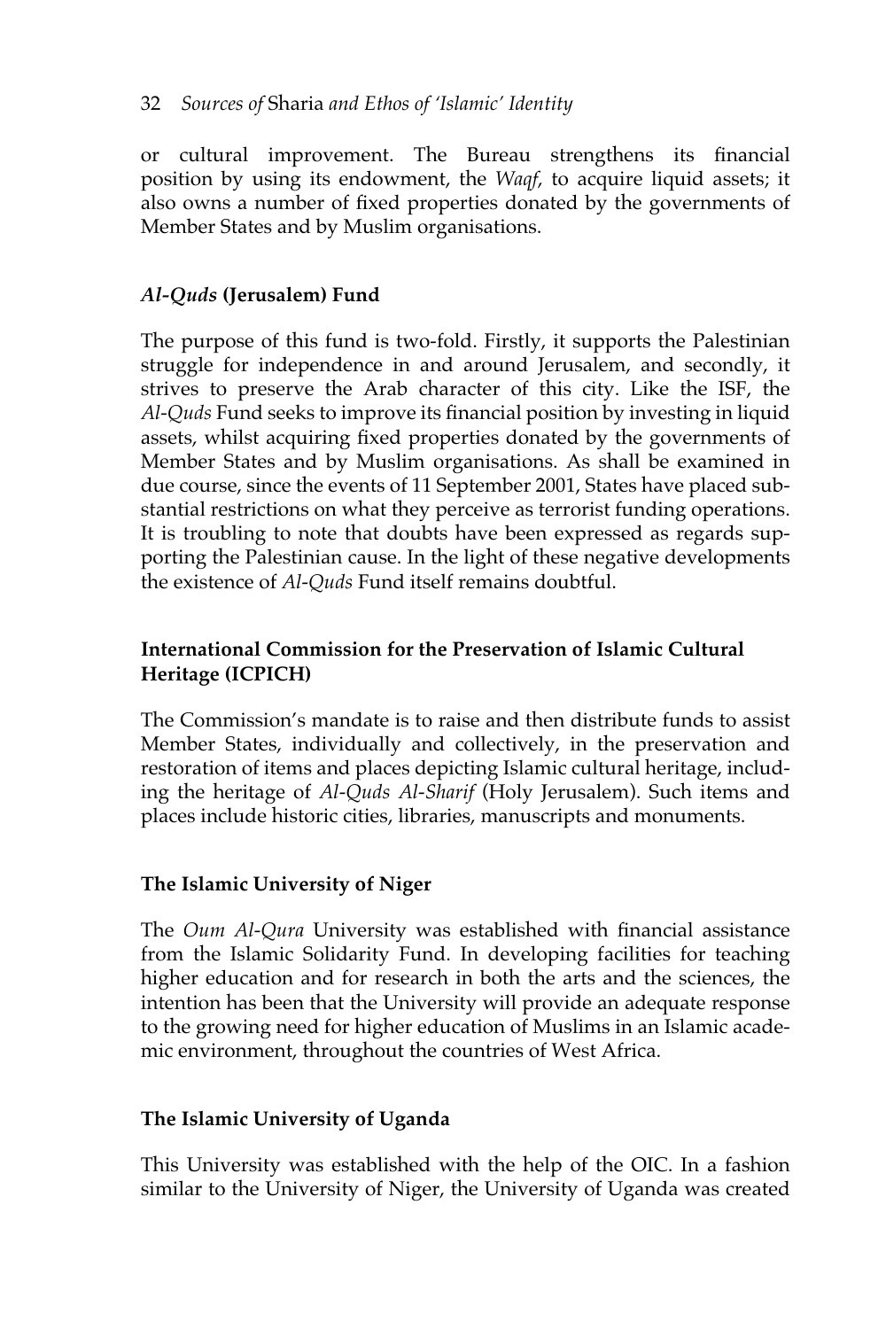or cultural improvement. The Bureau strengthens its financial position by using its endowment, the *Waqf*, to acquire liquid assets; it also owns a number of fixed properties donated by the governments of Member States and by Muslim organisations.

### *Al-Quds* (Jerusalem) Fund

The purpose of this fund is two-fold. Firstly, it supports the Palestinian struggle for independence in and around Jerusalem, and secondly, it strives to preserve the Arab character of this city. Like the ISF, the *Al-Quds* Fund seeks to improve its financial position by investing in liquid assets, whilst acquiring fixed properties donated by the governments of Member States and by Muslim organisations. As shall be examined in due course, since the events of 11 September 2001, States have placed substantial restrictions on what they perceive as terrorist funding operations. It is troubling to note that doubts have been expressed as regards supporting the Palestinian cause. In the light of these negative developments the existence of *Al-Quds* Fund itself remains doubtful.

### International Commission for the Preservation of Islamic Cultural Heritage (ICPICH)

The Commission's mandate is to raise and then distribute funds to assist Member States, individually and collectively, in the preservation and restoration of items and places depicting Islamic cultural heritage, including the heritage of *Al-Quds Al-Sharif* (Holy Jerusalem). Such items and places include historic cities, libraries, manuscripts and monuments.

### The Islamic University of Niger

The *Oum Al-Qura* University was established with financial assistance from the Islamic Solidarity Fund. In developing facilities for teaching higher education and for research in both the arts and the sciences, the intention has been that the University will provide an adequate response to the growing need for higher education of Muslims in an Islamic academic environment, throughout the countries of West Africa.

### The Islamic University of Uganda

This University was established with the help of the OIC. In a fashion similar to the University of Niger, the University of Uganda was created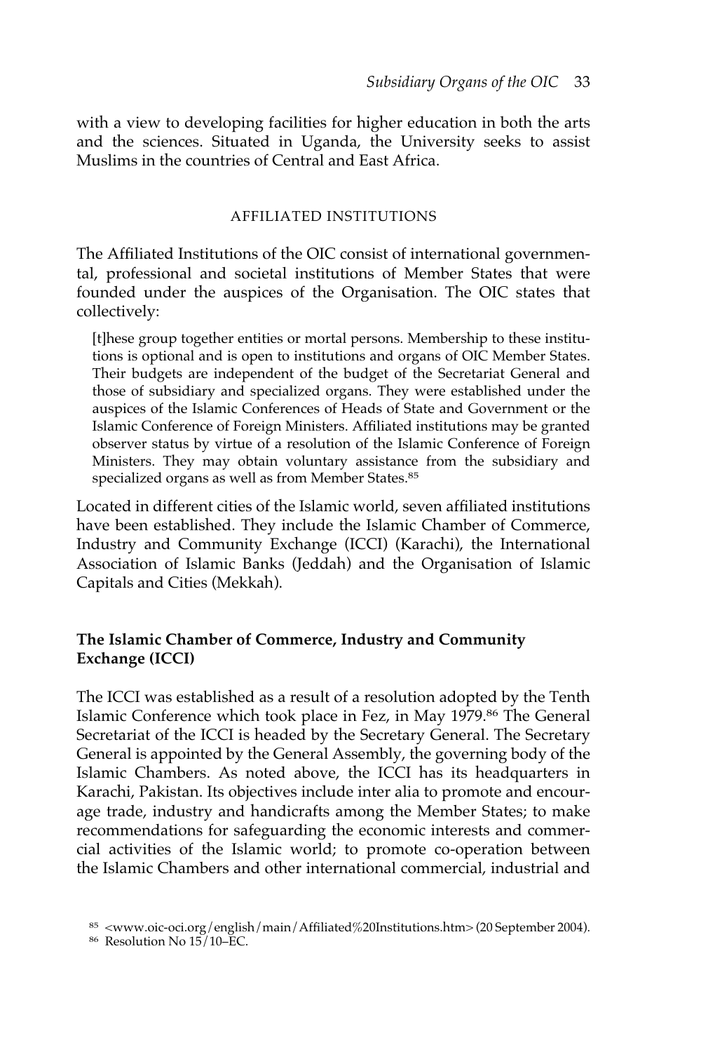with a view to developing facilities for higher education in both the arts and the sciences. Situated in Uganda, the University seeks to assist Muslims in the countries of Central and East Africa.

## AFFILIATED INSTITUTIONS

The Affiliated Institutions of the OIC consist of international governmental, professional and societal institutions of Member States that were founded under the auspices of the Organisation. The OIC states that collectively:

> [t]hese group together entities or mortal persons. Membership to these institutions is optional and is open to institutions and organs of OIC Member States. Their budgets are independent of the budget of the Secretariat General and those of subsidiary and specialized organs. They were established under the auspices of the Islamic Conferences of Heads of State and Government or the Islamic Conference of Foreign Ministers. Affiliated institutions may be granted observer status by virtue of a resolution of the Islamic Conference of Foreign Ministers. They may obtain voluntary assistance from the subsidiary and specialized organs as well as from Member States.[85]

Located in different cities of the Islamic world, seven affiliated institutions have been established. They include the Islamic Chamber of Commerce, Industry and Community Exchange (ICCI) (Karachi), the International Association of Islamic Banks (Jeddah) and the Organisation of Islamic Capitals and Cities (Mekkah).

### The Islamic Chamber of Commerce, Industry and Community Exchange (ICCI)

The ICCI was established as a result of a resolution adopted by the Tenth Islamic Conference which took place in Fez, in May 1979.[86] The General Secretariat of the ICCI is headed by the Secretary General. The Secretary General is appointed by the General Assembly, the governing body of the Islamic Chambers. As noted above, the ICCI has its headquarters in Karachi, Pakistan. Its objectives include inter alia to promote and encourage trade, industry and handicrafts among the Member States; to make recommendations for safeguarding the economic interests and commercial activities of the Islamic world; to promote co-operation between the Islamic Chambers and other international commercial, industrial and

[85] <www.oic-oci.org/english/main/Affiliated%20Institutions.htm> (20 September 2004).

[86] Resolution No 15/10–EC.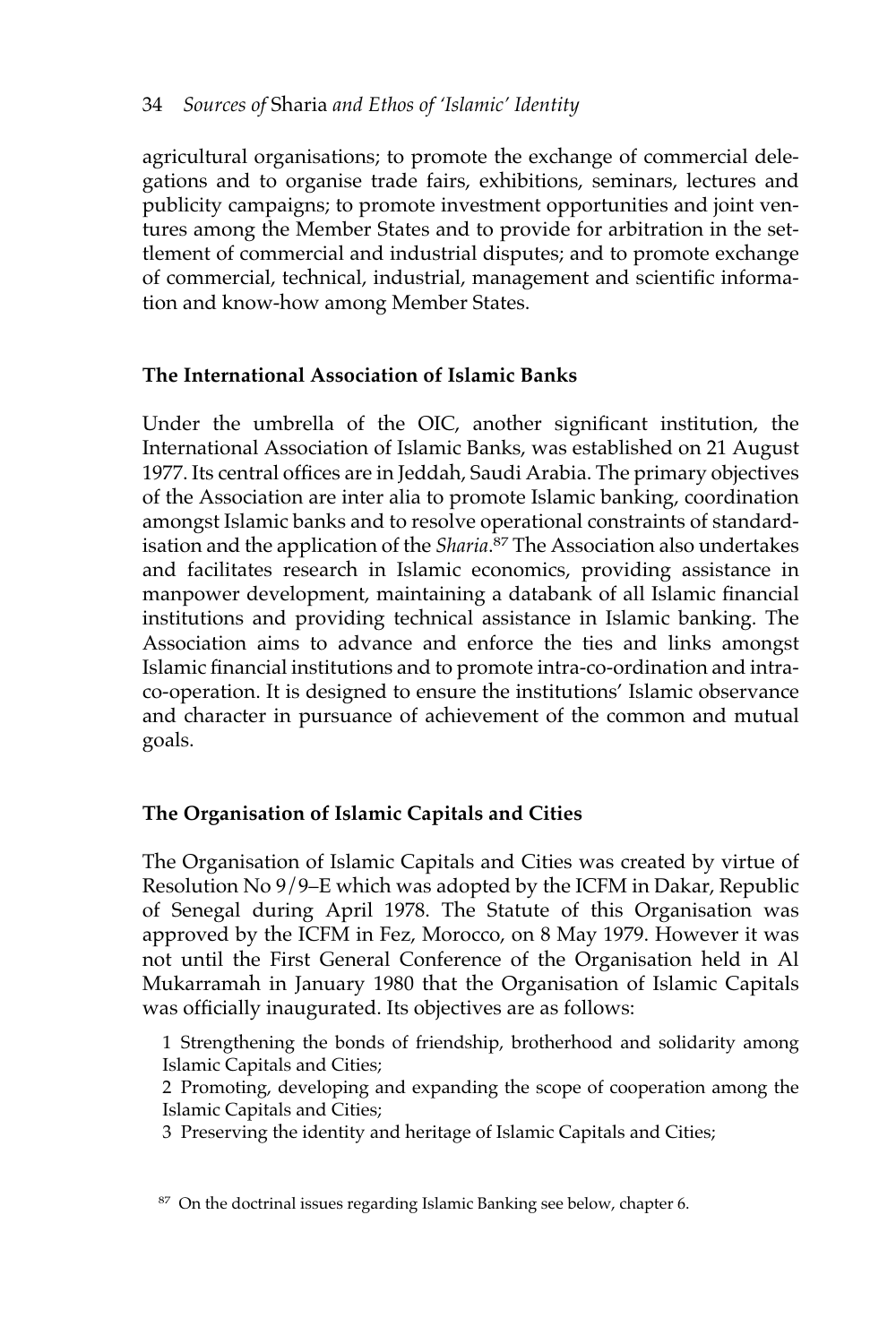agricultural organisations; to promote the exchange of commercial delegations and to organise trade fairs, exhibitions, seminars, lectures and publicity campaigns; to promote investment opportunities and joint ventures among the Member States and to provide for arbitration in the settlement of commercial and industrial disputes; and to promote exchange of commercial, technical, industrial, management and scientific information and know-how among Member States.

### The International Association of Islamic Banks

Under the umbrella of the OIC, another significant institution, the International Association of Islamic Banks, was established on 21 August 1977. Its central offices are in Jeddah, Saudi Arabia. The primary objectives of the Association are inter alia to promote Islamic banking, coordination amongst Islamic banks and to resolve operational constraints of standardisation and the application of the *Sharia*.[87] The Association also undertakes and facilitates research in Islamic economics, providing assistance in manpower development, maintaining a databank of all Islamic financial institutions and providing technical assistance in Islamic banking. The Association aims to advance and enforce the ties and links amongst Islamic financial institutions and to promote intra-co-ordination and intra-co-operation. It is designed to ensure the institutions' Islamic observance and character in pursuance of achievement of the common and mutual goals.

### The Organisation of Islamic Capitals and Cities

The Organisation of Islamic Capitals and Cities was created by virtue of Resolution No 9/9–E which was adopted by the ICFM in Dakar, Republic of Senegal during April 1978. The Statute of this Organisation was approved by the ICFM in Fez, Morocco, on 8 May 1979. However it was not until the First General Conference of the Organisation held in Al Mukarramah in January 1980 that the Organisation of Islamic Capitals was officially inaugurated. Its objectives are as follows:

1 Strengthening the bonds of friendship, brotherhood and solidarity among Islamic Capitals and Cities;
2 Promoting, developing and expanding the scope of cooperation among the Islamic Capitals and Cities;
3 Preserving the identity and heritage of Islamic Capitals and Cities;

[87] On the doctrinal issues regarding Islamic Banking see below, chapter 6.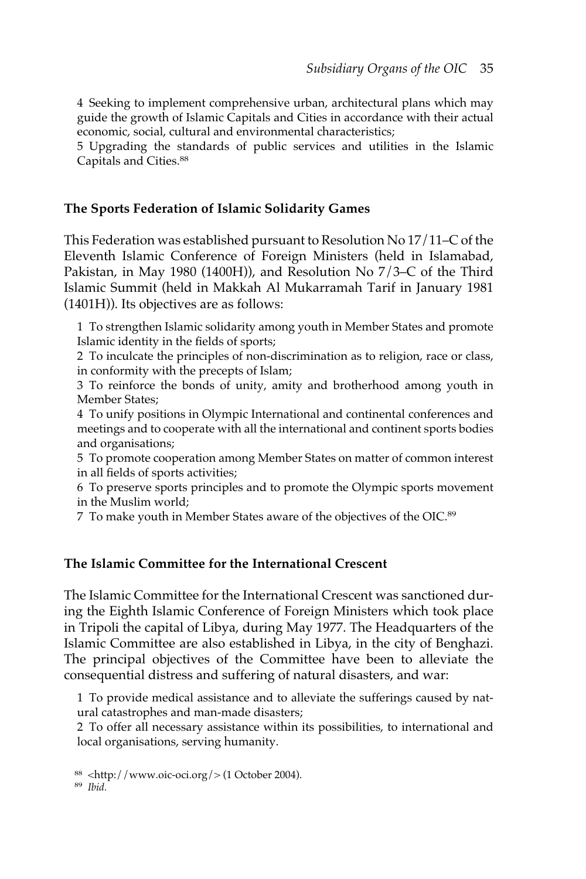4 Seeking to implement comprehensive urban, architectural plans which may guide the growth of Islamic Capitals and Cities in accordance with their actual economic, social, cultural and environmental characteristics;

5 Upgrading the standards of public services and utilities in the Islamic Capitals and Cities.[88]

### The Sports Federation of Islamic Solidarity Games

This Federation was established pursuant to Resolution No 17/11–C of the Eleventh Islamic Conference of Foreign Ministers (held in Islamabad, Pakistan, in May 1980 (1400H)), and Resolution No 7/3–C of the Third Islamic Summit (held in Makkah Al Mukarramah Tarif in January 1981 (1401H)). Its objectives are as follows:

1 To strengthen Islamic solidarity among youth in Member States and promote Islamic identity in the fields of sports;

2 To inculcate the principles of non-discrimination as to religion, race or class, in conformity with the precepts of Islam;

3 To reinforce the bonds of unity, amity and brotherhood among youth in Member States;

4 To unify positions in Olympic International and continental conferences and meetings and to cooperate with all the international and continent sports bodies and organisations;

5 To promote cooperation among Member States on matter of common interest in all fields of sports activities;

6 To preserve sports principles and to promote the Olympic sports movement in the Muslim world;

7 To make youth in Member States aware of the objectives of the OIC.[89]

### The Islamic Committee for the International Crescent

The Islamic Committee for the International Crescent was sanctioned during the Eighth Islamic Conference of Foreign Ministers which took place in Tripoli the capital of Libya, during May 1977. The Headquarters of the Islamic Committee are also established in Libya, in the city of Benghazi. The principal objectives of the Committee have been to alleviate the consequential distress and suffering of natural disasters, and war:

1 To provide medical assistance and to alleviate the sufferings caused by natural catastrophes and man-made disasters;

2 To offer all necessary assistance within its possibilities, to international and local organisations, serving humanity.

[88] <http://www.oic-oci.org/> (1 October 2004).

[89] *Ibid.*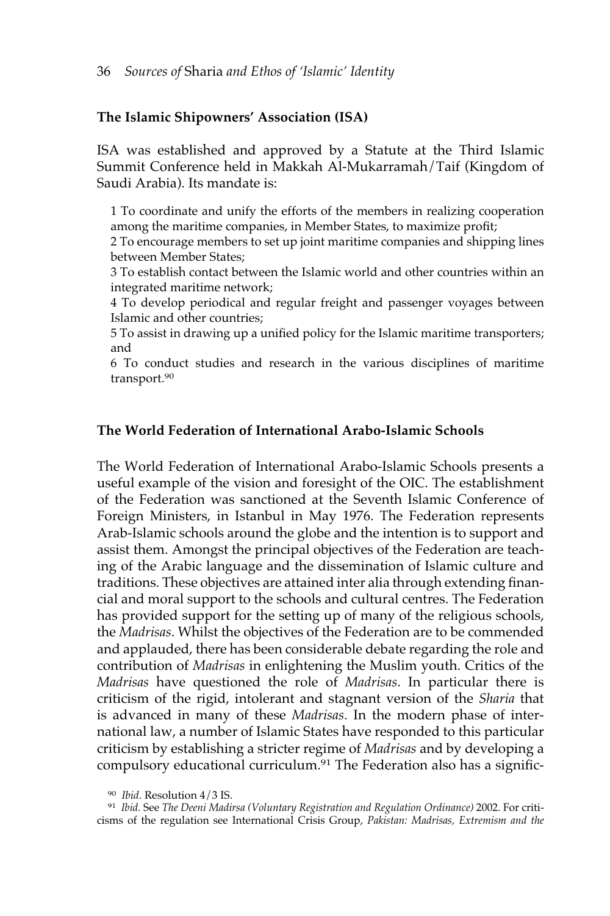### The Islamic Shipowners' Association (ISA)

ISA was established and approved by a Statute at the Third Islamic Summit Conference held in Makkah Al-Mukarramah/Taif (Kingdom of Saudi Arabia). Its mandate is:

1 To coordinate and unify the efforts of the members in realizing cooperation among the maritime companies, in Member States, to maximize profit;
2 To encourage members to set up joint maritime companies and shipping lines between Member States;
3 To establish contact between the Islamic world and other countries within an integrated maritime network;
4 To develop periodical and regular freight and passenger voyages between Islamic and other countries;
5 To assist in drawing up a unified policy for the Islamic maritime transporters; and
6 To conduct studies and research in the various disciplines of maritime transport.[90]

### The World Federation of International Arabo-Islamic Schools

The World Federation of International Arabo-Islamic Schools presents a useful example of the vision and foresight of the OIC. The establishment of the Federation was sanctioned at the Seventh Islamic Conference of Foreign Ministers, in Istanbul in May 1976. The Federation represents Arab-Islamic schools around the globe and the intention is to support and assist them. Amongst the principal objectives of the Federation are teaching of the Arabic language and the dissemination of Islamic culture and traditions. These objectives are attained inter alia through extending financial and moral support to the schools and cultural centres. The Federation has provided support for the setting up of many of the religious schools, the *Madrisas*. Whilst the objectives of the Federation are to be commended and applauded, there has been considerable debate regarding the role and contribution of *Madrisas* in enlightening the Muslim youth. Critics of the *Madrisas* have questioned the role of *Madrisas*. In particular there is criticism of the rigid, intolerant and stagnant version of the *Sharia* that is advanced in many of these *Madrisas*. In the modern phase of international law, a number of Islamic States have responded to this particular criticism by establishing a stricter regime of *Madrisas* and by developing a compulsory educational curriculum.[91] The Federation also has a signific-

[90] *Ibid.* Resolution 4/3 IS.

[91] *Ibid.* See *The Deeni Madirsa (Voluntary Registration and Regulation Ordinance)* 2002. For criticisms of the regulation see International Crisis Group, *Pakistan: Madrisas, Extremism and the*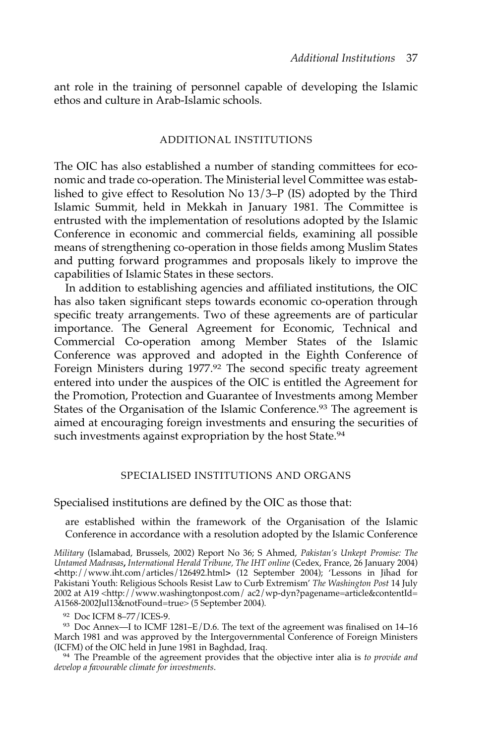ant role in the training of personnel capable of developing the Islamic ethos and culture in Arab-Islamic schools.

## ADDITIONAL INSTITUTIONS

The OIC has also established a number of standing committees for economic and trade co-operation. The Ministerial level Committee was established to give effect to Resolution No 13/3–P (IS) adopted by the Third Islamic Summit, held in Mekkah in January 1981. The Committee is entrusted with the implementation of resolutions adopted by the Islamic Conference in economic and commercial fields, examining all possible means of strengthening co-operation in those fields among Muslim States and putting forward programmes and proposals likely to improve the capabilities of Islamic States in these sectors.

In addition to establishing agencies and affiliated institutions, the OIC has also taken significant steps towards economic co-operation through specific treaty arrangements. Two of these agreements are of particular importance. The General Agreement for Economic, Technical and Commercial Co-operation among Member States of the Islamic Conference was approved and adopted in the Eighth Conference of Foreign Ministers during 1977.[92] The second specific treaty agreement entered into under the auspices of the OIC is entitled the Agreement for the Promotion, Protection and Guarantee of Investments among Member States of the Organisation of the Islamic Conference.[93] The agreement is aimed at encouraging foreign investments and ensuring the securities of such investments against expropriation by the host State.[94]

## SPECIALISED INSTITUTIONS AND ORGANS

Specialised institutions are defined by the OIC as those that:

> are established within the framework of the Organisation of the Islamic Conference in accordance with a resolution adopted by the Islamic Conference

*Military* (Islamabad, Brussels, 2002) Report No 36; S Ahmed, *Pakistan's Unkept Promise: The Untamed Madrasas*, *International Herald Tribune, The IHT online* (Cedex, France, 26 January 2004) <http://www.iht.com/articles/126492.html> (12 September 2004); 'Lessons in Jihad for Pakistani Youth: Religious Schools Resist Law to Curb Extremism' *The Washington Post* 14 July 2002 at A19 <http://www.washingtonpost.com/ ac2/wp-dyn?pagename=article&contentId=A1568-2002Jul13&notFound=true> (5 September 2004).

[92] Doc ICFM 8–77/ICES-9.

[93] Doc Annex—I to ICMF 1281–E/D.6. The text of the agreement was finalised on 14–16 March 1981 and was approved by the Intergovernmental Conference of Foreign Ministers (ICFM) of the OIC held in June 1981 in Baghdad, Iraq.

[94] The Preamble of the agreement provides that the objective inter alia is *to provide and develop a favourable climate for investments*.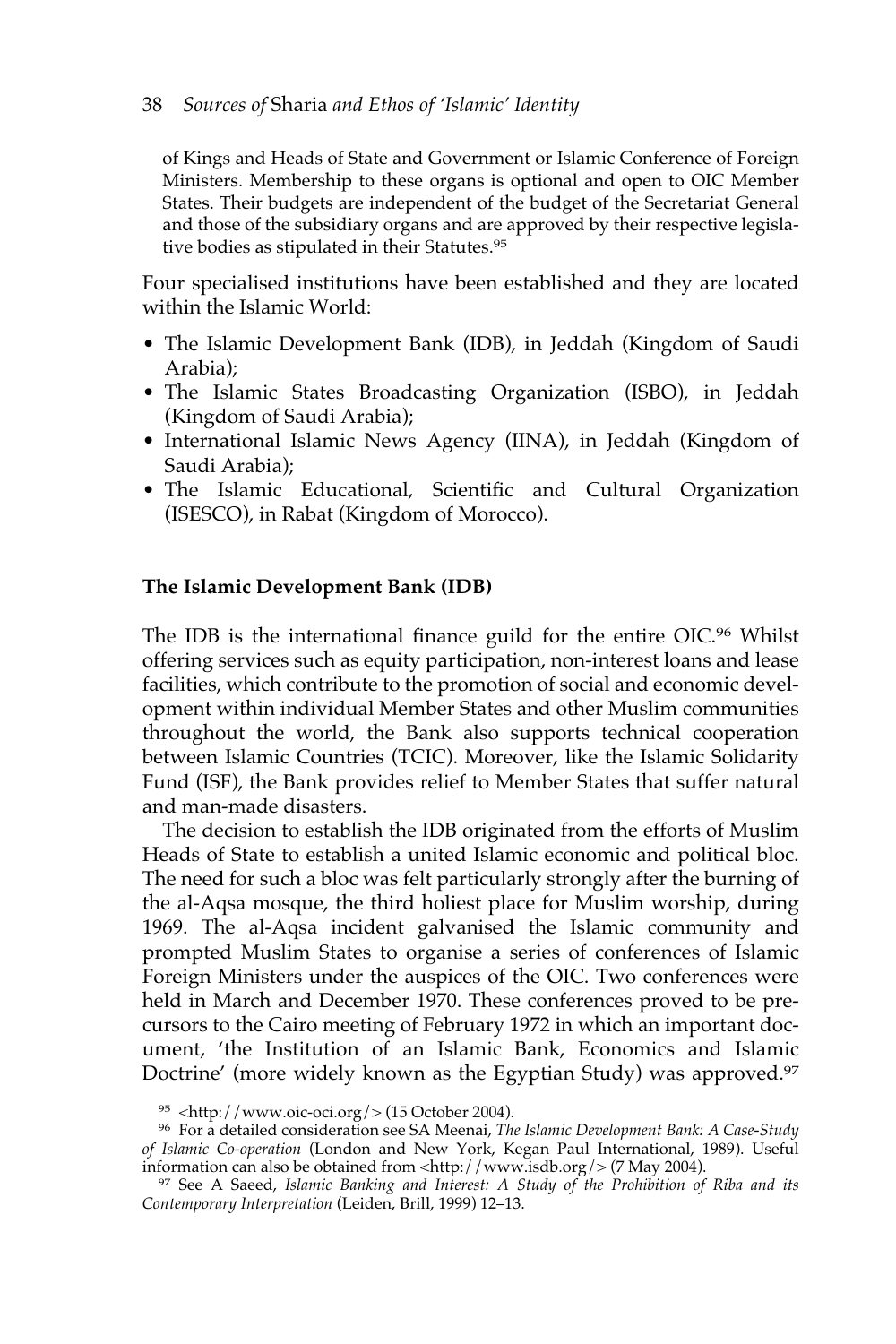of Kings and Heads of State and Government or Islamic Conference of Foreign Ministers. Membership to these organs is optional and open to OIC Member States. Their budgets are independent of the budget of the Secretariat General and those of the subsidiary organs and are approved by their respective legislative bodies as stipulated in their Statutes.[95]

Four specialised institutions have been established and they are located within the Islamic World:

- The Islamic Development Bank (IDB), in Jeddah (Kingdom of Saudi Arabia);
- The Islamic States Broadcasting Organization (ISBO), in Jeddah (Kingdom of Saudi Arabia);
- International Islamic News Agency (IINA), in Jeddah (Kingdom of Saudi Arabia);
- The Islamic Educational, Scientific and Cultural Organization (ISESCO), in Rabat (Kingdom of Morocco).

**The Islamic Development Bank (IDB)**

The IDB is the international finance guild for the entire OIC.[96] Whilst offering services such as equity participation, non-interest loans and lease facilities, which contribute to the promotion of social and economic development within individual Member States and other Muslim communities throughout the world, the Bank also supports technical cooperation between Islamic Countries (TCIC). Moreover, like the Islamic Solidarity Fund (ISF), the Bank provides relief to Member States that suffer natural and man-made disasters.

The decision to establish the IDB originated from the efforts of Muslim Heads of State to establish a united Islamic economic and political bloc. The need for such a bloc was felt particularly strongly after the burning of the al-Aqsa mosque, the third holiest place for Muslim worship, during 1969. The al-Aqsa incident galvanised the Islamic community and prompted Muslim States to organise a series of conferences of Islamic Foreign Ministers under the auspices of the OIC. Two conferences were held in March and December 1970. These conferences proved to be precursors to the Cairo meeting of February 1972 in which an important document, 'the Institution of an Islamic Bank, Economics and Islamic Doctrine' (more widely known as the Egyptian Study) was approved.[97]

[95] <http://www.oic-oci.org/> (15 October 2004).

[96] For a detailed consideration see SA Meenai, *The Islamic Development Bank: A Case-Study of Islamic Co-operation* (London and New York, Kegan Paul International, 1989). Useful information can also be obtained from <http://www.isdb.org/> (7 May 2004).

[97] See A Saeed, *Islamic Banking and Interest: A Study of the Prohibition of Riba and its Contemporary Interpretation* (Leiden, Brill, 1999) 12–13.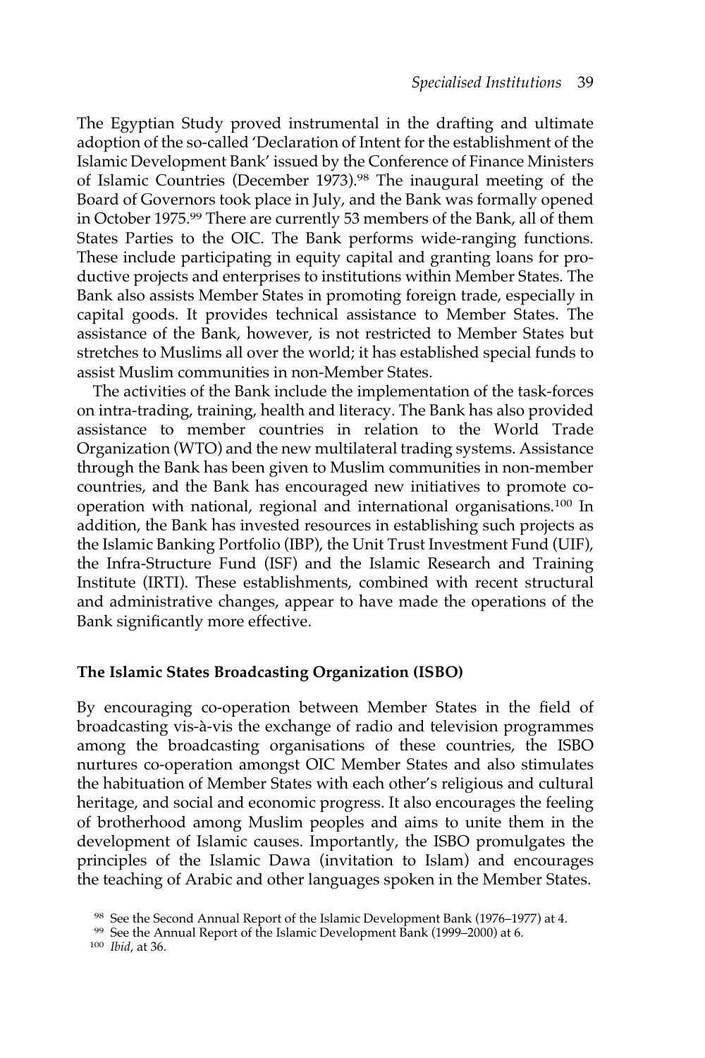The Egyptian Study proved instrumental in the drafting and ultimate adoption of the so-called 'Declaration of Intent for the establishment of the Islamic Development Bank' issued by the Conference of Finance Ministers of Islamic Countries (December 1973).[98] The inaugural meeting of the Board of Governors took place in July, and the Bank was formally opened in October 1975.[99] There are currently 53 members of the Bank, all of them States Parties to the OIC. The Bank performs wide-ranging functions. These include participating in equity capital and granting loans for productive projects and enterprises to institutions within Member States. The Bank also assists Member States in promoting foreign trade, especially in capital goods. It provides technical assistance to Member States. The assistance of the Bank, however, is not restricted to Member States but stretches to Muslims all over the world; it has established special funds to assist Muslim communities in non-Member States.

The activities of the Bank include the implementation of the task-forces on intra-trading, training, health and literacy. The Bank has also provided assistance to member countries in relation to the World Trade Organization (WTO) and the new multilateral trading systems. Assistance through the Bank has been given to Muslim communities in non-member countries, and the Bank has encouraged new initiatives to promote co-operation with national, regional and international organisations.[100] In addition, the Bank has invested resources in establishing such projects as the Islamic Banking Portfolio (IBP), the Unit Trust Investment Fund (UIF), the Infra-Structure Fund (ISF) and the Islamic Research and Training Institute (IRTI). These establishments, combined with recent structural and administrative changes, appear to have made the operations of the Bank significantly more effective.

### The Islamic States Broadcasting Organization (ISBO)

By encouraging co-operation between Member States in the field of broadcasting vis-à-vis the exchange of radio and television programmes among the broadcasting organisations of these countries, the ISBO nurtures co-operation amongst OIC Member States and also stimulates the habituation of Member States with each other's religious and cultural heritage, and social and economic progress. It also encourages the feeling of brotherhood among Muslim peoples and aims to unite them in the development of Islamic causes. Importantly, the ISBO promulgates the principles of the Islamic Dawa (invitation to Islam) and encourages the teaching of Arabic and other languages spoken in the Member States.

[98] See the Second Annual Report of the Islamic Development Bank (1976–1977) at 4.

[99] See the Annual Report of the Islamic Development Bank (1999–2000) at 6.

[100] *Ibid*, at 36.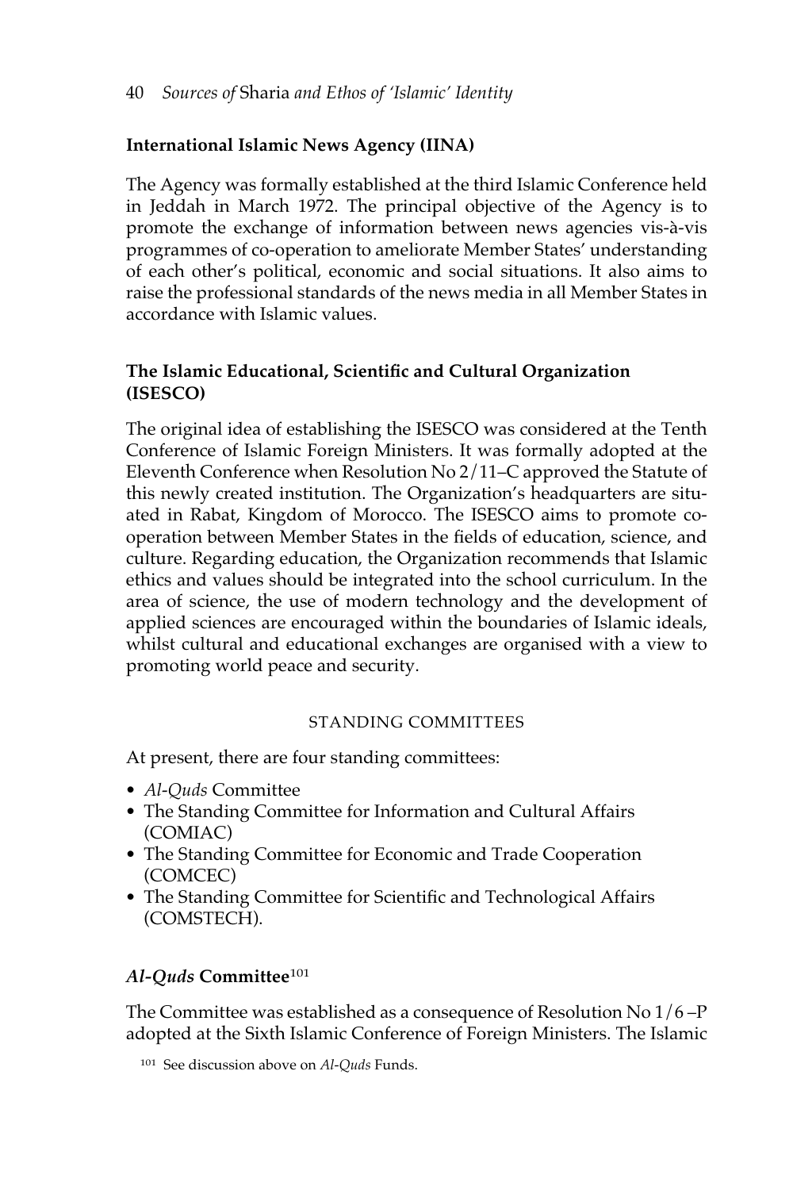### International Islamic News Agency (IINA)

The Agency was formally established at the third Islamic Conference held in Jeddah in March 1972. The principal objective of the Agency is to promote the exchange of information between news agencies vis-à-vis programmes of co-operation to ameliorate Member States' understanding of each other's political, economic and social situations. It also aims to raise the professional standards of the news media in all Member States in accordance with Islamic values.

### The Islamic Educational, Scientific and Cultural Organization (ISESCO)

The original idea of establishing the ISESCO was considered at the Tenth Conference of Islamic Foreign Ministers. It was formally adopted at the Eleventh Conference when Resolution No 2/11–C approved the Statute of this newly created institution. The Organization's headquarters are situated in Rabat, Kingdom of Morocco. The ISESCO aims to promote co-operation between Member States in the fields of education, science, and culture. Regarding education, the Organization recommends that Islamic ethics and values should be integrated into the school curriculum. In the area of science, the use of modern technology and the development of applied sciences are encouraged within the boundaries of Islamic ideals, whilst cultural and educational exchanges are organised with a view to promoting world peace and security.

## STANDING COMMITTEES

At present, there are four standing committees:

- *Al-Quds* Committee
- The Standing Committee for Information and Cultural Affairs (COMIAC)
- The Standing Committee for Economic and Trade Cooperation (COMCEC)
- The Standing Committee for Scientific and Technological Affairs (COMSTECH).

### *Al-Quds* Committee[101]

The Committee was established as a consequence of Resolution No 1/6 –P adopted at the Sixth Islamic Conference of Foreign Ministers. The Islamic

[101] See discussion above on *Al-Quds* Funds.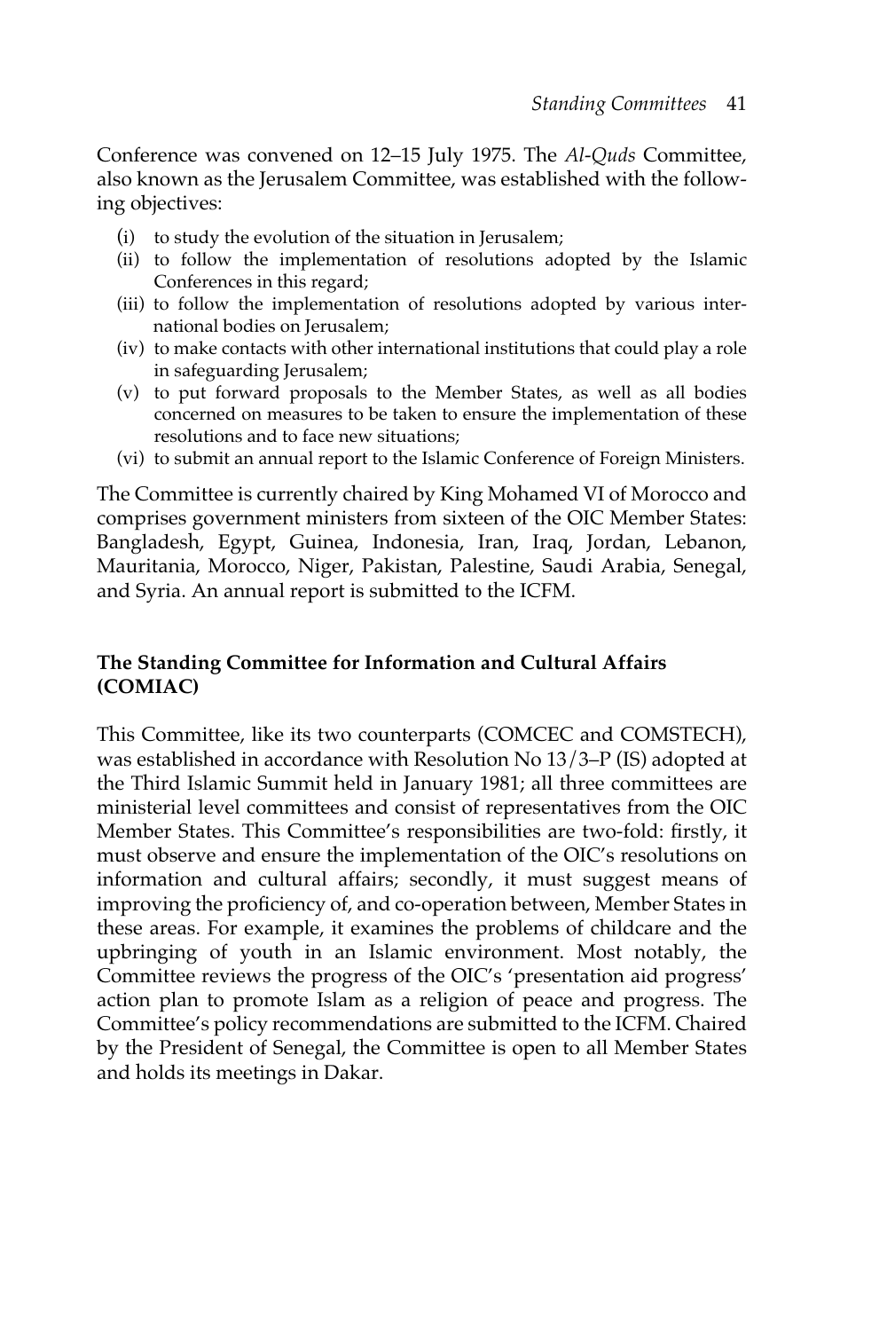Conference was convened on 12–15 July 1975. The *Al-Quds* Committee, also known as the Jerusalem Committee, was established with the following objectives:

- (i) to study the evolution of the situation in Jerusalem;
- (ii) to follow the implementation of resolutions adopted by the Islamic Conferences in this regard;
- (iii) to follow the implementation of resolutions adopted by various international bodies on Jerusalem;
- (iv) to make contacts with other international institutions that could play a role in safeguarding Jerusalem;
- (v) to put forward proposals to the Member States, as well as all bodies concerned on measures to be taken to ensure the implementation of these resolutions and to face new situations;
- (vi) to submit an annual report to the Islamic Conference of Foreign Ministers.

The Committee is currently chaired by King Mohamed VI of Morocco and comprises government ministers from sixteen of the OIC Member States: Bangladesh, Egypt, Guinea, Indonesia, Iran, Iraq, Jordan, Lebanon, Mauritania, Morocco, Niger, Pakistan, Palestine, Saudi Arabia, Senegal, and Syria. An annual report is submitted to the ICFM.

**The Standing Committee for Information and Cultural Affairs (COMIAC)**

This Committee, like its two counterparts (COMCEC and COMSTECH), was established in accordance with Resolution No 13/3–P (IS) adopted at the Third Islamic Summit held in January 1981; all three committees are ministerial level committees and consist of representatives from the OIC Member States. This Committee's responsibilities are two-fold: firstly, it must observe and ensure the implementation of the OIC's resolutions on information and cultural affairs; secondly, it must suggest means of improving the proficiency of, and co-operation between, Member States in these areas. For example, it examines the problems of childcare and the upbringing of youth in an Islamic environment. Most notably, the Committee reviews the progress of the OIC's 'presentation aid progress' action plan to promote Islam as a religion of peace and progress. The Committee's policy recommendations are submitted to the ICFM. Chaired by the President of Senegal, the Committee is open to all Member States and holds its meetings in Dakar.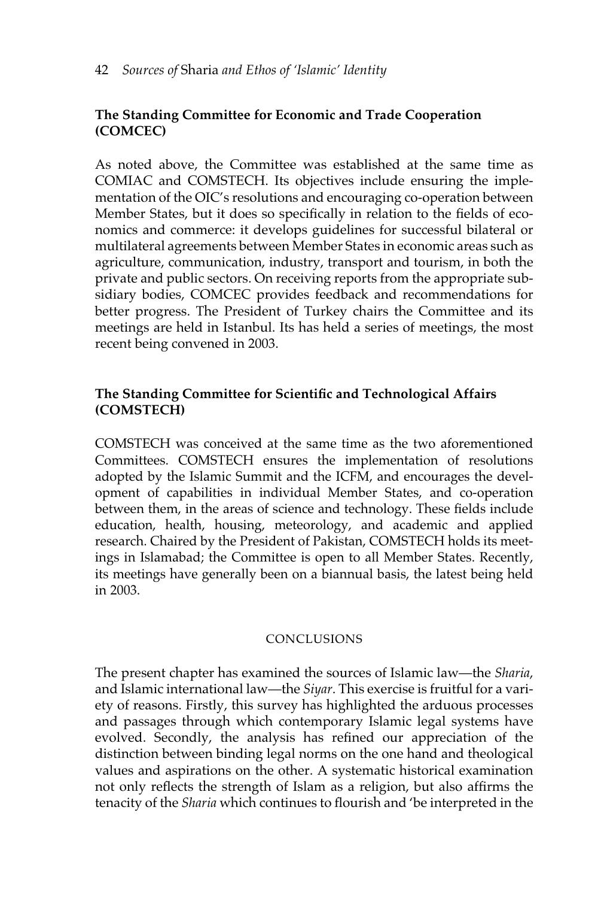### The Standing Committee for Economic and Trade Cooperation (COMCEC)

As noted above, the Committee was established at the same time as COMIAC and COMSTECH. Its objectives include ensuring the implementation of the OIC's resolutions and encouraging co-operation between Member States, but it does so specifically in relation to the fields of economics and commerce: it develops guidelines for successful bilateral or multilateral agreements between Member States in economic areas such as agriculture, communication, industry, transport and tourism, in both the private and public sectors. On receiving reports from the appropriate subsidiary bodies, COMCEC provides feedback and recommendations for better progress. The President of Turkey chairs the Committee and its meetings are held in Istanbul. Its has held a series of meetings, the most recent being convened in 2003.

### The Standing Committee for Scientific and Technological Affairs (COMSTECH)

COMSTECH was conceived at the same time as the two aforementioned Committees. COMSTECH ensures the implementation of resolutions adopted by the Islamic Summit and the ICFM, and encourages the development of capabilities in individual Member States, and co-operation between them, in the areas of science and technology. These fields include education, health, housing, meteorology, and academic and applied research. Chaired by the President of Pakistan, COMSTECH holds its meetings in Islamabad; the Committee is open to all Member States. Recently, its meetings have generally been on a biannual basis, the latest being held in 2003.

## CONCLUSIONS

The present chapter has examined the sources of Islamic law—the *Sharia*, and Islamic international law—the *Siyar*. This exercise is fruitful for a variety of reasons. Firstly, this survey has highlighted the arduous processes and passages through which contemporary Islamic legal systems have evolved. Secondly, the analysis has refined our appreciation of the distinction between binding legal norms on the one hand and theological values and aspirations on the other. A systematic historical examination not only reflects the strength of Islam as a religion, but also affirms the tenacity of the *Sharia* which continues to flourish and 'be interpreted in the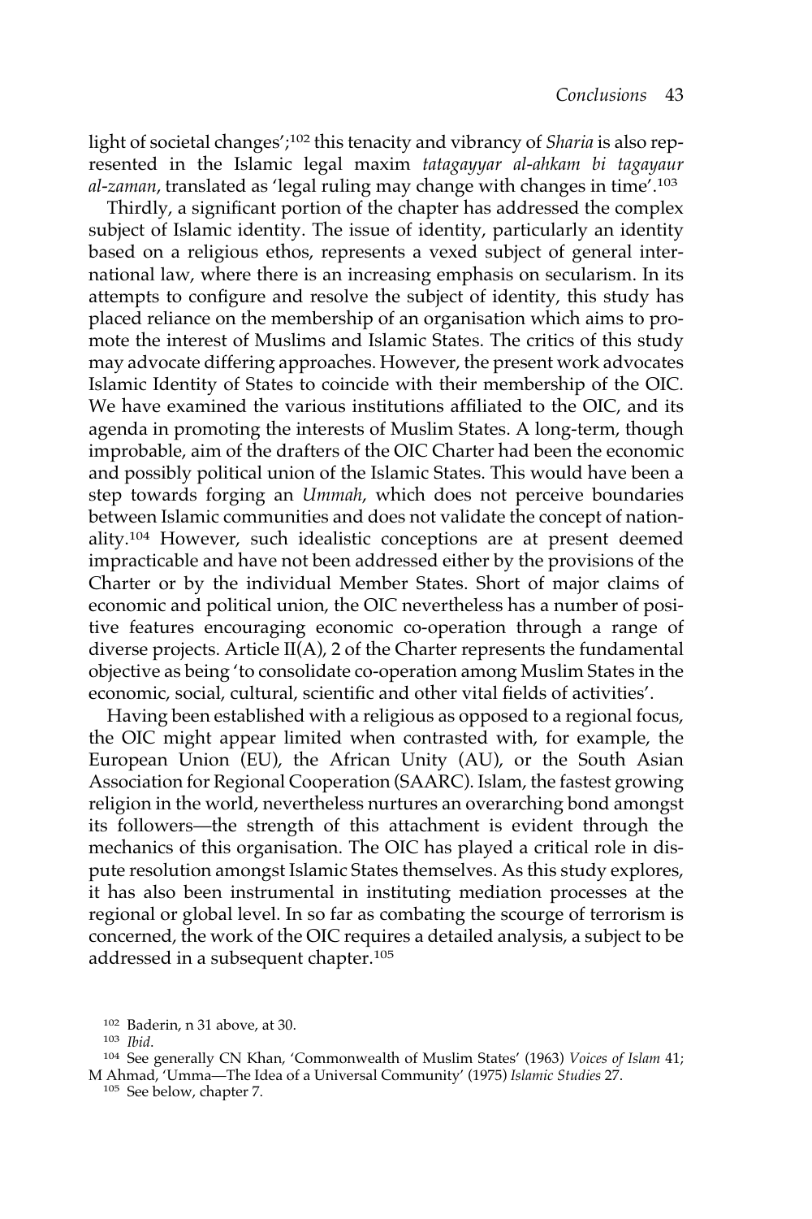light of societal changes';[102] this tenacity and vibrancy of *Sharia* is also represented in the Islamic legal maxim *tatagayyar al-ahkam bi tagayaur al-zaman*, translated as 'legal ruling may change with changes in time'.[103]

Thirdly, a significant portion of the chapter has addressed the complex subject of Islamic identity. The issue of identity, particularly an identity based on a religious ethos, represents a vexed subject of general international law, where there is an increasing emphasis on secularism. In its attempts to configure and resolve the subject of identity, this study has placed reliance on the membership of an organisation which aims to promote the interest of Muslims and Islamic States. The critics of this study may advocate differing approaches. However, the present work advocates Islamic Identity of States to coincide with their membership of the OIC. We have examined the various institutions affiliated to the OIC, and its agenda in promoting the interests of Muslim States. A long-term, though improbable, aim of the drafters of the OIC Charter had been the economic and possibly political union of the Islamic States. This would have been a step towards forging an *Ummah*, which does not perceive boundaries between Islamic communities and does not validate the concept of nationality.[104] However, such idealistic conceptions are at present deemed impracticable and have not been addressed either by the provisions of the Charter or by the individual Member States. Short of major claims of economic and political union, the OIC nevertheless has a number of positive features encouraging economic co-operation through a range of diverse projects. Article II(A), 2 of the Charter represents the fundamental objective as being 'to consolidate co-operation among Muslim States in the economic, social, cultural, scientific and other vital fields of activities'.

Having been established with a religious as opposed to a regional focus, the OIC might appear limited when contrasted with, for example, the European Union (EU), the African Unity (AU), or the South Asian Association for Regional Cooperation (SAARC). Islam, the fastest growing religion in the world, nevertheless nurtures an overarching bond amongst its followers—the strength of this attachment is evident through the mechanics of this organisation. The OIC has played a critical role in dispute resolution amongst Islamic States themselves. As this study explores, it has also been instrumental in instituting mediation processes at the regional or global level. In so far as combating the scourge of terrorism is concerned, the work of the OIC requires a detailed analysis, a subject to be addressed in a subsequent chapter.[105]

[102] Baderin, n 31 above, at 30.

[103] *Ibid*.

[104] See generally CN Khan, 'Commonwealth of Muslim States' (1963) *Voices of Islam* 41; M Ahmad, 'Umma—The Idea of a Universal Community' (1975) *Islamic Studies* 27.

[105] See below, chapter 7.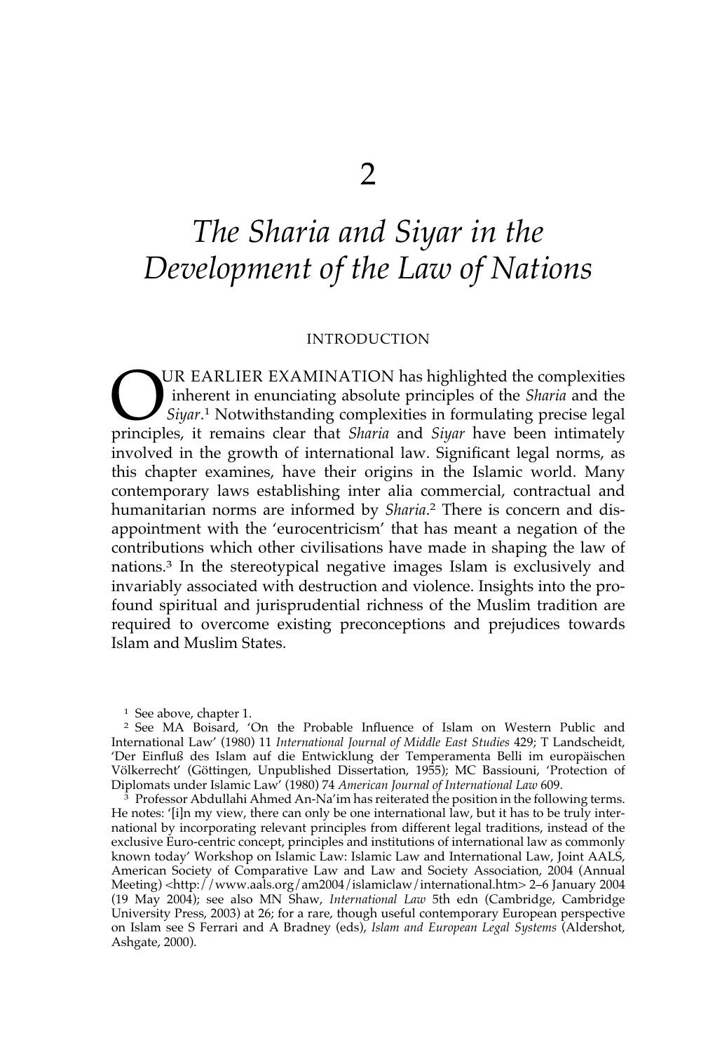# 2

# *The Sharia and Siyar in the Development of the Law of Nations*

## INTRODUCTION

OUR EARLIER EXAMINATION has highlighted the complexities inherent in enunciating absolute principles of the *Sharia* and the *Siyar*.[1] Notwithstanding complexities in formulating precise legal principles, it remains clear that *Sharia* and *Siyar* have been intimately involved in the growth of international law. Significant legal norms, as this chapter examines, have their origins in the Islamic world. Many contemporary laws establishing inter alia commercial, contractual and humanitarian norms are informed by *Sharia*.[2] There is concern and disappointment with the 'eurocentricism' that has meant a negation of the contributions which other civilisations have made in shaping the law of nations.[3] In the stereotypical negative images Islam is exclusively and invariably associated with destruction and violence. Insights into the profound spiritual and jurisprudential richness of the Muslim tradition are required to overcome existing preconceptions and prejudices towards Islam and Muslim States.

---

[1] See above, chapter 1.

[2] See MA Boisard, 'On the Probable Influence of Islam on Western Public and International Law' (1980) 11 *International Journal of Middle East Studies* 429; T Landscheidt, 'Der Einfluß des Islam auf die Entwicklung der Temperamenta Belli im europäischen Völkerrecht' (Göttingen, Unpublished Dissertation, 1955); MC Bassiouni, 'Protection of Diplomats under Islamic Law' (1980) 74 *American Journal of International Law* 609.

[3] Professor Abdullahi Ahmed An-Na'im has reiterated the position in the following terms. He notes: '[i]n my view, there can only be one international law, but it has to be truly international by incorporating relevant principles from different legal traditions, instead of the exclusive Euro-centric concept, principles and institutions of international law as commonly known today' Workshop on Islamic Law: Islamic Law and International Law, Joint AALS, American Society of Comparative Law and Law and Society Association, 2004 (Annual Meeting) <http://www.aals.org/am2004/islamiclaw/international.htm> 2–6 January 2004 (19 May 2004); see also MN Shaw, *International Law* 5th edn (Cambridge, Cambridge University Press, 2003) at 26; for a rare, though useful contemporary European perspective on Islam see S Ferrari and A Bradney (eds), *Islam and European Legal Systems* (Aldershot, Ashgate, 2000).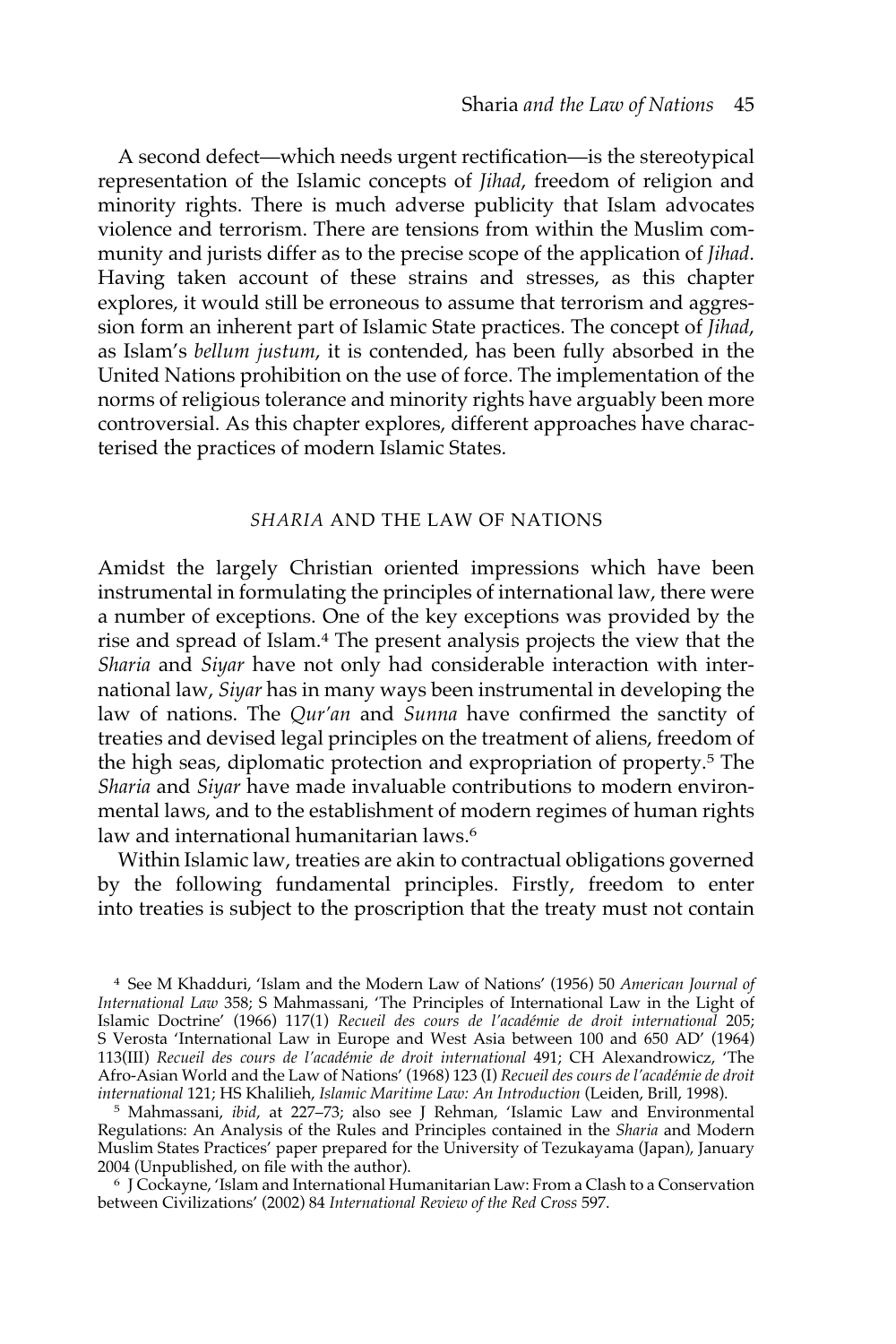A second defect—which needs urgent rectification—is the stereotypical representation of the Islamic concepts of *Jihad*, freedom of religion and minority rights. There is much adverse publicity that Islam advocates violence and terrorism. There are tensions from within the Muslim community and jurists differ as to the precise scope of the application of *Jihad*. Having taken account of these strains and stresses, as this chapter explores, it would still be erroneous to assume that terrorism and aggression form an inherent part of Islamic State practices. The concept of *Jihad*, as Islam's *bellum justum*, it is contended, has been fully absorbed in the United Nations prohibition on the use of force. The implementation of the norms of religious tolerance and minority rights have arguably been more controversial. As this chapter explores, different approaches have characterised the practices of modern Islamic States.

## *SHARIA* AND THE LAW OF NATIONS

Amidst the largely Christian oriented impressions which have been instrumental in formulating the principles of international law, there were a number of exceptions. One of the key exceptions was provided by the rise and spread of Islam.[4] The present analysis projects the view that the *Sharia* and *Siyar* have not only had considerable interaction with international law, *Siyar* has in many ways been instrumental in developing the law of nations. The *Qur'an* and *Sunna* have confirmed the sanctity of treaties and devised legal principles on the treatment of aliens, freedom of the high seas, diplomatic protection and expropriation of property.[5] The *Sharia* and *Siyar* have made invaluable contributions to modern environmental laws, and to the establishment of modern regimes of human rights law and international humanitarian laws.[6]

Within Islamic law, treaties are akin to contractual obligations governed by the following fundamental principles. Firstly, freedom to enter into treaties is subject to the proscription that the treaty must not contain

[4] See M Khadduri, 'Islam and the Modern Law of Nations' (1956) 50 *American Journal of International Law* 358; S Mahmassani, 'The Principles of International Law in the Light of Islamic Doctrine' (1966) 117(1) *Recueil des cours de l'académie de droit international* 205; S Verosta 'International Law in Europe and West Asia between 100 and 650 AD' (1964) 113(III) *Recueil des cours de l'académie de droit international* 491; CH Alexandrowicz, 'The Afro-Asian World and the Law of Nations' (1968) 123 (I) *Recueil des cours de l'académie de droit international* 121; HS Khalilieh, *Islamic Maritime Law: An Introduction* (Leiden, Brill, 1998).

[5] Mahmassani, *ibid*, at 227–73; also see J Rehman, 'Islamic Law and Environmental Regulations: An Analysis of the Rules and Principles contained in the *Sharia* and Modern Muslim States Practices' paper prepared for the University of Tezukayama (Japan), January 2004 (Unpublished, on file with the author).

[6] J Cockayne, 'Islam and International Humanitarian Law: From a Clash to a Conservation between Civilizations' (2002) 84 *International Review of the Red Cross* 597.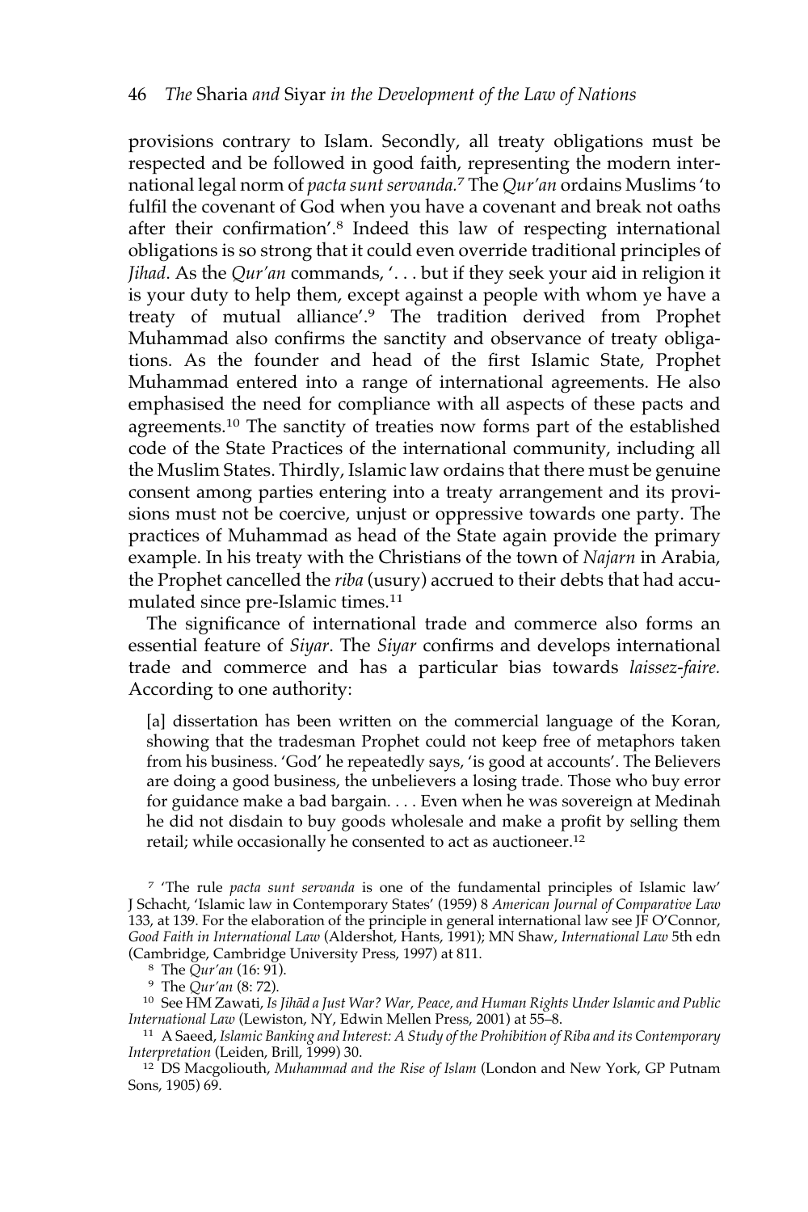provisions contrary to Islam. Secondly, all treaty obligations must be respected and be followed in good faith, representing the modern international legal norm of *pacta sunt servanda*.[7] The *Qur'an* ordains Muslims 'to fulfil the covenant of God when you have a covenant and break not oaths after their confirmation'.[8] Indeed this law of respecting international obligations is so strong that it could even override traditional principles of *Jihad*. As the *Qur'an* commands, '. . . but if they seek your aid in religion it is your duty to help them, except against a people with whom ye have a treaty of mutual alliance'.[9] The tradition derived from Prophet Muhammad also confirms the sanctity and observance of treaty obligations. As the founder and head of the first Islamic State, Prophet Muhammad entered into a range of international agreements. He also emphasised the need for compliance with all aspects of these pacts and agreements.[10] The sanctity of treaties now forms part of the established code of the State Practices of the international community, including all the Muslim States. Thirdly, Islamic law ordains that there must be genuine consent among parties entering into a treaty arrangement and its provisions must not be coercive, unjust or oppressive towards one party. The practices of Muhammad as head of the State again provide the primary example. In his treaty with the Christians of the town of *Najarn* in Arabia, the Prophet cancelled the *riba* (usury) accrued to their debts that had accumulated since pre-Islamic times.[11]

The significance of international trade and commerce also forms an essential feature of *Siyar*. The *Siyar* confirms and develops international trade and commerce and has a particular bias towards *laissez-faire.* According to one authority:

> [a] dissertation has been written on the commercial language of the Koran, showing that the tradesman Prophet could not keep free of metaphors taken from his business. 'God' he repeatedly says, 'is good at accounts'. The Believers are doing a good business, the unbelievers a losing trade. Those who buy error for guidance make a bad bargain. . . . Even when he was sovereign at Medinah he did not disdain to buy goods wholesale and make a profit by selling them retail; while occasionally he consented to act as auctioneer.[12]

---

[7] 'The rule *pacta sunt servanda* is one of the fundamental principles of Islamic law' J Schacht, 'Islamic law in Contemporary States' (1959) 8 *American Journal of Comparative Law* 133, at 139. For the elaboration of the principle in general international law see JF O'Connor, *Good Faith in International Law* (Aldershot, Hants, 1991); MN Shaw, *International Law* 5th edn (Cambridge, Cambridge University Press, 1997) at 811.

[8] The *Qur'an* (16: 91).

[9] The *Qur'an* (8: 72).

[10] See HM Zawati, *Is Jihād a Just War? War, Peace, and Human Rights Under Islamic and Public International Law* (Lewiston, NY, Edwin Mellen Press, 2001) at 55–8.

[11] A Saeed, *Islamic Banking and Interest: A Study of the Prohibition of Riba and its Contemporary Interpretation* (Leiden, Brill, 1999) 30.

[12] DS Macgoliouth, *Muhammad and the Rise of Islam* (London and New York, GP Putnam Sons, 1905) 69.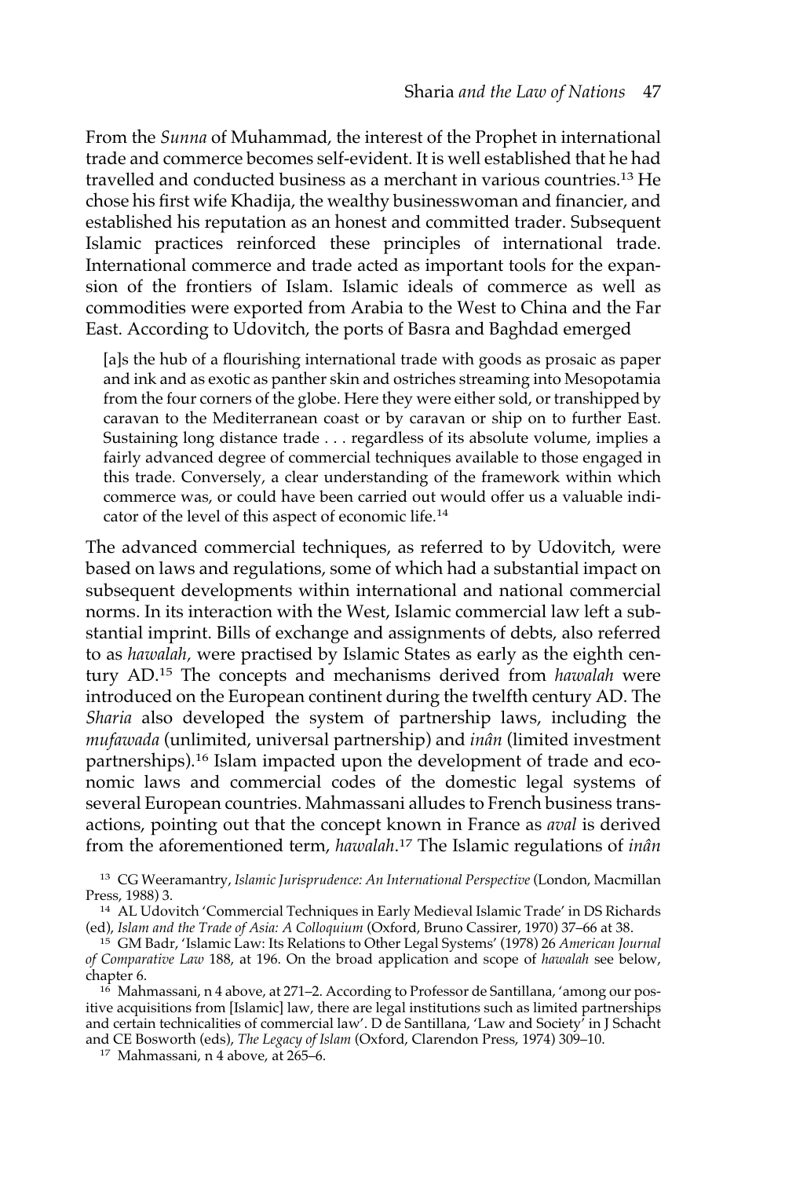From the *Sunna* of Muhammad, the interest of the Prophet in international trade and commerce becomes self-evident. It is well established that he had travelled and conducted business as a merchant in various countries.[13] He chose his first wife Khadija, the wealthy businesswoman and financier, and established his reputation as an honest and committed trader. Subsequent Islamic practices reinforced these principles of international trade. International commerce and trade acted as important tools for the expansion of the frontiers of Islam. Islamic ideals of commerce as well as commodities were exported from Arabia to the West to China and the Far East. According to Udovitch, the ports of Basra and Baghdad emerged

> [a]s the hub of a flourishing international trade with goods as prosaic as paper and ink and as exotic as panther skin and ostriches streaming into Mesopotamia from the four corners of the globe. Here they were either sold, or transhipped by caravan to the Mediterranean coast or by caravan or ship on to further East. Sustaining long distance trade . . . regardless of its absolute volume, implies a fairly advanced degree of commercial techniques available to those engaged in this trade. Conversely, a clear understanding of the framework within which commerce was, or could have been carried out would offer us a valuable indicator of the level of this aspect of economic life.[14]

The advanced commercial techniques, as referred to by Udovitch, were based on laws and regulations, some of which had a substantial impact on subsequent developments within international and national commercial norms. In its interaction with the West, Islamic commercial law left a substantial imprint. Bills of exchange and assignments of debts, also referred to as *hawalah*, were practised by Islamic States as early as the eighth century AD.[15] The concepts and mechanisms derived from *hawalah* were introduced on the European continent during the twelfth century AD. The *Sharia* also developed the system of partnership laws, including the *mufawada* (unlimited, universal partnership) and *inân* (limited investment partnerships).[16] Islam impacted upon the development of trade and economic laws and commercial codes of the domestic legal systems of several European countries. Mahmassani alludes to French business transactions, pointing out that the concept known in France as *aval* is derived from the aforementioned term, *hawalah*.[17] The Islamic regulations of *inân*

[13] CG Weeramantry, *Islamic Jurisprudence: An International Perspective* (London, Macmillan Press, 1988) 3.

[14] AL Udovitch 'Commercial Techniques in Early Medieval Islamic Trade' in DS Richards (ed), *Islam and the Trade of Asia: A Colloquium* (Oxford, Bruno Cassirer, 1970) 37–66 at 38.

[15] GM Badr, 'Islamic Law: Its Relations to Other Legal Systems' (1978) 26 *American Journal of Comparative Law* 188, at 196. On the broad application and scope of *hawalah* see below, chapter 6.

[16] Mahmassani, n 4 above, at 271–2. According to Professor de Santillana, 'among our positive acquisitions from [Islamic] law, there are legal institutions such as limited partnerships and certain technicalities of commercial law'. D de Santillana, 'Law and Society' in J Schacht and CE Bosworth (eds), *The Legacy of Islam* (Oxford, Clarendon Press, 1974) 309–10.

[17] Mahmassani, n 4 above, at 265–6.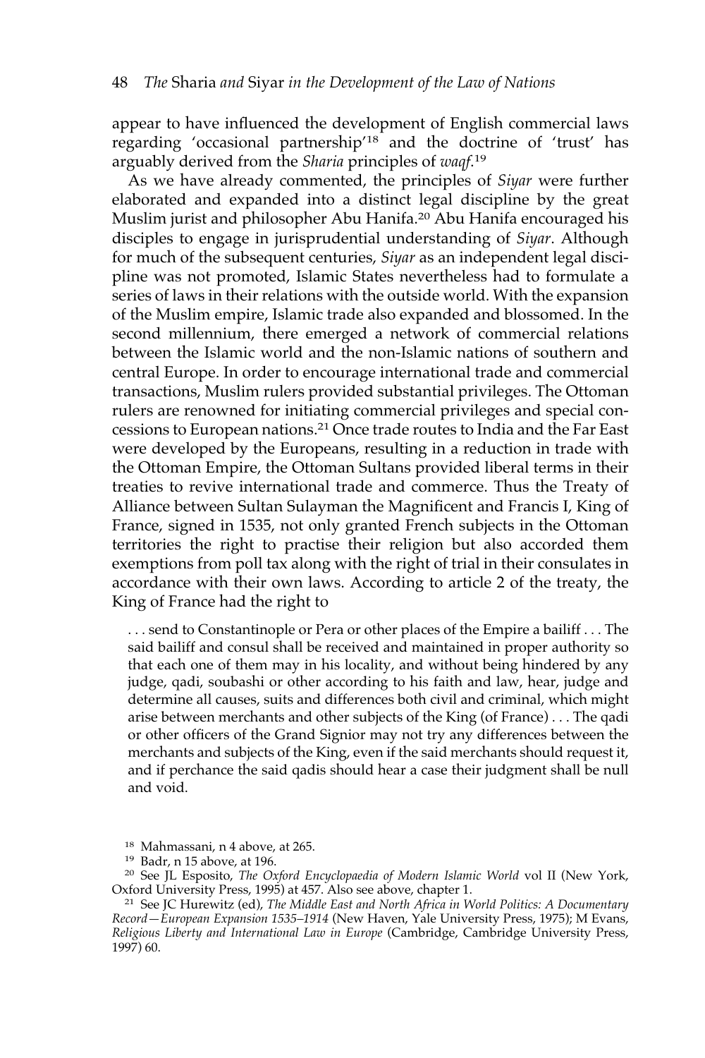appear to have influenced the development of English commercial laws regarding 'occasional partnership'[18] and the doctrine of 'trust' has arguably derived from the *Sharia* principles of *waqf*.[19]

As we have already commented, the principles of *Siyar* were further elaborated and expanded into a distinct legal discipline by the great Muslim jurist and philosopher Abu Hanifa.[20] Abu Hanifa encouraged his disciples to engage in jurisprudential understanding of *Siyar*. Although for much of the subsequent centuries, *Siyar* as an independent legal discipline was not promoted, Islamic States nevertheless had to formulate a series of laws in their relations with the outside world. With the expansion of the Muslim empire, Islamic trade also expanded and blossomed. In the second millennium, there emerged a network of commercial relations between the Islamic world and the non-Islamic nations of southern and central Europe. In order to encourage international trade and commercial transactions, Muslim rulers provided substantial privileges. The Ottoman rulers are renowned for initiating commercial privileges and special concessions to European nations.[21] Once trade routes to India and the Far East were developed by the Europeans, resulting in a reduction in trade with the Ottoman Empire, the Ottoman Sultans provided liberal terms in their treaties to revive international trade and commerce. Thus the Treaty of Alliance between Sultan Sulayman the Magnificent and Francis I, King of France, signed in 1535, not only granted French subjects in the Ottoman territories the right to practise their religion but also accorded them exemptions from poll tax along with the right of trial in their consulates in accordance with their own laws. According to article 2 of the treaty, the King of France had the right to

> . . . send to Constantinople or Pera or other places of the Empire a bailiff . . . The said bailiff and consul shall be received and maintained in proper authority so that each one of them may in his locality, and without being hindered by any judge, qadi, soubashi or other according to his faith and law, hear, judge and determine all causes, suits and differences both civil and criminal, which might arise between merchants and other subjects of the King (of France) . . . The qadi or other officers of the Grand Signior may not try any differences between the merchants and subjects of the King, even if the said merchants should request it, and if perchance the said qadis should hear a case their judgment shall be null and void.

[18] Mahmassani, n 4 above, at 265.

[19] Badr, n 15 above, at 196.

[20] See JL Esposito, *The Oxford Encyclopaedia of Modern Islamic World* vol II (New York, Oxford University Press, 1995) at 457. Also see above, chapter 1.

[21] See JC Hurewitz (ed), *The Middle East and North Africa in World Politics: A Documentary Record—European Expansion 1535–1914* (New Haven, Yale University Press, 1975); M Evans, *Religious Liberty and International Law in Europe* (Cambridge, Cambridge University Press, 1997) 60.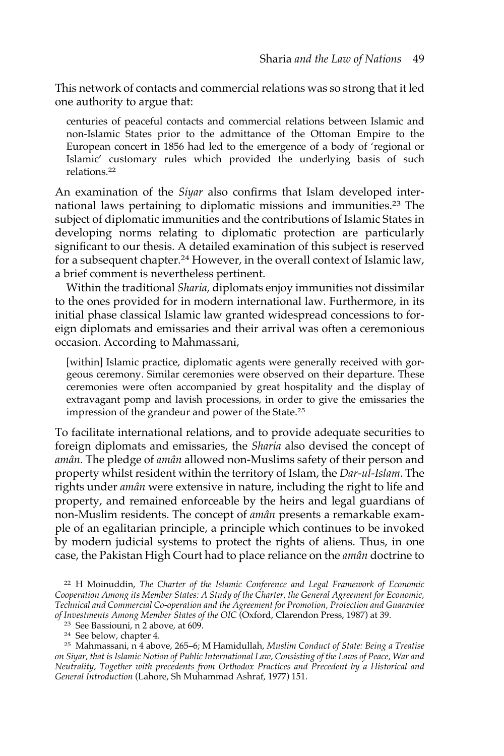This network of contacts and commercial relations was so strong that it led one authority to argue that:

> centuries of peaceful contacts and commercial relations between Islamic and non-Islamic States prior to the admittance of the Ottoman Empire to the European concert in 1856 had led to the emergence of a body of 'regional or Islamic' customary rules which provided the underlying basis of such relations.[22]

An examination of the *Siyar* also confirms that Islam developed international laws pertaining to diplomatic missions and immunities.[23] The subject of diplomatic immunities and the contributions of Islamic States in developing norms relating to diplomatic protection are particularly significant to our thesis. A detailed examination of this subject is reserved for a subsequent chapter.[24] However, in the overall context of Islamic law, a brief comment is nevertheless pertinent.

Within the traditional *Sharia*, diplomats enjoy immunities not dissimilar to the ones provided for in modern international law. Furthermore, in its initial phase classical Islamic law granted widespread concessions to foreign diplomats and emissaries and their arrival was often a ceremonious occasion. According to Mahmassani,

> [within] Islamic practice, diplomatic agents were generally received with gorgeous ceremony. Similar ceremonies were observed on their departure. These ceremonies were often accompanied by great hospitality and the display of extravagant pomp and lavish processions, in order to give the emissaries the impression of the grandeur and power of the State.[25]

To facilitate international relations, and to provide adequate securities to foreign diplomats and emissaries, the *Sharia* also devised the concept of *amân*. The pledge of *amân* allowed non-Muslims safety of their person and property whilst resident within the territory of Islam, the *Dar-ul-Islam*. The rights under *amân* were extensive in nature, including the right to life and property, and remained enforceable by the heirs and legal guardians of non-Muslim residents. The concept of *amân* presents a remarkable example of an egalitarian principle, a principle which continues to be invoked by modern judicial systems to protect the rights of aliens. Thus, in one case, the Pakistan High Court had to place reliance on the *amân* doctrine to

[22] H Moinuddin, *The Charter of the Islamic Conference and Legal Framework of Economic Cooperation Among its Member States: A Study of the Charter, the General Agreement for Economic, Technical and Commercial Co-operation and the Agreement for Promotion, Protection and Guarantee of Investments Among Member States of the OIC* (Oxford, Clarendon Press, 1987) at 39.

[23] See Bassiouni, n 2 above, at 609.

[24] See below, chapter 4.

[25] Mahmassani, n 4 above, 265–6; M Hamidullah, *Muslim Conduct of State: Being a Treatise on Siyar, that is Islamic Notion of Public International Law, Consisting of the Laws of Peace, War and Neutrality, Together with precedents from Orthodox Practices and Precedent by a Historical and General Introduction* (Lahore, Sh Muhammad Ashraf, 1977) 151.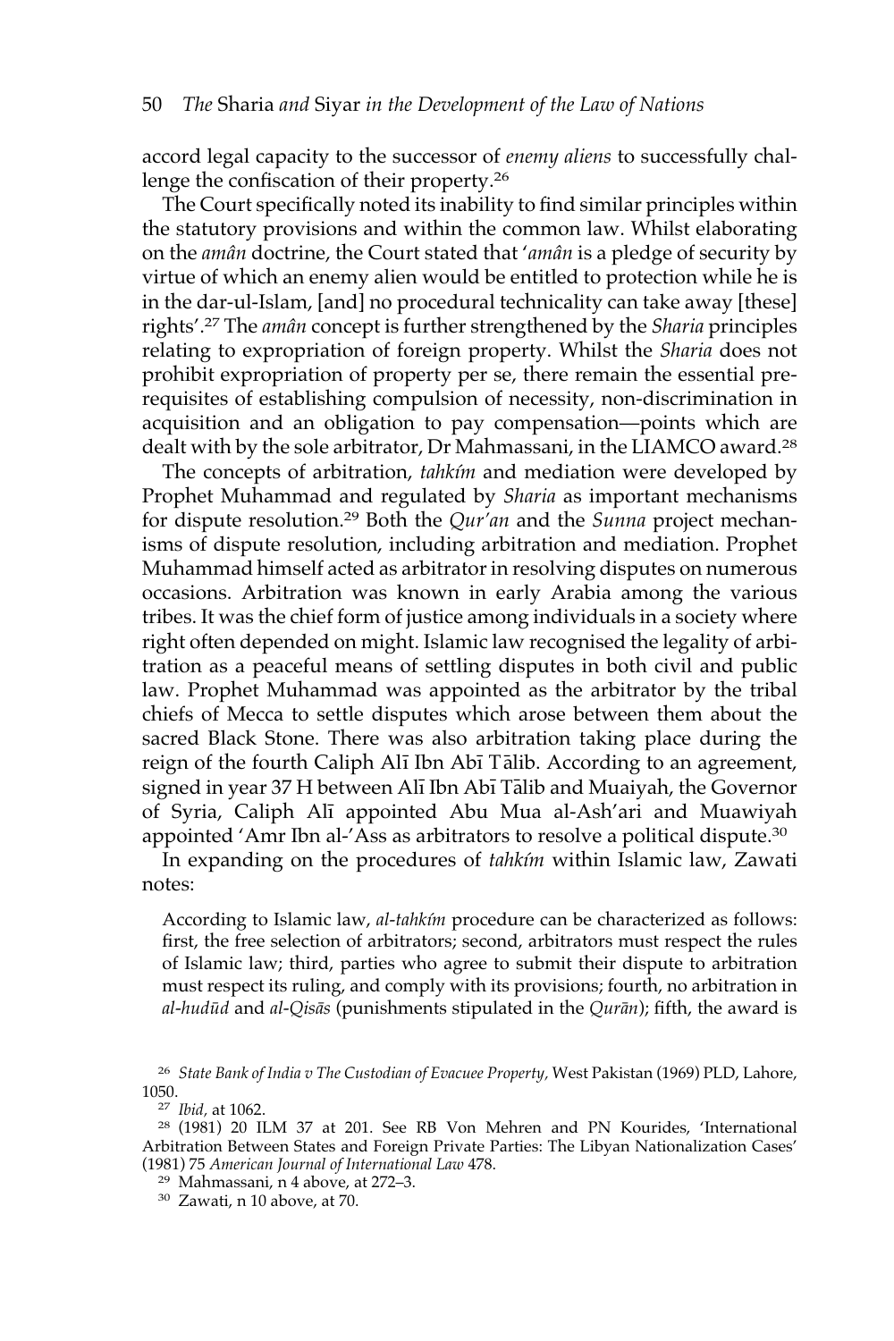accord legal capacity to the successor of *enemy aliens* to successfully challenge the confiscation of their property.[26]

The Court specifically noted its inability to find similar principles within the statutory provisions and within the common law. Whilst elaborating on the *amân* doctrine, the Court stated that '*amân* is a pledge of security by virtue of which an enemy alien would be entitled to protection while he is in the dar-ul-Islam, [and] no procedural technicality can take away [these] rights'.[27] The *amân* concept is further strengthened by the *Sharia* principles relating to expropriation of foreign property. Whilst the *Sharia* does not prohibit expropriation of property per se, there remain the essential prerequisites of establishing compulsion of necessity, non-discrimination in acquisition and an obligation to pay compensation—points which are dealt with by the sole arbitrator, Dr Mahmassani, in the LIAMCO award.[28]

The concepts of arbitration, *tahkím* and mediation were developed by Prophet Muhammad and regulated by *Sharia* as important mechanisms for dispute resolution.[29] Both the *Qur'an* and the *Sunna* project mechanisms of dispute resolution, including arbitration and mediation. Prophet Muhammad himself acted as arbitrator in resolving disputes on numerous occasions. Arbitration was known in early Arabia among the various tribes. It was the chief form of justice among individuals in a society where right often depended on might. Islamic law recognised the legality of arbitration as a peaceful means of settling disputes in both civil and public law. Prophet Muhammad was appointed as the arbitrator by the tribal chiefs of Mecca to settle disputes which arose between them about the sacred Black Stone. There was also arbitration taking place during the reign of the fourth Caliph Alī Ibn Abī Tālib. According to an agreement, signed in year 37 H between Alī Ibn Abī Tālib and Muaiyah, the Governor of Syria, Caliph Alī appointed Abu Mua al-Ash'ari and Muawiyah appointed 'Amr Ibn al-'Ass as arbitrators to resolve a political dispute.[30]

In expanding on the procedures of *tahkím* within Islamic law, Zawati notes:

> According to Islamic law, *al-tahkím* procedure can be characterized as follows: first, the free selection of arbitrators; second, arbitrators must respect the rules of Islamic law; third, parties who agree to submit their dispute to arbitration must respect its ruling, and comply with its provisions; fourth, no arbitration in *al-hudūd* and *al-Qisās* (punishments stipulated in the *Qurān*); fifth, the award is

[26] *State Bank of India v The Custodian of Evacuee Property,* West Pakistan (1969) PLD, Lahore, 1050.

[27] *Ibid,* at 1062.

[28] (1981) 20 ILM 37 at 201. See RB Von Mehren and PN Kourides, 'International Arbitration Between States and Foreign Private Parties: The Libyan Nationalization Cases' (1981) 75 *American Journal of International Law* 478.

[29] Mahmassani, n 4 above, at 272–3.

[30] Zawati, n 10 above, at 70.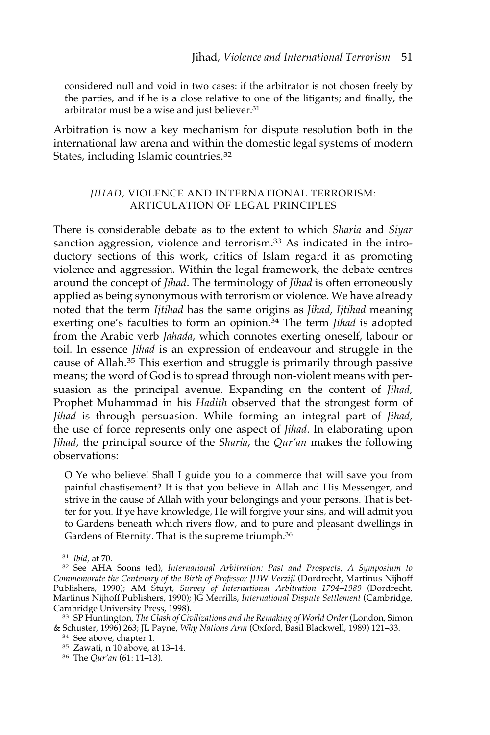> considered null and void in two cases: if the arbitrator is not chosen freely by the parties, and if he is a close relative to one of the litigants; and finally, the arbitrator must be a wise and just believer.[31]

Arbitration is now a key mechanism for dispute resolution both in the international law arena and within the domestic legal systems of modern States, including Islamic countries.[32]

## *JIHAD*, VIOLENCE AND INTERNATIONAL TERRORISM: ARTICULATION OF LEGAL PRINCIPLES

There is considerable debate as to the extent to which *Sharia* and *Siyar* sanction aggression, violence and terrorism.[33] As indicated in the introductory sections of this work, critics of Islam regard it as promoting violence and aggression. Within the legal framework, the debate centres around the concept of *Jihad*. The terminology of *Jihad* is often erroneously applied as being synonymous with terrorism or violence. We have already noted that the term *Ijtihad* has the same origins as *Jihad*, *Ijtihad* meaning exerting one's faculties to form an opinion.[34] The term *Jihad* is adopted from the Arabic verb *Jahada*, which connotes exerting oneself, labour or toil. In essence *Jihad* is an expression of endeavour and struggle in the cause of Allah.[35] This exertion and struggle is primarily through passive means; the word of God is to spread through non-violent means with persuasion as the principal avenue. Expanding on the content of *Jihad*, Prophet Muhammad in his *Hadith* observed that the strongest form of *Jihad* is through persuasion. While forming an integral part of *Jihad*, the use of force represents only one aspect of *Jihad*. In elaborating upon *Jihad*, the principal source of the *Sharia*, the *Qur'an* makes the following observations:

> O Ye who believe! Shall I guide you to a commerce that will save you from painful chastisement? It is that you believe in Allah and His Messenger, and strive in the cause of Allah with your belongings and your persons. That is better for you. If ye have knowledge, He will forgive your sins, and will admit you to Gardens beneath which rivers flow, and to pure and pleasant dwellings in Gardens of Eternity. That is the supreme triumph.[36]

---

[31] *Ibid*, at 70.

[32] See AHA Soons (ed), *International Arbitration: Past and Prospects, A Symposium to Commemorate the Centenary of the Birth of Professor JHW Verzijl* (Dordrecht, Martinus Nijhoff Publishers, 1990); AM Stuyt, *Survey of International Arbitration 1794–1989* (Dordrecht, Martinus Nijhoff Publishers, 1990); JG Merrills, *International Dispute Settlement* (Cambridge, Cambridge University Press, 1998).

[33] SP Huntington, *The Clash of Civilizations and the Remaking of World Order* (London, Simon & Schuster, 1996) 263; JL Payne, *Why Nations Arm* (Oxford, Basil Blackwell, 1989) 121–33.

[34] See above, chapter 1.

[35] Zawati, n 10 above, at 13–14.

[36] The *Qur'an* (61: 11–13).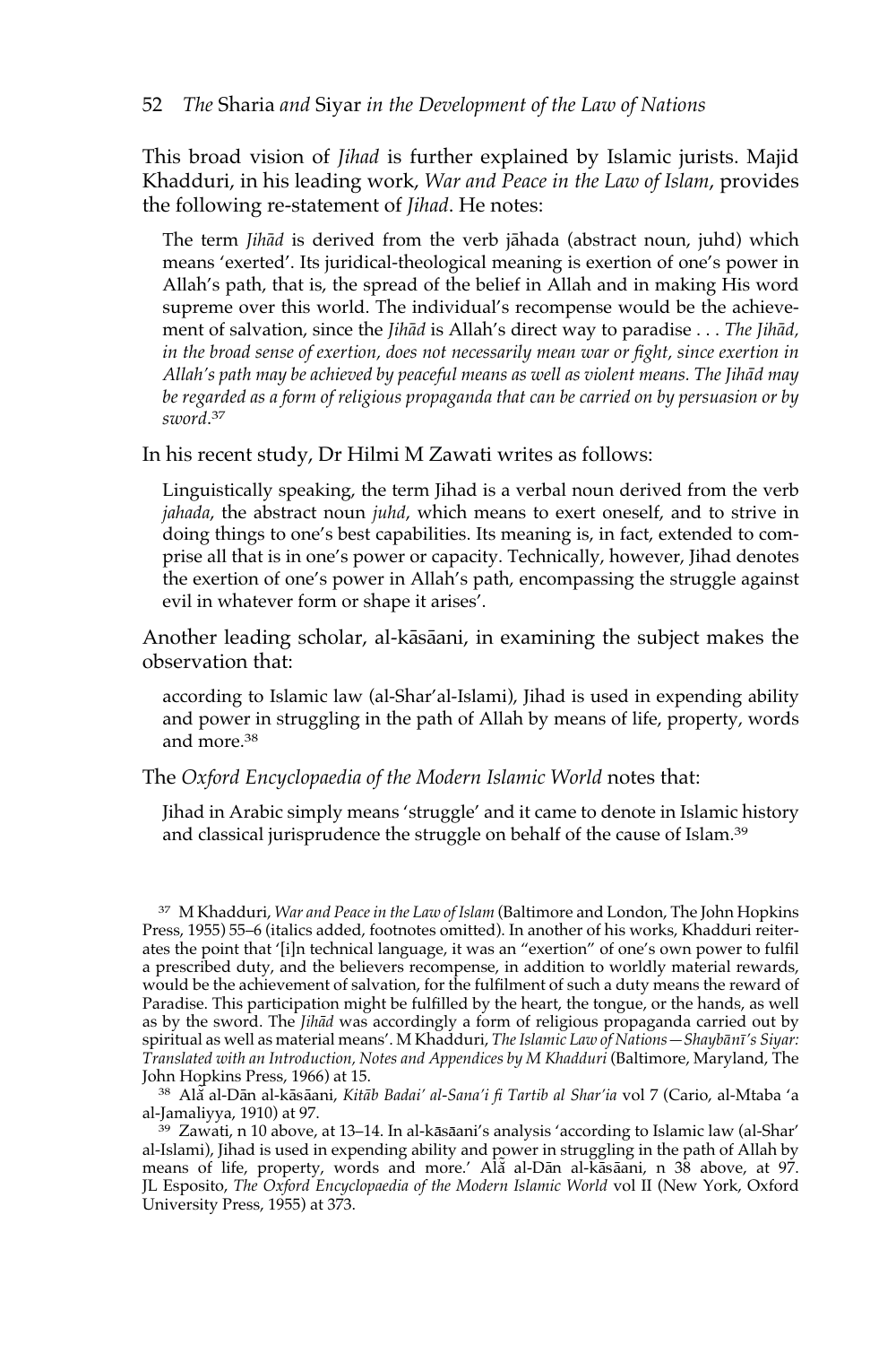This broad vision of *Jihad* is further explained by Islamic jurists. Majid Khadduri, in his leading work, *War and Peace in the Law of Islam*, provides the following re-statement of *Jihad*. He notes:

> The term *Jihād* is derived from the verb jāhada (abstract noun, juhd) which means 'exerted'. Its juridical-theological meaning is exertion of one's power in Allah's path, that is, the spread of the belief in Allah and in making His word supreme over this world. The individual's recompense would be the achievement of salvation, since the *Jihād* is Allah's direct way to paradise . . . *The Jihād, in the broad sense of exertion, does not necessarily mean war or fight, since exertion in Allah's path may be achieved by peaceful means as well as violent means. The Jihād may be regarded as a form of religious propaganda that can be carried on by persuasion or by sword*.[37]

In his recent study, Dr Hilmi M Zawati writes as follows:

> Linguistically speaking, the term Jihad is a verbal noun derived from the verb *jahada*, the abstract noun *juhd*, which means to exert oneself, and to strive in doing things to one's best capabilities. Its meaning is, in fact, extended to comprise all that is in one's power or capacity. Technically, however, Jihad denotes the exertion of one's power in Allah's path, encompassing the struggle against evil in whatever form or shape it arises'.

Another leading scholar, al-kāsāani, in examining the subject makes the observation that:

> according to Islamic law (al-Shar'al-Islami), Jihad is used in expending ability and power in struggling in the path of Allah by means of life, property, words and more.[38]

The *Oxford Encyclopaedia of the Modern Islamic World* notes that:

> Jihad in Arabic simply means 'struggle' and it came to denote in Islamic history and classical jurisprudence the struggle on behalf of the cause of Islam.[39]

---

[37] M Khadduri, *War and Peace in the Law of Islam* (Baltimore and London, The John Hopkins Press, 1955) 55–6 (italics added, footnotes omitted). In another of his works, Khadduri reiterates the point that '[i]n technical language, it was an "exertion" of one's own power to fulfil a prescribed duty, and the believers recompense, in addition to worldly material rewards, would be the achievement of salvation, for the fulfilment of such a duty means the reward of Paradise. This participation might be fulfilled by the heart, the tongue, or the hands, as well as by the sword. The *Jihād* was accordingly a form of religious propaganda carried out by spiritual as well as material means'. M Khadduri, *The Islamic Law of Nations—Shaybānī's Siyar: Translated with an Introduction, Notes and Appendices by M Khadduri* (Baltimore, Maryland, The John Hopkins Press, 1966) at 15.

[38] Alā̆ al-Dān al-kāsāani, *Kitāb Badai' al-Sana'i fi Tartib al Shar'ia* vol 7 (Cario, al-Mtaba 'a al-Jamaliyya, 1910) at 97.

[39] Zawati, n 10 above, at 13–14. In al-kāsāani's analysis 'according to Islamic law (al-Shar' al-Islami), Jihad is used in expending ability and power in struggling in the path of Allah by means of life, property, words and more.' Alā̆ al-Dān al-kāsāani, n 38 above, at 97. JL Esposito, *The Oxford Encyclopaedia of the Modern Islamic World* vol II (New York, Oxford University Press, 1955) at 373.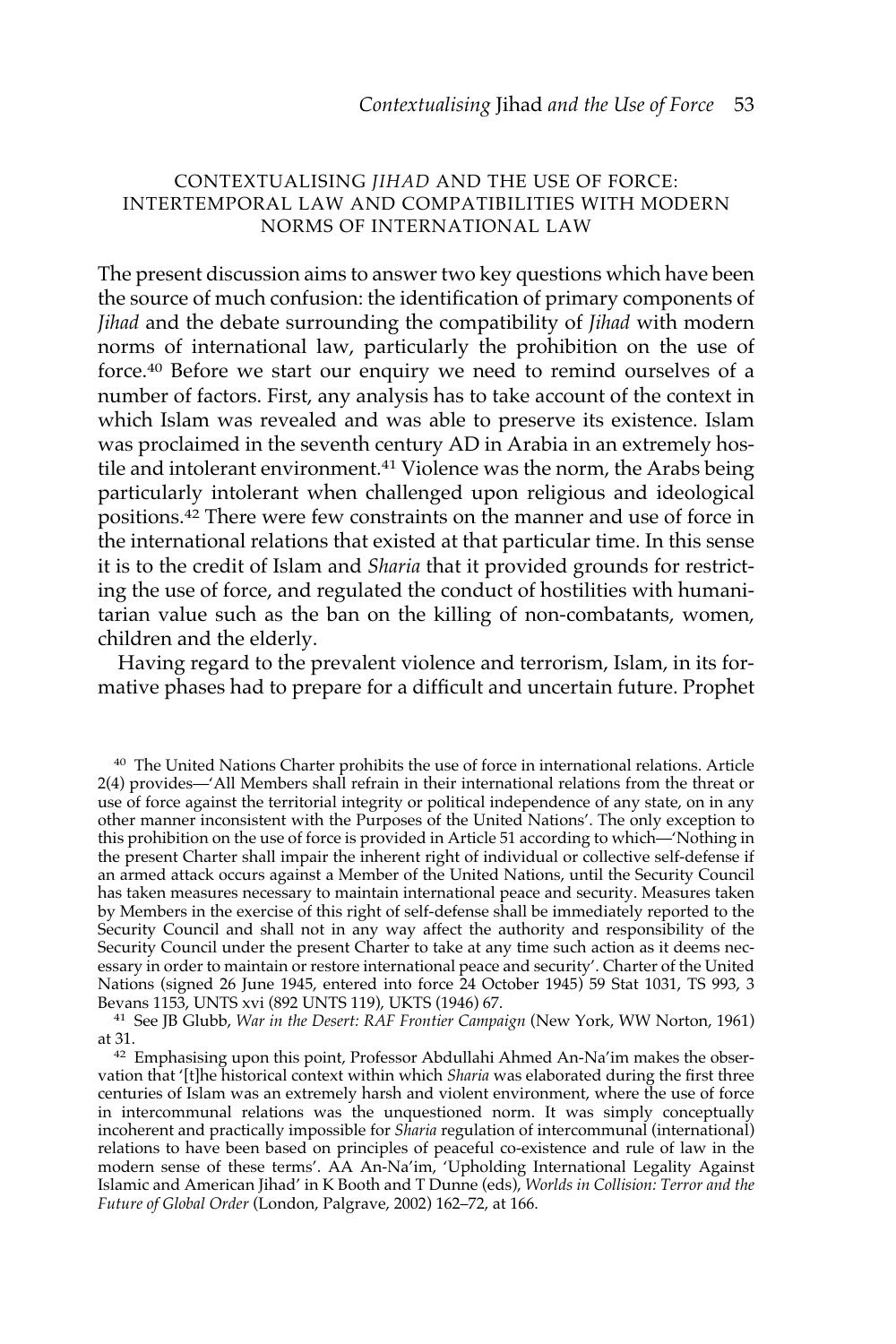## CONTEXTUALISING *JIHAD* AND THE USE OF FORCE: INTERTEMPORAL LAW AND COMPATIBILITIES WITH MODERN NORMS OF INTERNATIONAL LAW

The present discussion aims to answer two key questions which have been the source of much confusion: the identification of primary components of *Jihad* and the debate surrounding the compatibility of *Jihad* with modern norms of international law, particularly the prohibition on the use of force.[40] Before we start our enquiry we need to remind ourselves of a number of factors. First, any analysis has to take account of the context in which Islam was revealed and was able to preserve its existence. Islam was proclaimed in the seventh century AD in Arabia in an extremely hostile and intolerant environment.[41] Violence was the norm, the Arabs being particularly intolerant when challenged upon religious and ideological positions.[42] There were few constraints on the manner and use of force in the international relations that existed at that particular time. In this sense it is to the credit of Islam and *Sharia* that it provided grounds for restricting the use of force, and regulated the conduct of hostilities with humanitarian value such as the ban on the killing of non-combatants, women, children and the elderly.

Having regard to the prevalent violence and terrorism, Islam, in its formative phases had to prepare for a difficult and uncertain future. Prophet

---

[40] The United Nations Charter prohibits the use of force in international relations. Article 2(4) provides—'All Members shall refrain in their international relations from the threat or use of force against the territorial integrity or political independence of any state, on in any other manner inconsistent with the Purposes of the United Nations'. The only exception to this prohibition on the use of force is provided in Article 51 according to which—'Nothing in the present Charter shall impair the inherent right of individual or collective self-defense if an armed attack occurs against a Member of the United Nations, until the Security Council has taken measures necessary to maintain international peace and security. Measures taken by Members in the exercise of this right of self-defense shall be immediately reported to the Security Council and shall not in any way affect the authority and responsibility of the Security Council under the present Charter to take at any time such action as it deems necessary in order to maintain or restore international peace and security'. Charter of the United Nations (signed 26 June 1945, entered into force 24 October 1945) 59 Stat 1031, TS 993, 3 Bevans 1153, UNTS xvi (892 UNTS 119), UKTS (1946) 67.

[41] See JB Glubb, *War in the Desert: RAF Frontier Campaign* (New York, WW Norton, 1961) at 31.

[42] Emphasising upon this point, Professor Abdullahi Ahmed An-Na'im makes the observation that '[t]he historical context within which *Sharia* was elaborated during the first three centuries of Islam was an extremely harsh and violent environment, where the use of force in intercommunal relations was the unquestioned norm. It was simply conceptually incoherent and practically impossible for *Sharia* regulation of intercommunal (international) relations to have been based on principles of peaceful co-existence and rule of law in the modern sense of these terms'. AA An-Na'im, 'Upholding International Legality Against Islamic and American Jihad' in K Booth and T Dunne (eds), *Worlds in Collision: Terror and the Future of Global Order* (London, Palgrave, 2002) 162–72, at 166.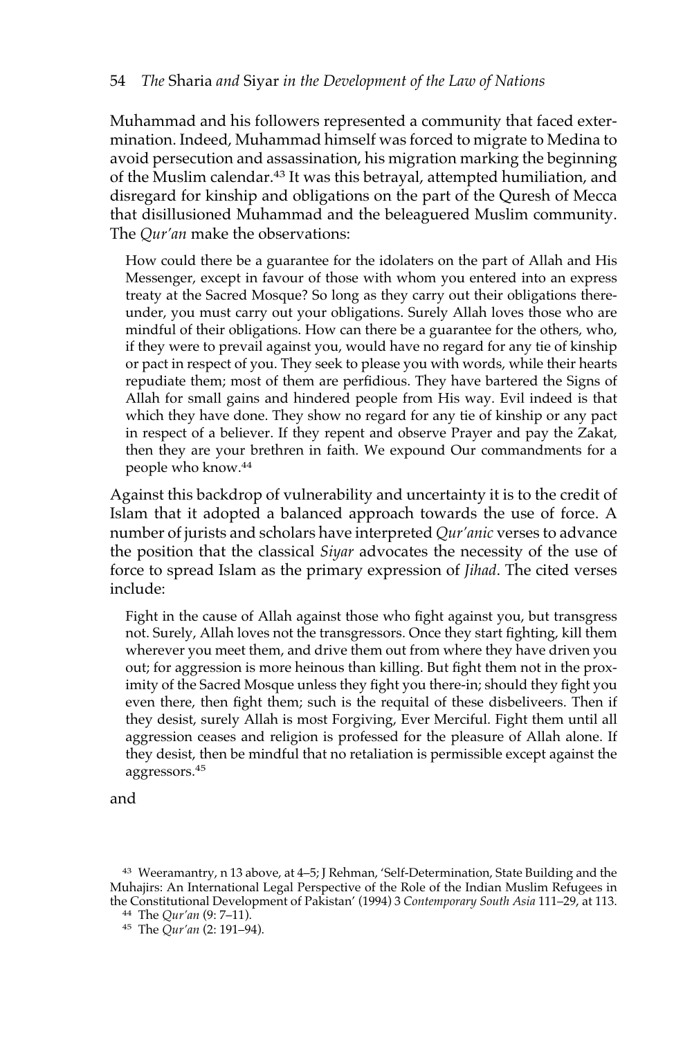Muhammad and his followers represented a community that faced extermination. Indeed, Muhammad himself was forced to migrate to Medina to avoid persecution and assassination, his migration marking the beginning of the Muslim calendar.[43] It was this betrayal, attempted humiliation, and disregard for kinship and obligations on the part of the Quresh of Mecca that disillusioned Muhammad and the beleaguered Muslim community. The *Qur'an* make the observations:

> How could there be a guarantee for the idolaters on the part of Allah and His Messenger, except in favour of those with whom you entered into an express treaty at the Sacred Mosque? So long as they carry out their obligations thereunder, you must carry out your obligations. Surely Allah loves those who are mindful of their obligations. How can there be a guarantee for the others, who, if they were to prevail against you, would have no regard for any tie of kinship or pact in respect of you. They seek to please you with words, while their hearts repudiate them; most of them are perfidious. They have bartered the Signs of Allah for small gains and hindered people from His way. Evil indeed is that which they have done. They show no regard for any tie of kinship or any pact in respect of a believer. If they repent and observe Prayer and pay the Zakat, then they are your brethren in faith. We expound Our commandments for a people who know.[44]

Against this backdrop of vulnerability and uncertainty it is to the credit of Islam that it adopted a balanced approach towards the use of force. A number of jurists and scholars have interpreted *Qur'anic* verses to advance the position that the classical *Siyar* advocates the necessity of the use of force to spread Islam as the primary expression of *Jihad*. The cited verses include:

> Fight in the cause of Allah against those who fight against you, but transgress not. Surely, Allah loves not the transgressors. Once they start fighting, kill them wherever you meet them, and drive them out from where they have driven you out; for aggression is more heinous than killing. But fight them not in the proximity of the Sacred Mosque unless they fight you there-in; should they fight you even there, then fight them; such is the requital of these disbeliveers. Then if they desist, surely Allah is most Forgiving, Ever Merciful. Fight them until all aggression ceases and religion is professed for the pleasure of Allah alone. If they desist, then be mindful that no retaliation is permissible except against the aggressors.[45]

and

[43] Weeramantry, n 13 above, at 4–5; J Rehman, 'Self-Determination, State Building and the Muhajirs: An International Legal Perspective of the Role of the Indian Muslim Refugees in the Constitutional Development of Pakistan' (1994) 3 *Contemporary South Asia* 111–29, at 113.

[44] The *Qur'an* (9: 7–11).

[45] The *Qur'an* (2: 191–94).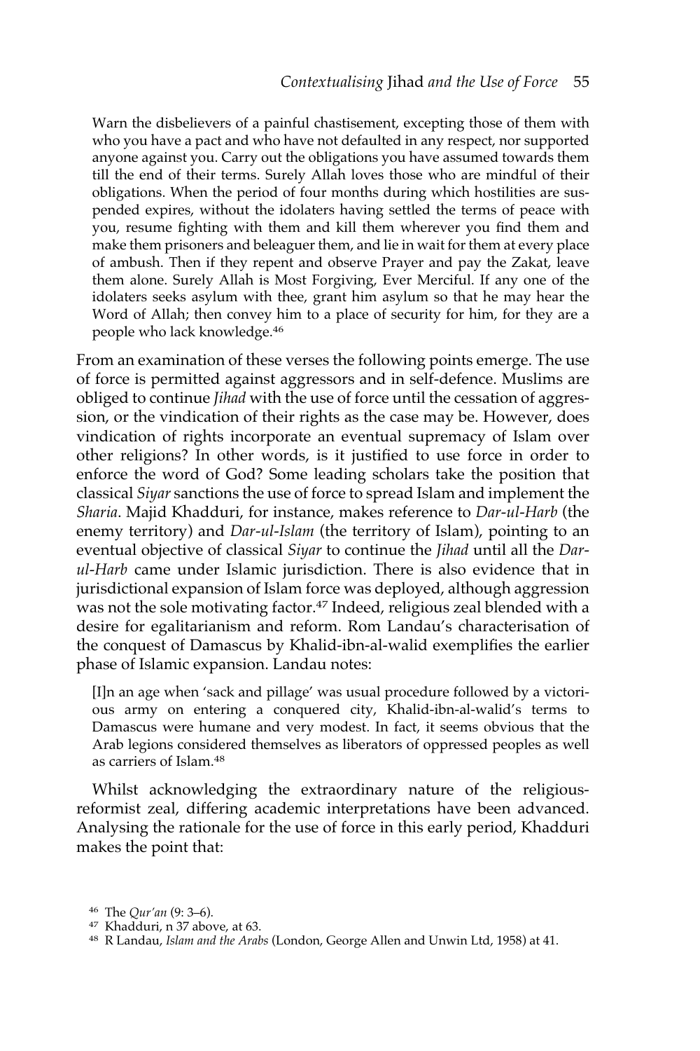> Warn the disbelievers of a painful chastisement, excepting those of them with who you have a pact and who have not defaulted in any respect, nor supported anyone against you. Carry out the obligations you have assumed towards them till the end of their terms. Surely Allah loves those who are mindful of their obligations. When the period of four months during which hostilities are suspended expires, without the idolaters having settled the terms of peace with you, resume fighting with them and kill them wherever you find them and make them prisoners and beleaguer them, and lie in wait for them at every place of ambush. Then if they repent and observe Prayer and pay the Zakat, leave them alone. Surely Allah is Most Forgiving, Ever Merciful. If any one of the idolaters seeks asylum with thee, grant him asylum so that he may hear the Word of Allah; then convey him to a place of security for him, for they are a people who lack knowledge.[46]

From an examination of these verses the following points emerge. The use of force is permitted against aggressors and in self-defence. Muslims are obliged to continue *Jihad* with the use of force until the cessation of aggression, or the vindication of their rights as the case may be. However, does vindication of rights incorporate an eventual supremacy of Islam over other religions? In other words, is it justified to use force in order to enforce the word of God? Some leading scholars take the position that classical *Siyar* sanctions the use of force to spread Islam and implement the *Sharia*. Majid Khadduri, for instance, makes reference to *Dar-ul-Harb* (the enemy territory) and *Dar-ul-Islam* (the territory of Islam), pointing to an eventual objective of classical *Siyar* to continue the *Jihad* until all the *Dar-ul-Harb* came under Islamic jurisdiction. There is also evidence that in jurisdictional expansion of Islam force was deployed, although aggression was not the sole motivating factor.[47] Indeed, religious zeal blended with a desire for egalitarianism and reform. Rom Landau's characterisation of the conquest of Damascus by Khalid-ibn-al-walid exemplifies the earlier phase of Islamic expansion. Landau notes:

> [I]n an age when 'sack and pillage' was usual procedure followed by a victorious army on entering a conquered city, Khalid-ibn-al-walid's terms to Damascus were humane and very modest. In fact, it seems obvious that the Arab legions considered themselves as liberators of oppressed peoples as well as carriers of Islam.[48]

Whilst acknowledging the extraordinary nature of the religious-reformist zeal, differing academic interpretations have been advanced. Analysing the rationale for the use of force in this early period, Khadduri makes the point that:

---

[46] The *Qur'an* (9: 3–6).

[47] Khadduri, n 37 above, at 63.

[48] R Landau, *Islam and the Arabs* (London, George Allen and Unwin Ltd, 1958) at 41.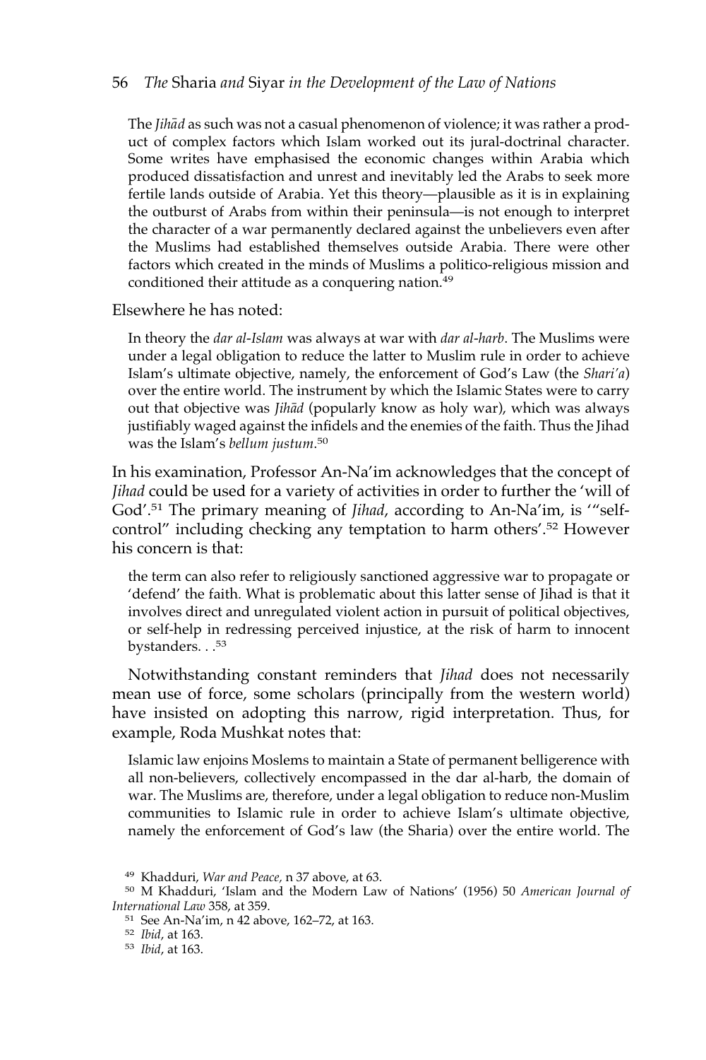The *Jihād* as such was not a casual phenomenon of violence; it was rather a product of complex factors which Islam worked out its jural-doctrinal character. Some writes have emphasised the economic changes within Arabia which produced dissatisfaction and unrest and inevitably led the Arabs to seek more fertile lands outside of Arabia. Yet this theory—plausible as it is in explaining the outburst of Arabs from within their peninsula—is not enough to interpret the character of a war permanently declared against the unbelievers even after the Muslims had established themselves outside Arabia. There were other factors which created in the minds of Muslims a politico-religious mission and conditioned their attitude as a conquering nation.[49]

Elsewhere he has noted:

> In theory the *dar al-Islam* was always at war with *dar al-harb*. The Muslims were under a legal obligation to reduce the latter to Muslim rule in order to achieve Islam's ultimate objective, namely, the enforcement of God's Law (the *Shari'a*) over the entire world. The instrument by which the Islamic States were to carry out that objective was *Jihād* (popularly know as holy war), which was always justifiably waged against the infidels and the enemies of the faith. Thus the Jihad was the Islam's *bellum justum*.[50]

In his examination, Professor An-Na'im acknowledges that the concept of *Jihad* could be used for a variety of activities in order to further the 'will of God'.[51] The primary meaning of *Jihad*, according to An-Na'im, is '"self-control" including checking any temptation to harm others'.[52] However his concern is that:

> the term can also refer to religiously sanctioned aggressive war to propagate or 'defend' the faith. What is problematic about this latter sense of Jihad is that it involves direct and unregulated violent action in pursuit of political objectives, or self-help in redressing perceived injustice, at the risk of harm to innocent bystanders. . .[53]

Notwithstanding constant reminders that *Jihad* does not necessarily mean use of force, some scholars (principally from the western world) have insisted on adopting this narrow, rigid interpretation. Thus, for example, Roda Mushkat notes that:

> Islamic law enjoins Moslems to maintain a State of permanent belligerence with all non-believers, collectively encompassed in the dar al-harb, the domain of war. The Muslims are, therefore, under a legal obligation to reduce non-Muslim communities to Islamic rule in order to achieve Islam's ultimate objective, namely the enforcement of God's law (the Sharia) over the entire world. The

[49] Khadduri, *War and Peace,* n 37 above, at 63.

[50] M Khadduri, 'Islam and the Modern Law of Nations' (1956) 50 *American Journal of International Law* 358, at 359.

[51] See An-Na'im, n 42 above, 162–72, at 163.

[52] *Ibid*, at 163.

[53] *Ibid*, at 163.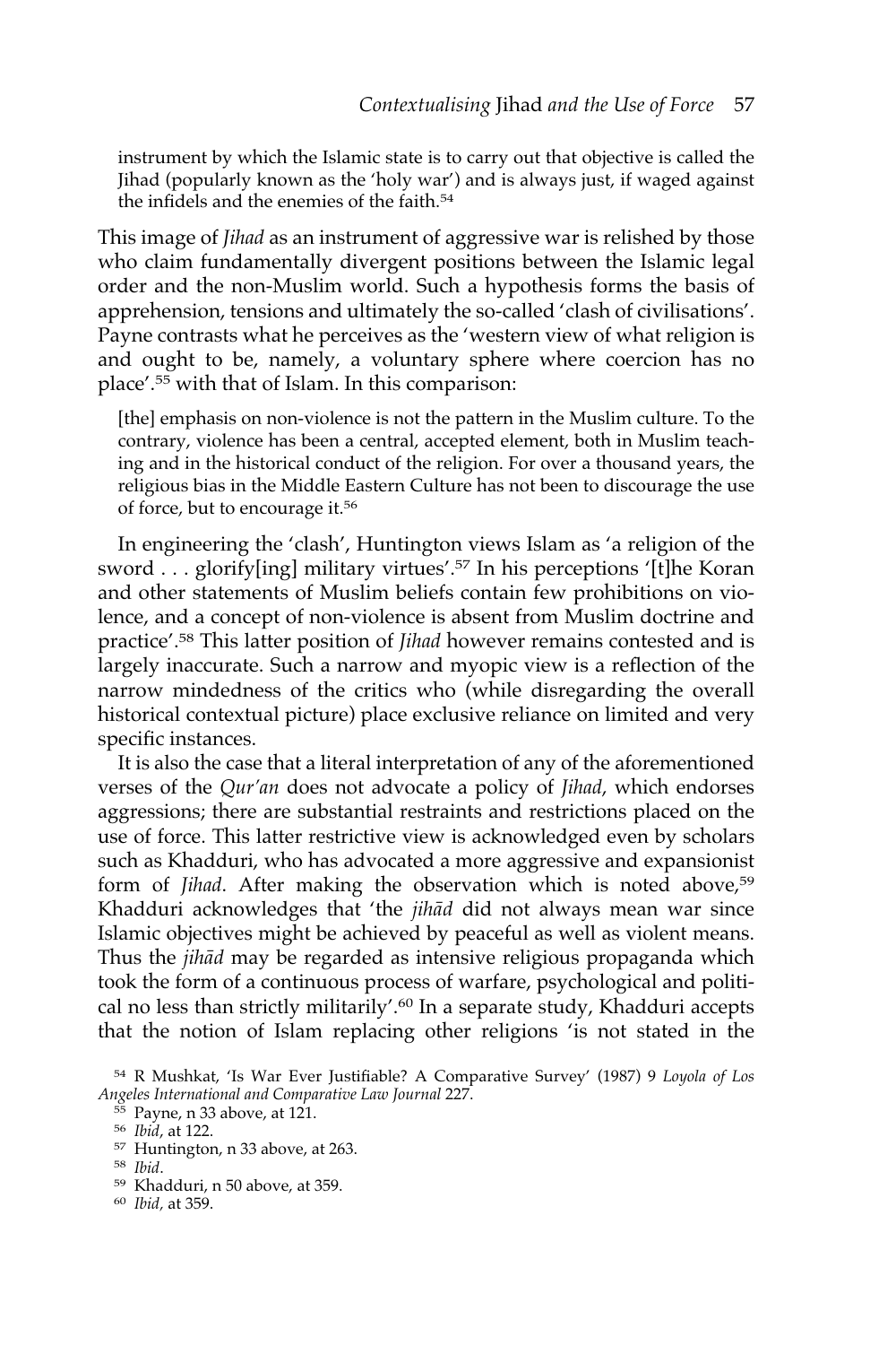> instrument by which the Islamic state is to carry out that objective is called the Jihad (popularly known as the 'holy war') and is always just, if waged against the infidels and the enemies of the faith.[54]

This image of *Jihad* as an instrument of aggressive war is relished by those who claim fundamentally divergent positions between the Islamic legal order and the non-Muslim world. Such a hypothesis forms the basis of apprehension, tensions and ultimately the so-called 'clash of civilisations'. Payne contrasts what he perceives as the 'western view of what religion is and ought to be, namely, a voluntary sphere where coercion has no place'.[55] with that of Islam. In this comparison:

> [the] emphasis on non-violence is not the pattern in the Muslim culture. To the contrary, violence has been a central, accepted element, both in Muslim teaching and in the historical conduct of the religion. For over a thousand years, the religious bias in the Middle Eastern Culture has not been to discourage the use of force, but to encourage it.[56]

In engineering the 'clash', Huntington views Islam as 'a religion of the sword . . . glorify[ing] military virtues'.[57] In his perceptions '[t]he Koran and other statements of Muslim beliefs contain few prohibitions on violence, and a concept of non-violence is absent from Muslim doctrine and practice'.[58] This latter position of *Jihad* however remains contested and is largely inaccurate. Such a narrow and myopic view is a reflection of the narrow mindedness of the critics who (while disregarding the overall historical contextual picture) place exclusive reliance on limited and very specific instances.

It is also the case that a literal interpretation of any of the aforementioned verses of the *Qur'an* does not advocate a policy of *Jihad*, which endorses aggressions; there are substantial restraints and restrictions placed on the use of force. This latter restrictive view is acknowledged even by scholars such as Khadduri, who has advocated a more aggressive and expansionist form of *Jihad*. After making the observation which is noted above,[59] Khadduri acknowledges that 'the *jihād* did not always mean war since Islamic objectives might be achieved by peaceful as well as violent means. Thus the *jihād* may be regarded as intensive religious propaganda which took the form of a continuous process of warfare, psychological and political no less than strictly militarily'.[60] In a separate study, Khadduri accepts that the notion of Islam replacing other religions 'is not stated in the

---

[54] R Mushkat, 'Is War Ever Justifiable? A Comparative Survey' (1987) 9 *Loyola of Los Angeles International and Comparative Law Journal* 227.

[55] Payne, n 33 above, at 121.

[56] *Ibid*, at 122.

[57] Huntington, n 33 above, at 263.

[58] *Ibid*.

[59] Khadduri, n 50 above, at 359.

[60] *Ibid*, at 359.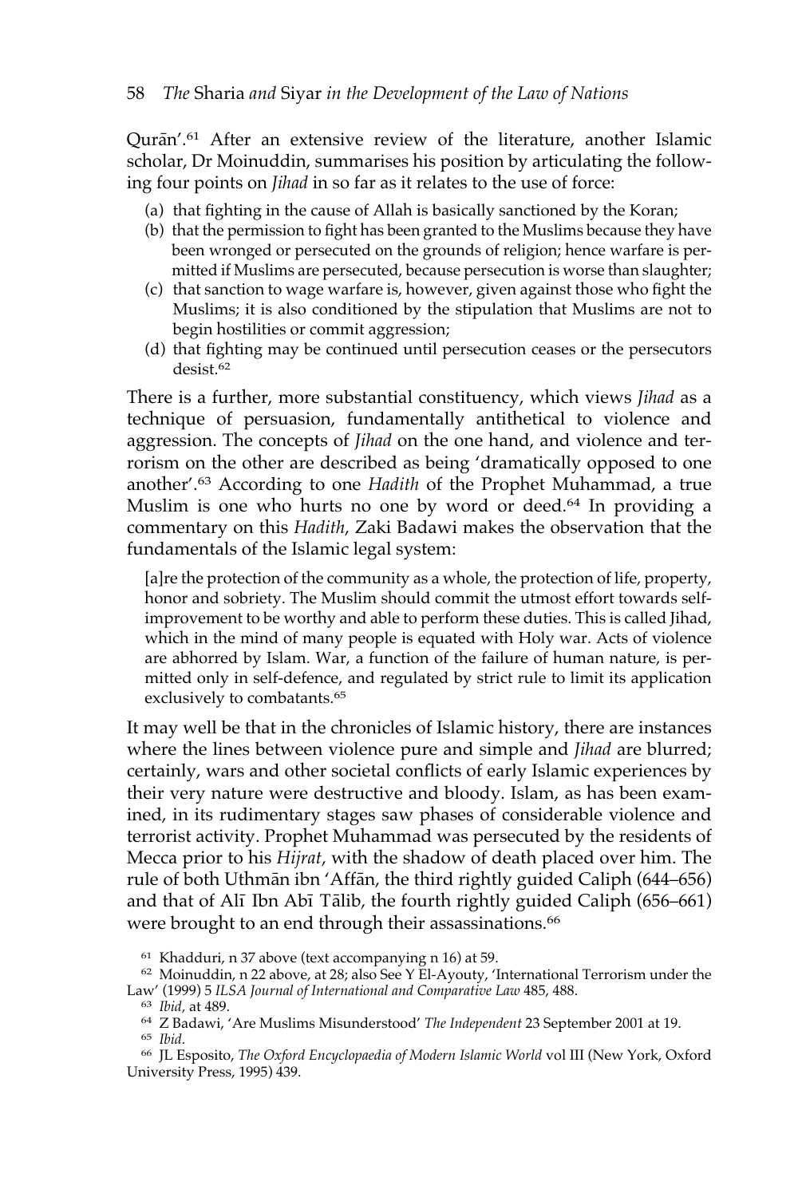Qurān'.[61] After an extensive review of the literature, another Islamic scholar, Dr Moinuddin, summarises his position by articulating the following four points on *Jihad* in so far as it relates to the use of force:

(a) that fighting in the cause of Allah is basically sanctioned by the Koran;
(b) that the permission to fight has been granted to the Muslims because they have been wronged or persecuted on the grounds of religion; hence warfare is permitted if Muslims are persecuted, because persecution is worse than slaughter;
(c) that sanction to wage warfare is, however, given against those who fight the Muslims; it is also conditioned by the stipulation that Muslims are not to begin hostilities or commit aggression;
(d) that fighting may be continued until persecution ceases or the persecutors desist.[62]

There is a further, more substantial constituency, which views *Jihad* as a technique of persuasion, fundamentally antithetical to violence and aggression. The concepts of *Jihad* on the one hand, and violence and terrorism on the other are described as being 'dramatically opposed to one another'.[63] According to one *Hadith* of the Prophet Muhammad, a true Muslim is one who hurts no one by word or deed.[64] In providing a commentary on this *Hadith*, Zaki Badawi makes the observation that the fundamentals of the Islamic legal system:

> [a]re the protection of the community as a whole, the protection of life, property, honor and sobriety. The Muslim should commit the utmost effort towards self-improvement to be worthy and able to perform these duties. This is called Jihad, which in the mind of many people is equated with Holy war. Acts of violence are abhorred by Islam. War, a function of the failure of human nature, is permitted only in self-defence, and regulated by strict rule to limit its application exclusively to combatants.[65]

It may well be that in the chronicles of Islamic history, there are instances where the lines between violence pure and simple and *Jihad* are blurred; certainly, wars and other societal conflicts of early Islamic experiences by their very nature were destructive and bloody. Islam, as has been examined, in its rudimentary stages saw phases of considerable violence and terrorist activity. Prophet Muhammad was persecuted by the residents of Mecca prior to his *Hijrat*, with the shadow of death placed over him. The rule of both Uthmān ibn 'Affān, the third rightly guided Caliph (644–656) and that of Alī Ibn Abī Tālib, the fourth rightly guided Caliph (656–661) were brought to an end through their assassinations.[66]

[61] Khadduri, n 37 above (text accompanying n 16) at 59.

[62] Moinuddin, n 22 above, at 28; also See Y El-Ayouty, 'International Terrorism under the Law' (1999) 5 *ILSA Journal of International and Comparative Law* 485, 488.

[63] *Ibid,* at 489.

[64] Z Badawi, 'Are Muslims Misunderstood' *The Independent* 23 September 2001 at 19.

[65] *Ibid.*

[66] JL Esposito, *The Oxford Encyclopaedia of Modern Islamic World* vol III (New York, Oxford University Press, 1995) 439.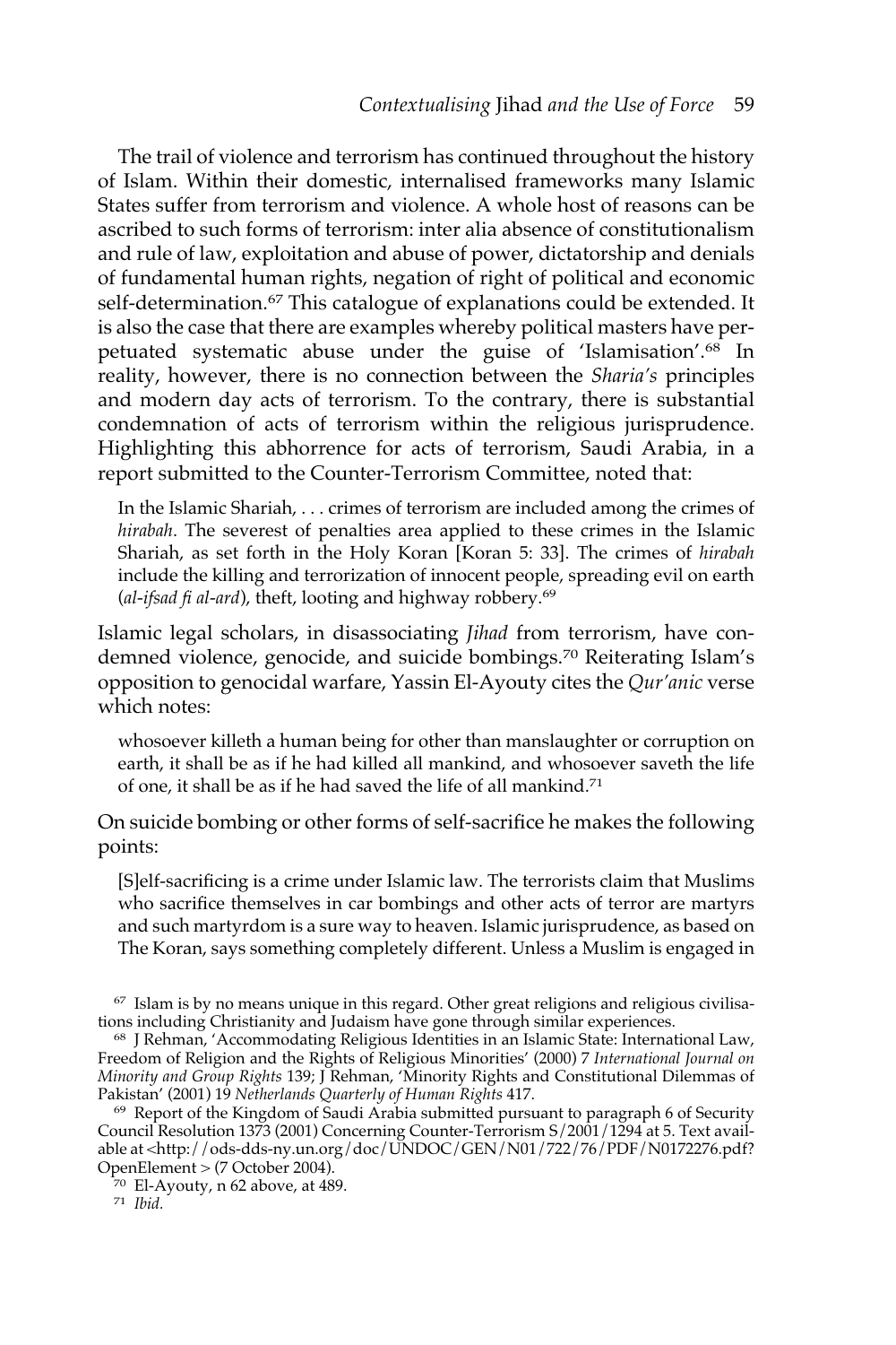The trail of violence and terrorism has continued throughout the history of Islam. Within their domestic, internalised frameworks many Islamic States suffer from terrorism and violence. A whole host of reasons can be ascribed to such forms of terrorism: inter alia absence of constitutionalism and rule of law, exploitation and abuse of power, dictatorship and denials of fundamental human rights, negation of right of political and economic self-determination.[67] This catalogue of explanations could be extended. It is also the case that there are examples whereby political masters have perpetuated systematic abuse under the guise of 'Islamisation'.[68] In reality, however, there is no connection between the *Sharia's* principles and modern day acts of terrorism. To the contrary, there is substantial condemnation of acts of terrorism within the religious jurisprudence. Highlighting this abhorrence for acts of terrorism, Saudi Arabia, in a report submitted to the Counter-Terrorism Committee, noted that:

> In the Islamic Shariah, . . . crimes of terrorism are included among the crimes of *hirabah*. The severest of penalties area applied to these crimes in the Islamic Shariah, as set forth in the Holy Koran [Koran 5: 33]. The crimes of *hirabah* include the killing and terrorization of innocent people, spreading evil on earth (*al-ifsad fi al-ard*), theft, looting and highway robbery.[69]

Islamic legal scholars, in disassociating *Jihad* from terrorism, have condemned violence, genocide, and suicide bombings.[70] Reiterating Islam's opposition to genocidal warfare, Yassin El-Ayouty cites the *Qur'anic* verse which notes:

> whosoever killeth a human being for other than manslaughter or corruption on earth, it shall be as if he had killed all mankind, and whosoever saveth the life of one, it shall be as if he had saved the life of all mankind.[71]

On suicide bombing or other forms of self-sacrifice he makes the following points:

> [S]elf-sacrificing is a crime under Islamic law. The terrorists claim that Muslims who sacrifice themselves in car bombings and other acts of terror are martyrs and such martyrdom is a sure way to heaven. Islamic jurisprudence, as based on The Koran, says something completely different. Unless a Muslim is engaged in

[67] Islam is by no means unique in this regard. Other great religions and religious civilisations including Christianity and Judaism have gone through similar experiences.

[68] J Rehman, 'Accommodating Religious Identities in an Islamic State: International Law, Freedom of Religion and the Rights of Religious Minorities' (2000) 7 *International Journal on Minority and Group Rights* 139; J Rehman, 'Minority Rights and Constitutional Dilemmas of Pakistan' (2001) 19 *Netherlands Quarterly of Human Rights* 417.

[69] Report of the Kingdom of Saudi Arabia submitted pursuant to paragraph 6 of Security Council Resolution 1373 (2001) Concerning Counter-Terrorism S/2001/1294 at 5. Text available at <http://ods-dds-ny.un.org/doc/UNDOC/GEN/N01/722/76/PDF/N0172276.pdf?OpenElement > (7 October 2004).

[70] El-Ayouty, n 62 above, at 489.

[71] *Ibid*.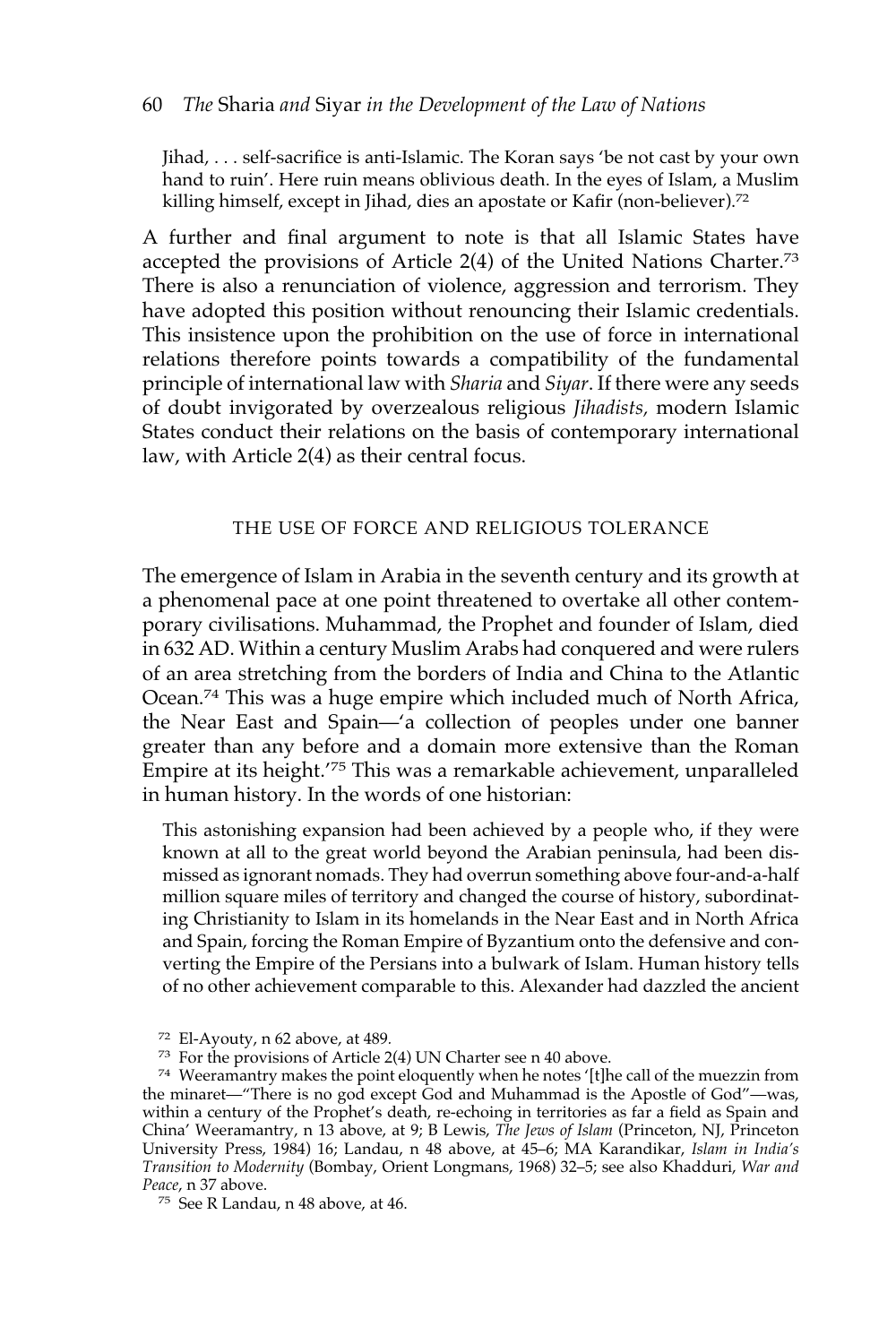> Jihad, . . . self-sacrifice is anti-Islamic. The Koran says 'be not cast by your own hand to ruin'. Here ruin means oblivious death. In the eyes of Islam, a Muslim killing himself, except in Jihad, dies an apostate or Kafir (non-believer).[72]

A further and final argument to note is that all Islamic States have accepted the provisions of Article 2(4) of the United Nations Charter.[73] There is also a renunciation of violence, aggression and terrorism. They have adopted this position without renouncing their Islamic credentials. This insistence upon the prohibition on the use of force in international relations therefore points towards a compatibility of the fundamental principle of international law with *Sharia* and *Siyar*. If there were any seeds of doubt invigorated by overzealous religious *Jihadists*, modern Islamic States conduct their relations on the basis of contemporary international law, with Article 2(4) as their central focus.

## THE USE OF FORCE AND RELIGIOUS TOLERANCE

The emergence of Islam in Arabia in the seventh century and its growth at a phenomenal pace at one point threatened to overtake all other contemporary civilisations. Muhammad, the Prophet and founder of Islam, died in 632 AD. Within a century Muslim Arabs had conquered and were rulers of an area stretching from the borders of India and China to the Atlantic Ocean.[74] This was a huge empire which included much of North Africa, the Near East and Spain—'a collection of peoples under one banner greater than any before and a domain more extensive than the Roman Empire at its height.'[75] This was a remarkable achievement, unparalleled in human history. In the words of one historian:

> This astonishing expansion had been achieved by a people who, if they were known at all to the great world beyond the Arabian peninsula, had been dismissed as ignorant nomads. They had overrun something above four-and-a-half million square miles of territory and changed the course of history, subordinating Christianity to Islam in its homelands in the Near East and in North Africa and Spain, forcing the Roman Empire of Byzantium onto the defensive and converting the Empire of the Persians into a bulwark of Islam. Human history tells of no other achievement comparable to this. Alexander had dazzled the ancient

---

[72] El-Ayouty, n 62 above, at 489.

[73] For the provisions of Article 2(4) UN Charter see n 40 above.

[74] Weeramantry makes the point eloquently when he notes '[t]he call of the muezzin from the minaret—"There is no god except God and Muhammad is the Apostle of God"—was, within a century of the Prophet's death, re-echoing in territories as far a field as Spain and China' Weeramantry, n 13 above, at 9; B Lewis, *The Jews of Islam* (Princeton, NJ, Princeton University Press, 1984) 16; Landau, n 48 above, at 45–6; MA Karandikar, *Islam in India's Transition to Modernity* (Bombay, Orient Longmans, 1968) 32–5; see also Khadduri, *War and Peace*, n 37 above.

[75] See R Landau, n 48 above, at 46.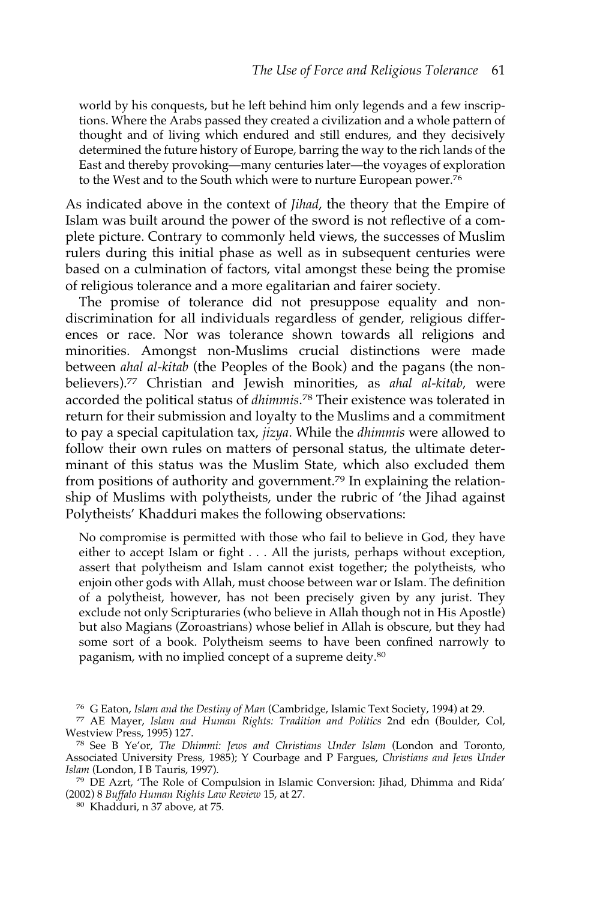> world by his conquests, but he left behind him only legends and a few inscriptions. Where the Arabs passed they created a civilization and a whole pattern of thought and of living which endured and still endures, and they decisively determined the future history of Europe, barring the way to the rich lands of the East and thereby provoking—many centuries later—the voyages of exploration to the West and to the South which were to nurture European power.[76]

As indicated above in the context of *Jihad*, the theory that the Empire of Islam was built around the power of the sword is not reflective of a complete picture. Contrary to commonly held views, the successes of Muslim rulers during this initial phase as well as in subsequent centuries were based on a culmination of factors, vital amongst these being the promise of religious tolerance and a more egalitarian and fairer society.

The promise of tolerance did not presuppose equality and non-discrimination for all individuals regardless of gender, religious differences or race. Nor was tolerance shown towards all religions and minorities. Amongst non-Muslims crucial distinctions were made between *ahal al-kitab* (the Peoples of the Book) and the pagans (the non-believers).[77] Christian and Jewish minorities, as *ahal al-kitab*, were accorded the political status of *dhimmis*.[78] Their existence was tolerated in return for their submission and loyalty to the Muslims and a commitment to pay a special capitulation tax, *jizya*. While the *dhimmis* were allowed to follow their own rules on matters of personal status, the ultimate determinant of this status was the Muslim State, which also excluded them from positions of authority and government.[79] In explaining the relationship of Muslims with polytheists, under the rubric of 'the Jihad against Polytheists' Khadduri makes the following observations:

> No compromise is permitted with those who fail to believe in God, they have either to accept Islam or fight . . . All the jurists, perhaps without exception, assert that polytheism and Islam cannot exist together; the polytheists, who enjoin other gods with Allah, must choose between war or Islam. The definition of a polytheist, however, has not been precisely given by any jurist. They exclude not only Scripturaries (who believe in Allah though not in His Apostle) but also Magians (Zoroastrians) whose belief in Allah is obscure, but they had some sort of a book. Polytheism seems to have been confined narrowly to paganism, with no implied concept of a supreme deity.[80]

---

[76] G Eaton, *Islam and the Destiny of Man* (Cambridge, Islamic Text Society, 1994) at 29.

[77] AE Mayer, *Islam and Human Rights: Tradition and Politics* 2nd edn (Boulder, Col, Westview Press, 1995) 127.

[78] See B Ye'or, *The Dhimmi: Jews and Christians Under Islam* (London and Toronto, Associated University Press, 1985); Y Courbage and P Fargues, *Christians and Jews Under Islam* (London, I B Tauris, 1997).

[79] DE Azrt, 'The Role of Compulsion in Islamic Conversion: Jihad, Dhimma and Rida' (2002) 8 *Buffalo Human Rights Law Review* 15, at 27.

[80] Khadduri, n 37 above, at 75.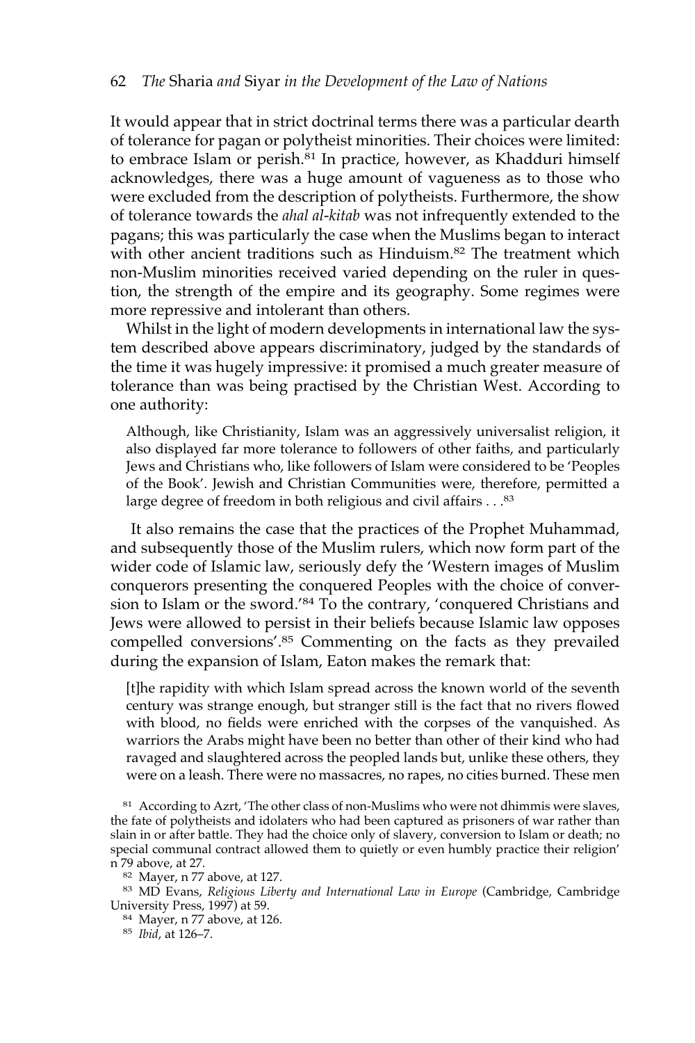It would appear that in strict doctrinal terms there was a particular dearth of tolerance for pagan or polytheist minorities. Their choices were limited: to embrace Islam or perish.[81] In practice, however, as Khadduri himself acknowledges, there was a huge amount of vagueness as to those who were excluded from the description of polytheists. Furthermore, the show of tolerance towards the *ahal al-kitab* was not infrequently extended to the pagans; this was particularly the case when the Muslims began to interact with other ancient traditions such as Hinduism.[82] The treatment which non-Muslim minorities received varied depending on the ruler in question, the strength of the empire and its geography. Some regimes were more repressive and intolerant than others.

Whilst in the light of modern developments in international law the system described above appears discriminatory, judged by the standards of the time it was hugely impressive: it promised a much greater measure of tolerance than was being practised by the Christian West. According to one authority:

> Although, like Christianity, Islam was an aggressively universalist religion, it also displayed far more tolerance to followers of other faiths, and particularly Jews and Christians who, like followers of Islam were considered to be 'Peoples of the Book'. Jewish and Christian Communities were, therefore, permitted a large degree of freedom in both religious and civil affairs . . .[83]

It also remains the case that the practices of the Prophet Muhammad, and subsequently those of the Muslim rulers, which now form part of the wider code of Islamic law, seriously defy the 'Western images of Muslim conquerors presenting the conquered Peoples with the choice of conversion to Islam or the sword.'[84] To the contrary, 'conquered Christians and Jews were allowed to persist in their beliefs because Islamic law opposes compelled conversions'.[85] Commenting on the facts as they prevailed during the expansion of Islam, Eaton makes the remark that:

> [t]he rapidity with which Islam spread across the known world of the seventh century was strange enough, but stranger still is the fact that no rivers flowed with blood, no fields were enriched with the corpses of the vanquished. As warriors the Arabs might have been no better than other of their kind who had ravaged and slaughtered across the peopled lands but, unlike these others, they were on a leash. There were no massacres, no rapes, no cities burned. These men

[81] According to Azrt, 'The other class of non-Muslims who were not dhimmis were slaves, the fate of polytheists and idolaters who had been captured as prisoners of war rather than slain in or after battle. They had the choice only of slavery, conversion to Islam or death; no special communal contract allowed them to quietly or even humbly practice their religion' n 79 above, at 27.

[82] Mayer, n 77 above, at 127.

[83] MD Evans, *Religious Liberty and International Law in Europe* (Cambridge, Cambridge University Press, 1997) at 59.

[84] Mayer, n 77 above, at 126.

[85] *Ibid*, at 126–7.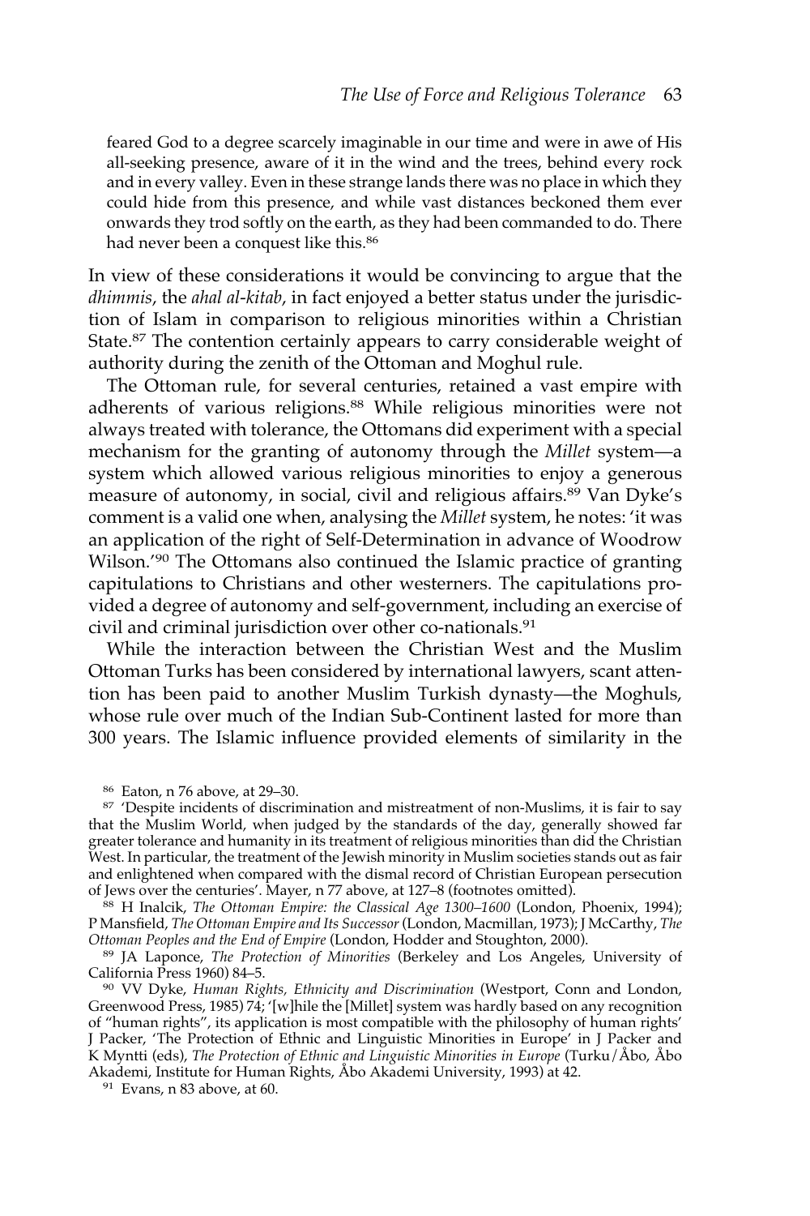> feared God to a degree scarcely imaginable in our time and were in awe of His all-seeking presence, aware of it in the wind and the trees, behind every rock and in every valley. Even in these strange lands there was no place in which they could hide from this presence, and while vast distances beckoned them ever onwards they trod softly on the earth, as they had been commanded to do. There had never been a conquest like this.[86]

In view of these considerations it would be convincing to argue that the *dhimmis*, the *ahal al-kitab*, in fact enjoyed a better status under the jurisdiction of Islam in comparison to religious minorities within a Christian State.[87] The contention certainly appears to carry considerable weight of authority during the zenith of the Ottoman and Moghul rule.

The Ottoman rule, for several centuries, retained a vast empire with adherents of various religions.[88] While religious minorities were not always treated with tolerance, the Ottomans did experiment with a special mechanism for the granting of autonomy through the *Millet* system—a system which allowed various religious minorities to enjoy a generous measure of autonomy, in social, civil and religious affairs.[89] Van Dyke's comment is a valid one when, analysing the *Millet* system, he notes: 'it was an application of the right of Self-Determination in advance of Woodrow Wilson.'[90] The Ottomans also continued the Islamic practice of granting capitulations to Christians and other westerners. The capitulations provided a degree of autonomy and self-government, including an exercise of civil and criminal jurisdiction over other co-nationals.[91]

While the interaction between the Christian West and the Muslim Ottoman Turks has been considered by international lawyers, scant attention has been paid to another Muslim Turkish dynasty—the Moghuls, whose rule over much of the Indian Sub-Continent lasted for more than 300 years. The Islamic influence provided elements of similarity in the

---

[86] Eaton, n 76 above, at 29–30.

[87] 'Despite incidents of discrimination and mistreatment of non-Muslims, it is fair to say that the Muslim World, when judged by the standards of the day, generally showed far greater tolerance and humanity in its treatment of religious minorities than did the Christian West. In particular, the treatment of the Jewish minority in Muslim societies stands out as fair and enlightened when compared with the dismal record of Christian European persecution of Jews over the centuries'. Mayer, n 77 above, at 127–8 (footnotes omitted).

[88] H Inalcik, *The Ottoman Empire: the Classical Age 1300–1600* (London, Phoenix, 1994); P Mansfield, *The Ottoman Empire and Its Successor* (London, Macmillan, 1973); J McCarthy, *The Ottoman Peoples and the End of Empire* (London, Hodder and Stoughton, 2000).

[89] JA Laponce, *The Protection of Minorities* (Berkeley and Los Angeles, University of California Press 1960) 84–5.

[90] VV Dyke, *Human Rights, Ethnicity and Discrimination* (Westport, Conn and London, Greenwood Press, 1985) 74; '[w]hile the [Millet] system was hardly based on any recognition of "human rights", its application is most compatible with the philosophy of human rights' J Packer, 'The Protection of Ethnic and Linguistic Minorities in Europe' in J Packer and K Myntti (eds), *The Protection of Ethnic and Linguistic Minorities in Europe* (Turku/Åbo, Åbo Akademi, Institute for Human Rights, Åbo Akademi University, 1993) at 42.

[91] Evans, n 83 above, at 60.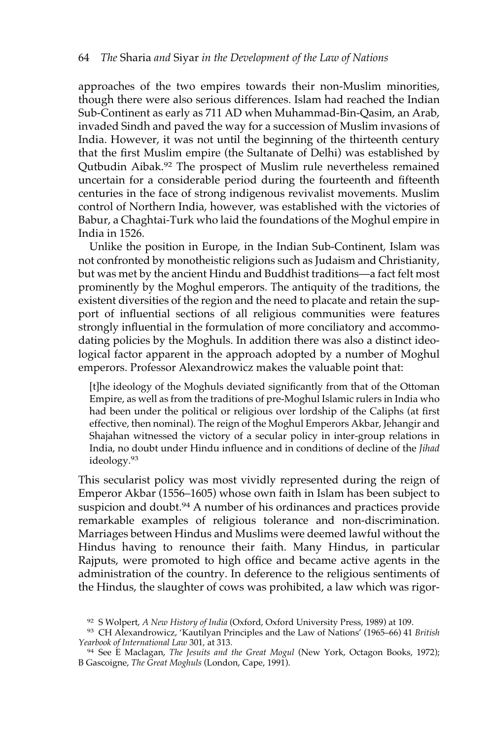approaches of the two empires towards their non-Muslim minorities, though there were also serious differences. Islam had reached the Indian Sub-Continent as early as 711 AD when Muhammad-Bin-Qasim, an Arab, invaded Sindh and paved the way for a succession of Muslim invasions of India. However, it was not until the beginning of the thirteenth century that the first Muslim empire (the Sultanate of Delhi) was established by Qutbudin Aibak.[92] The prospect of Muslim rule nevertheless remained uncertain for a considerable period during the fourteenth and fifteenth centuries in the face of strong indigenous revivalist movements. Muslim control of Northern India, however, was established with the victories of Babur, a Chaghtai-Turk who laid the foundations of the Moghul empire in India in 1526.

Unlike the position in Europe, in the Indian Sub-Continent, Islam was not confronted by monotheistic religions such as Judaism and Christianity, but was met by the ancient Hindu and Buddhist traditions—a fact felt most prominently by the Moghul emperors. The antiquity of the traditions, the existent diversities of the region and the need to placate and retain the support of influential sections of all religious communities were features strongly influential in the formulation of more conciliatory and accommodating policies by the Moghuls. In addition there was also a distinct ideological factor apparent in the approach adopted by a number of Moghul emperors. Professor Alexandrowicz makes the valuable point that:

> [t]he ideology of the Moghuls deviated significantly from that of the Ottoman Empire, as well as from the traditions of pre-Moghul Islamic rulers in India who had been under the political or religious over lordship of the Caliphs (at first effective, then nominal). The reign of the Moghul Emperors Akbar, Jehangir and Shajahan witnessed the victory of a secular policy in inter-group relations in India, no doubt under Hindu influence and in conditions of decline of the *Jihad* ideology.[93]

This secularist policy was most vividly represented during the reign of Emperor Akbar (1556–1605) whose own faith in Islam has been subject to suspicion and doubt.[94] A number of his ordinances and practices provide remarkable examples of religious tolerance and non-discrimination. Marriages between Hindus and Muslims were deemed lawful without the Hindus having to renounce their faith. Many Hindus, in particular Rajputs, were promoted to high office and became active agents in the administration of the country. In deference to the religious sentiments of the Hindus, the slaughter of cows was prohibited, a law which was rigor-

[92] S Wolpert, *A New History of India* (Oxford, Oxford University Press, 1989) at 109.

[93] CH Alexandrowicz, 'Kautilyan Principles and the Law of Nations' (1965–66) 41 *British Yearbook of International Law* 301, at 313.

[94] See E Maclagan, *The Jesuits and the Great Mogul* (New York, Octagon Books, 1972); B Gascoigne, *The Great Moghuls* (London, Cape, 1991).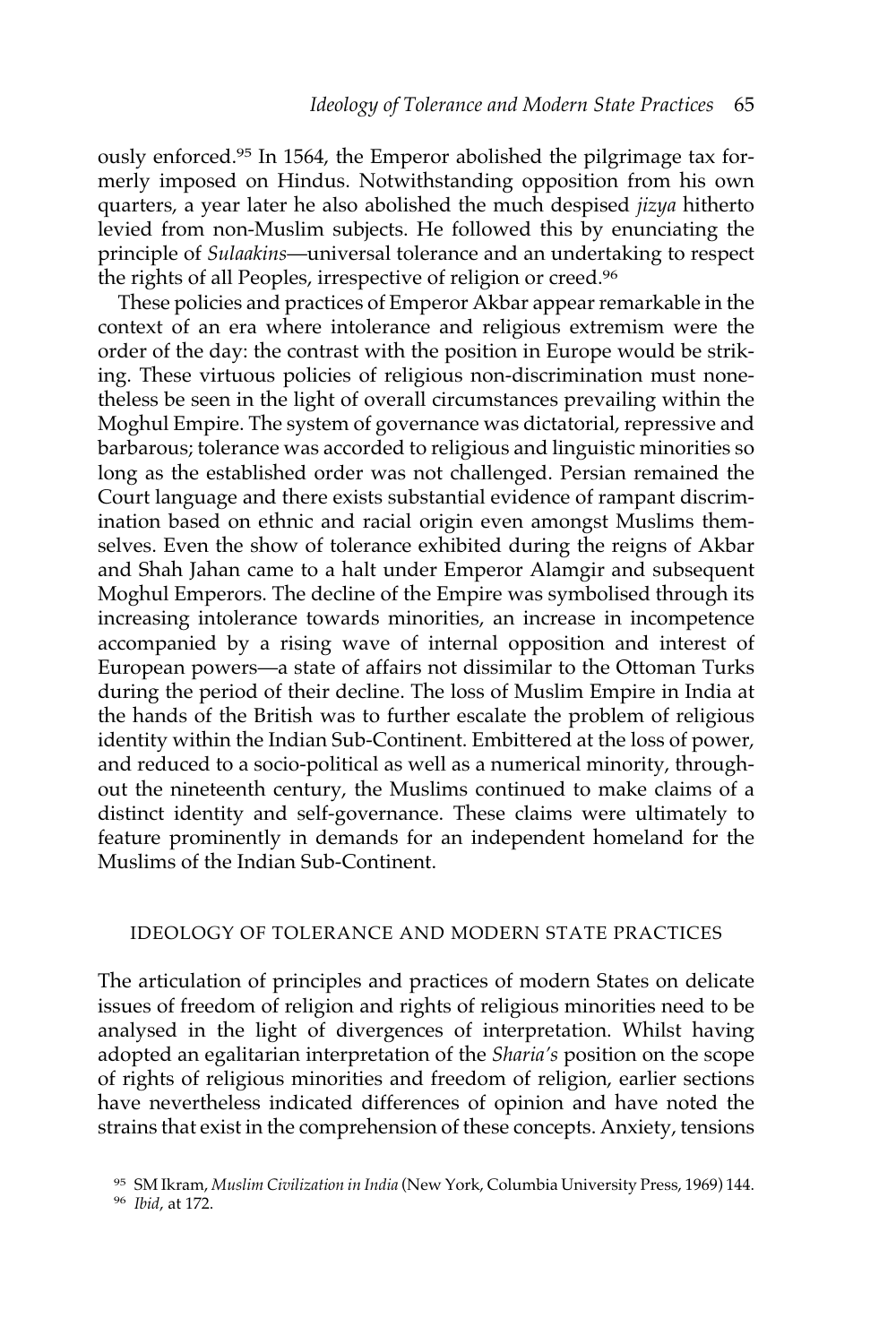ously enforced.[95] In 1564, the Emperor abolished the pilgrimage tax formerly imposed on Hindus. Notwithstanding opposition from his own quarters, a year later he also abolished the much despised *jizya* hitherto levied from non-Muslim subjects. He followed this by enunciating the principle of *Sulaakins*—universal tolerance and an undertaking to respect the rights of all Peoples, irrespective of religion or creed.[96]

These policies and practices of Emperor Akbar appear remarkable in the context of an era where intolerance and religious extremism were the order of the day: the contrast with the position in Europe would be striking. These virtuous policies of religious non-discrimination must nonetheless be seen in the light of overall circumstances prevailing within the Moghul Empire. The system of governance was dictatorial, repressive and barbarous; tolerance was accorded to religious and linguistic minorities so long as the established order was not challenged. Persian remained the Court language and there exists substantial evidence of rampant discrimination based on ethnic and racial origin even amongst Muslims themselves. Even the show of tolerance exhibited during the reigns of Akbar and Shah Jahan came to a halt under Emperor Alamgir and subsequent Moghul Emperors. The decline of the Empire was symbolised through its increasing intolerance towards minorities, an increase in incompetence accompanied by a rising wave of internal opposition and interest of European powers—a state of affairs not dissimilar to the Ottoman Turks during the period of their decline. The loss of Muslim Empire in India at the hands of the British was to further escalate the problem of religious identity within the Indian Sub-Continent. Embittered at the loss of power, and reduced to a socio-political as well as a numerical minority, throughout the nineteenth century, the Muslims continued to make claims of a distinct identity and self-governance. These claims were ultimately to feature prominently in demands for an independent homeland for the Muslims of the Indian Sub-Continent.

## IDEOLOGY OF TOLERANCE AND MODERN STATE PRACTICES

The articulation of principles and practices of modern States on delicate issues of freedom of religion and rights of religious minorities need to be analysed in the light of divergences of interpretation. Whilst having adopted an egalitarian interpretation of the *Sharia's* position on the scope of rights of religious minorities and freedom of religion, earlier sections have nevertheless indicated differences of opinion and have noted the strains that exist in the comprehension of these concepts. Anxiety, tensions

[95] SM Ikram, *Muslim Civilization in India* (New York, Columbia University Press, 1969) 144.

[96] *Ibid*, at 172.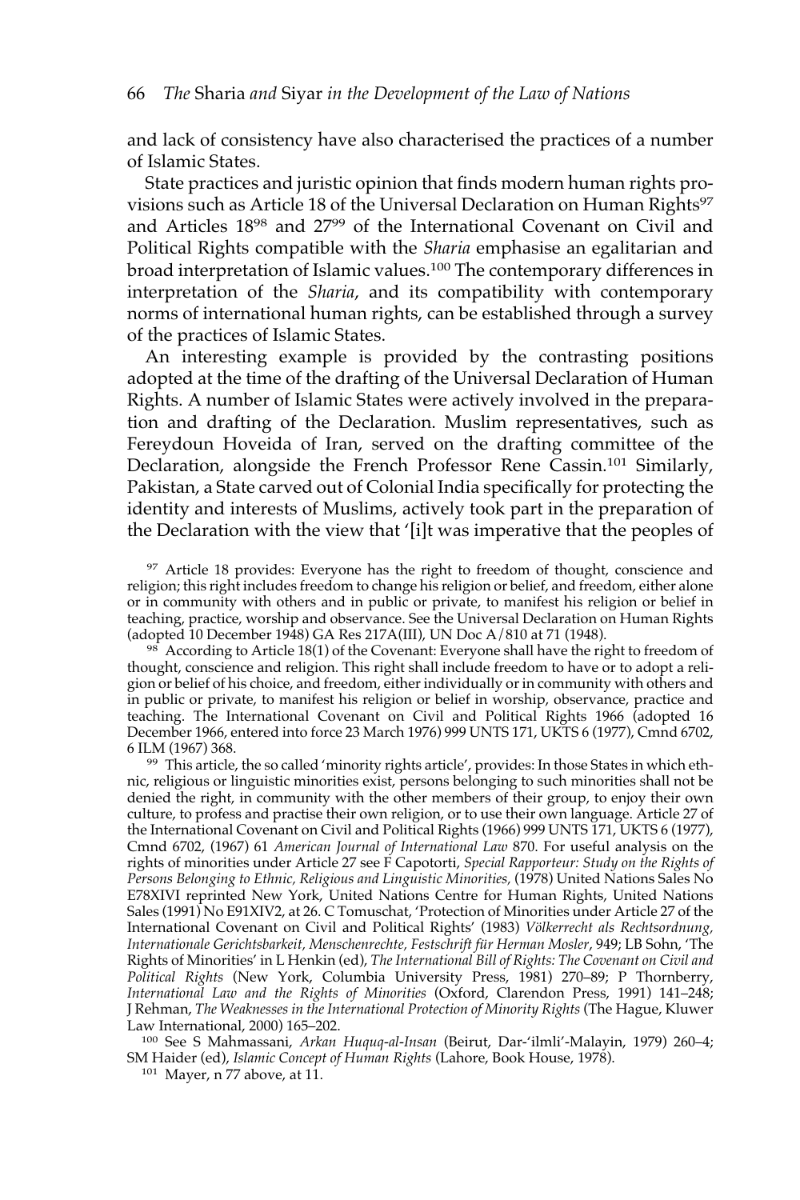and lack of consistency have also characterised the practices of a number of Islamic States.

State practices and juristic opinion that finds modern human rights provisions such as Article 18 of the Universal Declaration on Human Rights[97] and Articles 18[98] and 27[99] of the International Covenant on Civil and Political Rights compatible with the *Sharia* emphasise an egalitarian and broad interpretation of Islamic values.[100] The contemporary differences in interpretation of the *Sharia*, and its compatibility with contemporary norms of international human rights, can be established through a survey of the practices of Islamic States.

An interesting example is provided by the contrasting positions adopted at the time of the drafting of the Universal Declaration of Human Rights. A number of Islamic States were actively involved in the preparation and drafting of the Declaration. Muslim representatives, such as Fereydoun Hoveida of Iran, served on the drafting committee of the Declaration, alongside the French Professor Rene Cassin.[101] Similarly, Pakistan, a State carved out of Colonial India specifically for protecting the identity and interests of Muslims, actively took part in the preparation of the Declaration with the view that '[i]t was imperative that the peoples of

[97] Article 18 provides: Everyone has the right to freedom of thought, conscience and religion; this right includes freedom to change his religion or belief, and freedom, either alone or in community with others and in public or private, to manifest his religion or belief in teaching, practice, worship and observance. See the Universal Declaration on Human Rights (adopted 10 December 1948) GA Res 217A(III), UN Doc A/810 at 71 (1948).

[98] According to Article 18(1) of the Covenant: Everyone shall have the right to freedom of thought, conscience and religion. This right shall include freedom to have or to adopt a religion or belief of his choice, and freedom, either individually or in community with others and in public or private, to manifest his religion or belief in worship, observance, practice and teaching. The International Covenant on Civil and Political Rights 1966 (adopted 16 December 1966, entered into force 23 March 1976) 999 UNTS 171, UKTS 6 (1977), Cmnd 6702, 6 ILM (1967) 368.

[99] This article, the so called 'minority rights article', provides: In those States in which ethnic, religious or linguistic minorities exist, persons belonging to such minorities shall not be denied the right, in community with the other members of their group, to enjoy their own culture, to profess and practise their own religion, or to use their own language. Article 27 of the International Covenant on Civil and Political Rights (1966) 999 UNTS 171, UKTS 6 (1977), Cmnd 6702, (1967) 61 *American Journal of International Law* 870. For useful analysis on the rights of minorities under Article 27 see F Capotorti, *Special Rapporteur: Study on the Rights of Persons Belonging to Ethnic, Religious and Linguistic Minorities,* (1978) United Nations Sales No E78XIVI reprinted New York, United Nations Centre for Human Rights, United Nations Sales (1991) No E91XIV2, at 26. C Tomuschat, 'Protection of Minorities under Article 27 of the International Covenant on Civil and Political Rights' (1983) *Völkerrecht als Rechtsordnung, Internationale Gerichtsbarkeit, Menschenrechte, Festschrift für Herman Mosler*, 949; LB Sohn, 'The Rights of Minorities' in L Henkin (ed), *The International Bill of Rights: The Covenant on Civil and Political Rights* (New York, Columbia University Press, 1981) 270–89; P Thornberry, *International Law and the Rights of Minorities* (Oxford, Clarendon Press, 1991) 141–248; J Rehman, *The Weaknesses in the International Protection of Minority Rights* (The Hague, Kluwer Law International, 2000) 165–202.

[100] See S Mahmassani, *Arkan Huquq-al-Insan* (Beirut, Dar-'ilmli'-Malayin, 1979) 260–4; SM Haider (ed), *Islamic Concept of Human Rights* (Lahore, Book House, 1978).

[101] Mayer, n 77 above, at 11.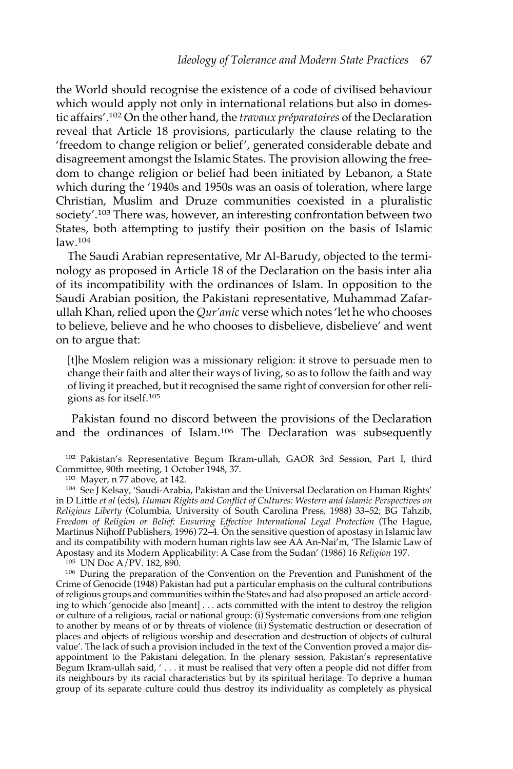the World should recognise the existence of a code of civilised behaviour which would apply not only in international relations but also in domestic affairs'.[102] On the other hand, the *travaux préparatoires* of the Declaration reveal that Article 18 provisions, particularly the clause relating to the 'freedom to change religion or belief', generated considerable debate and disagreement amongst the Islamic States. The provision allowing the freedom to change religion or belief had been initiated by Lebanon, a State which during the '1940s and 1950s was an oasis of toleration, where large Christian, Muslim and Druze communities coexisted in a pluralistic society'.[103] There was, however, an interesting confrontation between two States, both attempting to justify their position on the basis of Islamic law.[104]

The Saudi Arabian representative, Mr Al-Barudy, objected to the terminology as proposed in Article 18 of the Declaration on the basis inter alia of its incompatibility with the ordinances of Islam. In opposition to the Saudi Arabian position, the Pakistani representative, Muhammad Zafarullah Khan, relied upon the *Qur'anic* verse which notes 'let he who chooses to believe, believe and he who chooses to disbelieve, disbelieve' and went on to argue that:

> [t]he Moslem religion was a missionary religion: it strove to persuade men to change their faith and alter their ways of living, so as to follow the faith and way of living it preached, but it recognised the same right of conversion for other religions as for itself.[105]

Pakistan found no discord between the provisions of the Declaration and the ordinances of Islam.[106] The Declaration was subsequently

---

[102] Pakistan's Representative Begum Ikram-ullah, GAOR 3rd Session, Part I, third Committee, 90th meeting, 1 October 1948, 37.

[103] Mayer, n 77 above, at 142.

[104] See J Kelsay, 'Saudi-Arabia, Pakistan and the Universal Declaration on Human Rights' in D Little *et al* (eds), *Human Rights and Conflict of Cultures: Western and Islamic Perspectives on Religious Liberty* (Columbia, University of South Carolina Press, 1988) 33–52; BG Tahzib, *Freedom of Religion or Belief: Ensuring Effective International Legal Protection* (The Hague, Martinus Nijhoff Publishers, 1996) 72–4. On the sensitive question of apostasy in Islamic law and its compatibility with modern human rights law see AA An-Nai'm, 'The Islamic Law of Apostasy and its Modern Applicability: A Case from the Sudan' (1986) 16 *Religion* 197.

[105] UN Doc A/PV. 182, 890.

[106] During the preparation of the Convention on the Prevention and Punishment of the Crime of Genocide (1948) Pakistan had put a particular emphasis on the cultural contributions of religious groups and communities within the States and had also proposed an article according to which 'genocide also [meant] . . . acts committed with the intent to destroy the religion or culture of a religious, racial or national group: (i) Systematic conversions from one religion to another by means of or by threats of violence (ii) Systematic destruction or desecration of places and objects of religious worship and desecration and destruction of objects of cultural value'. The lack of such a provision included in the text of the Convention proved a major disappointment to the Pakistani delegation. In the plenary session, Pakistan's representative Begum Ikram-ullah said, ' . . . it must be realised that very often a people did not differ from its neighbours by its racial characteristics but by its spiritual heritage. To deprive a human group of its separate culture could thus destroy its individuality as completely as physical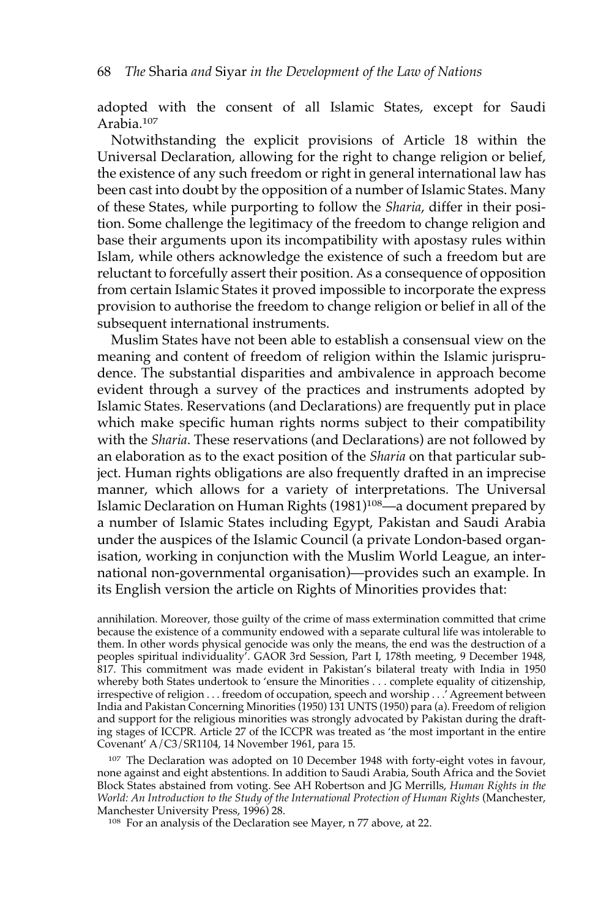adopted with the consent of all Islamic States, except for Saudi Arabia.[107]

Notwithstanding the explicit provisions of Article 18 within the Universal Declaration, allowing for the right to change religion or belief, the existence of any such freedom or right in general international law has been cast into doubt by the opposition of a number of Islamic States. Many of these States, while purporting to follow the *Sharia*, differ in their position. Some challenge the legitimacy of the freedom to change religion and base their arguments upon its incompatibility with apostasy rules within Islam, while others acknowledge the existence of such a freedom but are reluctant to forcefully assert their position. As a consequence of opposition from certain Islamic States it proved impossible to incorporate the express provision to authorise the freedom to change religion or belief in all of the subsequent international instruments.

Muslim States have not been able to establish a consensual view on the meaning and content of freedom of religion within the Islamic jurisprudence. The substantial disparities and ambivalence in approach become evident through a survey of the practices and instruments adopted by Islamic States. Reservations (and Declarations) are frequently put in place which make specific human rights norms subject to their compatibility with the *Sharia*. These reservations (and Declarations) are not followed by an elaboration as to the exact position of the *Sharia* on that particular subject. Human rights obligations are also frequently drafted in an imprecise manner, which allows for a variety of interpretations. The Universal Islamic Declaration on Human Rights (1981)[108]—a document prepared by a number of Islamic States including Egypt, Pakistan and Saudi Arabia under the auspices of the Islamic Council (a private London-based organisation, working in conjunction with the Muslim World League, an international non-governmental organisation)—provides such an example. In its English version the article on Rights of Minorities provides that:

annihilation. Moreover, those guilty of the crime of mass extermination committed that crime because the existence of a community endowed with a separate cultural life was intolerable to them. In other words physical genocide was only the means, the end was the destruction of a peoples spiritual individuality'. GAOR 3rd Session, Part I, 178th meeting, 9 December 1948, 817. This commitment was made evident in Pakistan's bilateral treaty with India in 1950 whereby both States undertook to 'ensure the Minorities . . . complete equality of citizenship, irrespective of religion . . . freedom of occupation, speech and worship . . .' Agreement between India and Pakistan Concerning Minorities (1950) 131 UNTS (1950) para (a). Freedom of religion and support for the religious minorities was strongly advocated by Pakistan during the drafting stages of ICCPR. Article 27 of the ICCPR was treated as 'the most important in the entire Covenant' A/C3/SR1104, 14 November 1961, para 15.

[107] The Declaration was adopted on 10 December 1948 with forty-eight votes in favour, none against and eight abstentions. In addition to Saudi Arabia, South Africa and the Soviet Block States abstained from voting. See AH Robertson and JG Merrills, *Human Rights in the World: An Introduction to the Study of the International Protection of Human Rights* (Manchester, Manchester University Press, 1996) 28.

[108] For an analysis of the Declaration see Mayer, n 77 above, at 22.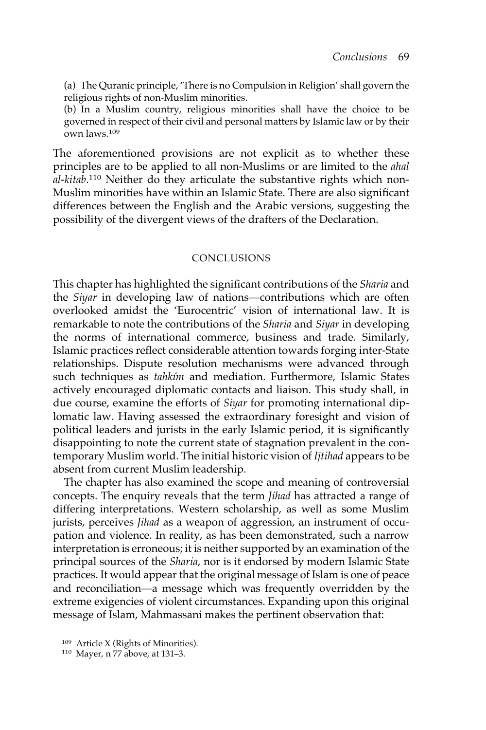(a) The Quranic principle, 'There is no Compulsion in Religion' shall govern the religious rights of non-Muslim minorities.
(b) In a Muslim country, religious minorities shall have the choice to be governed in respect of their civil and personal matters by Islamic law or by their own laws.[109]

The aforementioned provisions are not explicit as to whether these principles are to be applied to all non-Muslims or are limited to the *ahal al-kitab*.[110] Neither do they articulate the substantive rights which non-Muslim minorities have within an Islamic State. There are also significant differences between the English and the Arabic versions, suggesting the possibility of the divergent views of the drafters of the Declaration.

## CONCLUSIONS

This chapter has highlighted the significant contributions of the *Sharia* and the *Siyar* in developing law of nations—contributions which are often overlooked amidst the 'Eurocentric' vision of international law. It is remarkable to note the contributions of the *Sharia* and *Siyar* in developing the norms of international commerce, business and trade. Similarly, Islamic practices reflect considerable attention towards forging inter-State relationships. Dispute resolution mechanisms were advanced through such techniques as *tahkím* and mediation. Furthermore, Islamic States actively encouraged diplomatic contacts and liaison. This study shall, in due course, examine the efforts of *Siyar* for promoting international diplomatic law. Having assessed the extraordinary foresight and vision of political leaders and jurists in the early Islamic period, it is significantly disappointing to note the current state of stagnation prevalent in the contemporary Muslim world. The initial historic vision of *Ijtihad* appears to be absent from current Muslim leadership.

The chapter has also examined the scope and meaning of controversial concepts. The enquiry reveals that the term *Jihad* has attracted a range of differing interpretations. Western scholarship, as well as some Muslim jurists, perceives *Jihad* as a weapon of aggression, an instrument of occupation and violence. In reality, as has been demonstrated, such a narrow interpretation is erroneous; it is neither supported by an examination of the principal sources of the *Sharia*, nor is it endorsed by modern Islamic State practices. It would appear that the original message of Islam is one of peace and reconciliation—a message which was frequently overridden by the extreme exigencies of violent circumstances. Expanding upon this original message of Islam, Mahmassani makes the pertinent observation that:

[109] Article X (Rights of Minorities).
[110] Mayer, n 77 above, at 131–3.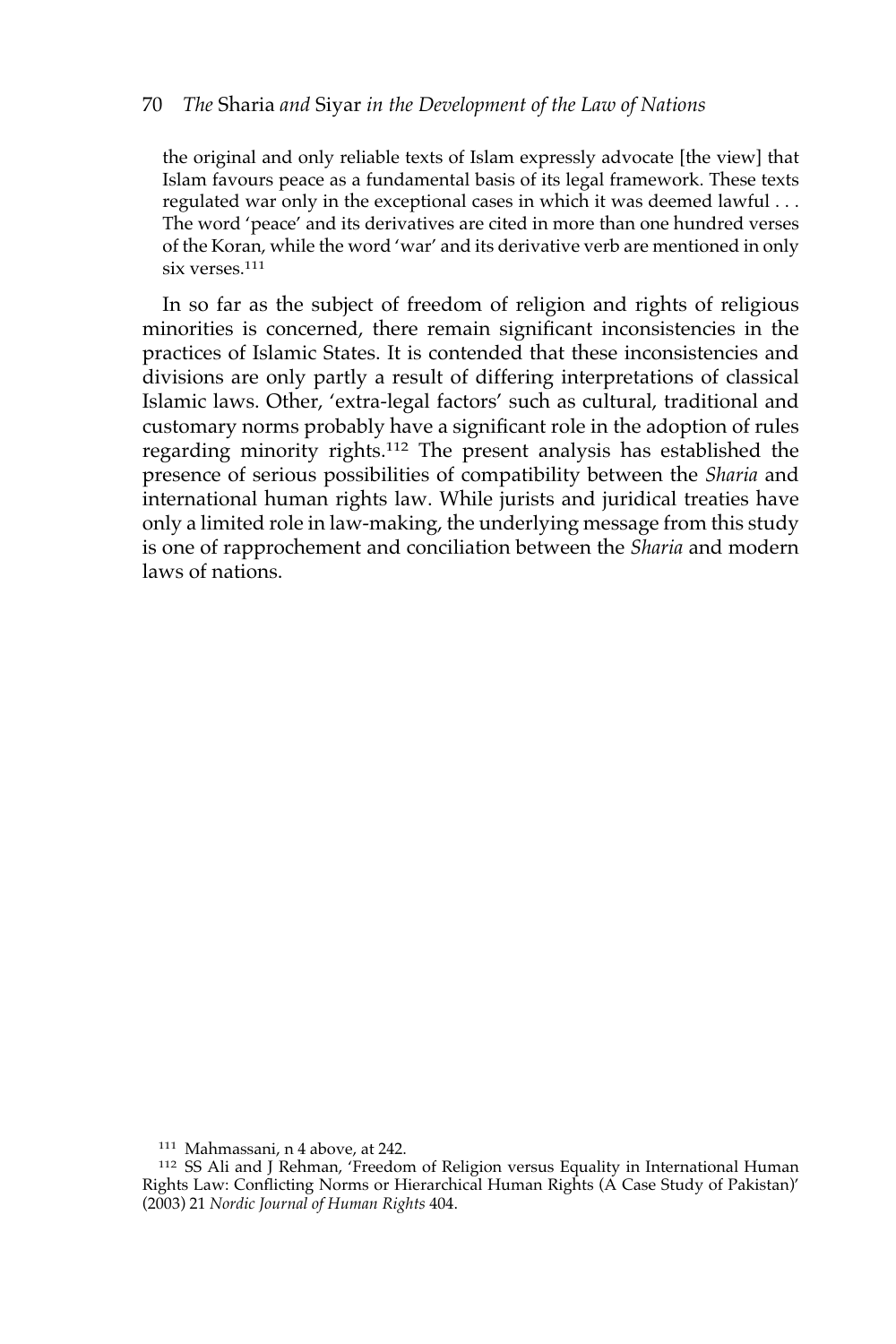> the original and only reliable texts of Islam expressly advocate [the view] that Islam favours peace as a fundamental basis of its legal framework. These texts regulated war only in the exceptional cases in which it was deemed lawful . . . The word 'peace' and its derivatives are cited in more than one hundred verses of the Koran, while the word 'war' and its derivative verb are mentioned in only six verses.[111]

In so far as the subject of freedom of religion and rights of religious minorities is concerned, there remain significant inconsistencies in the practices of Islamic States. It is contended that these inconsistencies and divisions are only partly a result of differing interpretations of classical Islamic laws. Other, 'extra-legal factors' such as cultural, traditional and customary norms probably have a significant role in the adoption of rules regarding minority rights.[112] The present analysis has established the presence of serious possibilities of compatibility between the *Sharia* and international human rights law. While jurists and juridical treaties have only a limited role in law-making, the underlying message from this study is one of rapprochement and conciliation between the *Sharia* and modern laws of nations.

---

[111] Mahmassani, n 4 above, at 242.

[112] SS Ali and J Rehman, 'Freedom of Religion versus Equality in International Human Rights Law: Conflicting Norms or Hierarchical Human Rights (A Case Study of Pakistan)' (2003) 21 *Nordic Journal of Human Rights* 404.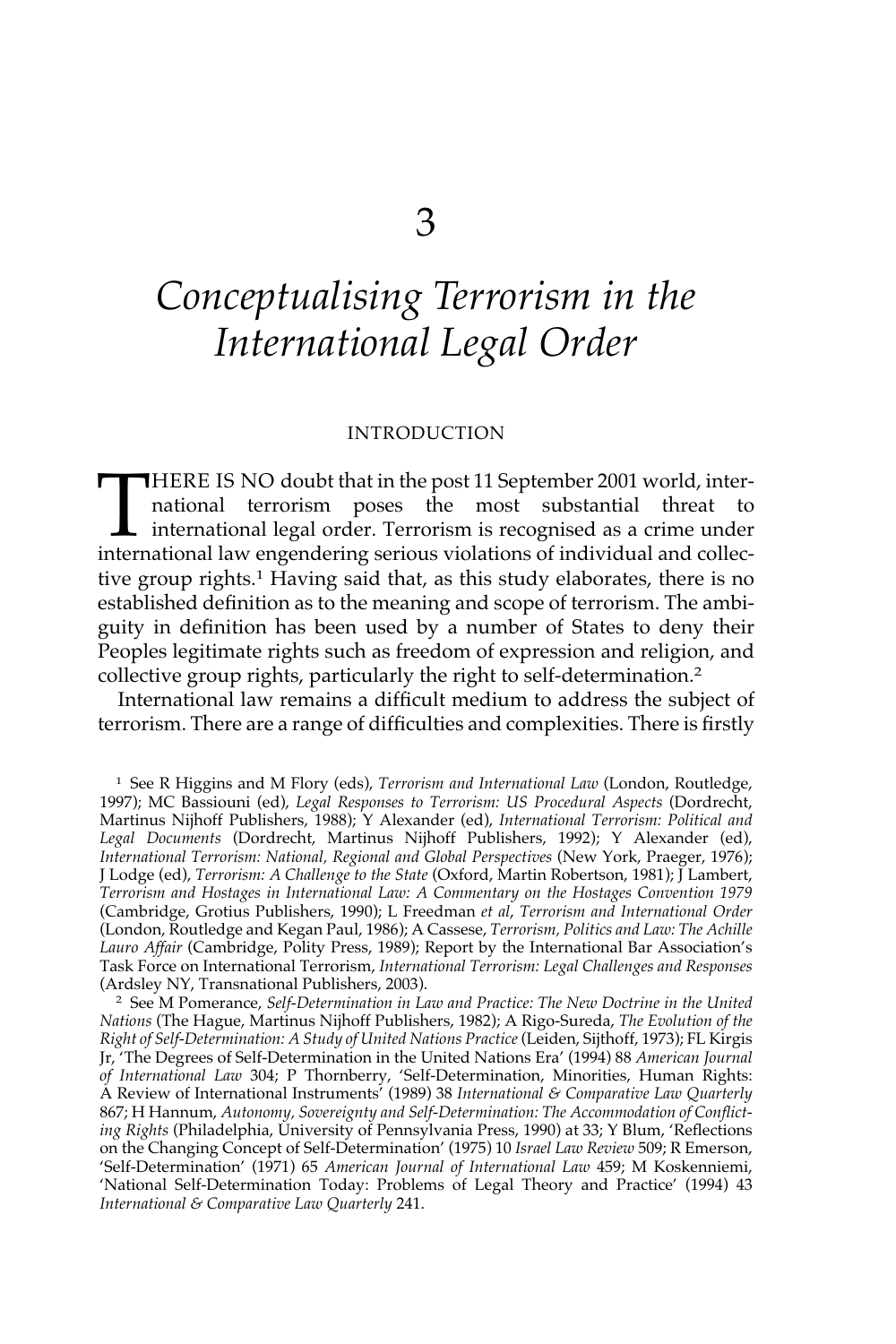# 3

# *Conceptualising Terrorism in the International Legal Order*

## INTRODUCTION

THERE IS NO doubt that in the post 11 September 2001 world, international terrorism poses the most substantial threat to international legal order. Terrorism is recognised as a crime under international law engendering serious violations of individual and collective group rights.[1] Having said that, as this study elaborates, there is no established definition as to the meaning and scope of terrorism. The ambiguity in definition has been used by a number of States to deny their Peoples legitimate rights such as freedom of expression and religion, and collective group rights, particularly the right to self-determination.[2]

International law remains a difficult medium to address the subject of terrorism. There are a range of difficulties and complexities. There is firstly

---

[1] See R Higgins and M Flory (eds), *Terrorism and International Law* (London, Routledge, 1997); MC Bassiouni (ed), *Legal Responses to Terrorism: US Procedural Aspects* (Dordrecht, Martinus Nijhoff Publishers, 1988); Y Alexander (ed), *International Terrorism: Political and Legal Documents* (Dordrecht, Martinus Nijhoff Publishers, 1992); Y Alexander (ed), *International Terrorism: National, Regional and Global Perspectives* (New York, Praeger, 1976); J Lodge (ed), *Terrorism: A Challenge to the State* (Oxford, Martin Robertson, 1981); J Lambert, *Terrorism and Hostages in International Law: A Commentary on the Hostages Convention 1979* (Cambridge, Grotius Publishers, 1990); L Freedman *et al*, *Terrorism and International Order* (London, Routledge and Kegan Paul, 1986); A Cassese, *Terrorism, Politics and Law: The Achille Lauro Affair* (Cambridge, Polity Press, 1989); Report by the International Bar Association's Task Force on International Terrorism, *International Terrorism: Legal Challenges and Responses* (Ardsley NY, Transnational Publishers, 2003).

[2] See M Pomerance, *Self-Determination in Law and Practice: The New Doctrine in the United Nations* (The Hague, Martinus Nijhoff Publishers, 1982); A Rigo-Sureda, *The Evolution of the Right of Self-Determination: A Study of United Nations Practice* (Leiden, Sijthoff, 1973); FL Kirgis Jr, 'The Degrees of Self-Determination in the United Nations Era' (1994) 88 *American Journal of International Law* 304; P Thornberry, 'Self-Determination, Minorities, Human Rights: A Review of International Instruments' (1989) 38 *International & Comparative Law Quarterly* 867; H Hannum, *Autonomy, Sovereignty and Self-Determination: The Accommodation of Conflicting Rights* (Philadelphia, University of Pennsylvania Press, 1990) at 33; Y Blum, 'Reflections on the Changing Concept of Self-Determination' (1975) 10 *Israel Law Review* 509; R Emerson, 'Self-Determination' (1971) 65 *American Journal of International Law* 459; M Koskenniemi, 'National Self-Determination Today: Problems of Legal Theory and Practice' (1994) 43 *International & Comparative Law Quarterly* 241.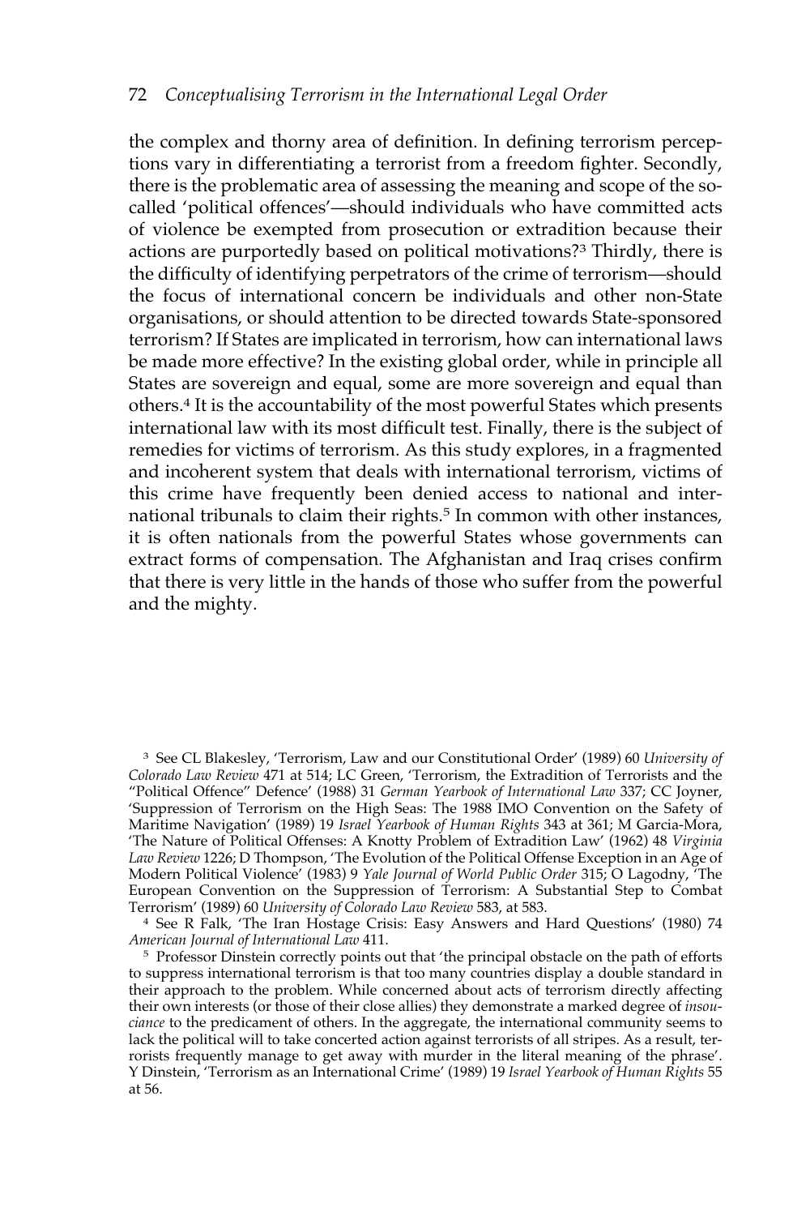the complex and thorny area of definition. In defining terrorism perceptions vary in differentiating a terrorist from a freedom fighter. Secondly, there is the problematic area of assessing the meaning and scope of the so-called 'political offences'—should individuals who have committed acts of violence be exempted from prosecution or extradition because their actions are purportedly based on political motivations?[3] Thirdly, there is the difficulty of identifying perpetrators of the crime of terrorism—should the focus of international concern be individuals and other non-State organisations, or should attention to be directed towards State-sponsored terrorism? If States are implicated in terrorism, how can international laws be made more effective? In the existing global order, while in principle all States are sovereign and equal, some are more sovereign and equal than others.[4] It is the accountability of the most powerful States which presents international law with its most difficult test. Finally, there is the subject of remedies for victims of terrorism. As this study explores, in a fragmented and incoherent system that deals with international terrorism, victims of this crime have frequently been denied access to national and international tribunals to claim their rights.[5] In common with other instances, it is often nationals from the powerful States whose governments can extract forms of compensation. The Afghanistan and Iraq crises confirm that there is very little in the hands of those who suffer from the powerful and the mighty.

[3] See CL Blakesley, 'Terrorism, Law and our Constitutional Order' (1989) 60 *University of Colorado Law Review* 471 at 514; LC Green, 'Terrorism, the Extradition of Terrorists and the "Political Offence" Defence' (1988) 31 *German Yearbook of International Law* 337; CC Joyner, 'Suppression of Terrorism on the High Seas: The 1988 IMO Convention on the Safety of Maritime Navigation' (1989) 19 *Israel Yearbook of Human Rights* 343 at 361; M Garcia-Mora, 'The Nature of Political Offenses: A Knotty Problem of Extradition Law' (1962) 48 *Virginia Law Review* 1226; D Thompson, 'The Evolution of the Political Offense Exception in an Age of Modern Political Violence' (1983) 9 *Yale Journal of World Public Order* 315; O Lagodny, 'The European Convention on the Suppression of Terrorism: A Substantial Step to Combat Terrorism' (1989) 60 *University of Colorado Law Review* 583, at 583.

[4] See R Falk, 'The Iran Hostage Crisis: Easy Answers and Hard Questions' (1980) 74 *American Journal of International Law* 411.

[5] Professor Dinstein correctly points out that 'the principal obstacle on the path of efforts to suppress international terrorism is that too many countries display a double standard in their approach to the problem. While concerned about acts of terrorism directly affecting their own interests (or those of their close allies) they demonstrate a marked degree of *insouciance* to the predicament of others. In the aggregate, the international community seems to lack the political will to take concerted action against terrorists of all stripes. As a result, terrorists frequently manage to get away with murder in the literal meaning of the phrase'. Y Dinstein, 'Terrorism as an International Crime' (1989) 19 *Israel Yearbook of Human Rights* 55 at 56.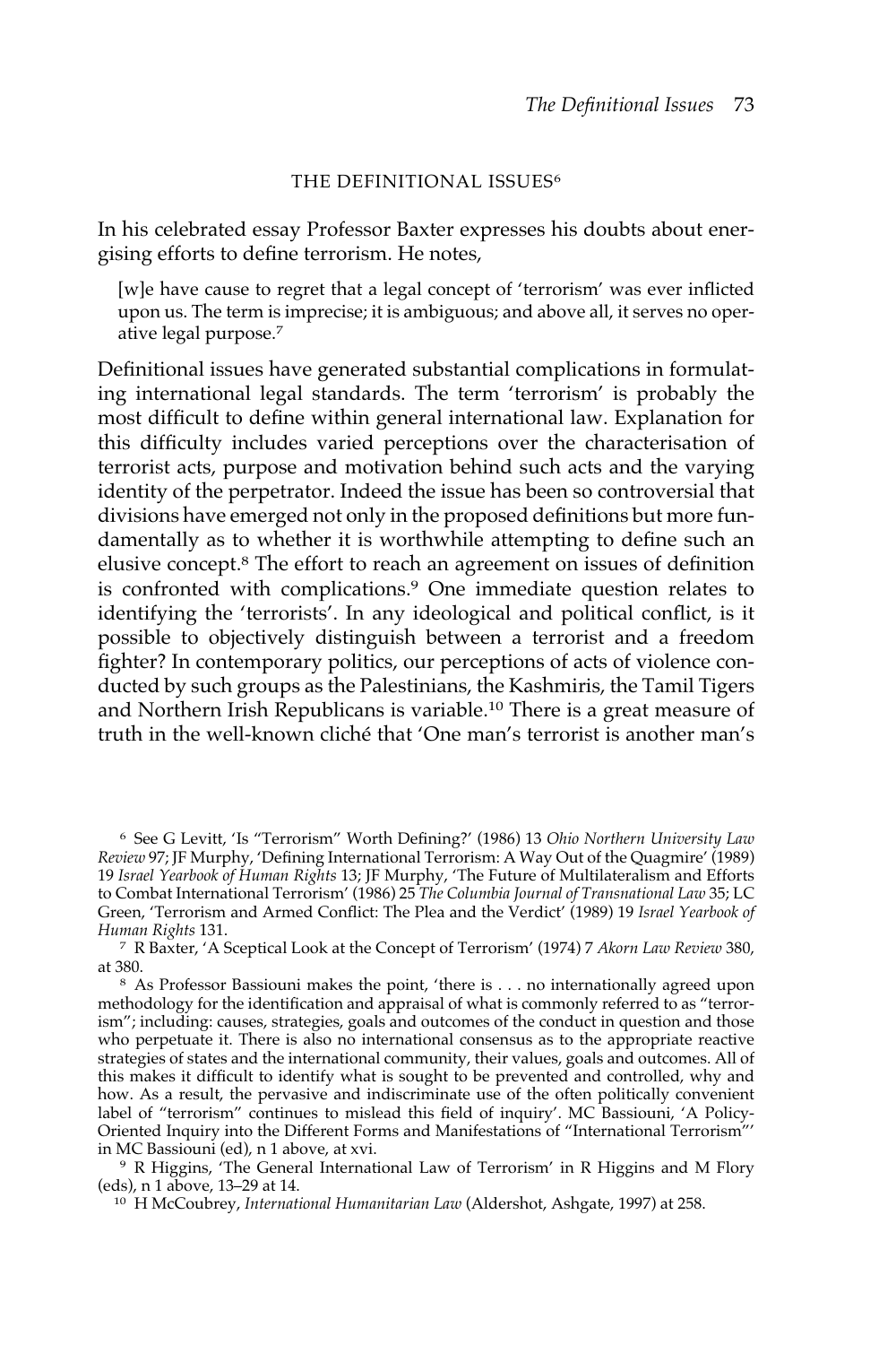## THE DEFINITIONAL ISSUES[6]

In his celebrated essay Professor Baxter expresses his doubts about energising efforts to define terrorism. He notes,

> [w]e have cause to regret that a legal concept of 'terrorism' was ever inflicted upon us. The term is imprecise; it is ambiguous; and above all, it serves no operative legal purpose.[7]

Definitional issues have generated substantial complications in formulating international legal standards. The term 'terrorism' is probably the most difficult to define within general international law. Explanation for this difficulty includes varied perceptions over the characterisation of terrorist acts, purpose and motivation behind such acts and the varying identity of the perpetrator. Indeed the issue has been so controversial that divisions have emerged not only in the proposed definitions but more fundamentally as to whether it is worthwhile attempting to define such an elusive concept.[8] The effort to reach an agreement on issues of definition is confronted with complications.[9] One immediate question relates to identifying the 'terrorists'. In any ideological and political conflict, is it possible to objectively distinguish between a terrorist and a freedom fighter? In contemporary politics, our perceptions of acts of violence conducted by such groups as the Palestinians, the Kashmiris, the Tamil Tigers and Northern Irish Republicans is variable.[10] There is a great measure of truth in the well-known cliché that 'One man's terrorist is another man's

---

[6] See G Levitt, 'Is "Terrorism" Worth Defining?' (1986) 13 *Ohio Northern University Law Review* 97; JF Murphy, 'Defining International Terrorism: A Way Out of the Quagmire' (1989) 19 *Israel Yearbook of Human Rights* 13; JF Murphy, 'The Future of Multilateralism and Efforts to Combat International Terrorism' (1986) 25 *The Columbia Journal of Transnational Law* 35; LC Green, 'Terrorism and Armed Conflict: The Plea and the Verdict' (1989) 19 *Israel Yearbook of Human Rights* 131.

[7] R Baxter, 'A Sceptical Look at the Concept of Terrorism' (1974) 7 *Akorn Law Review* 380, at 380.

[8] As Professor Bassiouni makes the point, 'there is . . . no internationally agreed upon methodology for the identification and appraisal of what is commonly referred to as "terrorism"; including: causes, strategies, goals and outcomes of the conduct in question and those who perpetuate it. There is also no international consensus as to the appropriate reactive strategies of states and the international community, their values, goals and outcomes. All of this makes it difficult to identify what is sought to be prevented and controlled, why and how. As a result, the pervasive and indiscriminate use of the often politically convenient label of "terrorism" continues to mislead this field of inquiry'. MC Bassiouni, 'A Policy-Oriented Inquiry into the Different Forms and Manifestations of "International Terrorism"' in MC Bassiouni (ed), n 1 above, at xvi.

[9] R Higgins, 'The General International Law of Terrorism' in R Higgins and M Flory (eds), n 1 above, 13–29 at 14.

[10] H McCoubrey, *International Humanitarian Law* (Aldershot, Ashgate, 1997) at 258.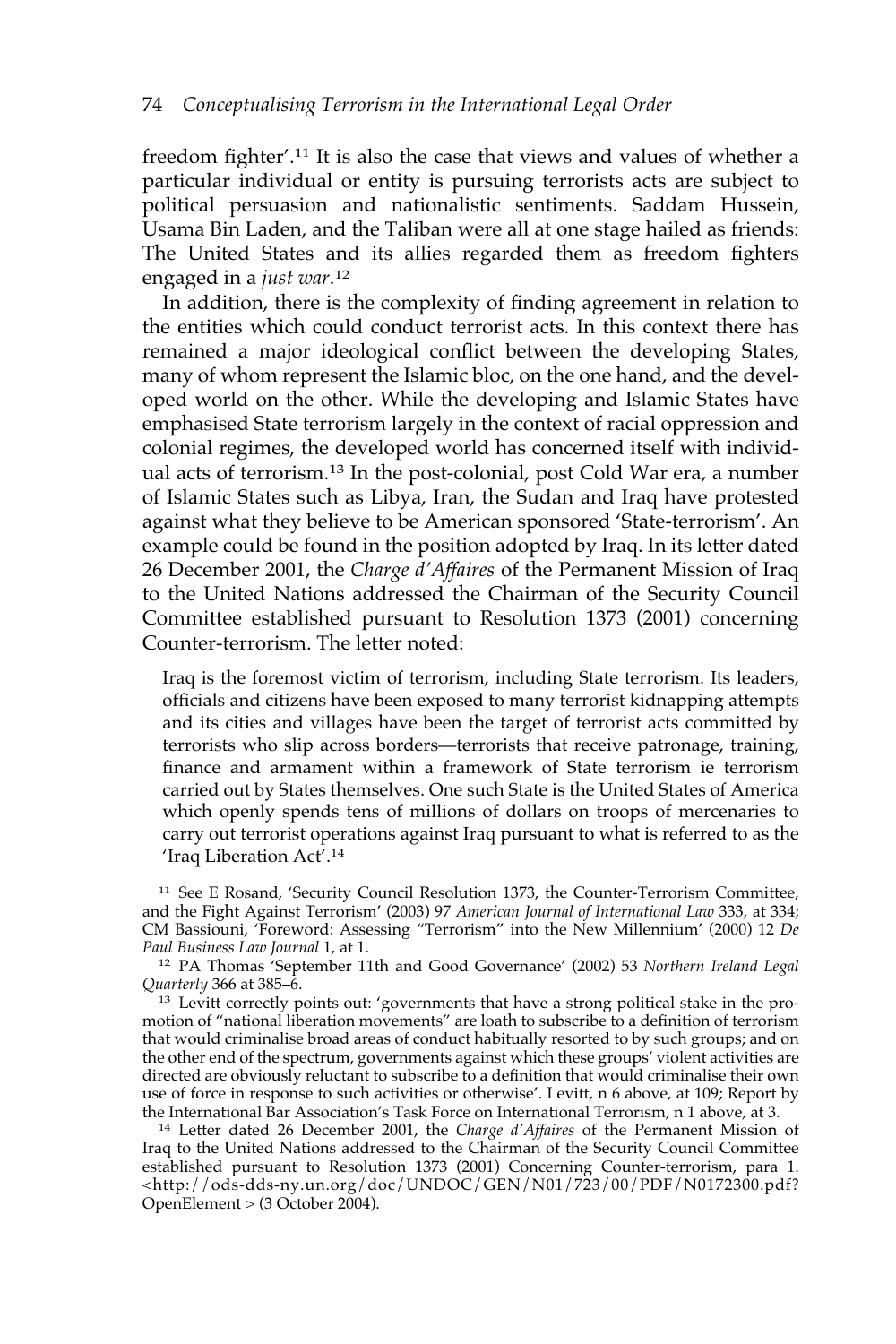freedom fighter'.[11] It is also the case that views and values of whether a particular individual or entity is pursuing terrorists acts are subject to political persuasion and nationalistic sentiments. Saddam Hussein, Usama Bin Laden, and the Taliban were all at one stage hailed as friends: The United States and its allies regarded them as freedom fighters engaged in a *just war*.[12]

In addition, there is the complexity of finding agreement in relation to the entities which could conduct terrorist acts. In this context there has remained a major ideological conflict between the developing States, many of whom represent the Islamic bloc, on the one hand, and the developed world on the other. While the developing and Islamic States have emphasised State terrorism largely in the context of racial oppression and colonial regimes, the developed world has concerned itself with individual acts of terrorism.[13] In the post-colonial, post Cold War era, a number of Islamic States such as Libya, Iran, the Sudan and Iraq have protested against what they believe to be American sponsored 'State-terrorism'. An example could be found in the position adopted by Iraq. In its letter dated 26 December 2001, the *Charge d'Affaires* of the Permanent Mission of Iraq to the United Nations addressed the Chairman of the Security Council Committee established pursuant to Resolution 1373 (2001) concerning Counter-terrorism. The letter noted:

> Iraq is the foremost victim of terrorism, including State terrorism. Its leaders, officials and citizens have been exposed to many terrorist kidnapping attempts and its cities and villages have been the target of terrorist acts committed by terrorists who slip across borders—terrorists that receive patronage, training, finance and armament within a framework of State terrorism ie terrorism carried out by States themselves. One such State is the United States of America which openly spends tens of millions of dollars on troops of mercenaries to carry out terrorist operations against Iraq pursuant to what is referred to as the 'Iraq Liberation Act'.[14]

[11] See E Rosand, 'Security Council Resolution 1373, the Counter-Terrorism Committee, and the Fight Against Terrorism' (2003) 97 *American Journal of International Law* 333, at 334; CM Bassiouni, 'Foreword: Assessing "Terrorism" into the New Millennium' (2000) 12 *De Paul Business Law Journal* 1, at 1.

[12] PA Thomas 'September 11th and Good Governance' (2002) 53 *Northern Ireland Legal Quarterly* 366 at 385–6.

[13] Levitt correctly points out: 'governments that have a strong political stake in the promotion of "national liberation movements" are loath to subscribe to a definition of terrorism that would criminalise broad areas of conduct habitually resorted to by such groups; and on the other end of the spectrum, governments against which these groups' violent activities are directed are obviously reluctant to subscribe to a definition that would criminalise their own use of force in response to such activities or otherwise'. Levitt, n 6 above, at 109; Report by the International Bar Association's Task Force on International Terrorism, n 1 above, at 3.

[14] Letter dated 26 December 2001, the *Charge d'Affaires* of the Permanent Mission of Iraq to the United Nations addressed to the Chairman of the Security Council Committee established pursuant to Resolution 1373 (2001) Concerning Counter-terrorism, para 1. <http://ods-dds-ny.un.org/doc/UNDOC/GEN/N01/723/00/PDF/N0172300.pdf?OpenElement > (3 October 2004).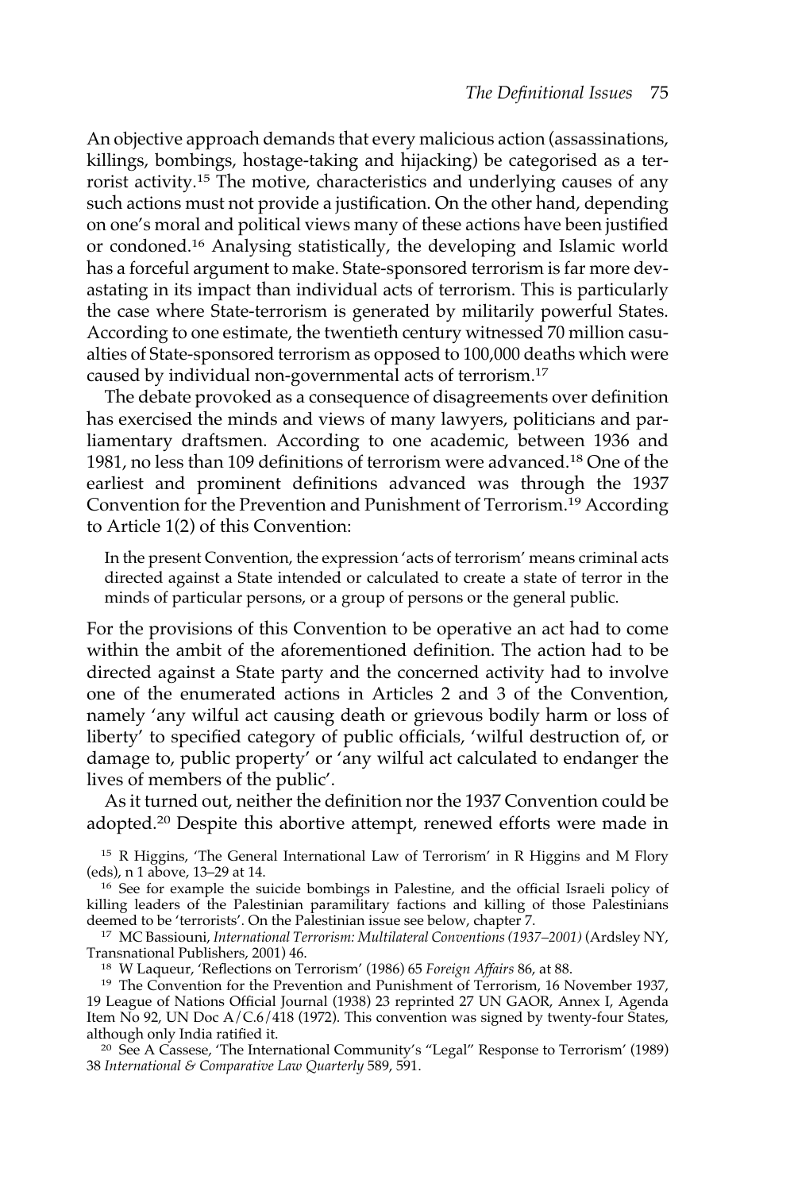An objective approach demands that every malicious action (assassinations, killings, bombings, hostage-taking and hijacking) be categorised as a terrorist activity.[15] The motive, characteristics and underlying causes of any such actions must not provide a justification. On the other hand, depending on one's moral and political views many of these actions have been justified or condoned.[16] Analysing statistically, the developing and Islamic world has a forceful argument to make. State-sponsored terrorism is far more devastating in its impact than individual acts of terrorism. This is particularly the case where State-terrorism is generated by militarily powerful States. According to one estimate, the twentieth century witnessed 70 million casualties of State-sponsored terrorism as opposed to 100,000 deaths which were caused by individual non-governmental acts of terrorism.[17]

The debate provoked as a consequence of disagreements over definition has exercised the minds and views of many lawyers, politicians and parliamentary draftsmen. According to one academic, between 1936 and 1981, no less than 109 definitions of terrorism were advanced.[18] One of the earliest and prominent definitions advanced was through the 1937 Convention for the Prevention and Punishment of Terrorism.[19] According to Article 1(2) of this Convention:

> In the present Convention, the expression 'acts of terrorism' means criminal acts directed against a State intended or calculated to create a state of terror in the minds of particular persons, or a group of persons or the general public.

For the provisions of this Convention to be operative an act had to come within the ambit of the aforementioned definition. The action had to be directed against a State party and the concerned activity had to involve one of the enumerated actions in Articles 2 and 3 of the Convention, namely 'any wilful act causing death or grievous bodily harm or loss of liberty' to specified category of public officials, 'wilful destruction of, or damage to, public property' or 'any wilful act calculated to endanger the lives of members of the public'.

As it turned out, neither the definition nor the 1937 Convention could be adopted.[20] Despite this abortive attempt, renewed efforts were made in

[15] R Higgins, 'The General International Law of Terrorism' in R Higgins and M Flory (eds), n 1 above, 13–29 at 14.

[16] See for example the suicide bombings in Palestine, and the official Israeli policy of killing leaders of the Palestinian paramilitary factions and killing of those Palestinians deemed to be 'terrorists'. On the Palestinian issue see below, chapter 7.

[17] MC Bassiouni, *International Terrorism: Multilateral Conventions (1937–2001)* (Ardsley NY, Transnational Publishers, 2001) 46.

[18] W Laqueur, 'Reflections on Terrorism' (1986) 65 *Foreign Affairs* 86, at 88.

[19] The Convention for the Prevention and Punishment of Terrorism, 16 November 1937, 19 League of Nations Official Journal (1938) 23 reprinted 27 UN GAOR, Annex I, Agenda Item No 92, UN Doc A/C.6/418 (1972). This convention was signed by twenty-four States, although only India ratified it.

[20] See A Cassese, 'The International Community's "Legal" Response to Terrorism' (1989) 38 *International & Comparative Law Quarterly* 589, 591.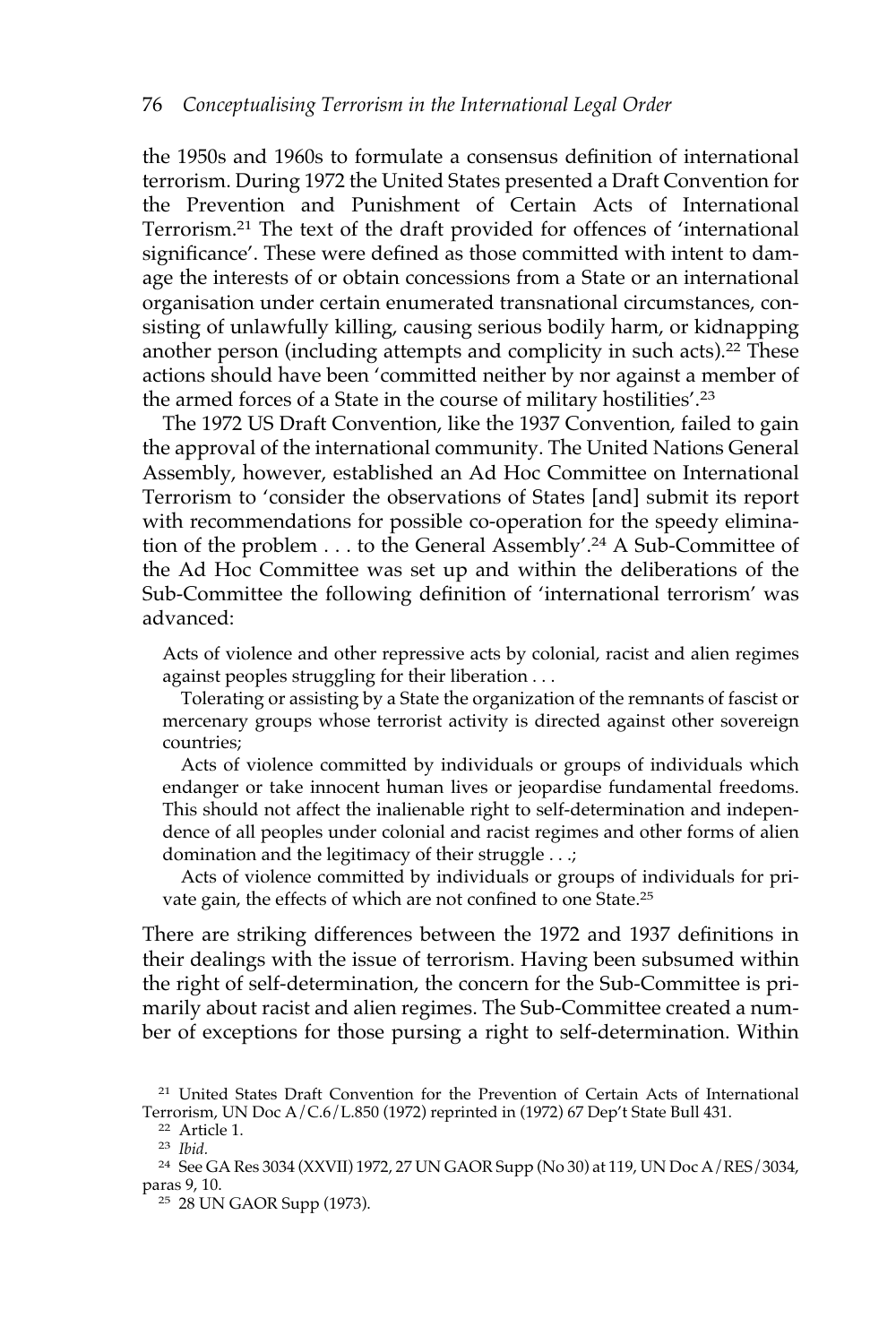the 1950s and 1960s to formulate a consensus definition of international terrorism. During 1972 the United States presented a Draft Convention for the Prevention and Punishment of Certain Acts of International Terrorism.[21] The text of the draft provided for offences of 'international significance'. These were defined as those committed with intent to damage the interests of or obtain concessions from a State or an international organisation under certain enumerated transnational circumstances, consisting of unlawfully killing, causing serious bodily harm, or kidnapping another person (including attempts and complicity in such acts).[22] These actions should have been 'committed neither by nor against a member of the armed forces of a State in the course of military hostilities'.[23]

The 1972 US Draft Convention, like the 1937 Convention, failed to gain the approval of the international community. The United Nations General Assembly, however, established an Ad Hoc Committee on International Terrorism to 'consider the observations of States [and] submit its report with recommendations for possible co-operation for the speedy elimination of the problem . . . to the General Assembly'.[24] A Sub-Committee of the Ad Hoc Committee was set up and within the deliberations of the Sub-Committee the following definition of 'international terrorism' was advanced:

> Acts of violence and other repressive acts by colonial, racist and alien regimes against peoples struggling for their liberation . . .
>
> Tolerating or assisting by a State the organization of the remnants of fascist or mercenary groups whose terrorist activity is directed against other sovereign countries;
>
> Acts of violence committed by individuals or groups of individuals which endanger or take innocent human lives or jeopardise fundamental freedoms. This should not affect the inalienable right to self-determination and independence of all peoples under colonial and racist regimes and other forms of alien domination and the legitimacy of their struggle . . .;
>
> Acts of violence committed by individuals or groups of individuals for private gain, the effects of which are not confined to one State.[25]

There are striking differences between the 1972 and 1937 definitions in their dealings with the issue of terrorism. Having been subsumed within the right of self-determination, the concern for the Sub-Committee is primarily about racist and alien regimes. The Sub-Committee created a number of exceptions for those pursing a right to self-determination. Within

---

[21] United States Draft Convention for the Prevention of Certain Acts of International Terrorism, UN Doc A/C.6/L.850 (1972) reprinted in (1972) 67 Dep't State Bull 431.

[22] Article 1.

[23] *Ibid.*

[24] See GA Res 3034 (XXVII) 1972, 27 UN GAOR Supp (No 30) at 119, UN Doc A/RES/3034, paras 9, 10.

[25] 28 UN GAOR Supp (1973).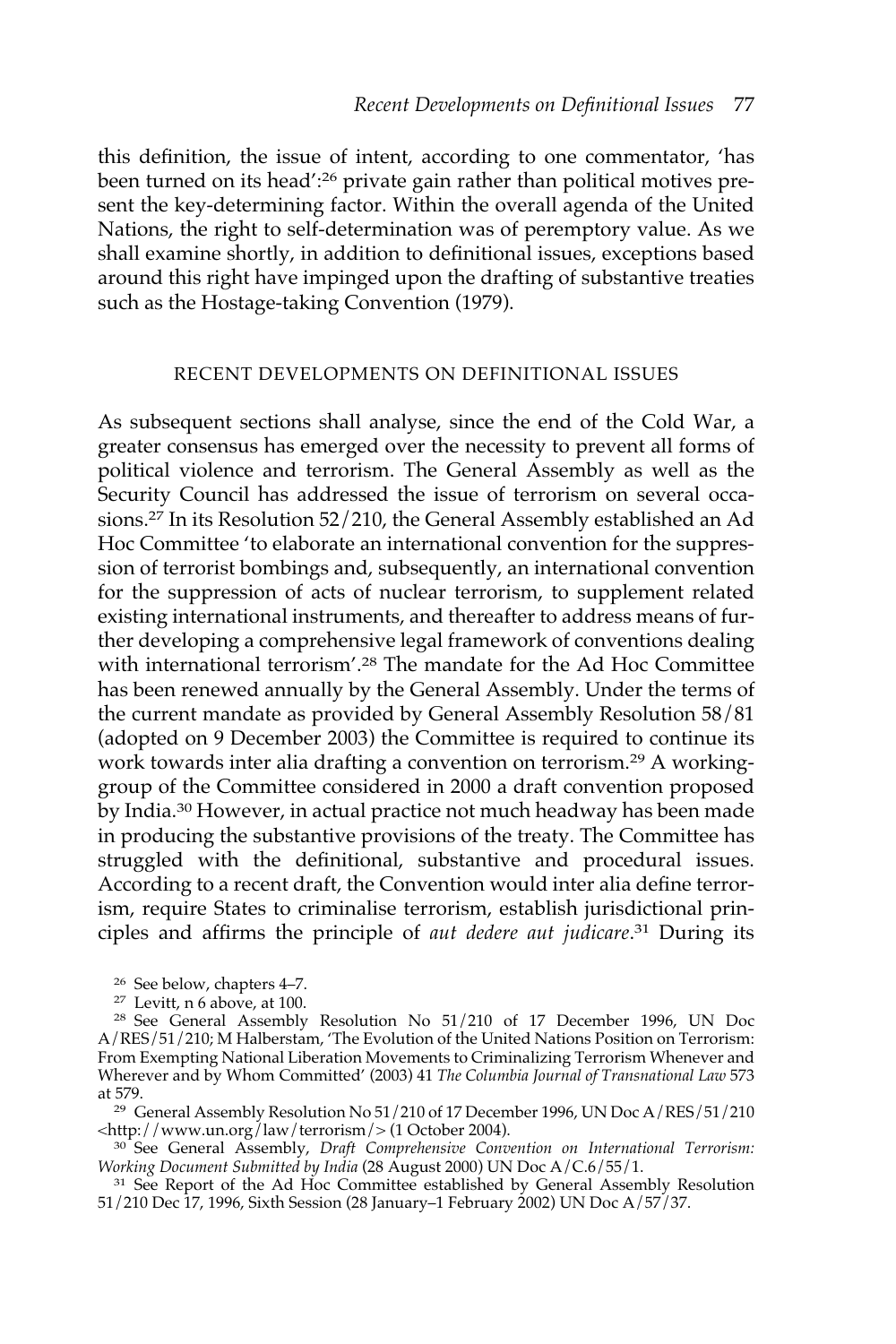this definition, the issue of intent, according to one commentator, 'has been turned on its head':[26] private gain rather than political motives present the key-determining factor. Within the overall agenda of the United Nations, the right to self-determination was of peremptory value. As we shall examine shortly, in addition to definitional issues, exceptions based around this right have impinged upon the drafting of substantive treaties such as the Hostage-taking Convention (1979).

## RECENT DEVELOPMENTS ON DEFINITIONAL ISSUES

As subsequent sections shall analyse, since the end of the Cold War, a greater consensus has emerged over the necessity to prevent all forms of political violence and terrorism. The General Assembly as well as the Security Council has addressed the issue of terrorism on several occasions.[27] In its Resolution 52/210, the General Assembly established an Ad Hoc Committee 'to elaborate an international convention for the suppression of terrorist bombings and, subsequently, an international convention for the suppression of acts of nuclear terrorism, to supplement related existing international instruments, and thereafter to address means of further developing a comprehensive legal framework of conventions dealing with international terrorism'.[28] The mandate for the Ad Hoc Committee has been renewed annually by the General Assembly. Under the terms of the current mandate as provided by General Assembly Resolution 58/81 (adopted on 9 December 2003) the Committee is required to continue its work towards inter alia drafting a convention on terrorism.[29] A working-group of the Committee considered in 2000 a draft convention proposed by India.[30] However, in actual practice not much headway has been made in producing the substantive provisions of the treaty. The Committee has struggled with the definitional, substantive and procedural issues. According to a recent draft, the Convention would inter alia define terrorism, require States to criminalise terrorism, establish jurisdictional principles and affirms the principle of *aut dedere aut judicare*.[31] During its

[26] See below, chapters 4–7.

[27] Levitt, n 6 above, at 100.

[28] See General Assembly Resolution No 51/210 of 17 December 1996, UN Doc A/RES/51/210; M Halberstam, 'The Evolution of the United Nations Position on Terrorism: From Exempting National Liberation Movements to Criminalizing Terrorism Whenever and Wherever and by Whom Committed' (2003) 41 *The Columbia Journal of Transnational Law* 573 at 579.

[29] General Assembly Resolution No 51/210 of 17 December 1996, UN Doc A/RES/51/210 <http://www.un.org/law/terrorism/> (1 October 2004).

[30] See General Assembly, *Draft Comprehensive Convention on International Terrorism: Working Document Submitted by India* (28 August 2000) UN Doc A/C.6/55/1.

[31] See Report of the Ad Hoc Committee established by General Assembly Resolution 51/210 Dec 17, 1996, Sixth Session (28 January–1 February 2002) UN Doc A/57/37.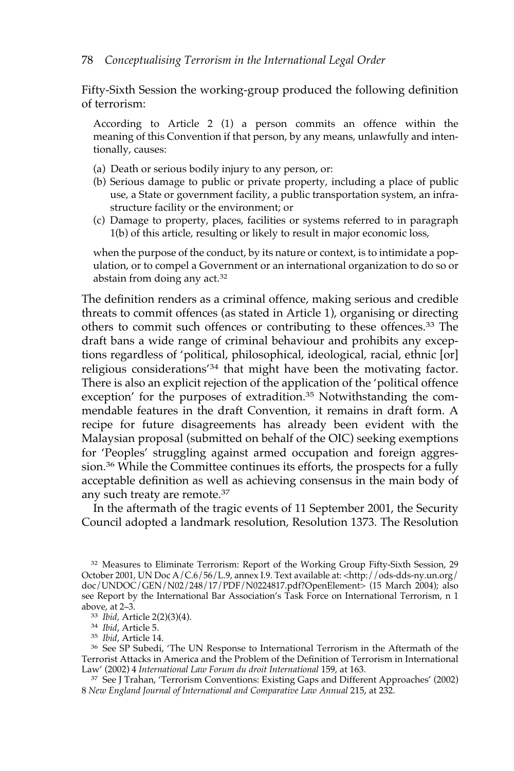Fifty-Sixth Session the working-group produced the following definition of terrorism:

> According to Article 2 (1) a person commits an offence within the meaning of this Convention if that person, by any means, unlawfully and intentionally, causes:
>
> (a) Death or serious bodily injury to any person, or:
> (b) Serious damage to public or private property, including a place of public use, a State or government facility, a public transportation system, an infrastructure facility or the environment; or
> (c) Damage to property, places, facilities or systems referred to in paragraph 1(b) of this article, resulting or likely to result in major economic loss,
>
> when the purpose of the conduct, by its nature or context, is to intimidate a population, or to compel a Government or an international organization to do so or abstain from doing any act.[32]

The definition renders as a criminal offence, making serious and credible threats to commit offences (as stated in Article 1), organising or directing others to commit such offences or contributing to these offences.[33] The draft bans a wide range of criminal behaviour and prohibits any exceptions regardless of 'political, philosophical, ideological, racial, ethnic [or] religious considerations'[34] that might have been the motivating factor. There is also an explicit rejection of the application of the 'political offence exception' for the purposes of extradition.[35] Notwithstanding the commendable features in the draft Convention, it remains in draft form. A recipe for future disagreements has already been evident with the Malaysian proposal (submitted on behalf of the OIC) seeking exemptions for 'Peoples' struggling against armed occupation and foreign aggression.[36] While the Committee continues its efforts, the prospects for a fully acceptable definition as well as achieving consensus in the main body of any such treaty are remote.[37]

In the aftermath of the tragic events of 11 September 2001, the Security Council adopted a landmark resolution, Resolution 1373. The Resolution

---

[32] Measures to Eliminate Terrorism: Report of the Working Group Fifty-Sixth Session, 29 October 2001, UN Doc A/C.6/56/L.9, annex I.9. Text available at: <http://ods-dds-ny.un.org/doc/UNDOC/GEN/N02/248/17/PDF/N0224817.pdf?OpenElement> (15 March 2004); also see Report by the International Bar Association's Task Force on International Terrorism, n 1 above, at 2–3.

[33] *Ibid*, Article 2(2)(3)(4).

[34] *Ibid*, Article 5.

[35] *Ibid*, Article 14.

[36] See SP Subedi, 'The UN Response to International Terrorism in the Aftermath of the Terrorist Attacks in America and the Problem of the Definition of Terrorism in International Law' (2002) 4 *International Law Forum du droit International* 159, at 163.

[37] See J Trahan, 'Terrorism Conventions: Existing Gaps and Different Approaches' (2002) 8 *New England Journal of International and Comparative Law Annual* 215, at 232.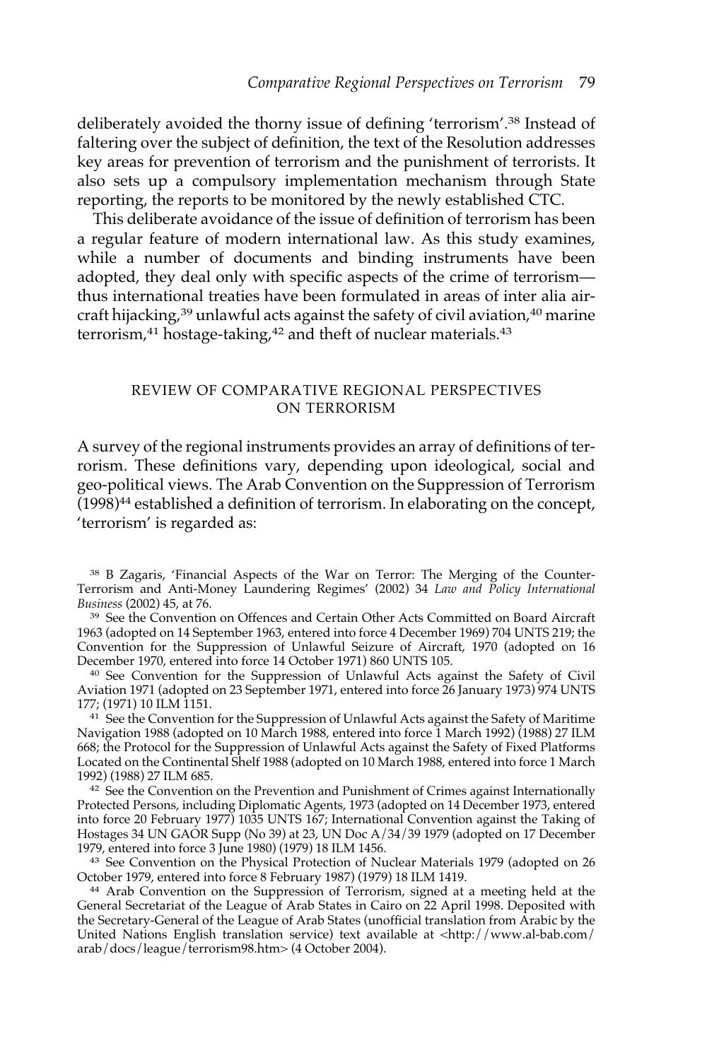deliberately avoided the thorny issue of defining 'terrorism'.[38] Instead of faltering over the subject of definition, the text of the Resolution addresses key areas for prevention of terrorism and the punishment of terrorists. It also sets up a compulsory implementation mechanism through State reporting, the reports to be monitored by the newly established CTC.

This deliberate avoidance of the issue of definition of terrorism has been a regular feature of modern international law. As this study examines, while a number of documents and binding instruments have been adopted, they deal only with specific aspects of the crime of terrorism—thus international treaties have been formulated in areas of inter alia aircraft hijacking,[39] unlawful acts against the safety of civil aviation,[40] marine terrorism,[41] hostage-taking,[42] and theft of nuclear materials.[43]

## REVIEW OF COMPARATIVE REGIONAL PERSPECTIVES ON TERRORISM

A survey of the regional instruments provides an array of definitions of terrorism. These definitions vary, depending upon ideological, social and geo-political views. The Arab Convention on the Suppression of Terrorism (1998)[44] established a definition of terrorism. In elaborating on the concept, 'terrorism' is regarded as:

---

[38] B Zagaris, 'Financial Aspects of the War on Terror: The Merging of the Counter-Terrorism and Anti-Money Laundering Regimes' (2002) 34 *Law and Policy International Business* (2002) 45, at 76.

[39] See the Convention on Offences and Certain Other Acts Committed on Board Aircraft 1963 (adopted on 14 September 1963, entered into force 4 December 1969) 704 UNTS 219; the Convention for the Suppression of Unlawful Seizure of Aircraft, 1970 (adopted on 16 December 1970, entered into force 14 October 1971) 860 UNTS 105.

[40] See Convention for the Suppression of Unlawful Acts against the Safety of Civil Aviation 1971 (adopted on 23 September 1971, entered into force 26 January 1973) 974 UNTS 177; (1971) 10 ILM 1151.

[41] See the Convention for the Suppression of Unlawful Acts against the Safety of Maritime Navigation 1988 (adopted on 10 March 1988, entered into force 1 March 1992) (1988) 27 ILM 668; the Protocol for the Suppression of Unlawful Acts against the Safety of Fixed Platforms Located on the Continental Shelf 1988 (adopted on 10 March 1988, entered into force 1 March 1992) (1988) 27 ILM 685.

[42] See the Convention on the Prevention and Punishment of Crimes against Internationally Protected Persons, including Diplomatic Agents, 1973 (adopted on 14 December 1973, entered into force 20 February 1977) 1035 UNTS 167; International Convention against the Taking of Hostages 34 UN GAOR Supp (No 39) at 23, UN Doc A/34/39 1979 (adopted on 17 December 1979, entered into force 3 June 1980) (1979) 18 ILM 1456.

[43] See Convention on the Physical Protection of Nuclear Materials 1979 (adopted on 26 October 1979, entered into force 8 February 1987) (1979) 18 ILM 1419.

[44] Arab Convention on the Suppression of Terrorism, signed at a meeting held at the General Secretariat of the League of Arab States in Cairo on 22 April 1998. Deposited with the Secretary-General of the League of Arab States (unofficial translation from Arabic by the United Nations English translation service) text available at <http://www.al-bab.com/arab/docs/league/terrorism98.htm> (4 October 2004).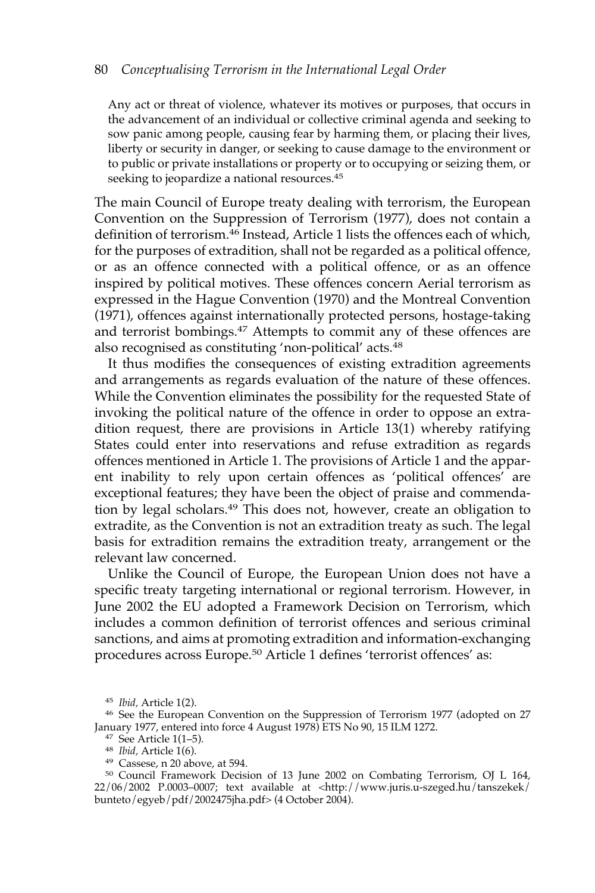> Any act or threat of violence, whatever its motives or purposes, that occurs in the advancement of an individual or collective criminal agenda and seeking to sow panic among people, causing fear by harming them, or placing their lives, liberty or security in danger, or seeking to cause damage to the environment or to public or private installations or property or to occupying or seizing them, or seeking to jeopardize a national resources.[45]

The main Council of Europe treaty dealing with terrorism, the European Convention on the Suppression of Terrorism (1977), does not contain a definition of terrorism.[46] Instead, Article 1 lists the offences each of which, for the purposes of extradition, shall not be regarded as a political offence, or as an offence connected with a political offence, or as an offence inspired by political motives. These offences concern Aerial terrorism as expressed in the Hague Convention (1970) and the Montreal Convention (1971), offences against internationally protected persons, hostage-taking and terrorist bombings.[47] Attempts to commit any of these offences are also recognised as constituting 'non-political' acts.[48]

It thus modifies the consequences of existing extradition agreements and arrangements as regards evaluation of the nature of these offences. While the Convention eliminates the possibility for the requested State of invoking the political nature of the offence in order to oppose an extradition request, there are provisions in Article 13(1) whereby ratifying States could enter into reservations and refuse extradition as regards offences mentioned in Article 1. The provisions of Article 1 and the apparent inability to rely upon certain offences as 'political offences' are exceptional features; they have been the object of praise and commendation by legal scholars.[49] This does not, however, create an obligation to extradite, as the Convention is not an extradition treaty as such. The legal basis for extradition remains the extradition treaty, arrangement or the relevant law concerned.

Unlike the Council of Europe, the European Union does not have a specific treaty targeting international or regional terrorism. However, in June 2002 the EU adopted a Framework Decision on Terrorism, which includes a common definition of terrorist offences and serious criminal sanctions, and aims at promoting extradition and information-exchanging procedures across Europe.[50] Article 1 defines 'terrorist offences' as:

---

[45] *Ibid,* Article 1(2).

[46] See the European Convention on the Suppression of Terrorism 1977 (adopted on 27 January 1977, entered into force 4 August 1978) ETS No 90, 15 ILM 1272.

[47] See Article 1(1–5).

[48] *Ibid,* Article 1(6).

[49] Cassese, n 20 above, at 594.

[50] Council Framework Decision of 13 June 2002 on Combating Terrorism, OJ L 164, 22/06/2002 P.0003–0007; text available at <http://www.juris.u-szeged.hu/tanszekek/bunteto/egyeb/pdf/2002475jha.pdf> (4 October 2004).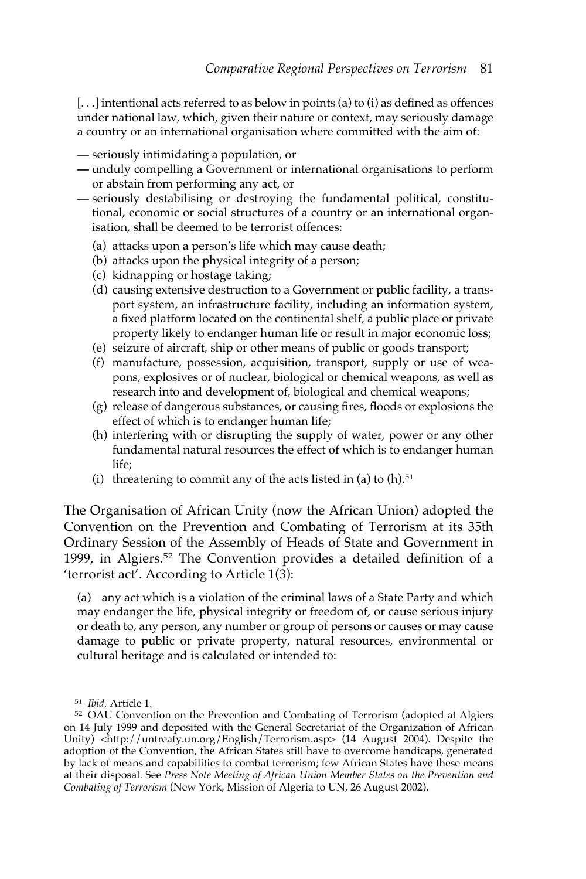[. . .] intentional acts referred to as below in points (a) to (i) as defined as offences under national law, which, given their nature or context, may seriously damage a country or an international organisation where committed with the aim of:

— seriously intimidating a population, or
— unduly compelling a Government or international organisations to perform or abstain from performing any act, or
— seriously destabilising or destroying the fundamental political, constitutional, economic or social structures of a country or an international organisation, shall be deemed to be terrorist offences:

(a) attacks upon a person's life which may cause death;
(b) attacks upon the physical integrity of a person;
(c) kidnapping or hostage taking;
(d) causing extensive destruction to a Government or public facility, a transport system, an infrastructure facility, including an information system, a fixed platform located on the continental shelf, a public place or private property likely to endanger human life or result in major economic loss;
(e) seizure of aircraft, ship or other means of public or goods transport;
(f) manufacture, possession, acquisition, transport, supply or use of weapons, explosives or of nuclear, biological or chemical weapons, as well as research into and development of, biological and chemical weapons;
(g) release of dangerous substances, or causing fires, floods or explosions the effect of which is to endanger human life;
(h) interfering with or disrupting the supply of water, power or any other fundamental natural resources the effect of which is to endanger human life;
(i) threatening to commit any of the acts listed in (a) to (h).[51]

The Organisation of African Unity (now the African Union) adopted the Convention on the Prevention and Combating of Terrorism at its 35th Ordinary Session of the Assembly of Heads of State and Government in 1999, in Algiers.[52] The Convention provides a detailed definition of a 'terrorist act'. According to Article 1(3):

(a) any act which is a violation of the criminal laws of a State Party and which may endanger the life, physical integrity or freedom of, or cause serious injury or death to, any person, any number or group of persons or causes or may cause damage to public or private property, natural resources, environmental or cultural heritage and is calculated or intended to:

---

[51] *Ibid,* Article 1.

[52] OAU Convention on the Prevention and Combating of Terrorism (adopted at Algiers on 14 July 1999 and deposited with the General Secretariat of the Organization of African Unity) <http://untreaty.un.org/English/Terrorism.asp> (14 August 2004). Despite the adoption of the Convention, the African States still have to overcome handicaps, generated by lack of means and capabilities to combat terrorism; few African States have these means at their disposal. See *Press Note Meeting of African Union Member States on the Prevention and Combating of Terrorism* (New York, Mission of Algeria to UN, 26 August 2002).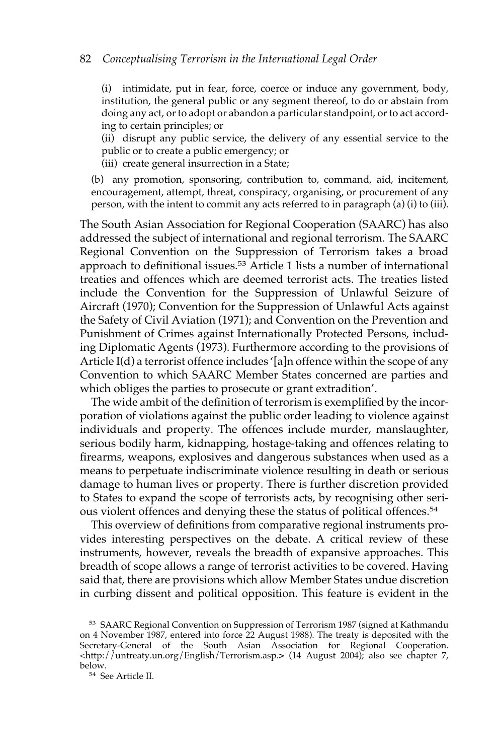(i) intimidate, put in fear, force, coerce or induce any government, body, institution, the general public or any segment thereof, to do or abstain from doing any act, or to adopt or abandon a particular standpoint, or to act according to certain principles; or

(ii) disrupt any public service, the delivery of any essential service to the public or to create a public emergency; or

(iii) create general insurrection in a State;

(b) any promotion, sponsoring, contribution to, command, aid, incitement, encouragement, attempt, threat, conspiracy, organising, or procurement of any person, with the intent to commit any acts referred to in paragraph (a) (i) to (iii).

The South Asian Association for Regional Cooperation (SAARC) has also addressed the subject of international and regional terrorism. The SAARC Regional Convention on the Suppression of Terrorism takes a broad approach to definitional issues.[53] Article 1 lists a number of international treaties and offences which are deemed terrorist acts. The treaties listed include the Convention for the Suppression of Unlawful Seizure of Aircraft (1970); Convention for the Suppression of Unlawful Acts against the Safety of Civil Aviation (1971); and Convention on the Prevention and Punishment of Crimes against Internationally Protected Persons, including Diplomatic Agents (1973). Furthermore according to the provisions of Article I(d) a terrorist offence includes '[a]n offence within the scope of any Convention to which SAARC Member States concerned are parties and which obliges the parties to prosecute or grant extradition'.

The wide ambit of the definition of terrorism is exemplified by the incorporation of violations against the public order leading to violence against individuals and property. The offences include murder, manslaughter, serious bodily harm, kidnapping, hostage-taking and offences relating to firearms, weapons, explosives and dangerous substances when used as a means to perpetuate indiscriminate violence resulting in death or serious damage to human lives or property. There is further discretion provided to States to expand the scope of terrorists acts, by recognising other serious violent offences and denying these the status of political offences.[54]

This overview of definitions from comparative regional instruments provides interesting perspectives on the debate. A critical review of these instruments, however, reveals the breadth of expansive approaches. This breadth of scope allows a range of terrorist activities to be covered. Having said that, there are provisions which allow Member States undue discretion in curbing dissent and political opposition. This feature is evident in the

[53] SAARC Regional Convention on Suppression of Terrorism 1987 (signed at Kathmandu on 4 November 1987, entered into force 22 August 1988). The treaty is deposited with the Secretary-General of the South Asian Association for Regional Cooperation. <http://untreaty.un.org/English/Terrorism.asp.> (14 August 2004); also see chapter 7, below.

[54] See Article II.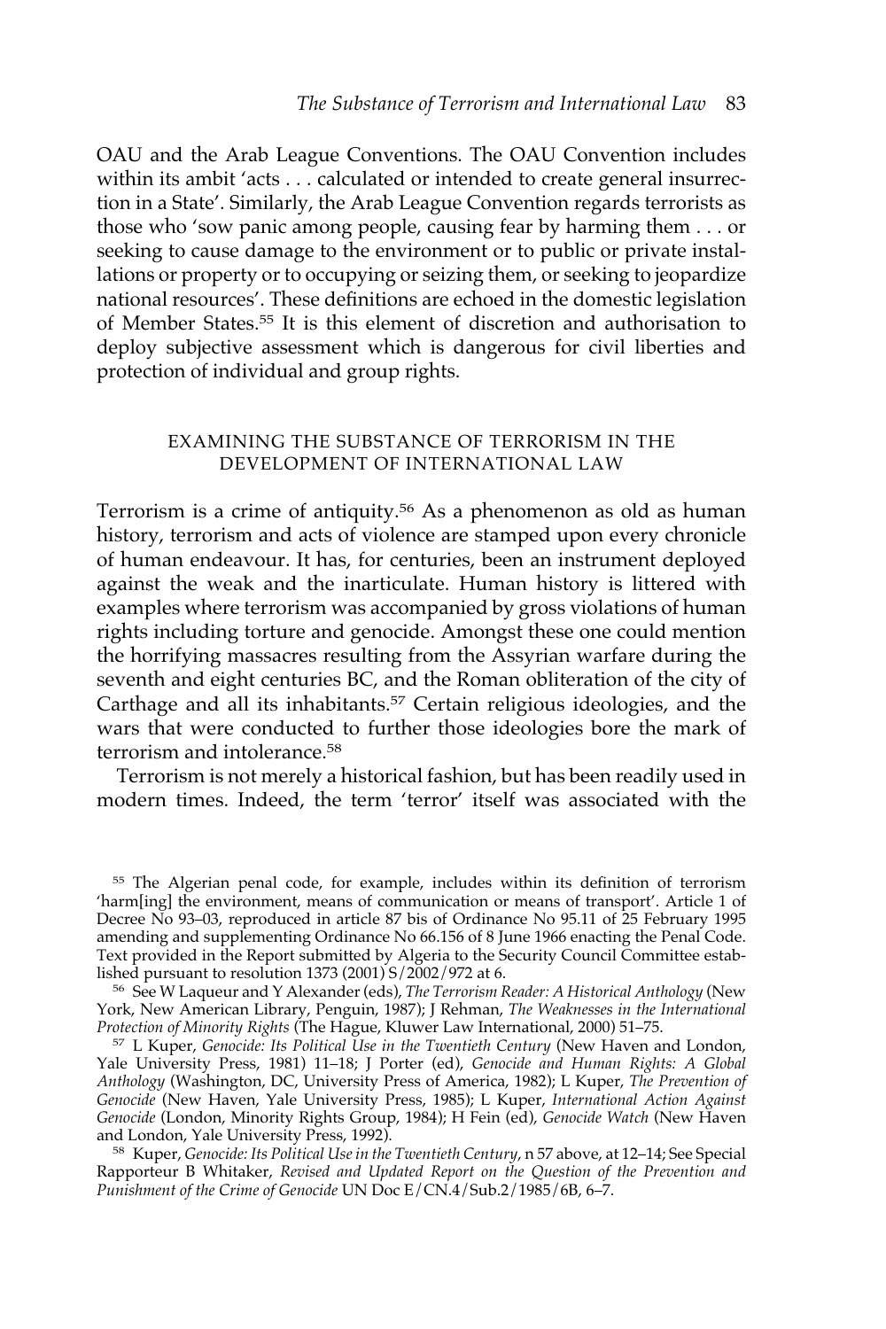OAU and the Arab League Conventions. The OAU Convention includes within its ambit 'acts . . . calculated or intended to create general insurrection in a State'. Similarly, the Arab League Convention regards terrorists as those who 'sow panic among people, causing fear by harming them . . . or seeking to cause damage to the environment or to public or private installations or property or to occupying or seizing them, or seeking to jeopardize national resources'. These definitions are echoed in the domestic legislation of Member States.[55] It is this element of discretion and authorisation to deploy subjective assessment which is dangerous for civil liberties and protection of individual and group rights.

## EXAMINING THE SUBSTANCE OF TERRORISM IN THE DEVELOPMENT OF INTERNATIONAL LAW

Terrorism is a crime of antiquity.[56] As a phenomenon as old as human history, terrorism and acts of violence are stamped upon every chronicle of human endeavour. It has, for centuries, been an instrument deployed against the weak and the inarticulate. Human history is littered with examples where terrorism was accompanied by gross violations of human rights including torture and genocide. Amongst these one could mention the horrifying massacres resulting from the Assyrian warfare during the seventh and eight centuries BC, and the Roman obliteration of the city of Carthage and all its inhabitants.[57] Certain religious ideologies, and the wars that were conducted to further those ideologies bore the mark of terrorism and intolerance.[58]

Terrorism is not merely a historical fashion, but has been readily used in modern times. Indeed, the term 'terror' itself was associated with the

[55] The Algerian penal code, for example, includes within its definition of terrorism 'harm[ing] the environment, means of communication or means of transport'. Article 1 of Decree No 93–03, reproduced in article 87 bis of Ordinance No 95.11 of 25 February 1995 amending and supplementing Ordinance No 66.156 of 8 June 1966 enacting the Penal Code. Text provided in the Report submitted by Algeria to the Security Council Committee established pursuant to resolution 1373 (2001) S/2002/972 at 6.

[56] See W Laqueur and Y Alexander (eds), *The Terrorism Reader: A Historical Anthology* (New York, New American Library, Penguin, 1987); J Rehman, *The Weaknesses in the International Protection of Minority Rights* (The Hague, Kluwer Law International, 2000) 51–75.

[57] L Kuper, *Genocide: Its Political Use in the Twentieth Century* (New Haven and London, Yale University Press, 1981) 11–18; J Porter (ed), *Genocide and Human Rights: A Global Anthology* (Washington, DC, University Press of America, 1982); L Kuper, *The Prevention of Genocide* (New Haven, Yale University Press, 1985); L Kuper, *International Action Against Genocide* (London, Minority Rights Group, 1984); H Fein (ed), *Genocide Watch* (New Haven and London, Yale University Press, 1992).

[58] Kuper, *Genocide: Its Political Use in the Twentieth Century*, n 57 above, at 12–14; See Special Rapporteur B Whitaker, *Revised and Updated Report on the Question of the Prevention and Punishment of the Crime of Genocide* UN Doc E/CN.4/Sub.2/1985/6B, 6–7.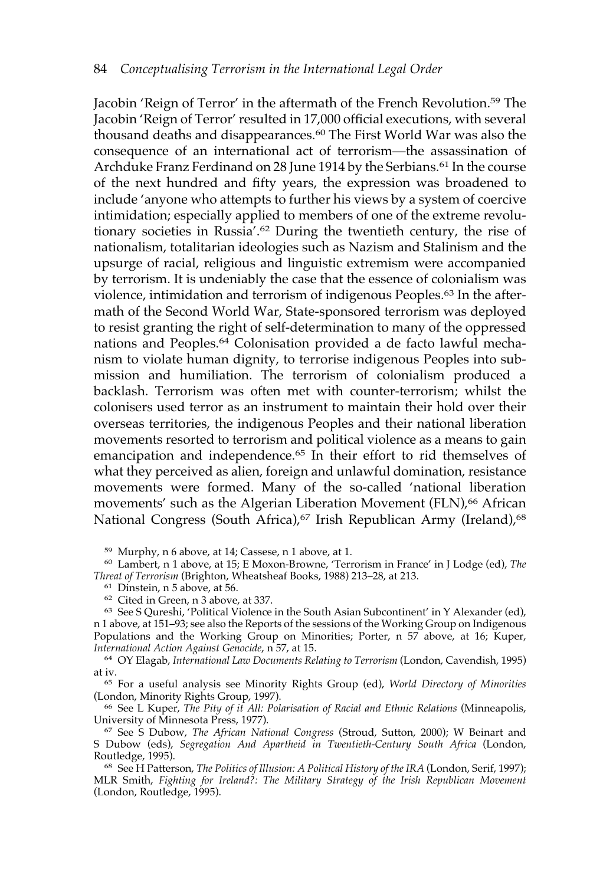Jacobin 'Reign of Terror' in the aftermath of the French Revolution.[59] The Jacobin 'Reign of Terror' resulted in 17,000 official executions, with several thousand deaths and disappearances.[60] The First World War was also the consequence of an international act of terrorism—the assassination of Archduke Franz Ferdinand on 28 June 1914 by the Serbians.[61] In the course of the next hundred and fifty years, the expression was broadened to include 'anyone who attempts to further his views by a system of coercive intimidation; especially applied to members of one of the extreme revolutionary societies in Russia'.[62] During the twentieth century, the rise of nationalism, totalitarian ideologies such as Nazism and Stalinism and the upsurge of racial, religious and linguistic extremism were accompanied by terrorism. It is undeniably the case that the essence of colonialism was violence, intimidation and terrorism of indigenous Peoples.[63] In the aftermath of the Second World War, State-sponsored terrorism was deployed to resist granting the right of self-determination to many of the oppressed nations and Peoples.[64] Colonisation provided a de facto lawful mechanism to violate human dignity, to terrorise indigenous Peoples into submission and humiliation. The terrorism of colonialism produced a backlash. Terrorism was often met with counter-terrorism; whilst the colonisers used terror as an instrument to maintain their hold over their overseas territories, the indigenous Peoples and their national liberation movements resorted to terrorism and political violence as a means to gain emancipation and independence.[65] In their effort to rid themselves of what they perceived as alien, foreign and unlawful domination, resistance movements were formed. Many of the so-called 'national liberation movements' such as the Algerian Liberation Movement (FLN),[66] African National Congress (South Africa),[67] Irish Republican Army (Ireland),[68]

[59] Murphy, n 6 above, at 14; Cassese, n 1 above, at 1.

[60] Lambert, n 1 above, at 15; E Moxon-Browne, 'Terrorism in France' in J Lodge (ed), *The Threat of Terrorism* (Brighton, Wheatsheaf Books, 1988) 213–28, at 213.

[61] Dinstein, n 5 above, at 56.

[62] Cited in Green, n 3 above, at 337.

[63] See S Qureshi, 'Political Violence in the South Asian Subcontinent' in Y Alexander (ed), n 1 above, at 151–93; see also the Reports of the sessions of the Working Group on Indigenous Populations and the Working Group on Minorities; Porter, n 57 above, at 16; Kuper, *International Action Against Genocide*, n 57, at 15.

[64] OY Elagab, *International Law Documents Relating to Terrorism* (London, Cavendish, 1995) at iv.

[65] For a useful analysis see Minority Rights Group (ed), *World Directory of Minorities* (London, Minority Rights Group, 1997).

[66] See L Kuper, *The Pity of it All: Polarisation of Racial and Ethnic Relations* (Minneapolis, University of Minnesota Press, 1977).

[67] See S Dubow, *The African National Congress* (Stroud, Sutton, 2000); W Beinart and S Dubow (eds), *Segregation And Apartheid in Twentieth-Century South Africa* (London, Routledge, 1995).

[68] See H Patterson, *The Politics of Illusion: A Political History of the IRA* (London, Serif, 1997); MLR Smith, *Fighting for Ireland?: The Military Strategy of the Irish Republican Movement* (London, Routledge, 1995).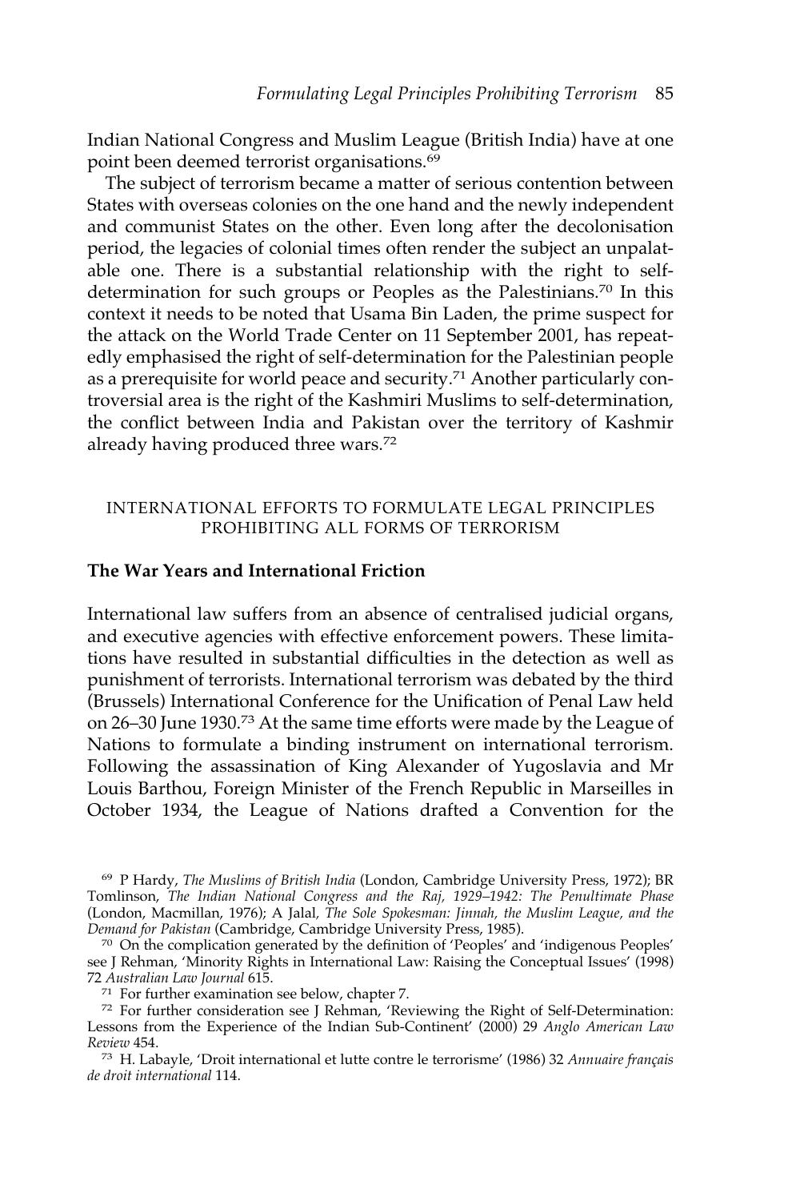Indian National Congress and Muslim League (British India) have at one point been deemed terrorist organisations.[69]

The subject of terrorism became a matter of serious contention between States with overseas colonies on the one hand and the newly independent and communist States on the other. Even long after the decolonisation period, the legacies of colonial times often render the subject an unpalatable one. There is a substantial relationship with the right to self-determination for such groups or Peoples as the Palestinians.[70] In this context it needs to be noted that Usama Bin Laden, the prime suspect for the attack on the World Trade Center on 11 September 2001, has repeatedly emphasised the right of self-determination for the Palestinian people as a prerequisite for world peace and security.[71] Another particularly controversial area is the right of the Kashmiri Muslims to self-determination, the conflict between India and Pakistan over the territory of Kashmir already having produced three wars.[72]

## INTERNATIONAL EFFORTS TO FORMULATE LEGAL PRINCIPLES PROHIBITING ALL FORMS OF TERRORISM

### The War Years and International Friction

International law suffers from an absence of centralised judicial organs, and executive agencies with effective enforcement powers. These limitations have resulted in substantial difficulties in the detection as well as punishment of terrorists. International terrorism was debated by the third (Brussels) International Conference for the Unification of Penal Law held on 26–30 June 1930.[73] At the same time efforts were made by the League of Nations to formulate a binding instrument on international terrorism. Following the assassination of King Alexander of Yugoslavia and Mr Louis Barthou, Foreign Minister of the French Republic in Marseilles in October 1934, the League of Nations drafted a Convention for the

---

[69] P Hardy, *The Muslims of British India* (London, Cambridge University Press, 1972); BR Tomlinson, *The Indian National Congress and the Raj, 1929–1942: The Penultimate Phase* (London, Macmillan, 1976); A Jalal, *The Sole Spokesman: Jinnah, the Muslim League, and the Demand for Pakistan* (Cambridge, Cambridge University Press, 1985).

[70] On the complication generated by the definition of 'Peoples' and 'indigenous Peoples' see J Rehman, 'Minority Rights in International Law: Raising the Conceptual Issues' (1998) 72 *Australian Law Journal* 615.

[71] For further examination see below, chapter 7.

[72] For further consideration see J Rehman, 'Reviewing the Right of Self-Determination: Lessons from the Experience of the Indian Sub-Continent' (2000) 29 *Anglo American Law Review* 454.

[73] H. Labayle, 'Droit international et lutte contre le terrorisme' (1986) 32 *Annuaire français de droit international* 114.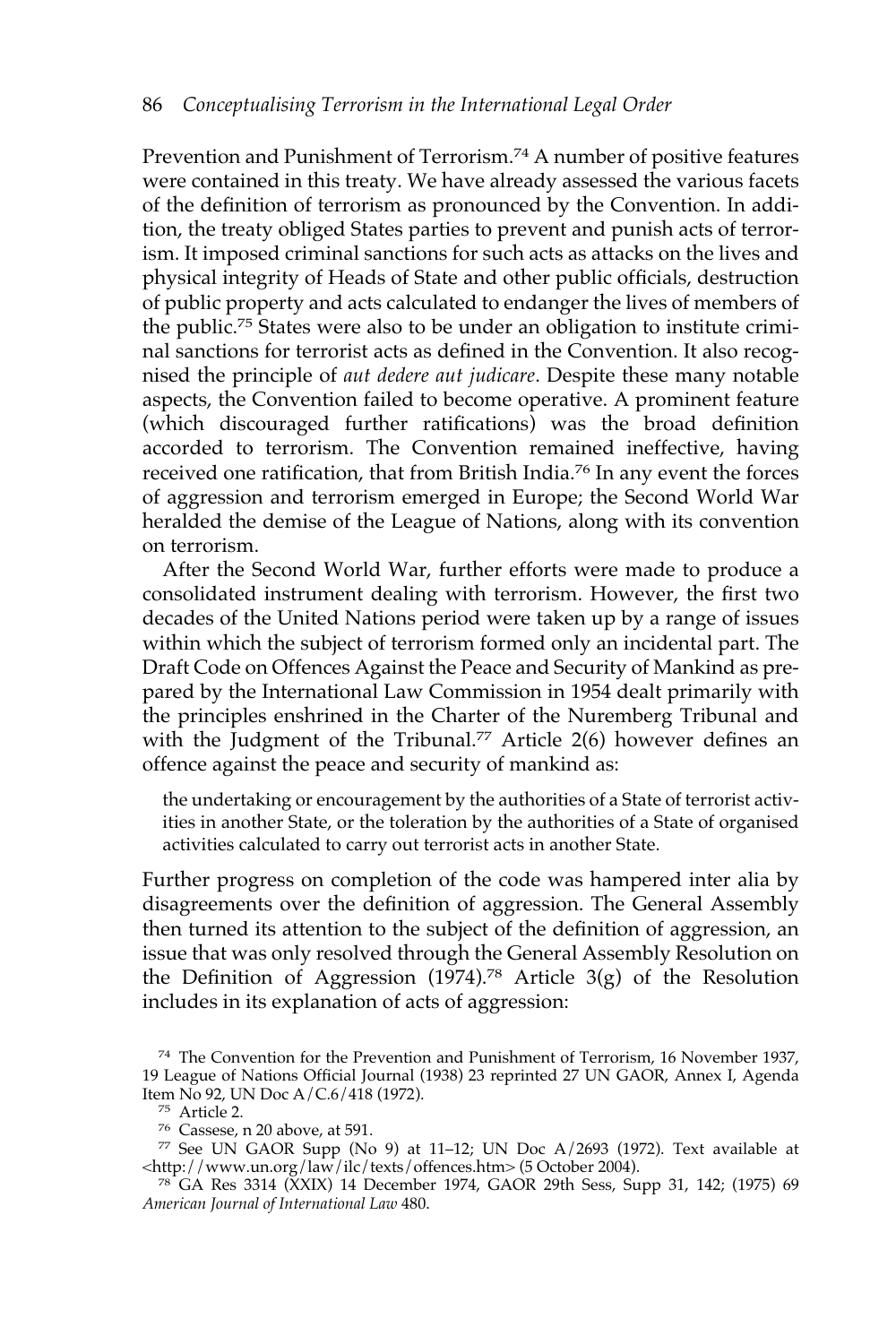Prevention and Punishment of Terrorism.[74] A number of positive features were contained in this treaty. We have already assessed the various facets of the definition of terrorism as pronounced by the Convention. In addition, the treaty obliged States parties to prevent and punish acts of terrorism. It imposed criminal sanctions for such acts as attacks on the lives and physical integrity of Heads of State and other public officials, destruction of public property and acts calculated to endanger the lives of members of the public.[75] States were also to be under an obligation to institute criminal sanctions for terrorist acts as defined in the Convention. It also recognised the principle of *aut dedere aut judicare*. Despite these many notable aspects, the Convention failed to become operative. A prominent feature (which discouraged further ratifications) was the broad definition accorded to terrorism. The Convention remained ineffective, having received one ratification, that from British India.[76] In any event the forces of aggression and terrorism emerged in Europe; the Second World War heralded the demise of the League of Nations, along with its convention on terrorism.

After the Second World War, further efforts were made to produce a consolidated instrument dealing with terrorism. However, the first two decades of the United Nations period were taken up by a range of issues within which the subject of terrorism formed only an incidental part. The Draft Code on Offences Against the Peace and Security of Mankind as prepared by the International Law Commission in 1954 dealt primarily with the principles enshrined in the Charter of the Nuremberg Tribunal and with the Judgment of the Tribunal.[77] Article 2(6) however defines an offence against the peace and security of mankind as:

> the undertaking or encouragement by the authorities of a State of terrorist activities in another State, or the toleration by the authorities of a State of organised activities calculated to carry out terrorist acts in another State.

Further progress on completion of the code was hampered inter alia by disagreements over the definition of aggression. The General Assembly then turned its attention to the subject of the definition of aggression, an issue that was only resolved through the General Assembly Resolution on the Definition of Aggression (1974).[78] Article 3(g) of the Resolution includes in its explanation of acts of aggression:

[74] The Convention for the Prevention and Punishment of Terrorism, 16 November 1937, 19 League of Nations Official Journal (1938) 23 reprinted 27 UN GAOR, Annex I, Agenda Item No 92, UN Doc A/C.6/418 (1972).

[75] Article 2.

[76] Cassese, n 20 above, at 591.

[77] See UN GAOR Supp (No 9) at 11–12; UN Doc A/2693 (1972). Text available at <http://www.un.org/law/ilc/texts/offences.htm> (5 October 2004).

[78] GA Res 3314 (XXIX) 14 December 1974, GAOR 29th Sess, Supp 31, 142; (1975) 69 *American Journal of International Law* 480.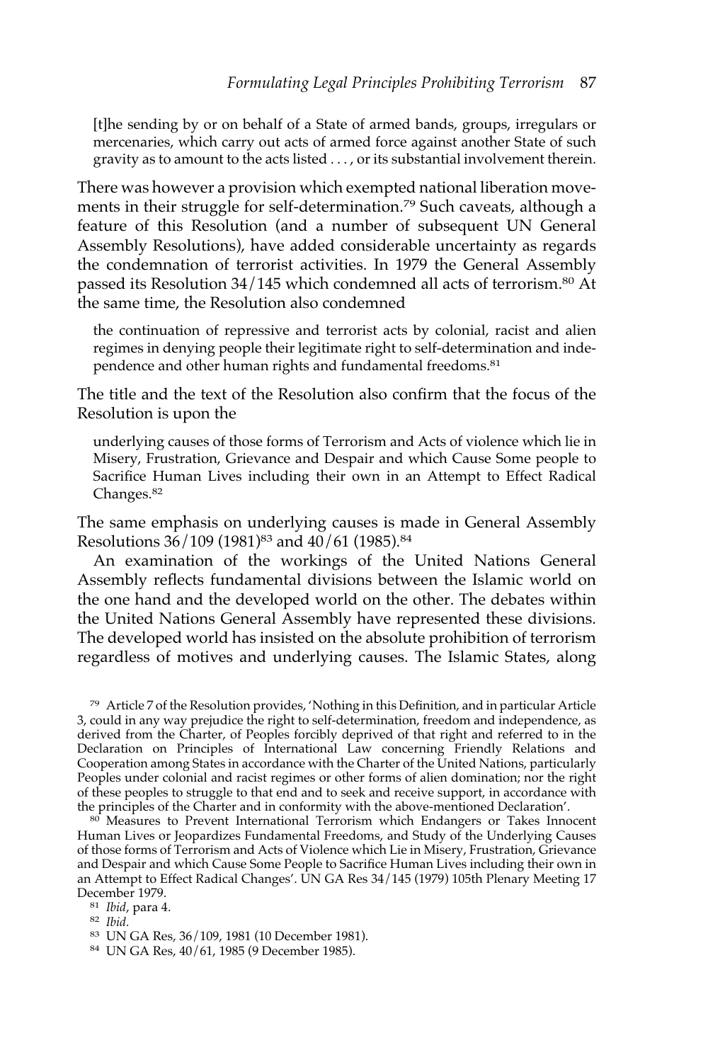> [t]he sending by or on behalf of a State of armed bands, groups, irregulars or mercenaries, which carry out acts of armed force against another State of such gravity as to amount to the acts listed . . . , or its substantial involvement therein.

There was however a provision which exempted national liberation movements in their struggle for self-determination.[79] Such caveats, although a feature of this Resolution (and a number of subsequent UN General Assembly Resolutions), have added considerable uncertainty as regards the condemnation of terrorist activities. In 1979 the General Assembly passed its Resolution 34/145 which condemned all acts of terrorism.[80] At the same time, the Resolution also condemned

> the continuation of repressive and terrorist acts by colonial, racist and alien regimes in denying people their legitimate right to self-determination and independence and other human rights and fundamental freedoms.[81]

The title and the text of the Resolution also confirm that the focus of the Resolution is upon the

> underlying causes of those forms of Terrorism and Acts of violence which lie in Misery, Frustration, Grievance and Despair and which Cause Some people to Sacrifice Human Lives including their own in an Attempt to Effect Radical Changes.[82]

The same emphasis on underlying causes is made in General Assembly Resolutions 36/109 (1981)[83] and 40/61 (1985).[84]

An examination of the workings of the United Nations General Assembly reflects fundamental divisions between the Islamic world on the one hand and the developed world on the other. The debates within the United Nations General Assembly have represented these divisions. The developed world has insisted on the absolute prohibition of terrorism regardless of motives and underlying causes. The Islamic States, along

---

[79] Article 7 of the Resolution provides, 'Nothing in this Definition, and in particular Article 3, could in any way prejudice the right to self-determination, freedom and independence, as derived from the Charter, of Peoples forcibly deprived of that right and referred to in the Declaration on Principles of International Law concerning Friendly Relations and Cooperation among States in accordance with the Charter of the United Nations, particularly Peoples under colonial and racist regimes or other forms of alien domination; nor the right of these peoples to struggle to that end and to seek and receive support, in accordance with the principles of the Charter and in conformity with the above-mentioned Declaration'.

[80] Measures to Prevent International Terrorism which Endangers or Takes Innocent Human Lives or Jeopardizes Fundamental Freedoms, and Study of the Underlying Causes of those forms of Terrorism and Acts of Violence which Lie in Misery, Frustration, Grievance and Despair and which Cause Some People to Sacrifice Human Lives including their own in an Attempt to Effect Radical Changes'. UN GA Res 34/145 (1979) 105th Plenary Meeting 17 December 1979.

[81] *Ibid*, para 4.

[82] *Ibid*.

[83] UN GA Res, 36/109, 1981 (10 December 1981).

[84] UN GA Res, 40/61, 1985 (9 December 1985).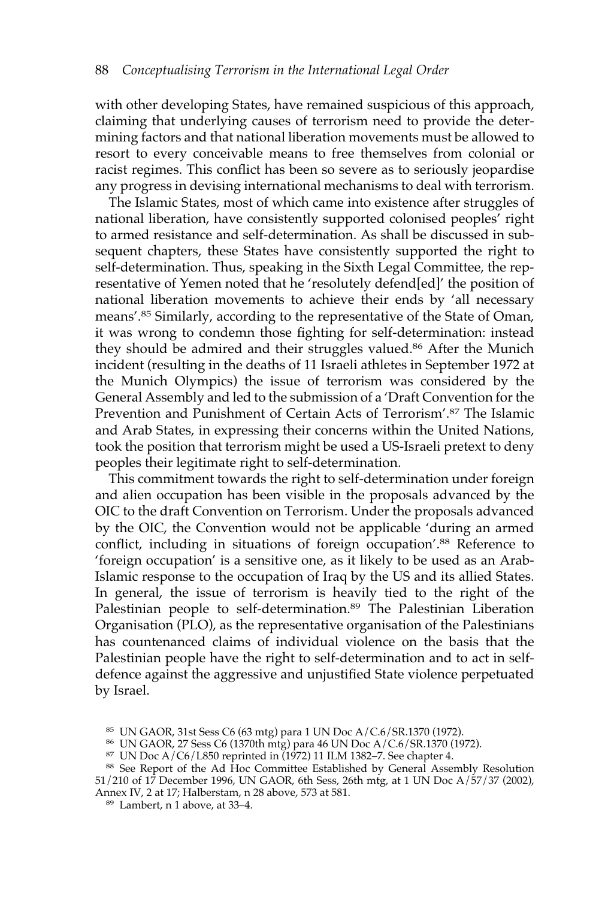with other developing States, have remained suspicious of this approach, claiming that underlying causes of terrorism need to provide the determining factors and that national liberation movements must be allowed to resort to every conceivable means to free themselves from colonial or racist regimes. This conflict has been so severe as to seriously jeopardise any progress in devising international mechanisms to deal with terrorism.

The Islamic States, most of which came into existence after struggles of national liberation, have consistently supported colonised peoples' right to armed resistance and self-determination. As shall be discussed in subsequent chapters, these States have consistently supported the right to self-determination. Thus, speaking in the Sixth Legal Committee, the representative of Yemen noted that he 'resolutely defend[ed]' the position of national liberation movements to achieve their ends by 'all necessary means'.[85] Similarly, according to the representative of the State of Oman, it was wrong to condemn those fighting for self-determination: instead they should be admired and their struggles valued.[86] After the Munich incident (resulting in the deaths of 11 Israeli athletes in September 1972 at the Munich Olympics) the issue of terrorism was considered by the General Assembly and led to the submission of a 'Draft Convention for the Prevention and Punishment of Certain Acts of Terrorism'.[87] The Islamic and Arab States, in expressing their concerns within the United Nations, took the position that terrorism might be used a US-Israeli pretext to deny peoples their legitimate right to self-determination.

This commitment towards the right to self-determination under foreign and alien occupation has been visible in the proposals advanced by the OIC to the draft Convention on Terrorism. Under the proposals advanced by the OIC, the Convention would not be applicable 'during an armed conflict, including in situations of foreign occupation'.[88] Reference to 'foreign occupation' is a sensitive one, as it likely to be used as an Arab-Islamic response to the occupation of Iraq by the US and its allied States. In general, the issue of terrorism is heavily tied to the right of the Palestinian people to self-determination.[89] The Palestinian Liberation Organisation (PLO), as the representative organisation of the Palestinians has countenanced claims of individual violence on the basis that the Palestinian people have the right to self-determination and to act in self-defence against the aggressive and unjustified State violence perpetuated by Israel.

[85] UN GAOR, 31st Sess C6 (63 mtg) para 1 UN Doc A/C.6/SR.1370 (1972).

[86] UN GAOR, 27 Sess C6 (1370th mtg) para 46 UN Doc A/C.6/SR.1370 (1972).

[87] UN Doc A/C6/L850 reprinted in (1972) 11 ILM 1382–7. See chapter 4.

[88] See Report of the Ad Hoc Committee Established by General Assembly Resolution 51/210 of 17 December 1996, UN GAOR, 6th Sess, 26th mtg, at 1 UN Doc A/57/37 (2002), Annex IV, 2 at 17; Halberstam, n 28 above, 573 at 581.

[89] Lambert, n 1 above, at 33–4.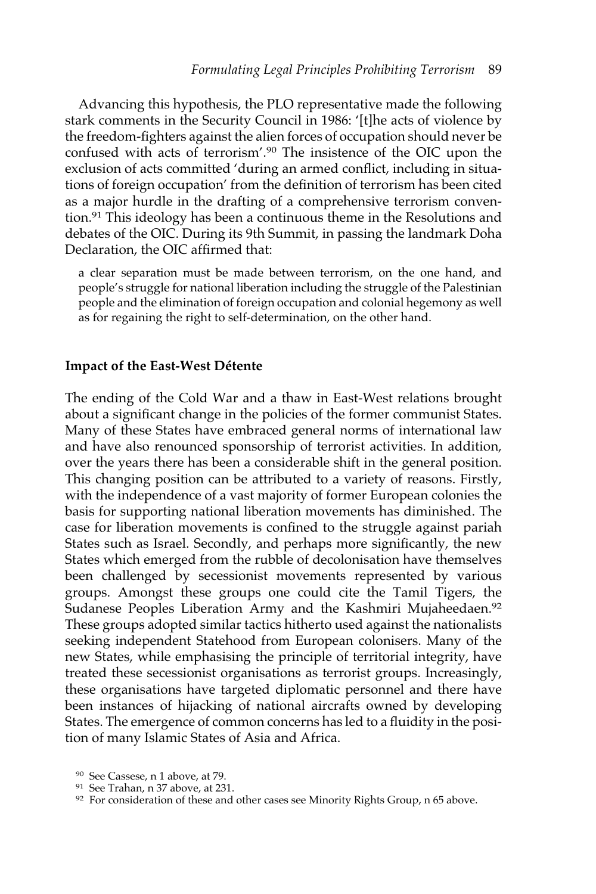Advancing this hypothesis, the PLO representative made the following stark comments in the Security Council in 1986: '[t]he acts of violence by the freedom-fighters against the alien forces of occupation should never be confused with acts of terrorism'.[90] The insistence of the OIC upon the exclusion of acts committed 'during an armed conflict, including in situations of foreign occupation' from the definition of terrorism has been cited as a major hurdle in the drafting of a comprehensive terrorism convention.[91] This ideology has been a continuous theme in the Resolutions and debates of the OIC. During its 9th Summit, in passing the landmark Doha Declaration, the OIC affirmed that:

> a clear separation must be made between terrorism, on the one hand, and people's struggle for national liberation including the struggle of the Palestinian people and the elimination of foreign occupation and colonial hegemony as well as for regaining the right to self-determination, on the other hand.

### Impact of the East-West Détente

The ending of the Cold War and a thaw in East-West relations brought about a significant change in the policies of the former communist States. Many of these States have embraced general norms of international law and have also renounced sponsorship of terrorist activities. In addition, over the years there has been a considerable shift in the general position. This changing position can be attributed to a variety of reasons. Firstly, with the independence of a vast majority of former European colonies the basis for supporting national liberation movements has diminished. The case for liberation movements is confined to the struggle against pariah States such as Israel. Secondly, and perhaps more significantly, the new States which emerged from the rubble of decolonisation have themselves been challenged by secessionist movements represented by various groups. Amongst these groups one could cite the Tamil Tigers, the Sudanese Peoples Liberation Army and the Kashmiri Mujaheedaen.[92] These groups adopted similar tactics hitherto used against the nationalists seeking independent Statehood from European colonisers. Many of the new States, while emphasising the principle of territorial integrity, have treated these secessionist organisations as terrorist groups. Increasingly, these organisations have targeted diplomatic personnel and there have been instances of hijacking of national aircrafts owned by developing States. The emergence of common concerns has led to a fluidity in the position of many Islamic States of Asia and Africa.

[90] See Cassese, n 1 above, at 79.

[91] See Trahan, n 37 above, at 231.

[92] For consideration of these and other cases see Minority Rights Group, n 65 above.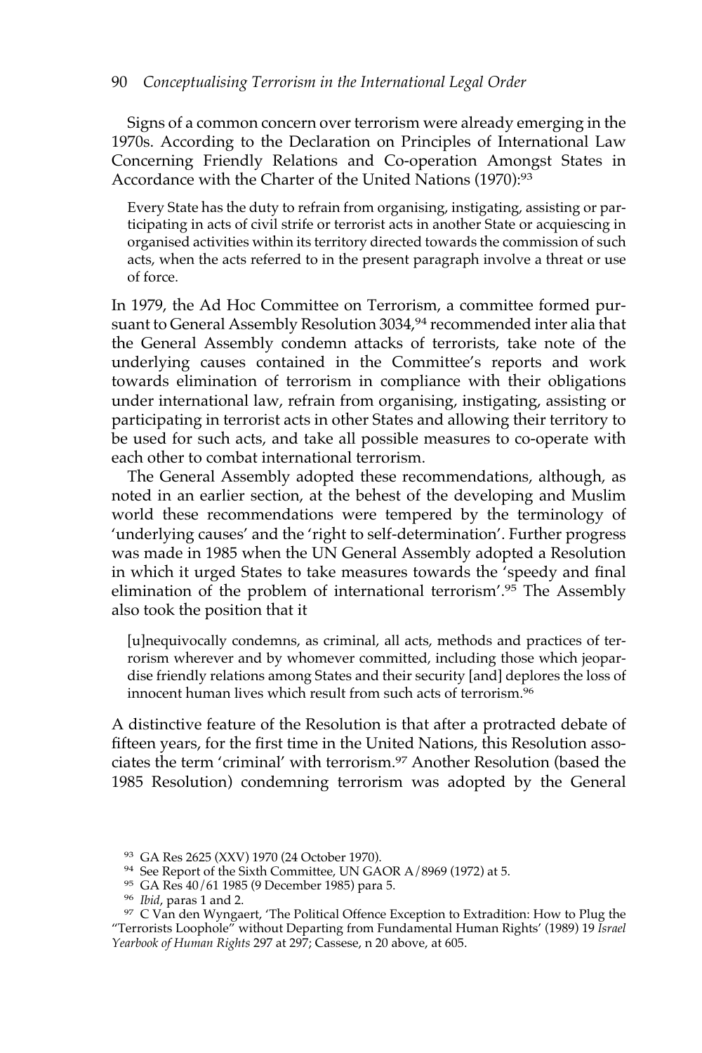Signs of a common concern over terrorism were already emerging in the 1970s. According to the Declaration on Principles of International Law Concerning Friendly Relations and Co-operation Amongst States in Accordance with the Charter of the United Nations (1970):[93]

> Every State has the duty to refrain from organising, instigating, assisting or participating in acts of civil strife or terrorist acts in another State or acquiescing in organised activities within its territory directed towards the commission of such acts, when the acts referred to in the present paragraph involve a threat or use of force.

In 1979, the Ad Hoc Committee on Terrorism, a committee formed pursuant to General Assembly Resolution 3034,[94] recommended inter alia that the General Assembly condemn attacks of terrorists, take note of the underlying causes contained in the Committee's reports and work towards elimination of terrorism in compliance with their obligations under international law, refrain from organising, instigating, assisting or participating in terrorist acts in other States and allowing their territory to be used for such acts, and take all possible measures to co-operate with each other to combat international terrorism.

The General Assembly adopted these recommendations, although, as noted in an earlier section, at the behest of the developing and Muslim world these recommendations were tempered by the terminology of 'underlying causes' and the 'right to self-determination'. Further progress was made in 1985 when the UN General Assembly adopted a Resolution in which it urged States to take measures towards the 'speedy and final elimination of the problem of international terrorism'.[95] The Assembly also took the position that it

> [u]nequivocally condemns, as criminal, all acts, methods and practices of terrorism wherever and by whomever committed, including those which jeopardise friendly relations among States and their security [and] deplores the loss of innocent human lives which result from such acts of terrorism.[96]

A distinctive feature of the Resolution is that after a protracted debate of fifteen years, for the first time in the United Nations, this Resolution associates the term 'criminal' with terrorism.[97] Another Resolution (based the 1985 Resolution) condemning terrorism was adopted by the General

---

[93] GA Res 2625 (XXV) 1970 (24 October 1970).

[94] See Report of the Sixth Committee, UN GAOR A/8969 (1972) at 5.

[95] GA Res 40/61 1985 (9 December 1985) para 5.

[96] *Ibid*, paras 1 and 2.

[97] C Van den Wyngaert, 'The Political Offence Exception to Extradition: How to Plug the "Terrorists Loophole" without Departing from Fundamental Human Rights' (1989) 19 *Israel Yearbook of Human Rights* 297 at 297; Cassese, n 20 above, at 605.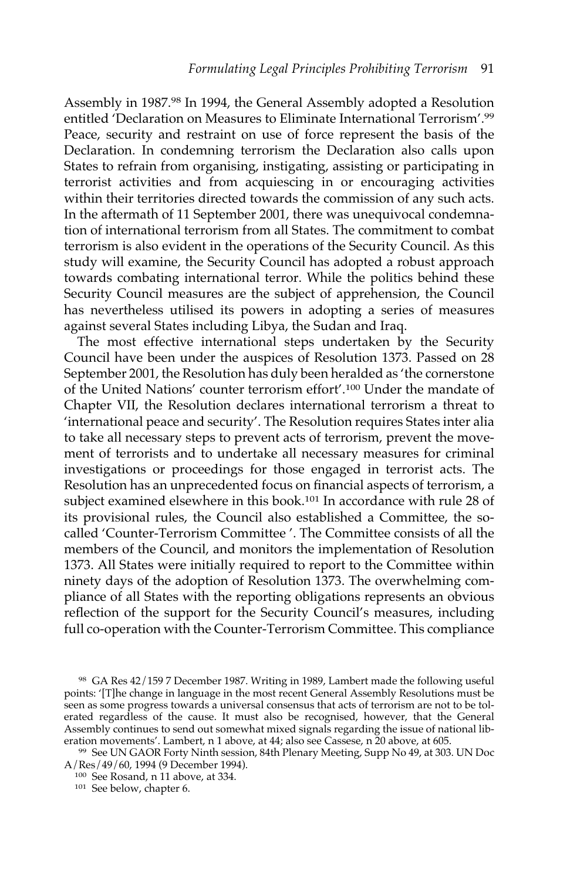Assembly in 1987.[98] In 1994, the General Assembly adopted a Resolution entitled 'Declaration on Measures to Eliminate International Terrorism'.[99] Peace, security and restraint on use of force represent the basis of the Declaration. In condemning terrorism the Declaration also calls upon States to refrain from organising, instigating, assisting or participating in terrorist activities and from acquiescing in or encouraging activities within their territories directed towards the commission of any such acts. In the aftermath of 11 September 2001, there was unequivocal condemnation of international terrorism from all States. The commitment to combat terrorism is also evident in the operations of the Security Council. As this study will examine, the Security Council has adopted a robust approach towards combating international terror. While the politics behind these Security Council measures are the subject of apprehension, the Council has nevertheless utilised its powers in adopting a series of measures against several States including Libya, the Sudan and Iraq.

The most effective international steps undertaken by the Security Council have been under the auspices of Resolution 1373. Passed on 28 September 2001, the Resolution has duly been heralded as 'the cornerstone of the United Nations' counter terrorism effort'.[100] Under the mandate of Chapter VII, the Resolution declares international terrorism a threat to 'international peace and security'. The Resolution requires States inter alia to take all necessary steps to prevent acts of terrorism, prevent the movement of terrorists and to undertake all necessary measures for criminal investigations or proceedings for those engaged in terrorist acts. The Resolution has an unprecedented focus on financial aspects of terrorism, a subject examined elsewhere in this book.[101] In accordance with rule 28 of its provisional rules, the Council also established a Committee, the so-called 'Counter-Terrorism Committee '. The Committee consists of all the members of the Council, and monitors the implementation of Resolution 1373. All States were initially required to report to the Committee within ninety days of the adoption of Resolution 1373. The overwhelming compliance of all States with the reporting obligations represents an obvious reflection of the support for the Security Council's measures, including full co-operation with the Counter-Terrorism Committee. This compliance

[98] GA Res 42/159 7 December 1987. Writing in 1989, Lambert made the following useful points: '[T]he change in language in the most recent General Assembly Resolutions must be seen as some progress towards a universal consensus that acts of terrorism are not to be tolerated regardless of the cause. It must also be recognised, however, that the General Assembly continues to send out somewhat mixed signals regarding the issue of national liberation movements'. Lambert, n 1 above, at 44; also see Cassese, n 20 above, at 605.

[99] See UN GAOR Forty Ninth session, 84th Plenary Meeting, Supp No 49, at 303. UN Doc A/Res/49/60, 1994 (9 December 1994).

[100] See Rosand, n 11 above, at 334.

[101] See below, chapter 6.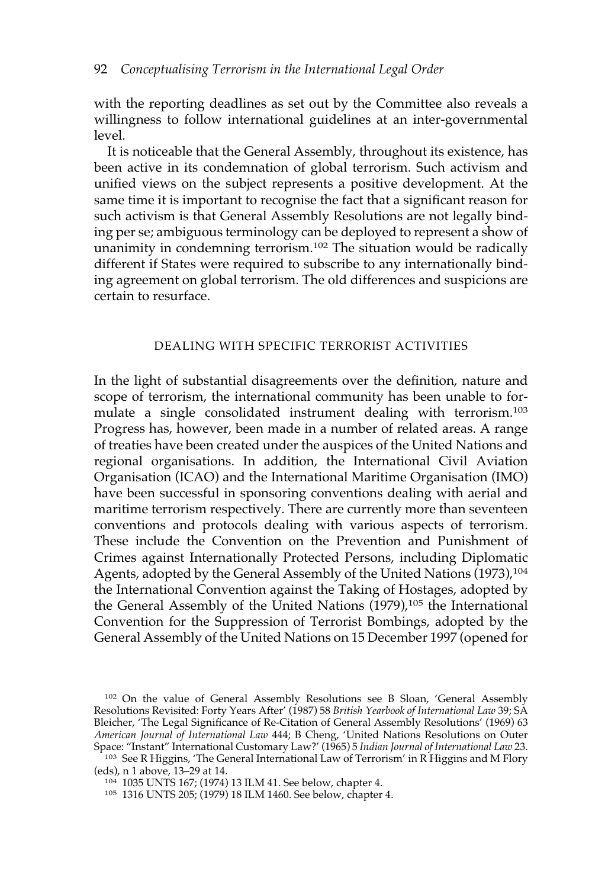with the reporting deadlines as set out by the Committee also reveals a willingness to follow international guidelines at an inter-governmental level.

It is noticeable that the General Assembly, throughout its existence, has been active in its condemnation of global terrorism. Such activism and unified views on the subject represents a positive development. At the same time it is important to recognise the fact that a significant reason for such activism is that General Assembly Resolutions are not legally binding per se; ambiguous terminology can be deployed to represent a show of unanimity in condemning terrorism.[102] The situation would be radically different if States were required to subscribe to any internationally binding agreement on global terrorism. The old differences and suspicions are certain to resurface.

## DEALING WITH SPECIFIC TERRORIST ACTIVITIES

In the light of substantial disagreements over the definition, nature and scope of terrorism, the international community has been unable to formulate a single consolidated instrument dealing with terrorism.[103] Progress has, however, been made in a number of related areas. A range of treaties have been created under the auspices of the United Nations and regional organisations. In addition, the International Civil Aviation Organisation (ICAO) and the International Maritime Organisation (IMO) have been successful in sponsoring conventions dealing with aerial and maritime terrorism respectively. There are currently more than seventeen conventions and protocols dealing with various aspects of terrorism. These include the Convention on the Prevention and Punishment of Crimes against Internationally Protected Persons, including Diplomatic Agents, adopted by the General Assembly of the United Nations (1973),[104] the International Convention against the Taking of Hostages, adopted by the General Assembly of the United Nations (1979),[105] the International Convention for the Suppression of Terrorist Bombings, adopted by the General Assembly of the United Nations on 15 December 1997 (opened for

---

[102] On the value of General Assembly Resolutions see B Sloan, 'General Assembly Resolutions Revisited: Forty Years After' (1987) 58 *British Yearbook of International Law* 39; SA Bleicher, 'The Legal Significance of Re-Citation of General Assembly Resolutions' (1969) 63 *American Journal of International Law* 444; B Cheng, 'United Nations Resolutions on Outer Space: "Instant" International Customary Law?' (1965) 5 *Indian Journal of International Law* 23.

[103] See R Higgins, 'The General International Law of Terrorism' in R Higgins and M Flory (eds), n 1 above, 13–29 at 14.

[104] 1035 UNTS 167; (1974) 13 ILM 41. See below, chapter 4.

[105] 1316 UNTS 205; (1979) 18 ILM 1460. See below, chapter 4.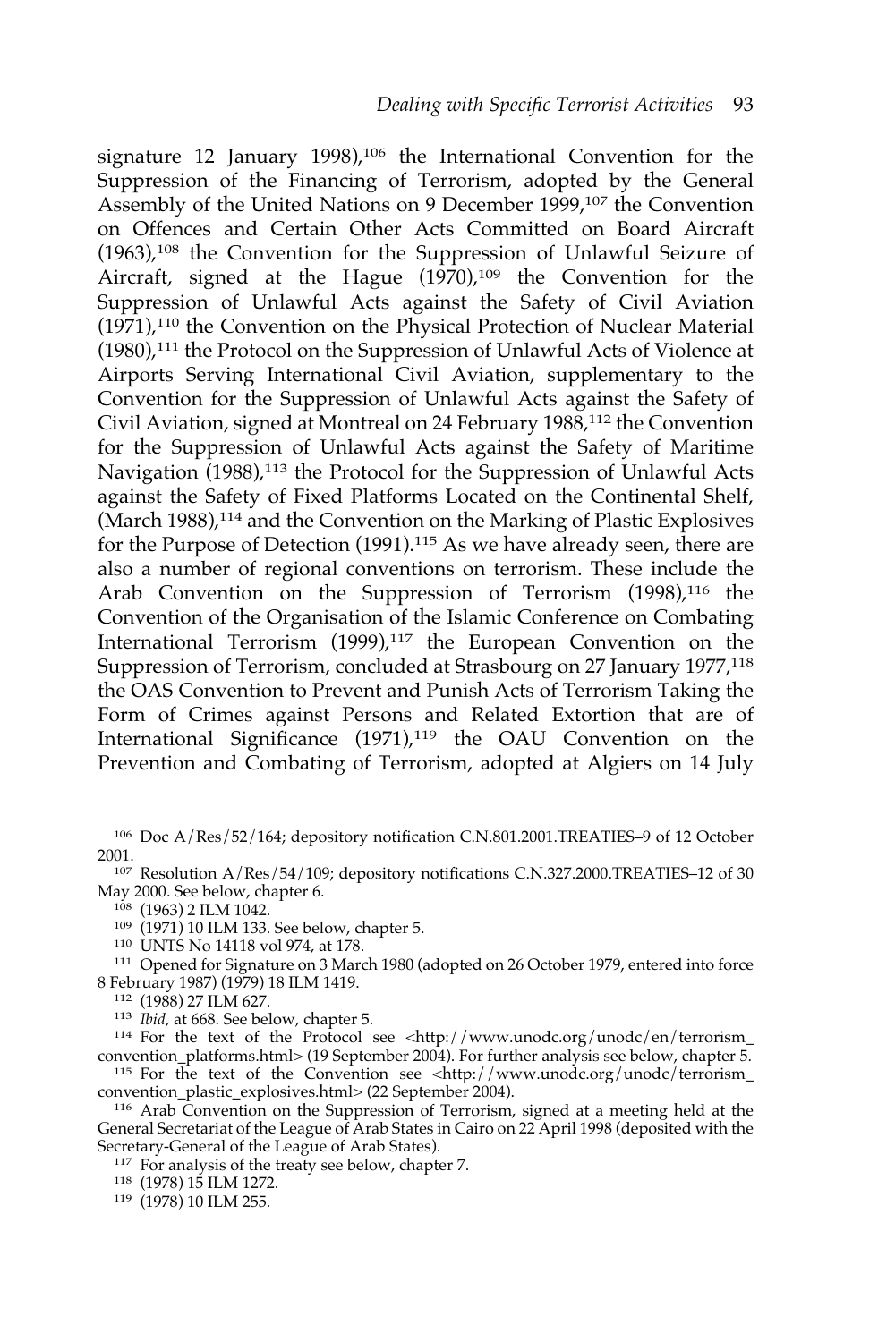signature 12 January 1998),[106] the International Convention for the Suppression of the Financing of Terrorism, adopted by the General Assembly of the United Nations on 9 December 1999,[107] the Convention on Offences and Certain Other Acts Committed on Board Aircraft (1963),[108] the Convention for the Suppression of Unlawful Seizure of Aircraft, signed at the Hague (1970),[109] the Convention for the Suppression of Unlawful Acts against the Safety of Civil Aviation (1971),[110] the Convention on the Physical Protection of Nuclear Material (1980),[111] the Protocol on the Suppression of Unlawful Acts of Violence at Airports Serving International Civil Aviation, supplementary to the Convention for the Suppression of Unlawful Acts against the Safety of Civil Aviation, signed at Montreal on 24 February 1988,[112] the Convention for the Suppression of Unlawful Acts against the Safety of Maritime Navigation (1988),[113] the Protocol for the Suppression of Unlawful Acts against the Safety of Fixed Platforms Located on the Continental Shelf, (March 1988),[114] and the Convention on the Marking of Plastic Explosives for the Purpose of Detection (1991).[115] As we have already seen, there are also a number of regional conventions on terrorism. These include the Arab Convention on the Suppression of Terrorism (1998),[116] the Convention of the Organisation of the Islamic Conference on Combating International Terrorism (1999),[117] the European Convention on the Suppression of Terrorism, concluded at Strasbourg on 27 January 1977,[118] the OAS Convention to Prevent and Punish Acts of Terrorism Taking the Form of Crimes against Persons and Related Extortion that are of International Significance (1971),[119] the OAU Convention on the Prevention and Combating of Terrorism, adopted at Algiers on 14 July

[106] Doc A/Res/52/164; depository notification C.N.801.2001.TREATIES–9 of 12 October 2001.

[107] Resolution A/Res/54/109; depository notifications C.N.327.2000.TREATIES–12 of 30 May 2000. See below, chapter 6.

[108] (1963) 2 ILM 1042.

[109] (1971) 10 ILM 133. See below, chapter 5.

[110] UNTS No 14118 vol 974, at 178.

[111] Opened for Signature on 3 March 1980 (adopted on 26 October 1979, entered into force 8 February 1987) (1979) 18 ILM 1419.

[112] (1988) 27 ILM 627.

[113] *Ibid*, at 668. See below, chapter 5.

[114] For the text of the Protocol see <http://www.unodc.org/unodc/en/terrorism_convention_platforms.html> (19 September 2004). For further analysis see below, chapter 5.

[115] For the text of the Convention see <http://www.unodc.org/unodc/terrorism_convention_plastic_explosives.html> (22 September 2004).

[116] Arab Convention on the Suppression of Terrorism, signed at a meeting held at the General Secretariat of the League of Arab States in Cairo on 22 April 1998 (deposited with the Secretary-General of the League of Arab States).

[117] For analysis of the treaty see below, chapter 7.

[118] (1978) 15 ILM 1272.

[119] (1978) 10 ILM 255.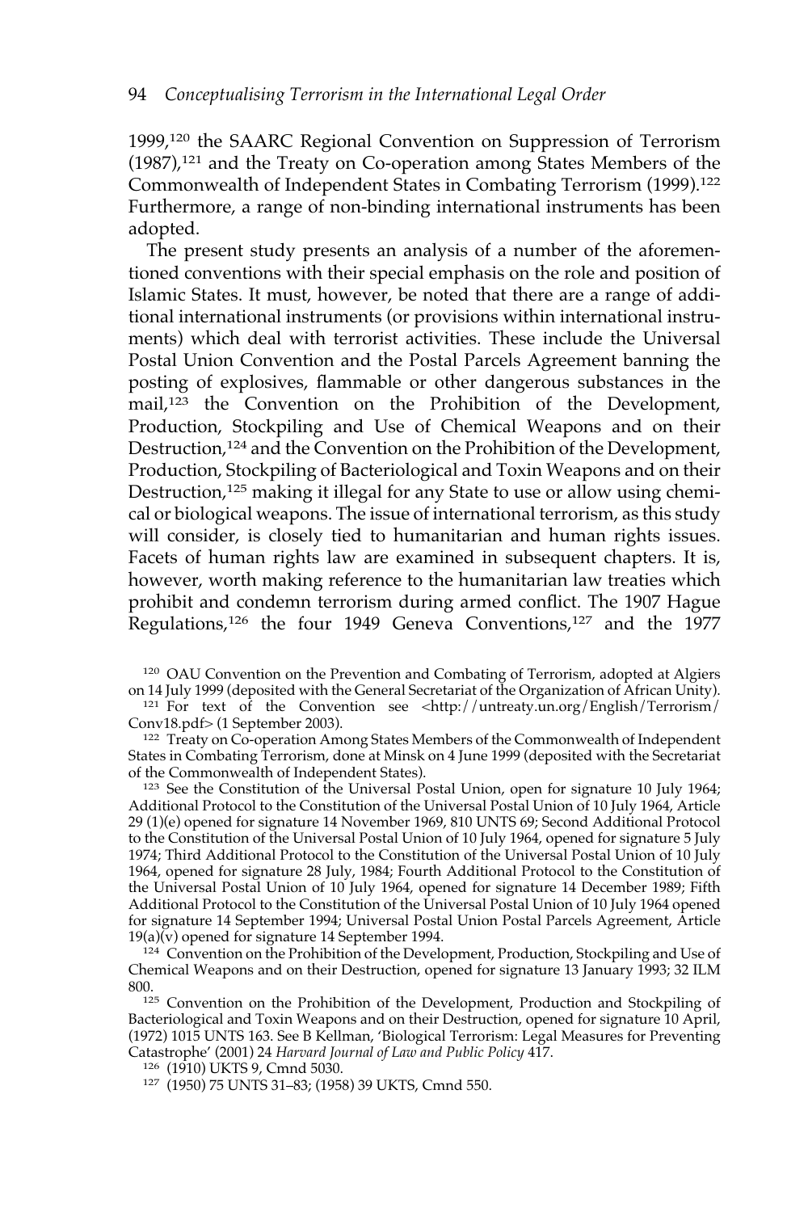1999,[120] the SAARC Regional Convention on Suppression of Terrorism (1987),[121] and the Treaty on Co-operation among States Members of the Commonwealth of Independent States in Combating Terrorism (1999).[122] Furthermore, a range of non-binding international instruments has been adopted.

The present study presents an analysis of a number of the aforementioned conventions with their special emphasis on the role and position of Islamic States. It must, however, be noted that there are a range of additional international instruments (or provisions within international instruments) which deal with terrorist activities. These include the Universal Postal Union Convention and the Postal Parcels Agreement banning the posting of explosives, flammable or other dangerous substances in the mail,[123] the Convention on the Prohibition of the Development, Production, Stockpiling and Use of Chemical Weapons and on their Destruction,[124] and the Convention on the Prohibition of the Development, Production, Stockpiling of Bacteriological and Toxin Weapons and on their Destruction,[125] making it illegal for any State to use or allow using chemical or biological weapons. The issue of international terrorism, as this study will consider, is closely tied to humanitarian and human rights issues. Facets of human rights law are examined in subsequent chapters. It is, however, worth making reference to the humanitarian law treaties which prohibit and condemn terrorism during armed conflict. The 1907 Hague Regulations,[126] the four 1949 Geneva Conventions,[127] and the 1977

[120] OAU Convention on the Prevention and Combating of Terrorism, adopted at Algiers on 14 July 1999 (deposited with the General Secretariat of the Organization of African Unity).

[121] For text of the Convention see <http://untreaty.un.org/English/Terrorism/Conv18.pdf> (1 September 2003).

[122] Treaty on Co-operation Among States Members of the Commonwealth of Independent States in Combating Terrorism, done at Minsk on 4 June 1999 (deposited with the Secretariat of the Commonwealth of Independent States).

[123] See the Constitution of the Universal Postal Union, open for signature 10 July 1964; Additional Protocol to the Constitution of the Universal Postal Union of 10 July 1964, Article 29 (1)(e) opened for signature 14 November 1969, 810 UNTS 69; Second Additional Protocol to the Constitution of the Universal Postal Union of 10 July 1964, opened for signature 5 July 1974; Third Additional Protocol to the Constitution of the Universal Postal Union of 10 July 1964, opened for signature 28 July, 1984; Fourth Additional Protocol to the Constitution of the Universal Postal Union of 10 July 1964, opened for signature 14 December 1989; Fifth Additional Protocol to the Constitution of the Universal Postal Union of 10 July 1964 opened for signature 14 September 1994; Universal Postal Union Postal Parcels Agreement, Article 19(a)(v) opened for signature 14 September 1994.

[124] Convention on the Prohibition of the Development, Production, Stockpiling and Use of Chemical Weapons and on their Destruction, opened for signature 13 January 1993; 32 ILM 800.

[125] Convention on the Prohibition of the Development, Production and Stockpiling of Bacteriological and Toxin Weapons and on their Destruction, opened for signature 10 April, (1972) 1015 UNTS 163. See B Kellman, 'Biological Terrorism: Legal Measures for Preventing Catastrophe' (2001) 24 *Harvard Journal of Law and Public Policy* 417.

[126] (1910) UKTS 9, Cmnd 5030.

[127] (1950) 75 UNTS 31–83; (1958) 39 UKTS, Cmnd 550.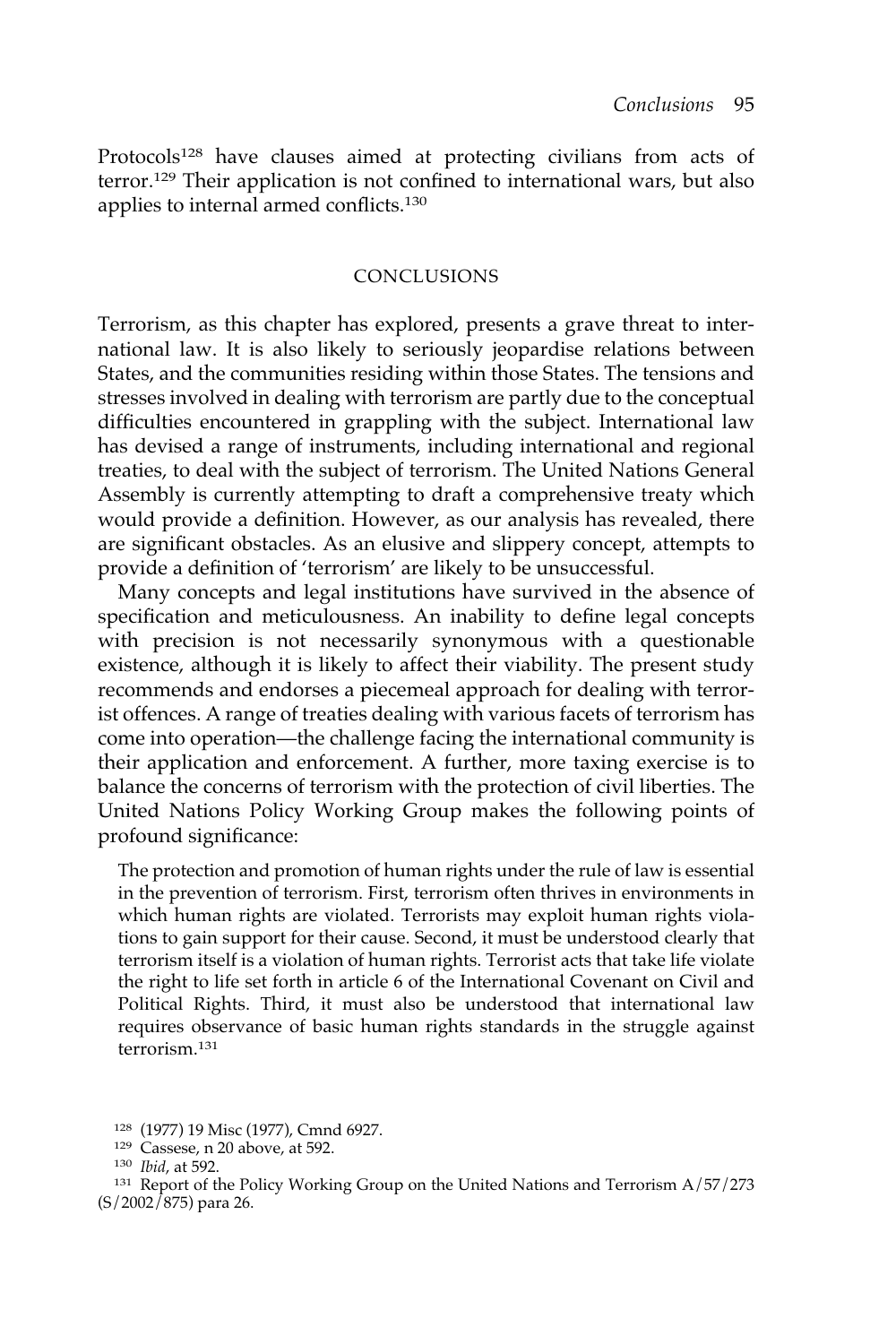Protocols[128] have clauses aimed at protecting civilians from acts of terror.[129] Their application is not confined to international wars, but also applies to internal armed conflicts.[130]

## CONCLUSIONS

Terrorism, as this chapter has explored, presents a grave threat to international law. It is also likely to seriously jeopardise relations between States, and the communities residing within those States. The tensions and stresses involved in dealing with terrorism are partly due to the conceptual difficulties encountered in grappling with the subject. International law has devised a range of instruments, including international and regional treaties, to deal with the subject of terrorism. The United Nations General Assembly is currently attempting to draft a comprehensive treaty which would provide a definition. However, as our analysis has revealed, there are significant obstacles. As an elusive and slippery concept, attempts to provide a definition of 'terrorism' are likely to be unsuccessful.

Many concepts and legal institutions have survived in the absence of specification and meticulousness. An inability to define legal concepts with precision is not necessarily synonymous with a questionable existence, although it is likely to affect their viability. The present study recommends and endorses a piecemeal approach for dealing with terrorist offences. A range of treaties dealing with various facets of terrorism has come into operation—the challenge facing the international community is their application and enforcement. A further, more taxing exercise is to balance the concerns of terrorism with the protection of civil liberties. The United Nations Policy Working Group makes the following points of profound significance:

> The protection and promotion of human rights under the rule of law is essential in the prevention of terrorism. First, terrorism often thrives in environments in which human rights are violated. Terrorists may exploit human rights violations to gain support for their cause. Second, it must be understood clearly that terrorism itself is a violation of human rights. Terrorist acts that take life violate the right to life set forth in article 6 of the International Covenant on Civil and Political Rights. Third, it must also be understood that international law requires observance of basic human rights standards in the struggle against terrorism.[131]

---

[128] (1977) 19 Misc (1977), Cmnd 6927.

[129] Cassese, n 20 above, at 592.

[130] *Ibid*, at 592.

[131] Report of the Policy Working Group on the United Nations and Terrorism A/57/273 (S/2002/875) para 26.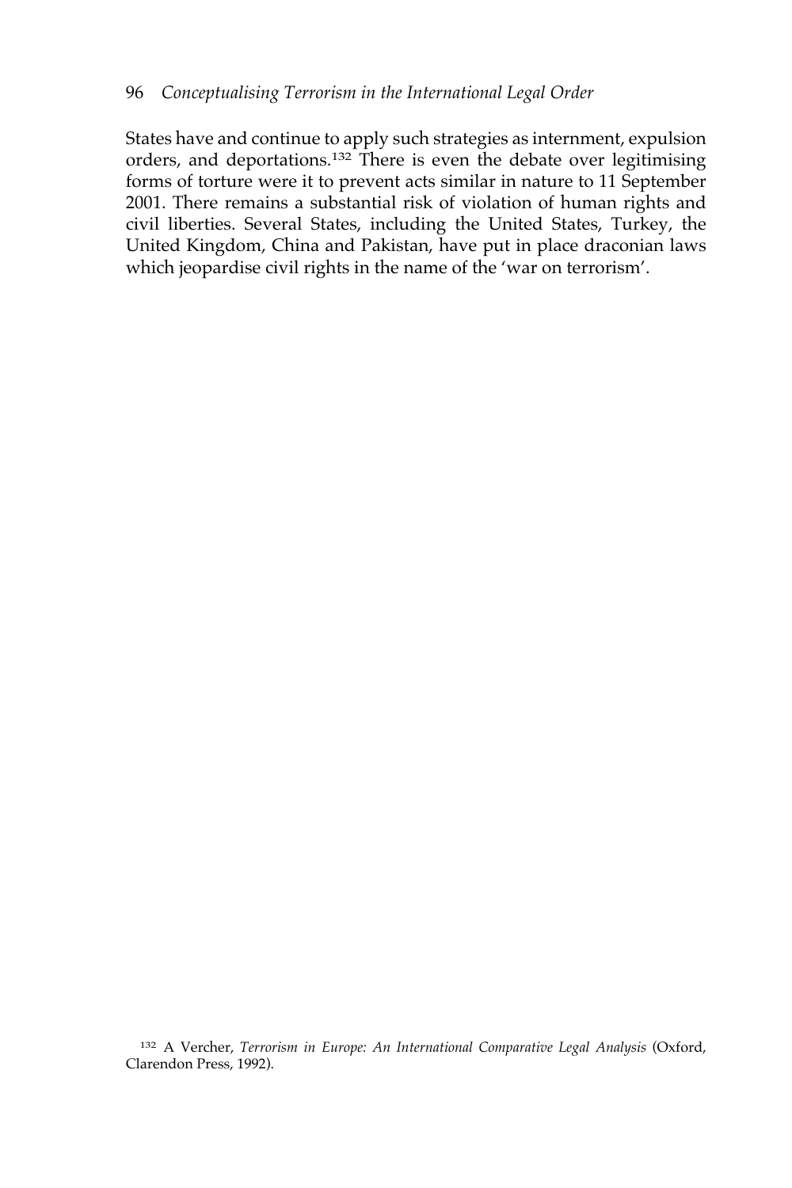States have and continue to apply such strategies as internment, expulsion orders, and deportations.[132] There is even the debate over legitimising forms of torture were it to prevent acts similar in nature to 11 September 2001. There remains a substantial risk of violation of human rights and civil liberties. Several States, including the United States, Turkey, the United Kingdom, China and Pakistan, have put in place draconian laws which jeopardise civil rights in the name of the 'war on terrorism'.

[132] A Vercher, *Terrorism in Europe: An International Comparative Legal Analysis* (Oxford, Clarendon Press, 1992).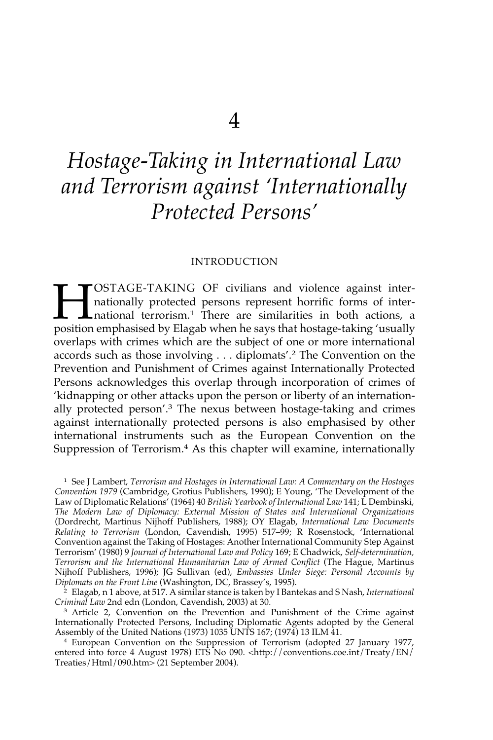# 4

# *Hostage-Taking in International Law and Terrorism against 'Internationally Protected Persons'*

## INTRODUCTION

HOSTAGE-TAKING OF civilians and violence against internationally protected persons represent horrific forms of international terrorism.[1] There are similarities in both actions, a position emphasised by Elagab when he says that hostage-taking 'usually overlaps with crimes which are the subject of one or more international accords such as those involving . . . diplomats'.[2] The Convention on the Prevention and Punishment of Crimes against Internationally Protected Persons acknowledges this overlap through incorporation of crimes of 'kidnapping or other attacks upon the person or liberty of an internationally protected person'.[3] The nexus between hostage-taking and crimes against internationally protected persons is also emphasised by other international instruments such as the European Convention on the Suppression of Terrorism.[4] As this chapter will examine, internationally

---

[1] See J Lambert, *Terrorism and Hostages in International Law: A Commentary on the Hostages Convention 1979* (Cambridge, Grotius Publishers, 1990); E Young, 'The Development of the Law of Diplomatic Relations' (1964) 40 *British Yearbook of International Law* 141; L Dembinski, *The Modern Law of Diplomacy: External Mission of States and International Organizations* (Dordrecht, Martinus Nijhoff Publishers, 1988); OY Elagab, *International Law Documents Relating to Terrorism* (London, Cavendish, 1995) 517–99; R Rosenstock, 'International Convention against the Taking of Hostages: Another International Community Step Against Terrorism' (1980) 9 *Journal of International Law and Policy* 169; E Chadwick, *Self-determination, Terrorism and the International Humanitarian Law of Armed Conflict* (The Hague, Martinus Nijhoff Publishers, 1996); JG Sullivan (ed), *Embassies Under Siege: Personal Accounts by Diplomats on the Front Line* (Washington, DC, Brassey's, 1995).

[2] Elagab, n 1 above, at 517. A similar stance is taken by I Bantekas and S Nash, *International Criminal Law* 2nd edn (London, Cavendish, 2003) at 30.

[3] Article 2, Convention on the Prevention and Punishment of the Crime against Internationally Protected Persons, Including Diplomatic Agents adopted by the General Assembly of the United Nations (1973) 1035 UNTS 167; (1974) 13 ILM 41.

[4] European Convention on the Suppression of Terrorism (adopted 27 January 1977, entered into force 4 August 1978) ETS No 090. <http://conventions.coe.int/Treaty/EN/Treaties/Html/090.htm> (21 September 2004).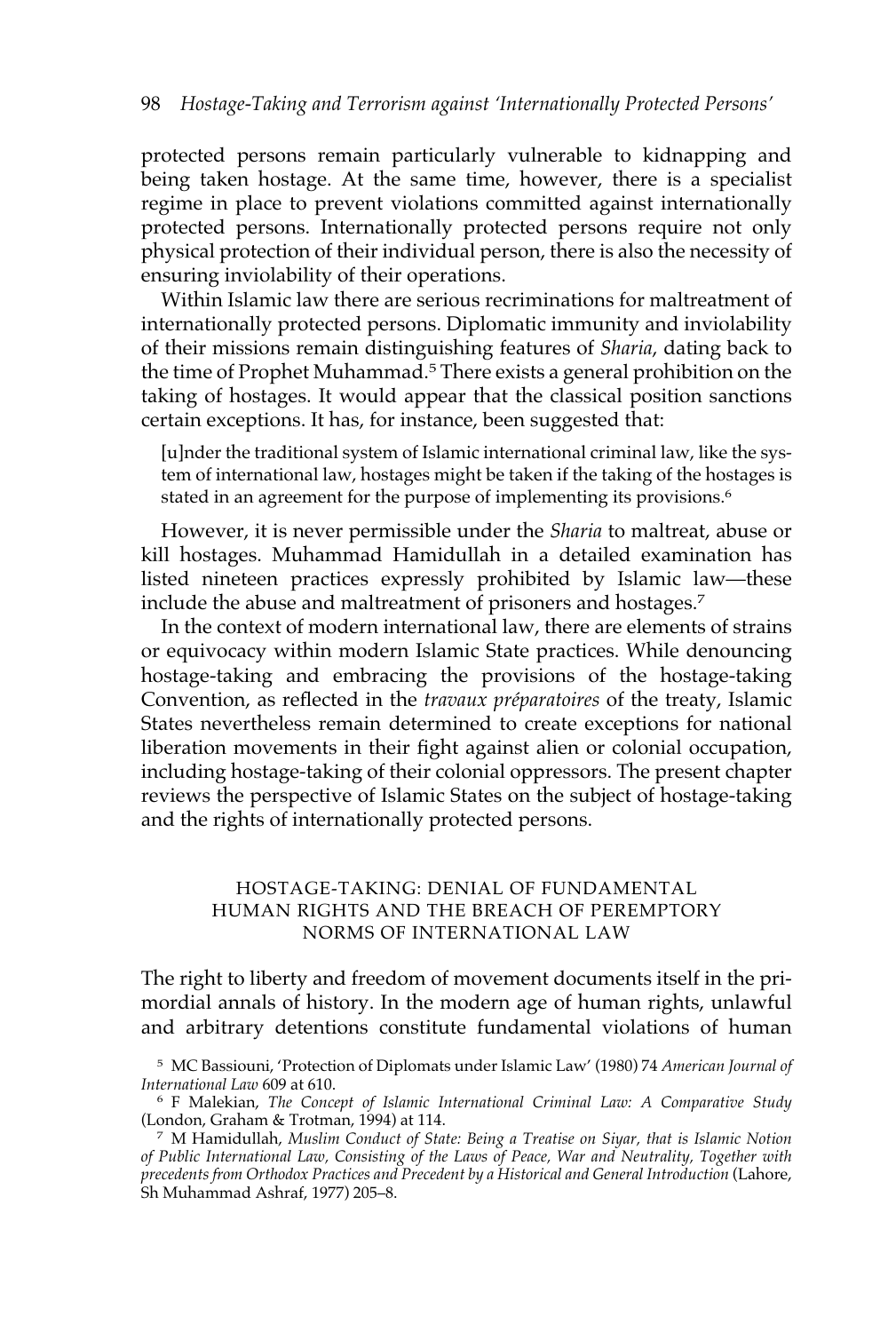protected persons remain particularly vulnerable to kidnapping and being taken hostage. At the same time, however, there is a specialist regime in place to prevent violations committed against internationally protected persons. Internationally protected persons require not only physical protection of their individual person, there is also the necessity of ensuring inviolability of their operations.

Within Islamic law there are serious recriminations for maltreatment of internationally protected persons. Diplomatic immunity and inviolability of their missions remain distinguishing features of *Sharia*, dating back to the time of Prophet Muhammad.[5] There exists a general prohibition on the taking of hostages. It would appear that the classical position sanctions certain exceptions. It has, for instance, been suggested that:

> [u]nder the traditional system of Islamic international criminal law, like the system of international law, hostages might be taken if the taking of the hostages is stated in an agreement for the purpose of implementing its provisions.[6]

However, it is never permissible under the *Sharia* to maltreat, abuse or kill hostages. Muhammad Hamidullah in a detailed examination has listed nineteen practices expressly prohibited by Islamic law—these include the abuse and maltreatment of prisoners and hostages.[7]

In the context of modern international law, there are elements of strains or equivocacy within modern Islamic State practices. While denouncing hostage-taking and embracing the provisions of the hostage-taking Convention, as reflected in the *travaux préparatoires* of the treaty, Islamic States nevertheless remain determined to create exceptions for national liberation movements in their fight against alien or colonial occupation, including hostage-taking of their colonial oppressors. The present chapter reviews the perspective of Islamic States on the subject of hostage-taking and the rights of internationally protected persons.

## HOSTAGE-TAKING: DENIAL OF FUNDAMENTAL HUMAN RIGHTS AND THE BREACH OF PEREMPTORY NORMS OF INTERNATIONAL LAW

The right to liberty and freedom of movement documents itself in the primordial annals of history. In the modern age of human rights, unlawful and arbitrary detentions constitute fundamental violations of human

[5] MC Bassiouni, 'Protection of Diplomats under Islamic Law' (1980) 74 *American Journal of International Law* 609 at 610.

[6] F Malekian, *The Concept of Islamic International Criminal Law: A Comparative Study* (London, Graham & Trotman, 1994) at 114.

[7] M Hamidullah, *Muslim Conduct of State: Being a Treatise on Siyar, that is Islamic Notion of Public International Law, Consisting of the Laws of Peace, War and Neutrality, Together with precedents from Orthodox Practices and Precedent by a Historical and General Introduction* (Lahore, Sh Muhammad Ashraf, 1977) 205–8.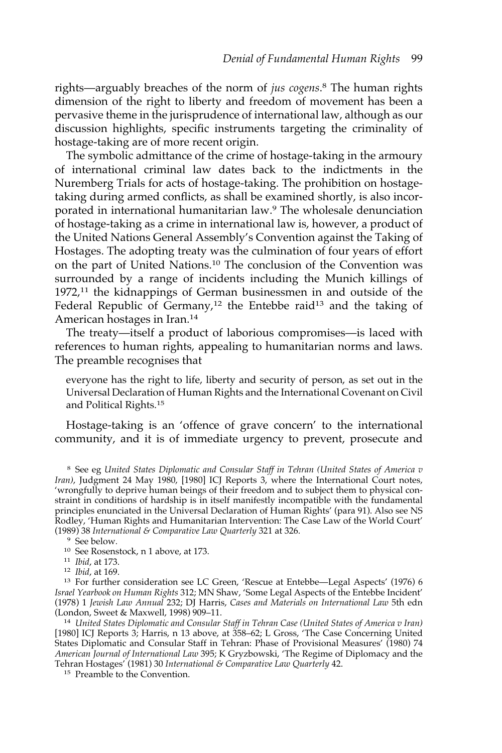rights—arguably breaches of the norm of *jus cogens*.[8] The human rights dimension of the right to liberty and freedom of movement has been a pervasive theme in the jurisprudence of international law, although as our discussion highlights, specific instruments targeting the criminality of hostage-taking are of more recent origin.

The symbolic admittance of the crime of hostage-taking in the armoury of international criminal law dates back to the indictments in the Nuremberg Trials for acts of hostage-taking. The prohibition on hostage-taking during armed conflicts, as shall be examined shortly, is also incorporated in international humanitarian law.[9] The wholesale denunciation of hostage-taking as a crime in international law is, however, a product of the United Nations General Assembly's Convention against the Taking of Hostages. The adopting treaty was the culmination of four years of effort on the part of United Nations.[10] The conclusion of the Convention was surrounded by a range of incidents including the Munich killings of 1972,[11] the kidnappings of German businessmen in and outside of the Federal Republic of Germany,[12] the Entebbe raid[13] and the taking of American hostages in Iran.[14]

The treaty—itself a product of laborious compromises—is laced with references to human rights, appealing to humanitarian norms and laws. The preamble recognises that

> everyone has the right to life, liberty and security of person, as set out in the Universal Declaration of Human Rights and the International Covenant on Civil and Political Rights.[15]

Hostage-taking is an 'offence of grave concern' to the international community, and it is of immediate urgency to prevent, prosecute and

---

[8] See eg *United States Diplomatic and Consular Staff in Tehran (United States of America v Iran)*, Judgment 24 May 1980, [1980] ICJ Reports 3, where the International Court notes, 'wrongfully to deprive human beings of their freedom and to subject them to physical constraint in conditions of hardship is in itself manifestly incompatible with the fundamental principles enunciated in the Universal Declaration of Human Rights' (para 91). Also see NS Rodley, 'Human Rights and Humanitarian Intervention: The Case Law of the World Court' (1989) 38 *International & Comparative Law Quarterly* 321 at 326.

[9] See below.

[10] See Rosenstock, n 1 above, at 173.

[11] *Ibid*, at 173.

[12] *Ibid*, at 169.

[13] For further consideration see LC Green, 'Rescue at Entebbe—Legal Aspects' (1976) 6 *Israel Yearbook on Human Rights* 312; MN Shaw, 'Some Legal Aspects of the Entebbe Incident' (1978) 1 *Jewish Law Annual* 232; DJ Harris, *Cases and Materials on International Law* 5th edn (London, Sweet & Maxwell, 1998) 909–11.

[14] *United States Diplomatic and Consular Staff in Tehran Case (United States of America v Iran)* [1980] ICJ Reports 3; Harris, n 13 above, at 358–62; L Gross, 'The Case Concerning United States Diplomatic and Consular Staff in Tehran: Phase of Provisional Measures' (1980) 74 *American Journal of International Law* 395; K Gryzbowski, 'The Regime of Diplomacy and the Tehran Hostages' (1981) 30 *International & Comparative Law Quarterly* 42.

[15] Preamble to the Convention.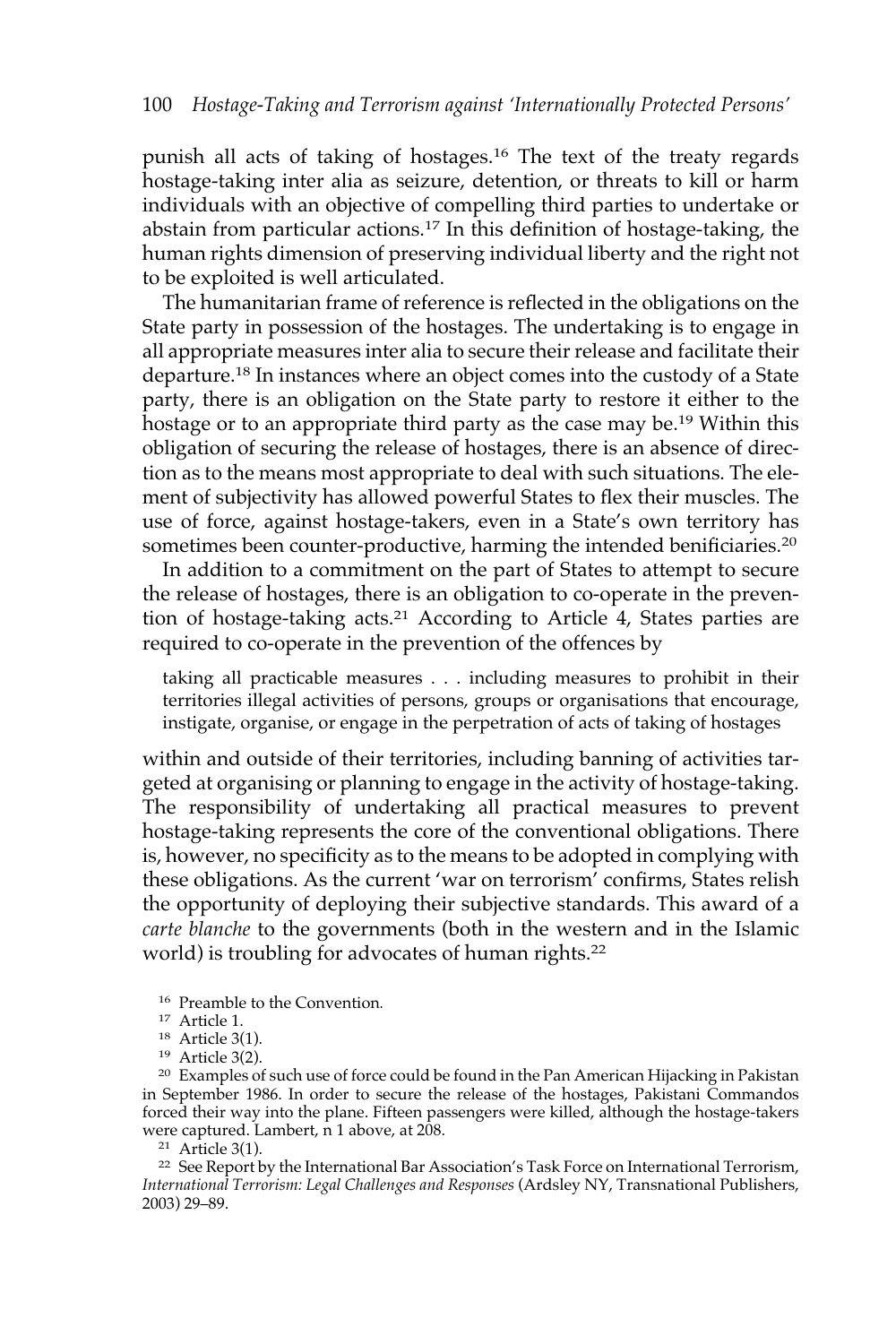punish all acts of taking of hostages.[16] The text of the treaty regards hostage-taking inter alia as seizure, detention, or threats to kill or harm individuals with an objective of compelling third parties to undertake or abstain from particular actions.[17] In this definition of hostage-taking, the human rights dimension of preserving individual liberty and the right not to be exploited is well articulated.

The humanitarian frame of reference is reflected in the obligations on the State party in possession of the hostages. The undertaking is to engage in all appropriate measures inter alia to secure their release and facilitate their departure.[18] In instances where an object comes into the custody of a State party, there is an obligation on the State party to restore it either to the hostage or to an appropriate third party as the case may be.[19] Within this obligation of securing the release of hostages, there is an absence of direction as to the means most appropriate to deal with such situations. The element of subjectivity has allowed powerful States to flex their muscles. The use of force, against hostage-takers, even in a State's own territory has sometimes been counter-productive, harming the intended benificiaries.[20]

In addition to a commitment on the part of States to attempt to secure the release of hostages, there is an obligation to co-operate in the prevention of hostage-taking acts.[21] According to Article 4, States parties are required to co-operate in the prevention of the offences by

> taking all practicable measures . . . including measures to prohibit in their territories illegal activities of persons, groups or organisations that encourage, instigate, organise, or engage in the perpetration of acts of taking of hostages

within and outside of their territories, including banning of activities targeted at organising or planning to engage in the activity of hostage-taking. The responsibility of undertaking all practical measures to prevent hostage-taking represents the core of the conventional obligations. There is, however, no specificity as to the means to be adopted in complying with these obligations. As the current 'war on terrorism' confirms, States relish the opportunity of deploying their subjective standards. This award of a *carte blanche* to the governments (both in the western and in the Islamic world) is troubling for advocates of human rights.[22]

---

[16] Preamble to the Convention.

[17] Article 1.

[18] Article 3(1).

[19] Article 3(2).

[20] Examples of such use of force could be found in the Pan American Hijacking in Pakistan in September 1986. In order to secure the release of the hostages, Pakistani Commandos forced their way into the plane. Fifteen passengers were killed, although the hostage-takers were captured. Lambert, n 1 above, at 208.

[21] Article 3(1).

[22] See Report by the International Bar Association's Task Force on International Terrorism, *International Terrorism: Legal Challenges and Responses* (Ardsley NY, Transnational Publishers, 2003) 29–89.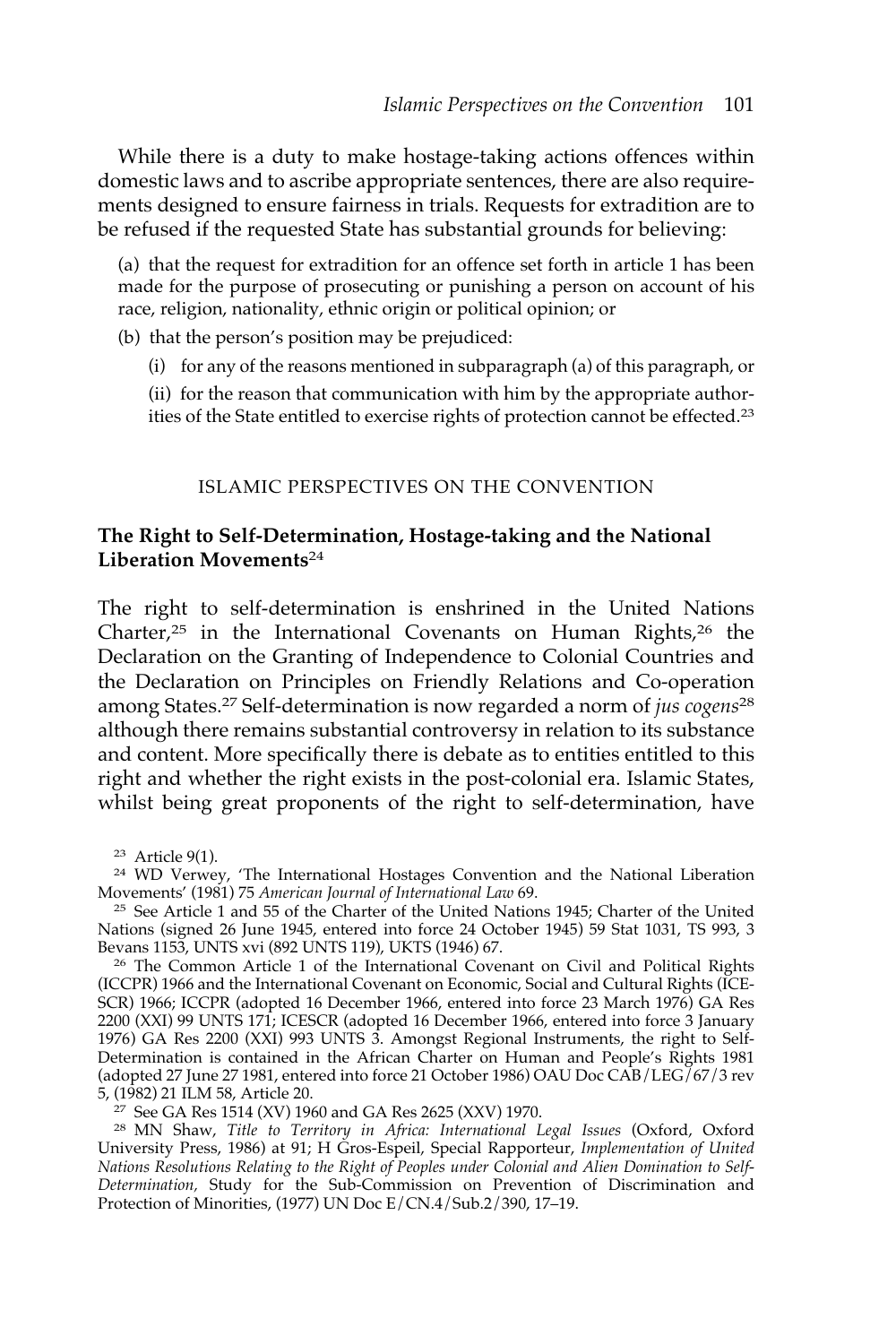While there is a duty to make hostage-taking actions offences within domestic laws and to ascribe appropriate sentences, there are also requirements designed to ensure fairness in trials. Requests for extradition are to be refused if the requested State has substantial grounds for believing:

(a) that the request for extradition for an offence set forth in article 1 has been made for the purpose of prosecuting or punishing a person on account of his race, religion, nationality, ethnic origin or political opinion; or

(b) that the person's position may be prejudiced:

(i) for any of the reasons mentioned in subparagraph (a) of this paragraph, or

(ii) for the reason that communication with him by the appropriate authorities of the State entitled to exercise rights of protection cannot be effected.[23]

## ISLAMIC PERSPECTIVES ON THE CONVENTION

### The Right to Self-Determination, Hostage-taking and the National Liberation Movements[24]

The right to self-determination is enshrined in the United Nations Charter,[25] in the International Covenants on Human Rights,[26] the Declaration on the Granting of Independence to Colonial Countries and the Declaration on Principles on Friendly Relations and Co-operation among States.[27] Self-determination is now regarded a norm of *jus cogens*[28] although there remains substantial controversy in relation to its substance and content. More specifically there is debate as to entities entitled to this right and whether the right exists in the post-colonial era. Islamic States, whilst being great proponents of the right to self-determination, have

[23] Article 9(1).

[24] WD Verwey, 'The International Hostages Convention and the National Liberation Movements' (1981) 75 *American Journal of International Law* 69.

[25] See Article 1 and 55 of the Charter of the United Nations 1945; Charter of the United Nations (signed 26 June 1945, entered into force 24 October 1945) 59 Stat 1031, TS 993, 3 Bevans 1153, UNTS xvi (892 UNTS 119), UKTS (1946) 67.

[26] The Common Article 1 of the International Covenant on Civil and Political Rights (ICCPR) 1966 and the International Covenant on Economic, Social and Cultural Rights (ICESCR) 1966; ICCPR (adopted 16 December 1966, entered into force 23 March 1976) GA Res 2200 (XXI) 99 UNTS 171; ICESCR (adopted 16 December 1966, entered into force 3 January 1976) GA Res 2200 (XXI) 993 UNTS 3. Amongst Regional Instruments, the right to Self-Determination is contained in the African Charter on Human and People's Rights 1981 (adopted 27 June 27 1981, entered into force 21 October 1986) OAU Doc CAB/LEG/67/3 rev 5, (1982) 21 ILM 58, Article 20.

[27] See GA Res 1514 (XV) 1960 and GA Res 2625 (XXV) 1970.

[28] MN Shaw, *Title to Territory in Africa: International Legal Issues* (Oxford, Oxford University Press, 1986) at 91; H Gros-Espeil, Special Rapporteur, *Implementation of United Nations Resolutions Relating to the Right of Peoples under Colonial and Alien Domination to Self-Determination,* Study for the Sub-Commission on Prevention of Discrimination and Protection of Minorities, (1977) UN Doc E/CN.4/Sub.2/390, 17–19.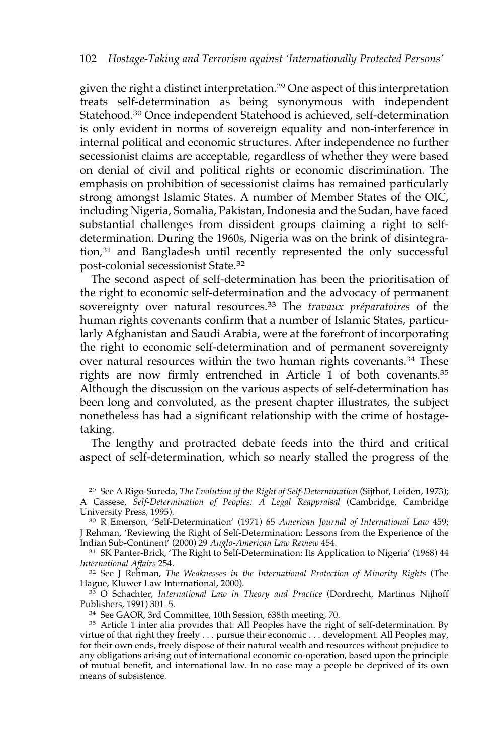given the right a distinct interpretation.[29] One aspect of this interpretation treats self-determination as being synonymous with independent Statehood.[30] Once independent Statehood is achieved, self-determination is only evident in norms of sovereign equality and non-interference in internal political and economic structures. After independence no further secessionist claims are acceptable, regardless of whether they were based on denial of civil and political rights or economic discrimination. The emphasis on prohibition of secessionist claims has remained particularly strong amongst Islamic States. A number of Member States of the OIC, including Nigeria, Somalia, Pakistan, Indonesia and the Sudan, have faced substantial challenges from dissident groups claiming a right to self-determination. During the 1960s, Nigeria was on the brink of disintegration,[31] and Bangladesh until recently represented the only successful post-colonial secessionist State.[32]

The second aspect of self-determination has been the prioritisation of the right to economic self-determination and the advocacy of permanent sovereignty over natural resources.[33] The *travaux préparatoires* of the human rights covenants confirm that a number of Islamic States, particularly Afghanistan and Saudi Arabia, were at the forefront of incorporating the right to economic self-determination and of permanent sovereignty over natural resources within the two human rights covenants.[34] These rights are now firmly entrenched in Article 1 of both covenants.[35] Although the discussion on the various aspects of self-determination has been long and convoluted, as the present chapter illustrates, the subject nonetheless has had a significant relationship with the crime of hostage-taking.

The lengthy and protracted debate feeds into the third and critical aspect of self-determination, which so nearly stalled the progress of the

---

[29] See A Rigo-Sureda, *The Evolution of the Right of Self-Determination* (Sijthof, Leiden, 1973); A Cassese, *Self-Determination of Peoples: A Legal Reappraisal* (Cambridge, Cambridge University Press, 1995).

[30] R Emerson, 'Self-Determination' (1971) 65 *American Journal of International Law* 459; J Rehman, 'Reviewing the Right of Self-Determination: Lessons from the Experience of the Indian Sub-Continent' (2000) 29 *Anglo-American Law Review* 454.

[31] SK Panter-Brick, 'The Right to Self-Determination: Its Application to Nigeria' (1968) 44 *International Affairs* 254.

[32] See J Rehman, *The Weaknesses in the International Protection of Minority Rights* (The Hague, Kluwer Law International, 2000).

[33] O Schachter, *International Law in Theory and Practice* (Dordrecht, Martinus Nijhoff Publishers, 1991) 301–5.

[34] See GAOR, 3rd Committee, 10th Session, 638th meeting, 70.

[35] Article 1 inter alia provides that: All Peoples have the right of self-determination. By virtue of that right they freely . . . pursue their economic . . . development. All Peoples may, for their own ends, freely dispose of their natural wealth and resources without prejudice to any obligations arising out of international economic co-operation, based upon the principle of mutual benefit, and international law. In no case may a people be deprived of its own means of subsistence.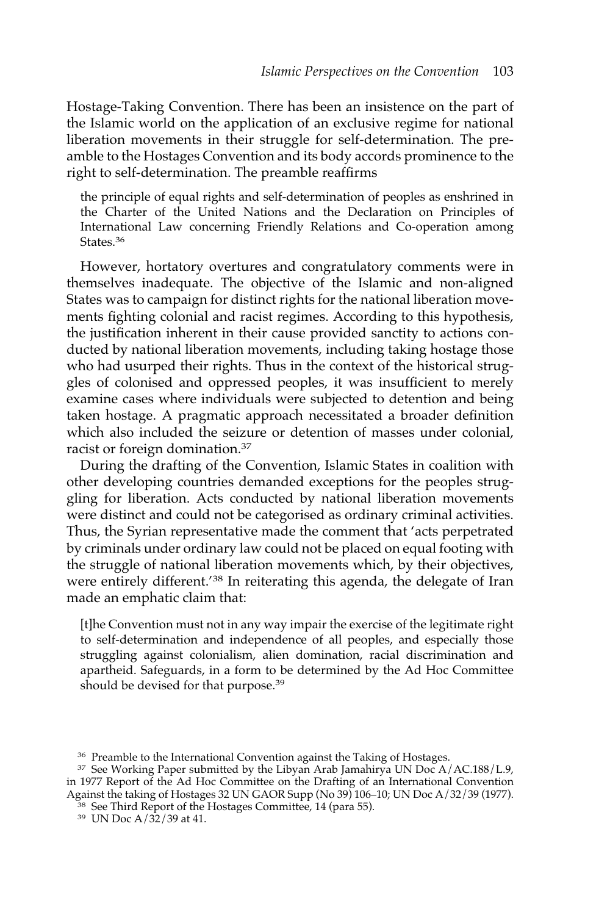Hostage-Taking Convention. There has been an insistence on the part of the Islamic world on the application of an exclusive regime for national liberation movements in their struggle for self-determination. The preamble to the Hostages Convention and its body accords prominence to the right to self-determination. The preamble reaffirms

> the principle of equal rights and self-determination of peoples as enshrined in the Charter of the United Nations and the Declaration on Principles of International Law concerning Friendly Relations and Co-operation among States.[36]

However, hortatory overtures and congratulatory comments were in themselves inadequate. The objective of the Islamic and non-aligned States was to campaign for distinct rights for the national liberation movements fighting colonial and racist regimes. According to this hypothesis, the justification inherent in their cause provided sanctity to actions conducted by national liberation movements, including taking hostage those who had usurped their rights. Thus in the context of the historical struggles of colonised and oppressed peoples, it was insufficient to merely examine cases where individuals were subjected to detention and being taken hostage. A pragmatic approach necessitated a broader definition which also included the seizure or detention of masses under colonial, racist or foreign domination.[37]

During the drafting of the Convention, Islamic States in coalition with other developing countries demanded exceptions for the peoples struggling for liberation. Acts conducted by national liberation movements were distinct and could not be categorised as ordinary criminal activities. Thus, the Syrian representative made the comment that 'acts perpetrated by criminals under ordinary law could not be placed on equal footing with the struggle of national liberation movements which, by their objectives, were entirely different.'[38] In reiterating this agenda, the delegate of Iran made an emphatic claim that:

> [t]he Convention must not in any way impair the exercise of the legitimate right to self-determination and independence of all peoples, and especially those struggling against colonialism, alien domination, racial discrimination and apartheid. Safeguards, in a form to be determined by the Ad Hoc Committee should be devised for that purpose.[39]

---

[36] Preamble to the International Convention against the Taking of Hostages.

[37] See Working Paper submitted by the Libyan Arab Jamahirya UN Doc A/AC.188/L.9, in 1977 Report of the Ad Hoc Committee on the Drafting of an International Convention Against the taking of Hostages 32 UN GAOR Supp (No 39) 106–10; UN Doc A/32/39 (1977).

[38] See Third Report of the Hostages Committee, 14 (para 55).

[39] UN Doc A/32/39 at 41.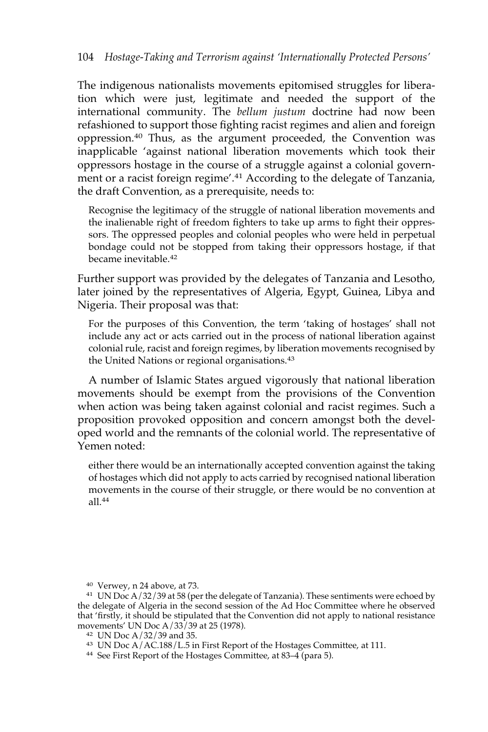The indigenous nationalists movements epitomised struggles for liberation which were just, legitimate and needed the support of the international community. The *bellum justum* doctrine had now been refashioned to support those fighting racist regimes and alien and foreign oppression.[40] Thus, as the argument proceeded, the Convention was inapplicable 'against national liberation movements which took their oppressors hostage in the course of a struggle against a colonial government or a racist foreign regime'.[41] According to the delegate of Tanzania, the draft Convention, as a prerequisite, needs to:

> Recognise the legitimacy of the struggle of national liberation movements and the inalienable right of freedom fighters to take up arms to fight their oppressors. The oppressed peoples and colonial peoples who were held in perpetual bondage could not be stopped from taking their oppressors hostage, if that became inevitable.[42]

Further support was provided by the delegates of Tanzania and Lesotho, later joined by the representatives of Algeria, Egypt, Guinea, Libya and Nigeria. Their proposal was that:

> For the purposes of this Convention, the term 'taking of hostages' shall not include any act or acts carried out in the process of national liberation against colonial rule, racist and foreign regimes, by liberation movements recognised by the United Nations or regional organisations.[43]

A number of Islamic States argued vigorously that national liberation movements should be exempt from the provisions of the Convention when action was being taken against colonial and racist regimes. Such a proposition provoked opposition and concern amongst both the developed world and the remnants of the colonial world. The representative of Yemen noted:

> either there would be an internationally accepted convention against the taking of hostages which did not apply to acts carried by recognised national liberation movements in the course of their struggle, or there would be no convention at all.[44]

---

[40] Verwey, n 24 above, at 73.

[41] UN Doc A/32/39 at 58 (per the delegate of Tanzania). These sentiments were echoed by the delegate of Algeria in the second session of the Ad Hoc Committee where he observed that 'firstly, it should be stipulated that the Convention did not apply to national resistance movements' UN Doc A/33/39 at 25 (1978).

[42] UN Doc A/32/39 and 35.

[43] UN Doc A/AC.188/L.5 in First Report of the Hostages Committee, at 111.

[44] See First Report of the Hostages Committee, at 83–4 (para 5).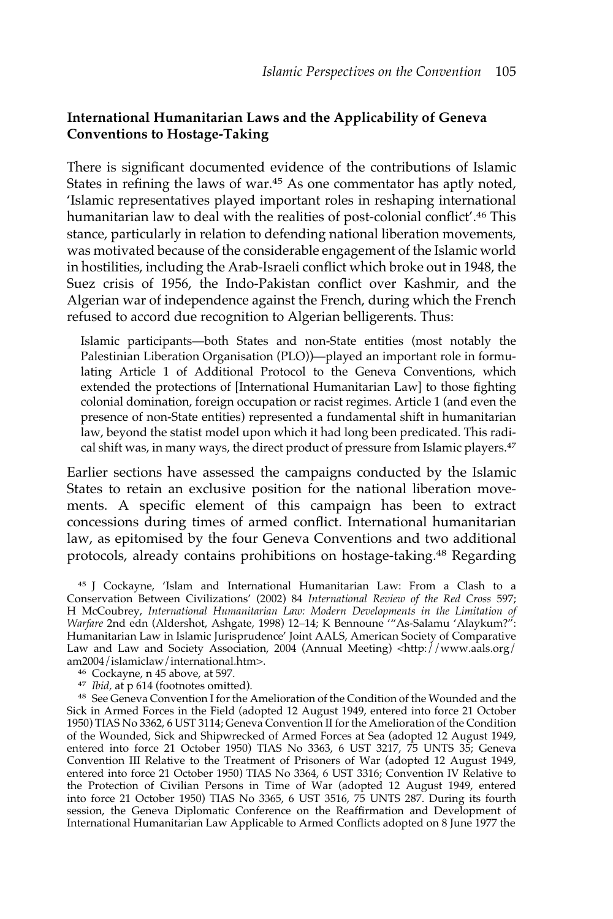## International Humanitarian Laws and the Applicability of Geneva Conventions to Hostage-Taking

There is significant documented evidence of the contributions of Islamic States in refining the laws of war.[45] As one commentator has aptly noted, 'Islamic representatives played important roles in reshaping international humanitarian law to deal with the realities of post-colonial conflict'.[46] This stance, particularly in relation to defending national liberation movements, was motivated because of the considerable engagement of the Islamic world in hostilities, including the Arab-Israeli conflict which broke out in 1948, the Suez crisis of 1956, the Indo-Pakistan conflict over Kashmir, and the Algerian war of independence against the French, during which the French refused to accord due recognition to Algerian belligerents. Thus:

> Islamic participants—both States and non-State entities (most notably the Palestinian Liberation Organisation (PLO))—played an important role in formulating Article 1 of Additional Protocol to the Geneva Conventions, which extended the protections of [International Humanitarian Law] to those fighting colonial domination, foreign occupation or racist regimes. Article 1 (and even the presence of non-State entities) represented a fundamental shift in humanitarian law, beyond the statist model upon which it had long been predicated. This radical shift was, in many ways, the direct product of pressure from Islamic players.[47]

Earlier sections have assessed the campaigns conducted by the Islamic States to retain an exclusive position for the national liberation movements. A specific element of this campaign has been to extract concessions during times of armed conflict. International humanitarian law, as epitomised by the four Geneva Conventions and two additional protocols, already contains prohibitions on hostage-taking.[48] Regarding

[45] J Cockayne, 'Islam and International Humanitarian Law: From a Clash to a Conservation Between Civilizations' (2002) 84 *International Review of the Red Cross* 597; H McCoubrey, *International Humanitarian Law: Modern Developments in the Limitation of Warfare* 2nd edn (Aldershot, Ashgate, 1998) 12–14; K Bennoune '"As-Salamu 'Alaykum?": Humanitarian Law in Islamic Jurisprudence' Joint AALS, American Society of Comparative Law and Law and Society Association, 2004 (Annual Meeting) <http://www.aals.org/am2004/islamiclaw/international.htm>.

[46] Cockayne, n 45 above, at 597.

[47] *Ibid,* at p 614 (footnotes omitted).

[48] See Geneva Convention I for the Amelioration of the Condition of the Wounded and the Sick in Armed Forces in the Field (adopted 12 August 1949, entered into force 21 October 1950) TIAS No 3362, 6 UST 3114; Geneva Convention II for the Amelioration of the Condition of the Wounded, Sick and Shipwrecked of Armed Forces at Sea (adopted 12 August 1949, entered into force 21 October 1950) TIAS No 3363, 6 UST 3217, 75 UNTS 35; Geneva Convention III Relative to the Treatment of Prisoners of War (adopted 12 August 1949, entered into force 21 October 1950) TIAS No 3364, 6 UST 3316; Convention IV Relative to the Protection of Civilian Persons in Time of War (adopted 12 August 1949, entered into force 21 October 1950) TIAS No 3365, 6 UST 3516, 75 UNTS 287. During its fourth session, the Geneva Diplomatic Conference on the Reaffirmation and Development of International Humanitarian Law Applicable to Armed Conflicts adopted on 8 June 1977 the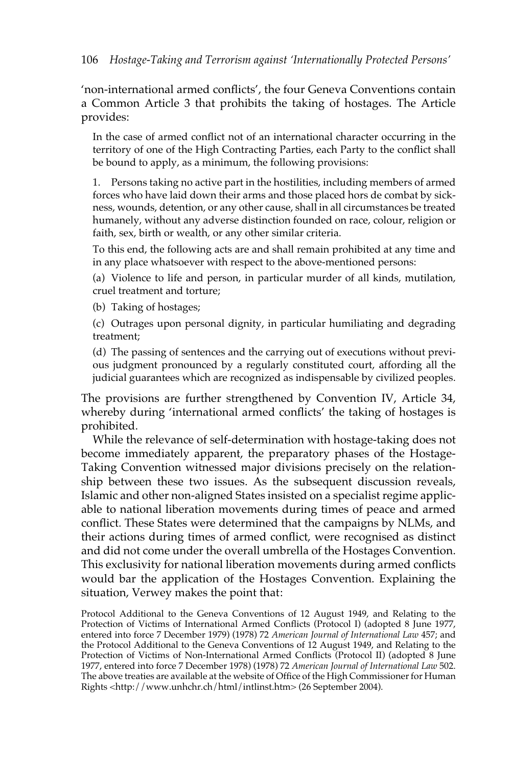'non-international armed conflicts', the four Geneva Conventions contain a Common Article 3 that prohibits the taking of hostages. The Article provides:

> In the case of armed conflict not of an international character occurring in the territory of one of the High Contracting Parties, each Party to the conflict shall be bound to apply, as a minimum, the following provisions:
>
> 1. Persons taking no active part in the hostilities, including members of armed forces who have laid down their arms and those placed hors de combat by sickness, wounds, detention, or any other cause, shall in all circumstances be treated humanely, without any adverse distinction founded on race, colour, religion or faith, sex, birth or wealth, or any other similar criteria.
>
> To this end, the following acts are and shall remain prohibited at any time and in any place whatsoever with respect to the above-mentioned persons:
>
> (a) Violence to life and person, in particular murder of all kinds, mutilation, cruel treatment and torture;
>
> (b) Taking of hostages;
>
> (c) Outrages upon personal dignity, in particular humiliating and degrading treatment;
>
> (d) The passing of sentences and the carrying out of executions without previous judgment pronounced by a regularly constituted court, affording all the judicial guarantees which are recognized as indispensable by civilized peoples.

The provisions are further strengthened by Convention IV, Article 34, whereby during 'international armed conflicts' the taking of hostages is prohibited.

While the relevance of self-determination with hostage-taking does not become immediately apparent, the preparatory phases of the Hostage-Taking Convention witnessed major divisions precisely on the relationship between these two issues. As the subsequent discussion reveals, Islamic and other non-aligned States insisted on a specialist regime applicable to national liberation movements during times of peace and armed conflict. These States were determined that the campaigns by NLMs, and their actions during times of armed conflict, were recognised as distinct and did not come under the overall umbrella of the Hostages Convention. This exclusivity for national liberation movements during armed conflicts would bar the application of the Hostages Convention. Explaining the situation, Verwey makes the point that:

Protocol Additional to the Geneva Conventions of 12 August 1949, and Relating to the Protection of Victims of International Armed Conflicts (Protocol I) (adopted 8 June 1977, entered into force 7 December 1979) (1978) 72 *American Journal of International Law* 457; and the Protocol Additional to the Geneva Conventions of 12 August 1949, and Relating to the Protection of Victims of Non-International Armed Conflicts (Protocol II) (adopted 8 June 1977, entered into force 7 December 1978) (1978) 72 *American Journal of International Law* 502. The above treaties are available at the website of Office of the High Commissioner for Human Rights <http://www.unhchr.ch/html/intlinst.htm> (26 September 2004).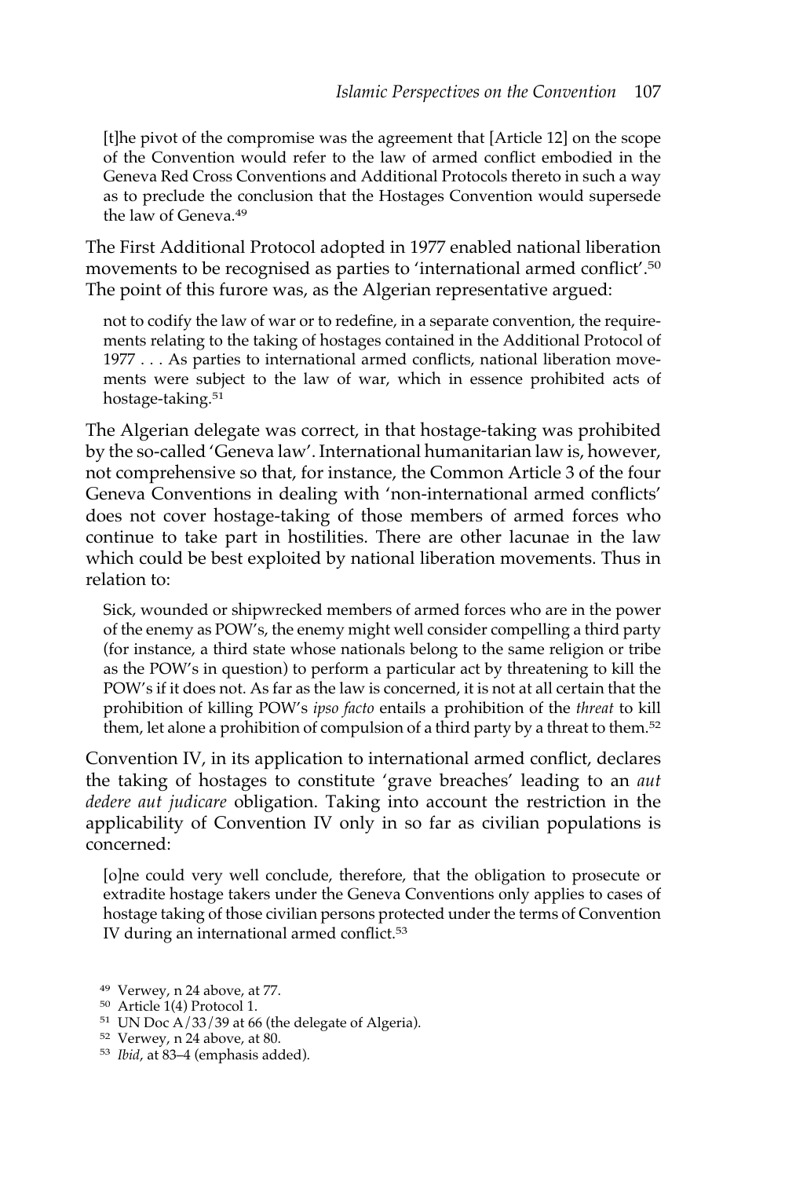> [t]he pivot of the compromise was the agreement that [Article 12] on the scope of the Convention would refer to the law of armed conflict embodied in the Geneva Red Cross Conventions and Additional Protocols thereto in such a way as to preclude the conclusion that the Hostages Convention would supersede the law of Geneva.[49]

The First Additional Protocol adopted in 1977 enabled national liberation movements to be recognised as parties to 'international armed conflict'.[50] The point of this furore was, as the Algerian representative argued:

> not to codify the law of war or to redefine, in a separate convention, the requirements relating to the taking of hostages contained in the Additional Protocol of 1977 . . . As parties to international armed conflicts, national liberation movements were subject to the law of war, which in essence prohibited acts of hostage-taking.[51]

The Algerian delegate was correct, in that hostage-taking was prohibited by the so-called 'Geneva law'. International humanitarian law is, however, not comprehensive so that, for instance, the Common Article 3 of the four Geneva Conventions in dealing with 'non-international armed conflicts' does not cover hostage-taking of those members of armed forces who continue to take part in hostilities. There are other lacunae in the law which could be best exploited by national liberation movements. Thus in relation to:

> Sick, wounded or shipwrecked members of armed forces who are in the power of the enemy as POW's, the enemy might well consider compelling a third party (for instance, a third state whose nationals belong to the same religion or tribe as the POW's in question) to perform a particular act by threatening to kill the POW's if it does not. As far as the law is concerned, it is not at all certain that the prohibition of killing POW's *ipso facto* entails a prohibition of the *threat* to kill them, let alone a prohibition of compulsion of a third party by a threat to them.[52]

Convention IV, in its application to international armed conflict, declares the taking of hostages to constitute 'grave breaches' leading to an *aut dedere aut judicare* obligation. Taking into account the restriction in the applicability of Convention IV only in so far as civilian populations is concerned:

> [o]ne could very well conclude, therefore, that the obligation to prosecute or extradite hostage takers under the Geneva Conventions only applies to cases of hostage taking of those civilian persons protected under the terms of Convention IV during an international armed conflict.[53]

[49] Verwey, n 24 above, at 77.
[50] Article 1(4) Protocol 1.
[51] UN Doc A/33/39 at 66 (the delegate of Algeria).
[52] Verwey, n 24 above, at 80.
[53] *Ibid*, at 83–4 (emphasis added).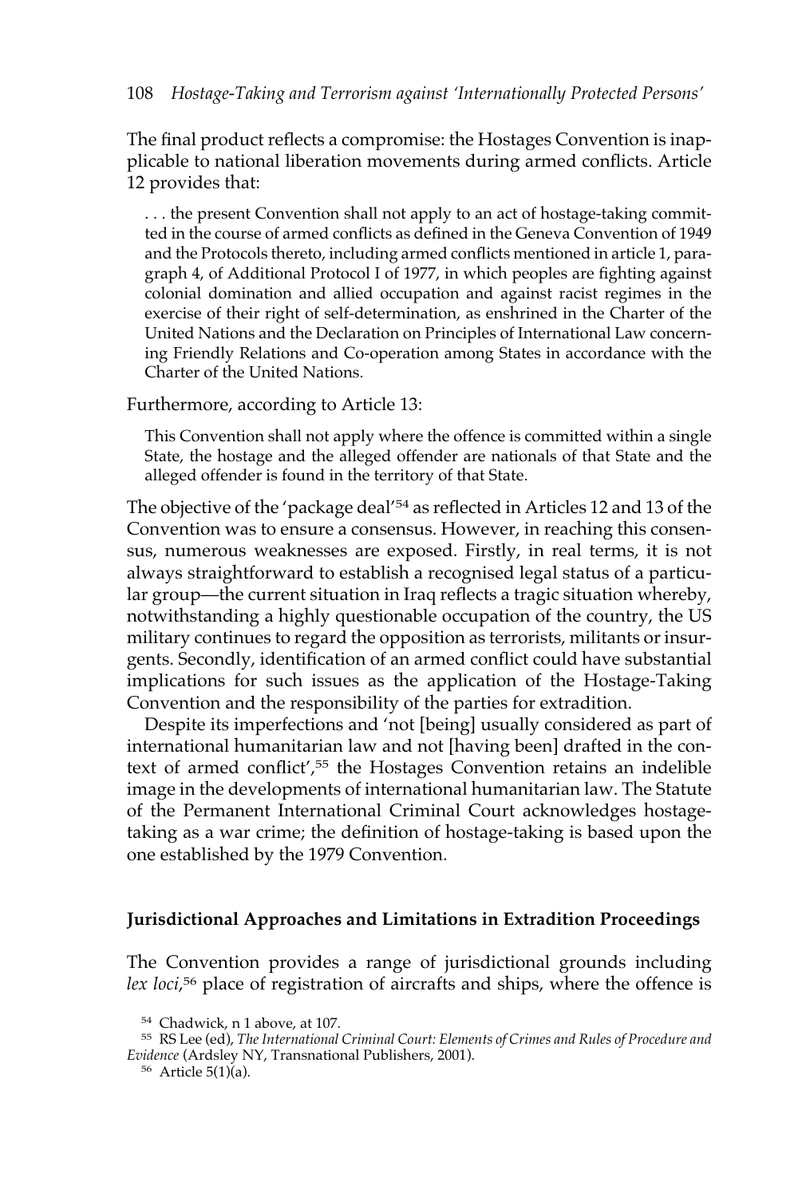The final product reflects a compromise: the Hostages Convention is inapplicable to national liberation movements during armed conflicts. Article 12 provides that:

> . . . the present Convention shall not apply to an act of hostage-taking committed in the course of armed conflicts as defined in the Geneva Convention of 1949 and the Protocols thereto, including armed conflicts mentioned in article 1, paragraph 4, of Additional Protocol I of 1977, in which peoples are fighting against colonial domination and allied occupation and against racist regimes in the exercise of their right of self-determination, as enshrined in the Charter of the United Nations and the Declaration on Principles of International Law concerning Friendly Relations and Co-operation among States in accordance with the Charter of the United Nations.

Furthermore, according to Article 13:

> This Convention shall not apply where the offence is committed within a single State, the hostage and the alleged offender are nationals of that State and the alleged offender is found in the territory of that State.

The objective of the 'package deal'[54] as reflected in Articles 12 and 13 of the Convention was to ensure a consensus. However, in reaching this consensus, numerous weaknesses are exposed. Firstly, in real terms, it is not always straightforward to establish a recognised legal status of a particular group—the current situation in Iraq reflects a tragic situation whereby, notwithstanding a highly questionable occupation of the country, the US military continues to regard the opposition as terrorists, militants or insurgents. Secondly, identification of an armed conflict could have substantial implications for such issues as the application of the Hostage-Taking Convention and the responsibility of the parties for extradition.

Despite its imperfections and 'not [being] usually considered as part of international humanitarian law and not [having been] drafted in the context of armed conflict',[55] the Hostages Convention retains an indelible image in the developments of international humanitarian law. The Statute of the Permanent International Criminal Court acknowledges hostage-taking as a war crime; the definition of hostage-taking is based upon the one established by the 1979 Convention.

### Jurisdictional Approaches and Limitations in Extradition Proceedings

The Convention provides a range of jurisdictional grounds including *lex loci*,[56] place of registration of aircrafts and ships, where the offence is

---

[54] Chadwick, n 1 above, at 107.

[55] RS Lee (ed), *The International Criminal Court: Elements of Crimes and Rules of Procedure and Evidence* (Ardsley NY, Transnational Publishers, 2001).

[56] Article 5(1)(a).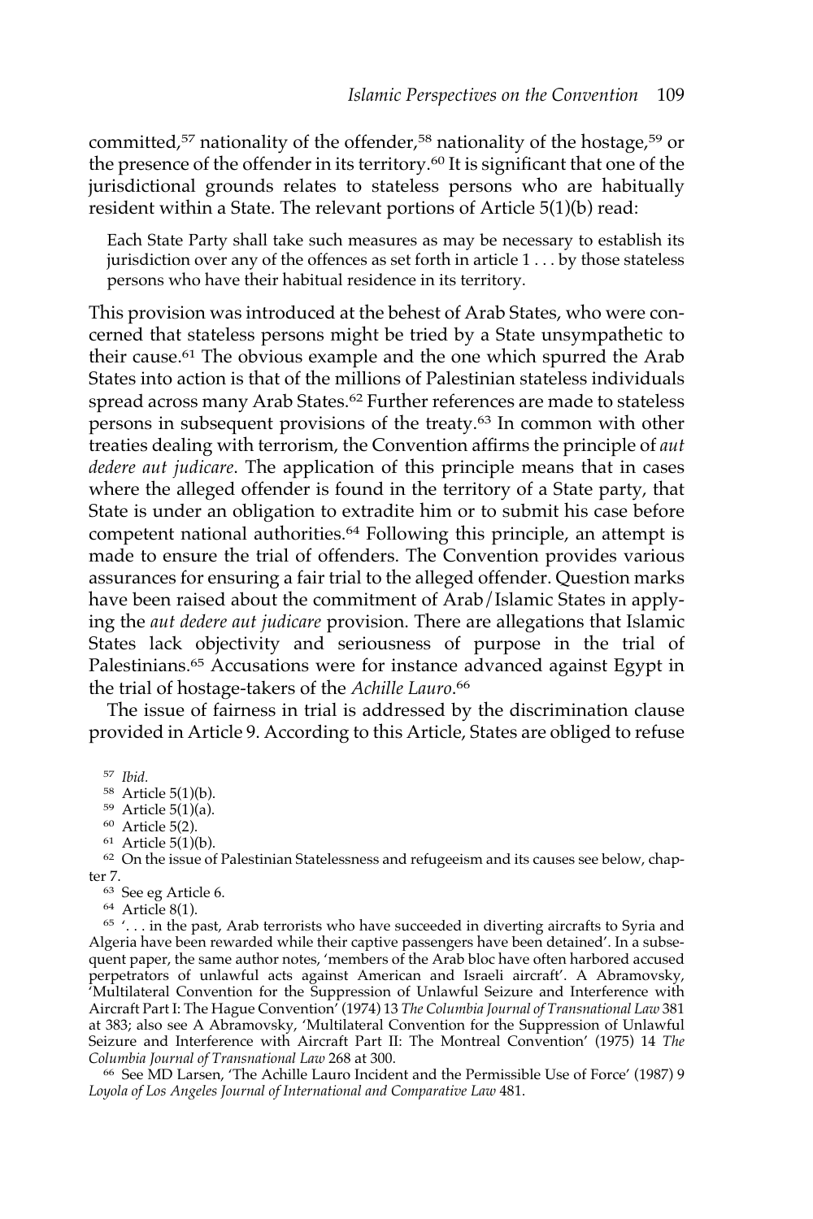committed,[57] nationality of the offender,[58] nationality of the hostage,[59] or the presence of the offender in its territory.[60] It is significant that one of the jurisdictional grounds relates to stateless persons who are habitually resident within a State. The relevant portions of Article 5(1)(b) read:

> Each State Party shall take such measures as may be necessary to establish its jurisdiction over any of the offences as set forth in article 1 . . . by those stateless persons who have their habitual residence in its territory.

This provision was introduced at the behest of Arab States, who were concerned that stateless persons might be tried by a State unsympathetic to their cause.[61] The obvious example and the one which spurred the Arab States into action is that of the millions of Palestinian stateless individuals spread across many Arab States.[62] Further references are made to stateless persons in subsequent provisions of the treaty.[63] In common with other treaties dealing with terrorism, the Convention affirms the principle of *aut dedere aut judicare*. The application of this principle means that in cases where the alleged offender is found in the territory of a State party, that State is under an obligation to extradite him or to submit his case before competent national authorities.[64] Following this principle, an attempt is made to ensure the trial of offenders. The Convention provides various assurances for ensuring a fair trial to the alleged offender. Question marks have been raised about the commitment of Arab/Islamic States in applying the *aut dedere aut judicare* provision. There are allegations that Islamic States lack objectivity and seriousness of purpose in the trial of Palestinians.[65] Accusations were for instance advanced against Egypt in the trial of hostage-takers of the *Achille Lauro*.[66]

The issue of fairness in trial is addressed by the discrimination clause provided in Article 9. According to this Article, States are obliged to refuse

[57] *Ibid.*

[58] Article 5(1)(b).

[59] Article 5(1)(a).

[60] Article 5(2).

[61] Article 5(1)(b).

[62] On the issue of Palestinian Statelessness and refugeeism and its causes see below, chapter 7.

[63] See eg Article 6.

[64] Article 8(1).

[65] '. . . in the past, Arab terrorists who have succeeded in diverting aircrafts to Syria and Algeria have been rewarded while their captive passengers have been detained'. In a subsequent paper, the same author notes, 'members of the Arab bloc have often harbored accused perpetrators of unlawful acts against American and Israeli aircraft'. A Abramovsky, 'Multilateral Convention for the Suppression of Unlawful Seizure and Interference with Aircraft Part I: The Hague Convention' (1974) 13 *The Columbia Journal of Transnational Law* 381 at 383; also see A Abramovsky, 'Multilateral Convention for the Suppression of Unlawful Seizure and Interference with Aircraft Part II: The Montreal Convention' (1975) 14 *The Columbia Journal of Transnational Law* 268 at 300.

[66] See MD Larsen, 'The Achille Lauro Incident and the Permissible Use of Force' (1987) 9 *Loyola of Los Angeles Journal of International and Comparative Law* 481.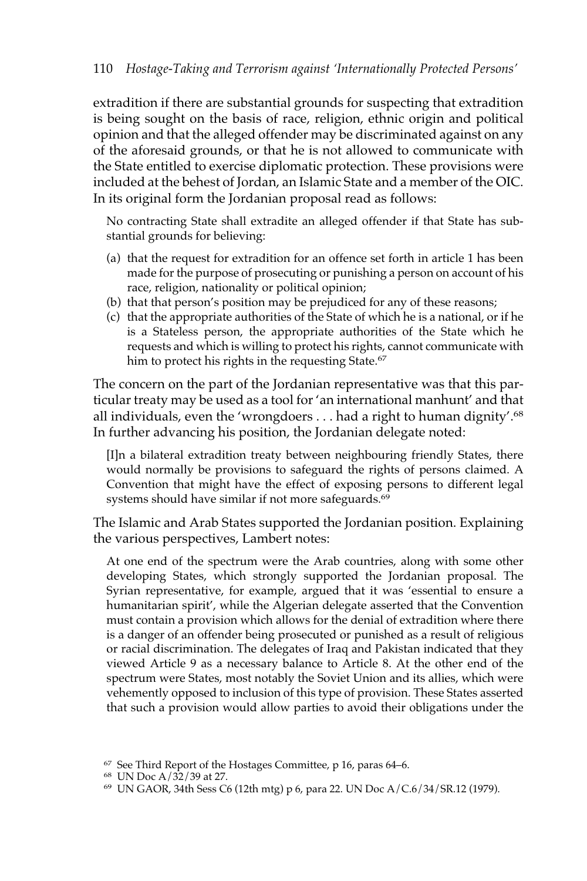extradition if there are substantial grounds for suspecting that extradition is being sought on the basis of race, religion, ethnic origin and political opinion and that the alleged offender may be discriminated against on any of the aforesaid grounds, or that he is not allowed to communicate with the State entitled to exercise diplomatic protection. These provisions were included at the behest of Jordan, an Islamic State and a member of the OIC. In its original form the Jordanian proposal read as follows:

> No contracting State shall extradite an alleged offender if that State has substantial grounds for believing:
>
> (a) that the request for extradition for an offence set forth in article 1 has been made for the purpose of prosecuting or punishing a person on account of his race, religion, nationality or political opinion;
> (b) that that person's position may be prejudiced for any of these reasons;
> (c) that the appropriate authorities of the State of which he is a national, or if he is a Stateless person, the appropriate authorities of the State which he requests and which is willing to protect his rights, cannot communicate with him to protect his rights in the requesting State.[67]

The concern on the part of the Jordanian representative was that this particular treaty may be used as a tool for 'an international manhunt' and that all individuals, even the 'wrongdoers . . . had a right to human dignity'.[68] In further advancing his position, the Jordanian delegate noted:

> [I]n a bilateral extradition treaty between neighbouring friendly States, there would normally be provisions to safeguard the rights of persons claimed. A Convention that might have the effect of exposing persons to different legal systems should have similar if not more safeguards.[69]

The Islamic and Arab States supported the Jordanian position. Explaining the various perspectives, Lambert notes:

> At one end of the spectrum were the Arab countries, along with some other developing States, which strongly supported the Jordanian proposal. The Syrian representative, for example, argued that it was 'essential to ensure a humanitarian spirit', while the Algerian delegate asserted that the Convention must contain a provision which allows for the denial of extradition where there is a danger of an offender being prosecuted or punished as a result of religious or racial discrimination. The delegates of Iraq and Pakistan indicated that they viewed Article 9 as a necessary balance to Article 8. At the other end of the spectrum were States, most notably the Soviet Union and its allies, which were vehemently opposed to inclusion of this type of provision. These States asserted that such a provision would allow parties to avoid their obligations under the

[67] See Third Report of the Hostages Committee, p 16, paras 64–6.

[68] UN Doc A/32/39 at 27.

[69] UN GAOR, 34th Sess C6 (12th mtg) p 6, para 22. UN Doc A/C.6/34/SR.12 (1979).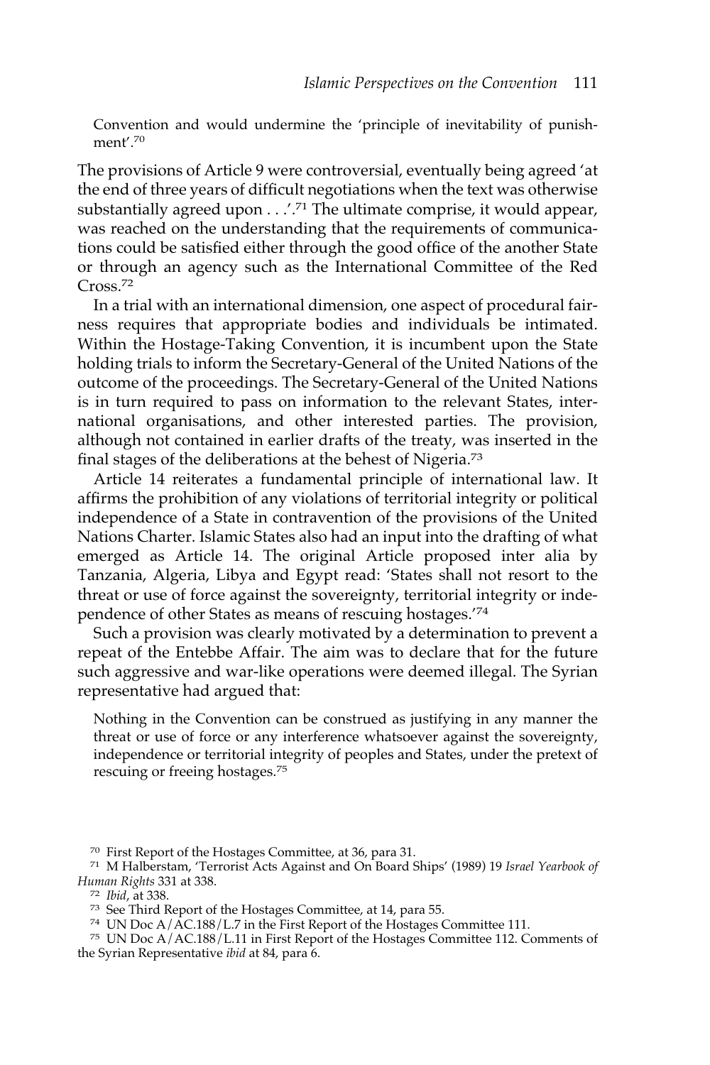Convention and would undermine the 'principle of inevitability of punishment'.[70]

The provisions of Article 9 were controversial, eventually being agreed 'at the end of three years of difficult negotiations when the text was otherwise substantially agreed upon . . .'.[71] The ultimate comprise, it would appear, was reached on the understanding that the requirements of communications could be satisfied either through the good office of the another State or through an agency such as the International Committee of the Red Cross.[72]

In a trial with an international dimension, one aspect of procedural fairness requires that appropriate bodies and individuals be intimated. Within the Hostage-Taking Convention, it is incumbent upon the State holding trials to inform the Secretary-General of the United Nations of the outcome of the proceedings. The Secretary-General of the United Nations is in turn required to pass on information to the relevant States, international organisations, and other interested parties. The provision, although not contained in earlier drafts of the treaty, was inserted in the final stages of the deliberations at the behest of Nigeria.[73]

Article 14 reiterates a fundamental principle of international law. It affirms the prohibition of any violations of territorial integrity or political independence of a State in contravention of the provisions of the United Nations Charter. Islamic States also had an input into the drafting of what emerged as Article 14. The original Article proposed inter alia by Tanzania, Algeria, Libya and Egypt read: 'States shall not resort to the threat or use of force against the sovereignty, territorial integrity or independence of other States as means of rescuing hostages.'[74]

Such a provision was clearly motivated by a determination to prevent a repeat of the Entebbe Affair. The aim was to declare that for the future such aggressive and war-like operations were deemed illegal. The Syrian representative had argued that:

> Nothing in the Convention can be construed as justifying in any manner the threat or use of force or any interference whatsoever against the sovereignty, independence or territorial integrity of peoples and States, under the pretext of rescuing or freeing hostages.[75]

---

[70] First Report of the Hostages Committee, at 36, para 31.

[71] M Halberstam, 'Terrorist Acts Against and On Board Ships' (1989) 19 *Israel Yearbook of Human Rights* 331 at 338.

[72] *Ibid*, at 338.

[73] See Third Report of the Hostages Committee, at 14, para 55.

[74] UN Doc A/AC.188/L.7 in the First Report of the Hostages Committee 111.

[75] UN Doc A/AC.188/L.11 in First Report of the Hostages Committee 112. Comments of the Syrian Representative *ibid* at 84, para 6.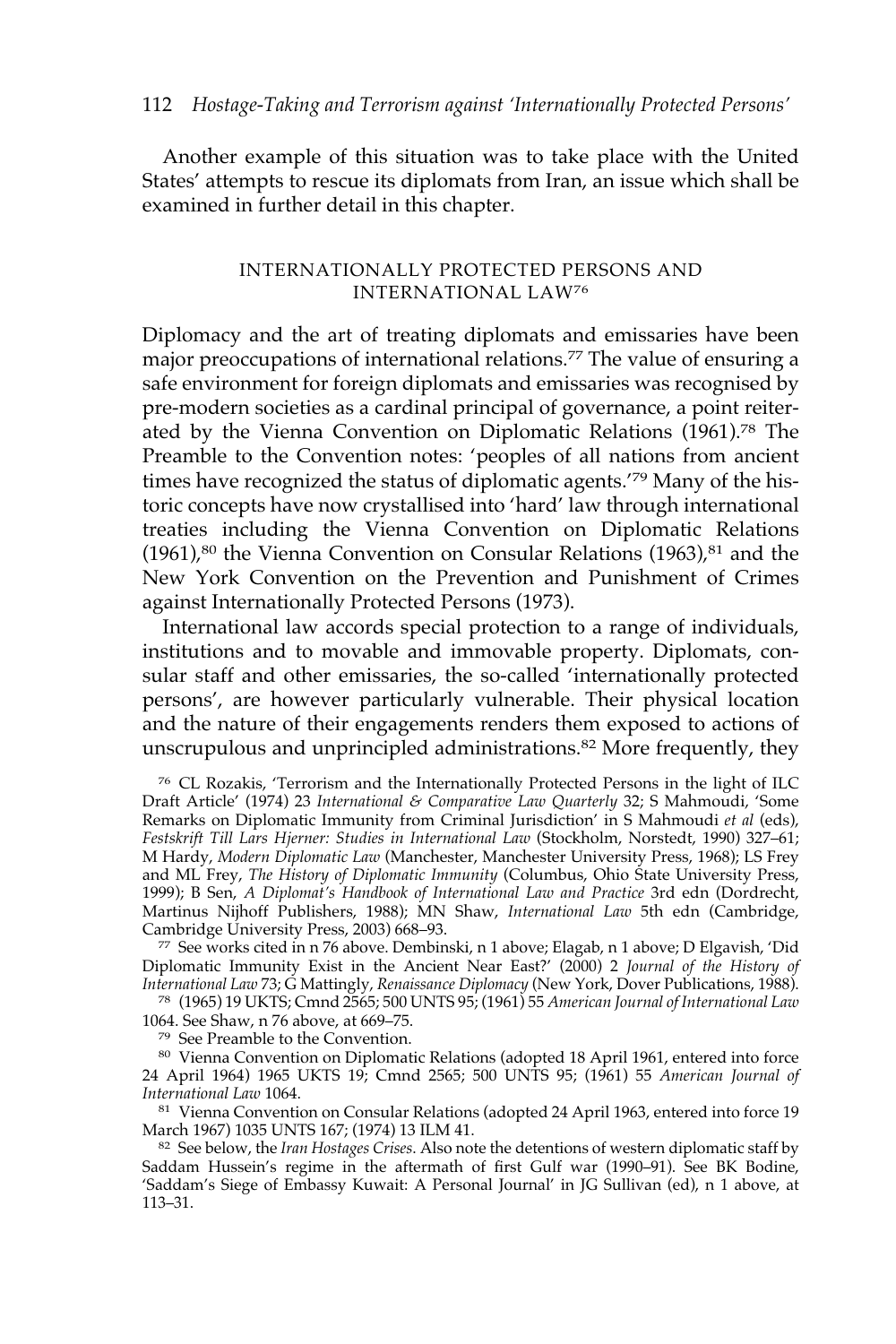Another example of this situation was to take place with the United States' attempts to rescue its diplomats from Iran, an issue which shall be examined in further detail in this chapter.

## INTERNATIONALLY PROTECTED PERSONS AND INTERNATIONAL LAW[76]

Diplomacy and the art of treating diplomats and emissaries have been major preoccupations of international relations.[77] The value of ensuring a safe environment for foreign diplomats and emissaries was recognised by pre-modern societies as a cardinal principal of governance, a point reiterated by the Vienna Convention on Diplomatic Relations (1961).[78] The Preamble to the Convention notes: 'peoples of all nations from ancient times have recognized the status of diplomatic agents.'[79] Many of the historic concepts have now crystallised into 'hard' law through international treaties including the Vienna Convention on Diplomatic Relations (1961),[80] the Vienna Convention on Consular Relations (1963),[81] and the New York Convention on the Prevention and Punishment of Crimes against Internationally Protected Persons (1973).

International law accords special protection to a range of individuals, institutions and to movable and immovable property. Diplomats, consular staff and other emissaries, the so-called 'internationally protected persons', are however particularly vulnerable. Their physical location and the nature of their engagements renders them exposed to actions of unscrupulous and unprincipled administrations.[82] More frequently, they

[76] CL Rozakis, 'Terrorism and the Internationally Protected Persons in the light of ILC Draft Article' (1974) 23 *International & Comparative Law Quarterly* 32; S Mahmoudi, 'Some Remarks on Diplomatic Immunity from Criminal Jurisdiction' in S Mahmoudi *et al* (eds), *Festskrift Till Lars Hjerner: Studies in International Law* (Stockholm, Norstedt, 1990) 327–61; M Hardy, *Modern Diplomatic Law* (Manchester, Manchester University Press, 1968); LS Frey and ML Frey, *The History of Diplomatic Immunity* (Columbus, Ohio State University Press, 1999); B Sen, *A Diplomat's Handbook of International Law and Practice* 3rd edn (Dordrecht, Martinus Nijhoff Publishers, 1988); MN Shaw, *International Law* 5th edn (Cambridge, Cambridge University Press, 2003) 668–93.

[77] See works cited in n 76 above. Dembinski, n 1 above; Elagab, n 1 above; D Elgavish, 'Did Diplomatic Immunity Exist in the Ancient Near East?' (2000) 2 *Journal of the History of International Law* 73; G Mattingly, *Renaissance Diplomacy* (New York, Dover Publications, 1988).

[78] (1965) 19 UKTS; Cmnd 2565; 500 UNTS 95; (1961) 55 *American Journal of International Law* 1064. See Shaw, n 76 above, at 669–75.

[79] See Preamble to the Convention.

[80] Vienna Convention on Diplomatic Relations (adopted 18 April 1961, entered into force 24 April 1964) 1965 UKTS 19; Cmnd 2565; 500 UNTS 95; (1961) 55 *American Journal of International Law* 1064.

[81] Vienna Convention on Consular Relations (adopted 24 April 1963, entered into force 19 March 1967) 1035 UNTS 167; (1974) 13 ILM 41.

[82] See below, the *Iran Hostages Crises*. Also note the detentions of western diplomatic staff by Saddam Hussein's regime in the aftermath of first Gulf war (1990–91). See BK Bodine, 'Saddam's Siege of Embassy Kuwait: A Personal Journal' in JG Sullivan (ed), n 1 above, at 113–31.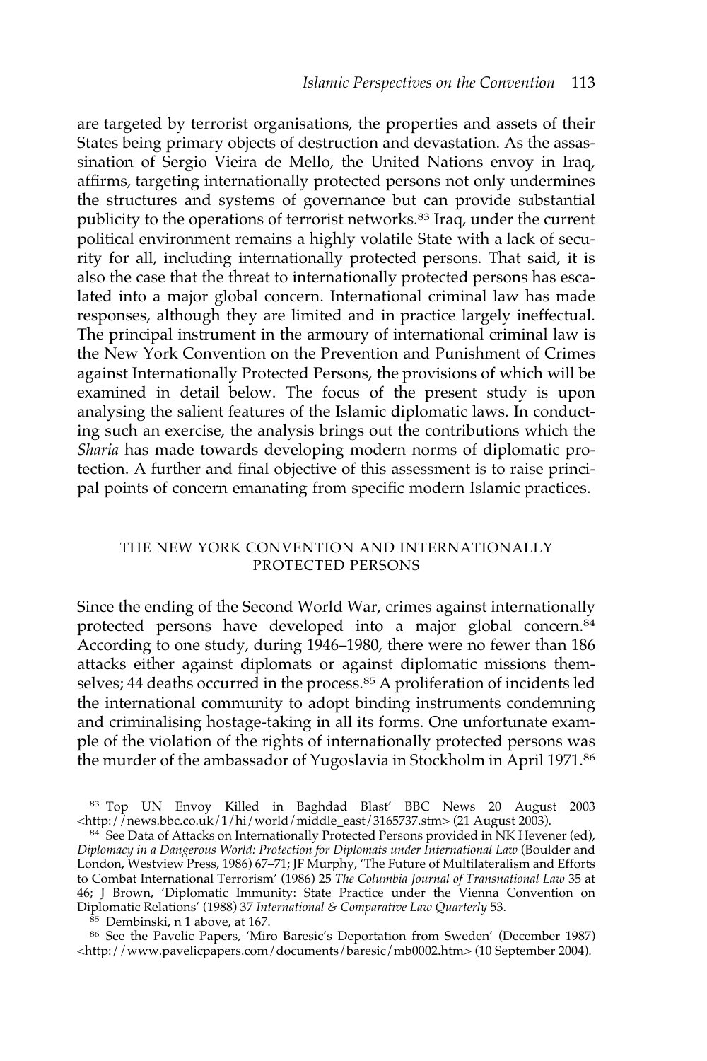are targeted by terrorist organisations, the properties and assets of their States being primary objects of destruction and devastation. As the assassination of Sergio Vieira de Mello, the United Nations envoy in Iraq, affirms, targeting internationally protected persons not only undermines the structures and systems of governance but can provide substantial publicity to the operations of terrorist networks.[83] Iraq, under the current political environment remains a highly volatile State with a lack of security for all, including internationally protected persons. That said, it is also the case that the threat to internationally protected persons has escalated into a major global concern. International criminal law has made responses, although they are limited and in practice largely ineffectual. The principal instrument in the armoury of international criminal law is the New York Convention on the Prevention and Punishment of Crimes against Internationally Protected Persons, the provisions of which will be examined in detail below. The focus of the present study is upon analysing the salient features of the Islamic diplomatic laws. In conducting such an exercise, the analysis brings out the contributions which the *Sharia* has made towards developing modern norms of diplomatic protection. A further and final objective of this assessment is to raise principal points of concern emanating from specific modern Islamic practices.

## THE NEW YORK CONVENTION AND INTERNATIONALLY PROTECTED PERSONS

Since the ending of the Second World War, crimes against internationally protected persons have developed into a major global concern.[84] According to one study, during 1946–1980, there were no fewer than 186 attacks either against diplomats or against diplomatic missions themselves; 44 deaths occurred in the process.[85] A proliferation of incidents led the international community to adopt binding instruments condemning and criminalising hostage-taking in all its forms. One unfortunate example of the violation of the rights of internationally protected persons was the murder of the ambassador of Yugoslavia in Stockholm in April 1971.[86]

[83] Top UN Envoy Killed in Baghdad Blast' BBC News 20 August 2003 <http://news.bbc.co.uk/1/hi/world/middle_east/3165737.stm> (21 August 2003).

[84] See Data of Attacks on Internationally Protected Persons provided in NK Hevener (ed), *Diplomacy in a Dangerous World: Protection for Diplomats under International Law* (Boulder and London, Westview Press, 1986) 67–71; JF Murphy, 'The Future of Multilateralism and Efforts to Combat International Terrorism' (1986) 25 *The Columbia Journal of Transnational Law* 35 at 46; J Brown, 'Diplomatic Immunity: State Practice under the Vienna Convention on Diplomatic Relations' (1988) 37 *International & Comparative Law Quarterly* 53.

[85] Dembinski, n 1 above, at 167.

[86] See the Pavelic Papers, 'Miro Baresic's Deportation from Sweden' (December 1987) <http://www.pavelicpapers.com/documents/baresic/mb0002.htm> (10 September 2004).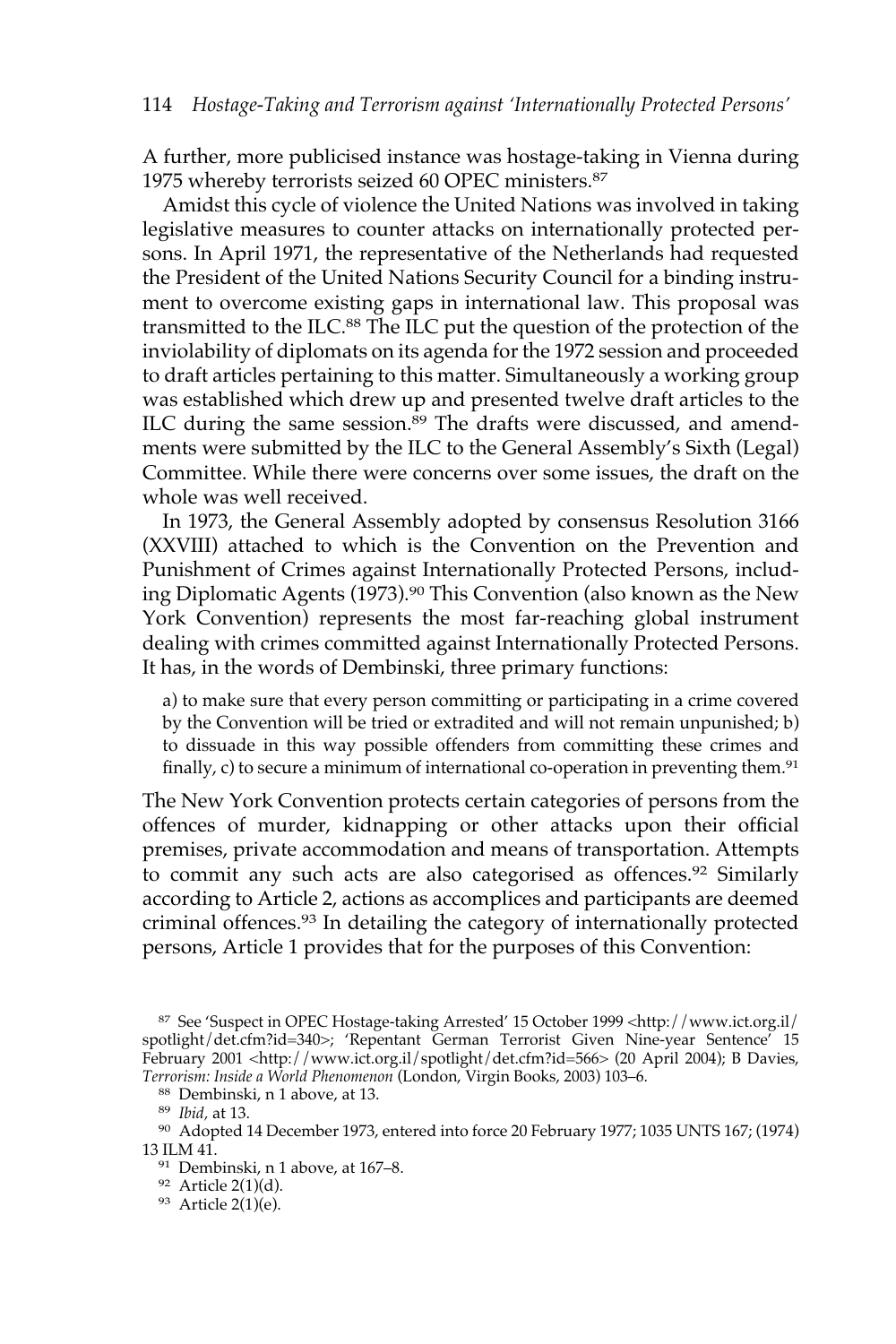A further, more publicised instance was hostage-taking in Vienna during 1975 whereby terrorists seized 60 OPEC ministers.[87]

Amidst this cycle of violence the United Nations was involved in taking legislative measures to counter attacks on internationally protected persons. In April 1971, the representative of the Netherlands had requested the President of the United Nations Security Council for a binding instrument to overcome existing gaps in international law. This proposal was transmitted to the ILC.[88] The ILC put the question of the protection of the inviolability of diplomats on its agenda for the 1972 session and proceeded to draft articles pertaining to this matter. Simultaneously a working group was established which drew up and presented twelve draft articles to the ILC during the same session.[89] The drafts were discussed, and amendments were submitted by the ILC to the General Assembly's Sixth (Legal) Committee. While there were concerns over some issues, the draft on the whole was well received.

In 1973, the General Assembly adopted by consensus Resolution 3166 (XXVIII) attached to which is the Convention on the Prevention and Punishment of Crimes against Internationally Protected Persons, including Diplomatic Agents (1973).[90] This Convention (also known as the New York Convention) represents the most far-reaching global instrument dealing with crimes committed against Internationally Protected Persons. It has, in the words of Dembinski, three primary functions:

> a) to make sure that every person committing or participating in a crime covered by the Convention will be tried or extradited and will not remain unpunished; b) to dissuade in this way possible offenders from committing these crimes and finally, c) to secure a minimum of international co-operation in preventing them.[91]

The New York Convention protects certain categories of persons from the offences of murder, kidnapping or other attacks upon their official premises, private accommodation and means of transportation. Attempts to commit any such acts are also categorised as offences.[92] Similarly according to Article 2, actions as accomplices and participants are deemed criminal offences.[93] In detailing the category of internationally protected persons, Article 1 provides that for the purposes of this Convention:

---

[87] See 'Suspect in OPEC Hostage-taking Arrested' 15 October 1999 <http://www.ict.org.il/spotlight/det.cfm?id=340>; 'Repentant German Terrorist Given Nine-year Sentence' 15 February 2001 <http://www.ict.org.il/spotlight/det.cfm?id=566> (20 April 2004); B Davies, *Terrorism: Inside a World Phenomenon* (London, Virgin Books, 2003) 103–6.

[88] Dembinski, n 1 above, at 13.

[89] *Ibid*, at 13.

[90] Adopted 14 December 1973, entered into force 20 February 1977; 1035 UNTS 167; (1974) 13 ILM 41.

[91] Dembinski, n 1 above, at 167–8.

[92] Article 2(1)(d).

[93] Article 2(1)(e).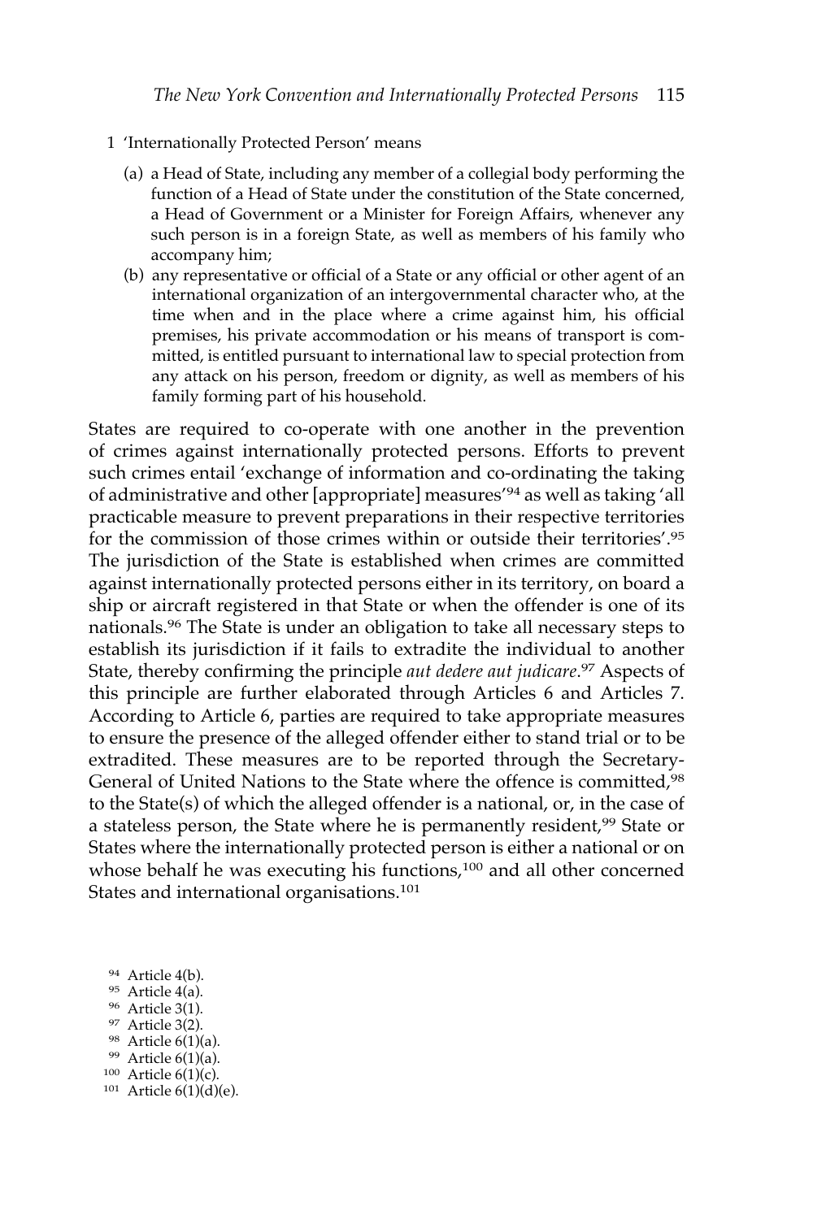1 'Internationally Protected Person' means

(a) a Head of State, including any member of a collegial body performing the function of a Head of State under the constitution of the State concerned, a Head of Government or a Minister for Foreign Affairs, whenever any such person is in a foreign State, as well as members of his family who accompany him;

(b) any representative or official of a State or any official or other agent of an international organization of an intergovernmental character who, at the time when and in the place where a crime against him, his official premises, his private accommodation or his means of transport is committed, is entitled pursuant to international law to special protection from any attack on his person, freedom or dignity, as well as members of his family forming part of his household.

States are required to co-operate with one another in the prevention of crimes against internationally protected persons. Efforts to prevent such crimes entail 'exchange of information and co-ordinating the taking of administrative and other [appropriate] measures'[94] as well as taking 'all practicable measure to prevent preparations in their respective territories for the commission of those crimes within or outside their territories'.[95] The jurisdiction of the State is established when crimes are committed against internationally protected persons either in its territory, on board a ship or aircraft registered in that State or when the offender is one of its nationals.[96] The State is under an obligation to take all necessary steps to establish its jurisdiction if it fails to extradite the individual to another State, thereby confirming the principle *aut dedere aut judicare*.[97] Aspects of this principle are further elaborated through Articles 6 and Articles 7. According to Article 6, parties are required to take appropriate measures to ensure the presence of the alleged offender either to stand trial or to be extradited. These measures are to be reported through the Secretary-General of United Nations to the State where the offence is committed,[98] to the State(s) of which the alleged offender is a national, or, in the case of a stateless person, the State where he is permanently resident,[99] State or States where the internationally protected person is either a national or on whose behalf he was executing his functions,[100] and all other concerned States and international organisations.[101]

[94] Article 4(b).
[95] Article 4(a).
[96] Article 3(1).
[97] Article 3(2).
[98] Article 6(1)(a).
[99] Article 6(1)(a).
[100] Article 6(1)(c).
[101] Article 6(1)(d)(e).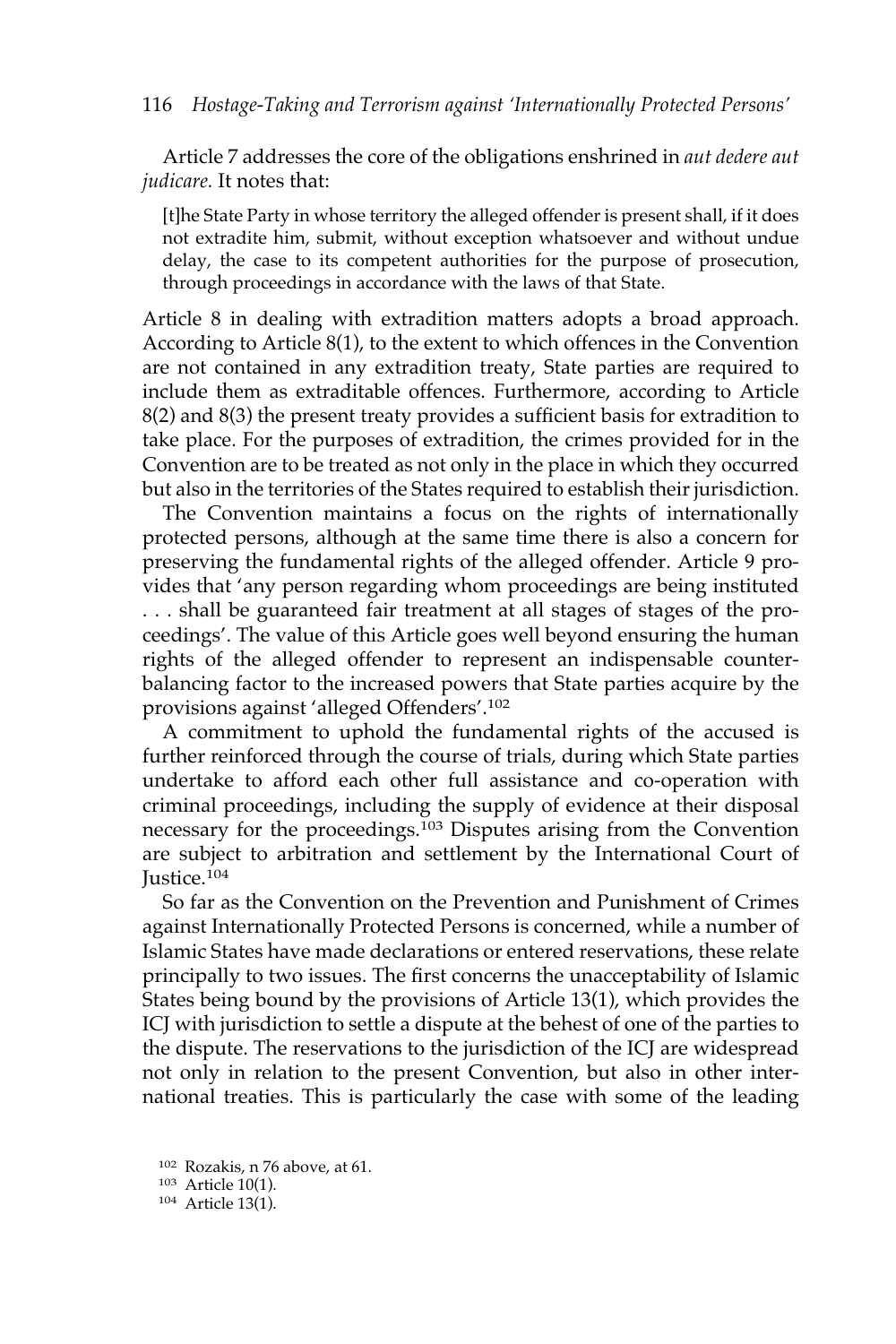Article 7 addresses the core of the obligations enshrined in *aut dedere aut judicare.* It notes that:

> [t]he State Party in whose territory the alleged offender is present shall, if it does not extradite him, submit, without exception whatsoever and without undue delay, the case to its competent authorities for the purpose of prosecution, through proceedings in accordance with the laws of that State.

Article 8 in dealing with extradition matters adopts a broad approach. According to Article 8(1), to the extent to which offences in the Convention are not contained in any extradition treaty, State parties are required to include them as extraditable offences. Furthermore, according to Article 8(2) and 8(3) the present treaty provides a sufficient basis for extradition to take place. For the purposes of extradition, the crimes provided for in the Convention are to be treated as not only in the place in which they occurred but also in the territories of the States required to establish their jurisdiction.

The Convention maintains a focus on the rights of internationally protected persons, although at the same time there is also a concern for preserving the fundamental rights of the alleged offender. Article 9 provides that 'any person regarding whom proceedings are being instituted . . . shall be guaranteed fair treatment at all stages of stages of the proceedings'. The value of this Article goes well beyond ensuring the human rights of the alleged offender to represent an indispensable counterbalancing factor to the increased powers that State parties acquire by the provisions against 'alleged Offenders'.[102]

A commitment to uphold the fundamental rights of the accused is further reinforced through the course of trials, during which State parties undertake to afford each other full assistance and co-operation with criminal proceedings, including the supply of evidence at their disposal necessary for the proceedings.[103] Disputes arising from the Convention are subject to arbitration and settlement by the International Court of Justice.[104]

So far as the Convention on the Prevention and Punishment of Crimes against Internationally Protected Persons is concerned, while a number of Islamic States have made declarations or entered reservations, these relate principally to two issues. The first concerns the unacceptability of Islamic States being bound by the provisions of Article 13(1), which provides the ICJ with jurisdiction to settle a dispute at the behest of one of the parties to the dispute. The reservations to the jurisdiction of the ICJ are widespread not only in relation to the present Convention, but also in other international treaties. This is particularly the case with some of the leading

[102] Rozakis, n 76 above, at 61.

[103] Article 10(1).

[104] Article 13(1).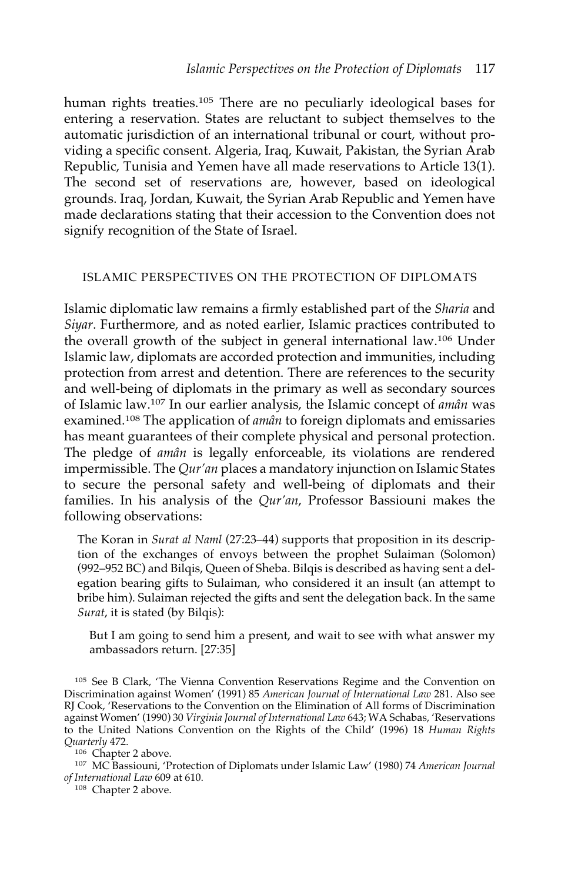human rights treaties.[105] There are no peculiarly ideological bases for entering a reservation. States are reluctant to subject themselves to the automatic jurisdiction of an international tribunal or court, without providing a specific consent. Algeria, Iraq, Kuwait, Pakistan, the Syrian Arab Republic, Tunisia and Yemen have all made reservations to Article 13(1). The second set of reservations are, however, based on ideological grounds. Iraq, Jordan, Kuwait, the Syrian Arab Republic and Yemen have made declarations stating that their accession to the Convention does not signify recognition of the State of Israel.

## ISLAMIC PERSPECTIVES ON THE PROTECTION OF DIPLOMATS

Islamic diplomatic law remains a firmly established part of the *Sharia* and *Siyar*. Furthermore, and as noted earlier, Islamic practices contributed to the overall growth of the subject in general international law.[106] Under Islamic law, diplomats are accorded protection and immunities, including protection from arrest and detention. There are references to the security and well-being of diplomats in the primary as well as secondary sources of Islamic law.[107] In our earlier analysis, the Islamic concept of *amân* was examined.[108] The application of *amân* to foreign diplomats and emissaries has meant guarantees of their complete physical and personal protection. The pledge of *amân* is legally enforceable, its violations are rendered impermissible. The *Qur'an* places a mandatory injunction on Islamic States to secure the personal safety and well-being of diplomats and their families. In his analysis of the *Qur'an*, Professor Bassiouni makes the following observations:

> The Koran in *Surat al Naml* (27:23–44) supports that proposition in its description of the exchanges of envoys between the prophet Sulaiman (Solomon) (992–952 BC) and Bilqis, Queen of Sheba. Bilqis is described as having sent a delegation bearing gifts to Sulaiman, who considered it an insult (an attempt to bribe him). Sulaiman rejected the gifts and sent the delegation back. In the same *Surat*, it is stated (by Bilqis):
>
> > But I am going to send him a present, and wait to see with what answer my ambassadors return. [27:35]

---

[105] See B Clark, 'The Vienna Convention Reservations Regime and the Convention on Discrimination against Women' (1991) 85 *American Journal of International Law* 281. Also see RJ Cook, 'Reservations to the Convention on the Elimination of All forms of Discrimination against Women' (1990) 30 *Virginia Journal of International Law* 643; WA Schabas, 'Reservations to the United Nations Convention on the Rights of the Child' (1996) 18 *Human Rights Quarterly* 472.

[106] Chapter 2 above.

[107] MC Bassiouni, 'Protection of Diplomats under Islamic Law' (1980) 74 *American Journal of International Law* 609 at 610.

[108] Chapter 2 above.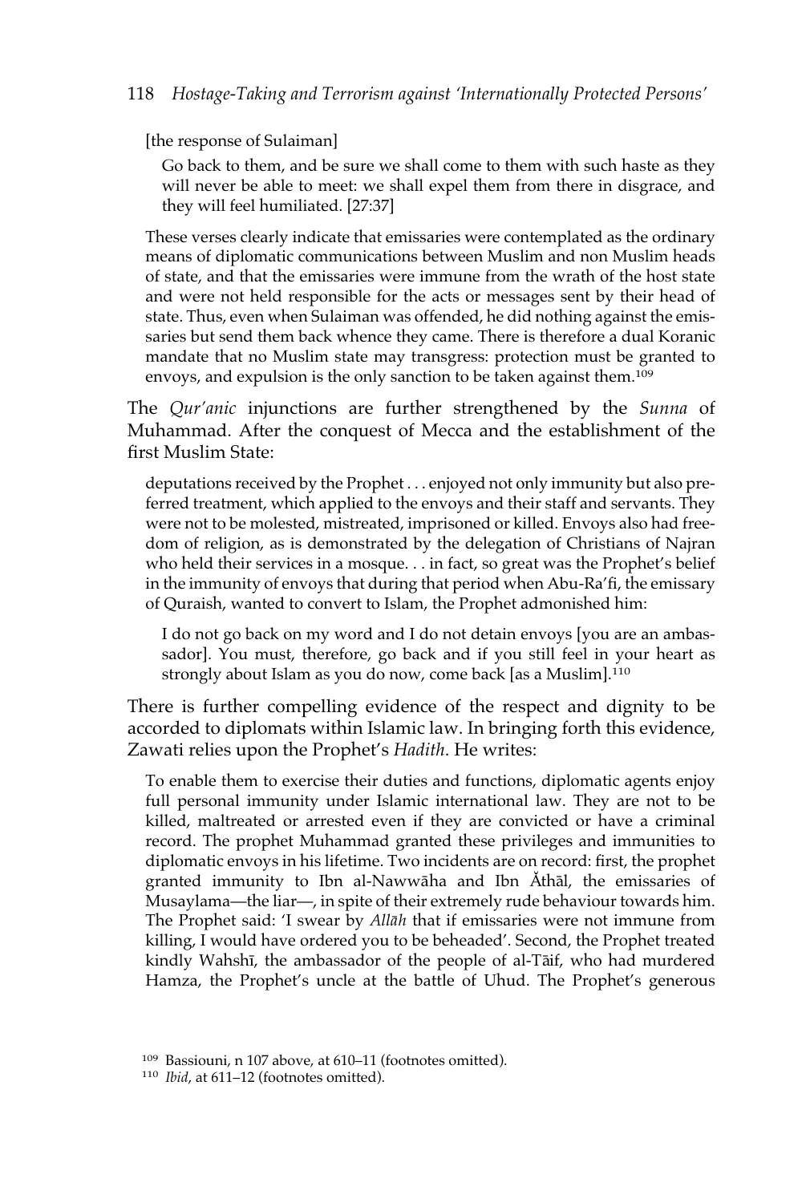[the response of Sulaiman]

> Go back to them, and be sure we shall come to them with such haste as they will never be able to meet: we shall expel them from there in disgrace, and they will feel humiliated. [27:37]

These verses clearly indicate that emissaries were contemplated as the ordinary means of diplomatic communications between Muslim and non Muslim heads of state, and that the emissaries were immune from the wrath of the host state and were not held responsible for the acts or messages sent by their head of state. Thus, even when Sulaiman was offended, he did nothing against the emissaries but send them back whence they came. There is therefore a dual Koranic mandate that no Muslim state may transgress: protection must be granted to envoys, and expulsion is the only sanction to be taken against them.[109]

The *Qur'anic* injunctions are further strengthened by the *Sunna* of Muhammad. After the conquest of Mecca and the establishment of the first Muslim State:

deputations received by the Prophet . . . enjoyed not only immunity but also preferred treatment, which applied to the envoys and their staff and servants. They were not to be molested, mistreated, imprisoned or killed. Envoys also had freedom of religion, as is demonstrated by the delegation of Christians of Najran who held their services in a mosque. . . in fact, so great was the Prophet's belief in the immunity of envoys that during that period when Abu-Ra'fi, the emissary of Quraish, wanted to convert to Islam, the Prophet admonished him:

> I do not go back on my word and I do not detain envoys [you are an ambassador]. You must, therefore, go back and if you still feel in your heart as strongly about Islam as you do now, come back [as a Muslim].[110]

There is further compelling evidence of the respect and dignity to be accorded to diplomats within Islamic law. In bringing forth this evidence, Zawati relies upon the Prophet's *Hadith*. He writes:

To enable them to exercise their duties and functions, diplomatic agents enjoy full personal immunity under Islamic international law. They are not to be killed, maltreated or arrested even if they are convicted or have a criminal record. The prophet Muhammad granted these privileges and immunities to diplomatic envoys in his lifetime. Two incidents are on record: first, the prophet granted immunity to Ibn al-Nawwāha and Ibn Ăthāl, the emissaries of Musaylama—the liar—, in spite of their extremely rude behaviour towards him. The Prophet said: 'I swear by *Allāh* that if emissaries were not immune from killing, I would have ordered you to be beheaded'. Second, the Prophet treated kindly Wahshī, the ambassador of the people of al-Tāif, who had murdered Hamza, the Prophet's uncle at the battle of Uhud. The Prophet's generous

---

[109] Bassiouni, n 107 above, at 610–11 (footnotes omitted).

[110] *Ibid*, at 611–12 (footnotes omitted).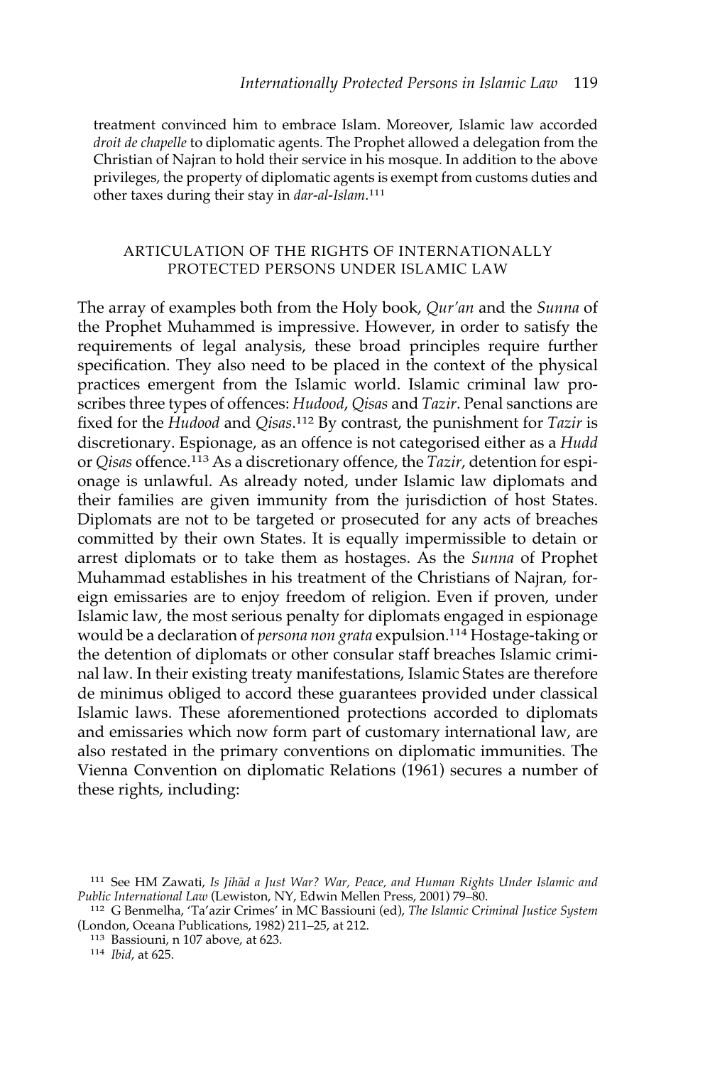treatment convinced him to embrace Islam. Moreover, Islamic law accorded *droit de chapelle* to diplomatic agents. The Prophet allowed a delegation from the Christian of Najran to hold their service in his mosque. In addition to the above privileges, the property of diplomatic agents is exempt from customs duties and other taxes during their stay in *dar-al-Islam*.[111]

## ARTICULATION OF THE RIGHTS OF INTERNATIONALLY PROTECTED PERSONS UNDER ISLAMIC LAW

The array of examples both from the Holy book, *Qur'an* and the *Sunna* of the Prophet Muhammed is impressive. However, in order to satisfy the requirements of legal analysis, these broad principles require further specification. They also need to be placed in the context of the physical practices emergent from the Islamic world. Islamic criminal law proscribes three types of offences: *Hudood*, *Qisas* and *Tazir*. Penal sanctions are fixed for the *Hudood* and *Qisas*.[112] By contrast, the punishment for *Tazir* is discretionary. Espionage, as an offence is not categorised either as a *Hudd* or *Qisas* offence.[113] As a discretionary offence, the *Tazir*, detention for espionage is unlawful. As already noted, under Islamic law diplomats and their families are given immunity from the jurisdiction of host States. Diplomats are not to be targeted or prosecuted for any acts of breaches committed by their own States. It is equally impermissible to detain or arrest diplomats or to take them as hostages. As the *Sunna* of Prophet Muhammad establishes in his treatment of the Christians of Najran, foreign emissaries are to enjoy freedom of religion. Even if proven, under Islamic law, the most serious penalty for diplomats engaged in espionage would be a declaration of *persona non grata* expulsion.[114] Hostage-taking or the detention of diplomats or other consular staff breaches Islamic criminal law. In their existing treaty manifestations, Islamic States are therefore de minimus obliged to accord these guarantees provided under classical Islamic laws. These aforementioned protections accorded to diplomats and emissaries which now form part of customary international law, are also restated in the primary conventions on diplomatic immunities. The Vienna Convention on diplomatic Relations (1961) secures a number of these rights, including:

---

[111] See HM Zawati, *Is Jihād a Just War? War, Peace, and Human Rights Under Islamic and Public International Law* (Lewiston, NY, Edwin Mellen Press, 2001) 79–80.

[112] G Benmelha, 'Ta'azir Crimes' in MC Bassiouni (ed), *The Islamic Criminal Justice System* (London, Oceana Publications, 1982) 211–25, at 212.

[113] Bassiouni, n 107 above, at 623.

[114] *Ibid*, at 625.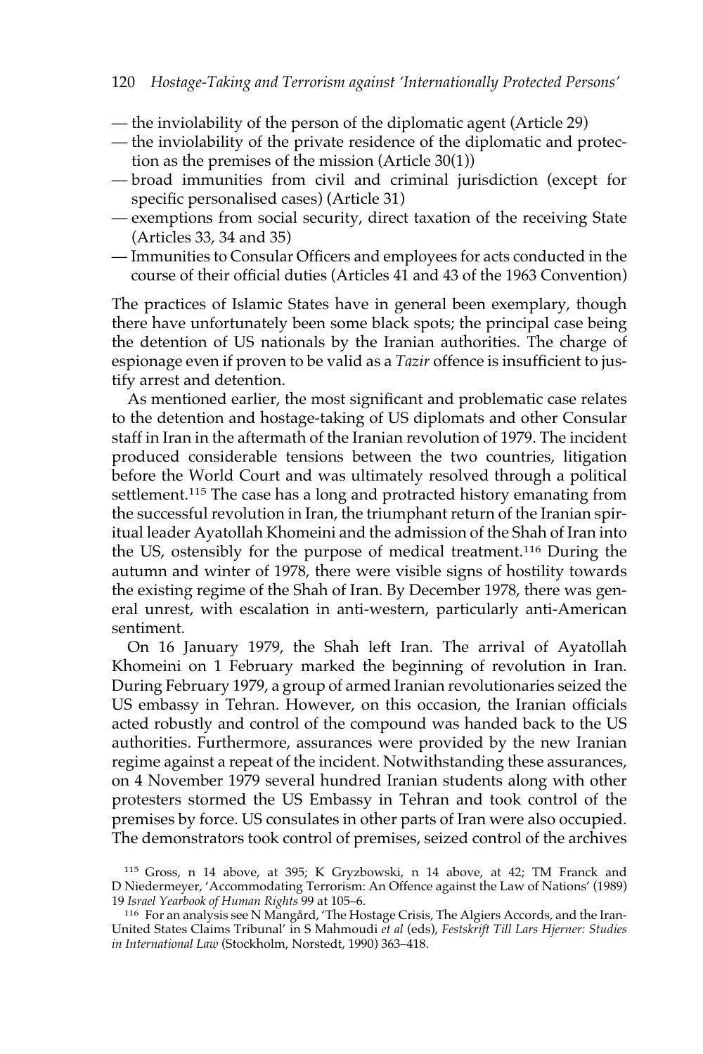— the inviolability of the person of the diplomatic agent (Article 29)
— the inviolability of the private residence of the diplomatic and protection as the premises of the mission (Article 30(1))
— broad immunities from civil and criminal jurisdiction (except for specific personalised cases) (Article 31)
— exemptions from social security, direct taxation of the receiving State (Articles 33, 34 and 35)
— Immunities to Consular Officers and employees for acts conducted in the course of their official duties (Articles 41 and 43 of the 1963 Convention)

The practices of Islamic States have in general been exemplary, though there have unfortunately been some black spots; the principal case being the detention of US nationals by the Iranian authorities. The charge of espionage even if proven to be valid as a *Tazir* offence is insufficient to justify arrest and detention.

As mentioned earlier, the most significant and problematic case relates to the detention and hostage-taking of US diplomats and other Consular staff in Iran in the aftermath of the Iranian revolution of 1979. The incident produced considerable tensions between the two countries, litigation before the World Court and was ultimately resolved through a political settlement.[115] The case has a long and protracted history emanating from the successful revolution in Iran, the triumphant return of the Iranian spiritual leader Ayatollah Khomeini and the admission of the Shah of Iran into the US, ostensibly for the purpose of medical treatment.[116] During the autumn and winter of 1978, there were visible signs of hostility towards the existing regime of the Shah of Iran. By December 1978, there was general unrest, with escalation in anti-western, particularly anti-American sentiment.

On 16 January 1979, the Shah left Iran. The arrival of Ayatollah Khomeini on 1 February marked the beginning of revolution in Iran. During February 1979, a group of armed Iranian revolutionaries seized the US embassy in Tehran. However, on this occasion, the Iranian officials acted robustly and control of the compound was handed back to the US authorities. Furthermore, assurances were provided by the new Iranian regime against a repeat of the incident. Notwithstanding these assurances, on 4 November 1979 several hundred Iranian students along with other protesters stormed the US Embassy in Tehran and took control of the premises by force. US consulates in other parts of Iran were also occupied. The demonstrators took control of premises, seized control of the archives

[115] Gross, n 14 above, at 395; K Gryzbowski, n 14 above, at 42; TM Franck and D Niedermeyer, 'Accommodating Terrorism: An Offence against the Law of Nations' (1989) 19 *Israel Yearbook of Human Rights* 99 at 105–6.

[116] For an analysis see N Mangård, 'The Hostage Crisis, The Algiers Accords, and the Iran-United States Claims Tribunal' in S Mahmoudi *et al* (eds), *Festskrift Till Lars Hjerner: Studies in International Law* (Stockholm, Norstedt, 1990) 363–418.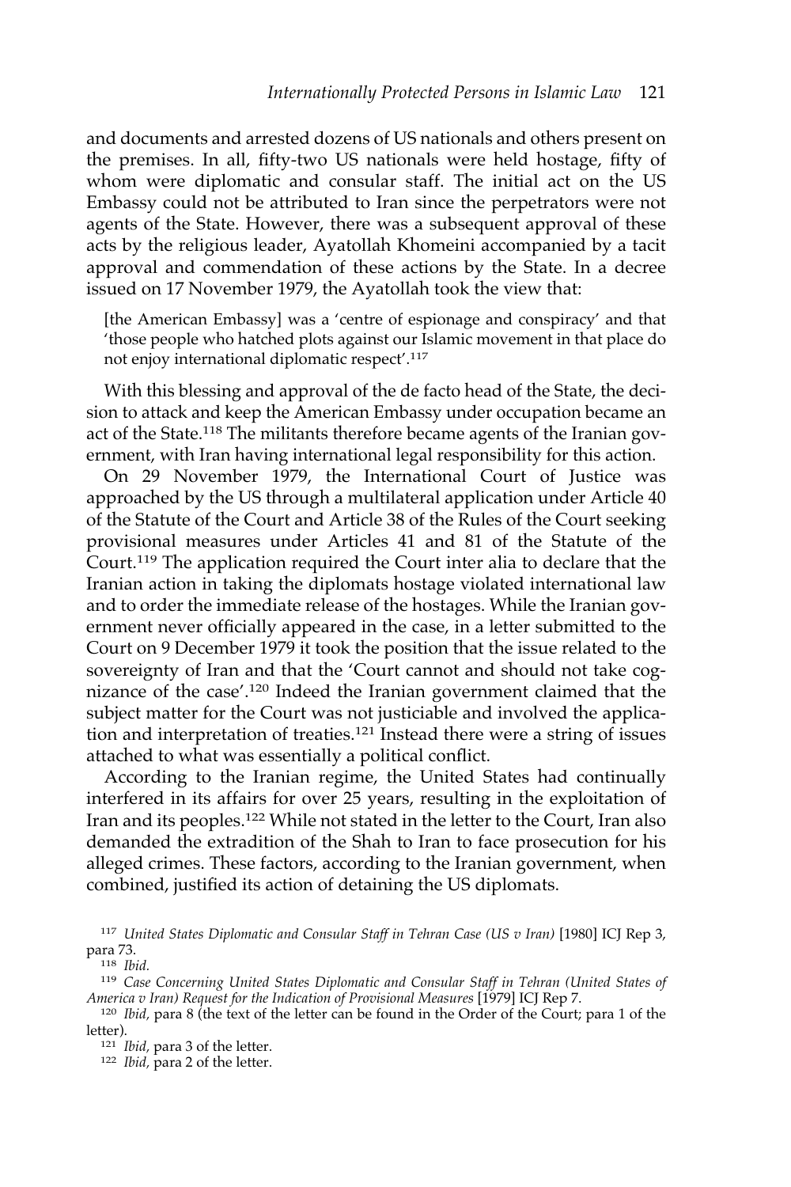and documents and arrested dozens of US nationals and others present on the premises. In all, fifty-two US nationals were held hostage, fifty of whom were diplomatic and consular staff. The initial act on the US Embassy could not be attributed to Iran since the perpetrators were not agents of the State. However, there was a subsequent approval of these acts by the religious leader, Ayatollah Khomeini accompanied by a tacit approval and commendation of these actions by the State. In a decree issued on 17 November 1979, the Ayatollah took the view that:

> [the American Embassy] was a 'centre of espionage and conspiracy' and that 'those people who hatched plots against our Islamic movement in that place do not enjoy international diplomatic respect'.[117]

With this blessing and approval of the de facto head of the State, the decision to attack and keep the American Embassy under occupation became an act of the State.[118] The militants therefore became agents of the Iranian government, with Iran having international legal responsibility for this action.

On 29 November 1979, the International Court of Justice was approached by the US through a multilateral application under Article 40 of the Statute of the Court and Article 38 of the Rules of the Court seeking provisional measures under Articles 41 and 81 of the Statute of the Court.[119] The application required the Court inter alia to declare that the Iranian action in taking the diplomats hostage violated international law and to order the immediate release of the hostages. While the Iranian government never officially appeared in the case, in a letter submitted to the Court on 9 December 1979 it took the position that the issue related to the sovereignty of Iran and that the 'Court cannot and should not take cognizance of the case'.[120] Indeed the Iranian government claimed that the subject matter for the Court was not justiciable and involved the application and interpretation of treaties.[121] Instead there were a string of issues attached to what was essentially a political conflict.

According to the Iranian regime, the United States had continually interfered in its affairs for over 25 years, resulting in the exploitation of Iran and its peoples.[122] While not stated in the letter to the Court, Iran also demanded the extradition of the Shah to Iran to face prosecution for his alleged crimes. These factors, according to the Iranian government, when combined, justified its action of detaining the US diplomats.

---

[117] *United States Diplomatic and Consular Staff in Tehran Case (US v Iran)* [1980] ICJ Rep 3, para 73.

[118] *Ibid.*

[119] *Case Concerning United States Diplomatic and Consular Staff in Tehran (United States of America v Iran) Request for the Indication of Provisional Measures* [1979] ICJ Rep 7.

[120] *Ibid*, para 8 (the text of the letter can be found in the Order of the Court; para 1 of the letter).

[121] *Ibid*, para 3 of the letter.

[122] *Ibid*, para 2 of the letter.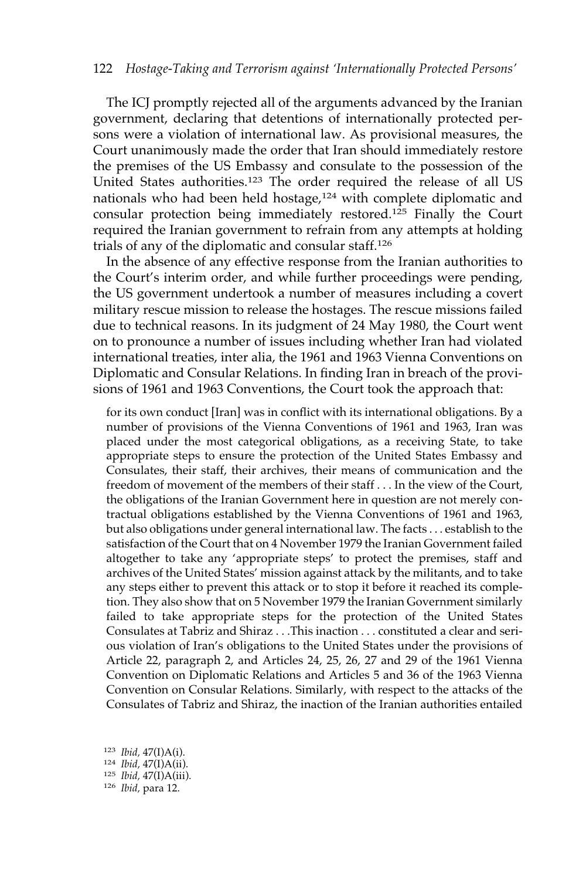The ICJ promptly rejected all of the arguments advanced by the Iranian government, declaring that detentions of internationally protected persons were a violation of international law. As provisional measures, the Court unanimously made the order that Iran should immediately restore the premises of the US Embassy and consulate to the possession of the United States authorities.[123] The order required the release of all US nationals who had been held hostage,[124] with complete diplomatic and consular protection being immediately restored.[125] Finally the Court required the Iranian government to refrain from any attempts at holding trials of any of the diplomatic and consular staff.[126]

In the absence of any effective response from the Iranian authorities to the Court's interim order, and while further proceedings were pending, the US government undertook a number of measures including a covert military rescue mission to release the hostages. The rescue missions failed due to technical reasons. In its judgment of 24 May 1980, the Court went on to pronounce a number of issues including whether Iran had violated international treaties, inter alia, the 1961 and 1963 Vienna Conventions on Diplomatic and Consular Relations. In finding Iran in breach of the provisions of 1961 and 1963 Conventions, the Court took the approach that:

> for its own conduct [Iran] was in conflict with its international obligations. By a number of provisions of the Vienna Conventions of 1961 and 1963, Iran was placed under the most categorical obligations, as a receiving State, to take appropriate steps to ensure the protection of the United States Embassy and Consulates, their staff, their archives, their means of communication and the freedom of movement of the members of their staff . . . In the view of the Court, the obligations of the Iranian Government here in question are not merely contractual obligations established by the Vienna Conventions of 1961 and 1963, but also obligations under general international law. The facts . . . establish to the satisfaction of the Court that on 4 November 1979 the Iranian Government failed altogether to take any 'appropriate steps' to protect the premises, staff and archives of the United States' mission against attack by the militants, and to take any steps either to prevent this attack or to stop it before it reached its completion. They also show that on 5 November 1979 the Iranian Government similarly failed to take appropriate steps for the protection of the United States Consulates at Tabriz and Shiraz . . .This inaction . . . constituted a clear and serious violation of Iran's obligations to the United States under the provisions of Article 22, paragraph 2, and Articles 24, 25, 26, 27 and 29 of the 1961 Vienna Convention on Diplomatic Relations and Articles 5 and 36 of the 1963 Vienna Convention on Consular Relations. Similarly, with respect to the attacks of the Consulates of Tabriz and Shiraz, the inaction of the Iranian authorities entailed

[123] *Ibid,* 47(I)A(i).
[124] *Ibid,* 47(I)A(ii).
[125] *Ibid,* 47(I)A(iii).
[126] *Ibid,* para 12.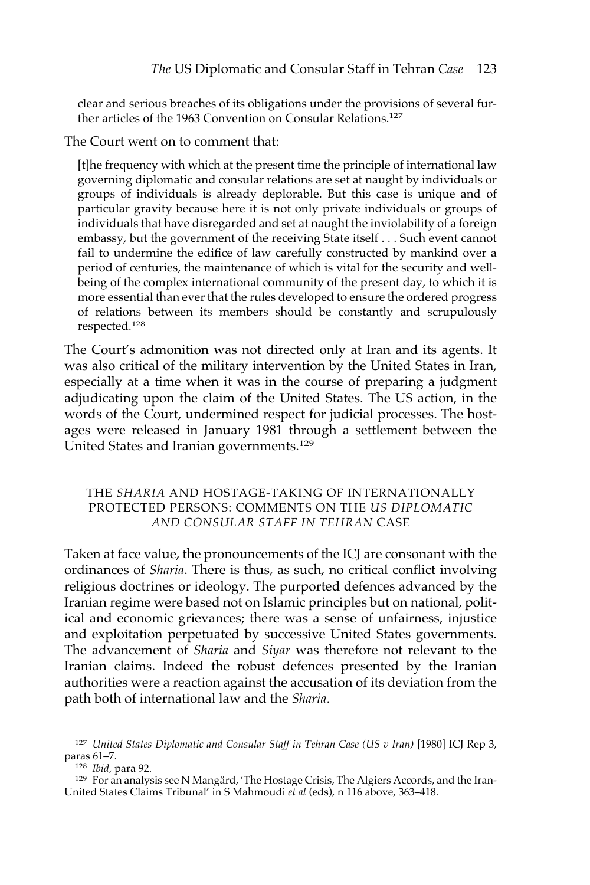clear and serious breaches of its obligations under the provisions of several further articles of the 1963 Convention on Consular Relations.[127]

The Court went on to comment that:

> [t]he frequency with which at the present time the principle of international law governing diplomatic and consular relations are set at naught by individuals or groups of individuals is already deplorable. But this case is unique and of particular gravity because here it is not only private individuals or groups of individuals that have disregarded and set at naught the inviolability of a foreign embassy, but the government of the receiving State itself . . . Such event cannot fail to undermine the edifice of law carefully constructed by mankind over a period of centuries, the maintenance of which is vital for the security and well-being of the complex international community of the present day, to which it is more essential than ever that the rules developed to ensure the ordered progress of relations between its members should be constantly and scrupulously respected.[128]

The Court's admonition was not directed only at Iran and its agents. It was also critical of the military intervention by the United States in Iran, especially at a time when it was in the course of preparing a judgment adjudicating upon the claim of the United States. The US action, in the words of the Court, undermined respect for judicial processes. The hostages were released in January 1981 through a settlement between the United States and Iranian governments.[129]

## THE *SHARIA* AND HOSTAGE-TAKING OF INTERNATIONALLY PROTECTED PERSONS: COMMENTS ON THE *US DIPLOMATIC AND CONSULAR STAFF IN TEHRAN* CASE

Taken at face value, the pronouncements of the ICJ are consonant with the ordinances of *Sharia*. There is thus, as such, no critical conflict involving religious doctrines or ideology. The purported defences advanced by the Iranian regime were based not on Islamic principles but on national, political and economic grievances; there was a sense of unfairness, injustice and exploitation perpetuated by successive United States governments. The advancement of *Sharia* and *Siyar* was therefore not relevant to the Iranian claims. Indeed the robust defences presented by the Iranian authorities were a reaction against the accusation of its deviation from the path both of international law and the *Sharia*.

---

[127] *United States Diplomatic and Consular Staff in Tehran Case (US v Iran)* [1980] ICJ Rep 3, paras 61–7.

[128] *Ibid*, para 92.

[129] For an analysis see N Mangård, 'The Hostage Crisis, The Algiers Accords, and the Iran-United States Claims Tribunal' in S Mahmoudi *et al* (eds), n 116 above, 363–418.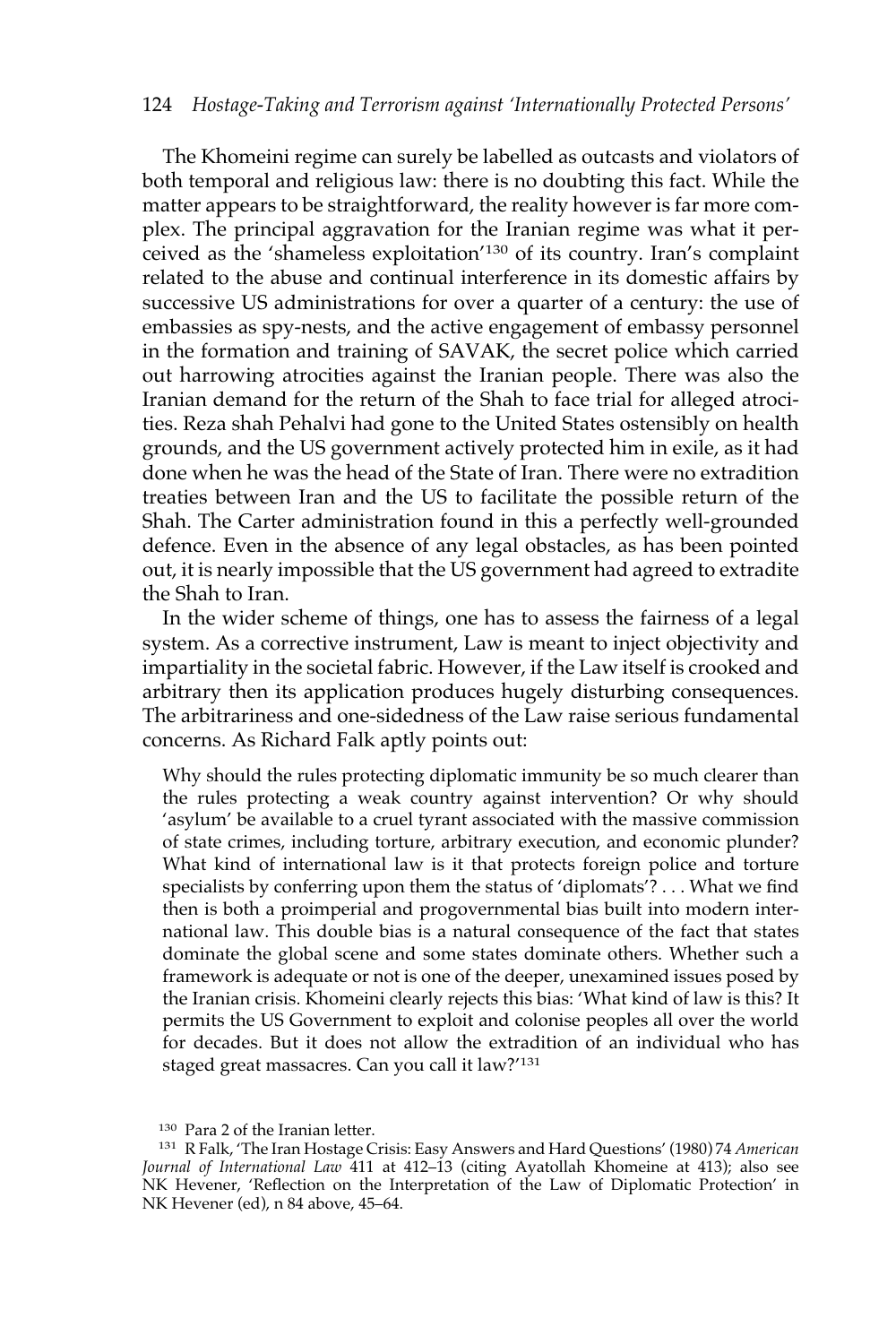The Khomeini regime can surely be labelled as outcasts and violators of both temporal and religious law: there is no doubting this fact. While the matter appears to be straightforward, the reality however is far more complex. The principal aggravation for the Iranian regime was what it perceived as the 'shameless exploitation'[130] of its country. Iran's complaint related to the abuse and continual interference in its domestic affairs by successive US administrations for over a quarter of a century: the use of embassies as spy-nests, and the active engagement of embassy personnel in the formation and training of SAVAK, the secret police which carried out harrowing atrocities against the Iranian people. There was also the Iranian demand for the return of the Shah to face trial for alleged atrocities. Reza shah Pehalvi had gone to the United States ostensibly on health grounds, and the US government actively protected him in exile, as it had done when he was the head of the State of Iran. There were no extradition treaties between Iran and the US to facilitate the possible return of the Shah. The Carter administration found in this a perfectly well-grounded defence. Even in the absence of any legal obstacles, as has been pointed out, it is nearly impossible that the US government had agreed to extradite the Shah to Iran.

In the wider scheme of things, one has to assess the fairness of a legal system. As a corrective instrument, Law is meant to inject objectivity and impartiality in the societal fabric. However, if the Law itself is crooked and arbitrary then its application produces hugely disturbing consequences. The arbitrariness and one-sidedness of the Law raise serious fundamental concerns. As Richard Falk aptly points out:

> Why should the rules protecting diplomatic immunity be so much clearer than the rules protecting a weak country against intervention? Or why should 'asylum' be available to a cruel tyrant associated with the massive commission of state crimes, including torture, arbitrary execution, and economic plunder? What kind of international law is it that protects foreign police and torture specialists by conferring upon them the status of 'diplomats'? . . . What we find then is both a proimperial and progovernmental bias built into modern international law. This double bias is a natural consequence of the fact that states dominate the global scene and some states dominate others. Whether such a framework is adequate or not is one of the deeper, unexamined issues posed by the Iranian crisis. Khomeini clearly rejects this bias: 'What kind of law is this? It permits the US Government to exploit and colonise peoples all over the world for decades. But it does not allow the extradition of an individual who has staged great massacres. Can you call it law?'[131]

[130] Para 2 of the Iranian letter.

[131] R Falk, 'The Iran Hostage Crisis: Easy Answers and Hard Questions' (1980) 74 *American Journal of International Law* 411 at 412–13 (citing Ayatollah Khomeine at 413); also see NK Hevener, 'Reflection on the Interpretation of the Law of Diplomatic Protection' in NK Hevener (ed), n 84 above, 45–64.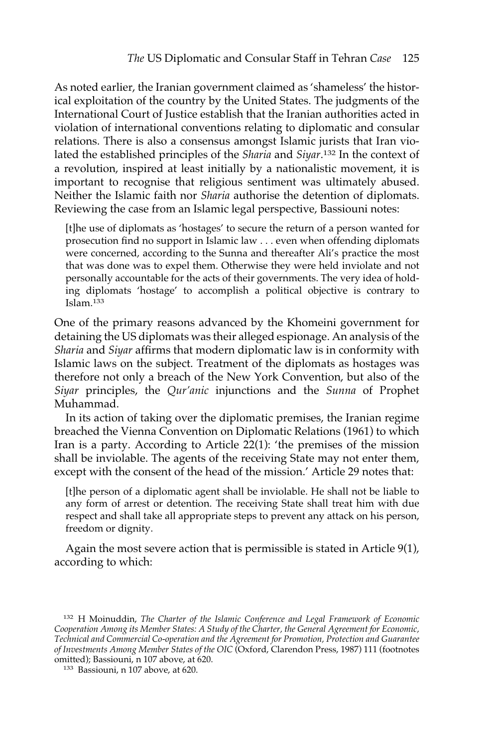As noted earlier, the Iranian government claimed as 'shameless' the historical exploitation of the country by the United States. The judgments of the International Court of Justice establish that the Iranian authorities acted in violation of international conventions relating to diplomatic and consular relations. There is also a consensus amongst Islamic jurists that Iran violated the established principles of the *Sharia* and *Siyar*.[132] In the context of a revolution, inspired at least initially by a nationalistic movement, it is important to recognise that religious sentiment was ultimately abused. Neither the Islamic faith nor *Sharia* authorise the detention of diplomats. Reviewing the case from an Islamic legal perspective, Bassiouni notes:

> [t]he use of diplomats as 'hostages' to secure the return of a person wanted for prosecution find no support in Islamic law . . . even when offending diplomats were concerned, according to the Sunna and thereafter Ali's practice the most that was done was to expel them. Otherwise they were held inviolate and not personally accountable for the acts of their governments. The very idea of holding diplomats 'hostage' to accomplish a political objective is contrary to Islam.[133]

One of the primary reasons advanced by the Khomeini government for detaining the US diplomats was their alleged espionage. An analysis of the *Sharia* and *Siyar* affirms that modern diplomatic law is in conformity with Islamic laws on the subject. Treatment of the diplomats as hostages was therefore not only a breach of the New York Convention, but also of the *Siyar* principles, the *Qur'anic* injunctions and the *Sunna* of Prophet Muhammad.

In its action of taking over the diplomatic premises, the Iranian regime breached the Vienna Convention on Diplomatic Relations (1961) to which Iran is a party. According to Article 22(1): 'the premises of the mission shall be inviolable. The agents of the receiving State may not enter them, except with the consent of the head of the mission.' Article 29 notes that:

> [t]he person of a diplomatic agent shall be inviolable. He shall not be liable to any form of arrest or detention. The receiving State shall treat him with due respect and shall take all appropriate steps to prevent any attack on his person, freedom or dignity.

Again the most severe action that is permissible is stated in Article 9(1), according to which:

---

[132] H Moinuddin, *The Charter of the Islamic Conference and Legal Framework of Economic Cooperation Among its Member States: A Study of the Charter, the General Agreement for Economic, Technical and Commercial Co-operation and the Agreement for Promotion, Protection and Guarantee of Investments Among Member States of the OIC* (Oxford, Clarendon Press, 1987) 111 (footnotes omitted); Bassiouni, n 107 above, at 620.

[133] Bassiouni, n 107 above, at 620.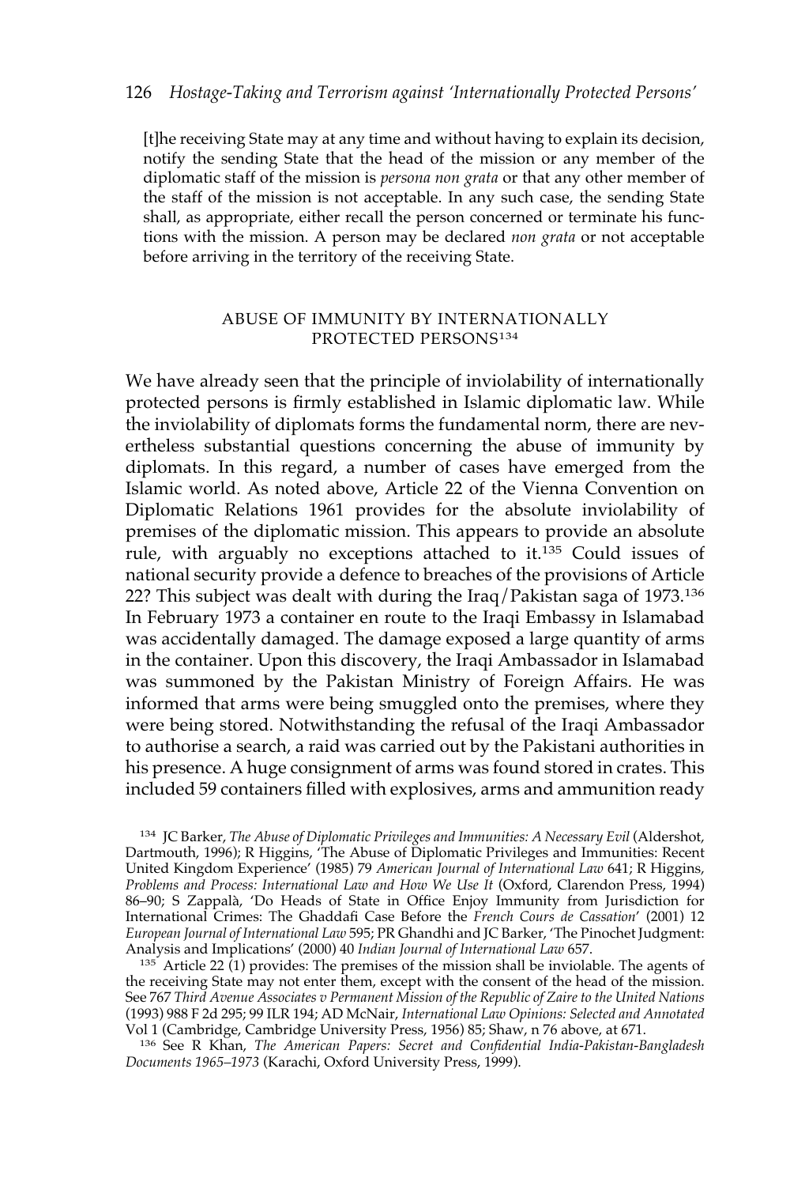> [t]he receiving State may at any time and without having to explain its decision, notify the sending State that the head of the mission or any member of the diplomatic staff of the mission is *persona non grata* or that any other member of the staff of the mission is not acceptable. In any such case, the sending State shall, as appropriate, either recall the person concerned or terminate his functions with the mission. A person may be declared *non grata* or not acceptable before arriving in the territory of the receiving State.

## ABUSE OF IMMUNITY BY INTERNATIONALLY PROTECTED PERSONS[134]

We have already seen that the principle of inviolability of internationally protected persons is firmly established in Islamic diplomatic law. While the inviolability of diplomats forms the fundamental norm, there are nevertheless substantial questions concerning the abuse of immunity by diplomats. In this regard, a number of cases have emerged from the Islamic world. As noted above, Article 22 of the Vienna Convention on Diplomatic Relations 1961 provides for the absolute inviolability of premises of the diplomatic mission. This appears to provide an absolute rule, with arguably no exceptions attached to it.[135] Could issues of national security provide a defence to breaches of the provisions of Article 22? This subject was dealt with during the Iraq/Pakistan saga of 1973.[136] In February 1973 a container en route to the Iraqi Embassy in Islamabad was accidentally damaged. The damage exposed a large quantity of arms in the container. Upon this discovery, the Iraqi Ambassador in Islamabad was summoned by the Pakistan Ministry of Foreign Affairs. He was informed that arms were being smuggled onto the premises, where they were being stored. Notwithstanding the refusal of the Iraqi Ambassador to authorise a search, a raid was carried out by the Pakistani authorities in his presence. A huge consignment of arms was found stored in crates. This included 59 containers filled with explosives, arms and ammunition ready

---

[134] JC Barker, *The Abuse of Diplomatic Privileges and Immunities: A Necessary Evil* (Aldershot, Dartmouth, 1996); R Higgins, 'The Abuse of Diplomatic Privileges and Immunities: Recent United Kingdom Experience' (1985) 79 *American Journal of International Law* 641; R Higgins, *Problems and Process: International Law and How We Use It* (Oxford, Clarendon Press, 1994) 86–90; S Zappalà, 'Do Heads of State in Office Enjoy Immunity from Jurisdiction for International Crimes: The Ghaddafi Case Before the *French Cours de Cassation*' (2001) 12 *European Journal of International Law* 595; PR Ghandhi and JC Barker, 'The Pinochet Judgment: Analysis and Implications' (2000) 40 *Indian Journal of International Law* 657.

[135] Article 22 (1) provides: The premises of the mission shall be inviolable. The agents of the receiving State may not enter them, except with the consent of the head of the mission. See 767 *Third Avenue Associates v Permanent Mission of the Republic of Zaire to the United Nations* (1993) 988 F 2d 295; 99 ILR 194; AD McNair, *International Law Opinions: Selected and Annotated* Vol 1 (Cambridge, Cambridge University Press, 1956) 85; Shaw, n 76 above, at 671.

[136] See R Khan, *The American Papers: Secret and Confidential India-Pakistan-Bangladesh Documents 1965–1973* (Karachi, Oxford University Press, 1999).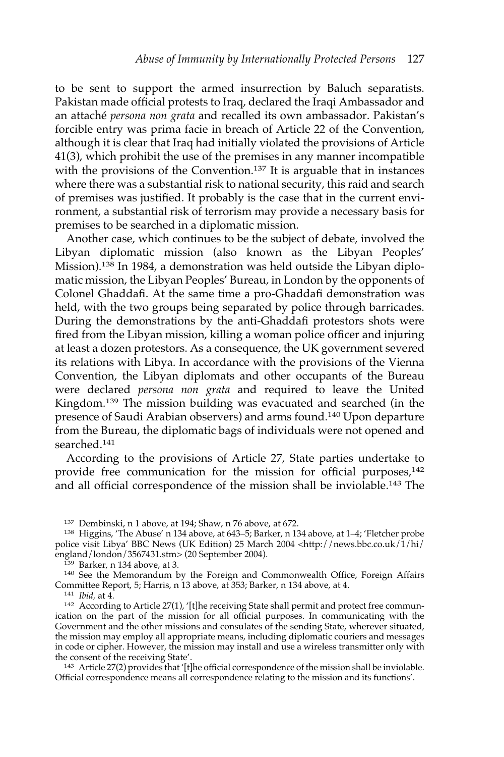to be sent to support the armed insurrection by Baluch separatists. Pakistan made official protests to Iraq, declared the Iraqi Ambassador and an attaché *persona non grata* and recalled its own ambassador. Pakistan's forcible entry was prima facie in breach of Article 22 of the Convention, although it is clear that Iraq had initially violated the provisions of Article 41(3), which prohibit the use of the premises in any manner incompatible with the provisions of the Convention.[137] It is arguable that in instances where there was a substantial risk to national security, this raid and search of premises was justified. It probably is the case that in the current environment, a substantial risk of terrorism may provide a necessary basis for premises to be searched in a diplomatic mission.

Another case, which continues to be the subject of debate, involved the Libyan diplomatic mission (also known as the Libyan Peoples' Mission).[138] In 1984, a demonstration was held outside the Libyan diplomatic mission, the Libyan Peoples' Bureau, in London by the opponents of Colonel Ghaddafi. At the same time a pro-Ghaddafi demonstration was held, with the two groups being separated by police through barricades. During the demonstrations by the anti-Ghaddafi protestors shots were fired from the Libyan mission, killing a woman police officer and injuring at least a dozen protestors. As a consequence, the UK government severed its relations with Libya. In accordance with the provisions of the Vienna Convention, the Libyan diplomats and other occupants of the Bureau were declared *persona non grata* and required to leave the United Kingdom.[139] The mission building was evacuated and searched (in the presence of Saudi Arabian observers) and arms found.[140] Upon departure from the Bureau, the diplomatic bags of individuals were not opened and searched.[141]

According to the provisions of Article 27, State parties undertake to provide free communication for the mission for official purposes,[142] and all official correspondence of the mission shall be inviolable.[143] The

---

[137] Dembinski, n 1 above, at 194; Shaw, n 76 above, at 672.

[138] Higgins, 'The Abuse' n 134 above, at 643–5; Barker, n 134 above, at 1–4; 'Fletcher probe police visit Libya' BBC News (UK Edition) 25 March 2004 <http://news.bbc.co.uk/1/hi/england/london/3567431.stm> (20 September 2004).

[139] Barker, n 134 above, at 3.

[140] See the Memorandum by the Foreign and Commonwealth Office, Foreign Affairs Committee Report, 5; Harris, n 13 above, at 353; Barker, n 134 above, at 4.

[141] *Ibid,* at 4.

[142] According to Article 27(1), '[t]he receiving State shall permit and protect free communication on the part of the mission for all official purposes. In communicating with the Government and the other missions and consulates of the sending State, wherever situated, the mission may employ all appropriate means, including diplomatic couriers and messages in code or cipher. However, the mission may install and use a wireless transmitter only with the consent of the receiving State'.

[143] Article 27(2) provides that '[t]he official correspondence of the mission shall be inviolable. Official correspondence means all correspondence relating to the mission and its functions'.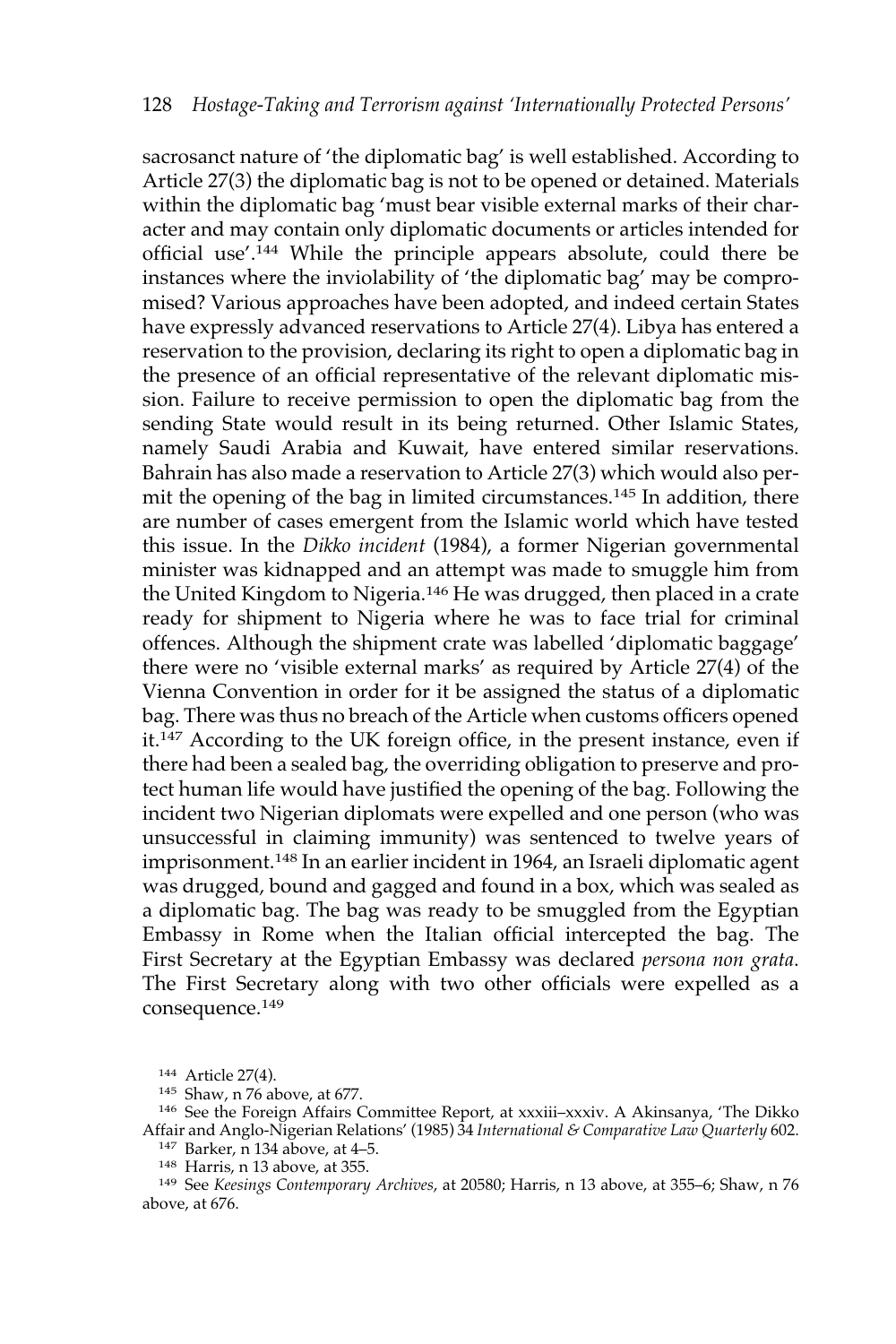sacrosanct nature of 'the diplomatic bag' is well established. According to Article 27(3) the diplomatic bag is not to be opened or detained. Materials within the diplomatic bag 'must bear visible external marks of their character and may contain only diplomatic documents or articles intended for official use'.[144] While the principle appears absolute, could there be instances where the inviolability of 'the diplomatic bag' may be compromised? Various approaches have been adopted, and indeed certain States have expressly advanced reservations to Article 27(4). Libya has entered a reservation to the provision, declaring its right to open a diplomatic bag in the presence of an official representative of the relevant diplomatic mission. Failure to receive permission to open the diplomatic bag from the sending State would result in its being returned. Other Islamic States, namely Saudi Arabia and Kuwait, have entered similar reservations. Bahrain has also made a reservation to Article 27(3) which would also permit the opening of the bag in limited circumstances.[145] In addition, there are number of cases emergent from the Islamic world which have tested this issue. In the *Dikko incident* (1984), a former Nigerian governmental minister was kidnapped and an attempt was made to smuggle him from the United Kingdom to Nigeria.[146] He was drugged, then placed in a crate ready for shipment to Nigeria where he was to face trial for criminal offences. Although the shipment crate was labelled 'diplomatic baggage' there were no 'visible external marks' as required by Article 27(4) of the Vienna Convention in order for it be assigned the status of a diplomatic bag. There was thus no breach of the Article when customs officers opened it.[147] According to the UK foreign office, in the present instance, even if there had been a sealed bag, the overriding obligation to preserve and protect human life would have justified the opening of the bag. Following the incident two Nigerian diplomats were expelled and one person (who was unsuccessful in claiming immunity) was sentenced to twelve years of imprisonment.[148] In an earlier incident in 1964, an Israeli diplomatic agent was drugged, bound and gagged and found in a box, which was sealed as a diplomatic bag. The bag was ready to be smuggled from the Egyptian Embassy in Rome when the Italian official intercepted the bag. The First Secretary at the Egyptian Embassy was declared *persona non grata*. The First Secretary along with two other officials were expelled as a consequence.[149]

[144] Article 27(4).

[145] Shaw, n 76 above, at 677.

[146] See the Foreign Affairs Committee Report, at xxxiii–xxxiv. A Akinsanya, 'The Dikko Affair and Anglo-Nigerian Relations' (1985) 34 *International & Comparative Law Quarterly* 602.

[147] Barker, n 134 above, at 4–5.

[148] Harris, n 13 above, at 355.

[149] See *Keesings Contemporary Archives*, at 20580; Harris, n 13 above, at 355–6; Shaw, n 76 above, at 676.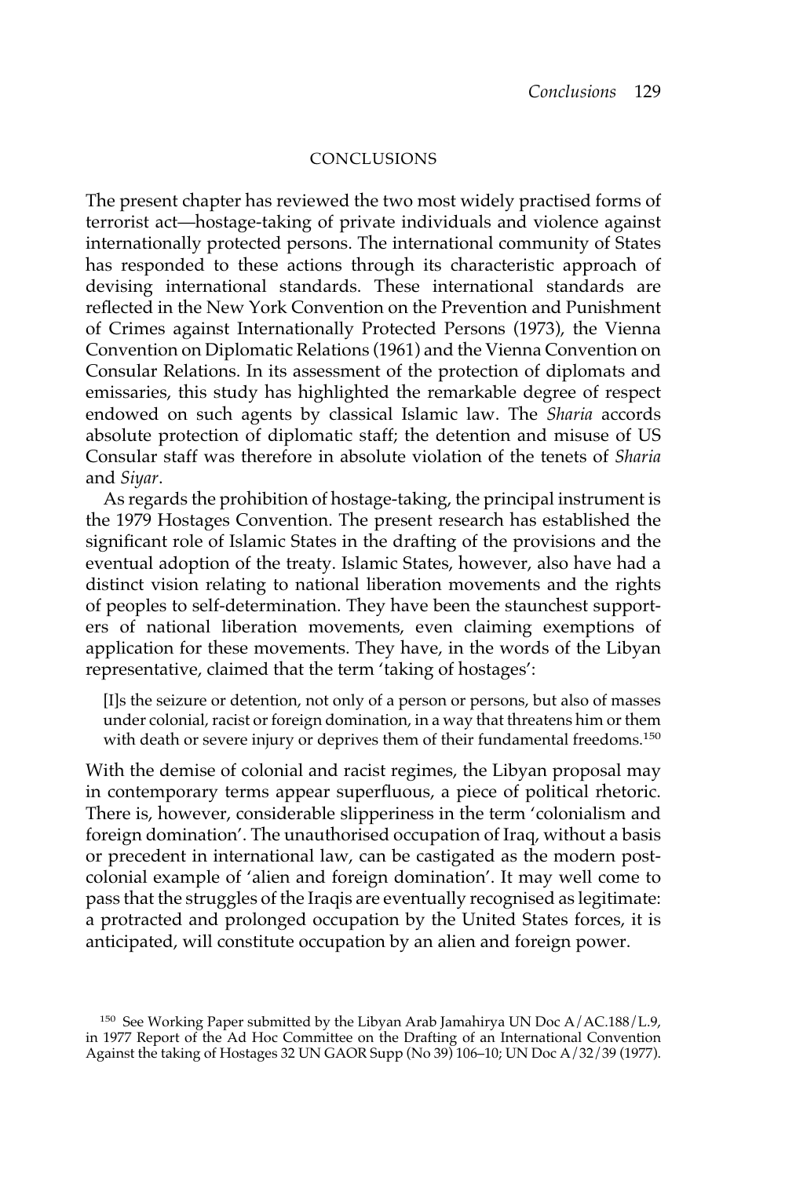## CONCLUSIONS

The present chapter has reviewed the two most widely practised forms of terrorist act—hostage-taking of private individuals and violence against internationally protected persons. The international community of States has responded to these actions through its characteristic approach of devising international standards. These international standards are reflected in the New York Convention on the Prevention and Punishment of Crimes against Internationally Protected Persons (1973), the Vienna Convention on Diplomatic Relations (1961) and the Vienna Convention on Consular Relations. In its assessment of the protection of diplomats and emissaries, this study has highlighted the remarkable degree of respect endowed on such agents by classical Islamic law. The *Sharia* accords absolute protection of diplomatic staff; the detention and misuse of US Consular staff was therefore in absolute violation of the tenets of *Sharia* and *Siyar*.

As regards the prohibition of hostage-taking, the principal instrument is the 1979 Hostages Convention. The present research has established the significant role of Islamic States in the drafting of the provisions and the eventual adoption of the treaty. Islamic States, however, also have had a distinct vision relating to national liberation movements and the rights of peoples to self-determination. They have been the staunchest supporters of national liberation movements, even claiming exemptions of application for these movements. They have, in the words of the Libyan representative, claimed that the term 'taking of hostages':

> [I]s the seizure or detention, not only of a person or persons, but also of masses under colonial, racist or foreign domination, in a way that threatens him or them with death or severe injury or deprives them of their fundamental freedoms.[150]

With the demise of colonial and racist regimes, the Libyan proposal may in contemporary terms appear superfluous, a piece of political rhetoric. There is, however, considerable slipperiness in the term 'colonialism and foreign domination'. The unauthorised occupation of Iraq, without a basis or precedent in international law, can be castigated as the modern post-colonial example of 'alien and foreign domination'. It may well come to pass that the struggles of the Iraqis are eventually recognised as legitimate: a protracted and prolonged occupation by the United States forces, it is anticipated, will constitute occupation by an alien and foreign power.

[150] See Working Paper submitted by the Libyan Arab Jamahirya UN Doc A/AC.188/L.9, in 1977 Report of the Ad Hoc Committee on the Drafting of an International Convention Against the taking of Hostages 32 UN GAOR Supp (No 39) 106–10; UN Doc A/32/39 (1977).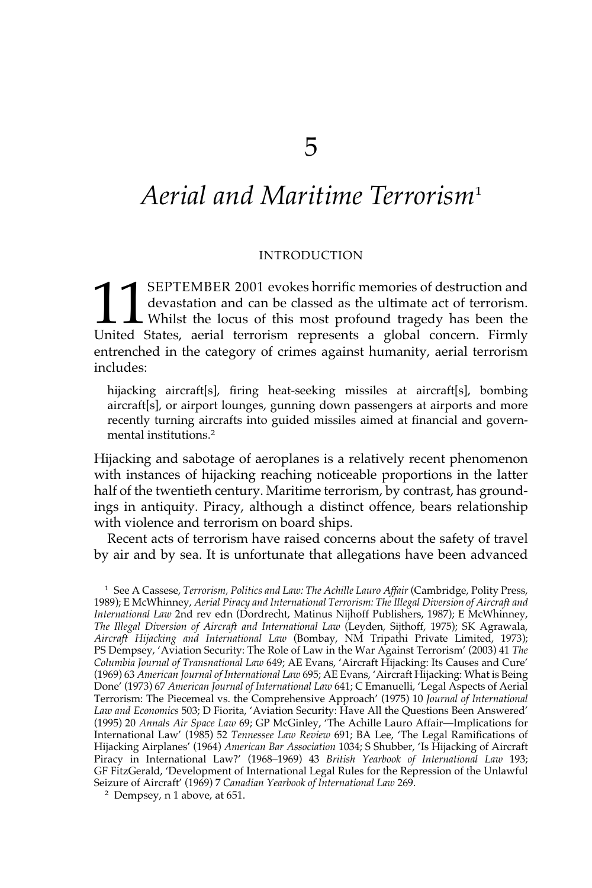# 5

# *Aerial and Maritime Terrorism*[1]

## INTRODUCTION

11 SEPTEMBER 2001 evokes horrific memories of destruction and devastation and can be classed as the ultimate act of terrorism. Whilst the locus of this most profound tragedy has been the United States, aerial terrorism represents a global concern. Firmly entrenched in the category of crimes against humanity, aerial terrorism includes:

> hijacking aircraft[s], firing heat-seeking missiles at aircraft[s], bombing aircraft[s], or airport lounges, gunning down passengers at airports and more recently turning aircrafts into guided missiles aimed at financial and governmental institutions.[2]

Hijacking and sabotage of aeroplanes is a relatively recent phenomenon with instances of hijacking reaching noticeable proportions in the latter half of the twentieth century. Maritime terrorism, by contrast, has groundings in antiquity. Piracy, although a distinct offence, bears relationship with violence and terrorism on board ships.

Recent acts of terrorism have raised concerns about the safety of travel by air and by sea. It is unfortunate that allegations have been advanced

---

[1] See A Cassese, *Terrorism, Politics and Law: The Achille Lauro Affair* (Cambridge, Polity Press, 1989); E McWhinney, *Aerial Piracy and International Terrorism: The Illegal Diversion of Aircraft and International Law* 2nd rev edn (Dordrecht, Matinus Nijhoff Publishers, 1987); E McWhinney, *The Illegal Diversion of Aircraft and International Law* (Leyden, Sijthoff, 1975); SK Agrawala, *Aircraft Hijacking and International Law* (Bombay, NM Tripathi Private Limited, 1973); PS Dempsey, 'Aviation Security: The Role of Law in the War Against Terrorism' (2003) 41 *The Columbia Journal of Transnational Law* 649; AE Evans, 'Aircraft Hijacking: Its Causes and Cure' (1969) 63 *American Journal of International Law* 695; AE Evans, 'Aircraft Hijacking: What is Being Done' (1973) 67 *American Journal of International Law* 641; C Emanuelli, 'Legal Aspects of Aerial Terrorism: The Piecemeal vs. the Comprehensive Approach' (1975) 10 *Journal of International Law and Economics* 503; D Fiorita, 'Aviation Security: Have All the Questions Been Answered' (1995) 20 *Annals Air Space Law* 69; GP McGinley, 'The Achille Lauro Affair—Implications for International Law' (1985) 52 *Tennessee Law Review* 691; BA Lee, 'The Legal Ramifications of Hijacking Airplanes' (1964) *American Bar Association* 1034; S Shubber, 'Is Hijacking of Aircraft Piracy in International Law?' (1968–1969) 43 *British Yearbook of International Law* 193; GF FitzGerald, 'Development of International Legal Rules for the Repression of the Unlawful Seizure of Aircraft' (1969) 7 *Canadian Yearbook of International Law* 269.

[2] Dempsey, n 1 above, at 651.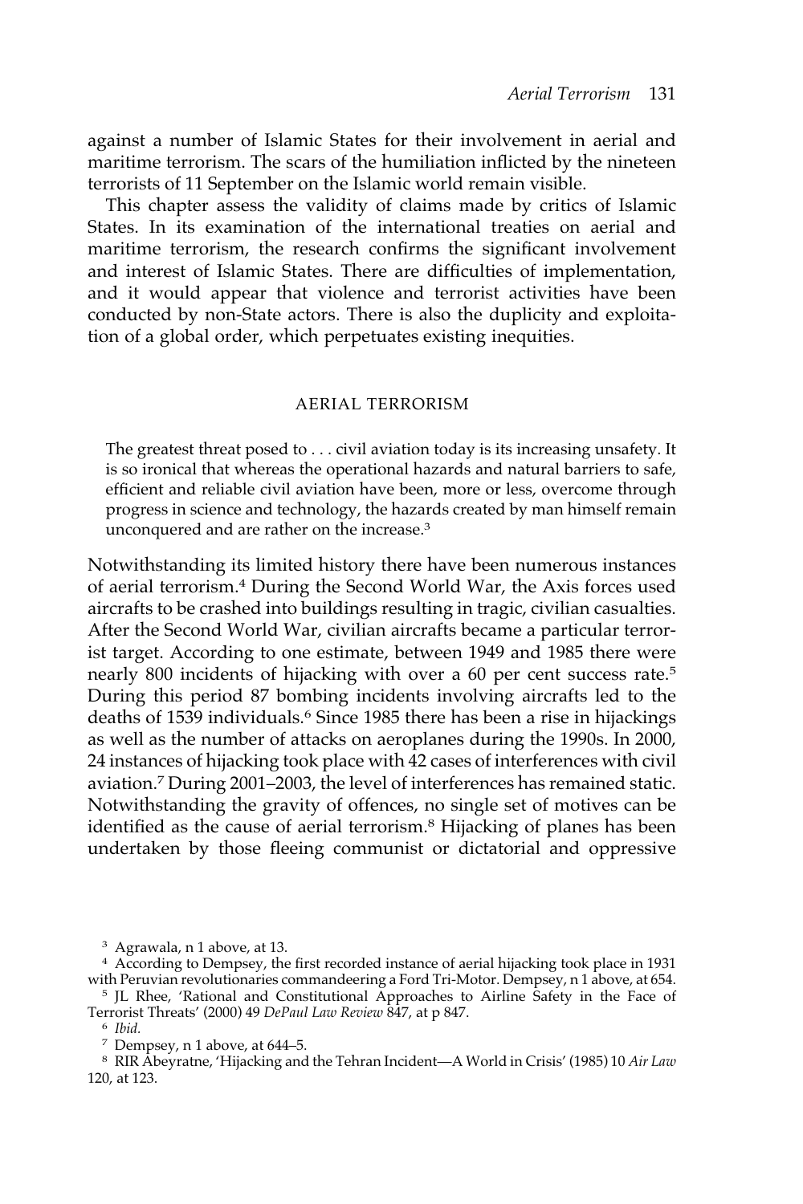against a number of Islamic States for their involvement in aerial and maritime terrorism. The scars of the humiliation inflicted by the nineteen terrorists of 11 September on the Islamic world remain visible.

This chapter assess the validity of claims made by critics of Islamic States. In its examination of the international treaties on aerial and maritime terrorism, the research confirms the significant involvement and interest of Islamic States. There are difficulties of implementation, and it would appear that violence and terrorist activities have been conducted by non-State actors. There is also the duplicity and exploitation of a global order, which perpetuates existing inequities.

## AERIAL TERRORISM

> The greatest threat posed to . . . civil aviation today is its increasing unsafety. It is so ironical that whereas the operational hazards and natural barriers to safe, efficient and reliable civil aviation have been, more or less, overcome through progress in science and technology, the hazards created by man himself remain unconquered and are rather on the increase.[3]

Notwithstanding its limited history there have been numerous instances of aerial terrorism.[4] During the Second World War, the Axis forces used aircrafts to be crashed into buildings resulting in tragic, civilian casualties. After the Second World War, civilian aircrafts became a particular terrorist target. According to one estimate, between 1949 and 1985 there were nearly 800 incidents of hijacking with over a 60 per cent success rate.[5] During this period 87 bombing incidents involving aircrafts led to the deaths of 1539 individuals.[6] Since 1985 there has been a rise in hijackings as well as the number of attacks on aeroplanes during the 1990s. In 2000, 24 instances of hijacking took place with 42 cases of interferences with civil aviation.[7] During 2001–2003, the level of interferences has remained static. Notwithstanding the gravity of offences, no single set of motives can be identified as the cause of aerial terrorism.[8] Hijacking of planes has been undertaken by those fleeing communist or dictatorial and oppressive

[3] Agrawala, n 1 above, at 13.

[4] According to Dempsey, the first recorded instance of aerial hijacking took place in 1931 with Peruvian revolutionaries commandeering a Ford Tri-Motor. Dempsey, n 1 above, at 654.

[5] JL Rhee, 'Rational and Constitutional Approaches to Airline Safety in the Face of Terrorist Threats' (2000) 49 *DePaul Law Review* 847, at p 847.

[6] *Ibid.*

[7] Dempsey, n 1 above, at 644–5.

[8] RIR Abeyratne, 'Hijacking and the Tehran Incident—A World in Crisis' (1985) 10 *Air Law* 120, at 123.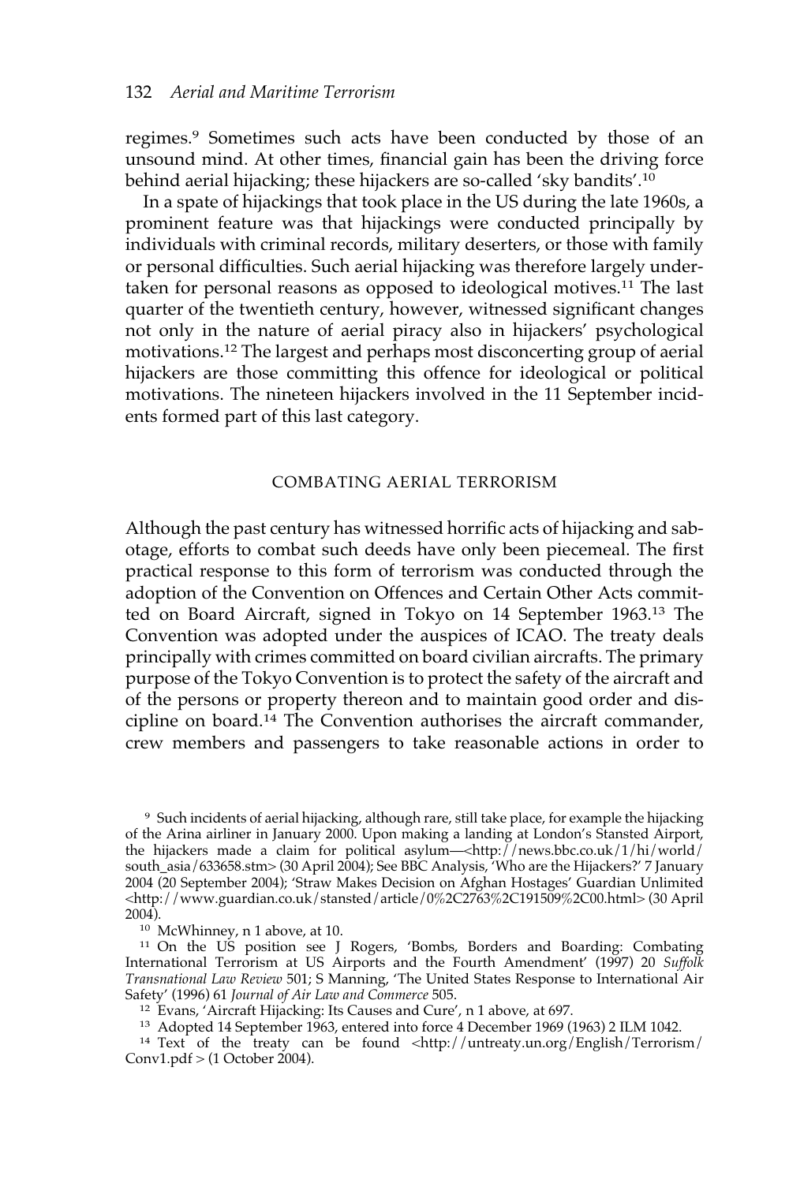regimes.[9] Sometimes such acts have been conducted by those of an unsound mind. At other times, financial gain has been the driving force behind aerial hijacking; these hijackers are so-called 'sky bandits'.[10]

In a spate of hijackings that took place in the US during the late 1960s, a prominent feature was that hijackings were conducted principally by individuals with criminal records, military deserters, or those with family or personal difficulties. Such aerial hijacking was therefore largely undertaken for personal reasons as opposed to ideological motives.[11] The last quarter of the twentieth century, however, witnessed significant changes not only in the nature of aerial piracy also in hijackers' psychological motivations.[12] The largest and perhaps most disconcerting group of aerial hijackers are those committing this offence for ideological or political motivations. The nineteen hijackers involved in the 11 September incidents formed part of this last category.

## COMBATING AERIAL TERRORISM

Although the past century has witnessed horrific acts of hijacking and sabotage, efforts to combat such deeds have only been piecemeal. The first practical response to this form of terrorism was conducted through the adoption of the Convention on Offences and Certain Other Acts committed on Board Aircraft, signed in Tokyo on 14 September 1963.[13] The Convention was adopted under the auspices of ICAO. The treaty deals principally with crimes committed on board civilian aircrafts. The primary purpose of the Tokyo Convention is to protect the safety of the aircraft and of the persons or property thereon and to maintain good order and discipline on board.[14] The Convention authorises the aircraft commander, crew members and passengers to take reasonable actions in order to

---

[9] Such incidents of aerial hijacking, although rare, still take place, for example the hijacking of the Arina airliner in January 2000. Upon making a landing at London's Stansted Airport, the hijackers made a claim for political asylum—<http://news.bbc.co.uk/1/hi/world/south_asia/633658.stm> (30 April 2004); See BBC Analysis, 'Who are the Hijackers?' 7 January 2004 (20 September 2004); 'Straw Makes Decision on Afghan Hostages' Guardian Unlimited <http://www.guardian.co.uk/stansted/article/0%2C2763%2C191509%2C00.html> (30 April 2004).

[10] McWhinney, n 1 above, at 10.

[11] On the US position see J Rogers, 'Bombs, Borders and Boarding: Combating International Terrorism at US Airports and the Fourth Amendment' (1997) 20 *Suffolk Transnational Law Review* 501; S Manning, 'The United States Response to International Air Safety' (1996) 61 *Journal of Air Law and Commerce* 505.

[12] Evans, 'Aircraft Hijacking: Its Causes and Cure', n 1 above, at 697.

[13] Adopted 14 September 1963, entered into force 4 December 1969 (1963) 2 ILM 1042.

[14] Text of the treaty can be found <http://untreaty.un.org/English/Terrorism/Conv1.pdf > (1 October 2004).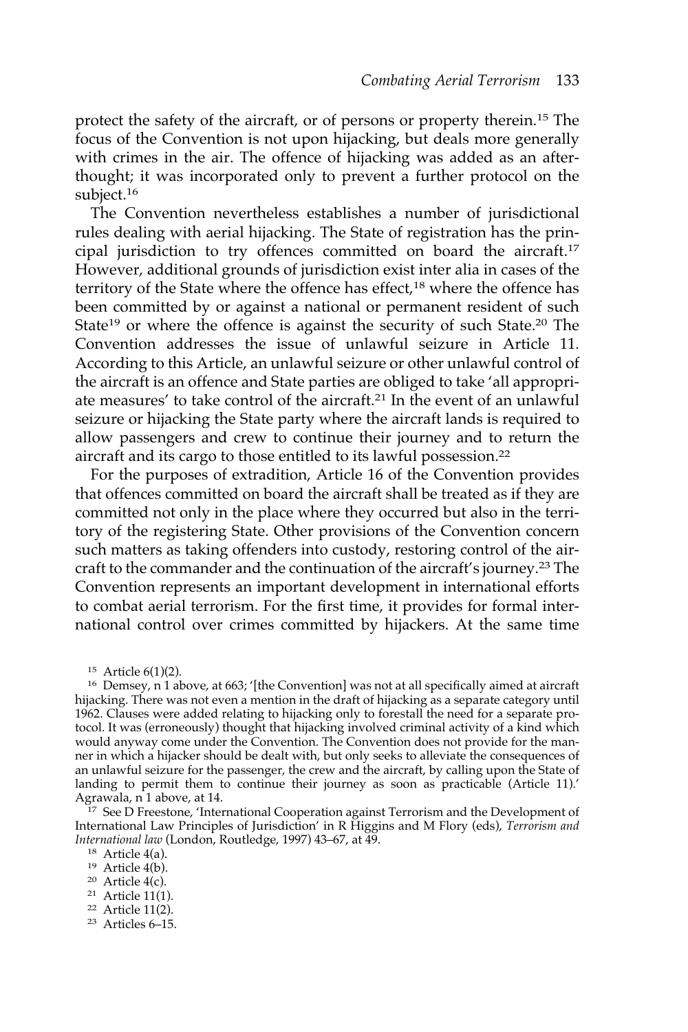protect the safety of the aircraft, or of persons or property therein.[15] The focus of the Convention is not upon hijacking, but deals more generally with crimes in the air. The offence of hijacking was added as an afterthought; it was incorporated only to prevent a further protocol on the subject.[16]

The Convention nevertheless establishes a number of jurisdictional rules dealing with aerial hijacking. The State of registration has the principal jurisdiction to try offences committed on board the aircraft.[17] However, additional grounds of jurisdiction exist inter alia in cases of the territory of the State where the offence has effect,[18] where the offence has been committed by or against a national or permanent resident of such State[19] or where the offence is against the security of such State.[20] The Convention addresses the issue of unlawful seizure in Article 11. According to this Article, an unlawful seizure or other unlawful control of the aircraft is an offence and State parties are obliged to take 'all appropriate measures' to take control of the aircraft.[21] In the event of an unlawful seizure or hijacking the State party where the aircraft lands is required to allow passengers and crew to continue their journey and to return the aircraft and its cargo to those entitled to its lawful possession.[22]

For the purposes of extradition, Article 16 of the Convention provides that offences committed on board the aircraft shall be treated as if they are committed not only in the place where they occurred but also in the territory of the registering State. Other provisions of the Convention concern such matters as taking offenders into custody, restoring control of the aircraft to the commander and the continuation of the aircraft's journey.[23] The Convention represents an important development in international efforts to combat aerial terrorism. For the first time, it provides for formal international control over crimes committed by hijackers. At the same time

---

[15] Article 6(1)(2).

[16] Demsey, n 1 above, at 663; '[the Convention] was not at all specifically aimed at aircraft hijacking. There was not even a mention in the draft of hijacking as a separate category until 1962. Clauses were added relating to hijacking only to forestall the need for a separate protocol. It was (erroneously) thought that hijacking involved criminal activity of a kind which would anyway come under the Convention. The Convention does not provide for the manner in which a hijacker should be dealt with, but only seeks to alleviate the consequences of an unlawful seizure for the passenger, the crew and the aircraft, by calling upon the State of landing to permit them to continue their journey as soon as practicable (Article 11).' Agrawala, n 1 above, at 14.

[17] See D Freestone, 'International Cooperation against Terrorism and the Development of International Law Principles of Jurisdiction' in R Higgins and M Flory (eds), *Terrorism and International law* (London, Routledge, 1997) 43–67, at 49.

[18] Article 4(a).

[19] Article 4(b).

[20] Article 4(c).

[21] Article 11(1).

[22] Article 11(2).

[23] Articles 6–15.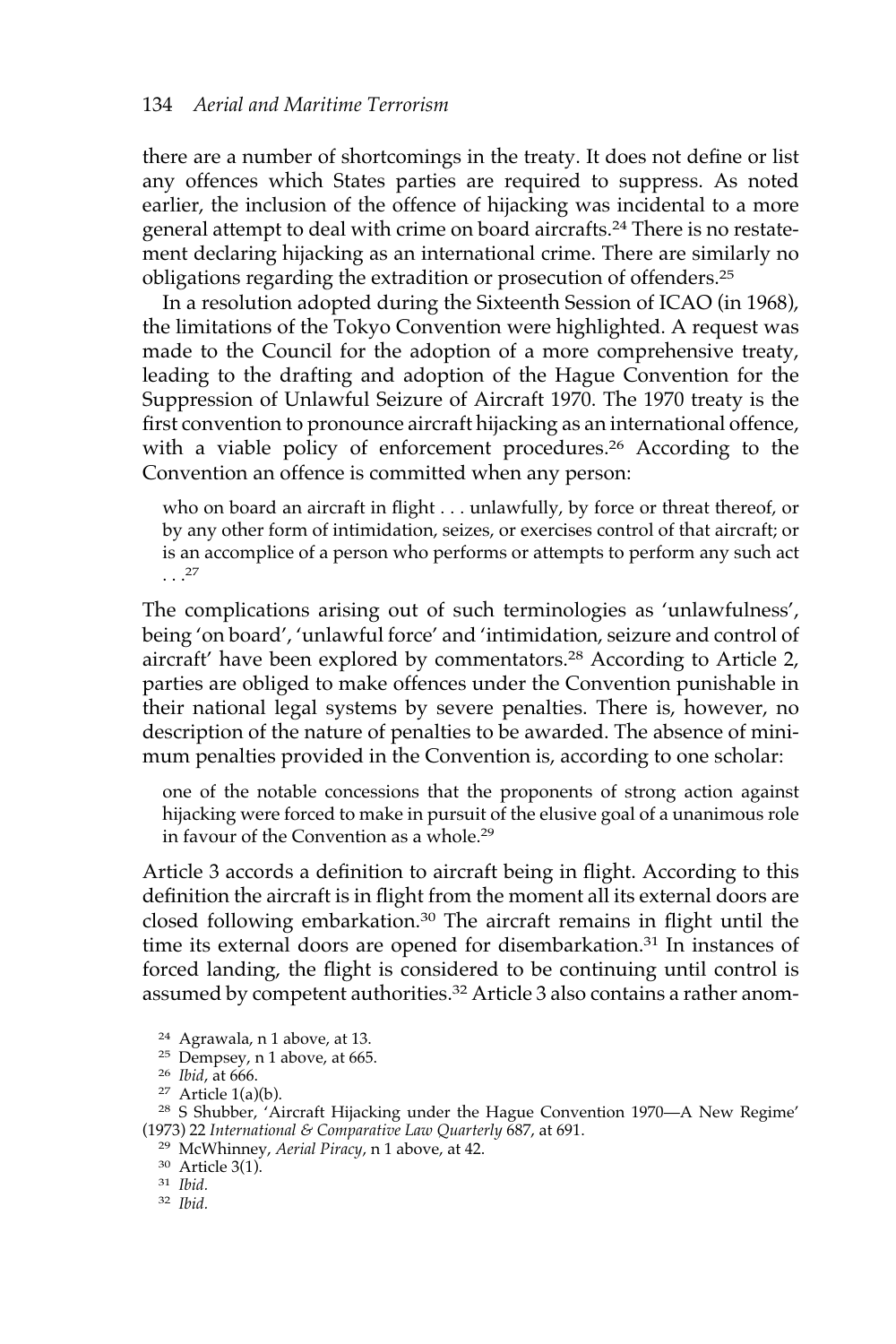there are a number of shortcomings in the treaty. It does not define or list any offences which States parties are required to suppress. As noted earlier, the inclusion of the offence of hijacking was incidental to a more general attempt to deal with crime on board aircrafts.[24] There is no restatement declaring hijacking as an international crime. There are similarly no obligations regarding the extradition or prosecution of offenders.[25]

In a resolution adopted during the Sixteenth Session of ICAO (in 1968), the limitations of the Tokyo Convention were highlighted. A request was made to the Council for the adoption of a more comprehensive treaty, leading to the drafting and adoption of the Hague Convention for the Suppression of Unlawful Seizure of Aircraft 1970. The 1970 treaty is the first convention to pronounce aircraft hijacking as an international offence, with a viable policy of enforcement procedures.[26] According to the Convention an offence is committed when any person:

> who on board an aircraft in flight . . . unlawfully, by force or threat thereof, or by any other form of intimidation, seizes, or exercises control of that aircraft; or is an accomplice of a person who performs or attempts to perform any such act . . .[27]

The complications arising out of such terminologies as 'unlawfulness', being 'on board', 'unlawful force' and 'intimidation, seizure and control of aircraft' have been explored by commentators.[28] According to Article 2, parties are obliged to make offences under the Convention punishable in their national legal systems by severe penalties. There is, however, no description of the nature of penalties to be awarded. The absence of minimum penalties provided in the Convention is, according to one scholar:

> one of the notable concessions that the proponents of strong action against hijacking were forced to make in pursuit of the elusive goal of a unanimous role in favour of the Convention as a whole.[29]

Article 3 accords a definition to aircraft being in flight. According to this definition the aircraft is in flight from the moment all its external doors are closed following embarkation.[30] The aircraft remains in flight until the time its external doors are opened for disembarkation.[31] In instances of forced landing, the flight is considered to be continuing until control is assumed by competent authorities.[32] Article 3 also contains a rather anom-

---

[24] Agrawala, n 1 above, at 13.

[25] Dempsey, n 1 above, at 665.

[26] *Ibid*, at 666.

[27] Article 1(a)(b).

[28] S Shubber, 'Aircraft Hijacking under the Hague Convention 1970—A New Regime' (1973) 22 *International & Comparative Law Quarterly* 687, at 691.

[29] McWhinney, *Aerial Piracy*, n 1 above, at 42.

[30] Article 3(1).

[31] *Ibid.*

[32] *Ibid.*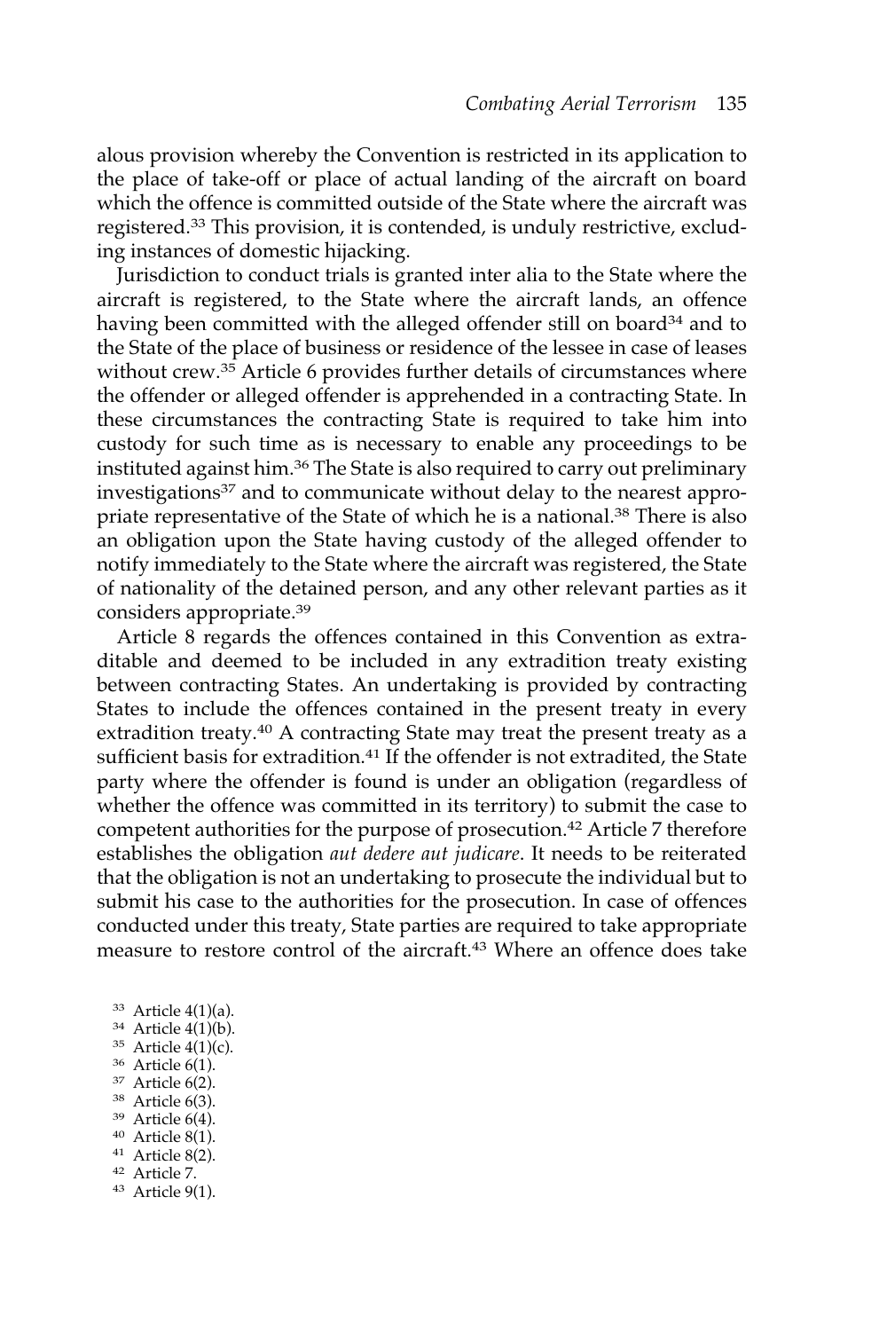alous provision whereby the Convention is restricted in its application to the place of take-off or place of actual landing of the aircraft on board which the offence is committed outside of the State where the aircraft was registered.[33] This provision, it is contended, is unduly restrictive, excluding instances of domestic hijacking.

Jurisdiction to conduct trials is granted inter alia to the State where the aircraft is registered, to the State where the aircraft lands, an offence having been committed with the alleged offender still on board[34] and to the State of the place of business or residence of the lessee in case of leases without crew.[35] Article 6 provides further details of circumstances where the offender or alleged offender is apprehended in a contracting State. In these circumstances the contracting State is required to take him into custody for such time as is necessary to enable any proceedings to be instituted against him.[36] The State is also required to carry out preliminary investigations[37] and to communicate without delay to the nearest appropriate representative of the State of which he is a national.[38] There is also an obligation upon the State having custody of the alleged offender to notify immediately to the State where the aircraft was registered, the State of nationality of the detained person, and any other relevant parties as it considers appropriate.[39]

Article 8 regards the offences contained in this Convention as extraditable and deemed to be included in any extradition treaty existing between contracting States. An undertaking is provided by contracting States to include the offences contained in the present treaty in every extradition treaty.[40] A contracting State may treat the present treaty as a sufficient basis for extradition.[41] If the offender is not extradited, the State party where the offender is found is under an obligation (regardless of whether the offence was committed in its territory) to submit the case to competent authorities for the purpose of prosecution.[42] Article 7 therefore establishes the obligation *aut dedere aut judicare*. It needs to be reiterated that the obligation is not an undertaking to prosecute the individual but to submit his case to the authorities for the prosecution. In case of offences conducted under this treaty, State parties are required to take appropriate measure to restore control of the aircraft.[43] Where an offence does take

[33] Article 4(1)(a).
[34] Article 4(1)(b).
[35] Article 4(1)(c).
[36] Article 6(1).
[37] Article 6(2).
[38] Article 6(3).
[39] Article 6(4).
[40] Article 8(1).
[41] Article 8(2).
[42] Article 7.
[43] Article 9(1).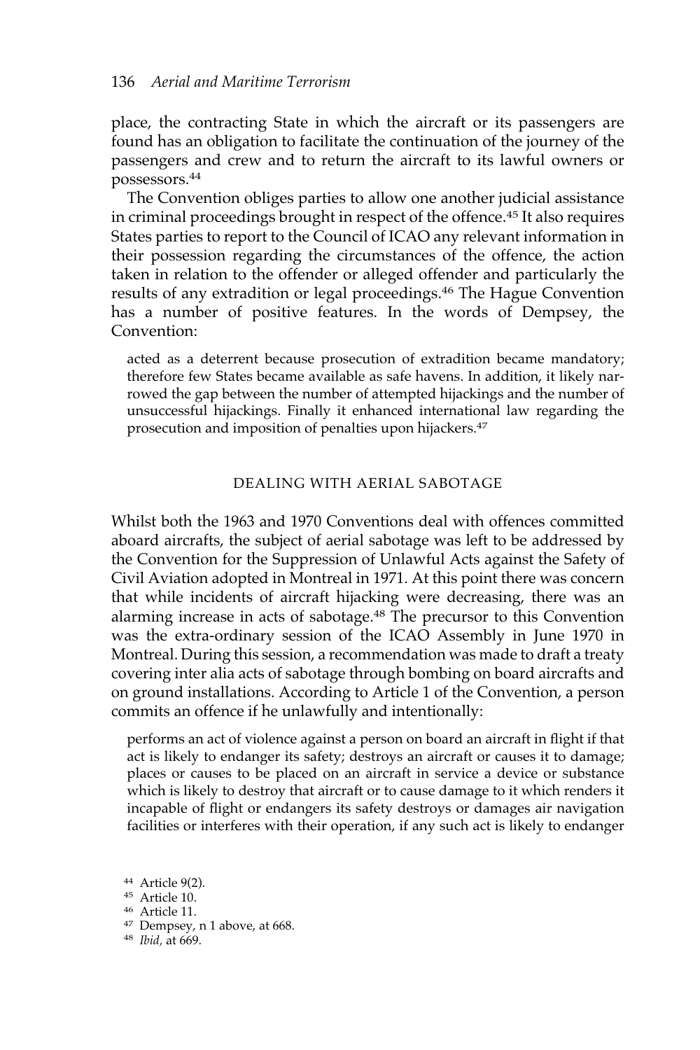place, the contracting State in which the aircraft or its passengers are found has an obligation to facilitate the continuation of the journey of the passengers and crew and to return the aircraft to its lawful owners or possessors.[44]

The Convention obliges parties to allow one another judicial assistance in criminal proceedings brought in respect of the offence.[45] It also requires States parties to report to the Council of ICAO any relevant information in their possession regarding the circumstances of the offence, the action taken in relation to the offender or alleged offender and particularly the results of any extradition or legal proceedings.[46] The Hague Convention has a number of positive features. In the words of Dempsey, the Convention:

> acted as a deterrent because prosecution of extradition became mandatory; therefore few States became available as safe havens. In addition, it likely narrowed the gap between the number of attempted hijackings and the number of unsuccessful hijackings. Finally it enhanced international law regarding the prosecution and imposition of penalties upon hijackers.[47]

## DEALING WITH AERIAL SABOTAGE

Whilst both the 1963 and 1970 Conventions deal with offences committed aboard aircrafts, the subject of aerial sabotage was left to be addressed by the Convention for the Suppression of Unlawful Acts against the Safety of Civil Aviation adopted in Montreal in 1971. At this point there was concern that while incidents of aircraft hijacking were decreasing, there was an alarming increase in acts of sabotage.[48] The precursor to this Convention was the extra-ordinary session of the ICAO Assembly in June 1970 in Montreal. During this session, a recommendation was made to draft a treaty covering inter alia acts of sabotage through bombing on board aircrafts and on ground installations. According to Article 1 of the Convention, a person commits an offence if he unlawfully and intentionally:

> performs an act of violence against a person on board an aircraft in flight if that act is likely to endanger its safety; destroys an aircraft or causes it to damage; places or causes to be placed on an aircraft in service a device or substance which is likely to destroy that aircraft or to cause damage to it which renders it incapable of flight or endangers its safety destroys or damages air navigation facilities or interferes with their operation, if any such act is likely to endanger

---

[44] Article 9(2).
[45] Article 10.
[46] Article 11.
[47] Dempsey, n 1 above, at 668.
[48] *Ibid,* at 669.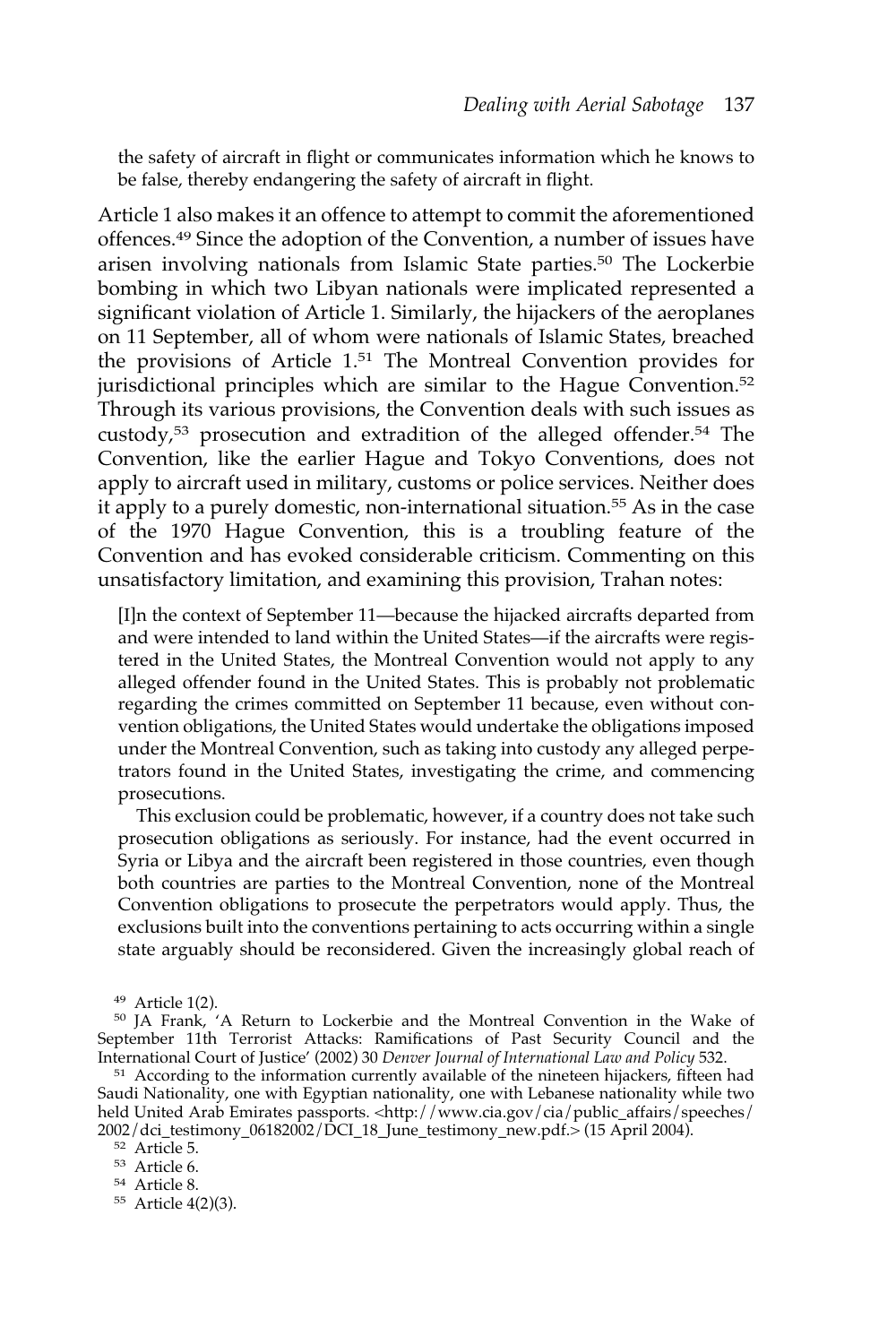> the safety of aircraft in flight or communicates information which he knows to be false, thereby endangering the safety of aircraft in flight.

Article 1 also makes it an offence to attempt to commit the aforementioned offences.[49] Since the adoption of the Convention, a number of issues have arisen involving nationals from Islamic State parties.[50] The Lockerbie bombing in which two Libyan nationals were implicated represented a significant violation of Article 1. Similarly, the hijackers of the aeroplanes on 11 September, all of whom were nationals of Islamic States, breached the provisions of Article 1.[51] The Montreal Convention provides for jurisdictional principles which are similar to the Hague Convention.[52] Through its various provisions, the Convention deals with such issues as custody,[53] prosecution and extradition of the alleged offender.[54] The Convention, like the earlier Hague and Tokyo Conventions, does not apply to aircraft used in military, customs or police services. Neither does it apply to a purely domestic, non-international situation.[55] As in the case of the 1970 Hague Convention, this is a troubling feature of the Convention and has evoked considerable criticism. Commenting on this unsatisfactory limitation, and examining this provision, Trahan notes:

> [I]n the context of September 11—because the hijacked aircrafts departed from and were intended to land within the United States—if the aircrafts were registered in the United States, the Montreal Convention would not apply to any alleged offender found in the United States. This is probably not problematic regarding the crimes committed on September 11 because, even without convention obligations, the United States would undertake the obligations imposed under the Montreal Convention, such as taking into custody any alleged perpetrators found in the United States, investigating the crime, and commencing prosecutions.
>
> This exclusion could be problematic, however, if a country does not take such prosecution obligations as seriously. For instance, had the event occurred in Syria or Libya and the aircraft been registered in those countries, even though both countries are parties to the Montreal Convention, none of the Montreal Convention obligations to prosecute the perpetrators would apply. Thus, the exclusions built into the conventions pertaining to acts occurring within a single state arguably should be reconsidered. Given the increasingly global reach of

[49] Article 1(2).

[50] JA Frank, 'A Return to Lockerbie and the Montreal Convention in the Wake of September 11th Terrorist Attacks: Ramifications of Past Security Council and the International Court of Justice' (2002) 30 *Denver Journal of International Law and Policy* 532.

[51] According to the information currently available of the nineteen hijackers, fifteen had Saudi Nationality, one with Egyptian nationality, one with Lebanese nationality while two held United Arab Emirates passports. <http://www.cia.gov/cia/public_affairs/speeches/2002/dci_testimony_06182002/DCI_18_June_testimony_new.pdf.> (15 April 2004).

[52] Article 5.

[53] Article 6.

[54] Article 8.

[55] Article 4(2)(3).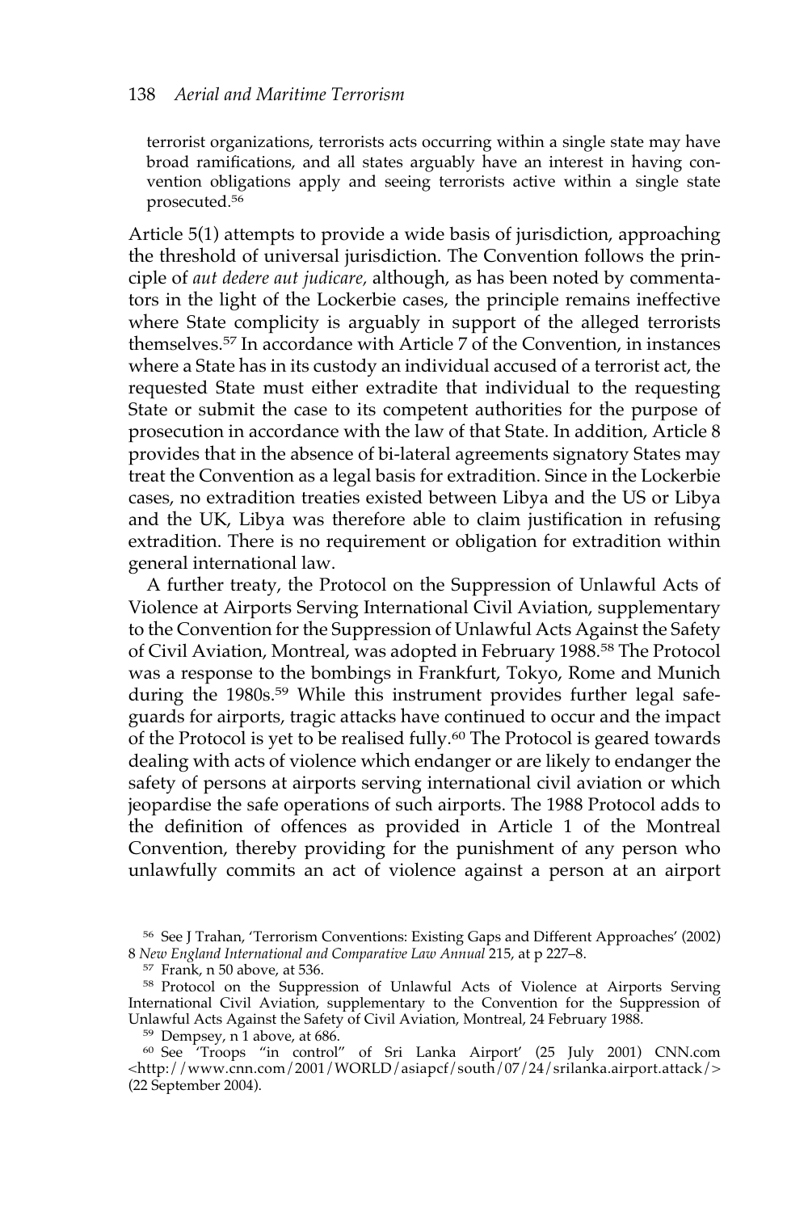> terrorist organizations, terrorists acts occurring within a single state may have broad ramifications, and all states arguably have an interest in having convention obligations apply and seeing terrorists active within a single state prosecuted.[56]

Article 5(1) attempts to provide a wide basis of jurisdiction, approaching the threshold of universal jurisdiction. The Convention follows the principle of *aut dedere aut judicare*, although, as has been noted by commentators in the light of the Lockerbie cases, the principle remains ineffective where State complicity is arguably in support of the alleged terrorists themselves.[57] In accordance with Article 7 of the Convention, in instances where a State has in its custody an individual accused of a terrorist act, the requested State must either extradite that individual to the requesting State or submit the case to its competent authorities for the purpose of prosecution in accordance with the law of that State. In addition, Article 8 provides that in the absence of bi-lateral agreements signatory States may treat the Convention as a legal basis for extradition. Since in the Lockerbie cases, no extradition treaties existed between Libya and the US or Libya and the UK, Libya was therefore able to claim justification in refusing extradition. There is no requirement or obligation for extradition within general international law.

A further treaty, the Protocol on the Suppression of Unlawful Acts of Violence at Airports Serving International Civil Aviation, supplementary to the Convention for the Suppression of Unlawful Acts Against the Safety of Civil Aviation, Montreal, was adopted in February 1988.[58] The Protocol was a response to the bombings in Frankfurt, Tokyo, Rome and Munich during the 1980s.[59] While this instrument provides further legal safeguards for airports, tragic attacks have continued to occur and the impact of the Protocol is yet to be realised fully.[60] The Protocol is geared towards dealing with acts of violence which endanger or are likely to endanger the safety of persons at airports serving international civil aviation or which jeopardise the safe operations of such airports. The 1988 Protocol adds to the definition of offences as provided in Article 1 of the Montreal Convention, thereby providing for the punishment of any person who unlawfully commits an act of violence against a person at an airport

---

[56] See J Trahan, 'Terrorism Conventions: Existing Gaps and Different Approaches' (2002) 8 *New England International and Comparative Law Annual* 215, at p 227–8.

[57] Frank, n 50 above, at 536.

[58] Protocol on the Suppression of Unlawful Acts of Violence at Airports Serving International Civil Aviation, supplementary to the Convention for the Suppression of Unlawful Acts Against the Safety of Civil Aviation, Montreal, 24 February 1988.

[59] Dempsey, n 1 above, at 686.

[60] See 'Troops "in control" of Sri Lanka Airport' (25 July 2001) CNN.com <http://www.cnn.com/2001/WORLD/asiapcf/south/07/24/srilanka.airport.attack/> (22 September 2004).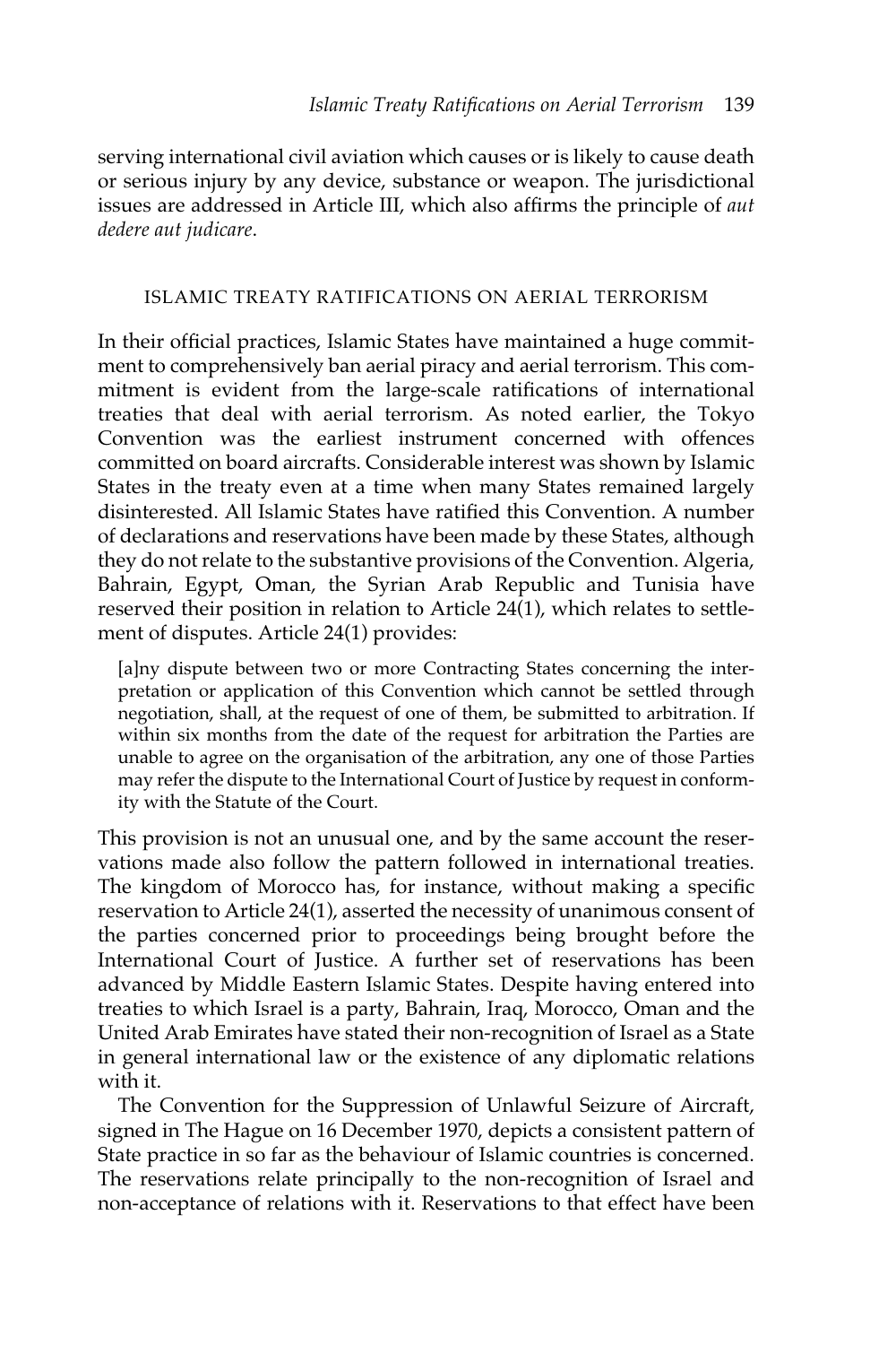serving international civil aviation which causes or is likely to cause death or serious injury by any device, substance or weapon. The jurisdictional issues are addressed in Article III, which also affirms the principle of *aut dedere aut judicare*.

## ISLAMIC TREATY RATIFICATIONS ON AERIAL TERRORISM

In their official practices, Islamic States have maintained a huge commitment to comprehensively ban aerial piracy and aerial terrorism. This commitment is evident from the large-scale ratifications of international treaties that deal with aerial terrorism. As noted earlier, the Tokyo Convention was the earliest instrument concerned with offences committed on board aircrafts. Considerable interest was shown by Islamic States in the treaty even at a time when many States remained largely disinterested. All Islamic States have ratified this Convention. A number of declarations and reservations have been made by these States, although they do not relate to the substantive provisions of the Convention. Algeria, Bahrain, Egypt, Oman, the Syrian Arab Republic and Tunisia have reserved their position in relation to Article 24(1), which relates to settlement of disputes. Article 24(1) provides:

> [a]ny dispute between two or more Contracting States concerning the interpretation or application of this Convention which cannot be settled through negotiation, shall, at the request of one of them, be submitted to arbitration. If within six months from the date of the request for arbitration the Parties are unable to agree on the organisation of the arbitration, any one of those Parties may refer the dispute to the International Court of Justice by request in conformity with the Statute of the Court.

This provision is not an unusual one, and by the same account the reservations made also follow the pattern followed in international treaties. The kingdom of Morocco has, for instance, without making a specific reservation to Article 24(1), asserted the necessity of unanimous consent of the parties concerned prior to proceedings being brought before the International Court of Justice. A further set of reservations has been advanced by Middle Eastern Islamic States. Despite having entered into treaties to which Israel is a party, Bahrain, Iraq, Morocco, Oman and the United Arab Emirates have stated their non-recognition of Israel as a State in general international law or the existence of any diplomatic relations with it.

The Convention for the Suppression of Unlawful Seizure of Aircraft, signed in The Hague on 16 December 1970, depicts a consistent pattern of State practice in so far as the behaviour of Islamic countries is concerned. The reservations relate principally to the non-recognition of Israel and non-acceptance of relations with it. Reservations to that effect have been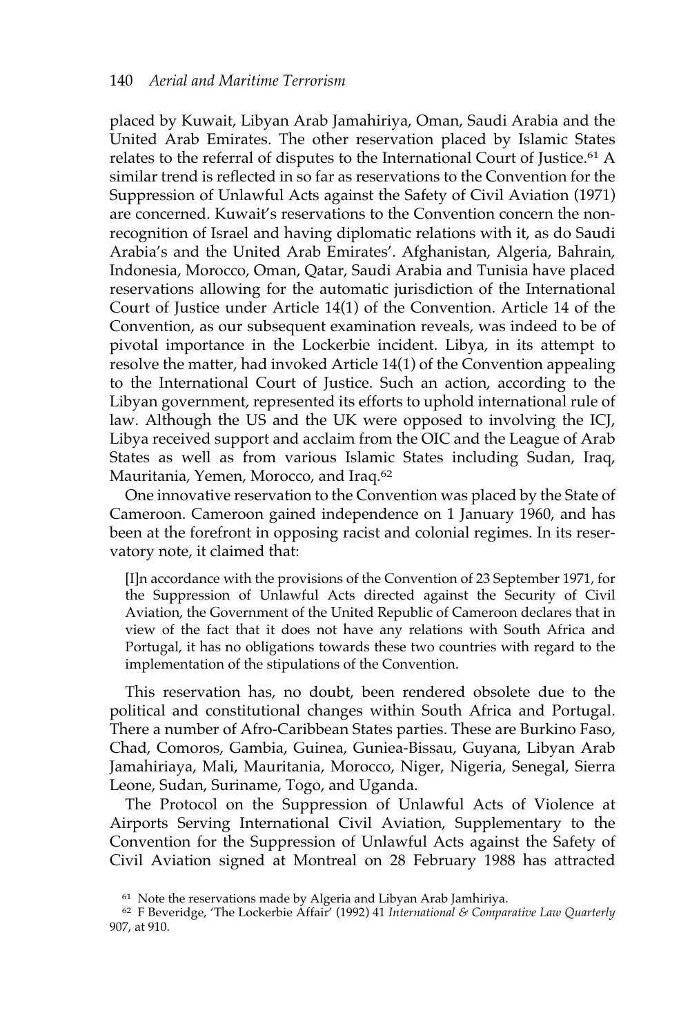placed by Kuwait, Libyan Arab Jamahiriya, Oman, Saudi Arabia and the United Arab Emirates. The other reservation placed by Islamic States relates to the referral of disputes to the International Court of Justice.[61] A similar trend is reflected in so far as reservations to the Convention for the Suppression of Unlawful Acts against the Safety of Civil Aviation (1971) are concerned. Kuwait's reservations to the Convention concern the non-recognition of Israel and having diplomatic relations with it, as do Saudi Arabia's and the United Arab Emirates'. Afghanistan, Algeria, Bahrain, Indonesia, Morocco, Oman, Qatar, Saudi Arabia and Tunisia have placed reservations allowing for the automatic jurisdiction of the International Court of Justice under Article 14(1) of the Convention. Article 14 of the Convention, as our subsequent examination reveals, was indeed to be of pivotal importance in the Lockerbie incident. Libya, in its attempt to resolve the matter, had invoked Article 14(1) of the Convention appealing to the International Court of Justice. Such an action, according to the Libyan government, represented its efforts to uphold international rule of law. Although the US and the UK were opposed to involving the ICJ, Libya received support and acclaim from the OIC and the League of Arab States as well as from various Islamic States including Sudan, Iraq, Mauritania, Yemen, Morocco, and Iraq.[62]

One innovative reservation to the Convention was placed by the State of Cameroon. Cameroon gained independence on 1 January 1960, and has been at the forefront in opposing racist and colonial regimes. In its reservatory note, it claimed that:

> [I]n accordance with the provisions of the Convention of 23 September 1971, for the Suppression of Unlawful Acts directed against the Security of Civil Aviation, the Government of the United Republic of Cameroon declares that in view of the fact that it does not have any relations with South Africa and Portugal, it has no obligations towards these two countries with regard to the implementation of the stipulations of the Convention.

This reservation has, no doubt, been rendered obsolete due to the political and constitutional changes within South Africa and Portugal. There a number of Afro-Caribbean States parties. These are Burkino Faso, Chad, Comoros, Gambia, Guinea, Guniea-Bissau, Guyana, Libyan Arab Jamahiriaya, Mali, Mauritania, Morocco, Niger, Nigeria, Senegal, Sierra Leone, Sudan, Suriname, Togo, and Uganda.

The Protocol on the Suppression of Unlawful Acts of Violence at Airports Serving International Civil Aviation, Supplementary to the Convention for the Suppression of Unlawful Acts against the Safety of Civil Aviation signed at Montreal on 28 February 1988 has attracted

[61] Note the reservations made by Algeria and Libyan Arab Jamhiriya.

[62] F Beveridge, 'The Lockerbie Affair' (1992) 41 *International & Comparative Law Quarterly* 907, at 910.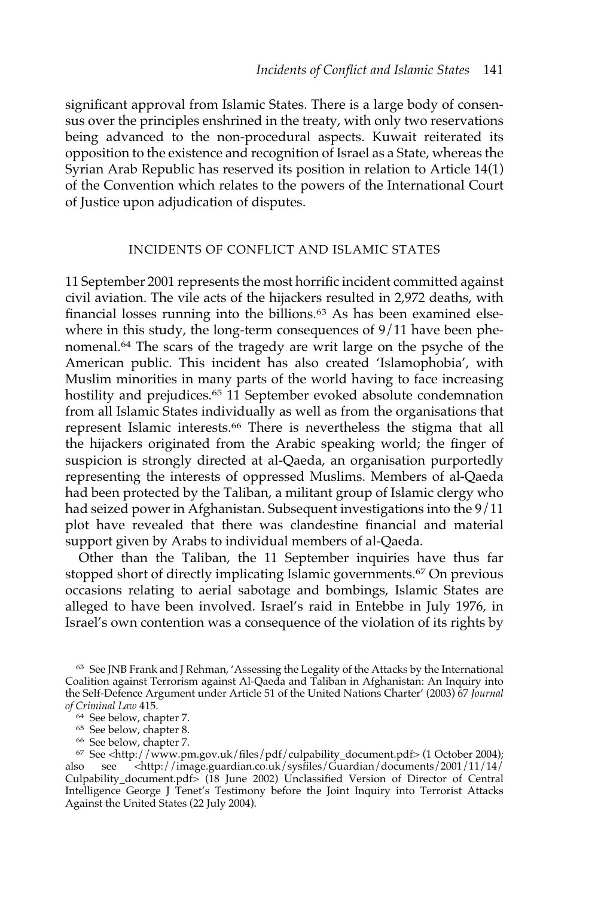significant approval from Islamic States. There is a large body of consensus over the principles enshrined in the treaty, with only two reservations being advanced to the non-procedural aspects. Kuwait reiterated its opposition to the existence and recognition of Israel as a State, whereas the Syrian Arab Republic has reserved its position in relation to Article 14(1) of the Convention which relates to the powers of the International Court of Justice upon adjudication of disputes.

## INCIDENTS OF CONFLICT AND ISLAMIC STATES

11 September 2001 represents the most horrific incident committed against civil aviation. The vile acts of the hijackers resulted in 2,972 deaths, with financial losses running into the billions.[63] As has been examined elsewhere in this study, the long-term consequences of 9/11 have been phenomenal.[64] The scars of the tragedy are writ large on the psyche of the American public. This incident has also created 'Islamophobia', with Muslim minorities in many parts of the world having to face increasing hostility and prejudices.[65] 11 September evoked absolute condemnation from all Islamic States individually as well as from the organisations that represent Islamic interests.[66] There is nevertheless the stigma that all the hijackers originated from the Arabic speaking world; the finger of suspicion is strongly directed at al-Qaeda, an organisation purportedly representing the interests of oppressed Muslims. Members of al-Qaeda had been protected by the Taliban, a militant group of Islamic clergy who had seized power in Afghanistan. Subsequent investigations into the 9/11 plot have revealed that there was clandestine financial and material support given by Arabs to individual members of al-Qaeda.

Other than the Taliban, the 11 September inquiries have thus far stopped short of directly implicating Islamic governments.[67] On previous occasions relating to aerial sabotage and bombings, Islamic States are alleged to have been involved. Israel's raid in Entebbe in July 1976, in Israel's own contention was a consequence of the violation of its rights by

[63] See JNB Frank and J Rehman, 'Assessing the Legality of the Attacks by the International Coalition against Terrorism against Al-Qaeda and Taliban in Afghanistan: An Inquiry into the Self-Defence Argument under Article 51 of the United Nations Charter' (2003) 67 *Journal of Criminal Law* 415.

[64] See below, chapter 7.

[65] See below, chapter 8.

[66] See below, chapter 7.

[67] See <http://www.pm.gov.uk/files/pdf/culpability_document.pdf> (1 October 2004); also see <http://image.guardian.co.uk/sysfiles/Guardian/documents/2001/11/14/Culpability_document.pdf> (18 June 2002) Unclassified Version of Director of Central Intelligence George J Tenet's Testimony before the Joint Inquiry into Terrorist Attacks Against the United States (22 July 2004).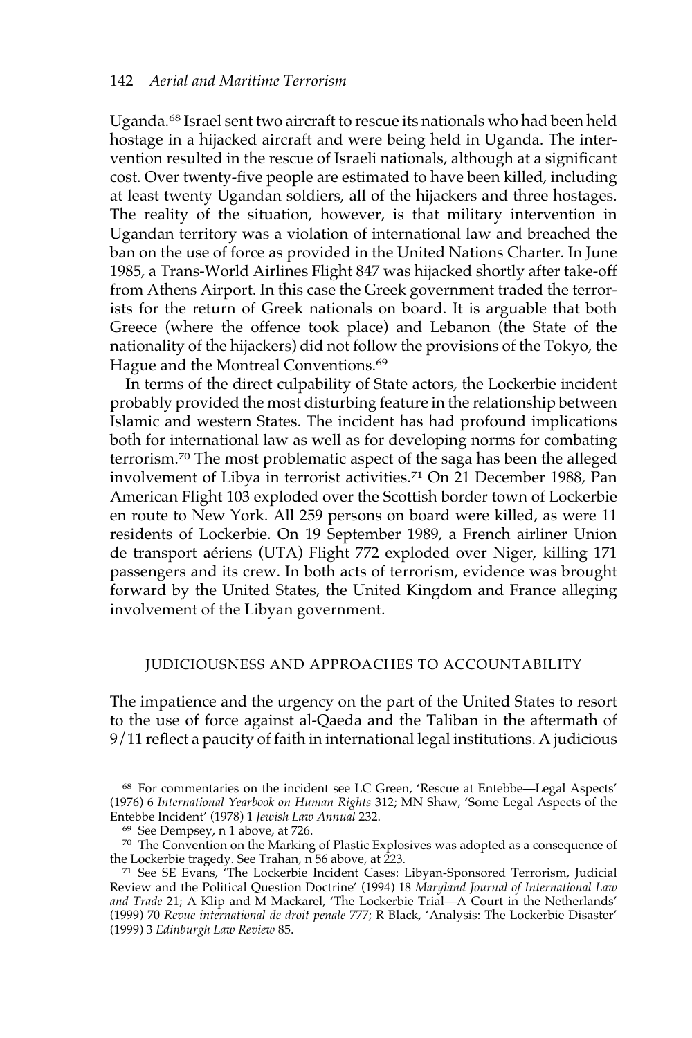Uganda.[68] Israel sent two aircraft to rescue its nationals who had been held hostage in a hijacked aircraft and were being held in Uganda. The intervention resulted in the rescue of Israeli nationals, although at a significant cost. Over twenty-five people are estimated to have been killed, including at least twenty Ugandan soldiers, all of the hijackers and three hostages. The reality of the situation, however, is that military intervention in Ugandan territory was a violation of international law and breached the ban on the use of force as provided in the United Nations Charter. In June 1985, a Trans-World Airlines Flight 847 was hijacked shortly after take-off from Athens Airport. In this case the Greek government traded the terrorists for the return of Greek nationals on board. It is arguable that both Greece (where the offence took place) and Lebanon (the State of the nationality of the hijackers) did not follow the provisions of the Tokyo, the Hague and the Montreal Conventions.[69]

In terms of the direct culpability of State actors, the Lockerbie incident probably provided the most disturbing feature in the relationship between Islamic and western States. The incident has had profound implications both for international law as well as for developing norms for combating terrorism.[70] The most problematic aspect of the saga has been the alleged involvement of Libya in terrorist activities.[71] On 21 December 1988, Pan American Flight 103 exploded over the Scottish border town of Lockerbie en route to New York. All 259 persons on board were killed, as were 11 residents of Lockerbie. On 19 September 1989, a French airliner Union de transport aériens (UTA) Flight 772 exploded over Niger, killing 171 passengers and its crew. In both acts of terrorism, evidence was brought forward by the United States, the United Kingdom and France alleging involvement of the Libyan government.

## JUDICIOUSNESS AND APPROACHES TO ACCOUNTABILITY

The impatience and the urgency on the part of the United States to resort to the use of force against al-Qaeda and the Taliban in the aftermath of 9/11 reflect a paucity of faith in international legal institutions. A judicious

[68] For commentaries on the incident see LC Green, 'Rescue at Entebbe—Legal Aspects' (1976) 6 *International Yearbook on Human Rights* 312; MN Shaw, 'Some Legal Aspects of the Entebbe Incident' (1978) 1 *Jewish Law Annual* 232.

[69] See Dempsey, n 1 above, at 726.

[70] The Convention on the Marking of Plastic Explosives was adopted as a consequence of the Lockerbie tragedy. See Trahan, n 56 above, at 223.

[71] See SE Evans, 'The Lockerbie Incident Cases: Libyan-Sponsored Terrorism, Judicial Review and the Political Question Doctrine' (1994) 18 *Maryland Journal of International Law and Trade* 21; A Klip and M Mackarel, 'The Lockerbie Trial—A Court in the Netherlands' (1999) 70 *Revue international de droit penale* 777; R Black, 'Analysis: The Lockerbie Disaster' (1999) 3 *Edinburgh Law Review* 85.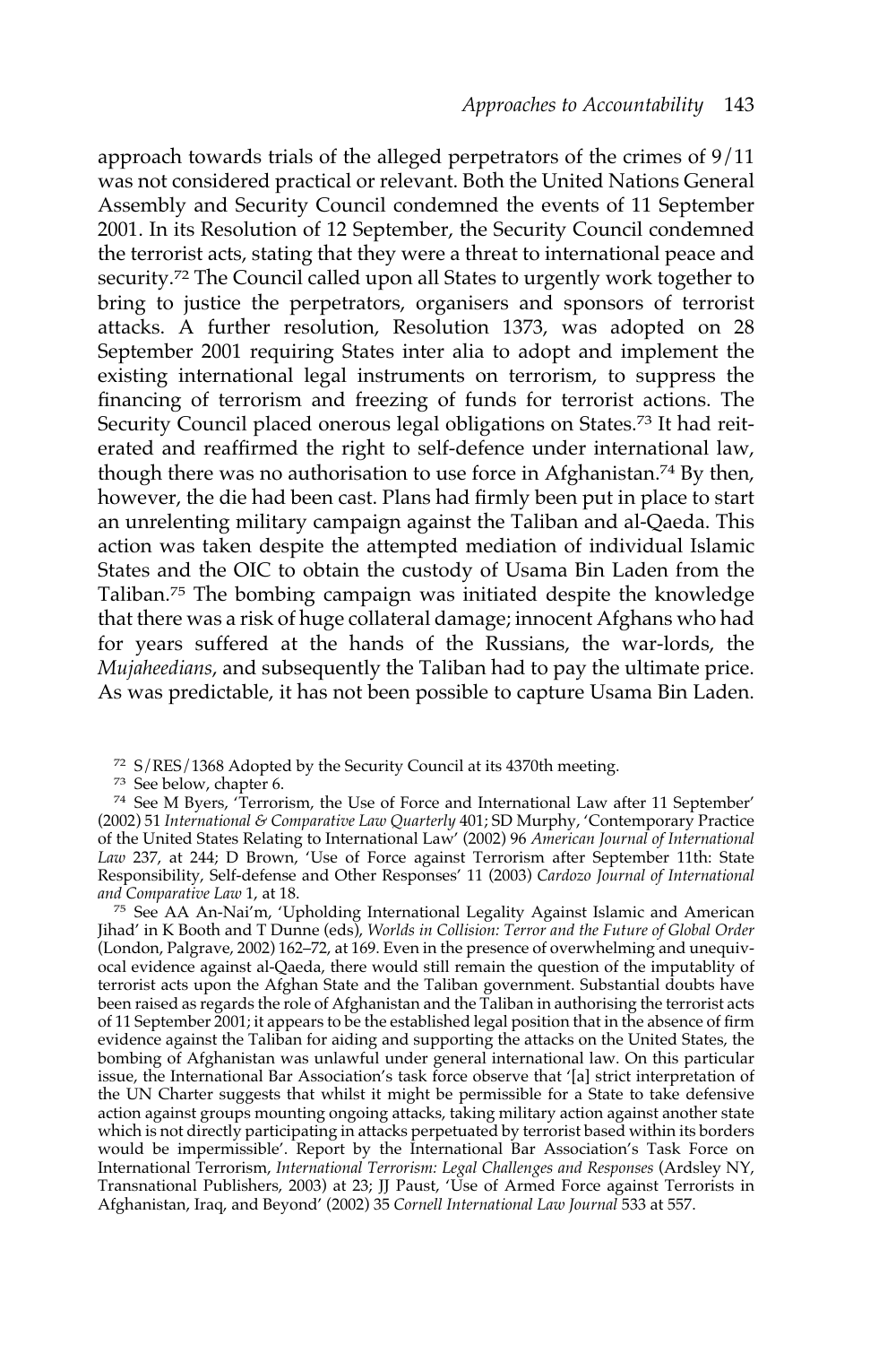approach towards trials of the alleged perpetrators of the crimes of 9/11 was not considered practical or relevant. Both the United Nations General Assembly and Security Council condemned the events of 11 September 2001. In its Resolution of 12 September, the Security Council condemned the terrorist acts, stating that they were a threat to international peace and security.[72] The Council called upon all States to urgently work together to bring to justice the perpetrators, organisers and sponsors of terrorist attacks. A further resolution, Resolution 1373, was adopted on 28 September 2001 requiring States inter alia to adopt and implement the existing international legal instruments on terrorism, to suppress the financing of terrorism and freezing of funds for terrorist actions. The Security Council placed onerous legal obligations on States.[73] It had reiterated and reaffirmed the right to self-defence under international law, though there was no authorisation to use force in Afghanistan.[74] By then, however, the die had been cast. Plans had firmly been put in place to start an unrelenting military campaign against the Taliban and al-Qaeda. This action was taken despite the attempted mediation of individual Islamic States and the OIC to obtain the custody of Usama Bin Laden from the Taliban.[75] The bombing campaign was initiated despite the knowledge that there was a risk of huge collateral damage; innocent Afghans who had for years suffered at the hands of the Russians, the war-lords, the *Mujaheedians*, and subsequently the Taliban had to pay the ultimate price. As was predictable, it has not been possible to capture Usama Bin Laden.

[72] S/RES/1368 Adopted by the Security Council at its 4370th meeting.

[73] See below, chapter 6.

[74] See M Byers, 'Terrorism, the Use of Force and International Law after 11 September' (2002) 51 *International & Comparative Law Quarterly* 401; SD Murphy, 'Contemporary Practice of the United States Relating to International Law' (2002) 96 *American Journal of International Law* 237, at 244; D Brown, 'Use of Force against Terrorism after September 11th: State Responsibility, Self-defense and Other Responses' 11 (2003) *Cardozo Journal of International and Comparative Law* 1, at 18.

[75] See AA An-Nai'm, 'Upholding International Legality Against Islamic and American Jihad' in K Booth and T Dunne (eds), *Worlds in Collision: Terror and the Future of Global Order* (London, Palgrave, 2002) 162–72, at 169. Even in the presence of overwhelming and unequivocal evidence against al-Qaeda, there would still remain the question of the imputablity of terrorist acts upon the Afghan State and the Taliban government. Substantial doubts have been raised as regards the role of Afghanistan and the Taliban in authorising the terrorist acts of 11 September 2001; it appears to be the established legal position that in the absence of firm evidence against the Taliban for aiding and supporting the attacks on the United States, the bombing of Afghanistan was unlawful under general international law. On this particular issue, the International Bar Association's task force observe that '[a] strict interpretation of the UN Charter suggests that whilst it might be permissible for a State to take defensive action against groups mounting ongoing attacks, taking military action against another state which is not directly participating in attacks perpetuated by terrorist based within its borders would be impermissible'. Report by the International Bar Association's Task Force on International Terrorism, *International Terrorism: Legal Challenges and Responses* (Ardsley NY, Transnational Publishers, 2003) at 23; JJ Paust, 'Use of Armed Force against Terrorists in Afghanistan, Iraq, and Beyond' (2002) 35 *Cornell International Law Journal* 533 at 557.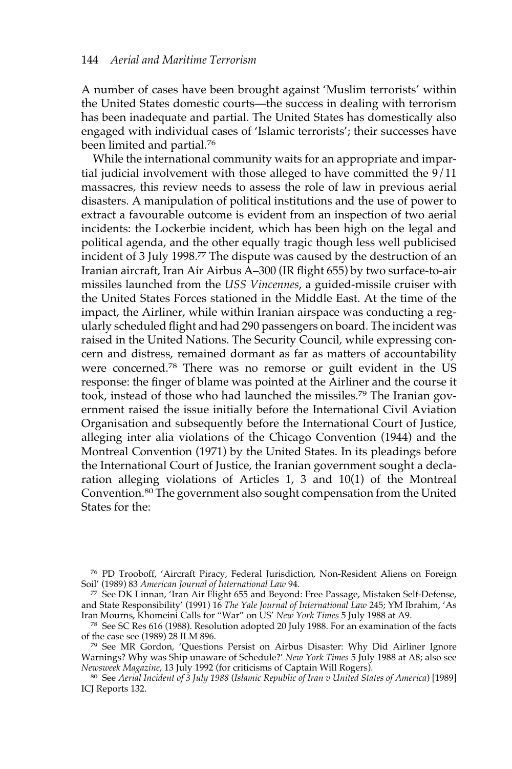A number of cases have been brought against 'Muslim terrorists' within the United States domestic courts—the success in dealing with terrorism has been inadequate and partial. The United States has domestically also engaged with individual cases of 'Islamic terrorists'; their successes have been limited and partial.[76]

While the international community waits for an appropriate and impartial judicial involvement with those alleged to have committed the 9/11 massacres, this review needs to assess the role of law in previous aerial disasters. A manipulation of political institutions and the use of power to extract a favourable outcome is evident from an inspection of two aerial incidents: the Lockerbie incident, which has been high on the legal and political agenda, and the other equally tragic though less well publicised incident of 3 July 1998.[77] The dispute was caused by the destruction of an Iranian aircraft, Iran Air Airbus A–300 (IR flight 655) by two surface-to-air missiles launched from the *USS Vincennes*, a guided-missile cruiser with the United States Forces stationed in the Middle East. At the time of the impact, the Airliner, while within Iranian airspace was conducting a regularly scheduled flight and had 290 passengers on board. The incident was raised in the United Nations. The Security Council, while expressing concern and distress, remained dormant as far as matters of accountability were concerned.[78] There was no remorse or guilt evident in the US response: the finger of blame was pointed at the Airliner and the course it took, instead of those who had launched the missiles.[79] The Iranian government raised the issue initially before the International Civil Aviation Organisation and subsequently before the International Court of Justice, alleging inter alia violations of the Chicago Convention (1944) and the Montreal Convention (1971) by the United States. In its pleadings before the International Court of Justice, the Iranian government sought a declaration alleging violations of Articles 1, 3 and 10(1) of the Montreal Convention.[80] The government also sought compensation from the United States for the:

---

[76] PD Trooboff, 'Aircraft Piracy, Federal Jurisdiction, Non-Resident Aliens on Foreign Soil' (1989) 83 *American Journal of International Law* 94.

[77] See DK Linnan, 'Iran Air Flight 655 and Beyond: Free Passage, Mistaken Self-Defense, and State Responsibility' (1991) 16 *The Yale Journal of International Law* 245; YM Ibrahim, 'As Iran Mourns, Khomeini Calls for "War" on US' *New York Times* 5 July 1988 at A9.

[78] See SC Res 616 (1988). Resolution adopted 20 July 1988. For an examination of the facts of the case see (1989) 28 ILM 896.

[79] See MR Gordon, 'Questions Persist on Airbus Disaster: Why Did Airliner Ignore Warnings? Why was Ship unaware of Schedule?' *New York Times* 5 July 1988 at A8; also see *Newsweek Magazine*, 13 July 1992 (for criticisms of Captain Will Rogers).

[80] See *Aerial Incident of 3 July 1988* (*Islamic Republic of Iran v United States of America*) [1989] ICJ Reports 132.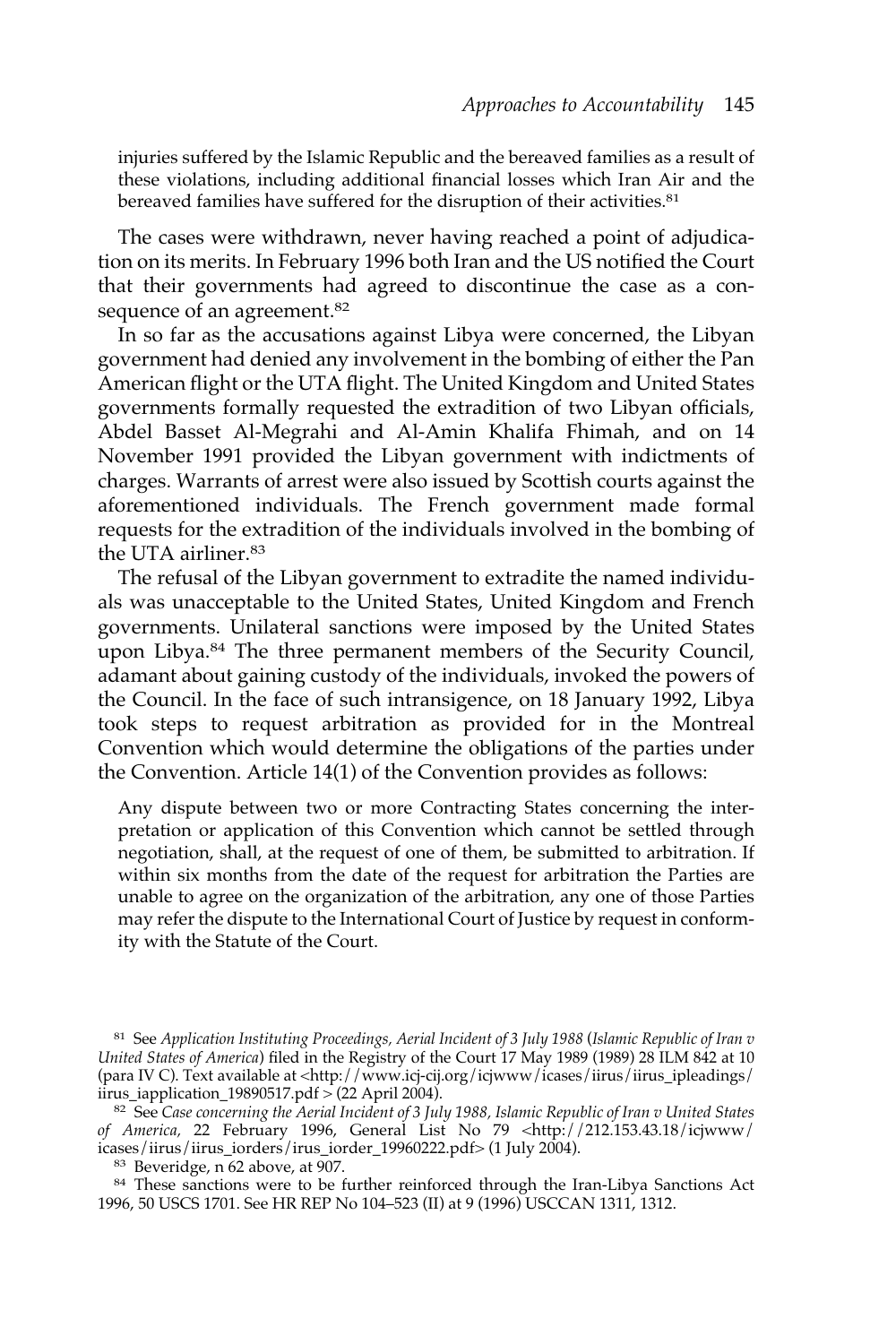> injuries suffered by the Islamic Republic and the bereaved families as a result of these violations, including additional financial losses which Iran Air and the bereaved families have suffered for the disruption of their activities.[81]

The cases were withdrawn, never having reached a point of adjudication on its merits. In February 1996 both Iran and the US notified the Court that their governments had agreed to discontinue the case as a consequence of an agreement.[82]

In so far as the accusations against Libya were concerned, the Libyan government had denied any involvement in the bombing of either the Pan American flight or the UTA flight. The United Kingdom and United States governments formally requested the extradition of two Libyan officials, Abdel Basset Al-Megrahi and Al-Amin Khalifa Fhimah, and on 14 November 1991 provided the Libyan government with indictments of charges. Warrants of arrest were also issued by Scottish courts against the aforementioned individuals. The French government made formal requests for the extradition of the individuals involved in the bombing of the UTA airliner.[83]

The refusal of the Libyan government to extradite the named individuals was unacceptable to the United States, United Kingdom and French governments. Unilateral sanctions were imposed by the United States upon Libya.[84] The three permanent members of the Security Council, adamant about gaining custody of the individuals, invoked the powers of the Council. In the face of such intransigence, on 18 January 1992, Libya took steps to request arbitration as provided for in the Montreal Convention which would determine the obligations of the parties under the Convention. Article 14(1) of the Convention provides as follows:

> Any dispute between two or more Contracting States concerning the interpretation or application of this Convention which cannot be settled through negotiation, shall, at the request of one of them, be submitted to arbitration. If within six months from the date of the request for arbitration the Parties are unable to agree on the organization of the arbitration, any one of those Parties may refer the dispute to the International Court of Justice by request in conformity with the Statute of the Court.

---

[81] See *Application Instituting Proceedings, Aerial Incident of 3 July 1988* (*Islamic Republic of Iran v United States of America*) filed in the Registry of the Court 17 May 1989 (1989) 28 ILM 842 at 10 (para IV C). Text available at <http://www.icj-cij.org/icjwww/icases/iirus/iirus_ipleadings/iirus_iapplication_19890517.pdf > (22 April 2004).

[82] See *Case concerning the Aerial Incident of 3 July 1988, Islamic Republic of Iran v United States of America,* 22 February 1996, General List No 79 <http://212.153.43.18/icjwww/icases/iirus/iirus_iorders/irus_iorder_19960222.pdf> (1 July 2004).

[83] Beveridge, n 62 above, at 907.

[84] These sanctions were to be further reinforced through the Iran-Libya Sanctions Act 1996, 50 USCS 1701. See HR REP No 104–523 (II) at 9 (1996) USCCAN 1311, 1312.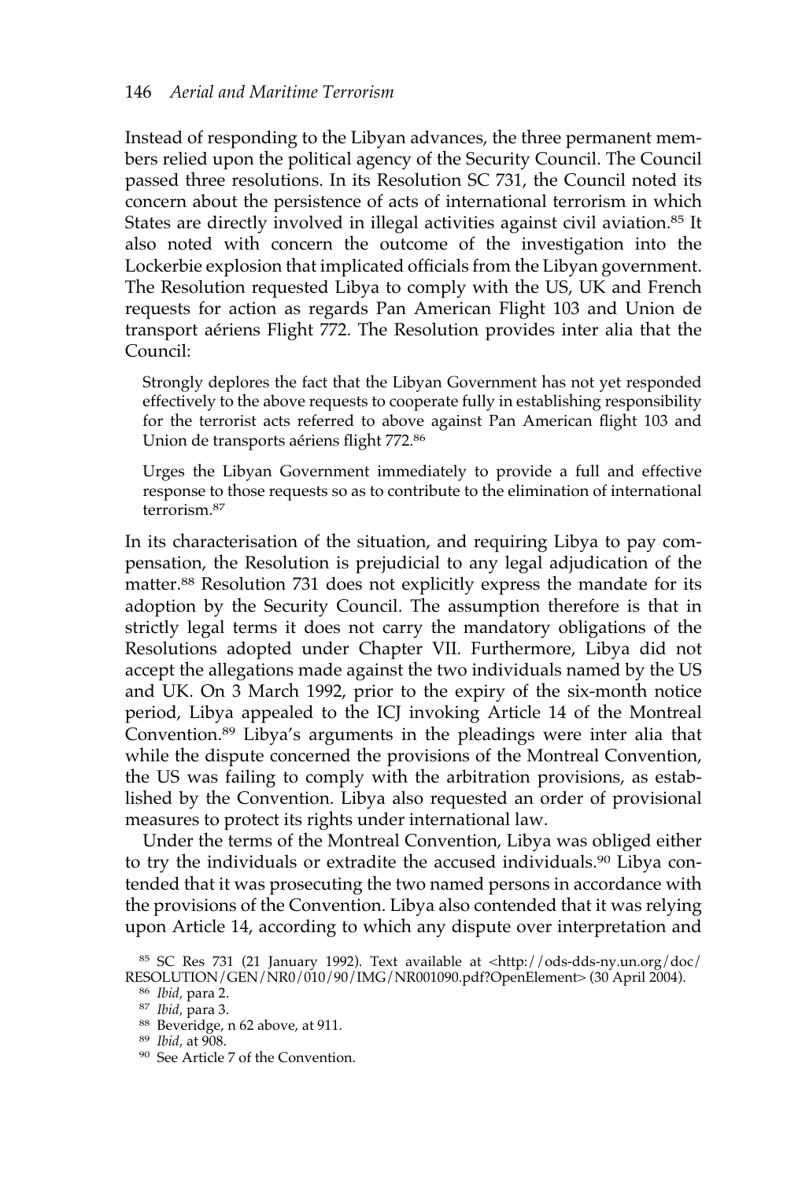Instead of responding to the Libyan advances, the three permanent members relied upon the political agency of the Security Council. The Council passed three resolutions. In its Resolution SC 731, the Council noted its concern about the persistence of acts of international terrorism in which States are directly involved in illegal activities against civil aviation.[85] It also noted with concern the outcome of the investigation into the Lockerbie explosion that implicated officials from the Libyan government. The Resolution requested Libya to comply with the US, UK and French requests for action as regards Pan American Flight 103 and Union de transport aériens Flight 772. The Resolution provides inter alia that the Council:

> Strongly deplores the fact that the Libyan Government has not yet responded effectively to the above requests to cooperate fully in establishing responsibility for the terrorist acts referred to above against Pan American flight 103 and Union de transports aériens flight 772.[86]
>
> Urges the Libyan Government immediately to provide a full and effective response to those requests so as to contribute to the elimination of international terrorism.[87]

In its characterisation of the situation, and requiring Libya to pay compensation, the Resolution is prejudicial to any legal adjudication of the matter.[88] Resolution 731 does not explicitly express the mandate for its adoption by the Security Council. The assumption therefore is that in strictly legal terms it does not carry the mandatory obligations of the Resolutions adopted under Chapter VII. Furthermore, Libya did not accept the allegations made against the two individuals named by the US and UK. On 3 March 1992, prior to the expiry of the six-month notice period, Libya appealed to the ICJ invoking Article 14 of the Montreal Convention.[89] Libya's arguments in the pleadings were inter alia that while the dispute concerned the provisions of the Montreal Convention, the US was failing to comply with the arbitration provisions, as established by the Convention. Libya also requested an order of provisional measures to protect its rights under international law.

Under the terms of the Montreal Convention, Libya was obliged either to try the individuals or extradite the accused individuals.[90] Libya contended that it was prosecuting the two named persons in accordance with the provisions of the Convention. Libya also contended that it was relying upon Article 14, according to which any dispute over interpretation and

[85] SC Res 731 (21 January 1992). Text available at <http://ods-dds-ny.un.org/doc/RESOLUTION/GEN/NR0/010/90/IMG/NR001090.pdf?OpenElement> (30 April 2004).

[86] *Ibid,* para 2.

[87] *Ibid,* para 3.

[88] Beveridge, n 62 above, at 911.

[89] *Ibid,* at 908.

[90] See Article 7 of the Convention.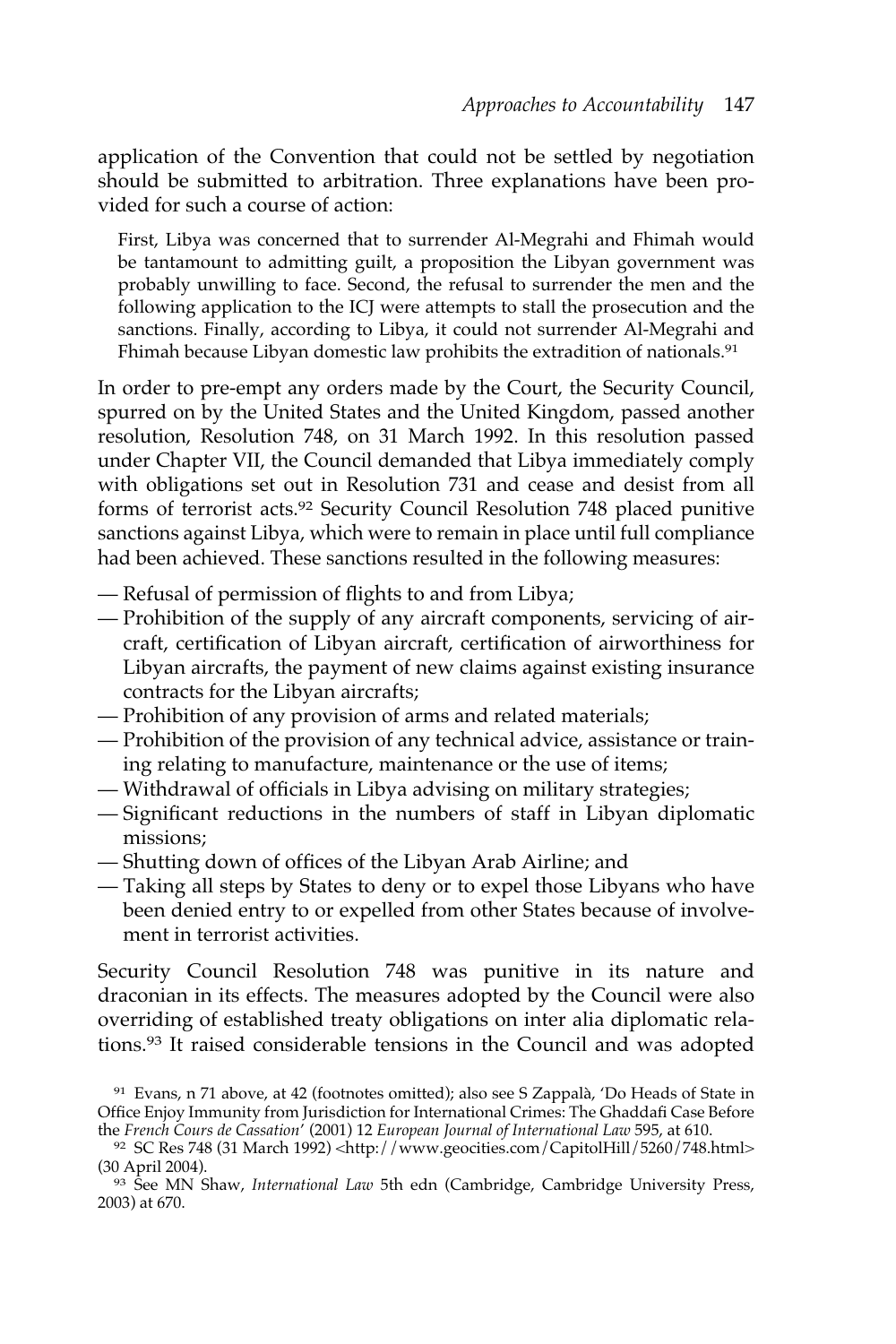application of the Convention that could not be settled by negotiation should be submitted to arbitration. Three explanations have been provided for such a course of action:

> First, Libya was concerned that to surrender Al-Megrahi and Fhimah would be tantamount to admitting guilt, a proposition the Libyan government was probably unwilling to face. Second, the refusal to surrender the men and the following application to the ICJ were attempts to stall the prosecution and the sanctions. Finally, according to Libya, it could not surrender Al-Megrahi and Fhimah because Libyan domestic law prohibits the extradition of nationals.[91]

In order to pre-empt any orders made by the Court, the Security Council, spurred on by the United States and the United Kingdom, passed another resolution, Resolution 748, on 31 March 1992. In this resolution passed under Chapter VII, the Council demanded that Libya immediately comply with obligations set out in Resolution 731 and cease and desist from all forms of terrorist acts.[92] Security Council Resolution 748 placed punitive sanctions against Libya, which were to remain in place until full compliance had been achieved. These sanctions resulted in the following measures:

- Refusal of permission of flights to and from Libya;
- Prohibition of the supply of any aircraft components, servicing of aircraft, certification of Libyan aircraft, certification of airworthiness for Libyan aircrafts, the payment of new claims against existing insurance contracts for the Libyan aircrafts;
- Prohibition of any provision of arms and related materials;
- Prohibition of the provision of any technical advice, assistance or training relating to manufacture, maintenance or the use of items;
- Withdrawal of officials in Libya advising on military strategies;
- Significant reductions in the numbers of staff in Libyan diplomatic missions;
- Shutting down of offices of the Libyan Arab Airline; and
- Taking all steps by States to deny or to expel those Libyans who have been denied entry to or expelled from other States because of involvement in terrorist activities.

Security Council Resolution 748 was punitive in its nature and draconian in its effects. The measures adopted by the Council were also overriding of established treaty obligations on inter alia diplomatic relations.[93] It raised considerable tensions in the Council and was adopted

[91] Evans, n 71 above, at 42 (footnotes omitted); also see S Zappalà, 'Do Heads of State in Office Enjoy Immunity from Jurisdiction for International Crimes: The Ghaddafi Case Before the *French Cours de Cassation*' (2001) 12 *European Journal of International Law* 595, at 610.

[92] SC Res 748 (31 March 1992) <http://www.geocities.com/CapitolHill/5260/748.html> (30 April 2004).

[93] See MN Shaw, *International Law* 5th edn (Cambridge, Cambridge University Press, 2003) at 670.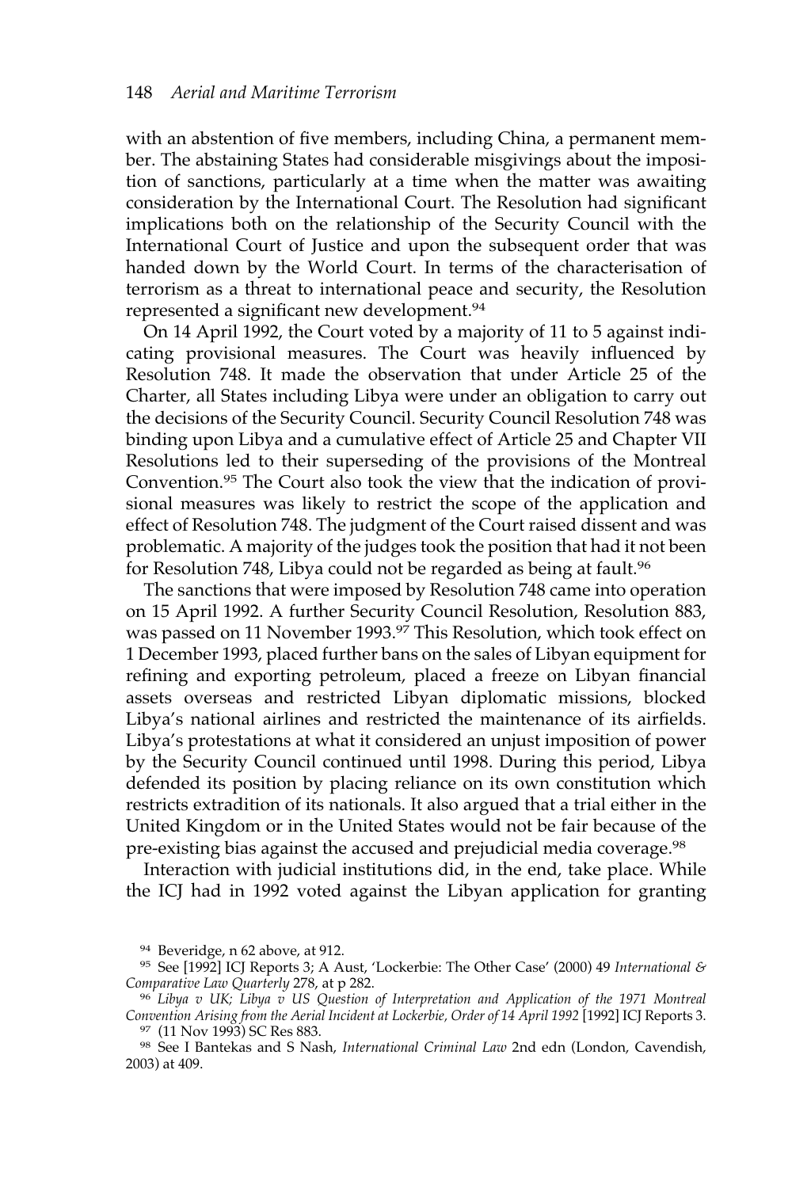with an abstention of five members, including China, a permanent member. The abstaining States had considerable misgivings about the imposition of sanctions, particularly at a time when the matter was awaiting consideration by the International Court. The Resolution had significant implications both on the relationship of the Security Council with the International Court of Justice and upon the subsequent order that was handed down by the World Court. In terms of the characterisation of terrorism as a threat to international peace and security, the Resolution represented a significant new development.[94]

On 14 April 1992, the Court voted by a majority of 11 to 5 against indicating provisional measures. The Court was heavily influenced by Resolution 748. It made the observation that under Article 25 of the Charter, all States including Libya were under an obligation to carry out the decisions of the Security Council. Security Council Resolution 748 was binding upon Libya and a cumulative effect of Article 25 and Chapter VII Resolutions led to their superseding of the provisions of the Montreal Convention.[95] The Court also took the view that the indication of provisional measures was likely to restrict the scope of the application and effect of Resolution 748. The judgment of the Court raised dissent and was problematic. A majority of the judges took the position that had it not been for Resolution 748, Libya could not be regarded as being at fault.[96]

The sanctions that were imposed by Resolution 748 came into operation on 15 April 1992. A further Security Council Resolution, Resolution 883, was passed on 11 November 1993.[97] This Resolution, which took effect on 1 December 1993, placed further bans on the sales of Libyan equipment for refining and exporting petroleum, placed a freeze on Libyan financial assets overseas and restricted Libyan diplomatic missions, blocked Libya's national airlines and restricted the maintenance of its airfields. Libya's protestations at what it considered an unjust imposition of power by the Security Council continued until 1998. During this period, Libya defended its position by placing reliance on its own constitution which restricts extradition of its nationals. It also argued that a trial either in the United Kingdom or in the United States would not be fair because of the pre-existing bias against the accused and prejudicial media coverage.[98]

Interaction with judicial institutions did, in the end, take place. While the ICJ had in 1992 voted against the Libyan application for granting

[94] Beveridge, n 62 above, at 912.

[95] See [1992] ICJ Reports 3; A Aust, 'Lockerbie: The Other Case' (2000) 49 *International & Comparative Law Quarterly* 278, at p 282.

[96] *Libya v UK; Libya v US Question of Interpretation and Application of the 1971 Montreal Convention Arising from the Aerial Incident at Lockerbie, Order of 14 April 1992* [1992] ICJ Reports 3.

[97] (11 Nov 1993) SC Res 883.

[98] See I Bantekas and S Nash, *International Criminal Law* 2nd edn (London, Cavendish, 2003) at 409.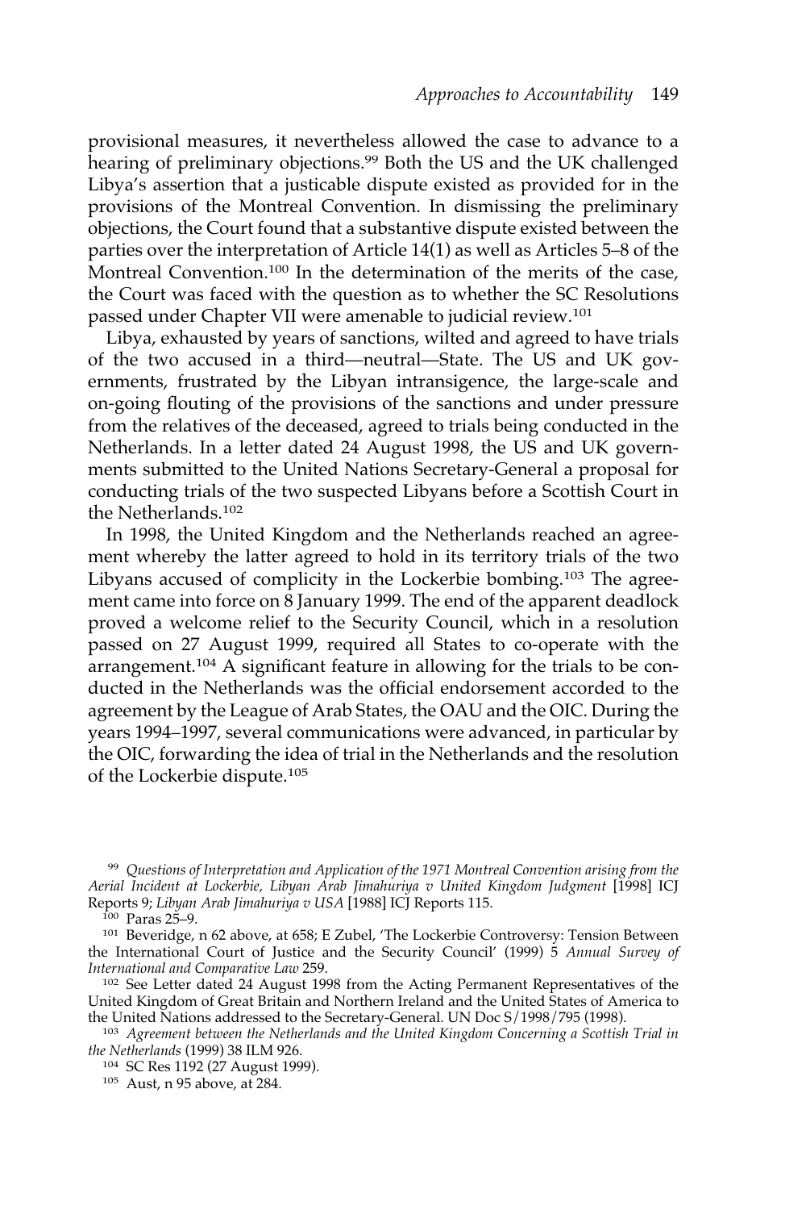provisional measures, it nevertheless allowed the case to advance to a hearing of preliminary objections.[99] Both the US and the UK challenged Libya's assertion that a justicable dispute existed as provided for in the provisions of the Montreal Convention. In dismissing the preliminary objections, the Court found that a substantive dispute existed between the parties over the interpretation of Article 14(1) as well as Articles 5–8 of the Montreal Convention.[100] In the determination of the merits of the case, the Court was faced with the question as to whether the SC Resolutions passed under Chapter VII were amenable to judicial review.[101]

Libya, exhausted by years of sanctions, wilted and agreed to have trials of the two accused in a third—neutral—State. The US and UK governments, frustrated by the Libyan intransigence, the large-scale and on-going flouting of the provisions of the sanctions and under pressure from the relatives of the deceased, agreed to trials being conducted in the Netherlands. In a letter dated 24 August 1998, the US and UK governments submitted to the United Nations Secretary-General a proposal for conducting trials of the two suspected Libyans before a Scottish Court in the Netherlands.[102]

In 1998, the United Kingdom and the Netherlands reached an agreement whereby the latter agreed to hold in its territory trials of the two Libyans accused of complicity in the Lockerbie bombing.[103] The agreement came into force on 8 January 1999. The end of the apparent deadlock proved a welcome relief to the Security Council, which in a resolution passed on 27 August 1999, required all States to co-operate with the arrangement.[104] A significant feature in allowing for the trials to be conducted in the Netherlands was the official endorsement accorded to the agreement by the League of Arab States, the OAU and the OIC. During the years 1994–1997, several communications were advanced, in particular by the OIC, forwarding the idea of trial in the Netherlands and the resolution of the Lockerbie dispute.[105]

---

[99] *Questions of Interpretation and Application of the 1971 Montreal Convention arising from the Aerial Incident at Lockerbie, Libyan Arab Jimahuriya v United Kingdom Judgment* [1998] ICJ Reports 9; *Libyan Arab Jimahuriya v USA* [1988] ICJ Reports 115.

[100] Paras 25–9.

[101] Beveridge, n 62 above, at 658; E Zubel, 'The Lockerbie Controversy: Tension Between the International Court of Justice and the Security Council' (1999) 5 *Annual Survey of International and Comparative Law* 259.

[102] See Letter dated 24 August 1998 from the Acting Permanent Representatives of the United Kingdom of Great Britain and Northern Ireland and the United States of America to the United Nations addressed to the Secretary-General. UN Doc S/1998/795 (1998).

[103] *Agreement between the Netherlands and the United Kingdom Concerning a Scottish Trial in the Netherlands* (1999) 38 ILM 926.

[104] SC Res 1192 (27 August 1999).

[105] Aust, n 95 above, at 284.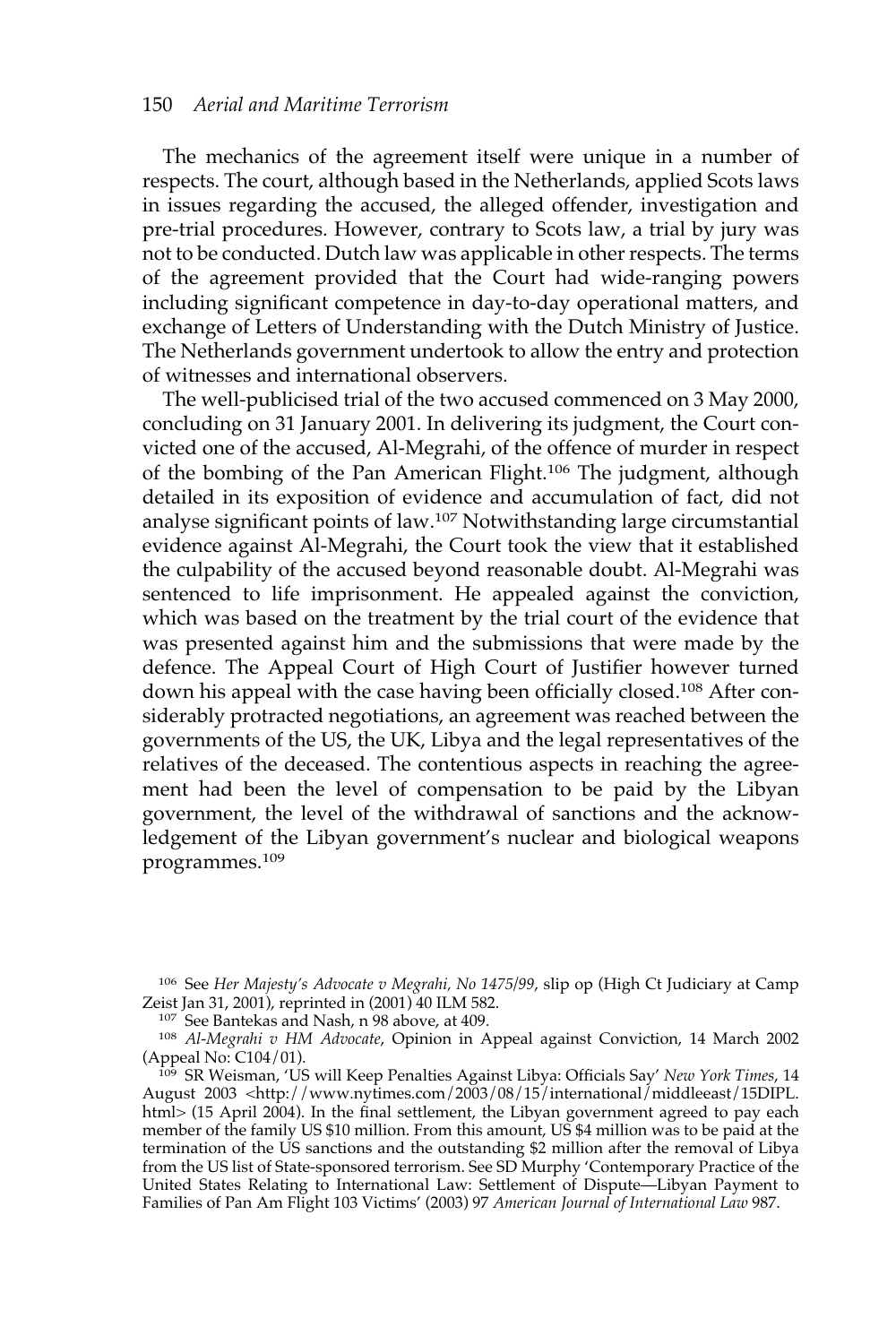The mechanics of the agreement itself were unique in a number of respects. The court, although based in the Netherlands, applied Scots laws in issues regarding the accused, the alleged offender, investigation and pre-trial procedures. However, contrary to Scots law, a trial by jury was not to be conducted. Dutch law was applicable in other respects. The terms of the agreement provided that the Court had wide-ranging powers including significant competence in day-to-day operational matters, and exchange of Letters of Understanding with the Dutch Ministry of Justice. The Netherlands government undertook to allow the entry and protection of witnesses and international observers.

The well-publicised trial of the two accused commenced on 3 May 2000, concluding on 31 January 2001. In delivering its judgment, the Court convicted one of the accused, Al-Megrahi, of the offence of murder in respect of the bombing of the Pan American Flight.[106] The judgment, although detailed in its exposition of evidence and accumulation of fact, did not analyse significant points of law.[107] Notwithstanding large circumstantial evidence against Al-Megrahi, the Court took the view that it established the culpability of the accused beyond reasonable doubt. Al-Megrahi was sentenced to life imprisonment. He appealed against the conviction, which was based on the treatment by the trial court of the evidence that was presented against him and the submissions that were made by the defence. The Appeal Court of High Court of Justifier however turned down his appeal with the case having been officially closed.[108] After considerably protracted negotiations, an agreement was reached between the governments of the US, the UK, Libya and the legal representatives of the relatives of the deceased. The contentious aspects in reaching the agreement had been the level of compensation to be paid by the Libyan government, the level of the withdrawal of sanctions and the acknowledgement of the Libyan government's nuclear and biological weapons programmes.[109]

---

[106] See *Her Majesty's Advocate v Megrahi, No 1475/99*, slip op (High Ct Judiciary at Camp Zeist Jan 31, 2001), reprinted in (2001) 40 ILM 582.

[107] See Bantekas and Nash, n 98 above, at 409.

[108] *Al-Megrahi v HM Advocate*, Opinion in Appeal against Conviction, 14 March 2002 (Appeal No: C104/01).

[109] SR Weisman, 'US will Keep Penalties Against Libya: Officials Say' *New York Times*, 14 August 2003 <http://www.nytimes.com/2003/08/15/international/middleeast/15DIPL.html> (15 April 2004). In the final settlement, the Libyan government agreed to pay each member of the family US $10 million. From this amount, US $4 million was to be paid at the termination of the US sanctions and the outstanding $2 million after the removal of Libya from the US list of State-sponsored terrorism. See SD Murphy 'Contemporary Practice of the United States Relating to International Law: Settlement of Dispute—Libyan Payment to Families of Pan Am Flight 103 Victims' (2003) 97 *American Journal of International Law* 987.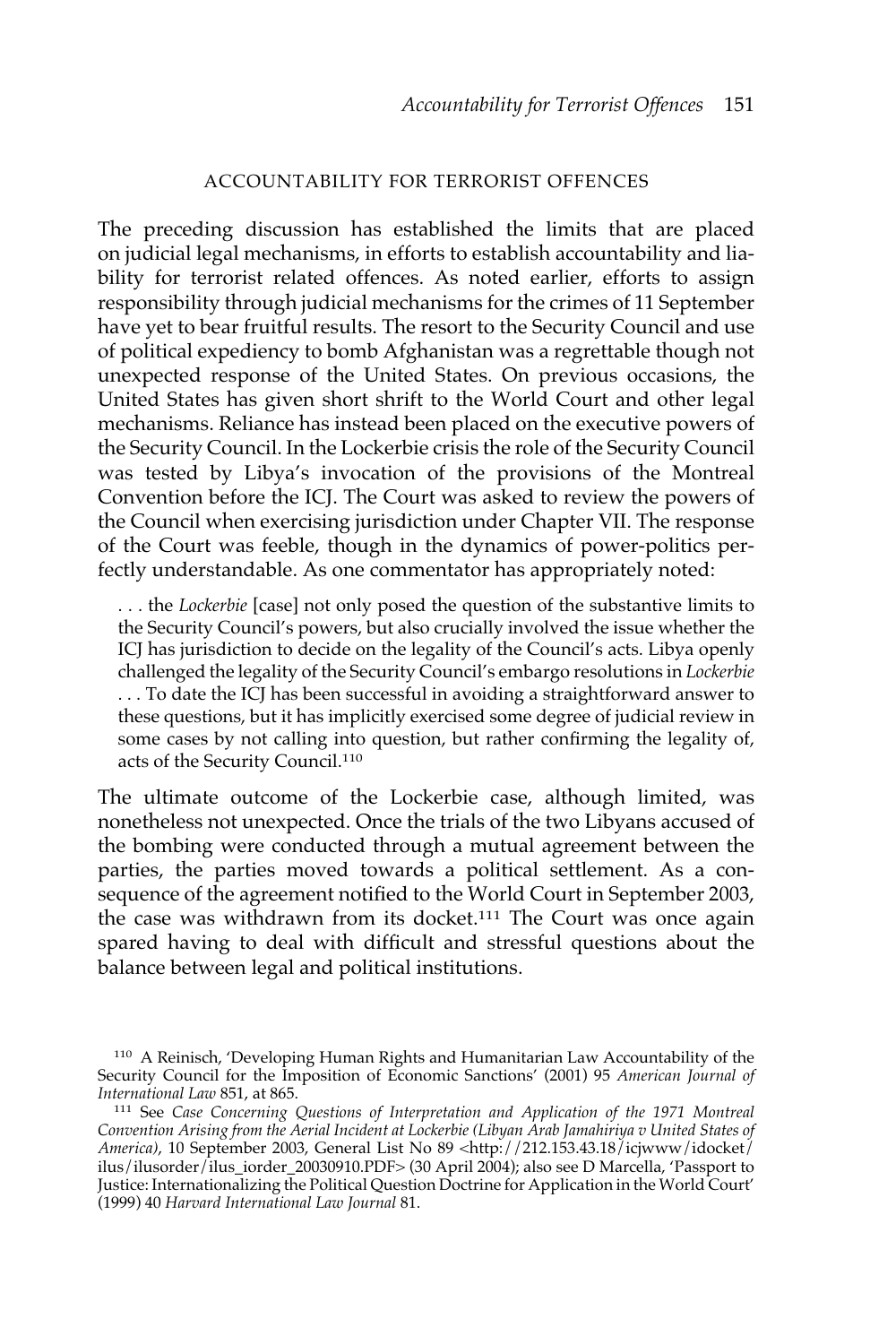## ACCOUNTABILITY FOR TERRORIST OFFENCES

The preceding discussion has established the limits that are placed on judicial legal mechanisms, in efforts to establish accountability and liability for terrorist related offences. As noted earlier, efforts to assign responsibility through judicial mechanisms for the crimes of 11 September have yet to bear fruitful results. The resort to the Security Council and use of political expediency to bomb Afghanistan was a regrettable though not unexpected response of the United States. On previous occasions, the United States has given short shrift to the World Court and other legal mechanisms. Reliance has instead been placed on the executive powers of the Security Council. In the Lockerbie crisis the role of the Security Council was tested by Libya's invocation of the provisions of the Montreal Convention before the ICJ. The Court was asked to review the powers of the Council when exercising jurisdiction under Chapter VII. The response of the Court was feeble, though in the dynamics of power-politics perfectly understandable. As one commentator has appropriately noted:

> . . . the *Lockerbie* [case] not only posed the question of the substantive limits to the Security Council's powers, but also crucially involved the issue whether the ICJ has jurisdiction to decide on the legality of the Council's acts. Libya openly challenged the legality of the Security Council's embargo resolutions in *Lockerbie* . . . To date the ICJ has been successful in avoiding a straightforward answer to these questions, but it has implicitly exercised some degree of judicial review in some cases by not calling into question, but rather confirming the legality of, acts of the Security Council.[110]

The ultimate outcome of the Lockerbie case, although limited, was nonetheless not unexpected. Once the trials of the two Libyans accused of the bombing were conducted through a mutual agreement between the parties, the parties moved towards a political settlement. As a consequence of the agreement notified to the World Court in September 2003, the case was withdrawn from its docket.[111] The Court was once again spared having to deal with difficult and stressful questions about the balance between legal and political institutions.

---

[110] A Reinisch, 'Developing Human Rights and Humanitarian Law Accountability of the Security Council for the Imposition of Economic Sanctions' (2001) 95 *American Journal of International Law* 851, at 865.

[111] See *Case Concerning Questions of Interpretation and Application of the 1971 Montreal Convention Arising from the Aerial Incident at Lockerbie (Libyan Arab Jamahiriya v United States of America)*, 10 September 2003, General List No 89 <http://212.153.43.18/icjwww/idocket/ilus/ilusorder/ilus_iorder_20030910.PDF> (30 April 2004); also see D Marcella, 'Passport to Justice: Internationalizing the Political Question Doctrine for Application in the World Court' (1999) 40 *Harvard International Law Journal* 81.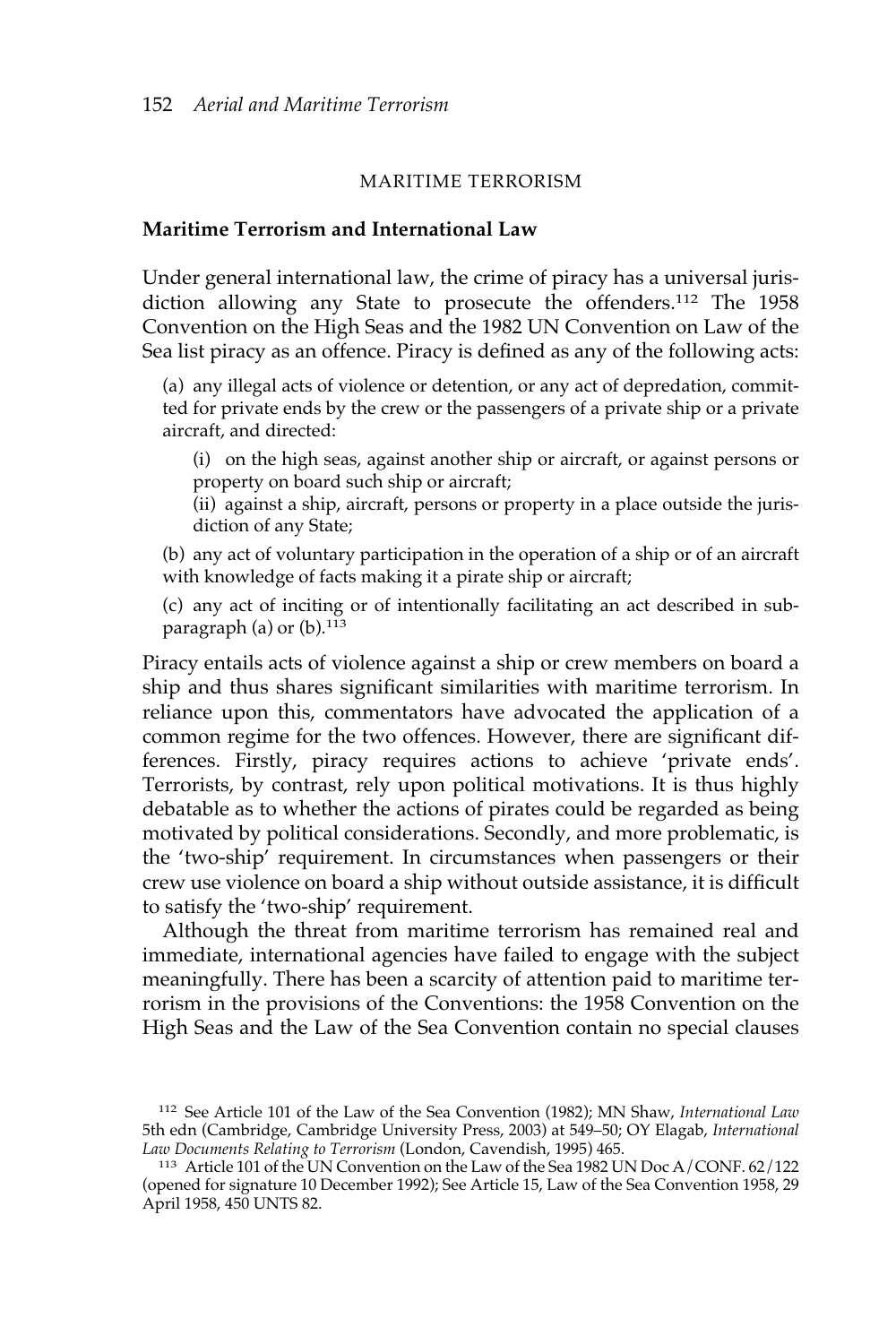## MARITIME TERRORISM

### Maritime Terrorism and International Law

Under general international law, the crime of piracy has a universal jurisdiction allowing any State to prosecute the offenders.[112] The 1958 Convention on the High Seas and the 1982 UN Convention on Law of the Sea list piracy as an offence. Piracy is defined as any of the following acts:

> (a) any illegal acts of violence or detention, or any act of depredation, committed for private ends by the crew or the passengers of a private ship or a private aircraft, and directed:
>
> (i) on the high seas, against another ship or aircraft, or against persons or property on board such ship or aircraft;
>
> (ii) against a ship, aircraft, persons or property in a place outside the jurisdiction of any State;
>
> (b) any act of voluntary participation in the operation of a ship or of an aircraft with knowledge of facts making it a pirate ship or aircraft;
>
> (c) any act of inciting or of intentionally facilitating an act described in subparagraph (a) or (b).[113]

Piracy entails acts of violence against a ship or crew members on board a ship and thus shares significant similarities with maritime terrorism. In reliance upon this, commentators have advocated the application of a common regime for the two offences. However, there are significant differences. Firstly, piracy requires actions to achieve 'private ends'. Terrorists, by contrast, rely upon political motivations. It is thus highly debatable as to whether the actions of pirates could be regarded as being motivated by political considerations. Secondly, and more problematic, is the 'two-ship' requirement. In circumstances when passengers or their crew use violence on board a ship without outside assistance, it is difficult to satisfy the 'two-ship' requirement.

Although the threat from maritime terrorism has remained real and immediate, international agencies have failed to engage with the subject meaningfully. There has been a scarcity of attention paid to maritime terrorism in the provisions of the Conventions: the 1958 Convention on the High Seas and the Law of the Sea Convention contain no special clauses

---

[112] See Article 101 of the Law of the Sea Convention (1982); MN Shaw, *International Law* 5th edn (Cambridge, Cambridge University Press, 2003) at 549–50; OY Elagab, *International Law Documents Relating to Terrorism* (London, Cavendish, 1995) 465.

[113] Article 101 of the UN Convention on the Law of the Sea 1982 UN Doc A/CONF. 62/122 (opened for signature 10 December 1992); See Article 15, Law of the Sea Convention 1958, 29 April 1958, 450 UNTS 82.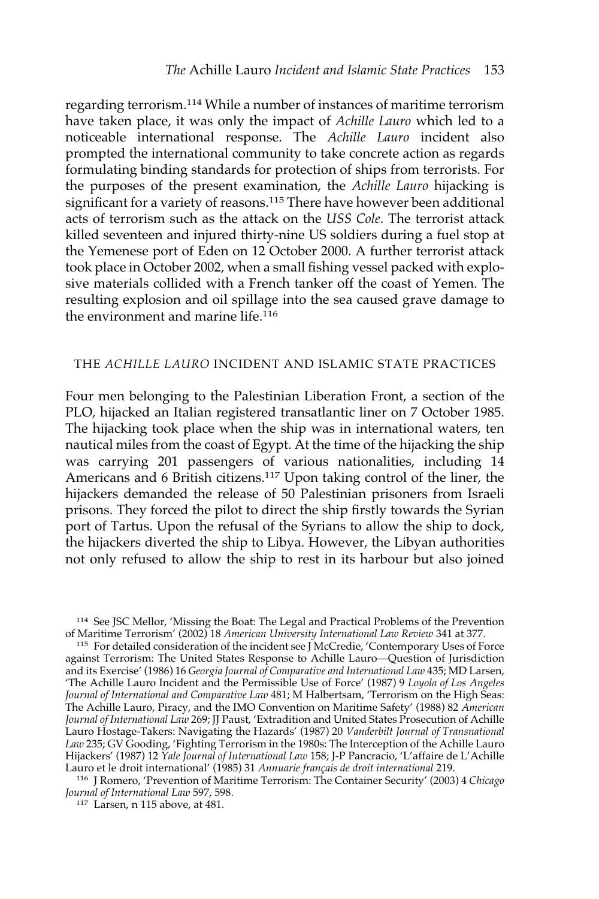regarding terrorism.[114] While a number of instances of maritime terrorism have taken place, it was only the impact of *Achille Lauro* which led to a noticeable international response. The *Achille Lauro* incident also prompted the international community to take concrete action as regards formulating binding standards for protection of ships from terrorists. For the purposes of the present examination, the *Achille Lauro* hijacking is significant for a variety of reasons.[115] There have however been additional acts of terrorism such as the attack on the *USS Cole*. The terrorist attack killed seventeen and injured thirty-nine US soldiers during a fuel stop at the Yemenese port of Eden on 12 October 2000. A further terrorist attack took place in October 2002, when a small fishing vessel packed with explosive materials collided with a French tanker off the coast of Yemen. The resulting explosion and oil spillage into the sea caused grave damage to the environment and marine life.[116]

## THE *ACHILLE LAURO* INCIDENT AND ISLAMIC STATE PRACTICES

Four men belonging to the Palestinian Liberation Front, a section of the PLO, hijacked an Italian registered transatlantic liner on 7 October 1985. The hijacking took place when the ship was in international waters, ten nautical miles from the coast of Egypt. At the time of the hijacking the ship was carrying 201 passengers of various nationalities, including 14 Americans and 6 British citizens.[117] Upon taking control of the liner, the hijackers demanded the release of 50 Palestinian prisoners from Israeli prisons. They forced the pilot to direct the ship firstly towards the Syrian port of Tartus. Upon the refusal of the Syrians to allow the ship to dock, the hijackers diverted the ship to Libya. However, the Libyan authorities not only refused to allow the ship to rest in its harbour but also joined

---

[114] See JSC Mellor, 'Missing the Boat: The Legal and Practical Problems of the Prevention of Maritime Terrorism' (2002) 18 *American University International Law Review* 341 at 377.

[115] For detailed consideration of the incident see J McCredie, 'Contemporary Uses of Force against Terrorism: The United States Response to Achille Lauro—Question of Jurisdiction and its Exercise' (1986) 16 *Georgia Journal of Comparative and International Law* 435; MD Larsen, 'The Achille Lauro Incident and the Permissible Use of Force' (1987) 9 *Loyola of Los Angeles Journal of International and Comparative Law* 481; M Halbertsam, 'Terrorism on the High Seas: The Achille Lauro, Piracy, and the IMO Convention on Maritime Safety' (1988) 82 *American Journal of International Law* 269; JJ Paust, 'Extradition and United States Prosecution of Achille Lauro Hostage-Takers: Navigating the Hazards' (1987) 20 *Vanderbilt Journal of Transnational Law* 235; GV Gooding, 'Fighting Terrorism in the 1980s: The Interception of the Achille Lauro Hijackers' (1987) 12 *Yale Journal of International Law* 158; J-P Pancracio, 'L'affaire de L'Achille Lauro et le droit international' (1985) 31 *Annuarie français de droit international* 219.

[116] J Romero, 'Prevention of Maritime Terrorism: The Container Security' (2003) 4 *Chicago Journal of International Law* 597, 598.

[117] Larsen, n 115 above, at 481.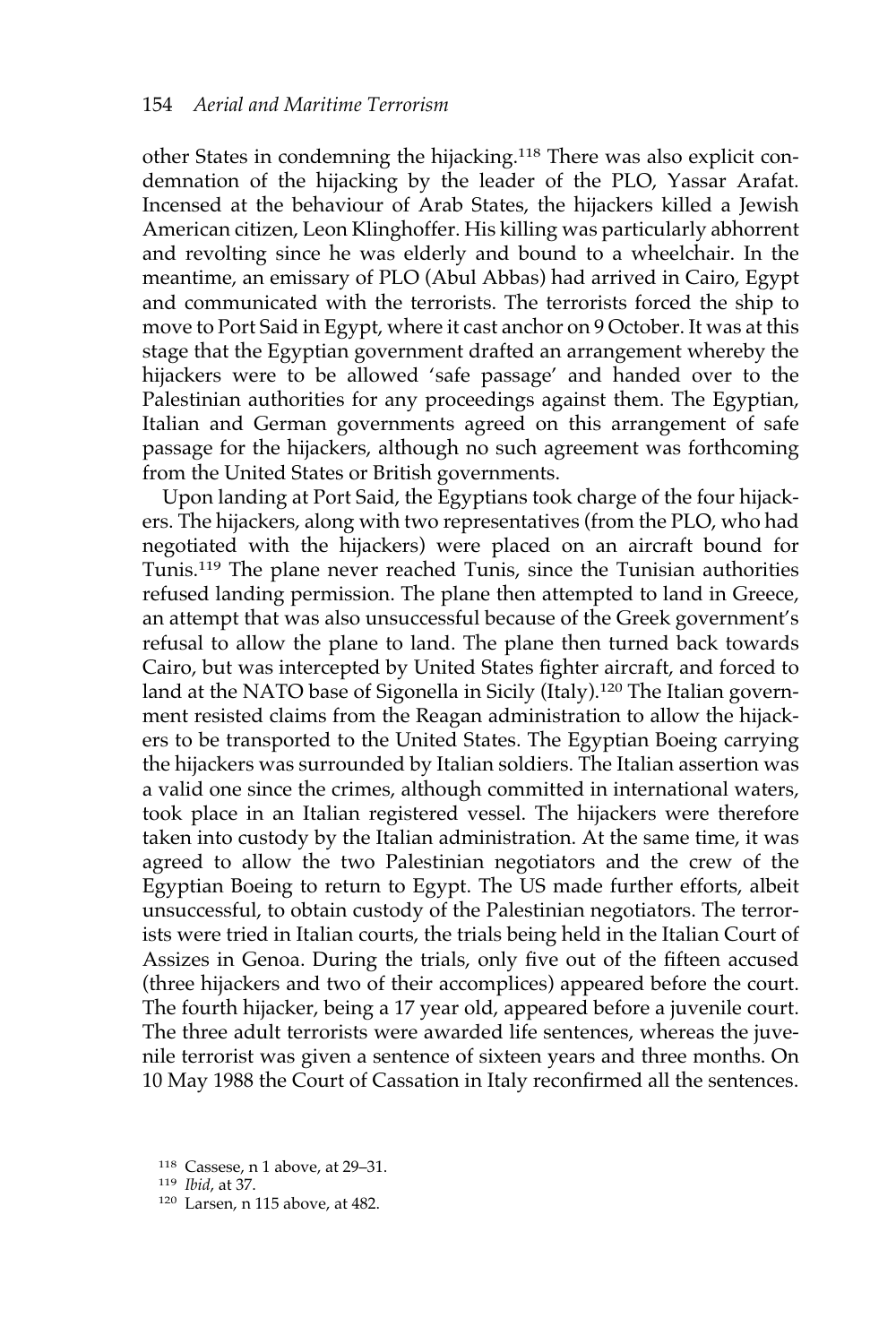other States in condemning the hijacking.[118] There was also explicit condemnation of the hijacking by the leader of the PLO, Yassar Arafat. Incensed at the behaviour of Arab States, the hijackers killed a Jewish American citizen, Leon Klinghoffer. His killing was particularly abhorrent and revolting since he was elderly and bound to a wheelchair. In the meantime, an emissary of PLO (Abul Abbas) had arrived in Cairo, Egypt and communicated with the terrorists. The terrorists forced the ship to move to Port Said in Egypt, where it cast anchor on 9 October. It was at this stage that the Egyptian government drafted an arrangement whereby the hijackers were to be allowed 'safe passage' and handed over to the Palestinian authorities for any proceedings against them. The Egyptian, Italian and German governments agreed on this arrangement of safe passage for the hijackers, although no such agreement was forthcoming from the United States or British governments.

Upon landing at Port Said, the Egyptians took charge of the four hijackers. The hijackers, along with two representatives (from the PLO, who had negotiated with the hijackers) were placed on an aircraft bound for Tunis.[119] The plane never reached Tunis, since the Tunisian authorities refused landing permission. The plane then attempted to land in Greece, an attempt that was also unsuccessful because of the Greek government's refusal to allow the plane to land. The plane then turned back towards Cairo, but was intercepted by United States fighter aircraft, and forced to land at the NATO base of Sigonella in Sicily (Italy).[120] The Italian government resisted claims from the Reagan administration to allow the hijackers to be transported to the United States. The Egyptian Boeing carrying the hijackers was surrounded by Italian soldiers. The Italian assertion was a valid one since the crimes, although committed in international waters, took place in an Italian registered vessel. The hijackers were therefore taken into custody by the Italian administration. At the same time, it was agreed to allow the two Palestinian negotiators and the crew of the Egyptian Boeing to return to Egypt. The US made further efforts, albeit unsuccessful, to obtain custody of the Palestinian negotiators. The terrorists were tried in Italian courts, the trials being held in the Italian Court of Assizes in Genoa. During the trials, only five out of the fifteen accused (three hijackers and two of their accomplices) appeared before the court. The fourth hijacker, being a 17 year old, appeared before a juvenile court. The three adult terrorists were awarded life sentences, whereas the juvenile terrorist was given a sentence of sixteen years and three months. On 10 May 1988 the Court of Cassation in Italy reconfirmed all the sentences.

[118] Cassese, n 1 above, at 29–31.

[119] *Ibid*, at 37.

[120] Larsen, n 115 above, at 482.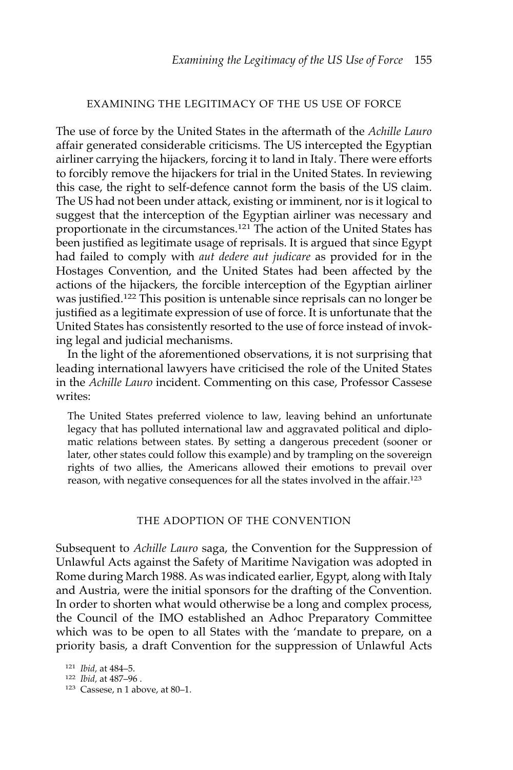## EXAMINING THE LEGITIMACY OF THE US USE OF FORCE

The use of force by the United States in the aftermath of the *Achille Lauro* affair generated considerable criticisms. The US intercepted the Egyptian airliner carrying the hijackers, forcing it to land in Italy. There were efforts to forcibly remove the hijackers for trial in the United States. In reviewing this case, the right to self-defence cannot form the basis of the US claim. The US had not been under attack, existing or imminent, nor is it logical to suggest that the interception of the Egyptian airliner was necessary and proportionate in the circumstances.[121] The action of the United States has been justified as legitimate usage of reprisals. It is argued that since Egypt had failed to comply with *aut dedere aut judicare* as provided for in the Hostages Convention, and the United States had been affected by the actions of the hijackers, the forcible interception of the Egyptian airliner was justified.[122] This position is untenable since reprisals can no longer be justified as a legitimate expression of use of force. It is unfortunate that the United States has consistently resorted to the use of force instead of invoking legal and judicial mechanisms.

In the light of the aforementioned observations, it is not surprising that leading international lawyers have criticised the role of the United States in the *Achille Lauro* incident. Commenting on this case, Professor Cassese writes:

> The United States preferred violence to law, leaving behind an unfortunate legacy that has polluted international law and aggravated political and diplomatic relations between states. By setting a dangerous precedent (sooner or later, other states could follow this example) and by trampling on the sovereign rights of two allies, the Americans allowed their emotions to prevail over reason, with negative consequences for all the states involved in the affair.[123]

## THE ADOPTION OF THE CONVENTION

Subsequent to *Achille Lauro* saga, the Convention for the Suppression of Unlawful Acts against the Safety of Maritime Navigation was adopted in Rome during March 1988. As was indicated earlier, Egypt, along with Italy and Austria, were the initial sponsors for the drafting of the Convention. In order to shorten what would otherwise be a long and complex process, the Council of the IMO established an Adhoc Preparatory Committee which was to be open to all States with the 'mandate to prepare, on a priority basis, a draft Convention for the suppression of Unlawful Acts

[121] *Ibid*, at 484–5.

[122] *Ibid*, at 487–96 .

[123] Cassese, n 1 above, at 80–1.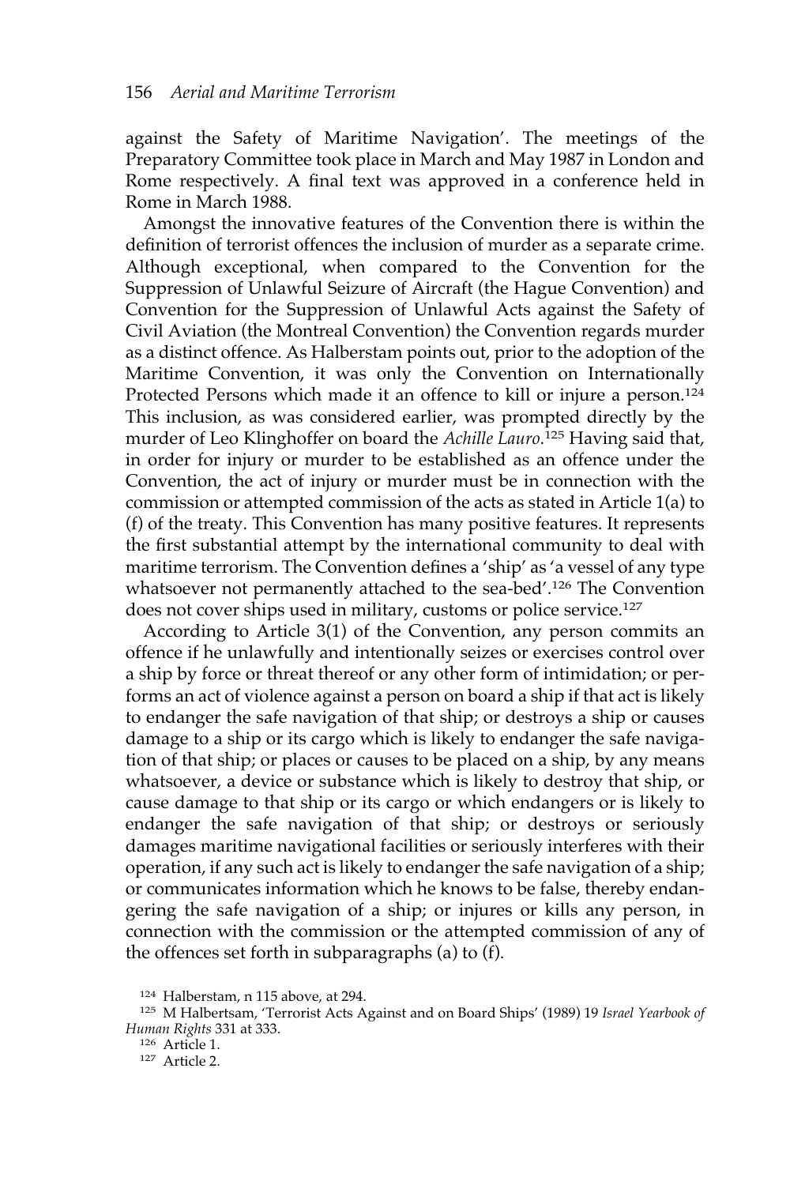against the Safety of Maritime Navigation'. The meetings of the Preparatory Committee took place in March and May 1987 in London and Rome respectively. A final text was approved in a conference held in Rome in March 1988.

Amongst the innovative features of the Convention there is within the definition of terrorist offences the inclusion of murder as a separate crime. Although exceptional, when compared to the Convention for the Suppression of Unlawful Seizure of Aircraft (the Hague Convention) and Convention for the Suppression of Unlawful Acts against the Safety of Civil Aviation (the Montreal Convention) the Convention regards murder as a distinct offence. As Halberstam points out, prior to the adoption of the Maritime Convention, it was only the Convention on Internationally Protected Persons which made it an offence to kill or injure a person.[124] This inclusion, as was considered earlier, was prompted directly by the murder of Leo Klinghoffer on board the *Achille Lauro*.[125] Having said that, in order for injury or murder to be established as an offence under the Convention, the act of injury or murder must be in connection with the commission or attempted commission of the acts as stated in Article 1(a) to (f) of the treaty. This Convention has many positive features. It represents the first substantial attempt by the international community to deal with maritime terrorism. The Convention defines a 'ship' as 'a vessel of any type whatsoever not permanently attached to the sea-bed'.[126] The Convention does not cover ships used in military, customs or police service.[127]

According to Article 3(1) of the Convention, any person commits an offence if he unlawfully and intentionally seizes or exercises control over a ship by force or threat thereof or any other form of intimidation; or performs an act of violence against a person on board a ship if that act is likely to endanger the safe navigation of that ship; or destroys a ship or causes damage to a ship or its cargo which is likely to endanger the safe navigation of that ship; or places or causes to be placed on a ship, by any means whatsoever, a device or substance which is likely to destroy that ship, or cause damage to that ship or its cargo or which endangers or is likely to endanger the safe navigation of that ship; or destroys or seriously damages maritime navigational facilities or seriously interferes with their operation, if any such act is likely to endanger the safe navigation of a ship; or communicates information which he knows to be false, thereby endangering the safe navigation of a ship; or injures or kills any person, in connection with the commission or the attempted commission of any of the offences set forth in subparagraphs (a) to (f).

---

[124] Halberstam, n 115 above, at 294.

[125] M Halbertsam, 'Terrorist Acts Against and on Board Ships' (1989) 19 *Israel Yearbook of Human Rights* 331 at 333.

[126] Article 1.

[127] Article 2.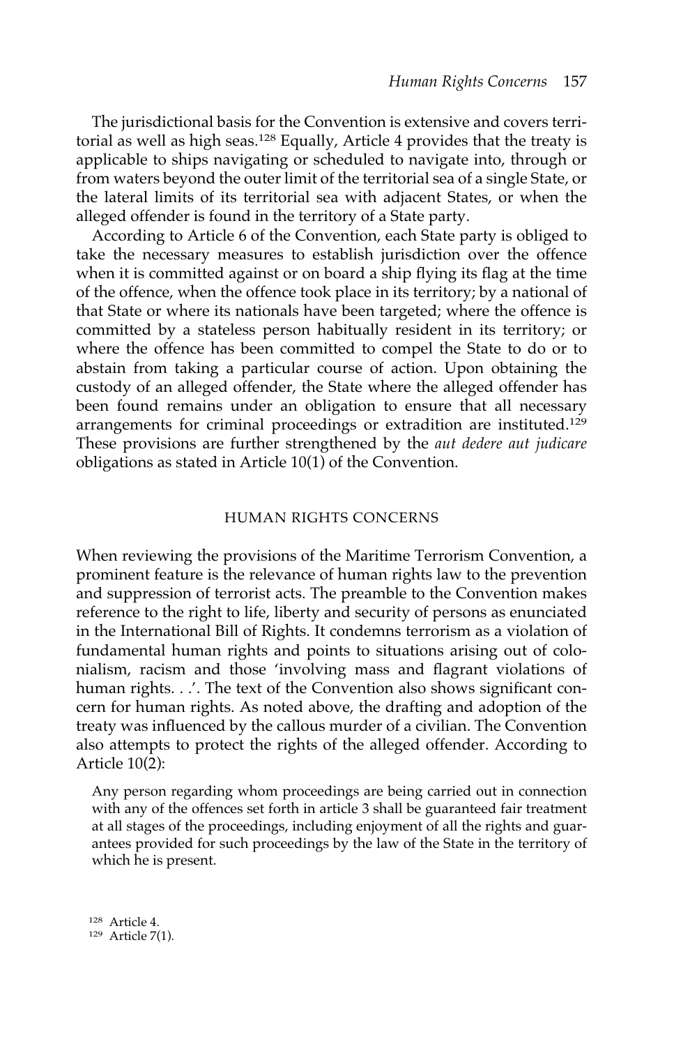The jurisdictional basis for the Convention is extensive and covers territorial as well as high seas.[128] Equally, Article 4 provides that the treaty is applicable to ships navigating or scheduled to navigate into, through or from waters beyond the outer limit of the territorial sea of a single State, or the lateral limits of its territorial sea with adjacent States, or when the alleged offender is found in the territory of a State party.

According to Article 6 of the Convention, each State party is obliged to take the necessary measures to establish jurisdiction over the offence when it is committed against or on board a ship flying its flag at the time of the offence, when the offence took place in its territory; by a national of that State or where its nationals have been targeted; where the offence is committed by a stateless person habitually resident in its territory; or where the offence has been committed to compel the State to do or to abstain from taking a particular course of action. Upon obtaining the custody of an alleged offender, the State where the alleged offender has been found remains under an obligation to ensure that all necessary arrangements for criminal proceedings or extradition are instituted.[129] These provisions are further strengthened by the *aut dedere aut judicare* obligations as stated in Article 10(1) of the Convention.

## HUMAN RIGHTS CONCERNS

When reviewing the provisions of the Maritime Terrorism Convention, a prominent feature is the relevance of human rights law to the prevention and suppression of terrorist acts. The preamble to the Convention makes reference to the right to life, liberty and security of persons as enunciated in the International Bill of Rights. It condemns terrorism as a violation of fundamental human rights and points to situations arising out of colonialism, racism and those 'involving mass and flagrant violations of human rights. . .'. The text of the Convention also shows significant concern for human rights. As noted above, the drafting and adoption of the treaty was influenced by the callous murder of a civilian. The Convention also attempts to protect the rights of the alleged offender. According to Article 10(2):

> Any person regarding whom proceedings are being carried out in connection with any of the offences set forth in article 3 shall be guaranteed fair treatment at all stages of the proceedings, including enjoyment of all the rights and guarantees provided for such proceedings by the law of the State in the territory of which he is present.

[128] Article 4.
[129] Article 7(1).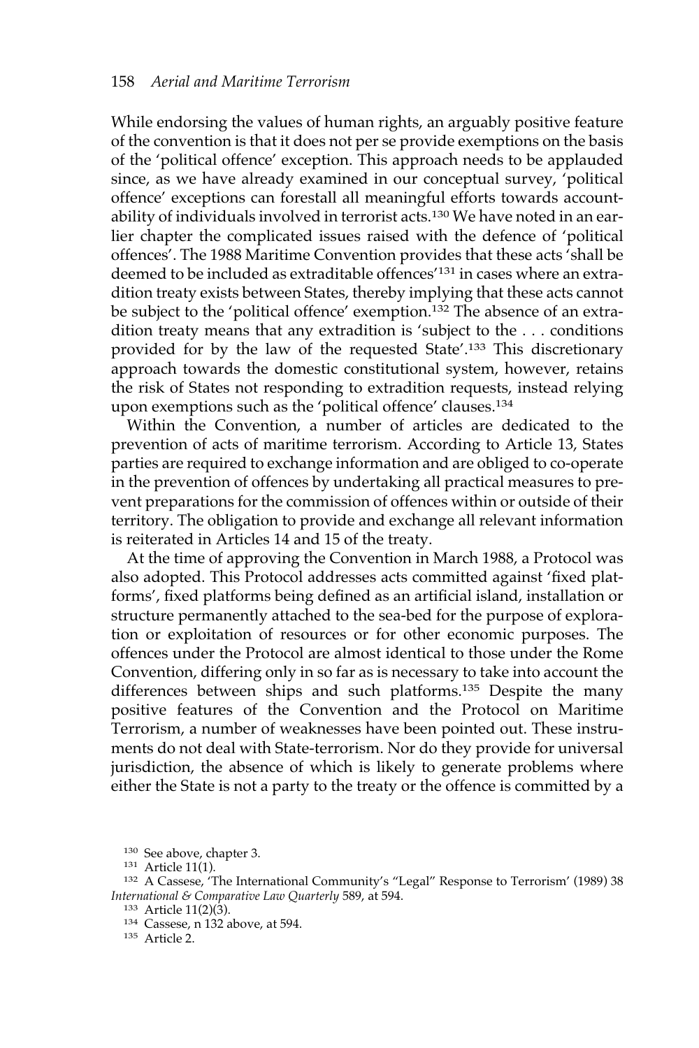While endorsing the values of human rights, an arguably positive feature of the convention is that it does not per se provide exemptions on the basis of the 'political offence' exception. This approach needs to be applauded since, as we have already examined in our conceptual survey, 'political offence' exceptions can forestall all meaningful efforts towards accountability of individuals involved in terrorist acts.[130] We have noted in an earlier chapter the complicated issues raised with the defence of 'political offences'. The 1988 Maritime Convention provides that these acts 'shall be deemed to be included as extraditable offences'[131] in cases where an extradition treaty exists between States, thereby implying that these acts cannot be subject to the 'political offence' exemption.[132] The absence of an extradition treaty means that any extradition is 'subject to the . . . conditions provided for by the law of the requested State'.[133] This discretionary approach towards the domestic constitutional system, however, retains the risk of States not responding to extradition requests, instead relying upon exemptions such as the 'political offence' clauses.[134]

Within the Convention, a number of articles are dedicated to the prevention of acts of maritime terrorism. According to Article 13, States parties are required to exchange information and are obliged to co-operate in the prevention of offences by undertaking all practical measures to prevent preparations for the commission of offences within or outside of their territory. The obligation to provide and exchange all relevant information is reiterated in Articles 14 and 15 of the treaty.

At the time of approving the Convention in March 1988, a Protocol was also adopted. This Protocol addresses acts committed against 'fixed platforms', fixed platforms being defined as an artificial island, installation or structure permanently attached to the sea-bed for the purpose of exploration or exploitation of resources or for other economic purposes. The offences under the Protocol are almost identical to those under the Rome Convention, differing only in so far as is necessary to take into account the differences between ships and such platforms.[135] Despite the many positive features of the Convention and the Protocol on Maritime Terrorism, a number of weaknesses have been pointed out. These instruments do not deal with State-terrorism. Nor do they provide for universal jurisdiction, the absence of which is likely to generate problems where either the State is not a party to the treaty or the offence is committed by a

---

[130] See above, chapter 3.

[131] Article 11(1).

[132] A Cassese, 'The International Community's "Legal" Response to Terrorism' (1989) 38 *International & Comparative Law Quarterly* 589, at 594.

[133] Article 11(2)(3).

[134] Cassese, n 132 above, at 594.

[135] Article 2.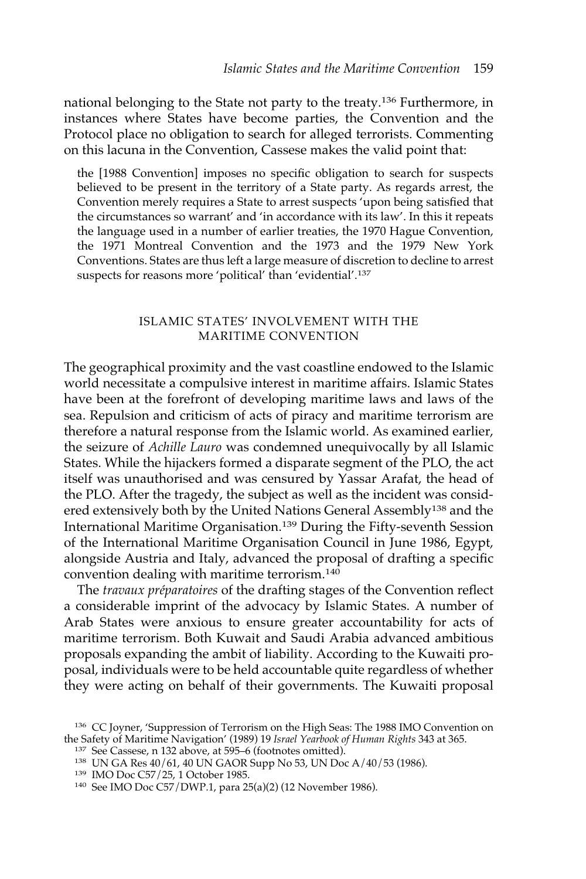national belonging to the State not party to the treaty.[136] Furthermore, in instances where States have become parties, the Convention and the Protocol place no obligation to search for alleged terrorists. Commenting on this lacuna in the Convention, Cassese makes the valid point that:

> the [1988 Convention] imposes no specific obligation to search for suspects believed to be present in the territory of a State party. As regards arrest, the Convention merely requires a State to arrest suspects 'upon being satisfied that the circumstances so warrant' and 'in accordance with its law'. In this it repeats the language used in a number of earlier treaties, the 1970 Hague Convention, the 1971 Montreal Convention and the 1973 and the 1979 New York Conventions. States are thus left a large measure of discretion to decline to arrest suspects for reasons more 'political' than 'evidential'.[137]

## ISLAMIC STATES' INVOLVEMENT WITH THE MARITIME CONVENTION

The geographical proximity and the vast coastline endowed to the Islamic world necessitate a compulsive interest in maritime affairs. Islamic States have been at the forefront of developing maritime laws and laws of the sea. Repulsion and criticism of acts of piracy and maritime terrorism are therefore a natural response from the Islamic world. As examined earlier, the seizure of *Achille Lauro* was condemned unequivocally by all Islamic States. While the hijackers formed a disparate segment of the PLO, the act itself was unauthorised and was censured by Yassar Arafat, the head of the PLO. After the tragedy, the subject as well as the incident was considered extensively both by the United Nations General Assembly[138] and the International Maritime Organisation.[139] During the Fifty-seventh Session of the International Maritime Organisation Council in June 1986, Egypt, alongside Austria and Italy, advanced the proposal of drafting a specific convention dealing with maritime terrorism.[140]

The *travaux préparatoires* of the drafting stages of the Convention reflect a considerable imprint of the advocacy by Islamic States. A number of Arab States were anxious to ensure greater accountability for acts of maritime terrorism. Both Kuwait and Saudi Arabia advanced ambitious proposals expanding the ambit of liability. According to the Kuwaiti proposal, individuals were to be held accountable quite regardless of whether they were acting on behalf of their governments. The Kuwaiti proposal

---

[136] CC Joyner, 'Suppression of Terrorism on the High Seas: The 1988 IMO Convention on the Safety of Maritime Navigation' (1989) 19 *Israel Yearbook of Human Rights* 343 at 365.

[137] See Cassese, n 132 above, at 595–6 (footnotes omitted).

[138] UN GA Res 40/61, 40 UN GAOR Supp No 53, UN Doc A/40/53 (1986).

[139] IMO Doc C57/25, 1 October 1985.

[140] See IMO Doc C57/DWP.1, para 25(a)(2) (12 November 1986).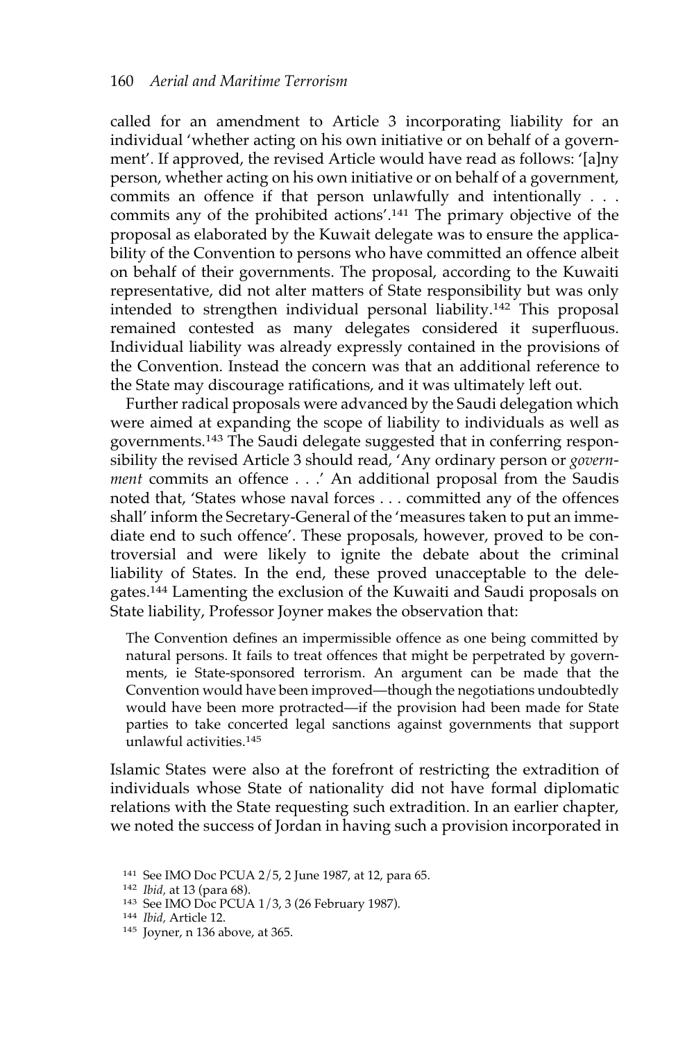called for an amendment to Article 3 incorporating liability for an individual 'whether acting on his own initiative or on behalf of a government'. If approved, the revised Article would have read as follows: '[a]ny person, whether acting on his own initiative or on behalf of a government, commits an offence if that person unlawfully and intentionally . . . commits any of the prohibited actions'.[141] The primary objective of the proposal as elaborated by the Kuwait delegate was to ensure the applicability of the Convention to persons who have committed an offence albeit on behalf of their governments. The proposal, according to the Kuwaiti representative, did not alter matters of State responsibility but was only intended to strengthen individual personal liability.[142] This proposal remained contested as many delegates considered it superfluous. Individual liability was already expressly contained in the provisions of the Convention. Instead the concern was that an additional reference to the State may discourage ratifications, and it was ultimately left out.

Further radical proposals were advanced by the Saudi delegation which were aimed at expanding the scope of liability to individuals as well as governments.[143] The Saudi delegate suggested that in conferring responsibility the revised Article 3 should read, 'Any ordinary person or *government* commits an offence . . .' An additional proposal from the Saudis noted that, 'States whose naval forces . . . committed any of the offences shall' inform the Secretary-General of the 'measures taken to put an immediate end to such offence'. These proposals, however, proved to be controversial and were likely to ignite the debate about the criminal liability of States. In the end, these proved unacceptable to the delegates.[144] Lamenting the exclusion of the Kuwaiti and Saudi proposals on State liability, Professor Joyner makes the observation that:

> The Convention defines an impermissible offence as one being committed by natural persons. It fails to treat offences that might be perpetrated by governments, ie State-sponsored terrorism. An argument can be made that the Convention would have been improved—though the negotiations undoubtedly would have been more protracted—if the provision had been made for State parties to take concerted legal sanctions against governments that support unlawful activities.[145]

Islamic States were also at the forefront of restricting the extradition of individuals whose State of nationality did not have formal diplomatic relations with the State requesting such extradition. In an earlier chapter, we noted the success of Jordan in having such a provision incorporated in

[141] See IMO Doc PCUA 2/5, 2 June 1987, at 12, para 65.

[142] *Ibid*, at 13 (para 68).

[143] See IMO Doc PCUA 1/3, 3 (26 February 1987).

[144] *Ibid*, Article 12.

[145] Joyner, n 136 above, at 365.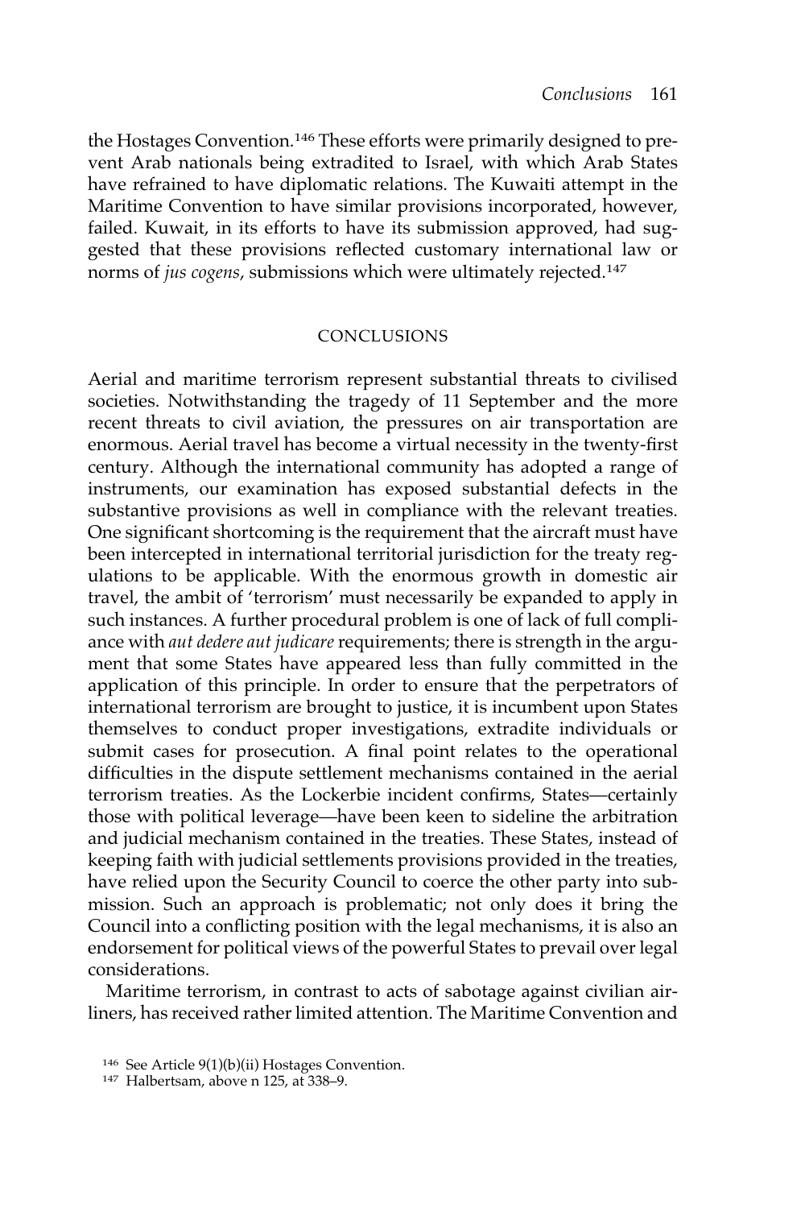the Hostages Convention.[146] These efforts were primarily designed to prevent Arab nationals being extradited to Israel, with which Arab States have refrained to have diplomatic relations. The Kuwaiti attempt in the Maritime Convention to have similar provisions incorporated, however, failed. Kuwait, in its efforts to have its submission approved, had suggested that these provisions reflected customary international law or norms of *jus cogens*, submissions which were ultimately rejected.[147]

## CONCLUSIONS

Aerial and maritime terrorism represent substantial threats to civilised societies. Notwithstanding the tragedy of 11 September and the more recent threats to civil aviation, the pressures on air transportation are enormous. Aerial travel has become a virtual necessity in the twenty-first century. Although the international community has adopted a range of instruments, our examination has exposed substantial defects in the substantive provisions as well in compliance with the relevant treaties. One significant shortcoming is the requirement that the aircraft must have been intercepted in international territorial jurisdiction for the treaty regulations to be applicable. With the enormous growth in domestic air travel, the ambit of 'terrorism' must necessarily be expanded to apply in such instances. A further procedural problem is one of lack of full compliance with *aut dedere aut judicare* requirements; there is strength in the argument that some States have appeared less than fully committed in the application of this principle. In order to ensure that the perpetrators of international terrorism are brought to justice, it is incumbent upon States themselves to conduct proper investigations, extradite individuals or submit cases for prosecution. A final point relates to the operational difficulties in the dispute settlement mechanisms contained in the aerial terrorism treaties. As the Lockerbie incident confirms, States—certainly those with political leverage—have been keen to sideline the arbitration and judicial mechanism contained in the treaties. These States, instead of keeping faith with judicial settlements provisions provided in the treaties, have relied upon the Security Council to coerce the other party into submission. Such an approach is problematic; not only does it bring the Council into a conflicting position with the legal mechanisms, it is also an endorsement for political views of the powerful States to prevail over legal considerations.

Maritime terrorism, in contrast to acts of sabotage against civilian airliners, has received rather limited attention. The Maritime Convention and

[146] See Article 9(1)(b)(ii) Hostages Convention.

[147] Halbertsam, above n 125, at 338–9.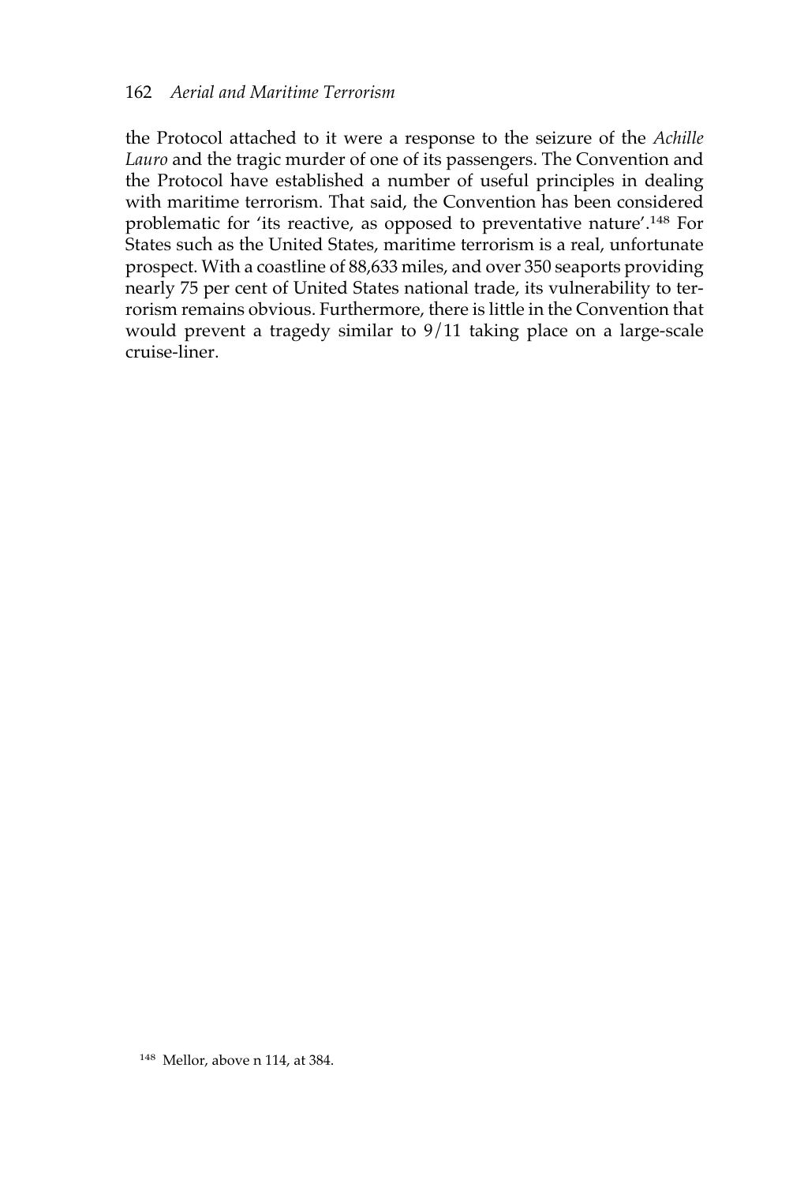the Protocol attached to it were a response to the seizure of the *Achille Lauro* and the tragic murder of one of its passengers. The Convention and the Protocol have established a number of useful principles in dealing with maritime terrorism. That said, the Convention has been considered problematic for 'its reactive, as opposed to preventative nature'.[148] For States such as the United States, maritime terrorism is a real, unfortunate prospect. With a coastline of 88,633 miles, and over 350 seaports providing nearly 75 per cent of United States national trade, its vulnerability to terrorism remains obvious. Furthermore, there is little in the Convention that would prevent a tragedy similar to 9/11 taking place on a large-scale cruise-liner.

[148] Mellor, above n 114, at 384.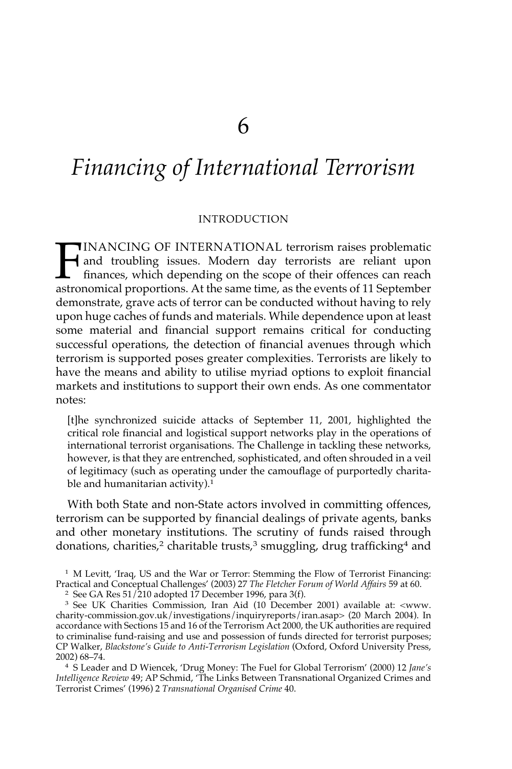# 6

# *Financing of International Terrorism*

## INTRODUCTION

FINANCING OF INTERNATIONAL terrorism raises problematic and troubling issues. Modern day terrorists are reliant upon finances, which depending on the scope of their offences can reach astronomical proportions. At the same time, as the events of 11 September demonstrate, grave acts of terror can be conducted without having to rely upon huge caches of funds and materials. While dependence upon at least some material and financial support remains critical for conducting successful operations, the detection of financial avenues through which terrorism is supported poses greater complexities. Terrorists are likely to have the means and ability to utilise myriad options to exploit financial markets and institutions to support their own ends. As one commentator notes:

> [t]he synchronized suicide attacks of September 11, 2001, highlighted the critical role financial and logistical support networks play in the operations of international terrorist organisations. The Challenge in tackling these networks, however, is that they are entrenched, sophisticated, and often shrouded in a veil of legitimacy (such as operating under the camouflage of purportedly charitable and humanitarian activity).[1]

With both State and non-State actors involved in committing offences, terrorism can be supported by financial dealings of private agents, banks and other monetary institutions. The scrutiny of funds raised through donations, charities,[2] charitable trusts,[3] smuggling, drug trafficking[4] and

---

[1] M Levitt, 'Iraq, US and the War or Terror: Stemming the Flow of Terrorist Financing: Practical and Conceptual Challenges' (2003) 27 *The Fletcher Forum of World Affairs* 59 at 60.

[2] See GA Res 51/210 adopted 17 December 1996, para 3(f).

[3] See UK Charities Commission, Iran Aid (10 December 2001) available at: <www.charity-commission.gov.uk/investigations/inquiryreports/iran.asap> (20 March 2004). In accordance with Sections 15 and 16 of the Terrorism Act 2000, the UK authorities are required to criminalise fund-raising and use and possession of funds directed for terrorist purposes; CP Walker, *Blackstone's Guide to Anti-Terrorism Legislation* (Oxford, Oxford University Press, 2002) 68–74.

[4] S Leader and D Wiencek, 'Drug Money: The Fuel for Global Terrorism' (2000) 12 *Jane's Intelligence Review* 49; AP Schmid, 'The Links Between Transnational Organized Crimes and Terrorist Crimes' (1996) 2 *Transnational Organised Crime* 40.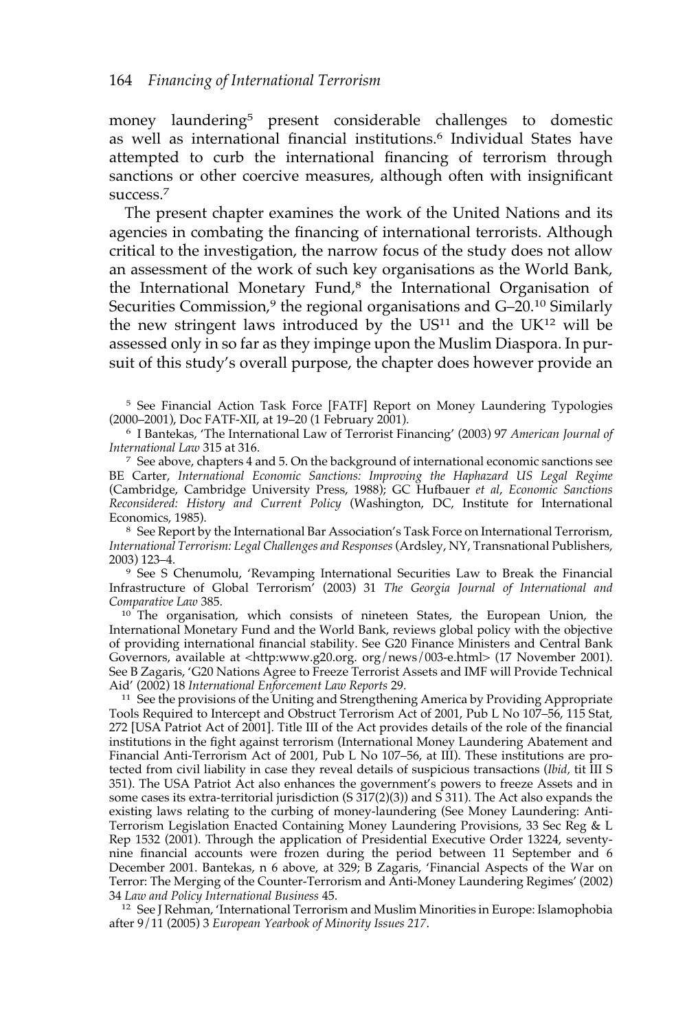money laundering[5] present considerable challenges to domestic as well as international financial institutions.[6] Individual States have attempted to curb the international financing of terrorism through sanctions or other coercive measures, although often with insignificant success.[7]

The present chapter examines the work of the United Nations and its agencies in combating the financing of international terrorists. Although critical to the investigation, the narrow focus of the study does not allow an assessment of the work of such key organisations as the World Bank, the International Monetary Fund,[8] the International Organisation of Securities Commission,[9] the regional organisations and G–20.[10] Similarly the new stringent laws introduced by the US[11] and the UK[12] will be assessed only in so far as they impinge upon the Muslim Diaspora. In pursuit of this study's overall purpose, the chapter does however provide an

[5] See Financial Action Task Force [FATF] Report on Money Laundering Typologies (2000–2001), Doc FATF-XII, at 19–20 (1 February 2001).

[6] I Bantekas, 'The International Law of Terrorist Financing' (2003) 97 *American Journal of International Law* 315 at 316.

[7] See above, chapters 4 and 5. On the background of international economic sanctions see BE Carter, *International Economic Sanctions: Improving the Haphazard US Legal Regime* (Cambridge, Cambridge University Press, 1988); GC Hufbauer *et al*, *Economic Sanctions Reconsidered: History and Current Policy* (Washington, DC, Institute for International Economics, 1985).

[8] See Report by the International Bar Association's Task Force on International Terrorism, *International Terrorism: Legal Challenges and Responses* (Ardsley, NY, Transnational Publishers, 2003) 123–4.

[9] See S Chenumolu, 'Revamping International Securities Law to Break the Financial Infrastructure of Global Terrorism' (2003) 31 *The Georgia Journal of International and Comparative Law* 385.

[10] The organisation, which consists of nineteen States, the European Union, the International Monetary Fund and the World Bank, reviews global policy with the objective of providing international financial stability. See G20 Finance Ministers and Central Bank Governors, available at <http:www.g20.org. org/news/003-e.html> (17 November 2001). See B Zagaris, 'G20 Nations Agree to Freeze Terrorist Assets and IMF will Provide Technical Aid' (2002) 18 *International Enforcement Law Reports* 29.

[11] See the provisions of the Uniting and Strengthening America by Providing Appropriate Tools Required to Intercept and Obstruct Terrorism Act of 2001, Pub L No 107–56, 115 Stat, 272 [USA Patriot Act of 2001]. Title III of the Act provides details of the role of the financial institutions in the fight against terrorism (International Money Laundering Abatement and Financial Anti-Terrorism Act of 2001, Pub L No 107–56, at III). These institutions are protected from civil liability in case they reveal details of suspicious transactions (*Ibid,* tit III S 351). The USA Patriot Act also enhances the government's powers to freeze Assets and in some cases its extra-territorial jurisdiction (S 317(2)(3)) and S 311). The Act also expands the existing laws relating to the curbing of money-laundering (See Money Laundering: Anti-Terrorism Legislation Enacted Containing Money Laundering Provisions, 33 Sec Reg & L Rep 1532 (2001). Through the application of Presidential Executive Order 13224, seventy-nine financial accounts were frozen during the period between 11 September and 6 December 2001. Bantekas, n 6 above, at 329; B Zagaris, 'Financial Aspects of the War on Terror: The Merging of the Counter-Terrorism and Anti-Money Laundering Regimes' (2002) 34 *Law and Policy International Business* 45.

[12] See J Rehman, 'International Terrorism and Muslim Minorities in Europe: Islamophobia after 9/11 (2005) 3 *European Yearbook of Minority Issues 217*.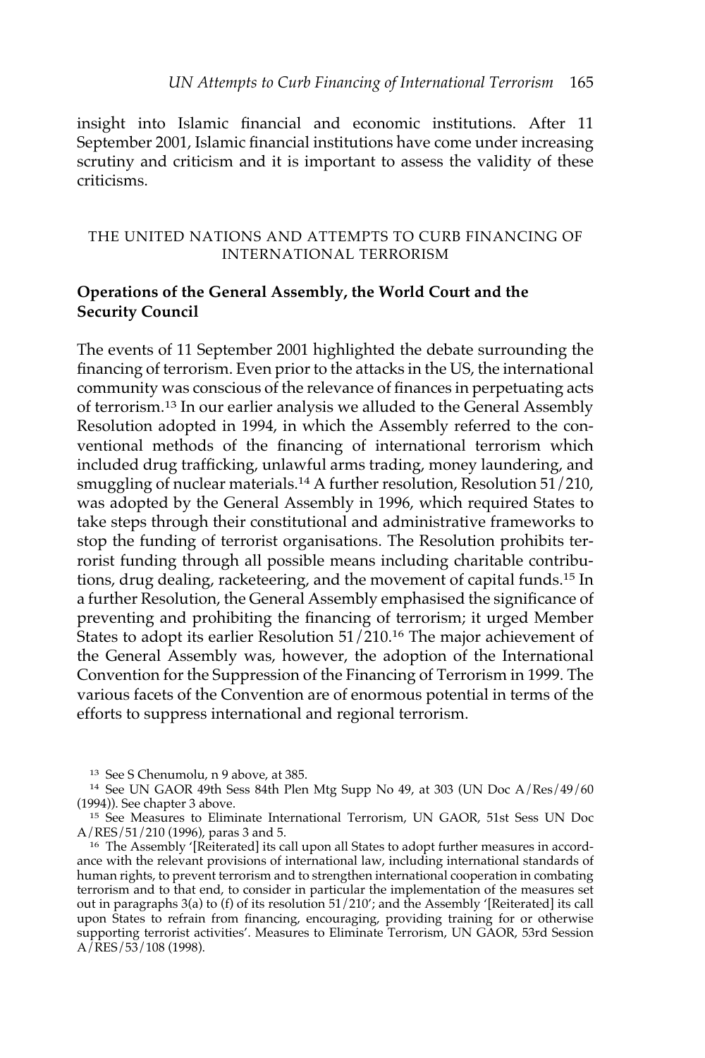insight into Islamic financial and economic institutions. After 11 September 2001, Islamic financial institutions have come under increasing scrutiny and criticism and it is important to assess the validity of these criticisms.

## THE UNITED NATIONS AND ATTEMPTS TO CURB FINANCING OF INTERNATIONAL TERRORISM

### Operations of the General Assembly, the World Court and the Security Council

The events of 11 September 2001 highlighted the debate surrounding the financing of terrorism. Even prior to the attacks in the US, the international community was conscious of the relevance of finances in perpetuating acts of terrorism.[13] In our earlier analysis we alluded to the General Assembly Resolution adopted in 1994, in which the Assembly referred to the conventional methods of the financing of international terrorism which included drug trafficking, unlawful arms trading, money laundering, and smuggling of nuclear materials.[14] A further resolution, Resolution 51/210, was adopted by the General Assembly in 1996, which required States to take steps through their constitutional and administrative frameworks to stop the funding of terrorist organisations. The Resolution prohibits terrorist funding through all possible means including charitable contributions, drug dealing, racketeering, and the movement of capital funds.[15] In a further Resolution, the General Assembly emphasised the significance of preventing and prohibiting the financing of terrorism; it urged Member States to adopt its earlier Resolution 51/210.[16] The major achievement of the General Assembly was, however, the adoption of the International Convention for the Suppression of the Financing of Terrorism in 1999. The various facets of the Convention are of enormous potential in terms of the efforts to suppress international and regional terrorism.

[13] See S Chenumolu, n 9 above, at 385.

[14] See UN GAOR 49th Sess 84th Plen Mtg Supp No 49, at 303 (UN Doc A/Res/49/60 (1994)). See chapter 3 above.

[15] See Measures to Eliminate International Terrorism, UN GAOR, 51st Sess UN Doc A/RES/51/210 (1996), paras 3 and 5.

[16] The Assembly '[Reiterated] its call upon all States to adopt further measures in accordance with the relevant provisions of international law, including international standards of human rights, to prevent terrorism and to strengthen international cooperation in combating terrorism and to that end, to consider in particular the implementation of the measures set out in paragraphs 3(a) to (f) of its resolution 51/210'; and the Assembly '[Reiterated] its call upon States to refrain from financing, encouraging, providing training for or otherwise supporting terrorist activities'. Measures to Eliminate Terrorism, UN GAOR, 53rd Session A/RES/53/108 (1998).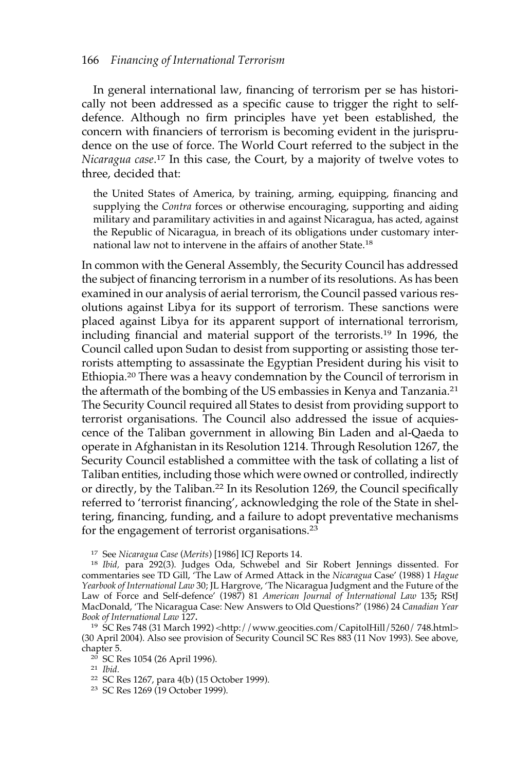In general international law, financing of terrorism per se has historically not been addressed as a specific cause to trigger the right to self-defence. Although no firm principles have yet been established, the concern with financiers of terrorism is becoming evident in the jurisprudence on the use of force. The World Court referred to the subject in the *Nicaragua case*.[17] In this case, the Court, by a majority of twelve votes to three, decided that:

> the United States of America, by training, arming, equipping, financing and supplying the *Contra* forces or otherwise encouraging, supporting and aiding military and paramilitary activities in and against Nicaragua, has acted, against the Republic of Nicaragua, in breach of its obligations under customary international law not to intervene in the affairs of another State.[18]

In common with the General Assembly, the Security Council has addressed the subject of financing terrorism in a number of its resolutions. As has been examined in our analysis of aerial terrorism, the Council passed various resolutions against Libya for its support of terrorism. These sanctions were placed against Libya for its apparent support of international terrorism, including financial and material support of the terrorists.[19] In 1996, the Council called upon Sudan to desist from supporting or assisting those terrorists attempting to assassinate the Egyptian President during his visit to Ethiopia.[20] There was a heavy condemnation by the Council of terrorism in the aftermath of the bombing of the US embassies in Kenya and Tanzania.[21] The Security Council required all States to desist from providing support to terrorist organisations. The Council also addressed the issue of acquiescence of the Taliban government in allowing Bin Laden and al-Qaeda to operate in Afghanistan in its Resolution 1214. Through Resolution 1267, the Security Council established a committee with the task of collating a list of Taliban entities, including those which were owned or controlled, indirectly or directly, by the Taliban.[22] In its Resolution 1269, the Council specifically referred to 'terrorist financing', acknowledging the role of the State in sheltering, financing, funding, and a failure to adopt preventative mechanisms for the engagement of terrorist organisations.[23]

---

[17] See *Nicaragua Case* (*Merits*) [1986] ICJ Reports 14.

[18] *Ibid*, para 292(3). Judges Oda, Schwebel and Sir Robert Jennings dissented. For commentaries see TD Gill, 'The Law of Armed Attack in the *Nicaragua* Case' (1988) 1 *Hague Yearbook of International Law* 30; JL Hargrove, 'The Nicaragua Judgment and the Future of the Law of Force and Self-defence' (1987) 81 *American Journal of International Law* 135**;** RStJ MacDonald, 'The Nicaragua Case: New Answers to Old Questions?' (1986) 24 *Canadian Year Book of International Law* 127**.**

[19] SC Res 748 (31 March 1992) <http://www.geocities.com/CapitolHill/5260/ 748.html> (30 April 2004). Also see provision of Security Council SC Res 883 (11 Nov 1993). See above, chapter 5.

[20] SC Res 1054 (26 April 1996).

[21] *Ibid.*

[22] SC Res 1267, para 4(b) (15 October 1999).

[23] SC Res 1269 (19 October 1999).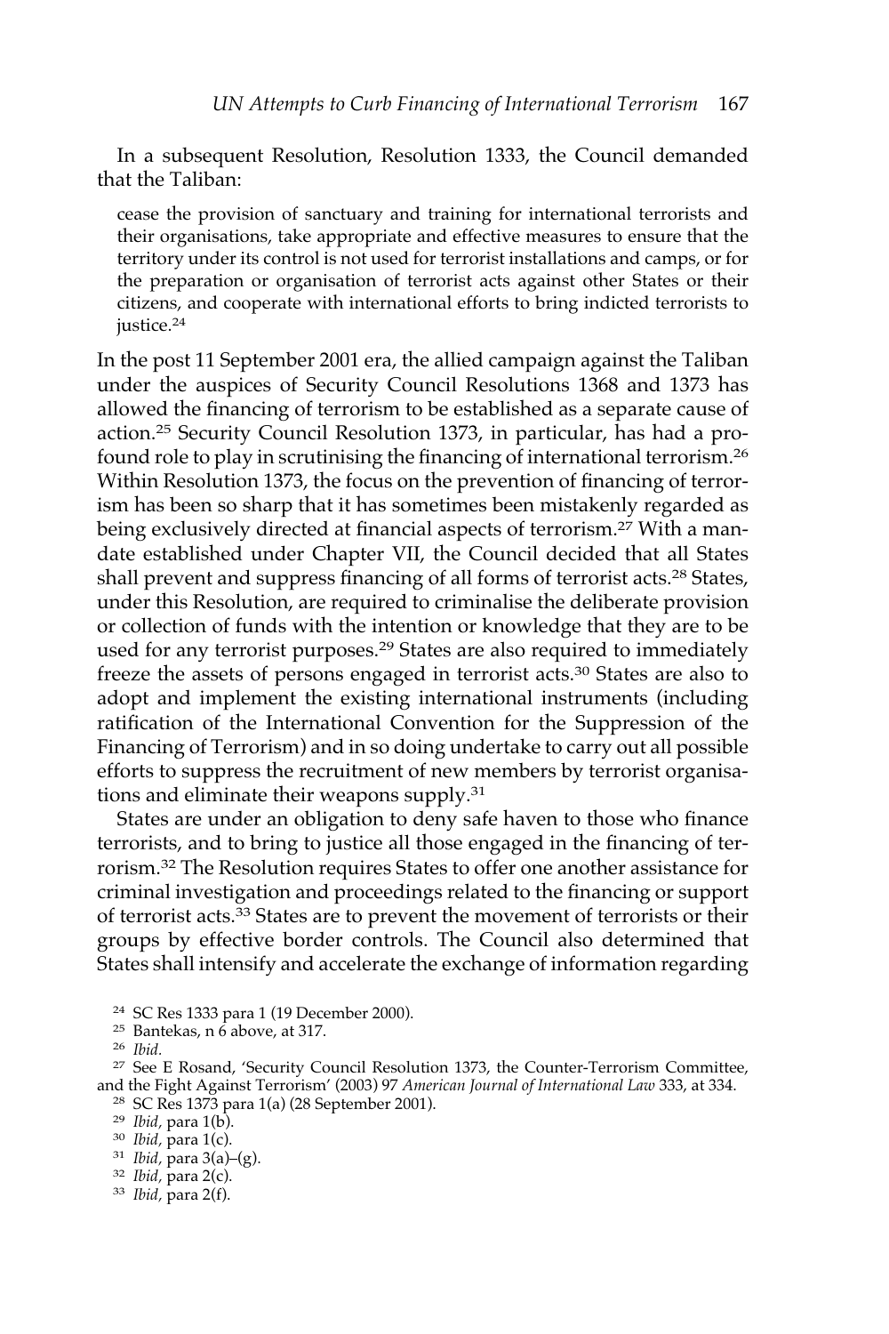In a subsequent Resolution, Resolution 1333, the Council demanded that the Taliban:

> cease the provision of sanctuary and training for international terrorists and their organisations, take appropriate and effective measures to ensure that the territory under its control is not used for terrorist installations and camps, or for the preparation or organisation of terrorist acts against other States or their citizens, and cooperate with international efforts to bring indicted terrorists to justice.[24]

In the post 11 September 2001 era, the allied campaign against the Taliban under the auspices of Security Council Resolutions 1368 and 1373 has allowed the financing of terrorism to be established as a separate cause of action.[25] Security Council Resolution 1373, in particular, has had a profound role to play in scrutinising the financing of international terrorism.[26] Within Resolution 1373, the focus on the prevention of financing of terrorism has been so sharp that it has sometimes been mistakenly regarded as being exclusively directed at financial aspects of terrorism.[27] With a mandate established under Chapter VII, the Council decided that all States shall prevent and suppress financing of all forms of terrorist acts.[28] States, under this Resolution, are required to criminalise the deliberate provision or collection of funds with the intention or knowledge that they are to be used for any terrorist purposes.[29] States are also required to immediately freeze the assets of persons engaged in terrorist acts.[30] States are also to adopt and implement the existing international instruments (including ratification of the International Convention for the Suppression of the Financing of Terrorism) and in so doing undertake to carry out all possible efforts to suppress the recruitment of new members by terrorist organisations and eliminate their weapons supply.[31]

States are under an obligation to deny safe haven to those who finance terrorists, and to bring to justice all those engaged in the financing of terrorism.[32] The Resolution requires States to offer one another assistance for criminal investigation and proceedings related to the financing or support of terrorist acts.[33] States are to prevent the movement of terrorists or their groups by effective border controls. The Council also determined that States shall intensify and accelerate the exchange of information regarding

---

[24] SC Res 1333 para 1 (19 December 2000).

[25] Bantekas, n 6 above, at 317.

[26] *Ibid.*

[27] See E Rosand, 'Security Council Resolution 1373, the Counter-Terrorism Committee, and the Fight Against Terrorism' (2003) 97 *American Journal of International Law* 333, at 334.

[28] SC Res 1373 para 1(a) (28 September 2001).

[29] *Ibid*, para 1(b).

[30] *Ibid*, para 1(c).

[31] *Ibid*, para 3(a)–(g).

[32] *Ibid*, para 2(c).

[33] *Ibid*, para 2(f).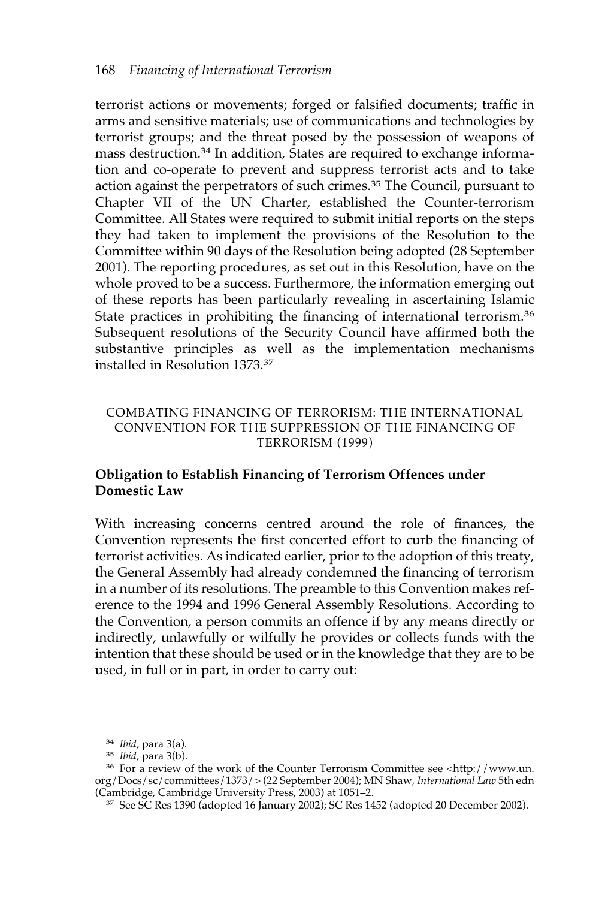terrorist actions or movements; forged or falsified documents; traffic in arms and sensitive materials; use of communications and technologies by terrorist groups; and the threat posed by the possession of weapons of mass destruction.[34] In addition, States are required to exchange information and co-operate to prevent and suppress terrorist acts and to take action against the perpetrators of such crimes.[35] The Council, pursuant to Chapter VII of the UN Charter, established the Counter-terrorism Committee. All States were required to submit initial reports on the steps they had taken to implement the provisions of the Resolution to the Committee within 90 days of the Resolution being adopted (28 September 2001). The reporting procedures, as set out in this Resolution, have on the whole proved to be a success. Furthermore, the information emerging out of these reports has been particularly revealing in ascertaining Islamic State practices in prohibiting the financing of international terrorism.[36] Subsequent resolutions of the Security Council have affirmed both the substantive principles as well as the implementation mechanisms installed in Resolution 1373.[37]

## COMBATING FINANCING OF TERRORISM: THE INTERNATIONAL CONVENTION FOR THE SUPPRESSION OF THE FINANCING OF TERRORISM (1999)

### Obligation to Establish Financing of Terrorism Offences under Domestic Law

With increasing concerns centred around the role of finances, the Convention represents the first concerted effort to curb the financing of terrorist activities. As indicated earlier, prior to the adoption of this treaty, the General Assembly had already condemned the financing of terrorism in a number of its resolutions. The preamble to this Convention makes reference to the 1994 and 1996 General Assembly Resolutions. According to the Convention, a person commits an offence if by any means directly or indirectly, unlawfully or wilfully he provides or collects funds with the intention that these should be used or in the knowledge that they are to be used, in full or in part, in order to carry out:

---

[34] *Ibid*, para 3(a).

[35] *Ibid*, para 3(b).

[36] For a review of the work of the Counter Terrorism Committee see <http://www.un.org/Docs/sc/committees/1373/> (22 September 2004); MN Shaw, *International Law* 5th edn (Cambridge, Cambridge University Press, 2003) at 1051–2.

[37] See SC Res 1390 (adopted 16 January 2002); SC Res 1452 (adopted 20 December 2002).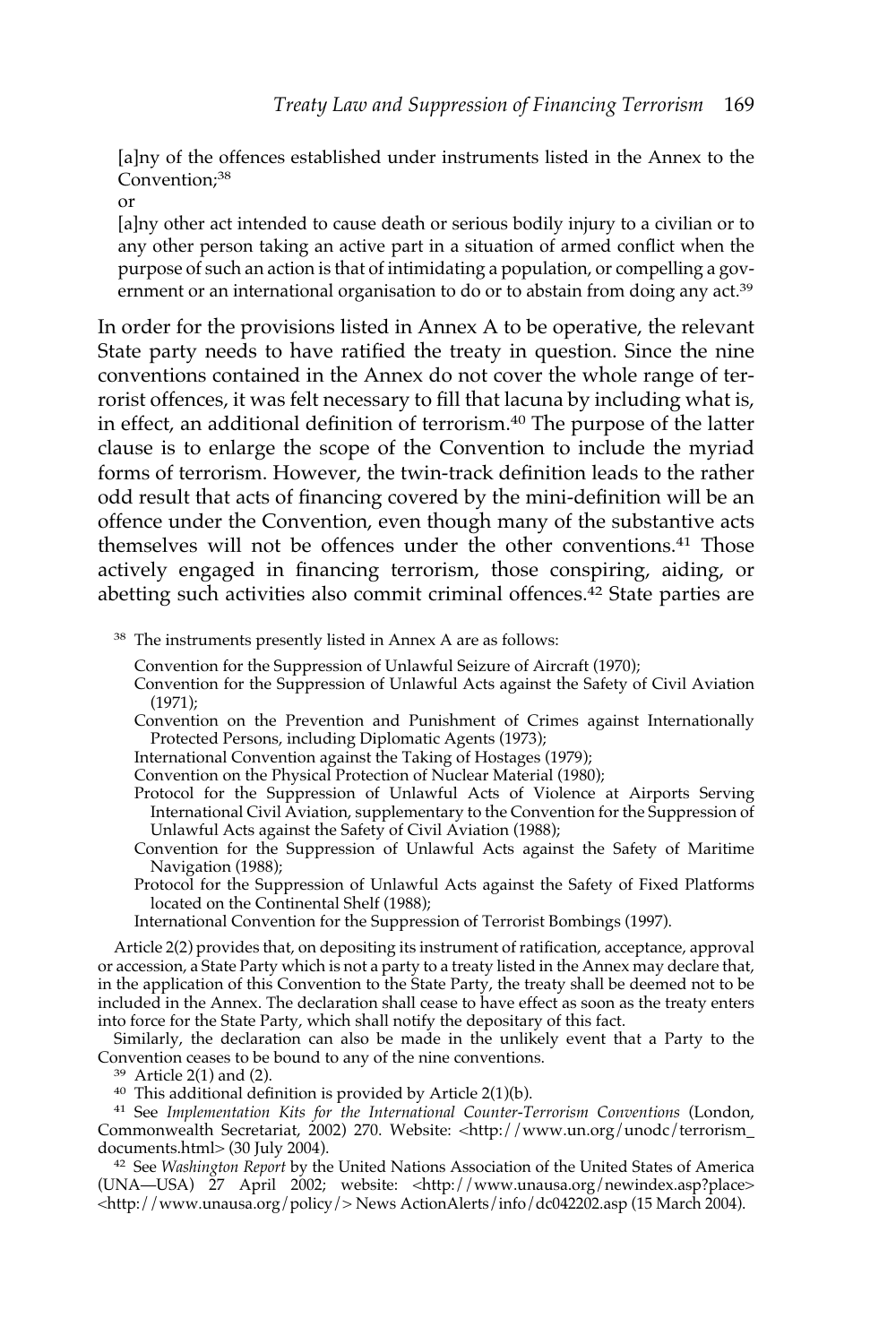[a]ny of the offences established under instruments listed in the Annex to the Convention;[38]

or

[a]ny other act intended to cause death or serious bodily injury to a civilian or to any other person taking an active part in a situation of armed conflict when the purpose of such an action is that of intimidating a population, or compelling a government or an international organisation to do or to abstain from doing any act.[39]

In order for the provisions listed in Annex A to be operative, the relevant State party needs to have ratified the treaty in question. Since the nine conventions contained in the Annex do not cover the whole range of terrorist offences, it was felt necessary to fill that lacuna by including what is, in effect, an additional definition of terrorism.[40] The purpose of the latter clause is to enlarge the scope of the Convention to include the myriad forms of terrorism. However, the twin-track definition leads to the rather odd result that acts of financing covered by the mini-definition will be an offence under the Convention, even though many of the substantive acts themselves will not be offences under the other conventions.[41] Those actively engaged in financing terrorism, those conspiring, aiding, or abetting such activities also commit criminal offences.[42] State parties are

[38] The instruments presently listed in Annex A are as follows:

Convention for the Suppression of Unlawful Seizure of Aircraft (1970);
Convention for the Suppression of Unlawful Acts against the Safety of Civil Aviation (1971);
Convention on the Prevention and Punishment of Crimes against Internationally Protected Persons, including Diplomatic Agents (1973);
International Convention against the Taking of Hostages (1979);
Convention on the Physical Protection of Nuclear Material (1980);
Protocol for the Suppression of Unlawful Acts of Violence at Airports Serving International Civil Aviation, supplementary to the Convention for the Suppression of Unlawful Acts against the Safety of Civil Aviation (1988);
Convention for the Suppression of Unlawful Acts against the Safety of Maritime Navigation (1988);
Protocol for the Suppression of Unlawful Acts against the Safety of Fixed Platforms located on the Continental Shelf (1988);
International Convention for the Suppression of Terrorist Bombings (1997).

Article 2(2) provides that, on depositing its instrument of ratification, acceptance, approval or accession, a State Party which is not a party to a treaty listed in the Annex may declare that, in the application of this Convention to the State Party, the treaty shall be deemed not to be included in the Annex. The declaration shall cease to have effect as soon as the treaty enters into force for the State Party, which shall notify the depositary of this fact.

Similarly, the declaration can also be made in the unlikely event that a Party to the Convention ceases to be bound to any of the nine conventions.

[39] Article 2(1) and (2).

[40] This additional definition is provided by Article 2(1)(b).

[41] See *Implementation Kits for the International Counter-Terrorism Conventions* (London, Commonwealth Secretariat, 2002) 270. Website: <http://www.un.org/unodc/terrorism_documents.html> (30 July 2004).

[42] See *Washington Report* by the United Nations Association of the United States of America (UNA—USA) 27 April 2002; website: <http://www.unausa.org/newindex.asp?place> <http://www.unausa.org/policy/> News ActionAlerts/info/dc042202.asp (15 March 2004).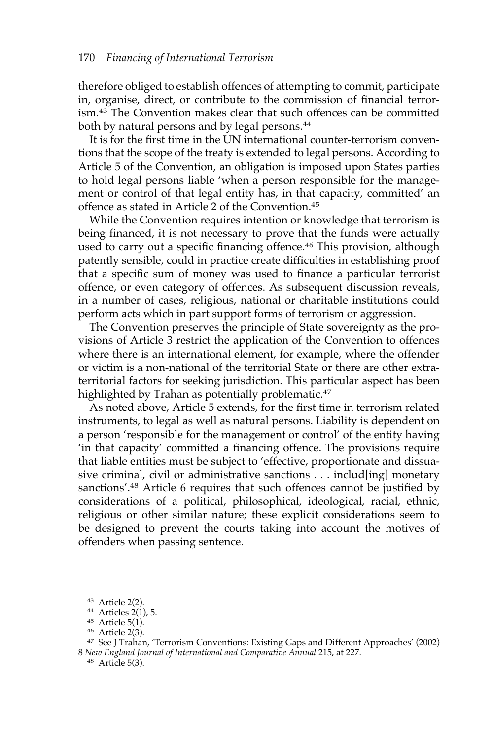therefore obliged to establish offences of attempting to commit, participate in, organise, direct, or contribute to the commission of financial terrorism.[43] The Convention makes clear that such offences can be committed both by natural persons and by legal persons.[44]

It is for the first time in the UN international counter-terrorism conventions that the scope of the treaty is extended to legal persons. According to Article 5 of the Convention, an obligation is imposed upon States parties to hold legal persons liable 'when a person responsible for the management or control of that legal entity has, in that capacity, committed' an offence as stated in Article 2 of the Convention.[45]

While the Convention requires intention or knowledge that terrorism is being financed, it is not necessary to prove that the funds were actually used to carry out a specific financing offence.[46] This provision, although patently sensible, could in practice create difficulties in establishing proof that a specific sum of money was used to finance a particular terrorist offence, or even category of offences. As subsequent discussion reveals, in a number of cases, religious, national or charitable institutions could perform acts which in part support forms of terrorism or aggression.

The Convention preserves the principle of State sovereignty as the provisions of Article 3 restrict the application of the Convention to offences where there is an international element, for example, where the offender or victim is a non-national of the territorial State or there are other extra-territorial factors for seeking jurisdiction. This particular aspect has been highlighted by Trahan as potentially problematic.[47]

As noted above, Article 5 extends, for the first time in terrorism related instruments, to legal as well as natural persons. Liability is dependent on a person 'responsible for the management or control' of the entity having 'in that capacity' committed a financing offence. The provisions require that liable entities must be subject to 'effective, proportionate and dissuasive criminal, civil or administrative sanctions . . . includ[ing] monetary sanctions'.[48] Article 6 requires that such offences cannot be justified by considerations of a political, philosophical, ideological, racial, ethnic, religious or other similar nature; these explicit considerations seem to be designed to prevent the courts taking into account the motives of offenders when passing sentence.

[43] Article 2(2).

[44] Articles 2(1), 5.

[45] Article 5(1).

[46] Article 2(3).

[47] See J Trahan, 'Terrorism Conventions: Existing Gaps and Different Approaches' (2002) 8 *New England Journal of International and Comparative Annual* 215, at 227.

[48] Article 5(3).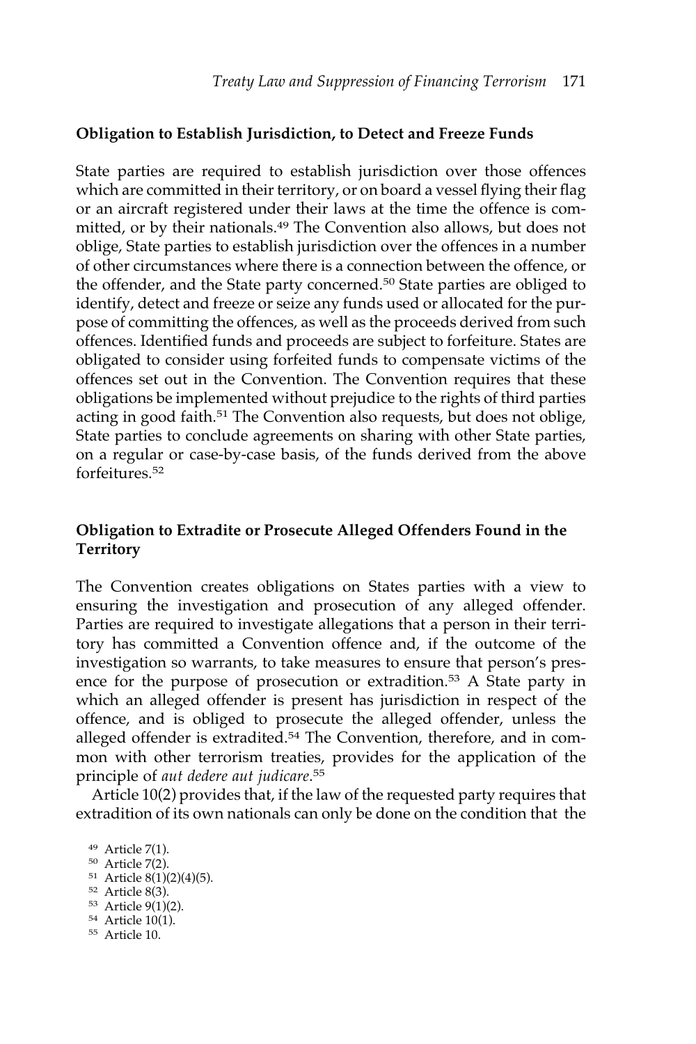### Obligation to Establish Jurisdiction, to Detect and Freeze Funds

State parties are required to establish jurisdiction over those offences which are committed in their territory, or on board a vessel flying their flag or an aircraft registered under their laws at the time the offence is committed, or by their nationals.[49] The Convention also allows, but does not oblige, State parties to establish jurisdiction over the offences in a number of other circumstances where there is a connection between the offence, or the offender, and the State party concerned.[50] State parties are obliged to identify, detect and freeze or seize any funds used or allocated for the purpose of committing the offences, as well as the proceeds derived from such offences. Identified funds and proceeds are subject to forfeiture. States are obligated to consider using forfeited funds to compensate victims of the offences set out in the Convention. The Convention requires that these obligations be implemented without prejudice to the rights of third parties acting in good faith.[51] The Convention also requests, but does not oblige, State parties to conclude agreements on sharing with other State parties, on a regular or case-by-case basis, of the funds derived from the above forfeitures.[52]

### Obligation to Extradite or Prosecute Alleged Offenders Found in the Territory

The Convention creates obligations on States parties with a view to ensuring the investigation and prosecution of any alleged offender. Parties are required to investigate allegations that a person in their territory has committed a Convention offence and, if the outcome of the investigation so warrants, to take measures to ensure that person's presence for the purpose of prosecution or extradition.[53] A State party in which an alleged offender is present has jurisdiction in respect of the offence, and is obliged to prosecute the alleged offender, unless the alleged offender is extradited.[54] The Convention, therefore, and in common with other terrorism treaties, provides for the application of the principle of *aut dedere aut judicare*.[55]

Article 10(2) provides that, if the law of the requested party requires that extradition of its own nationals can only be done on the condition that the

[49] Article 7(1).
[50] Article 7(2).
[51] Article 8(1)(2)(4)(5).
[52] Article 8(3).
[53] Article 9(1)(2).
[54] Article 10(1).
[55] Article 10.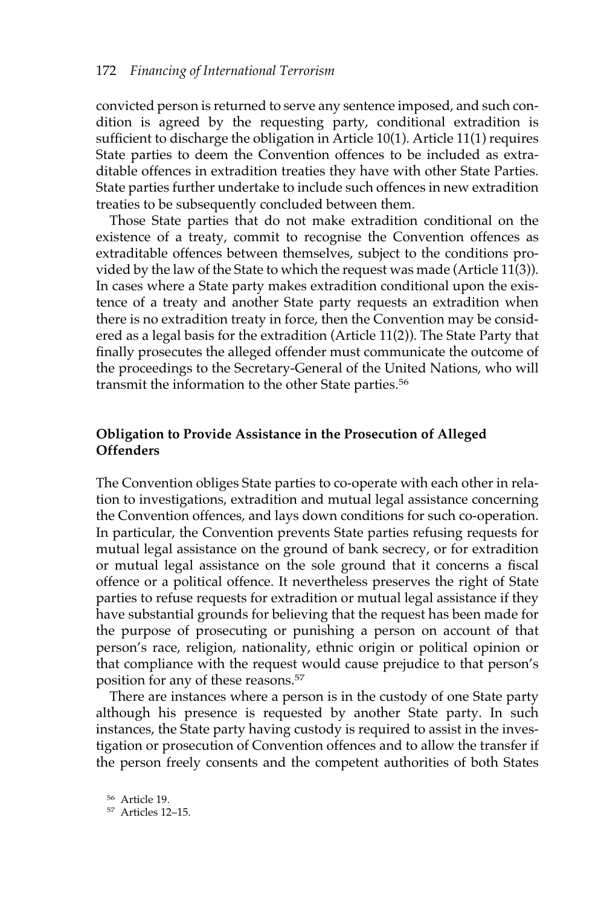convicted person is returned to serve any sentence imposed, and such condition is agreed by the requesting party, conditional extradition is sufficient to discharge the obligation in Article 10(1). Article 11(1) requires State parties to deem the Convention offences to be included as extraditable offences in extradition treaties they have with other State Parties. State parties further undertake to include such offences in new extradition treaties to be subsequently concluded between them.

Those State parties that do not make extradition conditional on the existence of a treaty, commit to recognise the Convention offences as extraditable offences between themselves, subject to the conditions provided by the law of the State to which the request was made (Article 11(3)). In cases where a State party makes extradition conditional upon the existence of a treaty and another State party requests an extradition when there is no extradition treaty in force, then the Convention may be considered as a legal basis for the extradition (Article 11(2)). The State Party that finally prosecutes the alleged offender must communicate the outcome of the proceedings to the Secretary-General of the United Nations, who will transmit the information to the other State parties.[56]

### Obligation to Provide Assistance in the Prosecution of Alleged Offenders

The Convention obliges State parties to co-operate with each other in relation to investigations, extradition and mutual legal assistance concerning the Convention offences, and lays down conditions for such co-operation. In particular, the Convention prevents State parties refusing requests for mutual legal assistance on the ground of bank secrecy, or for extradition or mutual legal assistance on the sole ground that it concerns a fiscal offence or a political offence. It nevertheless preserves the right of State parties to refuse requests for extradition or mutual legal assistance if they have substantial grounds for believing that the request has been made for the purpose of prosecuting or punishing a person on account of that person's race, religion, nationality, ethnic origin or political opinion or that compliance with the request would cause prejudice to that person's position for any of these reasons.[57]

There are instances where a person is in the custody of one State party although his presence is requested by another State party. In such instances, the State party having custody is required to assist in the investigation or prosecution of Convention offences and to allow the transfer if the person freely consents and the competent authorities of both States

[56] Article 19.

[57] Articles 12–15.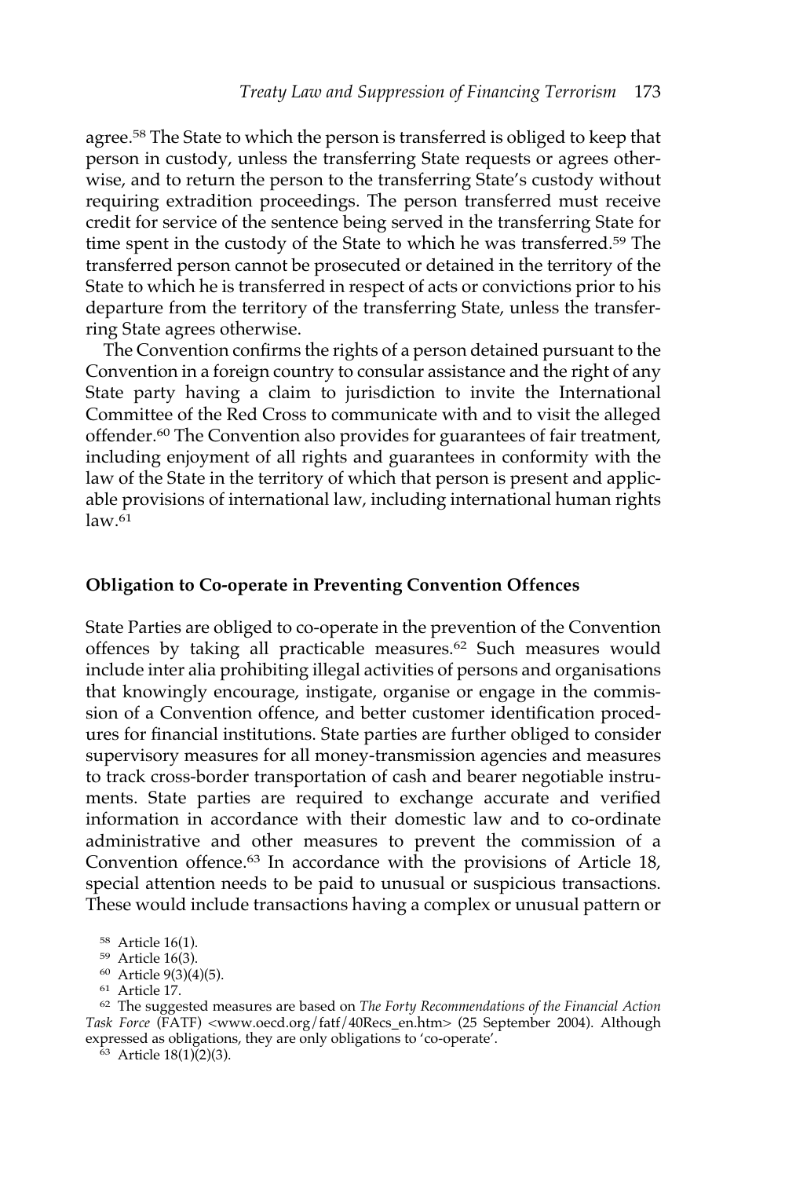agree.[58] The State to which the person is transferred is obliged to keep that person in custody, unless the transferring State requests or agrees otherwise, and to return the person to the transferring State's custody without requiring extradition proceedings. The person transferred must receive credit for service of the sentence being served in the transferring State for time spent in the custody of the State to which he was transferred.[59] The transferred person cannot be prosecuted or detained in the territory of the State to which he is transferred in respect of acts or convictions prior to his departure from the territory of the transferring State, unless the transferring State agrees otherwise.

The Convention confirms the rights of a person detained pursuant to the Convention in a foreign country to consular assistance and the right of any State party having a claim to jurisdiction to invite the International Committee of the Red Cross to communicate with and to visit the alleged offender.[60] The Convention also provides for guarantees of fair treatment, including enjoyment of all rights and guarantees in conformity with the law of the State in the territory of which that person is present and applicable provisions of international law, including international human rights law.[61]

## Obligation to Co-operate in Preventing Convention Offences

State Parties are obliged to co-operate in the prevention of the Convention offences by taking all practicable measures.[62] Such measures would include inter alia prohibiting illegal activities of persons and organisations that knowingly encourage, instigate, organise or engage in the commission of a Convention offence, and better customer identification procedures for financial institutions. State parties are further obliged to consider supervisory measures for all money-transmission agencies and measures to track cross-border transportation of cash and bearer negotiable instruments. State parties are required to exchange accurate and verified information in accordance with their domestic law and to co-ordinate administrative and other measures to prevent the commission of a Convention offence.[63] In accordance with the provisions of Article 18, special attention needs to be paid to unusual or suspicious transactions. These would include transactions having a complex or unusual pattern or

[58] Article 16(1).

[59] Article 16(3).

[60] Article 9(3)(4)(5).

[61] Article 17.

[62] The suggested measures are based on *The Forty Recommendations of the Financial Action Task Force* (FATF) <www.oecd.org/fatf/40Recs_en.htm> (25 September 2004). Although expressed as obligations, they are only obligations to 'co-operate'.

[63] Article 18(1)(2)(3).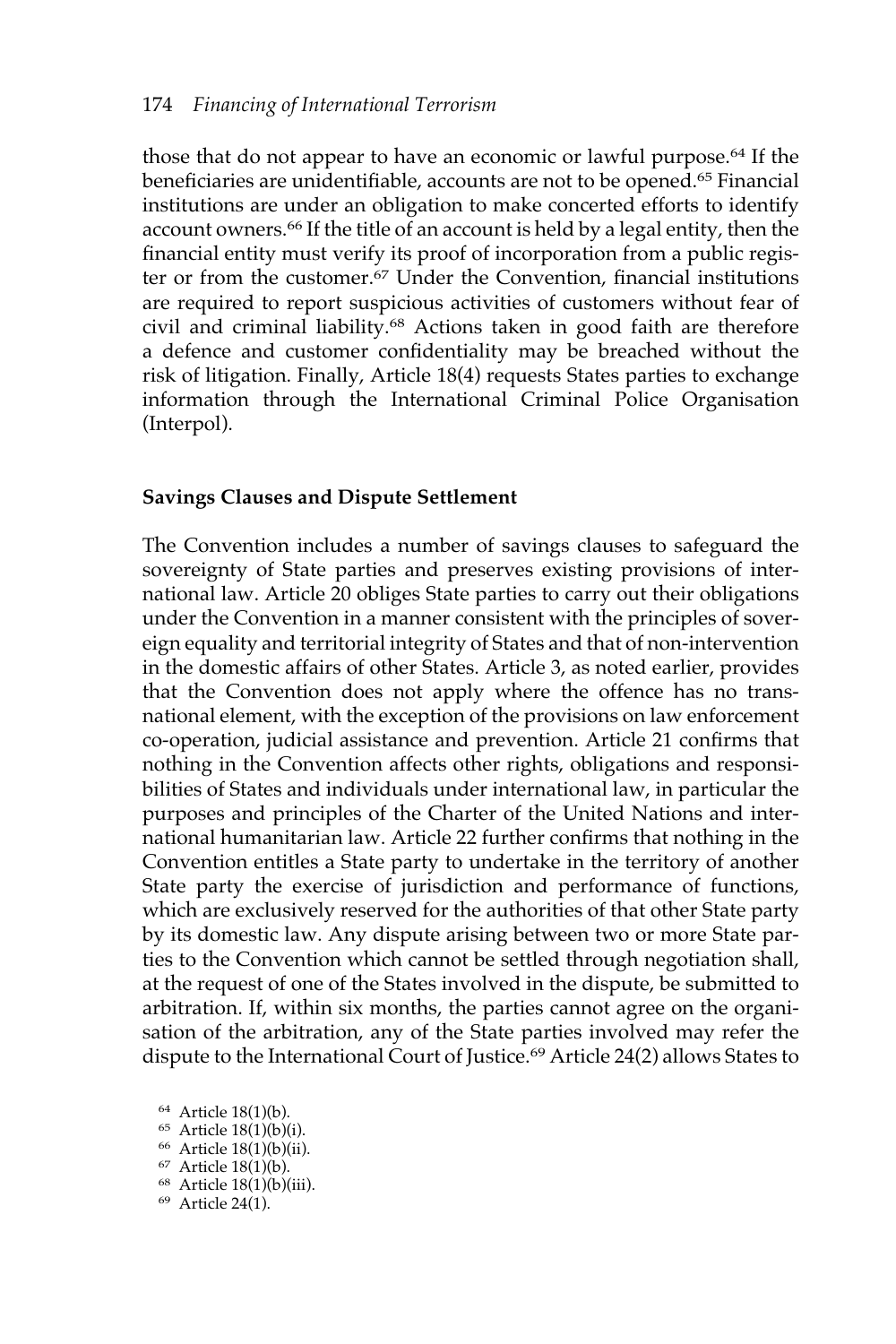those that do not appear to have an economic or lawful purpose.[64] If the beneficiaries are unidentifiable, accounts are not to be opened.[65] Financial institutions are under an obligation to make concerted efforts to identify account owners.[66] If the title of an account is held by a legal entity, then the financial entity must verify its proof of incorporation from a public register or from the customer.[67] Under the Convention, financial institutions are required to report suspicious activities of customers without fear of civil and criminal liability.[68] Actions taken in good faith are therefore a defence and customer confidentiality may be breached without the risk of litigation. Finally, Article 18(4) requests States parties to exchange information through the International Criminal Police Organisation (Interpol).

**Savings Clauses and Dispute Settlement**

The Convention includes a number of savings clauses to safeguard the sovereignty of State parties and preserves existing provisions of international law. Article 20 obliges State parties to carry out their obligations under the Convention in a manner consistent with the principles of sovereign equality and territorial integrity of States and that of non-intervention in the domestic affairs of other States. Article 3, as noted earlier, provides that the Convention does not apply where the offence has no transnational element, with the exception of the provisions on law enforcement co-operation, judicial assistance and prevention. Article 21 confirms that nothing in the Convention affects other rights, obligations and responsibilities of States and individuals under international law, in particular the purposes and principles of the Charter of the United Nations and international humanitarian law. Article 22 further confirms that nothing in the Convention entitles a State party to undertake in the territory of another State party the exercise of jurisdiction and performance of functions, which are exclusively reserved for the authorities of that other State party by its domestic law. Any dispute arising between two or more State parties to the Convention which cannot be settled through negotiation shall, at the request of one of the States involved in the dispute, be submitted to arbitration. If, within six months, the parties cannot agree on the organisation of the arbitration, any of the State parties involved may refer the dispute to the International Court of Justice.[69] Article 24(2) allows States to

[64] Article 18(1)(b).
[65] Article 18(1)(b)(i).
[66] Article 18(1)(b)(ii).
[67] Article 18(1)(b).
[68] Article 18(1)(b)(iii).
[69] Article 24(1).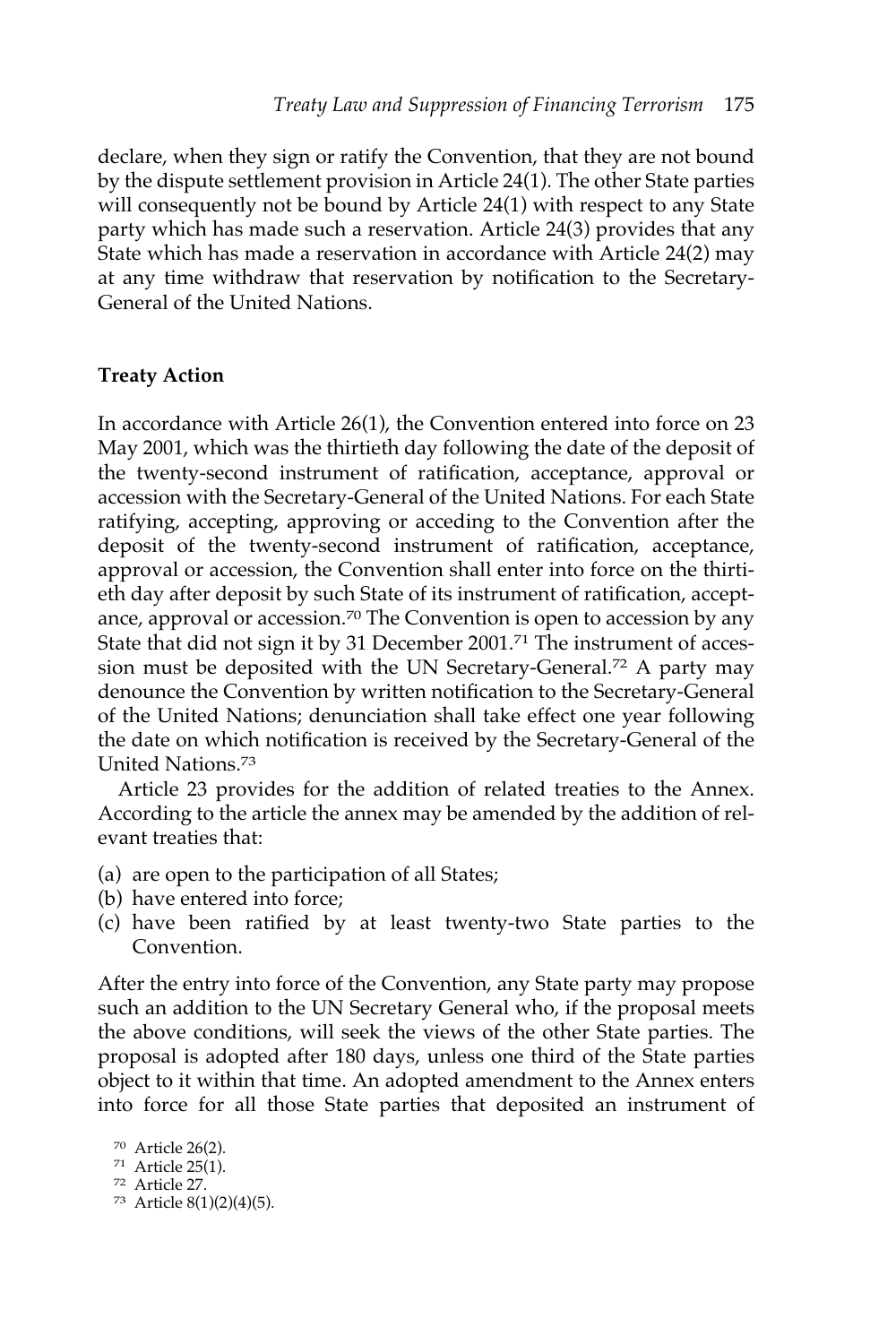declare, when they sign or ratify the Convention, that they are not bound by the dispute settlement provision in Article 24(1). The other State parties will consequently not be bound by Article 24(1) with respect to any State party which has made such a reservation. Article 24(3) provides that any State which has made a reservation in accordance with Article 24(2) may at any time withdraw that reservation by notification to the Secretary-General of the United Nations.

**Treaty Action**

In accordance with Article 26(1), the Convention entered into force on 23 May 2001, which was the thirtieth day following the date of the deposit of the twenty-second instrument of ratification, acceptance, approval or accession with the Secretary-General of the United Nations. For each State ratifying, accepting, approving or acceding to the Convention after the deposit of the twenty-second instrument of ratification, acceptance, approval or accession, the Convention shall enter into force on the thirtieth day after deposit by such State of its instrument of ratification, acceptance, approval or accession.[70] The Convention is open to accession by any State that did not sign it by 31 December 2001.[71] The instrument of accession must be deposited with the UN Secretary-General.[72] A party may denounce the Convention by written notification to the Secretary-General of the United Nations; denunciation shall take effect one year following the date on which notification is received by the Secretary-General of the United Nations.[73]

Article 23 provides for the addition of related treaties to the Annex. According to the article the annex may be amended by the addition of relevant treaties that:

(a) are open to the participation of all States;
(b) have entered into force;
(c) have been ratified by at least twenty-two State parties to the Convention.

After the entry into force of the Convention, any State party may propose such an addition to the UN Secretary General who, if the proposal meets the above conditions, will seek the views of the other State parties. The proposal is adopted after 180 days, unless one third of the State parties object to it within that time. An adopted amendment to the Annex enters into force for all those State parties that deposited an instrument of

[70] Article 26(2).
[71] Article 25(1).
[72] Article 27.
[73] Article 8(1)(2)(4)(5).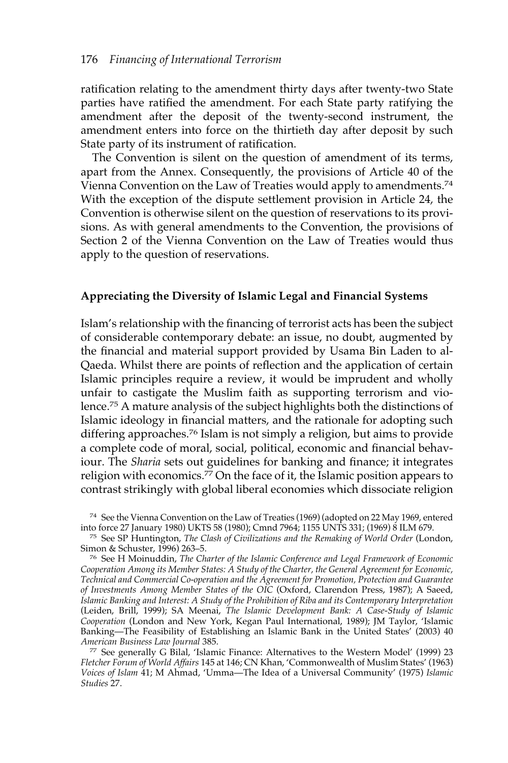ratification relating to the amendment thirty days after twenty-two State parties have ratified the amendment. For each State party ratifying the amendment after the deposit of the twenty-second instrument, the amendment enters into force on the thirtieth day after deposit by such State party of its instrument of ratification.

The Convention is silent on the question of amendment of its terms, apart from the Annex. Consequently, the provisions of Article 40 of the Vienna Convention on the Law of Treaties would apply to amendments.[74] With the exception of the dispute settlement provision in Article 24, the Convention is otherwise silent on the question of reservations to its provisions. As with general amendments to the Convention, the provisions of Section 2 of the Vienna Convention on the Law of Treaties would thus apply to the question of reservations.

## Appreciating the Diversity of Islamic Legal and Financial Systems

Islam's relationship with the financing of terrorist acts has been the subject of considerable contemporary debate: an issue, no doubt, augmented by the financial and material support provided by Usama Bin Laden to al-Qaeda. Whilst there are points of reflection and the application of certain Islamic principles require a review, it would be imprudent and wholly unfair to castigate the Muslim faith as supporting terrorism and violence.[75] A mature analysis of the subject highlights both the distinctions of Islamic ideology in financial matters, and the rationale for adopting such differing approaches.[76] Islam is not simply a religion, but aims to provide a complete code of moral, social, political, economic and financial behaviour. The *Sharia* sets out guidelines for banking and finance; it integrates religion with economics.[77] On the face of it, the Islamic position appears to contrast strikingly with global liberal economies which dissociate religion

[74] See the Vienna Convention on the Law of Treaties (1969) (adopted on 22 May 1969, entered into force 27 January 1980) UKTS 58 (1980); Cmnd 7964; 1155 UNTS 331; (1969) 8 ILM 679.

[75] See SP Huntington, *The Clash of Civilizations and the Remaking of World Order* (London, Simon & Schuster, 1996) 263–5.

[76] See H Moinuddin, *The Charter of the Islamic Conference and Legal Framework of Economic Cooperation Among its Member States: A Study of the Charter, the General Agreement for Economic, Technical and Commercial Co-operation and the Agreement for Promotion, Protection and Guarantee of Investments Among Member States of the OIC* (Oxford, Clarendon Press, 1987); A Saeed, *Islamic Banking and Interest: A Study of the Prohibition of Riba and its Contemporary Interpretation* (Leiden, Brill, 1999); SA Meenai, *The Islamic Development Bank: A Case-Study of Islamic Cooperation* (London and New York, Kegan Paul International, 1989); JM Taylor, 'Islamic Banking—The Feasibility of Establishing an Islamic Bank in the United States' (2003) 40 *American Business Law Journal* 385.

[77] See generally G Bilal, 'Islamic Finance: Alternatives to the Western Model' (1999) 23 *Fletcher Forum of World Affairs* 145 at 146; CN Khan, 'Commonwealth of Muslim States' (1963) *Voices of Islam* 41; M Ahmad, 'Umma—The Idea of a Universal Community' (1975) *Islamic Studies* 27.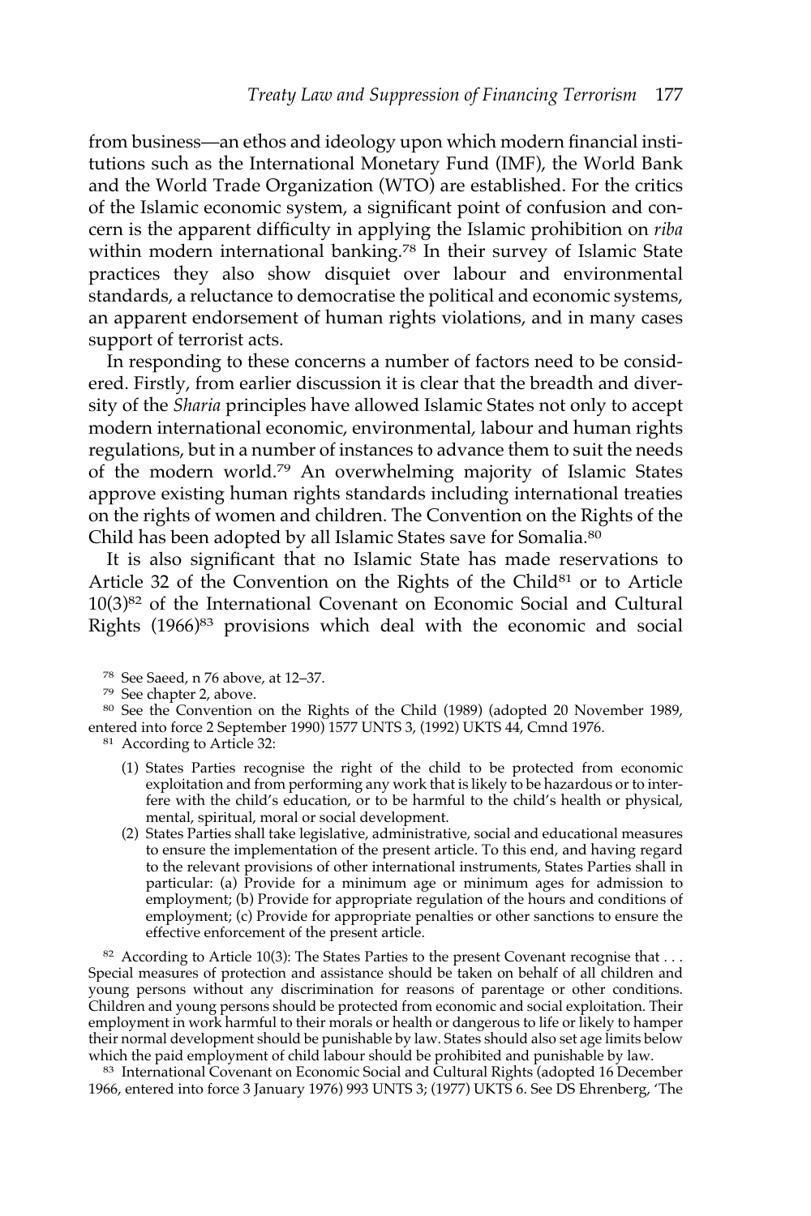from business—an ethos and ideology upon which modern financial institutions such as the International Monetary Fund (IMF), the World Bank and the World Trade Organization (WTO) are established. For the critics of the Islamic economic system, a significant point of confusion and concern is the apparent difficulty in applying the Islamic prohibition on *riba* within modern international banking.[78] In their survey of Islamic State practices they also show disquiet over labour and environmental standards, a reluctance to democratise the political and economic systems, an apparent endorsement of human rights violations, and in many cases support of terrorist acts.

In responding to these concerns a number of factors need to be considered. Firstly, from earlier discussion it is clear that the breadth and diversity of the *Sharia* principles have allowed Islamic States not only to accept modern international economic, environmental, labour and human rights regulations, but in a number of instances to advance them to suit the needs of the modern world.[79] An overwhelming majority of Islamic States approve existing human rights standards including international treaties on the rights of women and children. The Convention on the Rights of the Child has been adopted by all Islamic States save for Somalia.[80]

It is also significant that no Islamic State has made reservations to Article 32 of the Convention on the Rights of the Child[81] or to Article 10(3)[82] of the International Covenant on Economic Social and Cultural Rights (1966)[83] provisions which deal with the economic and social

[78] See Saeed, n 76 above, at 12–37.

[79] See chapter 2, above.

[80] See the Convention on the Rights of the Child (1989) (adopted 20 November 1989, entered into force 2 September 1990) 1577 UNTS 3, (1992) UKTS 44, Cmnd 1976.

[81] According to Article 32:

> (1) States Parties recognise the right of the child to be protected from economic exploitation and from performing any work that is likely to be hazardous or to interfere with the child's education, or to be harmful to the child's health or physical, mental, spiritual, moral or social development.
>
> (2) States Parties shall take legislative, administrative, social and educational measures to ensure the implementation of the present article. To this end, and having regard to the relevant provisions of other international instruments, States Parties shall in particular: (a) Provide for a minimum age or minimum ages for admission to employment; (b) Provide for appropriate regulation of the hours and conditions of employment; (c) Provide for appropriate penalties or other sanctions to ensure the effective enforcement of the present article.

[82] According to Article 10(3): The States Parties to the present Covenant recognise that . . . Special measures of protection and assistance should be taken on behalf of all children and young persons without any discrimination for reasons of parentage or other conditions. Children and young persons should be protected from economic and social exploitation. Their employment in work harmful to their morals or health or dangerous to life or likely to hamper their normal development should be punishable by law. States should also set age limits below which the paid employment of child labour should be prohibited and punishable by law.

[83] International Covenant on Economic Social and Cultural Rights (adopted 16 December 1966, entered into force 3 January 1976) 993 UNTS 3; (1977) UKTS 6. See DS Ehrenberg, 'The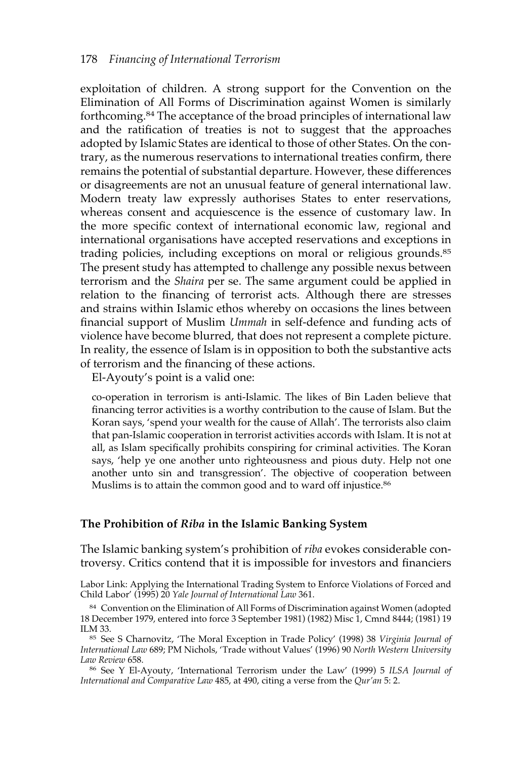exploitation of children. A strong support for the Convention on the Elimination of All Forms of Discrimination against Women is similarly forthcoming.[84] The acceptance of the broad principles of international law and the ratification of treaties is not to suggest that the approaches adopted by Islamic States are identical to those of other States. On the contrary, as the numerous reservations to international treaties confirm, there remains the potential of substantial departure. However, these differences or disagreements are not an unusual feature of general international law. Modern treaty law expressly authorises States to enter reservations, whereas consent and acquiescence is the essence of customary law. In the more specific context of international economic law, regional and international organisations have accepted reservations and exceptions in trading policies, including exceptions on moral or religious grounds.[85] The present study has attempted to challenge any possible nexus between terrorism and the *Shaira* per se. The same argument could be applied in relation to the financing of terrorist acts. Although there are stresses and strains within Islamic ethos whereby on occasions the lines between financial support of Muslim *Ummah* in self-defence and funding acts of violence have become blurred, that does not represent a complete picture. In reality, the essence of Islam is in opposition to both the substantive acts of terrorism and the financing of these actions.

El-Ayouty's point is a valid one:

> co-operation in terrorism is anti-Islamic. The likes of Bin Laden believe that financing terror activities is a worthy contribution to the cause of Islam. But the Koran says, 'spend your wealth for the cause of Allah'. The terrorists also claim that pan-Islamic cooperation in terrorist activities accords with Islam. It is not at all, as Islam specifically prohibits conspiring for criminal activities. The Koran says, 'help ye one another unto righteousness and pious duty. Help not one another unto sin and transgression'. The objective of cooperation between Muslims is to attain the common good and to ward off injustice.[86]

## The Prohibition of *Riba* in the Islamic Banking System

The Islamic banking system's prohibition of *riba* evokes considerable controversy. Critics contend that it is impossible for investors and financiers

Labor Link: Applying the International Trading System to Enforce Violations of Forced and Child Labor' (1995) 20 *Yale Journal of International Law* 361.

[84] Convention on the Elimination of All Forms of Discrimination against Women (adopted 18 December 1979, entered into force 3 September 1981) (1982) Misc 1, Cmnd 8444; (1981) 19 ILM 33.

[85] See S Charnovitz, 'The Moral Exception in Trade Policy' (1998) 38 *Virginia Journal of International Law* 689; PM Nichols, 'Trade without Values' (1996) 90 *North Western University Law Review* 658.

[86] See Y El-Ayouty, 'International Terrorism under the Law' (1999) 5 *ILSA Journal of International and Comparative Law* 485, at 490, citing a verse from the *Qur'an* 5: 2.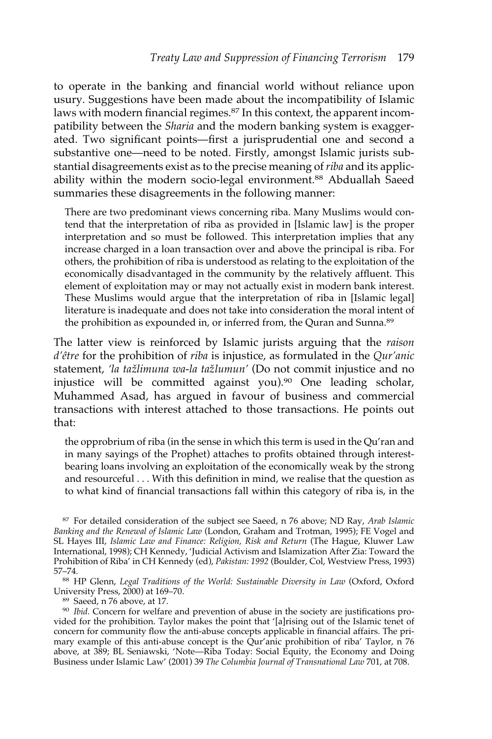to operate in the banking and financial world without reliance upon usury. Suggestions have been made about the incompatibility of Islamic laws with modern financial regimes.[87] In this context, the apparent incompatibility between the *Sharia* and the modern banking system is exaggerated. Two significant points—first a jurisprudential one and second a substantive one—need to be noted. Firstly, amongst Islamic jurists substantial disagreements exist as to the precise meaning of *riba* and its applicability within the modern socio-legal environment.[88] Abduallah Saeed summaries these disagreements in the following manner:

> There are two predominant views concerning riba. Many Muslims would contend that the interpretation of riba as provided in [Islamic law] is the proper interpretation and so must be followed. This interpretation implies that any increase charged in a loan transaction over and above the principal is riba. For others, the prohibition of riba is understood as relating to the exploitation of the economically disadvantaged in the community by the relatively affluent. This element of exploitation may or may not actually exist in modern bank interest. These Muslims would argue that the interpretation of riba in [Islamic legal] literature is inadequate and does not take into consideration the moral intent of the prohibition as expounded in, or inferred from, the Quran and Sunna.[89]

The latter view is reinforced by Islamic jurists arguing that the *raison d'être* for the prohibition of *riba* is injustice, as formulated in the *Qur'anic* statement, *'la tažlimuna wa-la tažlumun'* (Do not commit injustice and no injustice will be committed against you).[90] One leading scholar, Muhammed Asad, has argued in favour of business and commercial transactions with interest attached to those transactions. He points out that:

> the opprobrium of riba (in the sense in which this term is used in the Qu'ran and in many sayings of the Prophet) attaches to profits obtained through interest-bearing loans involving an exploitation of the economically weak by the strong and resourceful . . . With this definition in mind, we realise that the question as to what kind of financial transactions fall within this category of riba is, in the

[87] For detailed consideration of the subject see Saeed, n 76 above; ND Ray, *Arab Islamic Banking and the Renewal of Islamic Law* (London, Graham and Trotman, 1995); FE Vogel and SL Hayes III, *Islamic Law and Finance: Religion, Risk and Return* (The Hague, Kluwer Law International, 1998); CH Kennedy, 'Judicial Activism and Islamization After Zia: Toward the Prohibition of Riba' in CH Kennedy (ed), *Pakistan: 1992* (Boulder, Col, Westview Press, 1993) 57–74.

[88] HP Glenn, *Legal Traditions of the World: Sustainable Diversity in Law* (Oxford, Oxford University Press, 2000) at 169–70.

[89] Saeed, n 76 above, at 17.

[90] *Ibid.* Concern for welfare and prevention of abuse in the society are justifications provided for the prohibition. Taylor makes the point that '[a]rising out of the Islamic tenet of concern for community flow the anti-abuse concepts applicable in financial affairs. The primary example of this anti-abuse concept is the Qur'anic prohibition of riba' Taylor, n 76 above, at 389; BL Seniawski, 'Note—Riba Today: Social Equity, the Economy and Doing Business under Islamic Law' (2001) 39 *The Columbia Journal of Transnational Law* 701, at 708.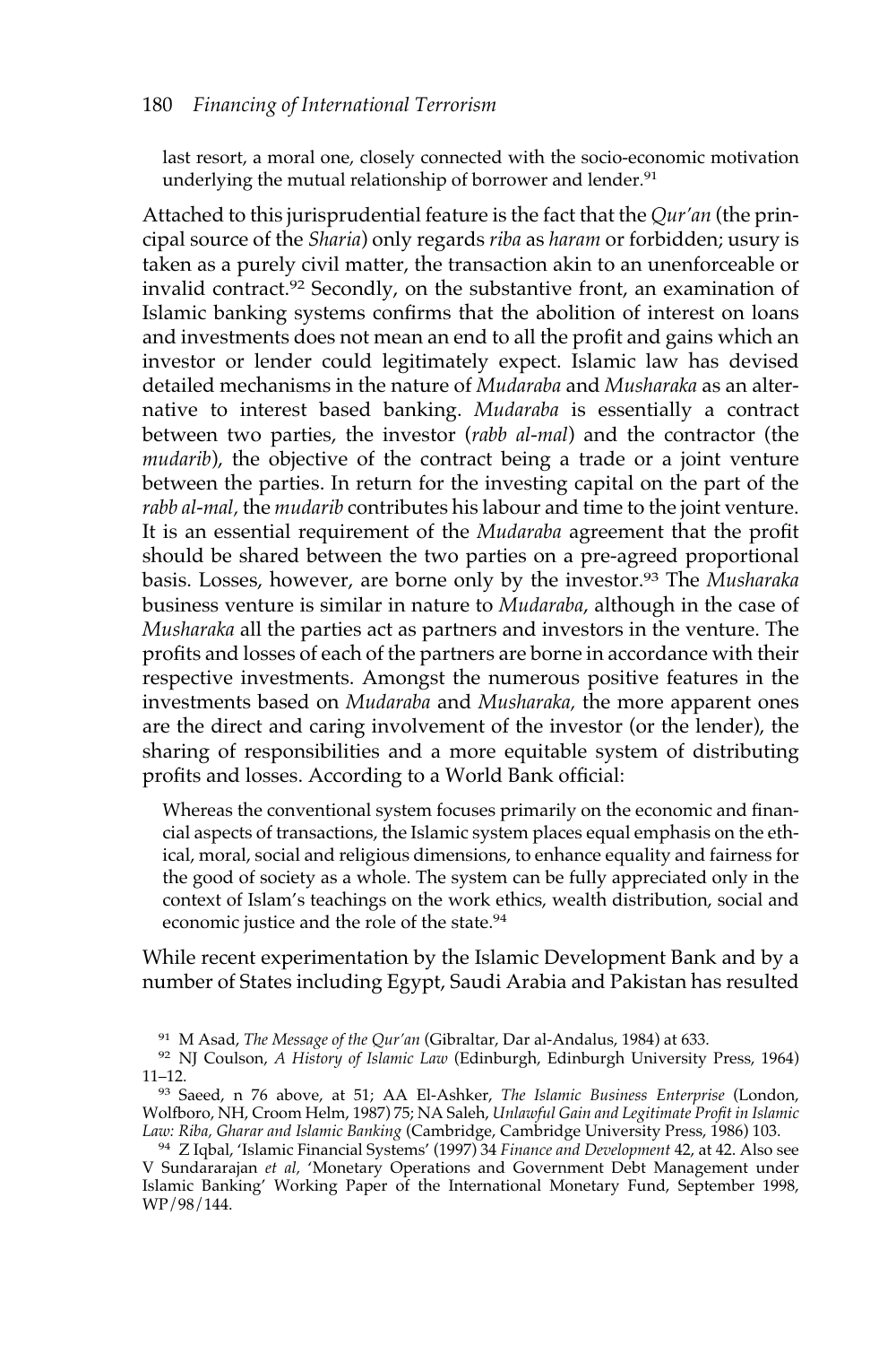last resort, a moral one, closely connected with the socio-economic motivation underlying the mutual relationship of borrower and lender.[91]

Attached to this jurisprudential feature is the fact that the *Qur'an* (the principal source of the *Sharia*) only regards *riba* as *haram* or forbidden; usury is taken as a purely civil matter, the transaction akin to an unenforceable or invalid contract.[92] Secondly, on the substantive front, an examination of Islamic banking systems confirms that the abolition of interest on loans and investments does not mean an end to all the profit and gains which an investor or lender could legitimately expect. Islamic law has devised detailed mechanisms in the nature of *Mudaraba* and *Musharaka* as an alternative to interest based banking. *Mudaraba* is essentially a contract between two parties, the investor (*rabb al-mal*) and the contractor (the *mudarib*), the objective of the contract being a trade or a joint venture between the parties. In return for the investing capital on the part of the *rabb al-mal*, the *mudarib* contributes his labour and time to the joint venture. It is an essential requirement of the *Mudaraba* agreement that the profit should be shared between the two parties on a pre-agreed proportional basis. Losses, however, are borne only by the investor.[93] The *Musharaka* business venture is similar in nature to *Mudaraba*, although in the case of *Musharaka* all the parties act as partners and investors in the venture. The profits and losses of each of the partners are borne in accordance with their respective investments. Amongst the numerous positive features in the investments based on *Mudaraba* and *Musharaka,* the more apparent ones are the direct and caring involvement of the investor (or the lender), the sharing of responsibilities and a more equitable system of distributing profits and losses. According to a World Bank official:

> Whereas the conventional system focuses primarily on the economic and financial aspects of transactions, the Islamic system places equal emphasis on the ethical, moral, social and religious dimensions, to enhance equality and fairness for the good of society as a whole. The system can be fully appreciated only in the context of Islam's teachings on the work ethics, wealth distribution, social and economic justice and the role of the state.[94]

While recent experimentation by the Islamic Development Bank and by a number of States including Egypt, Saudi Arabia and Pakistan has resulted

---

[91] M Asad, *The Message of the Qur'an* (Gibraltar, Dar al-Andalus, 1984) at 633.

[92] NJ Coulson, *A History of Islamic Law* (Edinburgh, Edinburgh University Press, 1964) 11–12.

[93] Saeed, n 76 above, at 51; AA El-Ashker, *The Islamic Business Enterprise* (London, Wolfboro, NH, Croom Helm, 1987) 75; NA Saleh, *Unlawful Gain and Legitimate Profit in Islamic Law: Riba, Gharar and Islamic Banking* (Cambridge, Cambridge University Press, 1986) 103.

[94] Z Iqbal, 'Islamic Financial Systems' (1997) 34 *Finance and Development* 42, at 42. Also see V Sundararajan *et al,* 'Monetary Operations and Government Debt Management under Islamic Banking' Working Paper of the International Monetary Fund, September 1998, WP/98/144.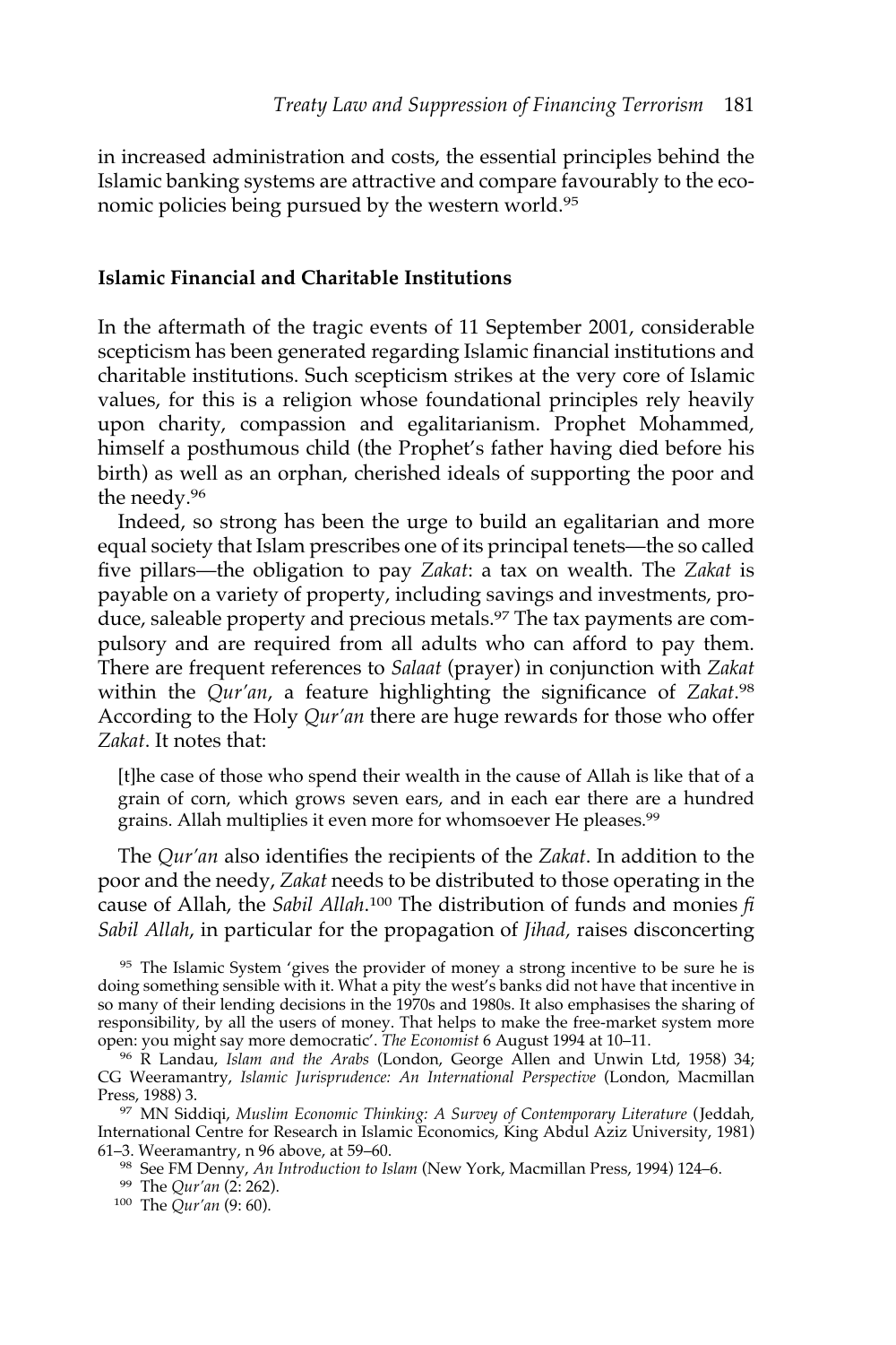in increased administration and costs, the essential principles behind the Islamic banking systems are attractive and compare favourably to the economic policies being pursued by the western world.[95]

### Islamic Financial and Charitable Institutions

In the aftermath of the tragic events of 11 September 2001, considerable scepticism has been generated regarding Islamic financial institutions and charitable institutions. Such scepticism strikes at the very core of Islamic values, for this is a religion whose foundational principles rely heavily upon charity, compassion and egalitarianism. Prophet Mohammed, himself a posthumous child (the Prophet's father having died before his birth) as well as an orphan, cherished ideals of supporting the poor and the needy.[96]

Indeed, so strong has been the urge to build an egalitarian and more equal society that Islam prescribes one of its principal tenets—the so called five pillars—the obligation to pay *Zakat*: a tax on wealth. The *Zakat* is payable on a variety of property, including savings and investments, produce, saleable property and precious metals.[97] The tax payments are compulsory and are required from all adults who can afford to pay them. There are frequent references to *Salaat* (prayer) in conjunction with *Zakat* within the *Qur'an*, a feature highlighting the significance of *Zakat*.[98] According to the Holy *Qur'an* there are huge rewards for those who offer *Zakat*. It notes that:

> [t]he case of those who spend their wealth in the cause of Allah is like that of a grain of corn, which grows seven ears, and in each ear there are a hundred grains. Allah multiplies it even more for whomsoever He pleases.[99]

The *Qur'an* also identifies the recipients of the *Zakat*. In addition to the poor and the needy, *Zakat* needs to be distributed to those operating in the cause of Allah, the *Sabil Allah*.[100] The distribution of funds and monies *fi Sabil Allah*, in particular for the propagation of *Jihad*, raises disconcerting

---

[95] The Islamic System 'gives the provider of money a strong incentive to be sure he is doing something sensible with it. What a pity the west's banks did not have that incentive in so many of their lending decisions in the 1970s and 1980s. It also emphasises the sharing of responsibility, by all the users of money. That helps to make the free-market system more open: you might say more democratic'. *The Economist* 6 August 1994 at 10–11.

[96] R Landau, *Islam and the Arabs* (London, George Allen and Unwin Ltd, 1958) 34; CG Weeramantry, *Islamic Jurisprudence: An International Perspective* (London, Macmillan Press, 1988) 3.

[97] MN Siddiqi, *Muslim Economic Thinking: A Survey of Contemporary Literature* (Jeddah, International Centre for Research in Islamic Economics, King Abdul Aziz University, 1981) 61–3. Weeramantry, n 96 above, at 59–60.

[98] See FM Denny, *An Introduction to Islam* (New York, Macmillan Press, 1994) 124–6.

[99] The *Qur'an* (2: 262).

[100] The *Qur'an* (9: 60).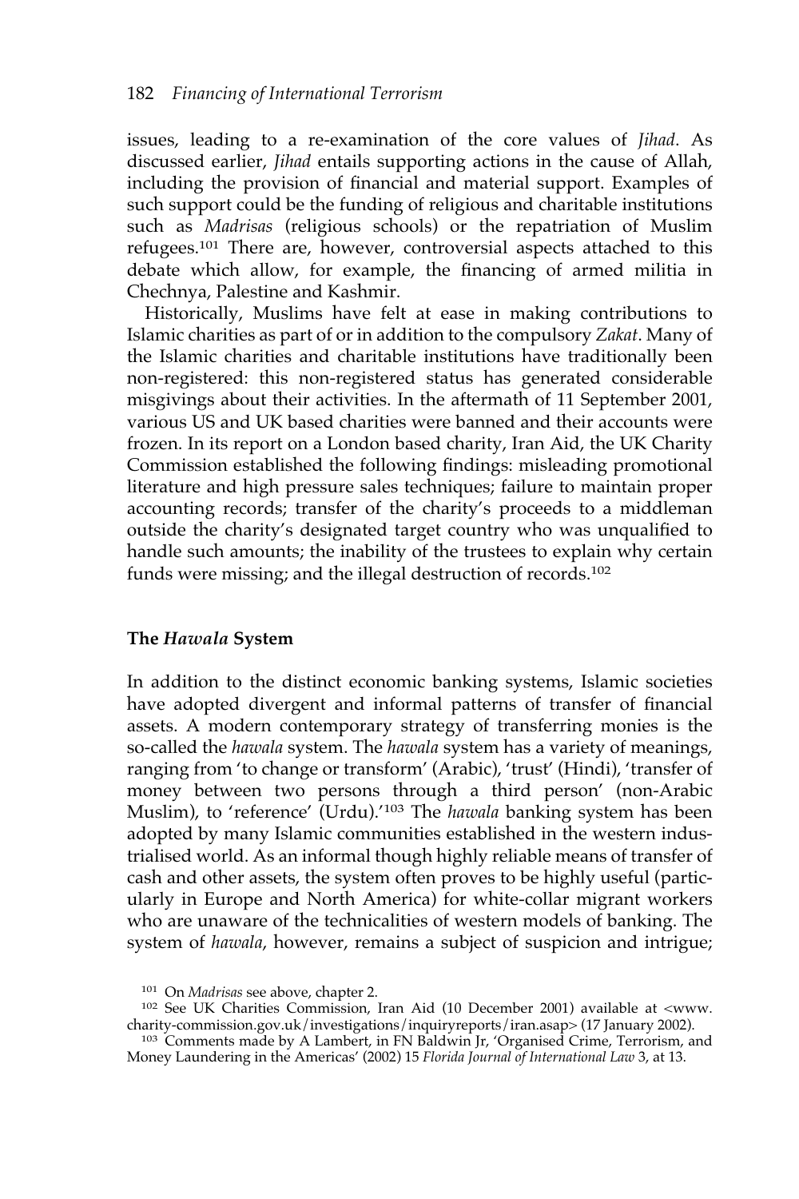issues, leading to a re-examination of the core values of *Jihad*. As discussed earlier, *Jihad* entails supporting actions in the cause of Allah, including the provision of financial and material support. Examples of such support could be the funding of religious and charitable institutions such as *Madrisas* (religious schools) or the repatriation of Muslim refugees.[101] There are, however, controversial aspects attached to this debate which allow, for example, the financing of armed militia in Chechnya, Palestine and Kashmir.

Historically, Muslims have felt at ease in making contributions to Islamic charities as part of or in addition to the compulsory *Zakat*. Many of the Islamic charities and charitable institutions have traditionally been non-registered: this non-registered status has generated considerable misgivings about their activities. In the aftermath of 11 September 2001, various US and UK based charities were banned and their accounts were frozen. In its report on a London based charity, Iran Aid, the UK Charity Commission established the following findings: misleading promotional literature and high pressure sales techniques; failure to maintain proper accounting records; transfer of the charity's proceeds to a middleman outside the charity's designated target country who was unqualified to handle such amounts; the inability of the trustees to explain why certain funds were missing; and the illegal destruction of records.[102]

## The *Hawala* System

In addition to the distinct economic banking systems, Islamic societies have adopted divergent and informal patterns of transfer of financial assets. A modern contemporary strategy of transferring monies is the so-called the *hawala* system. The *hawala* system has a variety of meanings, ranging from 'to change or transform' (Arabic), 'trust' (Hindi), 'transfer of money between two persons through a third person' (non-Arabic Muslim), to 'reference' (Urdu).'[103] The *hawala* banking system has been adopted by many Islamic communities established in the western industrialised world. As an informal though highly reliable means of transfer of cash and other assets, the system often proves to be highly useful (particularly in Europe and North America) for white-collar migrant workers who are unaware of the technicalities of western models of banking. The system of *hawala*, however, remains a subject of suspicion and intrigue;

[101] On *Madrisas* see above, chapter 2.

[102] See UK Charities Commission, Iran Aid (10 December 2001) available at <www.charity-commission.gov.uk/investigations/inquiryreports/iran.asap> (17 January 2002).

[103] Comments made by A Lambert, in FN Baldwin Jr, 'Organised Crime, Terrorism, and Money Laundering in the Americas' (2002) 15 *Florida Journal of International Law* 3, at 13.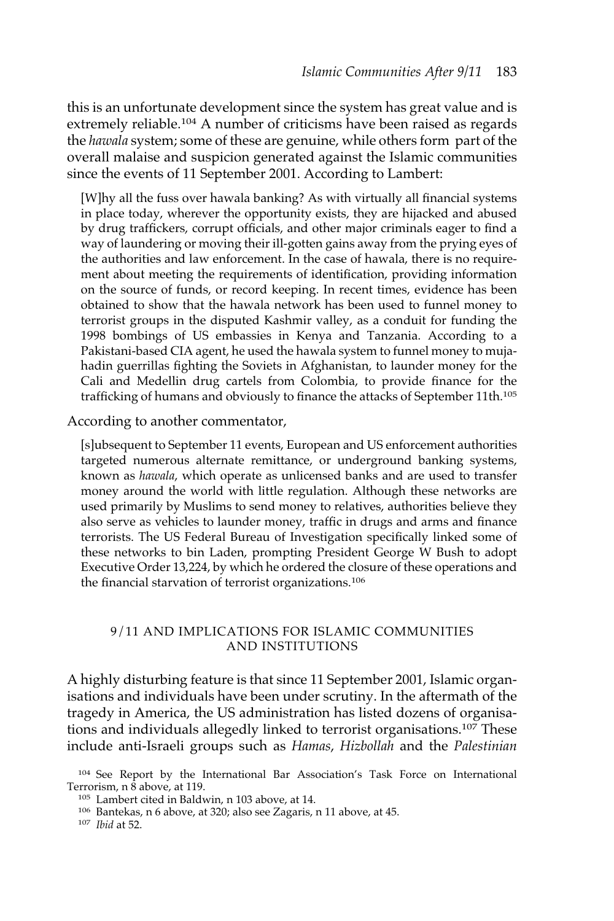this is an unfortunate development since the system has great value and is extremely reliable.[104] A number of criticisms have been raised as regards the *hawala* system; some of these are genuine, while others form part of the overall malaise and suspicion generated against the Islamic communities since the events of 11 September 2001. According to Lambert:

> [W]hy all the fuss over hawala banking? As with virtually all financial systems in place today, wherever the opportunity exists, they are hijacked and abused by drug traffickers, corrupt officials, and other major criminals eager to find a way of laundering or moving their ill-gotten gains away from the prying eyes of the authorities and law enforcement. In the case of hawala, there is no requirement about meeting the requirements of identification, providing information on the source of funds, or record keeping. In recent times, evidence has been obtained to show that the hawala network has been used to funnel money to terrorist groups in the disputed Kashmir valley, as a conduit for funding the 1998 bombings of US embassies in Kenya and Tanzania. According to a Pakistani-based CIA agent, he used the hawala system to funnel money to mujahadin guerrillas fighting the Soviets in Afghanistan, to launder money for the Cali and Medellin drug cartels from Colombia, to provide finance for the trafficking of humans and obviously to finance the attacks of September 11th.[105]

According to another commentator,

> [s]ubsequent to September 11 events, European and US enforcement authorities targeted numerous alternate remittance, or underground banking systems, known as *hawala*, which operate as unlicensed banks and are used to transfer money around the world with little regulation. Although these networks are used primarily by Muslims to send money to relatives, authorities believe they also serve as vehicles to launder money, traffic in drugs and arms and finance terrorists. The US Federal Bureau of Investigation specifically linked some of these networks to bin Laden, prompting President George W Bush to adopt Executive Order 13,224, by which he ordered the closure of these operations and the financial starvation of terrorist organizations.[106]

## 9/11 AND IMPLICATIONS FOR ISLAMIC COMMUNITIES AND INSTITUTIONS

A highly disturbing feature is that since 11 September 2001, Islamic organisations and individuals have been under scrutiny. In the aftermath of the tragedy in America, the US administration has listed dozens of organisations and individuals allegedly linked to terrorist organisations.[107] These include anti-Israeli groups such as *Hamas*, *Hizbollah* and the *Palestinian*

---

[104] See Report by the International Bar Association's Task Force on International Terrorism, n 8 above, at 119.

[105] Lambert cited in Baldwin, n 103 above, at 14.

[106] Bantekas, n 6 above, at 320; also see Zagaris, n 11 above, at 45.

[107] *Ibid* at 52.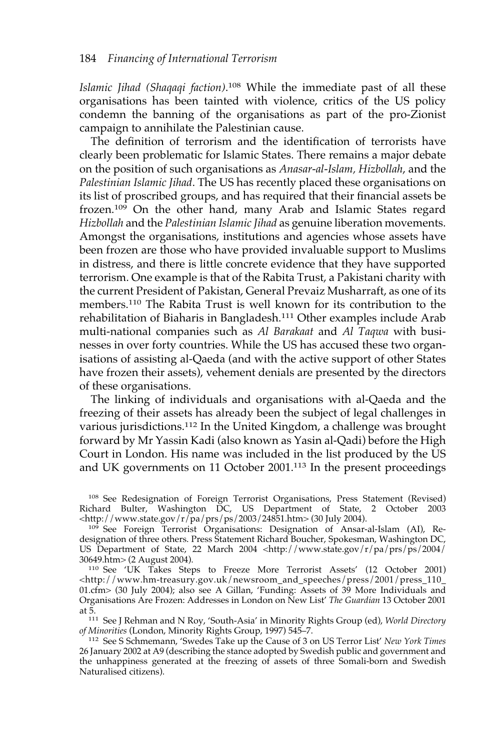*Islamic Jihad (Shaqaqi faction)*.[108] While the immediate past of all these organisations has been tainted with violence, critics of the US policy condemn the banning of the organisations as part of the pro-Zionist campaign to annihilate the Palestinian cause.

The definition of terrorism and the identification of terrorists have clearly been problematic for Islamic States. There remains a major debate on the position of such organisations as *Anasar-al-Islam, Hizbollah*, and the *Palestinian Islamic Jihad*. The US has recently placed these organisations on its list of proscribed groups, and has required that their financial assets be frozen.[109] On the other hand, many Arab and Islamic States regard *Hizbollah* and the *Palestinian Islamic Jihad* as genuine liberation movements. Amongst the organisations, institutions and agencies whose assets have been frozen are those who have provided invaluable support to Muslims in distress, and there is little concrete evidence that they have supported terrorism. One example is that of the Rabita Trust, a Pakistani charity with the current President of Pakistan, General Prevaiz Musharraft, as one of its members.[110] The Rabita Trust is well known for its contribution to the rehabilitation of Biaharis in Bangladesh.[111] Other examples include Arab multi-national companies such as *Al Barakaat* and *Al Taqwa* with businesses in over forty countries. While the US has accused these two organisations of assisting al-Qaeda (and with the active support of other States have frozen their assets), vehement denials are presented by the directors of these organisations.

The linking of individuals and organisations with al-Qaeda and the freezing of their assets has already been the subject of legal challenges in various jurisdictions.[112] In the United Kingdom, a challenge was brought forward by Mr Yassin Kadi (also known as Yasin al-Qadi) before the High Court in London. His name was included in the list produced by the US and UK governments on 11 October 2001.[113] In the present proceedings

---

[108] See Redesignation of Foreign Terrorist Organisations, Press Statement (Revised) Richard Bulter, Washington DC, US Department of State, 2 October 2003 <http://www.state.gov/r/pa/prs/ps/2003/24851.htm> (30 July 2004).

[109] See Foreign Terrorist Organisations: Designation of Ansar-al-Islam (AI), Re-designation of three others. Press Statement Richard Boucher, Spokesman, Washington DC, US Department of State, 22 March 2004 <http://www.state.gov/r/pa/prs/ps/2004/30649.htm> (2 August 2004).

[110] See 'UK Takes Steps to Freeze More Terrorist Assets' (12 October 2001) <http://www.hm-treasury.gov.uk/newsroom_and_speeches/press/2001/press_110_01.cfm> (30 July 2004); also see A Gillan, 'Funding: Assets of 39 More Individuals and Organisations Are Frozen: Addresses in London on New List' *The Guardian* 13 October 2001 at 5.

[111] See J Rehman and N Roy, 'South-Asia' in Minority Rights Group (ed), *World Directory of Minorities* (London, Minority Rights Group, 1997) 545–7.

[112] See S Schmemann, 'Swedes Take up the Cause of 3 on US Terror List' *New York Times* 26 January 2002 at A9 (describing the stance adopted by Swedish public and government and the unhappiness generated at the freezing of assets of three Somali-born and Swedish Naturalised citizens).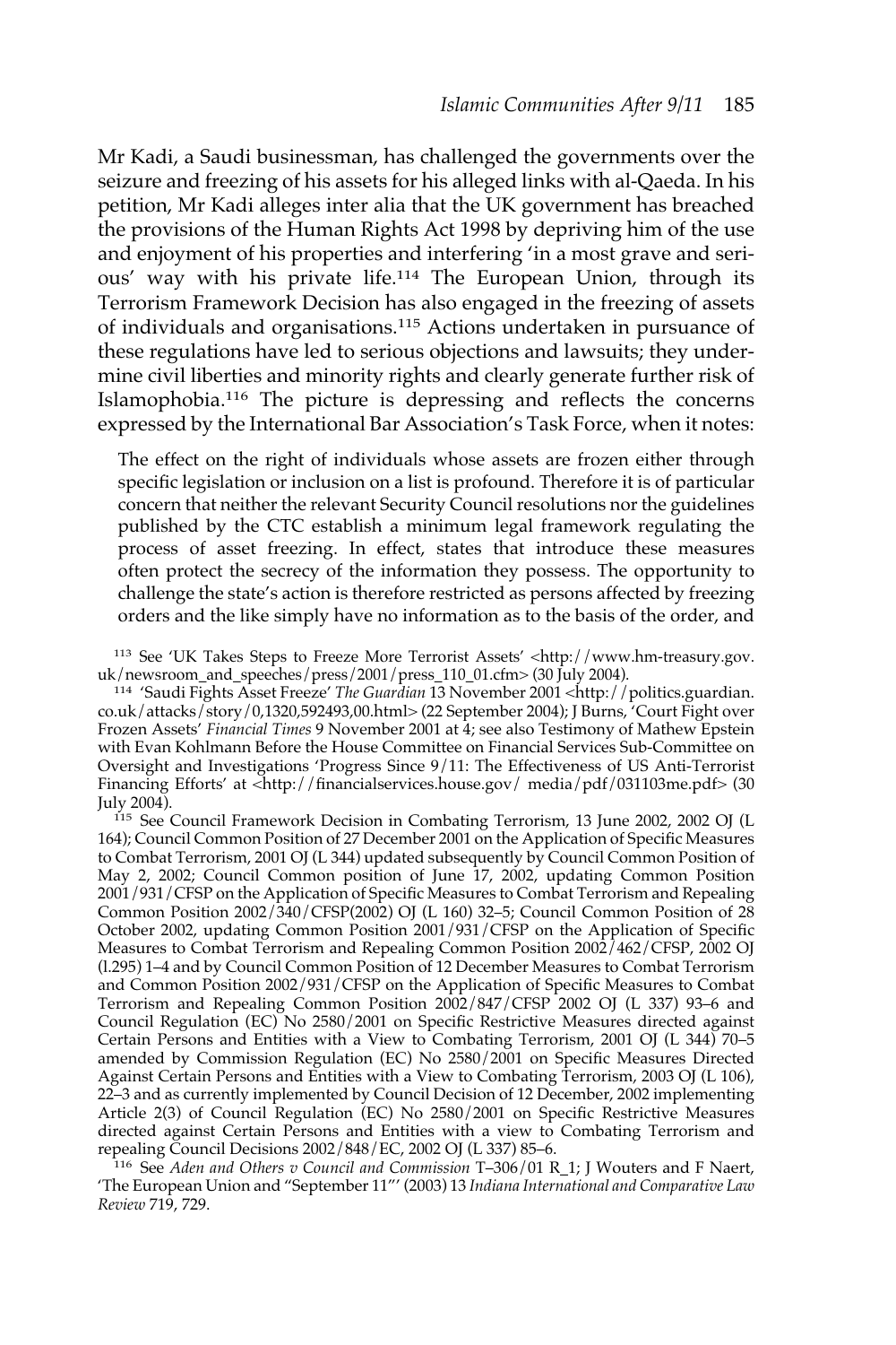Mr Kadi, a Saudi businessman, has challenged the governments over the seizure and freezing of his assets for his alleged links with al-Qaeda. In his petition, Mr Kadi alleges inter alia that the UK government has breached the provisions of the Human Rights Act 1998 by depriving him of the use and enjoyment of his properties and interfering 'in a most grave and serious' way with his private life.[114] The European Union, through its Terrorism Framework Decision has also engaged in the freezing of assets of individuals and organisations.[115] Actions undertaken in pursuance of these regulations have led to serious objections and lawsuits; they undermine civil liberties and minority rights and clearly generate further risk of Islamophobia.[116] The picture is depressing and reflects the concerns expressed by the International Bar Association's Task Force, when it notes:

> The effect on the right of individuals whose assets are frozen either through specific legislation or inclusion on a list is profound. Therefore it is of particular concern that neither the relevant Security Council resolutions nor the guidelines published by the CTC establish a minimum legal framework regulating the process of asset freezing. In effect, states that introduce these measures often protect the secrecy of the information they possess. The opportunity to challenge the state's action is therefore restricted as persons affected by freezing orders and the like simply have no information as to the basis of the order, and

---

[113] See 'UK Takes Steps to Freeze More Terrorist Assets' <http://www.hm-treasury.gov.uk/newsroom_and_speeches/press/2001/press_110_01.cfm> (30 July 2004).

[114] 'Saudi Fights Asset Freeze' *The Guardian* 13 November 2001 <http://politics.guardian.co.uk/attacks/story/0,1320,592493,00.html> (22 September 2004); J Burns, 'Court Fight over Frozen Assets' *Financial Times* 9 November 2001 at 4; see also Testimony of Mathew Epstein with Evan Kohlmann Before the House Committee on Financial Services Sub-Committee on Oversight and Investigations 'Progress Since 9/11: The Effectiveness of US Anti-Terrorist Financing Efforts' at <http://financialservices.house.gov/ media/pdf/031103me.pdf> (30 July 2004).

[115] See Council Framework Decision in Combating Terrorism, 13 June 2002, 2002 OJ (L 164); Council Common Position of 27 December 2001 on the Application of Specific Measures to Combat Terrorism, 2001 OJ (L 344) updated subsequently by Council Common Position of May 2, 2002; Council Common position of June 17, 2002, updating Common Position 2001/931/CFSP on the Application of Specific Measures to Combat Terrorism and Repealing Common Position 2002/340/CFSP(2002) OJ (L 160) 32–5; Council Common Position of 28 October 2002, updating Common Position 2001/931/CFSP on the Application of Specific Measures to Combat Terrorism and Repealing Common Position 2002/462/CFSP, 2002 OJ (l.295) 1–4 and by Council Common Position of 12 December Measures to Combat Terrorism and Common Position 2002/931/CFSP on the Application of Specific Measures to Combat Terrorism and Repealing Common Position 2002/847/CFSP 2002 OJ (L 337) 93–6 and Council Regulation (EC) No 2580/2001 on Specific Restrictive Measures directed against Certain Persons and Entities with a View to Combating Terrorism, 2001 OJ (L 344) 70–5 amended by Commission Regulation (EC) No 2580/2001 on Specific Measures Directed Against Certain Persons and Entities with a View to Combating Terrorism, 2003 OJ (L 106), 22–3 and as currently implemented by Council Decision of 12 December, 2002 implementing Article 2(3) of Council Regulation (EC) No 2580/2001 on Specific Restrictive Measures directed against Certain Persons and Entities with a view to Combating Terrorism and repealing Council Decisions 2002/848/EC, 2002 OJ (L 337) 85–6.

[116] See *Aden and Others v Council and Commission* T–306/01 R_1; J Wouters and F Naert, 'The European Union and "September 11"' (2003) 13 *Indiana International and Comparative Law Review* 719, 729.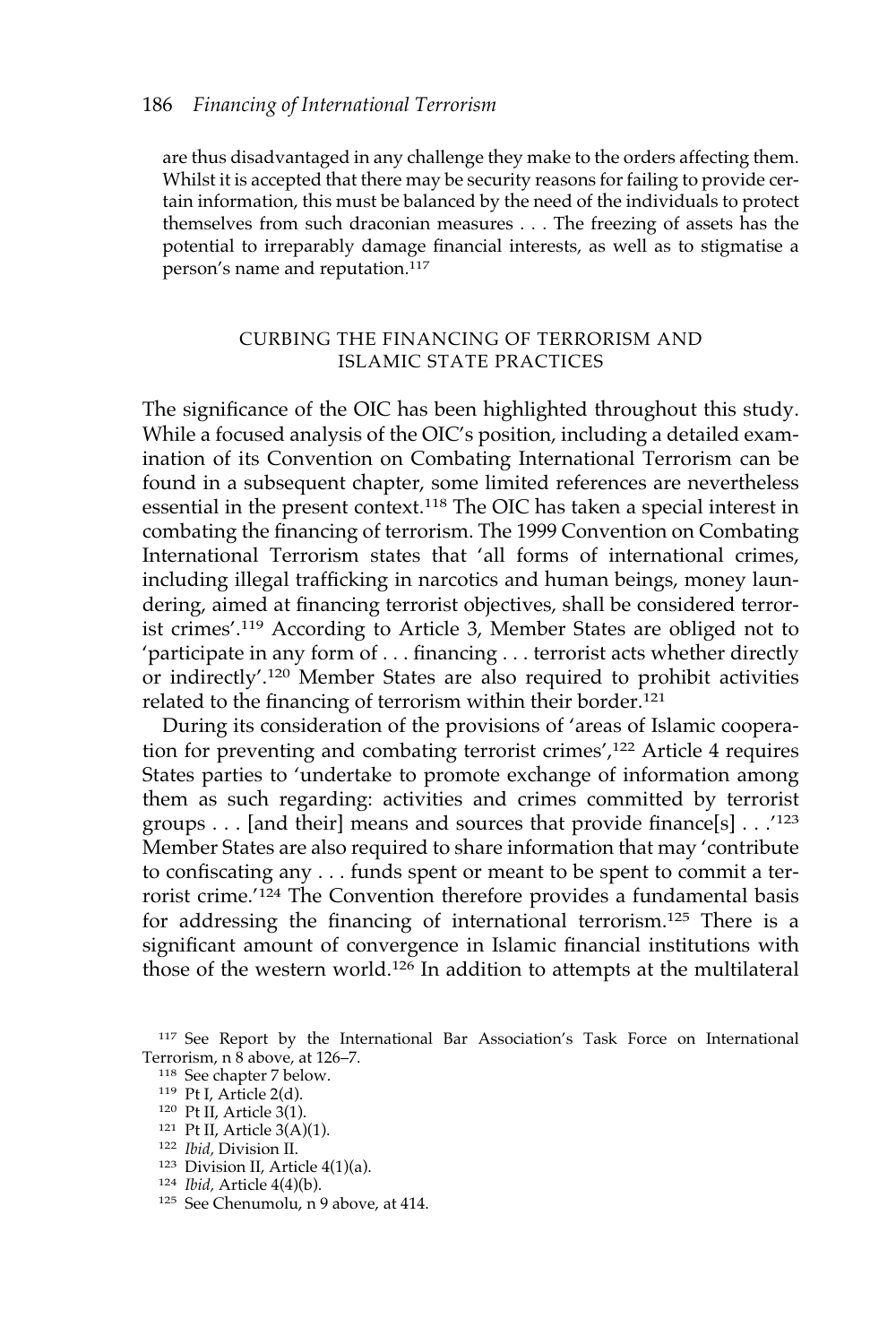are thus disadvantaged in any challenge they make to the orders affecting them. Whilst it is accepted that there may be security reasons for failing to provide certain information, this must be balanced by the need of the individuals to protect themselves from such draconian measures . . . The freezing of assets has the potential to irreparably damage financial interests, as well as to stigmatise a person's name and reputation.[117]

## CURBING THE FINANCING OF TERRORISM AND ISLAMIC STATE PRACTICES

The significance of the OIC has been highlighted throughout this study. While a focused analysis of the OIC's position, including a detailed examination of its Convention on Combating International Terrorism can be found in a subsequent chapter, some limited references are nevertheless essential in the present context.[118] The OIC has taken a special interest in combating the financing of terrorism. The 1999 Convention on Combating International Terrorism states that 'all forms of international crimes, including illegal trafficking in narcotics and human beings, money laundering, aimed at financing terrorist objectives, shall be considered terrorist crimes'.[119] According to Article 3, Member States are obliged not to 'participate in any form of . . . financing . . . terrorist acts whether directly or indirectly'.[120] Member States are also required to prohibit activities related to the financing of terrorism within their border.[121]

During its consideration of the provisions of 'areas of Islamic cooperation for preventing and combating terrorist crimes',[122] Article 4 requires States parties to 'undertake to promote exchange of information among them as such regarding: activities and crimes committed by terrorist groups . . . [and their] means and sources that provide finance[s] . . .'[123] Member States are also required to share information that may 'contribute to confiscating any . . . funds spent or meant to be spent to commit a terrorist crime.'[124] The Convention therefore provides a fundamental basis for addressing the financing of international terrorism.[125] There is a significant amount of convergence in Islamic financial institutions with those of the western world.[126] In addition to attempts at the multilateral

[117] See Report by the International Bar Association's Task Force on International Terrorism, n 8 above, at 126–7.

[118] See chapter 7 below.

[119] Pt I, Article 2(d).

[120] Pt II, Article 3(1).

[121] Pt II, Article 3(A)(1).

[122] *Ibid,* Division II.

[123] Division II, Article 4(1)(a).

[124] *Ibid,* Article 4(4)(b).

[125] See Chenumolu, n 9 above, at 414.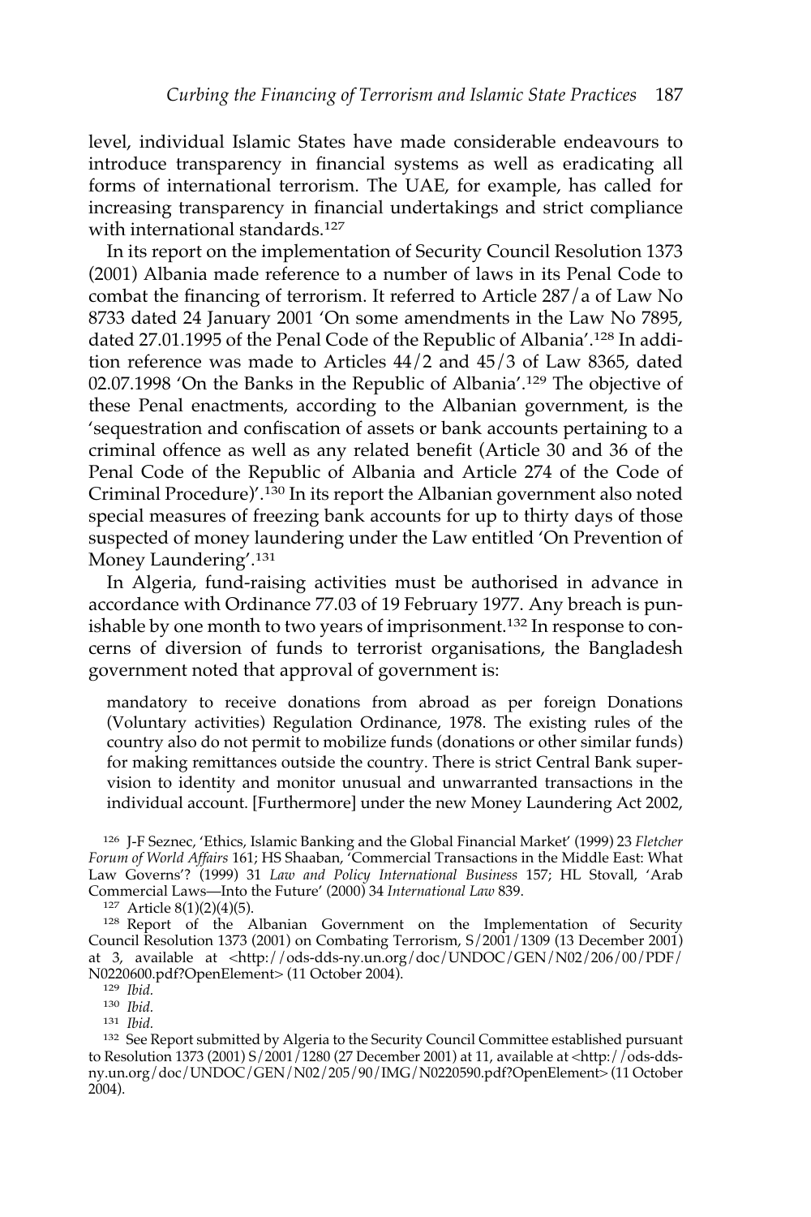level, individual Islamic States have made considerable endeavours to introduce transparency in financial systems as well as eradicating all forms of international terrorism. The UAE, for example, has called for increasing transparency in financial undertakings and strict compliance with international standards.[127]

In its report on the implementation of Security Council Resolution 1373 (2001) Albania made reference to a number of laws in its Penal Code to combat the financing of terrorism. It referred to Article 287/a of Law No 8733 dated 24 January 2001 'On some amendments in the Law No 7895, dated 27.01.1995 of the Penal Code of the Republic of Albania'.[128] In addition reference was made to Articles 44/2 and 45/3 of Law 8365, dated 02.07.1998 'On the Banks in the Republic of Albania'.[129] The objective of these Penal enactments, according to the Albanian government, is the 'sequestration and confiscation of assets or bank accounts pertaining to a criminal offence as well as any related benefit (Article 30 and 36 of the Penal Code of the Republic of Albania and Article 274 of the Code of Criminal Procedure)'.[130] In its report the Albanian government also noted special measures of freezing bank accounts for up to thirty days of those suspected of money laundering under the Law entitled 'On Prevention of Money Laundering'.[131]

In Algeria, fund-raising activities must be authorised in advance in accordance with Ordinance 77.03 of 19 February 1977. Any breach is punishable by one month to two years of imprisonment.[132] In response to concerns of diversion of funds to terrorist organisations, the Bangladesh government noted that approval of government is:

> mandatory to receive donations from abroad as per foreign Donations (Voluntary activities) Regulation Ordinance, 1978. The existing rules of the country also do not permit to mobilize funds (donations or other similar funds) for making remittances outside the country. There is strict Central Bank supervision to identity and monitor unusual and unwarranted transactions in the individual account. [Furthermore] under the new Money Laundering Act 2002,

---

[126] J-F Seznec, 'Ethics, Islamic Banking and the Global Financial Market' (1999) 23 *Fletcher Forum of World Affairs* 161; HS Shaaban, 'Commercial Transactions in the Middle East: What Law Governs'? (1999) 31 *Law and Policy International Business* 157; HL Stovall, 'Arab Commercial Laws—Into the Future' (2000) 34 *International Law* 839.

[127] Article 8(1)(2)(4)(5).

[128] Report of the Albanian Government on the Implementation of Security Council Resolution 1373 (2001) on Combating Terrorism, S/2001/1309 (13 December 2001) at 3, available at <http://ods-dds-ny.un.org/doc/UNDOC/GEN/N02/206/00/PDF/N0220600.pdf?OpenElement> (11 October 2004).

[129] *Ibid.*

[130] *Ibid.*

[131] *Ibid.*

[132] See Report submitted by Algeria to the Security Council Committee established pursuant to Resolution 1373 (2001) S/2001/1280 (27 December 2001) at 11, available at <http://ods-dds-ny.un.org/doc/UNDOC/GEN/N02/205/90/IMG/N0220590.pdf?OpenElement> (11 October 2004).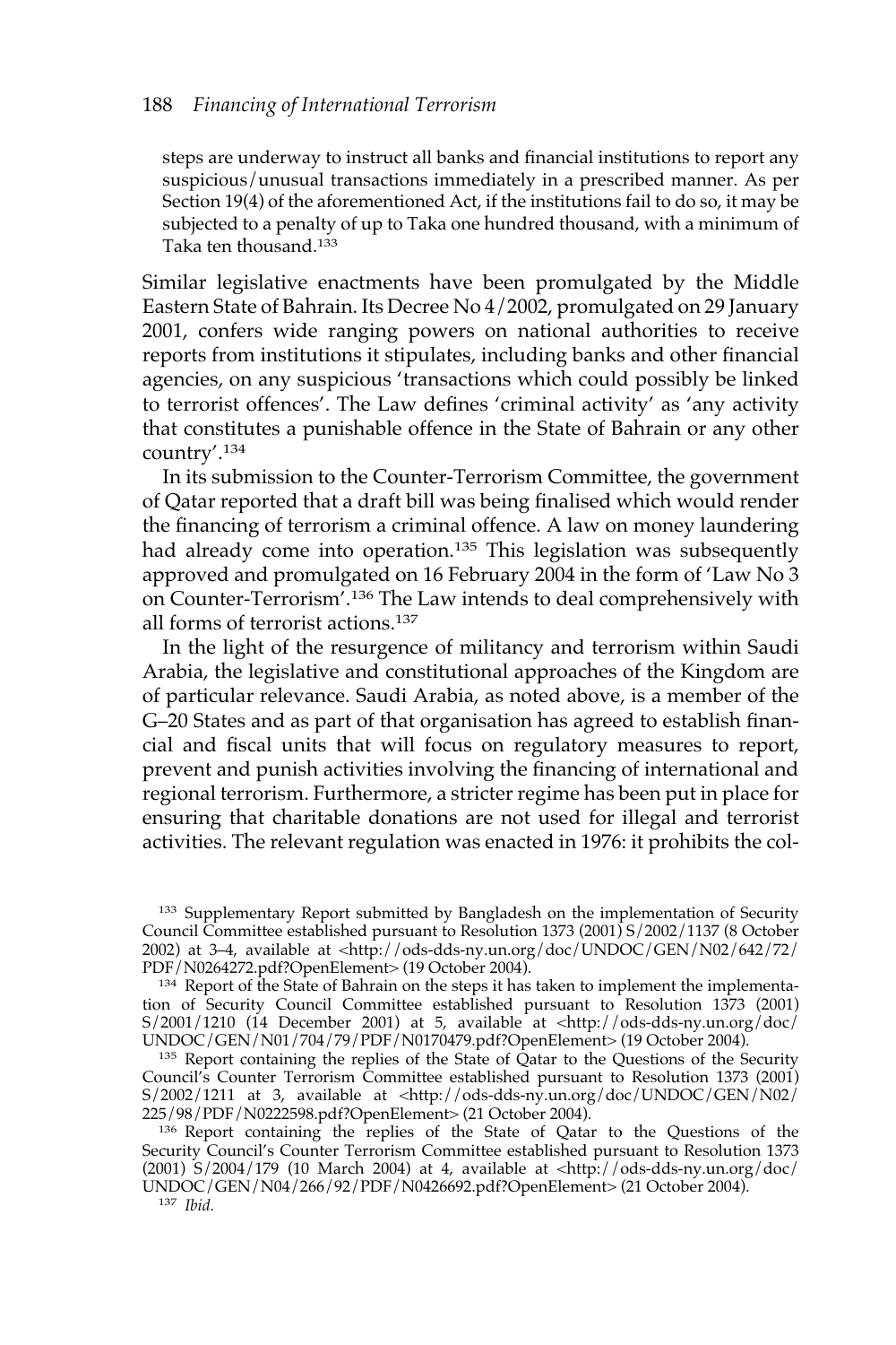steps are underway to instruct all banks and financial institutions to report any suspicious/unusual transactions immediately in a prescribed manner. As per Section 19(4) of the aforementioned Act, if the institutions fail to do so, it may be subjected to a penalty of up to Taka one hundred thousand, with a minimum of Taka ten thousand.[133]

Similar legislative enactments have been promulgated by the Middle Eastern State of Bahrain. Its Decree No 4/2002, promulgated on 29 January 2001, confers wide ranging powers on national authorities to receive reports from institutions it stipulates, including banks and other financial agencies, on any suspicious 'transactions which could possibly be linked to terrorist offences'. The Law defines 'criminal activity' as 'any activity that constitutes a punishable offence in the State of Bahrain or any other country'.[134]

In its submission to the Counter-Terrorism Committee, the government of Qatar reported that a draft bill was being finalised which would render the financing of terrorism a criminal offence. A law on money laundering had already come into operation.[135] This legislation was subsequently approved and promulgated on 16 February 2004 in the form of 'Law No 3 on Counter-Terrorism'.[136] The Law intends to deal comprehensively with all forms of terrorist actions.[137]

In the light of the resurgence of militancy and terrorism within Saudi Arabia, the legislative and constitutional approaches of the Kingdom are of particular relevance. Saudi Arabia, as noted above, is a member of the G–20 States and as part of that organisation has agreed to establish financial and fiscal units that will focus on regulatory measures to report, prevent and punish activities involving the financing of international and regional terrorism. Furthermore, a stricter regime has been put in place for ensuring that charitable donations are not used for illegal and terrorist activities. The relevant regulation was enacted in 1976: it prohibits the col-

[133] Supplementary Report submitted by Bangladesh on the implementation of Security Council Committee established pursuant to Resolution 1373 (2001) S/2002/1137 (8 October 2002) at 3–4, available at <http://ods-dds-ny.un.org/doc/UNDOC/GEN/N02/642/72/PDF/N0264272.pdf?OpenElement> (19 October 2004).

[134] Report of the State of Bahrain on the steps it has taken to implement the implementation of Security Council Committee established pursuant to Resolution 1373 (2001) S/2001/1210 (14 December 2001) at 5, available at <http://ods-dds-ny.un.org/doc/UNDOC/GEN/N01/704/79/PDF/N0170479.pdf?OpenElement> (19 October 2004).

[135] Report containing the replies of the State of Qatar to the Questions of the Security Council's Counter Terrorism Committee established pursuant to Resolution 1373 (2001) S/2002/1211 at 3, available at <http://ods-dds-ny.un.org/doc/UNDOC/GEN/N02/225/98/PDF/N0222598.pdf?OpenElement> (21 October 2004).

[136] Report containing the replies of the State of Qatar to the Questions of the Security Council's Counter Terrorism Committee established pursuant to Resolution 1373 (2001) S/2004/179 (10 March 2004) at 4, available at <http://ods-dds-ny.un.org/doc/UNDOC/GEN/N04/266/92/PDF/N0426692.pdf?OpenElement> (21 October 2004).

[137] *Ibid.*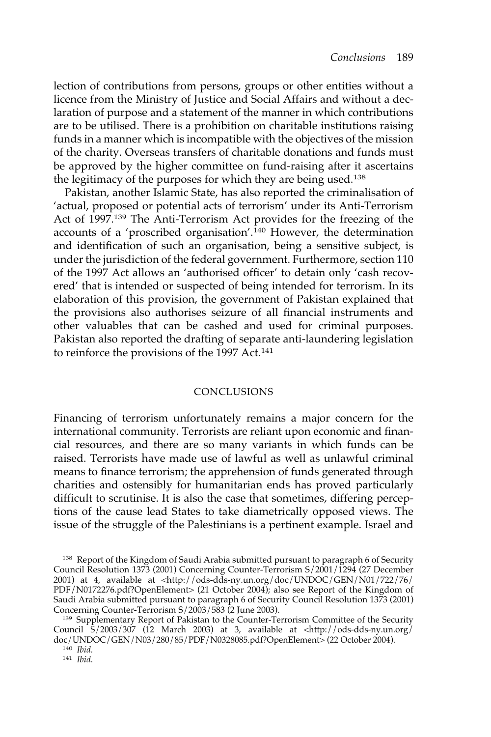lection of contributions from persons, groups or other entities without a licence from the Ministry of Justice and Social Affairs and without a declaration of purpose and a statement of the manner in which contributions are to be utilised. There is a prohibition on charitable institutions raising funds in a manner which is incompatible with the objectives of the mission of the charity. Overseas transfers of charitable donations and funds must be approved by the higher committee on fund-raising after it ascertains the legitimacy of the purposes for which they are being used.[138]

Pakistan, another Islamic State, has also reported the criminalisation of 'actual, proposed or potential acts of terrorism' under its Anti-Terrorism Act of 1997.[139] The Anti-Terrorism Act provides for the freezing of the accounts of a 'proscribed organisation'.[140] However, the determination and identification of such an organisation, being a sensitive subject, is under the jurisdiction of the federal government. Furthermore, section 110 of the 1997 Act allows an 'authorised officer' to detain only 'cash recovered' that is intended or suspected of being intended for terrorism. In its elaboration of this provision, the government of Pakistan explained that the provisions also authorises seizure of all financial instruments and other valuables that can be cashed and used for criminal purposes. Pakistan also reported the drafting of separate anti-laundering legislation to reinforce the provisions of the 1997 Act.[141]

## CONCLUSIONS

Financing of terrorism unfortunately remains a major concern for the international community. Terrorists are reliant upon economic and financial resources, and there are so many variants in which funds can be raised. Terrorists have made use of lawful as well as unlawful criminal means to finance terrorism; the apprehension of funds generated through charities and ostensibly for humanitarian ends has proved particularly difficult to scrutinise. It is also the case that sometimes, differing perceptions of the cause lead States to take diametrically opposed views. The issue of the struggle of the Palestinians is a pertinent example. Israel and

---

[138] Report of the Kingdom of Saudi Arabia submitted pursuant to paragraph 6 of Security Council Resolution 1373 (2001) Concerning Counter-Terrorism S/2001/1294 (27 December 2001) at 4, available at <http://ods-dds-ny.un.org/doc/UNDOC/GEN/N01/722/76/PDF/N0172276.pdf?OpenElement> (21 October 2004); also see Report of the Kingdom of Saudi Arabia submitted pursuant to paragraph 6 of Security Council Resolution 1373 (2001) Concerning Counter-Terrorism S/2003/583 (2 June 2003).

[139] Supplementary Report of Pakistan to the Counter-Terrorism Committee of the Security Council S/2003/307 (12 March 2003) at 3, available at <http://ods-dds-ny.un.org/doc/UNDOC/GEN/N03/280/85/PDF/N0328085.pdf?OpenElement> (22 October 2004).

[140] *Ibid*.

[141] *Ibid*.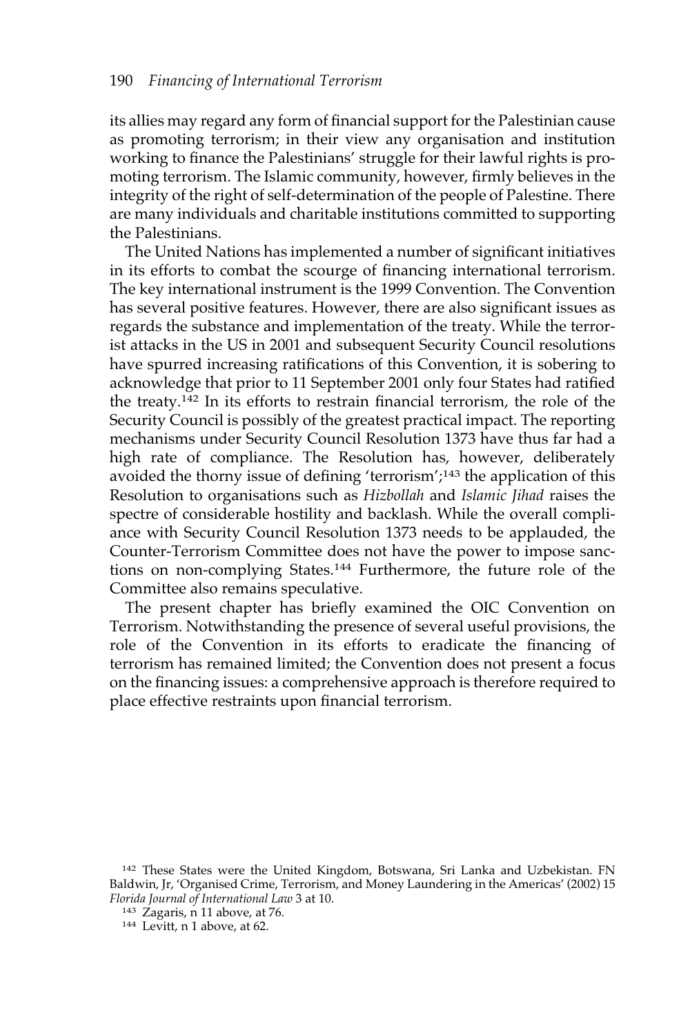its allies may regard any form of financial support for the Palestinian cause as promoting terrorism; in their view any organisation and institution working to finance the Palestinians' struggle for their lawful rights is promoting terrorism. The Islamic community, however, firmly believes in the integrity of the right of self-determination of the people of Palestine. There are many individuals and charitable institutions committed to supporting the Palestinians.

The United Nations has implemented a number of significant initiatives in its efforts to combat the scourge of financing international terrorism. The key international instrument is the 1999 Convention. The Convention has several positive features. However, there are also significant issues as regards the substance and implementation of the treaty. While the terrorist attacks in the US in 2001 and subsequent Security Council resolutions have spurred increasing ratifications of this Convention, it is sobering to acknowledge that prior to 11 September 2001 only four States had ratified the treaty.[142] In its efforts to restrain financial terrorism, the role of the Security Council is possibly of the greatest practical impact. The reporting mechanisms under Security Council Resolution 1373 have thus far had a high rate of compliance. The Resolution has, however, deliberately avoided the thorny issue of defining 'terrorism';[143] the application of this Resolution to organisations such as *Hizbollah* and *Islamic Jihad* raises the spectre of considerable hostility and backlash. While the overall compliance with Security Council Resolution 1373 needs to be applauded, the Counter-Terrorism Committee does not have the power to impose sanctions on non-complying States.[144] Furthermore, the future role of the Committee also remains speculative.

The present chapter has briefly examined the OIC Convention on Terrorism. Notwithstanding the presence of several useful provisions, the role of the Convention in its efforts to eradicate the financing of terrorism has remained limited; the Convention does not present a focus on the financing issues: a comprehensive approach is therefore required to place effective restraints upon financial terrorism.

---

[142] These States were the United Kingdom, Botswana, Sri Lanka and Uzbekistan. FN Baldwin, Jr, 'Organised Crime, Terrorism, and Money Laundering in the Americas' (2002) 15 *Florida Journal of International Law* 3 at 10.

[143] Zagaris, n 11 above, at 76.

[144] Levitt, n 1 above, at 62.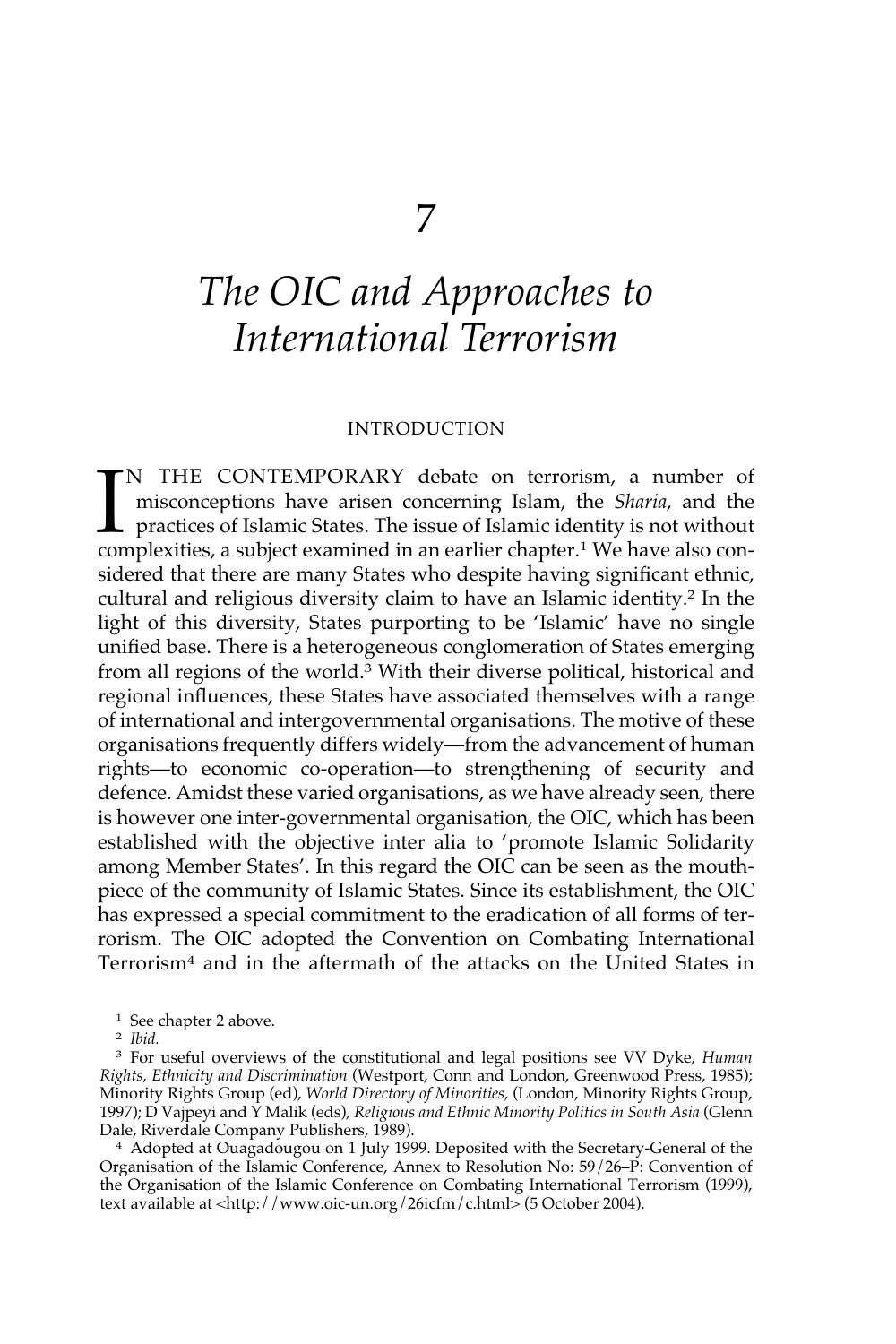# 7

# *The OIC and Approaches to International Terrorism*

## INTRODUCTION

IN THE CONTEMPORARY debate on terrorism, a number of misconceptions have arisen concerning Islam, the *Sharia*, and the practices of Islamic States. The issue of Islamic identity is not without complexities, a subject examined in an earlier chapter.[1] We have also considered that there are many States who despite having significant ethnic, cultural and religious diversity claim to have an Islamic identity.[2] In the light of this diversity, States purporting to be 'Islamic' have no single unified base. There is a heterogeneous conglomeration of States emerging from all regions of the world.[3] With their diverse political, historical and regional influences, these States have associated themselves with a range of international and intergovernmental organisations. The motive of these organisations frequently differs widely—from the advancement of human rights—to economic co-operation—to strengthening of security and defence. Amidst these varied organisations, as we have already seen, there is however one inter-governmental organisation, the OIC, which has been established with the objective inter alia to 'promote Islamic Solidarity among Member States'. In this regard the OIC can be seen as the mouthpiece of the community of Islamic States. Since its establishment, the OIC has expressed a special commitment to the eradication of all forms of terrorism. The OIC adopted the Convention on Combating International Terrorism[4] and in the aftermath of the attacks on the United States in

---

[1] See chapter 2 above.

[2] *Ibid.*

[3] For useful overviews of the constitutional and legal positions see VV Dyke, *Human Rights, Ethnicity and Discrimination* (Westport, Conn and London, Greenwood Press, 1985); Minority Rights Group (ed), *World Directory of Minorities*, (London, Minority Rights Group, 1997); D Vajpeyi and Y Malik (eds), *Religious and Ethnic Minority Politics in South Asia* (Glenn Dale, Riverdale Company Publishers, 1989).

[4] Adopted at Ouagadougou on 1 July 1999. Deposited with the Secretary-General of the Organisation of the Islamic Conference, Annex to Resolution No: 59/26–P: Convention of the Organisation of the Islamic Conference on Combating International Terrorism (1999), text available at <http://www.oic-un.org/26icfm/c.html> (5 October 2004).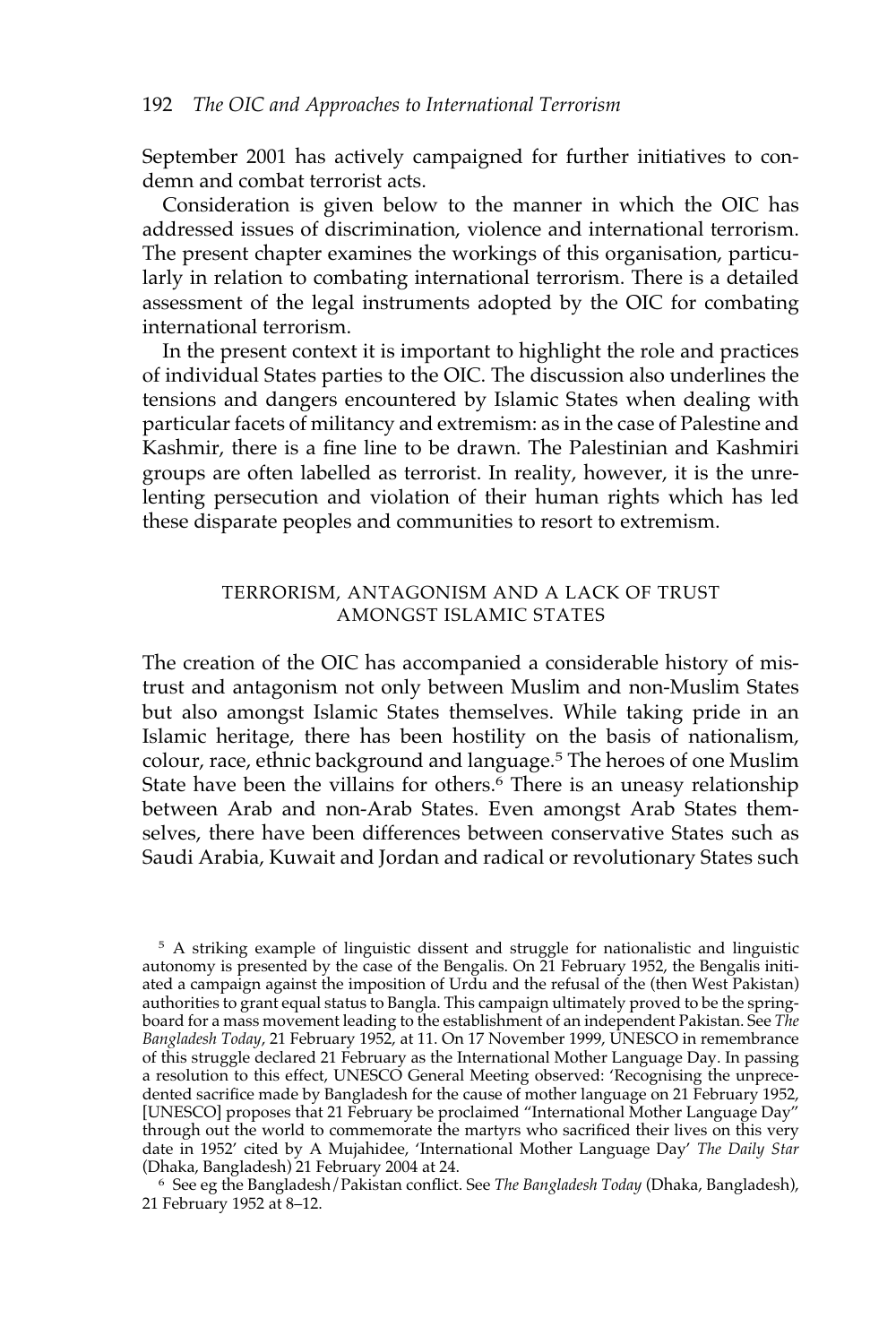September 2001 has actively campaigned for further initiatives to condemn and combat terrorist acts.

Consideration is given below to the manner in which the OIC has addressed issues of discrimination, violence and international terrorism. The present chapter examines the workings of this organisation, particularly in relation to combating international terrorism. There is a detailed assessment of the legal instruments adopted by the OIC for combating international terrorism.

In the present context it is important to highlight the role and practices of individual States parties to the OIC. The discussion also underlines the tensions and dangers encountered by Islamic States when dealing with particular facets of militancy and extremism: as in the case of Palestine and Kashmir, there is a fine line to be drawn. The Palestinian and Kashmiri groups are often labelled as terrorist. In reality, however, it is the unrelenting persecution and violation of their human rights which has led these disparate peoples and communities to resort to extremism.

## TERRORISM, ANTAGONISM AND A LACK OF TRUST AMONGST ISLAMIC STATES

The creation of the OIC has accompanied a considerable history of mistrust and antagonism not only between Muslim and non-Muslim States but also amongst Islamic States themselves. While taking pride in an Islamic heritage, there has been hostility on the basis of nationalism, colour, race, ethnic background and language.[5] The heroes of one Muslim State have been the villains for others.[6] There is an uneasy relationship between Arab and non-Arab States. Even amongst Arab States themselves, there have been differences between conservative States such as Saudi Arabia, Kuwait and Jordan and radical or revolutionary States such

---

[5] A striking example of linguistic dissent and struggle for nationalistic and linguistic autonomy is presented by the case of the Bengalis. On 21 February 1952, the Bengalis initiated a campaign against the imposition of Urdu and the refusal of the (then West Pakistan) authorities to grant equal status to Bangla. This campaign ultimately proved to be the springboard for a mass movement leading to the establishment of an independent Pakistan. See *The Bangladesh Today*, 21 February 1952, at 11. On 17 November 1999, UNESCO in remembrance of this struggle declared 21 February as the International Mother Language Day. In passing a resolution to this effect, UNESCO General Meeting observed: 'Recognising the unprecedented sacrifice made by Bangladesh for the cause of mother language on 21 February 1952, [UNESCO] proposes that 21 February be proclaimed "International Mother Language Day" through out the world to commemorate the martyrs who sacrificed their lives on this very date in 1952' cited by A Mujahidee, 'International Mother Language Day' *The Daily Star* (Dhaka, Bangladesh) 21 February 2004 at 24.

[6] See eg the Bangladesh/Pakistan conflict. See *The Bangladesh Today* (Dhaka, Bangladesh), 21 February 1952 at 8–12.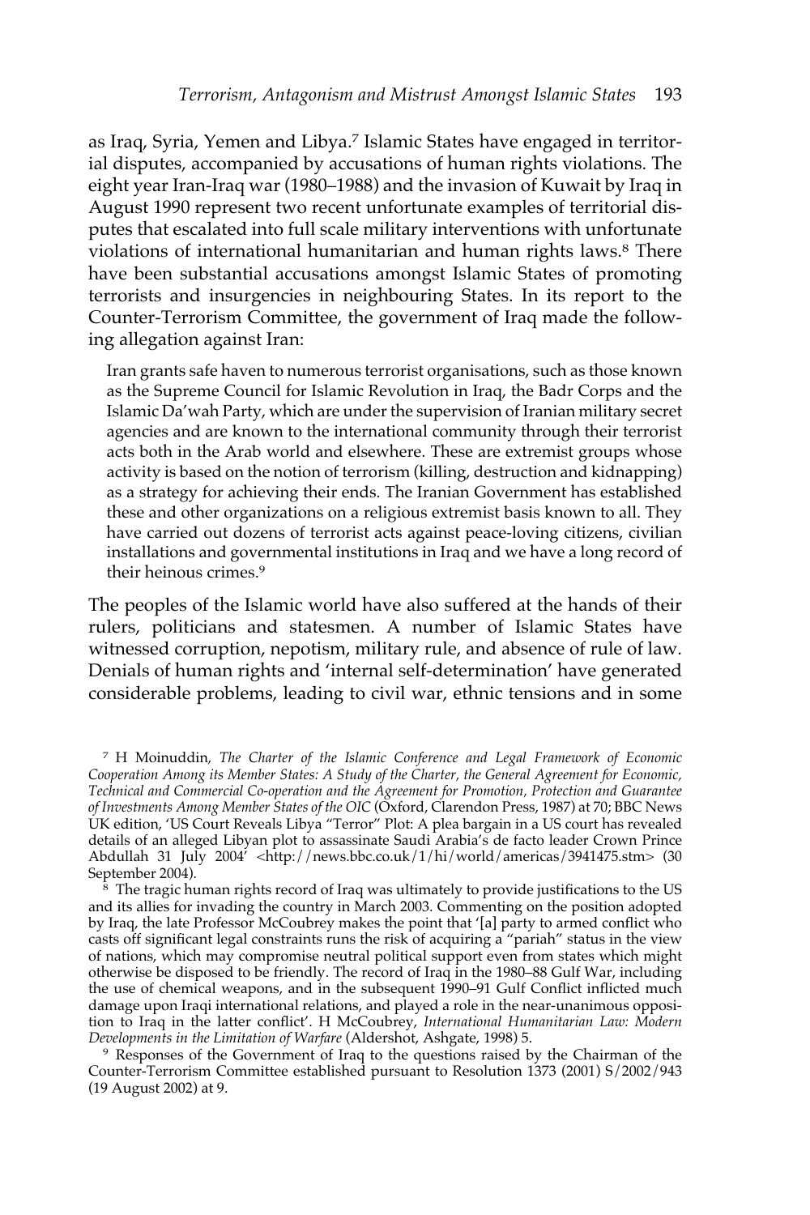as Iraq, Syria, Yemen and Libya.[7] Islamic States have engaged in territorial disputes, accompanied by accusations of human rights violations. The eight year Iran-Iraq war (1980–1988) and the invasion of Kuwait by Iraq in August 1990 represent two recent unfortunate examples of territorial disputes that escalated into full scale military interventions with unfortunate violations of international humanitarian and human rights laws.[8] There have been substantial accusations amongst Islamic States of promoting terrorists and insurgencies in neighbouring States. In its report to the Counter-Terrorism Committee, the government of Iraq made the following allegation against Iran:

> Iran grants safe haven to numerous terrorist organisations, such as those known as the Supreme Council for Islamic Revolution in Iraq, the Badr Corps and the Islamic Da'wah Party, which are under the supervision of Iranian military secret agencies and are known to the international community through their terrorist acts both in the Arab world and elsewhere. These are extremist groups whose activity is based on the notion of terrorism (killing, destruction and kidnapping) as a strategy for achieving their ends. The Iranian Government has established these and other organizations on a religious extremist basis known to all. They have carried out dozens of terrorist acts against peace-loving citizens, civilian installations and governmental institutions in Iraq and we have a long record of their heinous crimes.[9]

The peoples of the Islamic world have also suffered at the hands of their rulers, politicians and statesmen. A number of Islamic States have witnessed corruption, nepotism, military rule, and absence of rule of law. Denials of human rights and 'internal self-determination' have generated considerable problems, leading to civil war, ethnic tensions and in some

---

[7] H Moinuddin, *The Charter of the Islamic Conference and Legal Framework of Economic Cooperation Among its Member States: A Study of the Charter, the General Agreement for Economic, Technical and Commercial Co-operation and the Agreement for Promotion, Protection and Guarantee of Investments Among Member States of the OIC* (Oxford, Clarendon Press, 1987) at 70; BBC News UK edition, 'US Court Reveals Libya "Terror" Plot: A plea bargain in a US court has revealed details of an alleged Libyan plot to assassinate Saudi Arabia's de facto leader Crown Prince Abdullah 31 July 2004' <http://news.bbc.co.uk/1/hi/world/americas/3941475.stm> (30 September 2004).

[8] The tragic human rights record of Iraq was ultimately to provide justifications to the US and its allies for invading the country in March 2003. Commenting on the position adopted by Iraq, the late Professor McCoubrey makes the point that '[a] party to armed conflict who casts off significant legal constraints runs the risk of acquiring a "pariah" status in the view of nations, which may compromise neutral political support even from states which might otherwise be disposed to be friendly. The record of Iraq in the 1980–88 Gulf War, including the use of chemical weapons, and in the subsequent 1990–91 Gulf Conflict inflicted much damage upon Iraqi international relations, and played a role in the near-unanimous opposition to Iraq in the latter conflict'. H McCoubrey, *International Humanitarian Law: Modern Developments in the Limitation of Warfare* (Aldershot, Ashgate, 1998) 5.

[9] Responses of the Government of Iraq to the questions raised by the Chairman of the Counter-Terrorism Committee established pursuant to Resolution 1373 (2001) S/2002/943 (19 August 2002) at 9.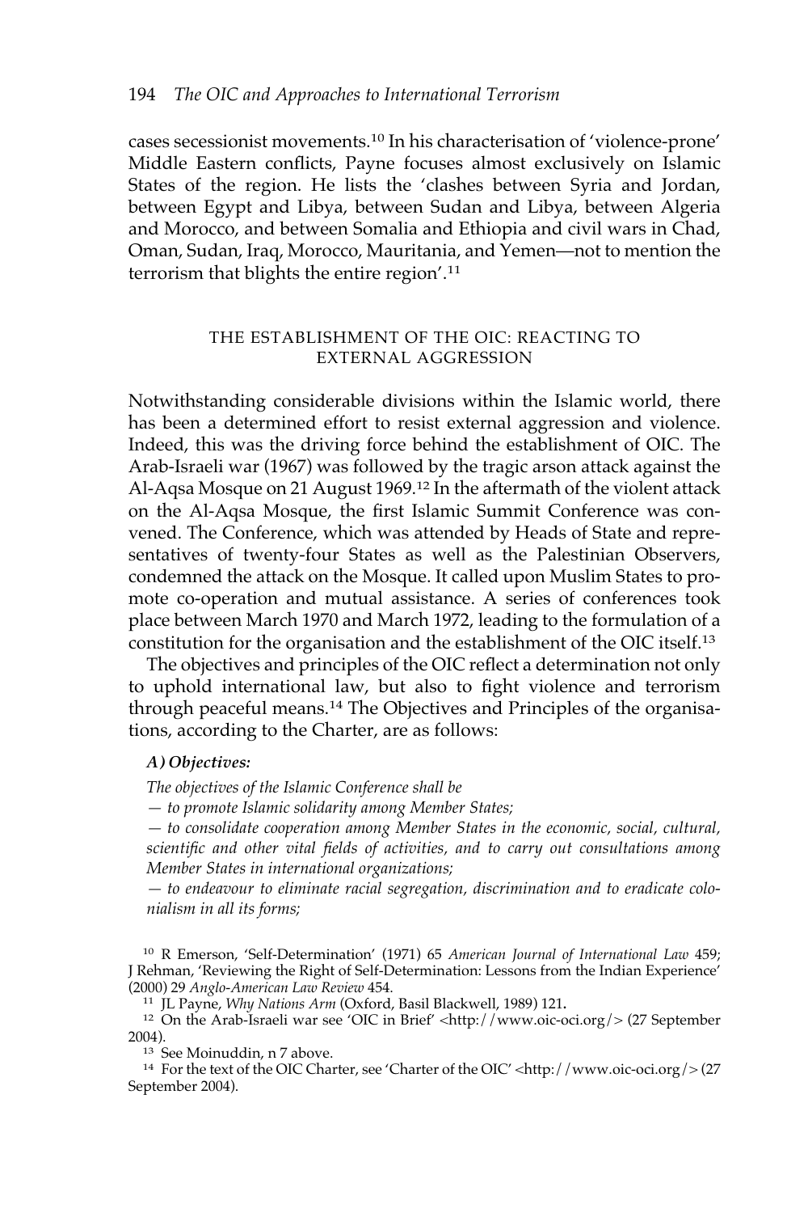cases secessionist movements.[10] In his characterisation of 'violence-prone' Middle Eastern conflicts, Payne focuses almost exclusively on Islamic States of the region. He lists the 'clashes between Syria and Jordan, between Egypt and Libya, between Sudan and Libya, between Algeria and Morocco, and between Somalia and Ethiopia and civil wars in Chad, Oman, Sudan, Iraq, Morocco, Mauritania, and Yemen—not to mention the terrorism that blights the entire region'.[11]

## THE ESTABLISHMENT OF THE OIC: REACTING TO EXTERNAL AGGRESSION

Notwithstanding considerable divisions within the Islamic world, there has been a determined effort to resist external aggression and violence. Indeed, this was the driving force behind the establishment of OIC. The Arab-Israeli war (1967) was followed by the tragic arson attack against the Al-Aqsa Mosque on 21 August 1969.[12] In the aftermath of the violent attack on the Al-Aqsa Mosque, the first Islamic Summit Conference was convened. The Conference, which was attended by Heads of State and representatives of twenty-four States as well as the Palestinian Observers, condemned the attack on the Mosque. It called upon Muslim States to promote co-operation and mutual assistance. A series of conferences took place between March 1970 and March 1972, leading to the formulation of a constitution for the organisation and the establishment of the OIC itself.[13]

The objectives and principles of the OIC reflect a determination not only to uphold international law, but also to fight violence and terrorism through peaceful means.[14] The Objectives and Principles of the organisations, according to the Charter, are as follows:

***A) Objectives:***

*The objectives of the Islamic Conference shall be*

*— to promote Islamic solidarity among Member States;*

*— to consolidate cooperation among Member States in the economic, social, cultural, scientific and other vital fields of activities, and to carry out consultations among Member States in international organizations;*

*— to endeavour to eliminate racial segregation, discrimination and to eradicate colonialism in all its forms;*

[10] R Emerson, 'Self-Determination' (1971) 65 *American Journal of International Law* 459; J Rehman, 'Reviewing the Right of Self-Determination: Lessons from the Indian Experience' (2000) 29 *Anglo-American Law Review* 454.

[11] JL Payne, *Why Nations Arm* (Oxford, Basil Blackwell, 1989) 121.

[12] On the Arab-Israeli war see 'OIC in Brief' <http://www.oic-oci.org/> (27 September 2004).

[13] See Moinuddin, n 7 above.

[14] For the text of the OIC Charter, see 'Charter of the OIC' <http://www.oic-oci.org/> (27 September 2004).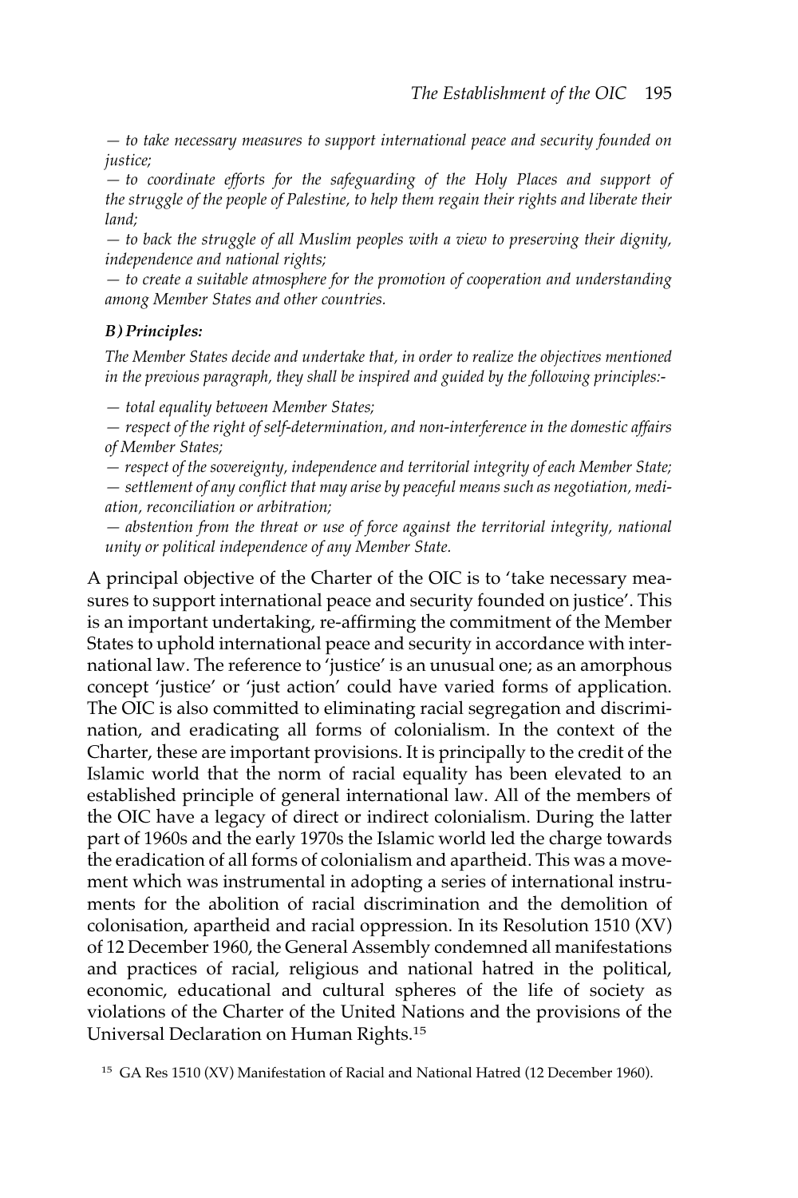*— to take necessary measures to support international peace and security founded on justice;*

*— to coordinate efforts for the safeguarding of the Holy Places and support of the struggle of the people of Palestine, to help them regain their rights and liberate their land;*

*— to back the struggle of all Muslim peoples with a view to preserving their dignity, independence and national rights;*

*— to create a suitable atmosphere for the promotion of cooperation and understanding among Member States and other countries.*

***B) Principles:***

*The Member States decide and undertake that, in order to realize the objectives mentioned in the previous paragraph, they shall be inspired and guided by the following principles:-*

*— total equality between Member States;*

*— respect of the right of self-determination, and non-interference in the domestic affairs of Member States;*

*— respect of the sovereignty, independence and territorial integrity of each Member State;*

*— settlement of any conflict that may arise by peaceful means such as negotiation, mediation, reconciliation or arbitration;*

*— abstention from the threat or use of force against the territorial integrity, national unity or political independence of any Member State.*

A principal objective of the Charter of the OIC is to 'take necessary measures to support international peace and security founded on justice'. This is an important undertaking, re-affirming the commitment of the Member States to uphold international peace and security in accordance with international law. The reference to 'justice' is an unusual one; as an amorphous concept 'justice' or 'just action' could have varied forms of application. The OIC is also committed to eliminating racial segregation and discrimination, and eradicating all forms of colonialism. In the context of the Charter, these are important provisions. It is principally to the credit of the Islamic world that the norm of racial equality has been elevated to an established principle of general international law. All of the members of the OIC have a legacy of direct or indirect colonialism. During the latter part of 1960s and the early 1970s the Islamic world led the charge towards the eradication of all forms of colonialism and apartheid. This was a movement which was instrumental in adopting a series of international instruments for the abolition of racial discrimination and the demolition of colonisation, apartheid and racial oppression. In its Resolution 1510 (XV) of 12 December 1960, the General Assembly condemned all manifestations and practices of racial, religious and national hatred in the political, economic, educational and cultural spheres of the life of society as violations of the Charter of the United Nations and the provisions of the Universal Declaration on Human Rights.[15]

[15] GA Res 1510 (XV) Manifestation of Racial and National Hatred (12 December 1960).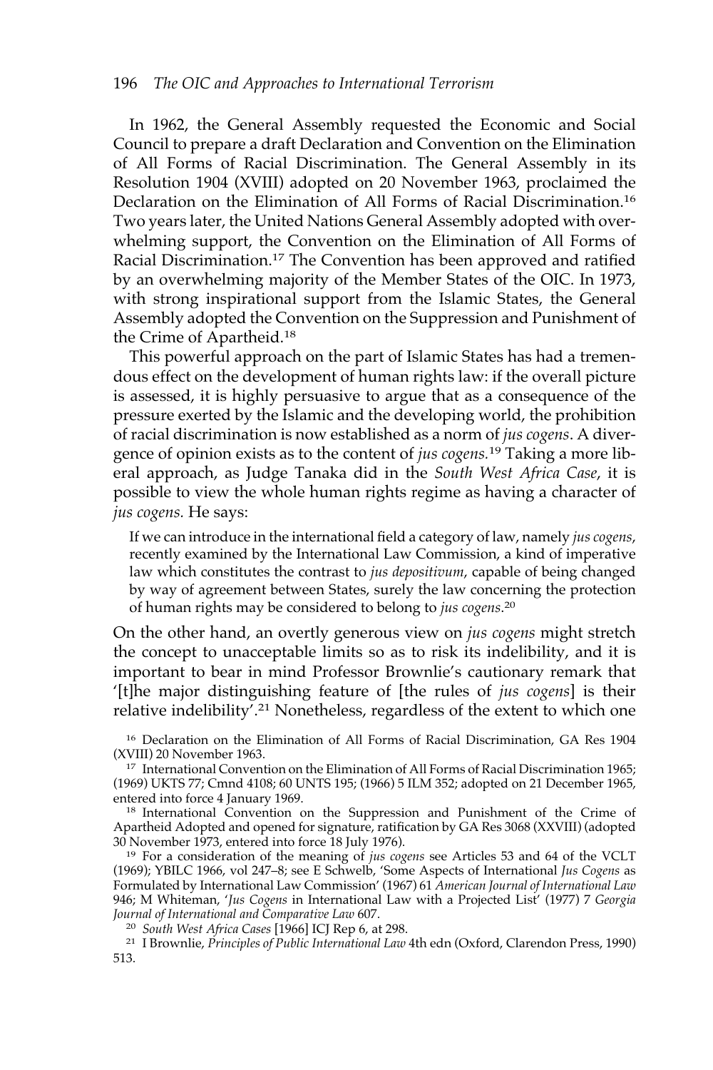In 1962, the General Assembly requested the Economic and Social Council to prepare a draft Declaration and Convention on the Elimination of All Forms of Racial Discrimination. The General Assembly in its Resolution 1904 (XVIII) adopted on 20 November 1963, proclaimed the Declaration on the Elimination of All Forms of Racial Discrimination.[16] Two years later, the United Nations General Assembly adopted with overwhelming support, the Convention on the Elimination of All Forms of Racial Discrimination.[17] The Convention has been approved and ratified by an overwhelming majority of the Member States of the OIC. In 1973, with strong inspirational support from the Islamic States, the General Assembly adopted the Convention on the Suppression and Punishment of the Crime of Apartheid.[18]

This powerful approach on the part of Islamic States has had a tremendous effect on the development of human rights law: if the overall picture is assessed, it is highly persuasive to argue that as a consequence of the pressure exerted by the Islamic and the developing world, the prohibition of racial discrimination is now established as a norm of *jus cogens*. A divergence of opinion exists as to the content of *jus cogens.*[19] Taking a more liberal approach, as Judge Tanaka did in the *South West Africa Case*, it is possible to view the whole human rights regime as having a character of *jus cogens.* He says:

> If we can introduce in the international field a category of law, namely *jus cogens*, recently examined by the International Law Commission, a kind of imperative law which constitutes the contrast to *jus depositivum*, capable of being changed by way of agreement between States, surely the law concerning the protection of human rights may be considered to belong to *jus cogens*.[20]

On the other hand, an overtly generous view on *jus cogens* might stretch the concept to unacceptable limits so as to risk its indelibility, and it is important to bear in mind Professor Brownlie's cautionary remark that '[t]he major distinguishing feature of [the rules of *jus cogens*] is their relative indelibility'.[21] Nonetheless, regardless of the extent to which one

---

[16] Declaration on the Elimination of All Forms of Racial Discrimination, GA Res 1904 (XVIII) 20 November 1963.

[17] International Convention on the Elimination of All Forms of Racial Discrimination 1965; (1969) UKTS 77; Cmnd 4108; 60 UNTS 195; (1966) 5 ILM 352; adopted on 21 December 1965, entered into force 4 January 1969.

[18] International Convention on the Suppression and Punishment of the Crime of Apartheid Adopted and opened for signature, ratification by GA Res 3068 (XXVIII) (adopted 30 November 1973, entered into force 18 July 1976).

[19] For a consideration of the meaning of *jus cogens* see Articles 53 and 64 of the VCLT (1969); YBILC 1966, vol 247–8; see E Schwelb, 'Some Aspects of International *Jus Cogens* as Formulated by International Law Commission' (1967) 61 *American Journal of International Law* 946; M Whiteman, '*Jus Cogens* in International Law with a Projected List' (1977) 7 *Georgia Journal of International and Comparative Law* 607.

[20] *South West Africa Cases* [1966] ICJ Rep 6, at 298.

[21] I Brownlie, *Principles of Public International Law* 4th edn (Oxford, Clarendon Press, 1990) 513.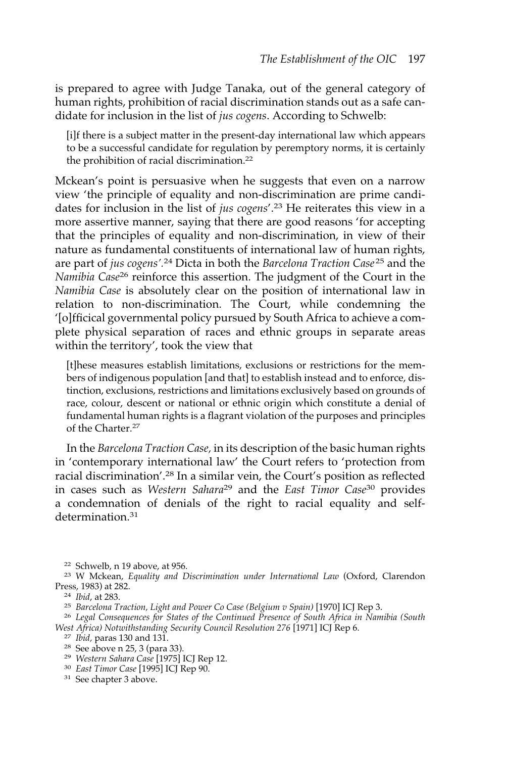is prepared to agree with Judge Tanaka, out of the general category of human rights, prohibition of racial discrimination stands out as a safe candidate for inclusion in the list of *jus cogens*. According to Schwelb:

> [i]f there is a subject matter in the present-day international law which appears to be a successful candidate for regulation by peremptory norms, it is certainly the prohibition of racial discrimination.[22]

Mckean's point is persuasive when he suggests that even on a narrow view 'the principle of equality and non-discrimination are prime candidates for inclusion in the list of *jus cogens*'.[23] He reiterates this view in a more assertive manner, saying that there are good reasons 'for accepting that the principles of equality and non-discrimination, in view of their nature as fundamental constituents of international law of human rights, are part of *jus cogens*'.[24] Dicta in both the *Barcelona Traction Case*[25] and the *Namibia Case*[26] reinforce this assertion. The judgment of the Court in the *Namibia Case* is absolutely clear on the position of international law in relation to non-discrimination. The Court, while condemning the '[o]fficical governmental policy pursued by South Africa to achieve a complete physical separation of races and ethnic groups in separate areas within the territory', took the view that

> [t]hese measures establish limitations, exclusions or restrictions for the members of indigenous population [and that] to establish instead and to enforce, distinction, exclusions, restrictions and limitations exclusively based on grounds of race, colour, descent or national or ethnic origin which constitute a denial of fundamental human rights is a flagrant violation of the purposes and principles of the Charter.[27]

In the *Barcelona Traction Case*, in its description of the basic human rights in 'contemporary international law' the Court refers to 'protection from racial discrimination'.[28] In a similar vein, the Court's position as reflected in cases such as *Western Sahara*[29] and the *East Timor Case*[30] provides a condemnation of denials of the right to racial equality and self-determination.[31]

---

[22] Schwelb, n 19 above, at 956.

[23] W Mckean, *Equality and Discrimination under International Law* (Oxford, Clarendon Press, 1983) at 282.

[24] *Ibid*, at 283.

[25] *Barcelona Traction, Light and Power Co Case (Belgium v Spain)* [1970] ICJ Rep 3.

[26] *Legal Consequences for States of the Continued Presence of South Africa in Namibia (South West Africa) Notwithstanding Security Council Resolution 276* [1971] ICJ Rep 6.

[27] *Ibid*, paras 130 and 131.

[28] See above n 25, 3 (para 33).

[29] *Western Sahara Case* [1975] ICJ Rep 12.

[30] *East Timor Case* [1995] ICJ Rep 90.

[31] See chapter 3 above.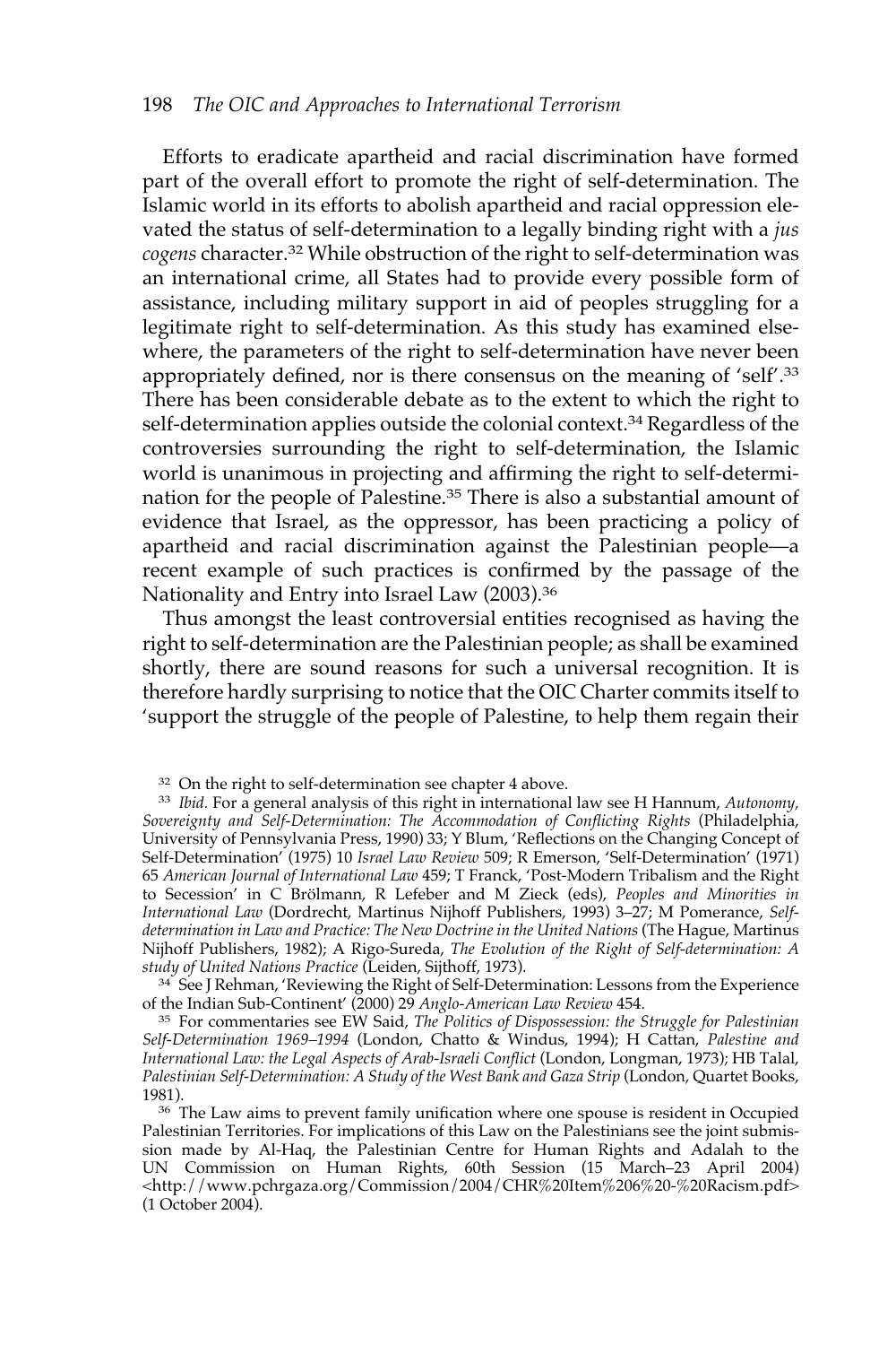Efforts to eradicate apartheid and racial discrimination have formed part of the overall effort to promote the right of self-determination. The Islamic world in its efforts to abolish apartheid and racial oppression elevated the status of self-determination to a legally binding right with a *jus cogens* character.[32] While obstruction of the right to self-determination was an international crime, all States had to provide every possible form of assistance, including military support in aid of peoples struggling for a legitimate right to self-determination. As this study has examined elsewhere, the parameters of the right to self-determination have never been appropriately defined, nor is there consensus on the meaning of 'self'.[33] There has been considerable debate as to the extent to which the right to self-determination applies outside the colonial context.[34] Regardless of the controversies surrounding the right to self-determination, the Islamic world is unanimous in projecting and affirming the right to self-determination for the people of Palestine.[35] There is also a substantial amount of evidence that Israel, as the oppressor, has been practicing a policy of apartheid and racial discrimination against the Palestinian people—a recent example of such practices is confirmed by the passage of the Nationality and Entry into Israel Law (2003).[36]

Thus amongst the least controversial entities recognised as having the right to self-determination are the Palestinian people; as shall be examined shortly, there are sound reasons for such a universal recognition. It is therefore hardly surprising to notice that the OIC Charter commits itself to 'support the struggle of the people of Palestine, to help them regain their

---

[32] On the right to self-determination see chapter 4 above.

[33] *Ibid.* For a general analysis of this right in international law see H Hannum, *Autonomy, Sovereignty and Self-Determination: The Accommodation of Conflicting Rights* (Philadelphia, University of Pennsylvania Press, 1990) 33; Y Blum, 'Reflections on the Changing Concept of Self-Determination' (1975) 10 *Israel Law Review* 509; R Emerson, 'Self-Determination' (1971) 65 *American Journal of International Law* 459; T Franck, 'Post-Modern Tribalism and the Right to Secession' in C Brölmann, R Lefeber and M Zieck (eds), *Peoples and Minorities in International Law* (Dordrecht, Martinus Nijhoff Publishers, 1993) 3–27; M Pomerance, *Self-determination in Law and Practice: The New Doctrine in the United Nations* (The Hague, Martinus Nijhoff Publishers, 1982); A Rigo-Sureda, *The Evolution of the Right of Self-determination: A study of United Nations Practice* (Leiden, Sijthoff, 1973).

[34] See J Rehman, 'Reviewing the Right of Self-Determination: Lessons from the Experience of the Indian Sub-Continent' (2000) 29 *Anglo-American Law Review* 454.

[35] For commentaries see EW Said, *The Politics of Dispossession: the Struggle for Palestinian Self-Determination 1969–1994* (London, Chatto & Windus, 1994); H Cattan, *Palestine and International Law: the Legal Aspects of Arab-Israeli Conflict* (London, Longman, 1973); HB Talal, *Palestinian Self-Determination: A Study of the West Bank and Gaza Strip* (London, Quartet Books, 1981).

[36] The Law aims to prevent family unification where one spouse is resident in Occupied Palestinian Territories. For implications of this Law on the Palestinians see the joint submission made by Al-Haq, the Palestinian Centre for Human Rights and Adalah to the UN Commission on Human Rights, 60th Session (15 March–23 April 2004) <http://www.pchrgaza.org/Commission/2004/CHR%20Item%206%20-%20Racism.pdf> (1 October 2004).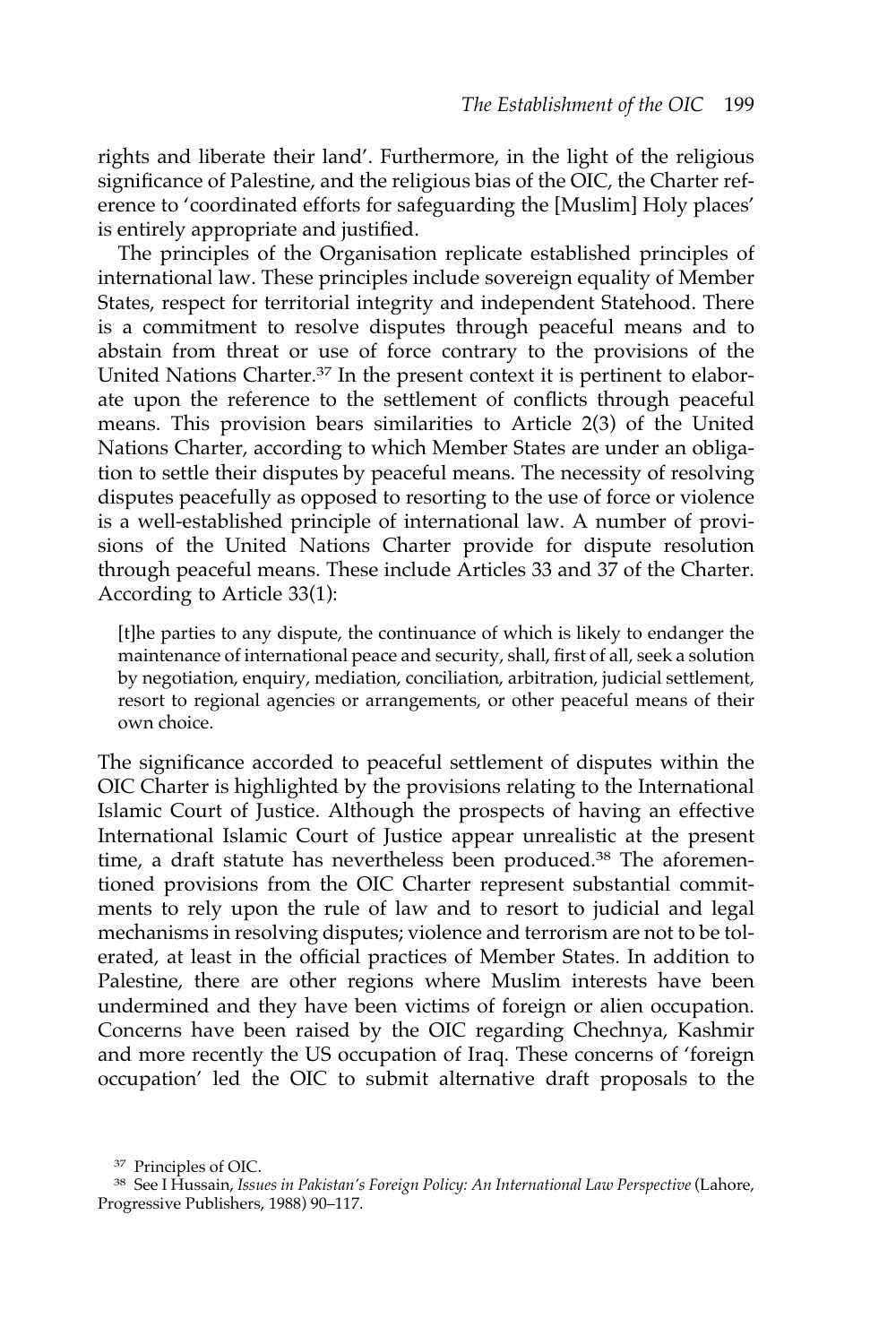rights and liberate their land'. Furthermore, in the light of the religious significance of Palestine, and the religious bias of the OIC, the Charter reference to 'coordinated efforts for safeguarding the [Muslim] Holy places' is entirely appropriate and justified.

The principles of the Organisation replicate established principles of international law. These principles include sovereign equality of Member States, respect for territorial integrity and independent Statehood. There is a commitment to resolve disputes through peaceful means and to abstain from threat or use of force contrary to the provisions of the United Nations Charter.[37] In the present context it is pertinent to elaborate upon the reference to the settlement of conflicts through peaceful means. This provision bears similarities to Article 2(3) of the United Nations Charter, according to which Member States are under an obligation to settle their disputes by peaceful means. The necessity of resolving disputes peacefully as opposed to resorting to the use of force or violence is a well-established principle of international law. A number of provisions of the United Nations Charter provide for dispute resolution through peaceful means. These include Articles 33 and 37 of the Charter. According to Article 33(1):

> [t]he parties to any dispute, the continuance of which is likely to endanger the maintenance of international peace and security, shall, first of all, seek a solution by negotiation, enquiry, mediation, conciliation, arbitration, judicial settlement, resort to regional agencies or arrangements, or other peaceful means of their own choice.

The significance accorded to peaceful settlement of disputes within the OIC Charter is highlighted by the provisions relating to the International Islamic Court of Justice. Although the prospects of having an effective International Islamic Court of Justice appear unrealistic at the present time, a draft statute has nevertheless been produced.[38] The aforementioned provisions from the OIC Charter represent substantial commitments to rely upon the rule of law and to resort to judicial and legal mechanisms in resolving disputes; violence and terrorism are not to be tolerated, at least in the official practices of Member States. In addition to Palestine, there are other regions where Muslim interests have been undermined and they have been victims of foreign or alien occupation. Concerns have been raised by the OIC regarding Chechnya, Kashmir and more recently the US occupation of Iraq. These concerns of 'foreign occupation' led the OIC to submit alternative draft proposals to the

---

[37] Principles of OIC.

[38] See I Hussain, *Issues in Pakistan's Foreign Policy: An International Law Perspective* (Lahore, Progressive Publishers, 1988) 90–117.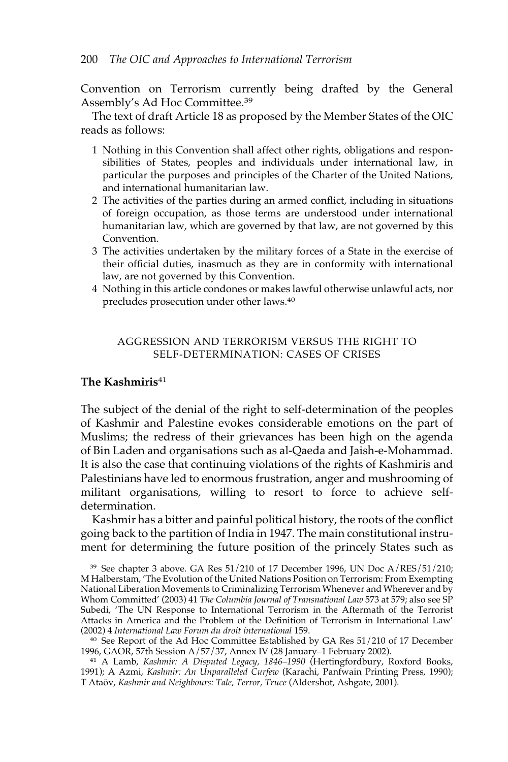Convention on Terrorism currently being drafted by the General Assembly's Ad Hoc Committee.[39]

The text of draft Article 18 as proposed by the Member States of the OIC reads as follows:

1. Nothing in this Convention shall affect other rights, obligations and responsibilities of States, peoples and individuals under international law, in particular the purposes and principles of the Charter of the United Nations, and international humanitarian law.
2. The activities of the parties during an armed conflict, including in situations of foreign occupation, as those terms are understood under international humanitarian law, which are governed by that law, are not governed by this Convention.
3. The activities undertaken by the military forces of a State in the exercise of their official duties, inasmuch as they are in conformity with international law, are not governed by this Convention.
4. Nothing in this article condones or makes lawful otherwise unlawful acts, nor precludes prosecution under other laws.[40]

## AGGRESSION AND TERRORISM VERSUS THE RIGHT TO SELF-DETERMINATION: CASES OF CRISES

### The Kashmiris[41]

The subject of the denial of the right to self-determination of the peoples of Kashmir and Palestine evokes considerable emotions on the part of Muslims; the redress of their grievances has been high on the agenda of Bin Laden and organisations such as al-Qaeda and Jaish-e-Mohammad. It is also the case that continuing violations of the rights of Kashmiris and Palestinians have led to enormous frustration, anger and mushrooming of militant organisations, willing to resort to force to achieve self-determination.

Kashmir has a bitter and painful political history, the roots of the conflict going back to the partition of India in 1947. The main constitutional instrument for determining the future position of the princely States such as

[39] See chapter 3 above. GA Res 51/210 of 17 December 1996, UN Doc A/RES/51/210; M Halberstam, 'The Evolution of the United Nations Position on Terrorism: From Exempting National Liberation Movements to Criminalizing Terrorism Whenever and Wherever and by Whom Committed' (2003) 41 *The Columbia Journal of Transnational Law* 573 at 579; also see SP Subedi, 'The UN Response to International Terrorism in the Aftermath of the Terrorist Attacks in America and the Problem of the Definition of Terrorism in International Law' (2002) 4 *International Law Forum du droit international* 159.

[40] See Report of the Ad Hoc Committee Established by GA Res 51/210 of 17 December 1996, GAOR, 57th Session A/57/37, Annex IV (28 January–1 February 2002).

[41] A Lamb, *Kashmir: A Disputed Legacy, 1846–1990* (Hertingfordbury, Roxford Books, 1991); A Azmi, *Kashmir: An Unparalleled Curfew* (Karachi, Panfwain Printing Press, 1990); T Ataöv, *Kashmir and Neighbours: Tale, Terror, Truce* (Aldershot, Ashgate, 2001).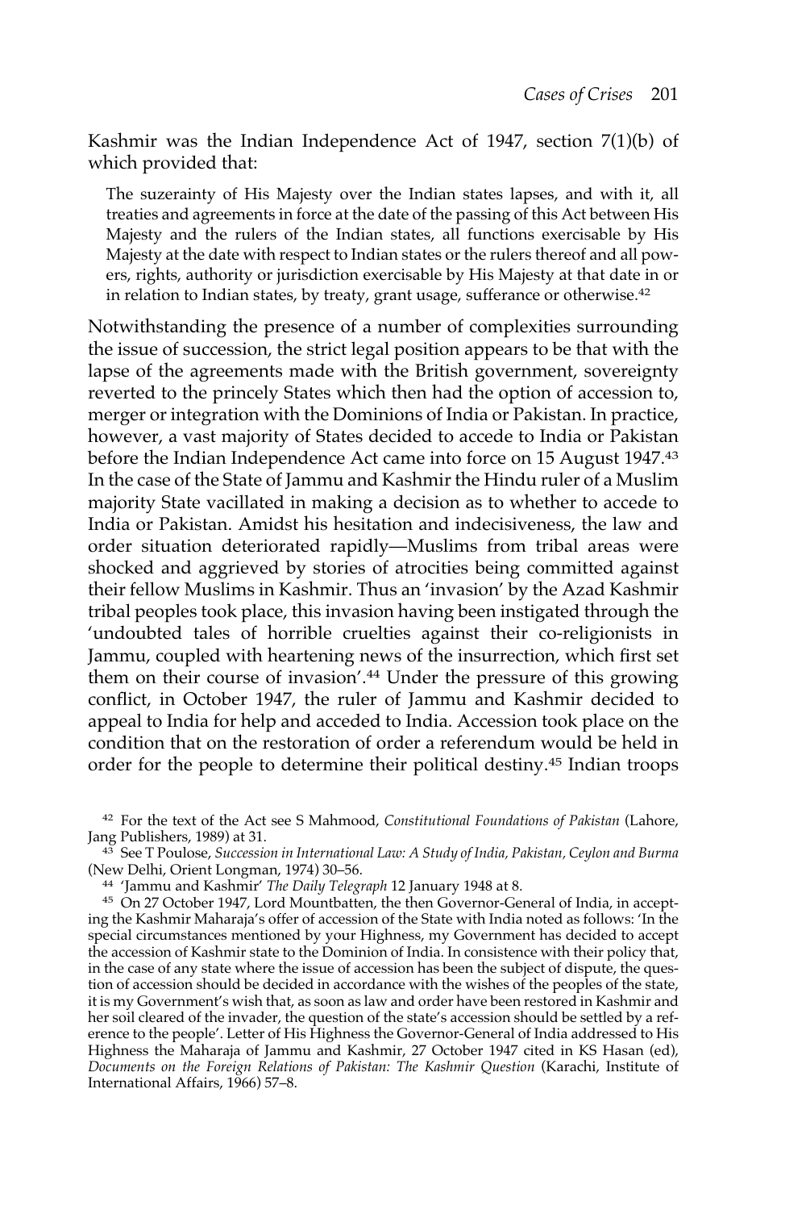Kashmir was the Indian Independence Act of 1947, section 7(1)(b) of which provided that:

> The suzerainty of His Majesty over the Indian states lapses, and with it, all treaties and agreements in force at the date of the passing of this Act between His Majesty and the rulers of the Indian states, all functions exercisable by His Majesty at the date with respect to Indian states or the rulers thereof and all powers, rights, authority or jurisdiction exercisable by His Majesty at that date in or in relation to Indian states, by treaty, grant usage, sufferance or otherwise.[42]

Notwithstanding the presence of a number of complexities surrounding the issue of succession, the strict legal position appears to be that with the lapse of the agreements made with the British government, sovereignty reverted to the princely States which then had the option of accession to, merger or integration with the Dominions of India or Pakistan. In practice, however, a vast majority of States decided to accede to India or Pakistan before the Indian Independence Act came into force on 15 August 1947.[43] In the case of the State of Jammu and Kashmir the Hindu ruler of a Muslim majority State vacillated in making a decision as to whether to accede to India or Pakistan. Amidst his hesitation and indecisiveness, the law and order situation deteriorated rapidly—Muslims from tribal areas were shocked and aggrieved by stories of atrocities being committed against their fellow Muslims in Kashmir. Thus an 'invasion' by the Azad Kashmir tribal peoples took place, this invasion having been instigated through the 'undoubted tales of horrible cruelties against their co-religionists in Jammu, coupled with heartening news of the insurrection, which first set them on their course of invasion'.[44] Under the pressure of this growing conflict, in October 1947, the ruler of Jammu and Kashmir decided to appeal to India for help and acceded to India. Accession took place on the condition that on the restoration of order a referendum would be held in order for the people to determine their political destiny.[45] Indian troops

---

[42] For the text of the Act see S Mahmood, *Constitutional Foundations of Pakistan* (Lahore, Jang Publishers, 1989) at 31.

[43] See T Poulose, *Succession in International Law: A Study of India, Pakistan, Ceylon and Burma* (New Delhi, Orient Longman, 1974) 30–56.

[44] 'Jammu and Kashmir' *The Daily Telegraph* 12 January 1948 at 8.

[45] On 27 October 1947, Lord Mountbatten, the then Governor-General of India, in accepting the Kashmir Maharaja's offer of accession of the State with India noted as follows: 'In the special circumstances mentioned by your Highness, my Government has decided to accept the accession of Kashmir state to the Dominion of India. In consistence with their policy that, in the case of any state where the issue of accession has been the subject of dispute, the question of accession should be decided in accordance with the wishes of the peoples of the state, it is my Government's wish that, as soon as law and order have been restored in Kashmir and her soil cleared of the invader, the question of the state's accession should be settled by a reference to the people'. Letter of His Highness the Governor-General of India addressed to His Highness the Maharaja of Jammu and Kashmir, 27 October 1947 cited in KS Hasan (ed), *Documents on the Foreign Relations of Pakistan: The Kashmir Question* (Karachi, Institute of International Affairs, 1966) 57–8.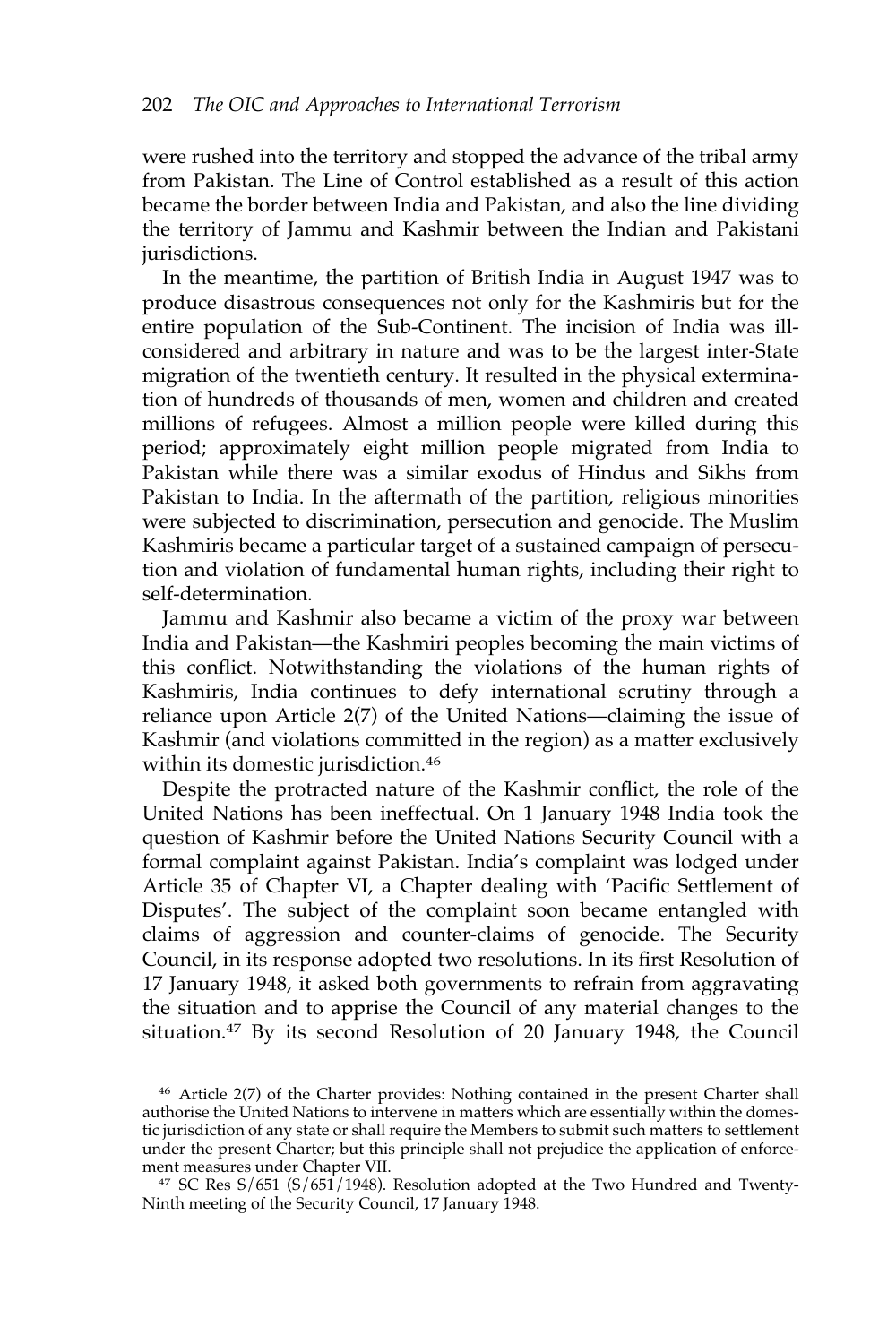were rushed into the territory and stopped the advance of the tribal army from Pakistan. The Line of Control established as a result of this action became the border between India and Pakistan, and also the line dividing the territory of Jammu and Kashmir between the Indian and Pakistani jurisdictions.

In the meantime, the partition of British India in August 1947 was to produce disastrous consequences not only for the Kashmiris but for the entire population of the Sub-Continent. The incision of India was ill-considered and arbitrary in nature and was to be the largest inter-State migration of the twentieth century. It resulted in the physical extermination of hundreds of thousands of men, women and children and created millions of refugees. Almost a million people were killed during this period; approximately eight million people migrated from India to Pakistan while there was a similar exodus of Hindus and Sikhs from Pakistan to India. In the aftermath of the partition, religious minorities were subjected to discrimination, persecution and genocide. The Muslim Kashmiris became a particular target of a sustained campaign of persecution and violation of fundamental human rights, including their right to self-determination.

Jammu and Kashmir also became a victim of the proxy war between India and Pakistan—the Kashmiri peoples becoming the main victims of this conflict. Notwithstanding the violations of the human rights of Kashmiris, India continues to defy international scrutiny through a reliance upon Article 2(7) of the United Nations—claiming the issue of Kashmir (and violations committed in the region) as a matter exclusively within its domestic jurisdiction.[46]

Despite the protracted nature of the Kashmir conflict, the role of the United Nations has been ineffectual. On 1 January 1948 India took the question of Kashmir before the United Nations Security Council with a formal complaint against Pakistan. India's complaint was lodged under Article 35 of Chapter VI, a Chapter dealing with 'Pacific Settlement of Disputes'. The subject of the complaint soon became entangled with claims of aggression and counter-claims of genocide. The Security Council, in its response adopted two resolutions. In its first Resolution of 17 January 1948, it asked both governments to refrain from aggravating the situation and to apprise the Council of any material changes to the situation.[47] By its second Resolution of 20 January 1948, the Council

[46] Article 2(7) of the Charter provides: Nothing contained in the present Charter shall authorise the United Nations to intervene in matters which are essentially within the domestic jurisdiction of any state or shall require the Members to submit such matters to settlement under the present Charter; but this principle shall not prejudice the application of enforcement measures under Chapter VII.

[47] SC Res S/651 (S/651/1948). Resolution adopted at the Two Hundred and Twenty-Ninth meeting of the Security Council, 17 January 1948.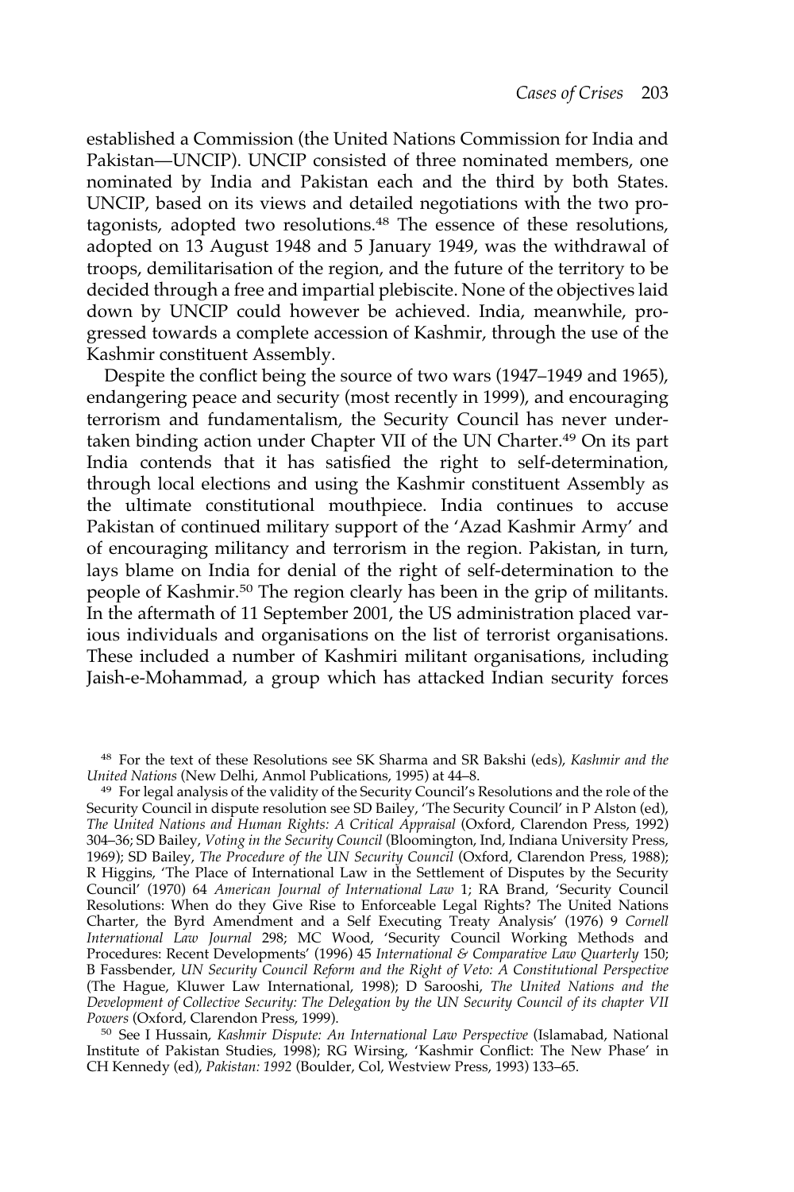established a Commission (the United Nations Commission for India and Pakistan—UNCIP). UNCIP consisted of three nominated members, one nominated by India and Pakistan each and the third by both States. UNCIP, based on its views and detailed negotiations with the two protagonists, adopted two resolutions.[48] The essence of these resolutions, adopted on 13 August 1948 and 5 January 1949, was the withdrawal of troops, demilitarisation of the region, and the future of the territory to be decided through a free and impartial plebiscite. None of the objectives laid down by UNCIP could however be achieved. India, meanwhile, progressed towards a complete accession of Kashmir, through the use of the Kashmir constituent Assembly.

Despite the conflict being the source of two wars (1947–1949 and 1965), endangering peace and security (most recently in 1999), and encouraging terrorism and fundamentalism, the Security Council has never undertaken binding action under Chapter VII of the UN Charter.[49] On its part India contends that it has satisfied the right to self-determination, through local elections and using the Kashmir constituent Assembly as the ultimate constitutional mouthpiece. India continues to accuse Pakistan of continued military support of the 'Azad Kashmir Army' and of encouraging militancy and terrorism in the region. Pakistan, in turn, lays blame on India for denial of the right of self-determination to the people of Kashmir.[50] The region clearly has been in the grip of militants. In the aftermath of 11 September 2001, the US administration placed various individuals and organisations on the list of terrorist organisations. These included a number of Kashmiri militant organisations, including Jaish-e-Mohammad, a group which has attacked Indian security forces

[48] For the text of these Resolutions see SK Sharma and SR Bakshi (eds), *Kashmir and the United Nations* (New Delhi, Anmol Publications, 1995) at 44–8.

[49] For legal analysis of the validity of the Security Council's Resolutions and the role of the Security Council in dispute resolution see SD Bailey, 'The Security Council' in P Alston (ed), *The United Nations and Human Rights: A Critical Appraisal* (Oxford, Clarendon Press, 1992) 304–36; SD Bailey, *Voting in the Security Council* (Bloomington, Ind, Indiana University Press, 1969); SD Bailey, *The Procedure of the UN Security Council* (Oxford, Clarendon Press, 1988); R Higgins, 'The Place of International Law in the Settlement of Disputes by the Security Council' (1970) 64 *American Journal of International Law* 1; RA Brand, 'Security Council Resolutions: When do they Give Rise to Enforceable Legal Rights? The United Nations Charter, the Byrd Amendment and a Self Executing Treaty Analysis' (1976) 9 *Cornell International Law Journal* 298; MC Wood, 'Security Council Working Methods and Procedures: Recent Developments' (1996) 45 *International & Comparative Law Quarterly* 150; B Fassbender, *UN Security Council Reform and the Right of Veto: A Constitutional Perspective* (The Hague, Kluwer Law International, 1998); D Sarooshi, *The United Nations and the Development of Collective Security: The Delegation by the UN Security Council of its chapter VII Powers* (Oxford, Clarendon Press, 1999).

[50] See I Hussain, *Kashmir Dispute: An International Law Perspective* (Islamabad, National Institute of Pakistan Studies, 1998); RG Wirsing, 'Kashmir Conflict: The New Phase' in CH Kennedy (ed), *Pakistan: 1992* (Boulder, Col, Westview Press, 1993) 133–65.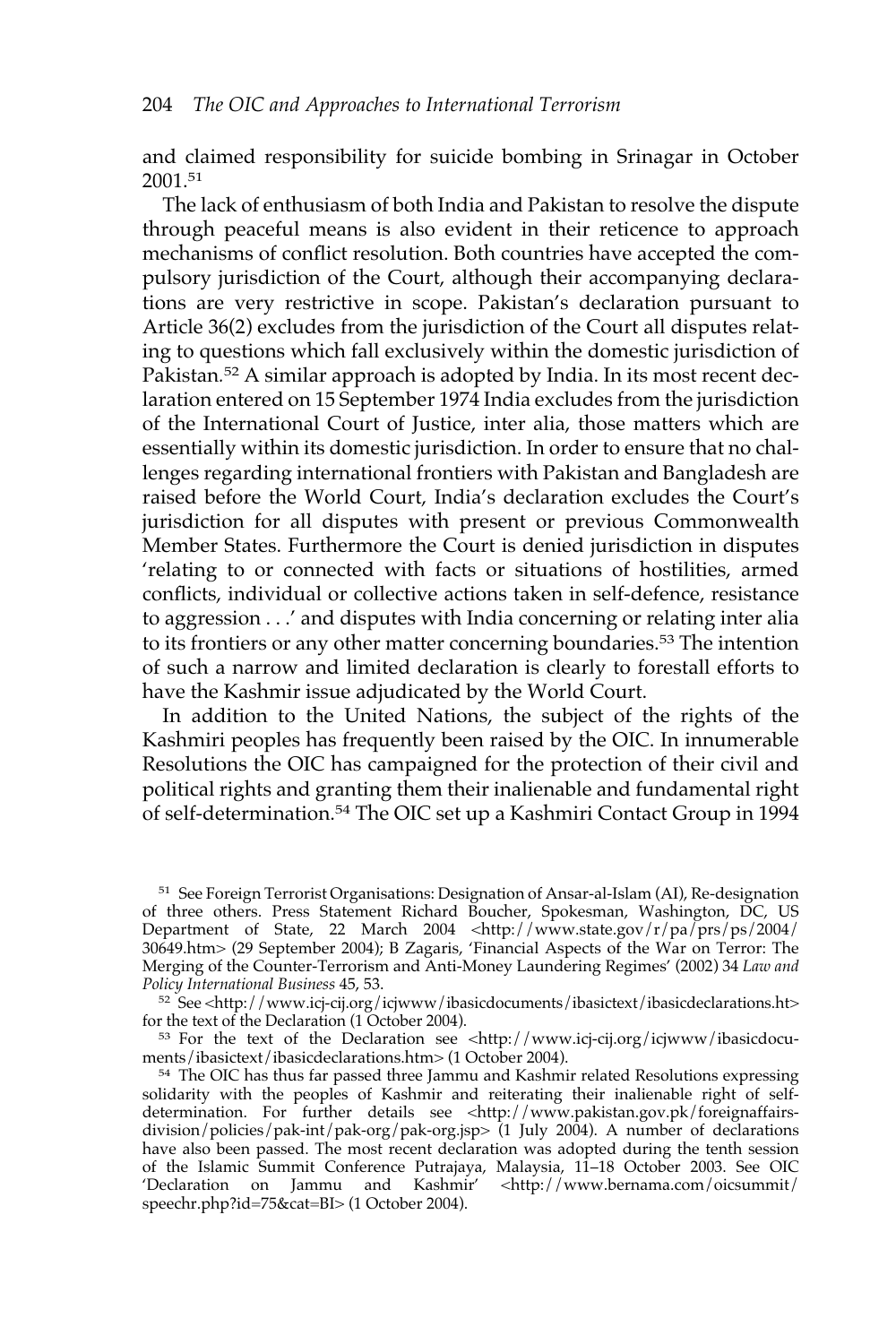and claimed responsibility for suicide bombing in Srinagar in October 2001.[51]

The lack of enthusiasm of both India and Pakistan to resolve the dispute through peaceful means is also evident in their reticence to approach mechanisms of conflict resolution. Both countries have accepted the compulsory jurisdiction of the Court, although their accompanying declarations are very restrictive in scope. Pakistan's declaration pursuant to Article 36(2) excludes from the jurisdiction of the Court all disputes relating to questions which fall exclusively within the domestic jurisdiction of Pakistan.[52] A similar approach is adopted by India. In its most recent declaration entered on 15 September 1974 India excludes from the jurisdiction of the International Court of Justice, inter alia, those matters which are essentially within its domestic jurisdiction. In order to ensure that no challenges regarding international frontiers with Pakistan and Bangladesh are raised before the World Court, India's declaration excludes the Court's jurisdiction for all disputes with present or previous Commonwealth Member States. Furthermore the Court is denied jurisdiction in disputes 'relating to or connected with facts or situations of hostilities, armed conflicts, individual or collective actions taken in self-defence, resistance to aggression . . .' and disputes with India concerning or relating inter alia to its frontiers or any other matter concerning boundaries.[53] The intention of such a narrow and limited declaration is clearly to forestall efforts to have the Kashmir issue adjudicated by the World Court.

In addition to the United Nations, the subject of the rights of the Kashmiri peoples has frequently been raised by the OIC. In innumerable Resolutions the OIC has campaigned for the protection of their civil and political rights and granting them their inalienable and fundamental right of self-determination.[54] The OIC set up a Kashmiri Contact Group in 1994

---

[51] See Foreign Terrorist Organisations: Designation of Ansar-al-Islam (AI), Re-designation of three others. Press Statement Richard Boucher, Spokesman, Washington, DC, US Department of State, 22 March 2004 <http://www.state.gov/r/pa/prs/ps/2004/30649.htm> (29 September 2004); B Zagaris, 'Financial Aspects of the War on Terror: The Merging of the Counter-Terrorism and Anti-Money Laundering Regimes' (2002) 34 *Law and Policy International Business* 45, 53.

[52] See <http://www.icj-cij.org/icjwww/ibasicdocuments/ibasictext/ibasicdeclarations.ht> for the text of the Declaration (1 October 2004).

[53] For the text of the Declaration see <http://www.icj-cij.org/icjwww/ibasicdocuments/ibasictext/ibasicdeclarations.htm> (1 October 2004).

[54] The OIC has thus far passed three Jammu and Kashmir related Resolutions expressing solidarity with the peoples of Kashmir and reiterating their inalienable right of self-determination. For further details see <http://www.pakistan.gov.pk/foreignaffairs-division/policies/pak-int/pak-org/pak-org.jsp> (1 July 2004). A number of declarations have also been passed. The most recent declaration was adopted during the tenth session of the Islamic Summit Conference Putrajaya, Malaysia, 11–18 October 2003. See OIC 'Declaration on Jammu and Kashmir' <http://www.bernama.com/oicsummit/speechr.php?id=75&cat=BI> (1 October 2004).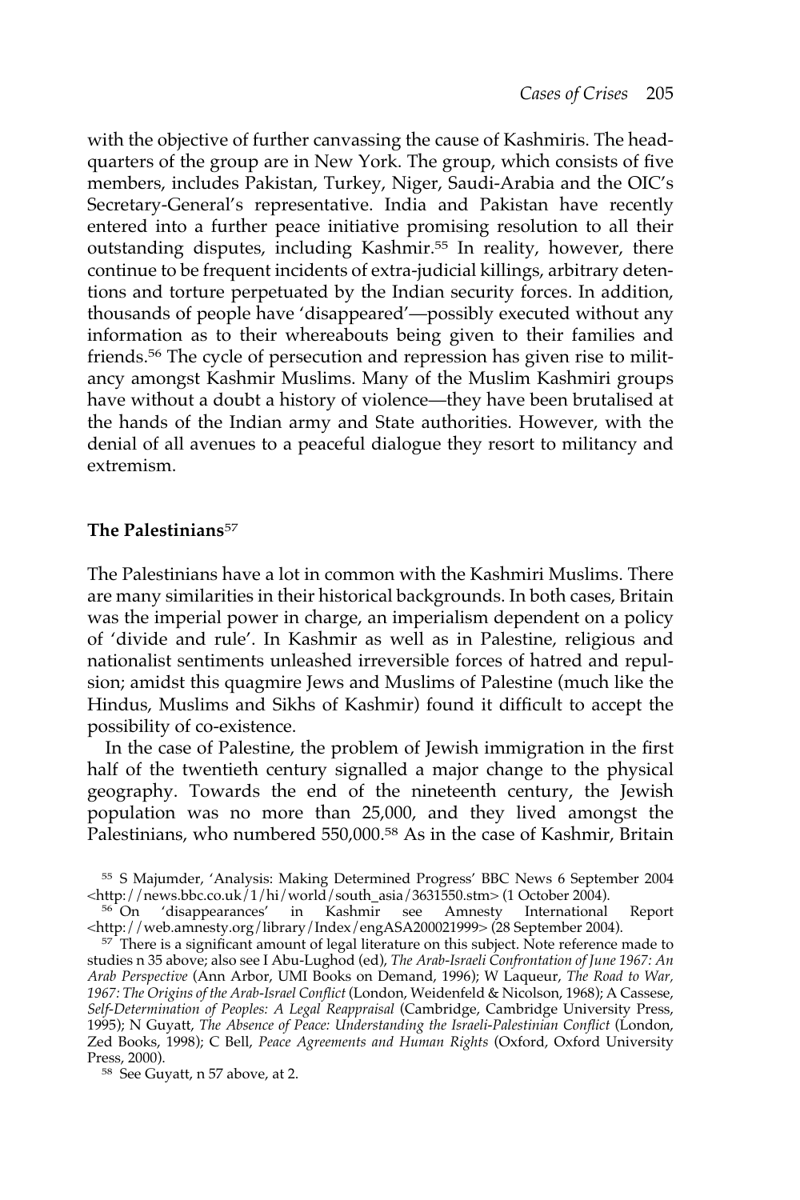with the objective of further canvassing the cause of Kashmiris. The headquarters of the group are in New York. The group, which consists of five members, includes Pakistan, Turkey, Niger, Saudi-Arabia and the OIC's Secretary-General's representative. India and Pakistan have recently entered into a further peace initiative promising resolution to all their outstanding disputes, including Kashmir.[55] In reality, however, there continue to be frequent incidents of extra-judicial killings, arbitrary detentions and torture perpetuated by the Indian security forces. In addition, thousands of people have 'disappeared'—possibly executed without any information as to their whereabouts being given to their families and friends.[56] The cycle of persecution and repression has given rise to militancy amongst Kashmir Muslims. Many of the Muslim Kashmiri groups have without a doubt a history of violence—they have been brutalised at the hands of the Indian army and State authorities. However, with the denial of all avenues to a peaceful dialogue they resort to militancy and extremism.

**The Palestinians**[57]

The Palestinians have a lot in common with the Kashmiri Muslims. There are many similarities in their historical backgrounds. In both cases, Britain was the imperial power in charge, an imperialism dependent on a policy of 'divide and rule'. In Kashmir as well as in Palestine, religious and nationalist sentiments unleashed irreversible forces of hatred and repulsion; amidst this quagmire Jews and Muslims of Palestine (much like the Hindus, Muslims and Sikhs of Kashmir) found it difficult to accept the possibility of co-existence.

In the case of Palestine, the problem of Jewish immigration in the first half of the twentieth century signalled a major change to the physical geography. Towards the end of the nineteenth century, the Jewish population was no more than 25,000, and they lived amongst the Palestinians, who numbered 550,000.[58] As in the case of Kashmir, Britain

[55] S Majumder, 'Analysis: Making Determined Progress' BBC News 6 September 2004 <http://news.bbc.co.uk/1/hi/world/south_asia/3631550.stm> (1 October 2004).

[56] On 'disappearances' in Kashmir see Amnesty International Report <http://web.amnesty.org/library/Index/engASA200021999> (28 September 2004).

[57] There is a significant amount of legal literature on this subject. Note reference made to studies n 35 above; also see I Abu-Lughod (ed), *The Arab-Israeli Confrontation of June 1967: An Arab Perspective* (Ann Arbor, UMI Books on Demand, 1996); W Laqueur, *The Road to War, 1967: The Origins of the Arab-Israel Conflict* (London, Weidenfeld & Nicolson, 1968); A Cassese, *Self-Determination of Peoples: A Legal Reappraisal* (Cambridge, Cambridge University Press, 1995); N Guyatt, *The Absence of Peace: Understanding the Israeli-Palestinian Conflict* (London, Zed Books, 1998); C Bell, *Peace Agreements and Human Rights* (Oxford, Oxford University Press, 2000).

[58] See Guyatt, n 57 above, at 2.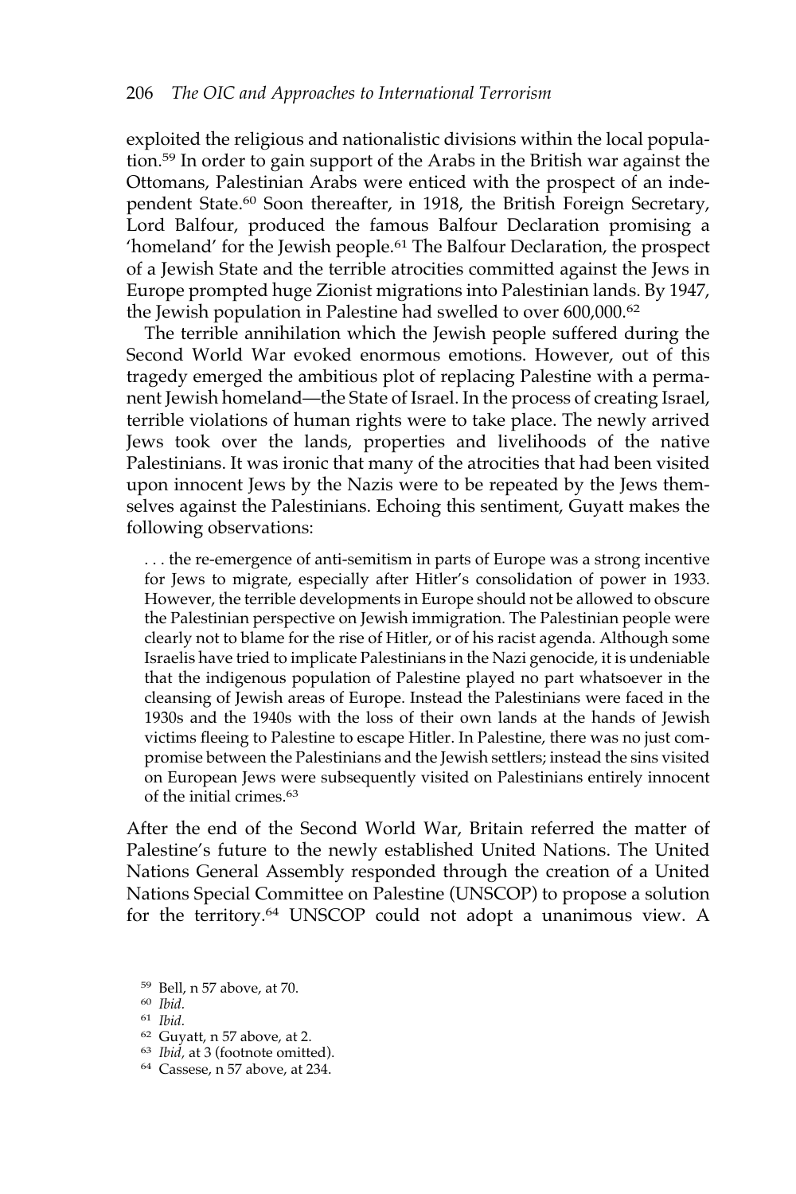exploited the religious and nationalistic divisions within the local population.[59] In order to gain support of the Arabs in the British war against the Ottomans, Palestinian Arabs were enticed with the prospect of an independent State.[60] Soon thereafter, in 1918, the British Foreign Secretary, Lord Balfour, produced the famous Balfour Declaration promising a 'homeland' for the Jewish people.[61] The Balfour Declaration, the prospect of a Jewish State and the terrible atrocities committed against the Jews in Europe prompted huge Zionist migrations into Palestinian lands. By 1947, the Jewish population in Palestine had swelled to over 600,000.[62]

The terrible annihilation which the Jewish people suffered during the Second World War evoked enormous emotions. However, out of this tragedy emerged the ambitious plot of replacing Palestine with a permanent Jewish homeland—the State of Israel. In the process of creating Israel, terrible violations of human rights were to take place. The newly arrived Jews took over the lands, properties and livelihoods of the native Palestinians. It was ironic that many of the atrocities that had been visited upon innocent Jews by the Nazis were to be repeated by the Jews themselves against the Palestinians. Echoing this sentiment, Guyatt makes the following observations:

> . . . the re-emergence of anti-semitism in parts of Europe was a strong incentive for Jews to migrate, especially after Hitler's consolidation of power in 1933. However, the terrible developments in Europe should not be allowed to obscure the Palestinian perspective on Jewish immigration. The Palestinian people were clearly not to blame for the rise of Hitler, or of his racist agenda. Although some Israelis have tried to implicate Palestinians in the Nazi genocide, it is undeniable that the indigenous population of Palestine played no part whatsoever in the cleansing of Jewish areas of Europe. Instead the Palestinians were faced in the 1930s and the 1940s with the loss of their own lands at the hands of Jewish victims fleeing to Palestine to escape Hitler. In Palestine, there was no just compromise between the Palestinians and the Jewish settlers; instead the sins visited on European Jews were subsequently visited on Palestinians entirely innocent of the initial crimes.[63]

After the end of the Second World War, Britain referred the matter of Palestine's future to the newly established United Nations. The United Nations General Assembly responded through the creation of a United Nations Special Committee on Palestine (UNSCOP) to propose a solution for the territory.[64] UNSCOP could not adopt a unanimous view. A

[59] Bell, n 57 above, at 70.

[60] *Ibid.*

[61] *Ibid.*

[62] Guyatt, n 57 above, at 2.

[63] *Ibid*, at 3 (footnote omitted).

[64] Cassese, n 57 above, at 234.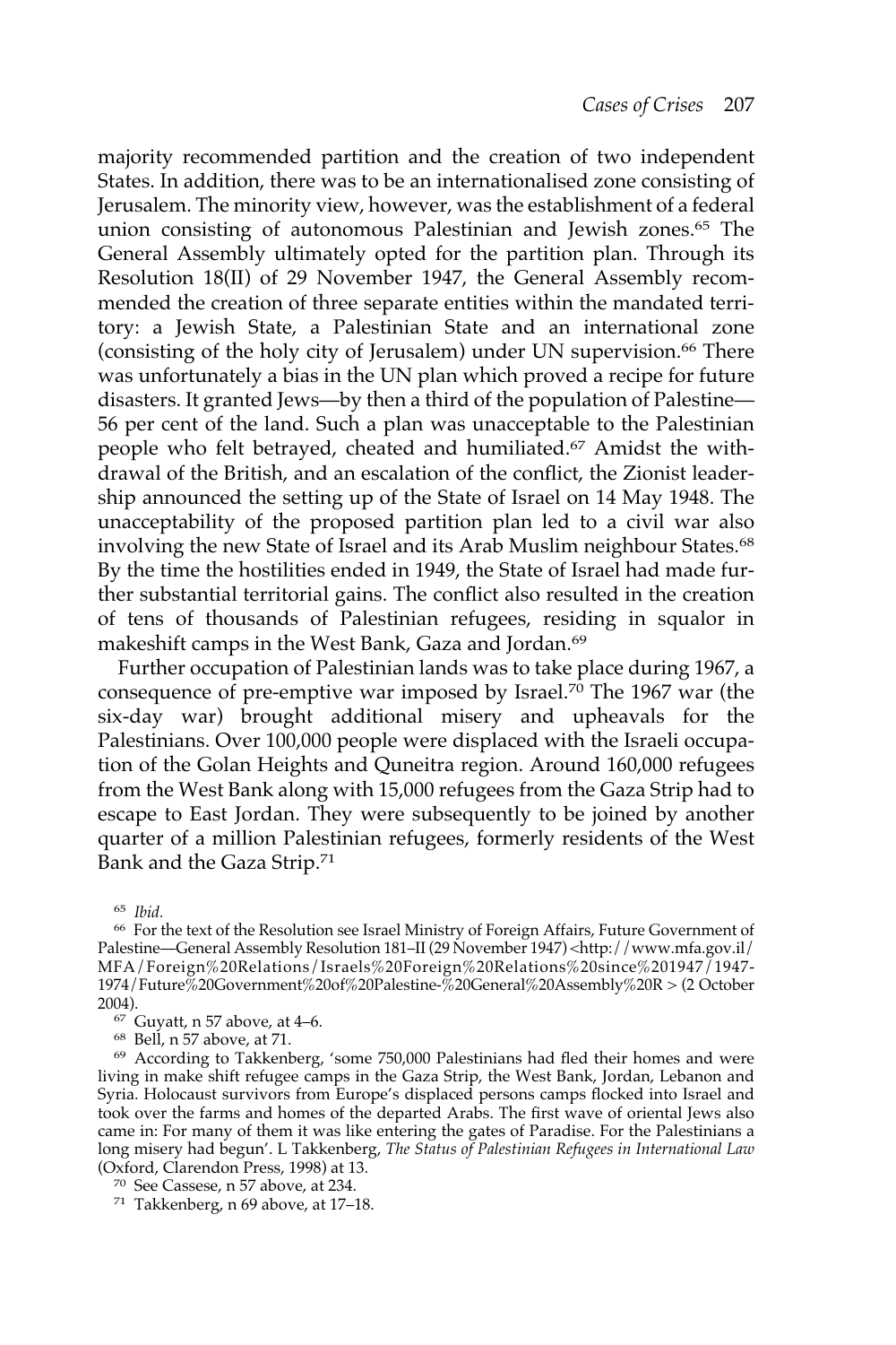majority recommended partition and the creation of two independent States. In addition, there was to be an internationalised zone consisting of Jerusalem. The minority view, however, was the establishment of a federal union consisting of autonomous Palestinian and Jewish zones.[65] The General Assembly ultimately opted for the partition plan. Through its Resolution 18(II) of 29 November 1947, the General Assembly recommended the creation of three separate entities within the mandated territory: a Jewish State, a Palestinian State and an international zone (consisting of the holy city of Jerusalem) under UN supervision.[66] There was unfortunately a bias in the UN plan which proved a recipe for future disasters. It granted Jews—by then a third of the population of Palestine—56 per cent of the land. Such a plan was unacceptable to the Palestinian people who felt betrayed, cheated and humiliated.[67] Amidst the withdrawal of the British, and an escalation of the conflict, the Zionist leadership announced the setting up of the State of Israel on 14 May 1948. The unacceptability of the proposed partition plan led to a civil war also involving the new State of Israel and its Arab Muslim neighbour States.[68] By the time the hostilities ended in 1949, the State of Israel had made further substantial territorial gains. The conflict also resulted in the creation of tens of thousands of Palestinian refugees, residing in squalor in makeshift camps in the West Bank, Gaza and Jordan.[69]

Further occupation of Palestinian lands was to take place during 1967, a consequence of pre-emptive war imposed by Israel.[70] The 1967 war (the six-day war) brought additional misery and upheavals for the Palestinians. Over 100,000 people were displaced with the Israeli occupation of the Golan Heights and Quneitra region. Around 160,000 refugees from the West Bank along with 15,000 refugees from the Gaza Strip had to escape to East Jordan. They were subsequently to be joined by another quarter of a million Palestinian refugees, formerly residents of the West Bank and the Gaza Strip.[71]

[65] *Ibid.*

[66] For the text of the Resolution see Israel Ministry of Foreign Affairs, Future Government of Palestine—General Assembly Resolution 181–II (29 November 1947) <http://www.mfa.gov.il/MFA/Foreign%20Relations/Israels%20Foreign%20Relations%20since%201947/1947-1974/Future%20Government%20of%20Palestine-%20General%20Assembly%20R > (2 October 2004).

[67] Guyatt, n 57 above, at 4–6.

[68] Bell, n 57 above, at 71.

[69] According to Takkenberg, 'some 750,000 Palestinians had fled their homes and were living in make shift refugee camps in the Gaza Strip, the West Bank, Jordan, Lebanon and Syria. Holocaust survivors from Europe's displaced persons camps flocked into Israel and took over the farms and homes of the departed Arabs. The first wave of oriental Jews also came in: For many of them it was like entering the gates of Paradise. For the Palestinians a long misery had begun'. L Takkenberg, *The Status of Palestinian Refugees in International Law* (Oxford, Clarendon Press, 1998) at 13.

[70] See Cassese, n 57 above, at 234.

[71] Takkenberg, n 69 above, at 17–18.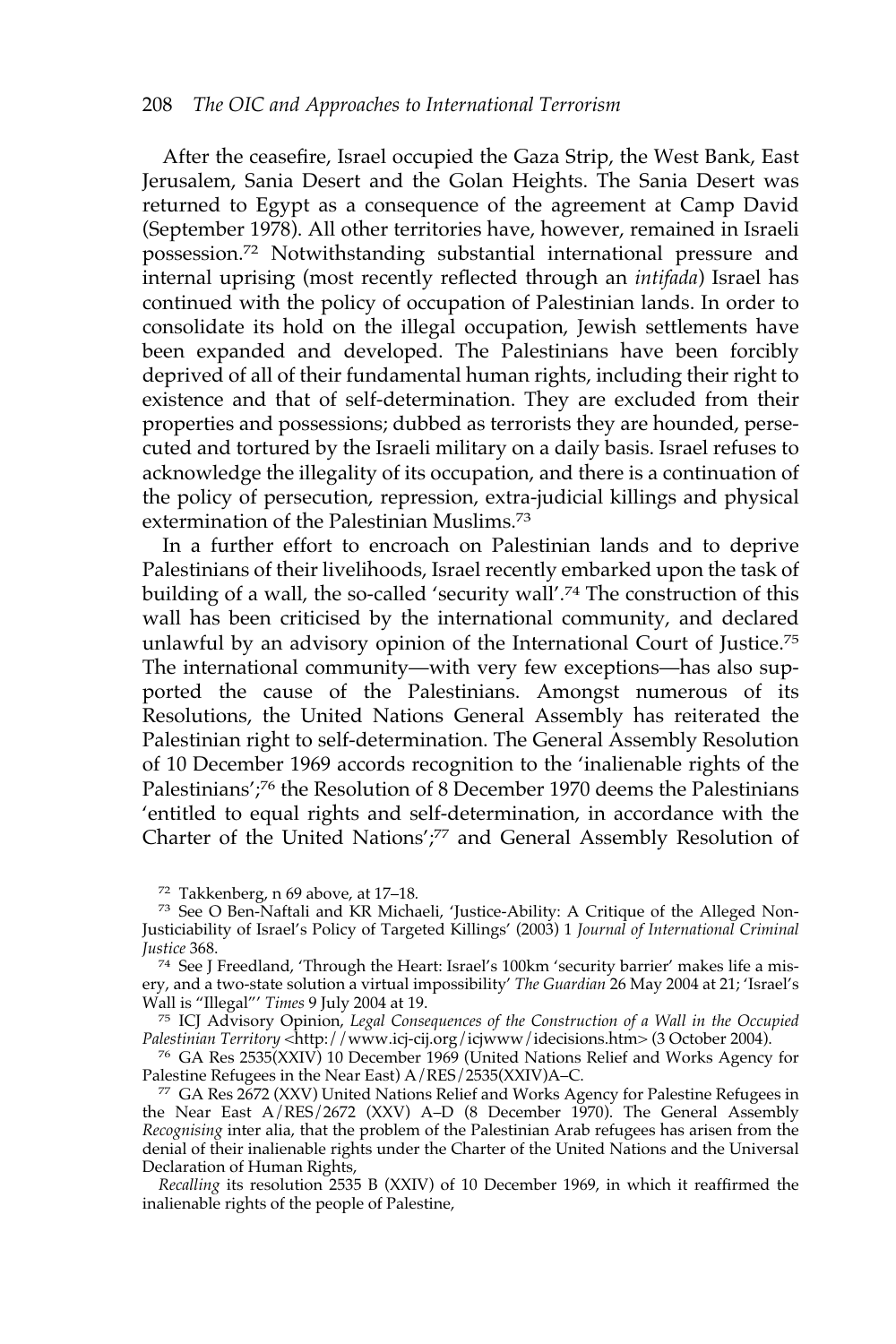After the ceasefire, Israel occupied the Gaza Strip, the West Bank, East Jerusalem, Sania Desert and the Golan Heights. The Sania Desert was returned to Egypt as a consequence of the agreement at Camp David (September 1978). All other territories have, however, remained in Israeli possession.[72] Notwithstanding substantial international pressure and internal uprising (most recently reflected through an *intifada*) Israel has continued with the policy of occupation of Palestinian lands. In order to consolidate its hold on the illegal occupation, Jewish settlements have been expanded and developed. The Palestinians have been forcibly deprived of all of their fundamental human rights, including their right to existence and that of self-determination. They are excluded from their properties and possessions; dubbed as terrorists they are hounded, persecuted and tortured by the Israeli military on a daily basis. Israel refuses to acknowledge the illegality of its occupation, and there is a continuation of the policy of persecution, repression, extra-judicial killings and physical extermination of the Palestinian Muslims.[73]

In a further effort to encroach on Palestinian lands and to deprive Palestinians of their livelihoods, Israel recently embarked upon the task of building of a wall, the so-called 'security wall'.[74] The construction of this wall has been criticised by the international community, and declared unlawful by an advisory opinion of the International Court of Justice.[75] The international community—with very few exceptions—has also supported the cause of the Palestinians. Amongst numerous of its Resolutions, the United Nations General Assembly has reiterated the Palestinian right to self-determination. The General Assembly Resolution of 10 December 1969 accords recognition to the 'inalienable rights of the Palestinians';[76] the Resolution of 8 December 1970 deems the Palestinians 'entitled to equal rights and self-determination, in accordance with the Charter of the United Nations';[77] and General Assembly Resolution of

[72] Takkenberg, n 69 above, at 17–18.

[73] See O Ben-Naftali and KR Michaeli, 'Justice-Ability: A Critique of the Alleged Non-Justiciability of Israel's Policy of Targeted Killings' (2003) 1 *Journal of International Criminal Justice* 368.

[74] See J Freedland, 'Through the Heart: Israel's 100km 'security barrier' makes life a misery, and a two-state solution a virtual impossibility' *The Guardian* 26 May 2004 at 21; 'Israel's Wall is "Illegal"' *Times* 9 July 2004 at 19.

[75] ICJ Advisory Opinion, *Legal Consequences of the Construction of a Wall in the Occupied Palestinian Territory* <http://www.icj-cij.org/icjwww/idecisions.htm> (3 October 2004).

[76] GA Res 2535(XXIV) 10 December 1969 (United Nations Relief and Works Agency for Palestine Refugees in the Near East) A/RES/2535(XXIV)A–C.

[77] GA Res 2672 (XXV) United Nations Relief and Works Agency for Palestine Refugees in the Near East A/RES/2672 (XXV) A–D (8 December 1970). The General Assembly *Recognising* inter alia, that the problem of the Palestinian Arab refugees has arisen from the denial of their inalienable rights under the Charter of the United Nations and the Universal Declaration of Human Rights,

*Recalling* its resolution 2535 B (XXIV) of 10 December 1969, in which it reaffirmed the inalienable rights of the people of Palestine,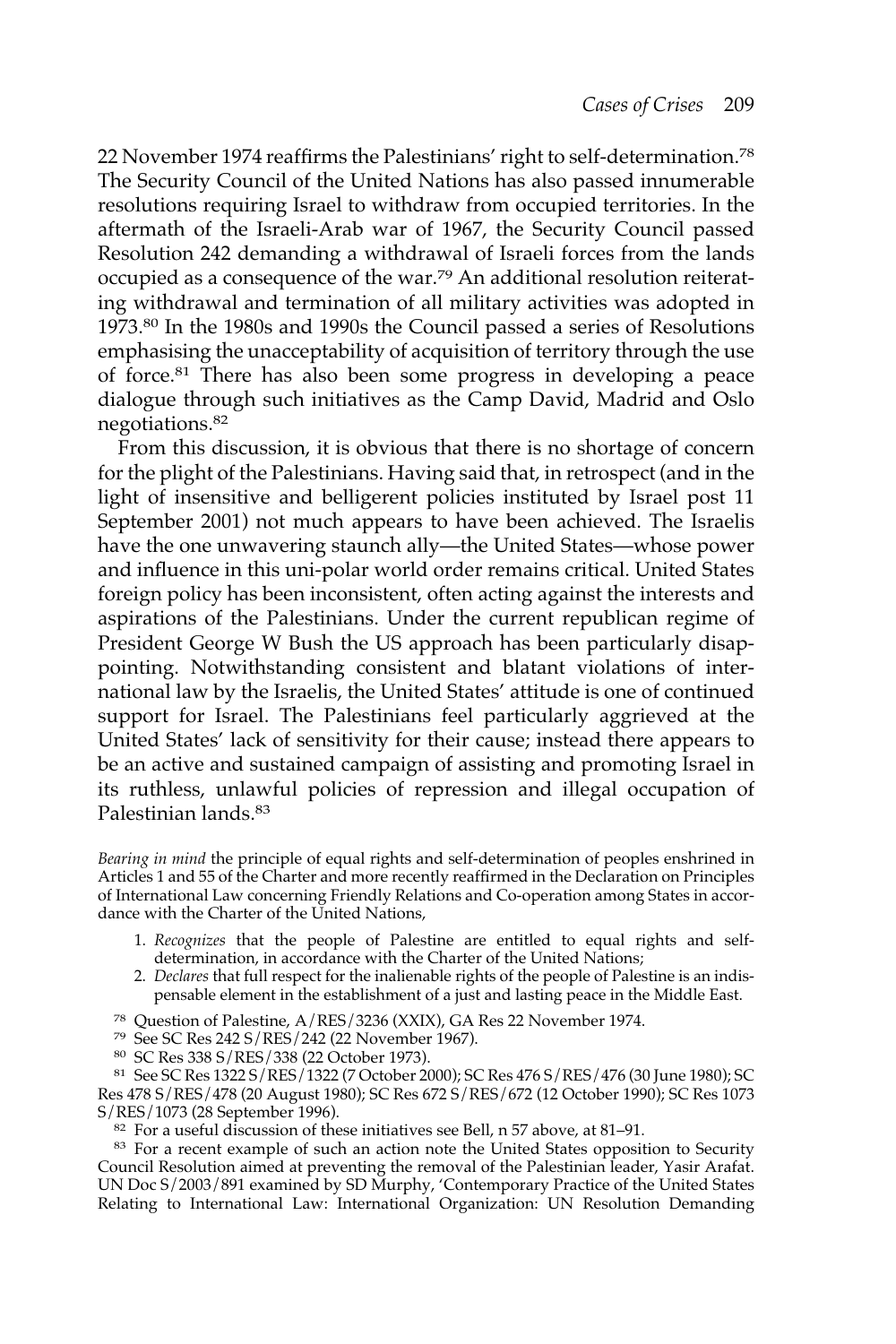22 November 1974 reaffirms the Palestinians' right to self-determination.[78] The Security Council of the United Nations has also passed innumerable resolutions requiring Israel to withdraw from occupied territories. In the aftermath of the Israeli-Arab war of 1967, the Security Council passed Resolution 242 demanding a withdrawal of Israeli forces from the lands occupied as a consequence of the war.[79] An additional resolution reiterating withdrawal and termination of all military activities was adopted in 1973.[80] In the 1980s and 1990s the Council passed a series of Resolutions emphasising the unacceptability of acquisition of territory through the use of force.[81] There has also been some progress in developing a peace dialogue through such initiatives as the Camp David, Madrid and Oslo negotiations.[82]

From this discussion, it is obvious that there is no shortage of concern for the plight of the Palestinians. Having said that, in retrospect (and in the light of insensitive and belligerent policies instituted by Israel post 11 September 2001) not much appears to have been achieved. The Israelis have the one unwavering staunch ally—the United States—whose power and influence in this uni-polar world order remains critical. United States foreign policy has been inconsistent, often acting against the interests and aspirations of the Palestinians. Under the current republican regime of President George W Bush the US approach has been particularly disappointing. Notwithstanding consistent and blatant violations of international law by the Israelis, the United States' attitude is one of continued support for Israel. The Palestinians feel particularly aggrieved at the United States' lack of sensitivity for their cause; instead there appears to be an active and sustained campaign of assisting and promoting Israel in its ruthless, unlawful policies of repression and illegal occupation of Palestinian lands.[83]

*Bearing in mind* the principle of equal rights and self-determination of peoples enshrined in Articles 1 and 55 of the Charter and more recently reaffirmed in the Declaration on Principles of International Law concerning Friendly Relations and Co-operation among States in accordance with the Charter of the United Nations,

1. *Recognizes* that the people of Palestine are entitled to equal rights and self-determination, in accordance with the Charter of the United Nations;
2. *Declares* that full respect for the inalienable rights of the people of Palestine is an indispensable element in the establishment of a just and lasting peace in the Middle East.

[78] Question of Palestine, A/RES/3236 (XXIX), GA Res 22 November 1974.

[79] See SC Res 242 S/RES/242 (22 November 1967).

[80] SC Res 338 S/RES/338 (22 October 1973).

[81] See SC Res 1322 S/RES/1322 (7 October 2000); SC Res 476 S/RES/476 (30 June 1980); SC Res 478 S/RES/478 (20 August 1980); SC Res 672 S/RES/672 (12 October 1990); SC Res 1073 S/RES/1073 (28 September 1996).

[82] For a useful discussion of these initiatives see Bell, n 57 above, at 81–91.

[83] For a recent example of such an action note the United States opposition to Security Council Resolution aimed at preventing the removal of the Palestinian leader, Yasir Arafat. UN Doc S/2003/891 examined by SD Murphy, 'Contemporary Practice of the United States Relating to International Law: International Organization: UN Resolution Demanding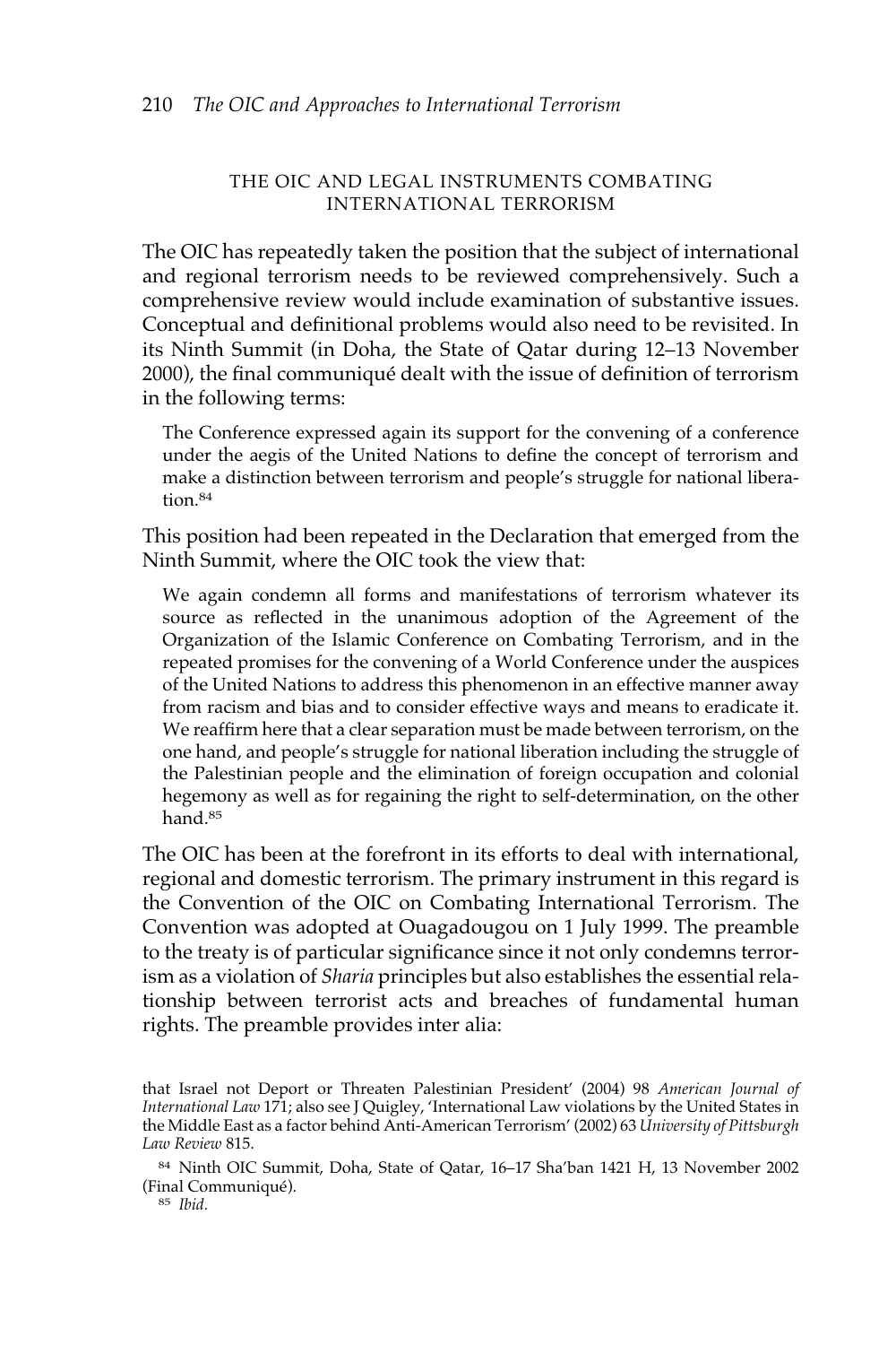## THE OIC AND LEGAL INSTRUMENTS COMBATING INTERNATIONAL TERRORISM

The OIC has repeatedly taken the position that the subject of international and regional terrorism needs to be reviewed comprehensively. Such a comprehensive review would include examination of substantive issues. Conceptual and definitional problems would also need to be revisited. In its Ninth Summit (in Doha, the State of Qatar during 12–13 November 2000), the final communiqué dealt with the issue of definition of terrorism in the following terms:

> The Conference expressed again its support for the convening of a conference under the aegis of the United Nations to define the concept of terrorism and make a distinction between terrorism and people's struggle for national liberation.[84]

This position had been repeated in the Declaration that emerged from the Ninth Summit, where the OIC took the view that:

> We again condemn all forms and manifestations of terrorism whatever its source as reflected in the unanimous adoption of the Agreement of the Organization of the Islamic Conference on Combating Terrorism, and in the repeated promises for the convening of a World Conference under the auspices of the United Nations to address this phenomenon in an effective manner away from racism and bias and to consider effective ways and means to eradicate it. We reaffirm here that a clear separation must be made between terrorism, on the one hand, and people's struggle for national liberation including the struggle of the Palestinian people and the elimination of foreign occupation and colonial hegemony as well as for regaining the right to self-determination, on the other hand.[85]

The OIC has been at the forefront in its efforts to deal with international, regional and domestic terrorism. The primary instrument in this regard is the Convention of the OIC on Combating International Terrorism. The Convention was adopted at Ouagadougou on 1 July 1999. The preamble to the treaty is of particular significance since it not only condemns terrorism as a violation of *Sharia* principles but also establishes the essential relationship between terrorist acts and breaches of fundamental human rights. The preamble provides inter alia:

---

that Israel not Deport or Threaten Palestinian President' (2004) 98 *American Journal of International Law* 171; also see J Quigley, 'International Law violations by the United States in the Middle East as a factor behind Anti-American Terrorism' (2002) 63 *University of Pittsburgh Law Review* 815.

[84] Ninth OIC Summit, Doha, State of Qatar, 16–17 Sha'ban 1421 H, 13 November 2002 (Final Communiqué).

[85] *Ibid.*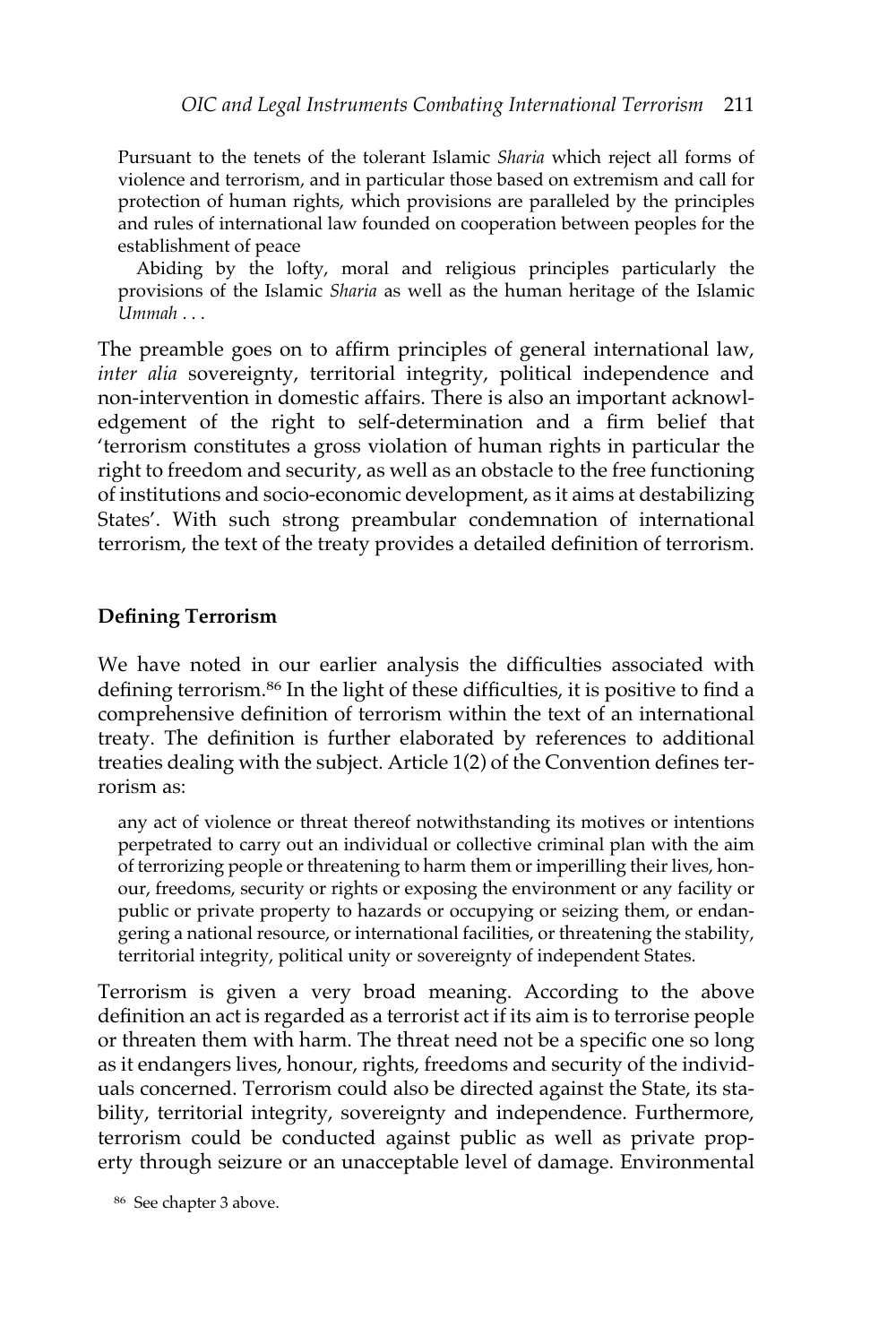> Pursuant to the tenets of the tolerant Islamic *Sharia* which reject all forms of violence and terrorism, and in particular those based on extremism and call for protection of human rights, which provisions are paralleled by the principles and rules of international law founded on cooperation between peoples for the establishment of peace
>
> Abiding by the lofty, moral and religious principles particularly the provisions of the Islamic *Sharia* as well as the human heritage of the Islamic *Ummah* . . .

The preamble goes on to affirm principles of general international law, *inter alia* sovereignty, territorial integrity, political independence and non-intervention in domestic affairs. There is also an important acknowledgement of the right to self-determination and a firm belief that 'terrorism constitutes a gross violation of human rights in particular the right to freedom and security, as well as an obstacle to the free functioning of institutions and socio-economic development, as it aims at destabilizing States'. With such strong preambular condemnation of international terrorism, the text of the treaty provides a detailed definition of terrorism.

## Defining Terrorism

We have noted in our earlier analysis the difficulties associated with defining terrorism.[86] In the light of these difficulties, it is positive to find a comprehensive definition of terrorism within the text of an international treaty. The definition is further elaborated by references to additional treaties dealing with the subject. Article 1(2) of the Convention defines terrorism as:

> any act of violence or threat thereof notwithstanding its motives or intentions perpetrated to carry out an individual or collective criminal plan with the aim of terrorizing people or threatening to harm them or imperilling their lives, honour, freedoms, security or rights or exposing the environment or any facility or public or private property to hazards or occupying or seizing them, or endangering a national resource, or international facilities, or threatening the stability, territorial integrity, political unity or sovereignty of independent States.

Terrorism is given a very broad meaning. According to the above definition an act is regarded as a terrorist act if its aim is to terrorise people or threaten them with harm. The threat need not be a specific one so long as it endangers lives, honour, rights, freedoms and security of the individuals concerned. Terrorism could also be directed against the State, its stability, territorial integrity, sovereignty and independence. Furthermore, terrorism could be conducted against public as well as private property through seizure or an unacceptable level of damage. Environmental

[86] See chapter 3 above.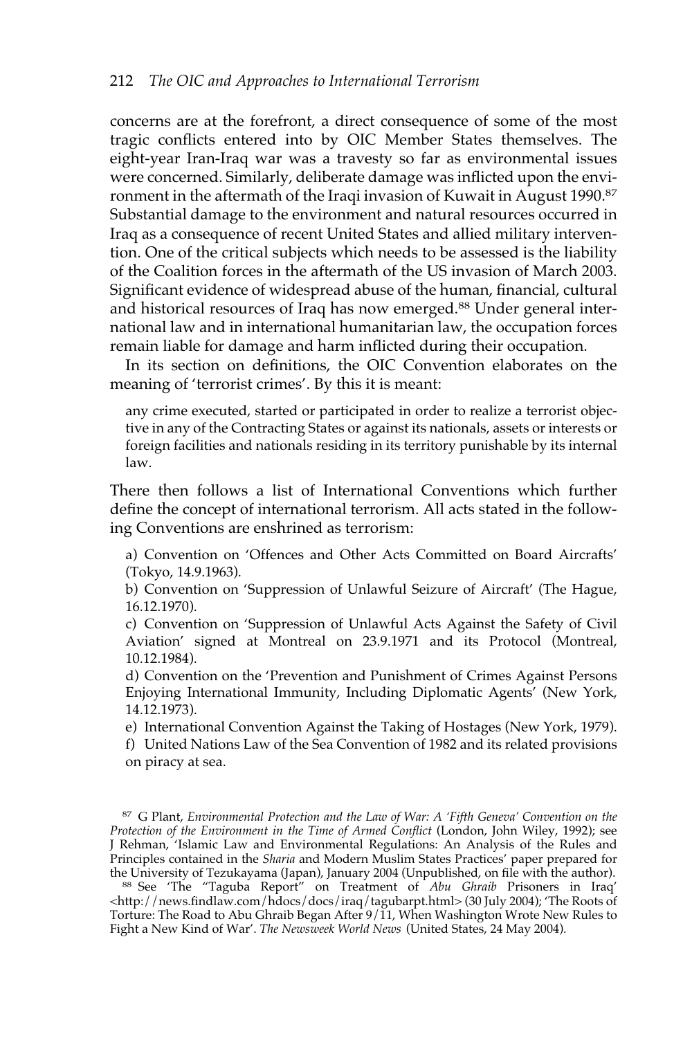concerns are at the forefront, a direct consequence of some of the most tragic conflicts entered into by OIC Member States themselves. The eight-year Iran-Iraq war was a travesty so far as environmental issues were concerned. Similarly, deliberate damage was inflicted upon the environment in the aftermath of the Iraqi invasion of Kuwait in August 1990.[87] Substantial damage to the environment and natural resources occurred in Iraq as a consequence of recent United States and allied military intervention. One of the critical subjects which needs to be assessed is the liability of the Coalition forces in the aftermath of the US invasion of March 2003. Significant evidence of widespread abuse of the human, financial, cultural and historical resources of Iraq has now emerged.[88] Under general international law and in international humanitarian law, the occupation forces remain liable for damage and harm inflicted during their occupation.

In its section on definitions, the OIC Convention elaborates on the meaning of 'terrorist crimes'. By this it is meant:

> any crime executed, started or participated in order to realize a terrorist objective in any of the Contracting States or against its nationals, assets or interests or foreign facilities and nationals residing in its territory punishable by its internal law.

There then follows a list of International Conventions which further define the concept of international terrorism. All acts stated in the following Conventions are enshrined as terrorism:

> a) Convention on 'Offences and Other Acts Committed on Board Aircrafts' (Tokyo, 14.9.1963).
>
> b) Convention on 'Suppression of Unlawful Seizure of Aircraft' (The Hague, 16.12.1970).
>
> c) Convention on 'Suppression of Unlawful Acts Against the Safety of Civil Aviation' signed at Montreal on 23.9.1971 and its Protocol (Montreal, 10.12.1984).
>
> d) Convention on the 'Prevention and Punishment of Crimes Against Persons Enjoying International Immunity, Including Diplomatic Agents' (New York, 14.12.1973).
>
> e) International Convention Against the Taking of Hostages (New York, 1979).
>
> f) United Nations Law of the Sea Convention of 1982 and its related provisions on piracy at sea.

[87] G Plant, *Environmental Protection and the Law of War: A 'Fifth Geneva' Convention on the Protection of the Environment in the Time of Armed Conflict* (London, John Wiley, 1992); see J Rehman, 'Islamic Law and Environmental Regulations: An Analysis of the Rules and Principles contained in the *Sharia* and Modern Muslim States Practices' paper prepared for the University of Tezukayama (Japan), January 2004 (Unpublished, on file with the author).

[88] See 'The "Taguba Report" on Treatment of *Abu Ghraib* Prisoners in Iraq' <http://news.findlaw.com/hdocs/docs/iraq/tagubarpt.html> (30 July 2004); 'The Roots of Torture: The Road to Abu Ghraib Began After 9/11, When Washington Wrote New Rules to Fight a New Kind of War'. *The Newsweek World News* (United States, 24 May 2004).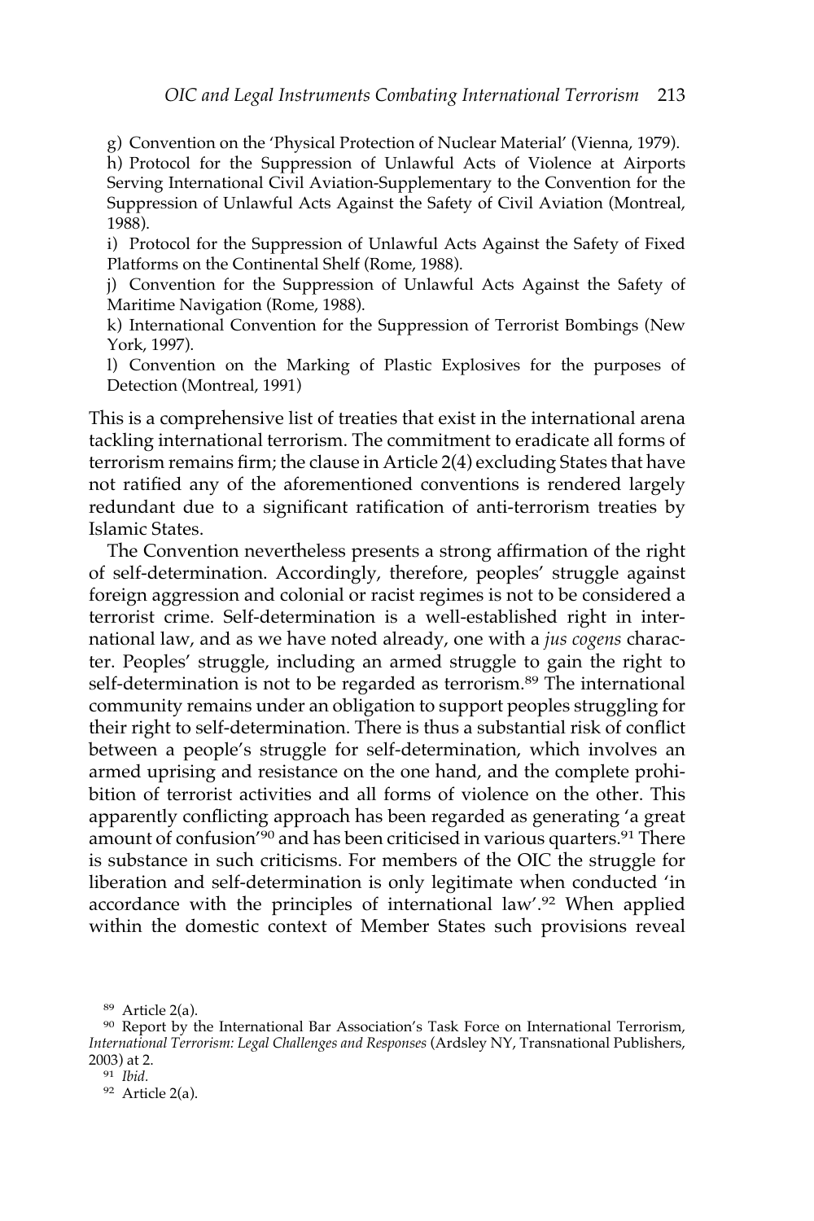g) Convention on the 'Physical Protection of Nuclear Material' (Vienna, 1979).

h) Protocol for the Suppression of Unlawful Acts of Violence at Airports Serving International Civil Aviation-Supplementary to the Convention for the Suppression of Unlawful Acts Against the Safety of Civil Aviation (Montreal, 1988).

i) Protocol for the Suppression of Unlawful Acts Against the Safety of Fixed Platforms on the Continental Shelf (Rome, 1988).

j) Convention for the Suppression of Unlawful Acts Against the Safety of Maritime Navigation (Rome, 1988).

k) International Convention for the Suppression of Terrorist Bombings (New York, 1997).

l) Convention on the Marking of Plastic Explosives for the purposes of Detection (Montreal, 1991)

This is a comprehensive list of treaties that exist in the international arena tackling international terrorism. The commitment to eradicate all forms of terrorism remains firm; the clause in Article 2(4) excluding States that have not ratified any of the aforementioned conventions is rendered largely redundant due to a significant ratification of anti-terrorism treaties by Islamic States.

The Convention nevertheless presents a strong affirmation of the right of self-determination. Accordingly, therefore, peoples' struggle against foreign aggression and colonial or racist regimes is not to be considered a terrorist crime. Self-determination is a well-established right in international law, and as we have noted already, one with a *jus cogens* character. Peoples' struggle, including an armed struggle to gain the right to self-determination is not to be regarded as terrorism.[89] The international community remains under an obligation to support peoples struggling for their right to self-determination. There is thus a substantial risk of conflict between a people's struggle for self-determination, which involves an armed uprising and resistance on the one hand, and the complete prohibition of terrorist activities and all forms of violence on the other. This apparently conflicting approach has been regarded as generating 'a great amount of confusion'[90] and has been criticised in various quarters.[91] There is substance in such criticisms. For members of the OIC the struggle for liberation and self-determination is only legitimate when conducted 'in accordance with the principles of international law'.[92] When applied within the domestic context of Member States such provisions reveal

[89] Article 2(a).

[90] Report by the International Bar Association's Task Force on International Terrorism, *International Terrorism: Legal Challenges and Responses* (Ardsley NY, Transnational Publishers, 2003) at 2.

[91] *Ibid.*

[92] Article 2(a).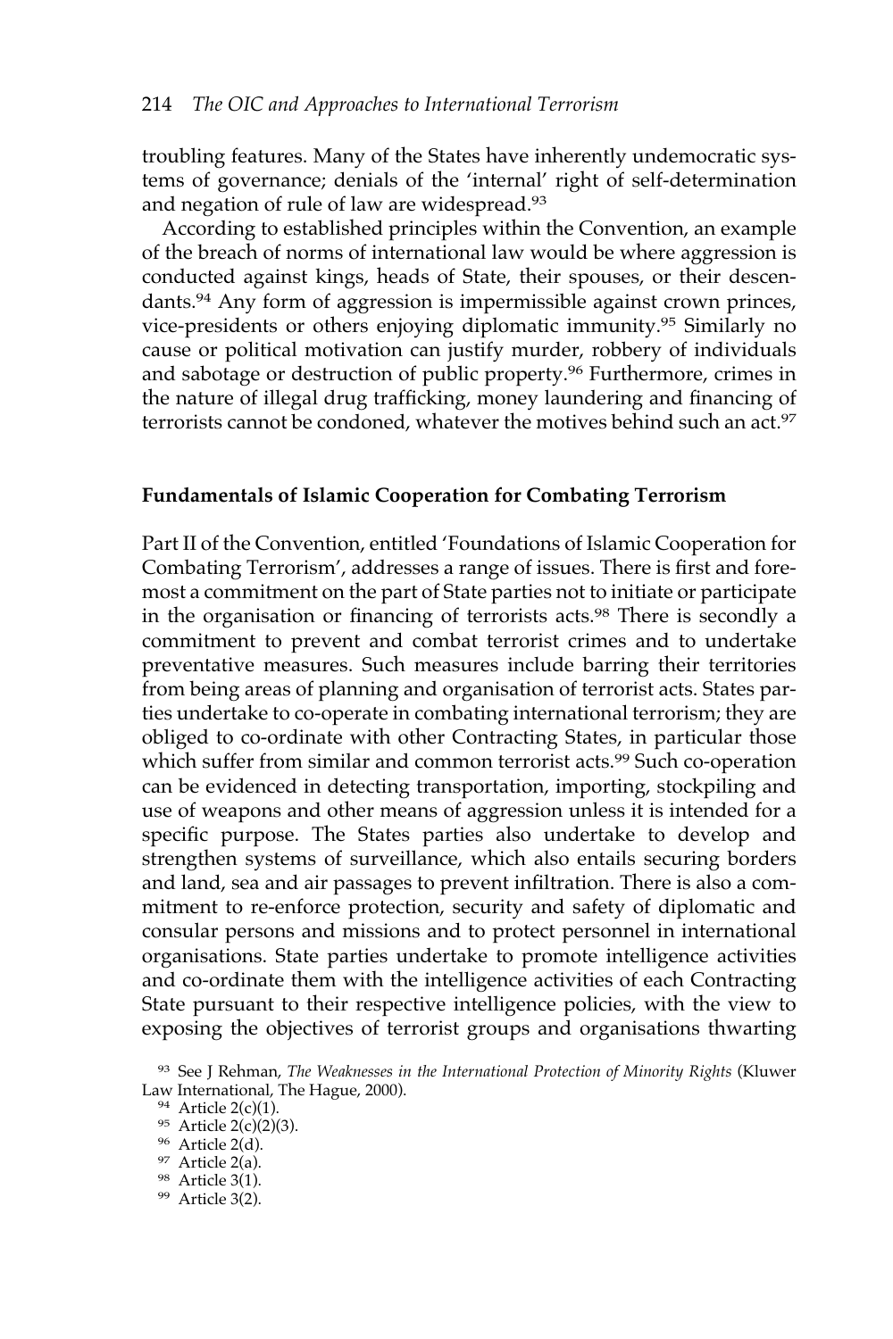troubling features. Many of the States have inherently undemocratic systems of governance; denials of the 'internal' right of self-determination and negation of rule of law are widespread.[93]

According to established principles within the Convention, an example of the breach of norms of international law would be where aggression is conducted against kings, heads of State, their spouses, or their descendants.[94] Any form of aggression is impermissible against crown princes, vice-presidents or others enjoying diplomatic immunity.[95] Similarly no cause or political motivation can justify murder, robbery of individuals and sabotage or destruction of public property.[96] Furthermore, crimes in the nature of illegal drug trafficking, money laundering and financing of terrorists cannot be condoned, whatever the motives behind such an act.[97]

## Fundamentals of Islamic Cooperation for Combating Terrorism

Part II of the Convention, entitled 'Foundations of Islamic Cooperation for Combating Terrorism', addresses a range of issues. There is first and foremost a commitment on the part of State parties not to initiate or participate in the organisation or financing of terrorists acts.[98] There is secondly a commitment to prevent and combat terrorist crimes and to undertake preventative measures. Such measures include barring their territories from being areas of planning and organisation of terrorist acts. States parties undertake to co-operate in combating international terrorism; they are obliged to co-ordinate with other Contracting States, in particular those which suffer from similar and common terrorist acts.[99] Such co-operation can be evidenced in detecting transportation, importing, stockpiling and use of weapons and other means of aggression unless it is intended for a specific purpose. The States parties also undertake to develop and strengthen systems of surveillance, which also entails securing borders and land, sea and air passages to prevent infiltration. There is also a commitment to re-enforce protection, security and safety of diplomatic and consular persons and missions and to protect personnel in international organisations. State parties undertake to promote intelligence activities and co-ordinate them with the intelligence activities of each Contracting State pursuant to their respective intelligence policies, with the view to exposing the objectives of terrorist groups and organisations thwarting

[93] See J Rehman, *The Weaknesses in the International Protection of Minority Rights* (Kluwer Law International, The Hague, 2000).

[94] Article 2(c)(1).

[95] Article 2(c)(2)(3).

[96] Article 2(d).

[97] Article 2(a).

[98] Article 3(1).

[99] Article 3(2).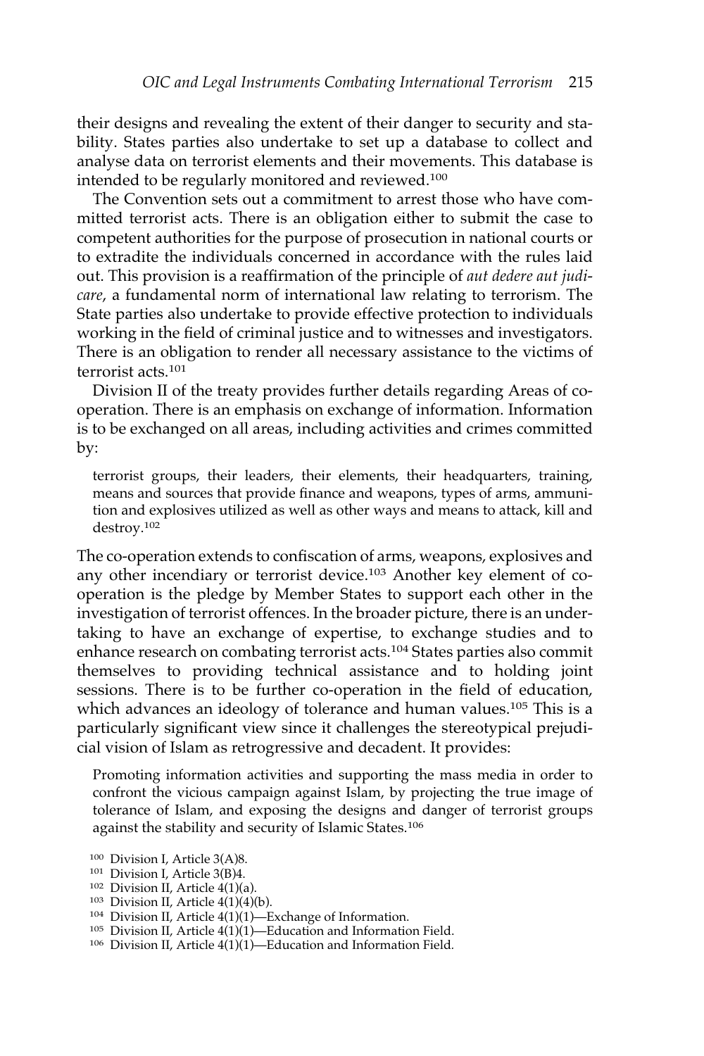their designs and revealing the extent of their danger to security and stability. States parties also undertake to set up a database to collect and analyse data on terrorist elements and their movements. This database is intended to be regularly monitored and reviewed.[100]

The Convention sets out a commitment to arrest those who have committed terrorist acts. There is an obligation either to submit the case to competent authorities for the purpose of prosecution in national courts or to extradite the individuals concerned in accordance with the rules laid out. This provision is a reaffirmation of the principle of *aut dedere aut judicare*, a fundamental norm of international law relating to terrorism. The State parties also undertake to provide effective protection to individuals working in the field of criminal justice and to witnesses and investigators. There is an obligation to render all necessary assistance to the victims of terrorist acts.[101]

Division II of the treaty provides further details regarding Areas of co-operation. There is an emphasis on exchange of information. Information is to be exchanged on all areas, including activities and crimes committed by:

> terrorist groups, their leaders, their elements, their headquarters, training, means and sources that provide finance and weapons, types of arms, ammunition and explosives utilized as well as other ways and means to attack, kill and destroy.[102]

The co-operation extends to confiscation of arms, weapons, explosives and any other incendiary or terrorist device.[103] Another key element of co-operation is the pledge by Member States to support each other in the investigation of terrorist offences. In the broader picture, there is an undertaking to have an exchange of expertise, to exchange studies and to enhance research on combating terrorist acts.[104] States parties also commit themselves to providing technical assistance and to holding joint sessions. There is to be further co-operation in the field of education, which advances an ideology of tolerance and human values.[105] This is a particularly significant view since it challenges the stereotypical prejudicial vision of Islam as retrogressive and decadent. It provides:

> Promoting information activities and supporting the mass media in order to confront the vicious campaign against Islam, by projecting the true image of tolerance of Islam, and exposing the designs and danger of terrorist groups against the stability and security of Islamic States.[106]

[100] Division I, Article 3(A)8.
[101] Division I, Article 3(B)4.
[102] Division II, Article 4(1)(a).
[103] Division II, Article 4(1)(4)(b).
[104] Division II, Article 4(1)(1)—Exchange of Information.
[105] Division II, Article 4(1)(1)—Education and Information Field.
[106] Division II, Article 4(1)(1)—Education and Information Field.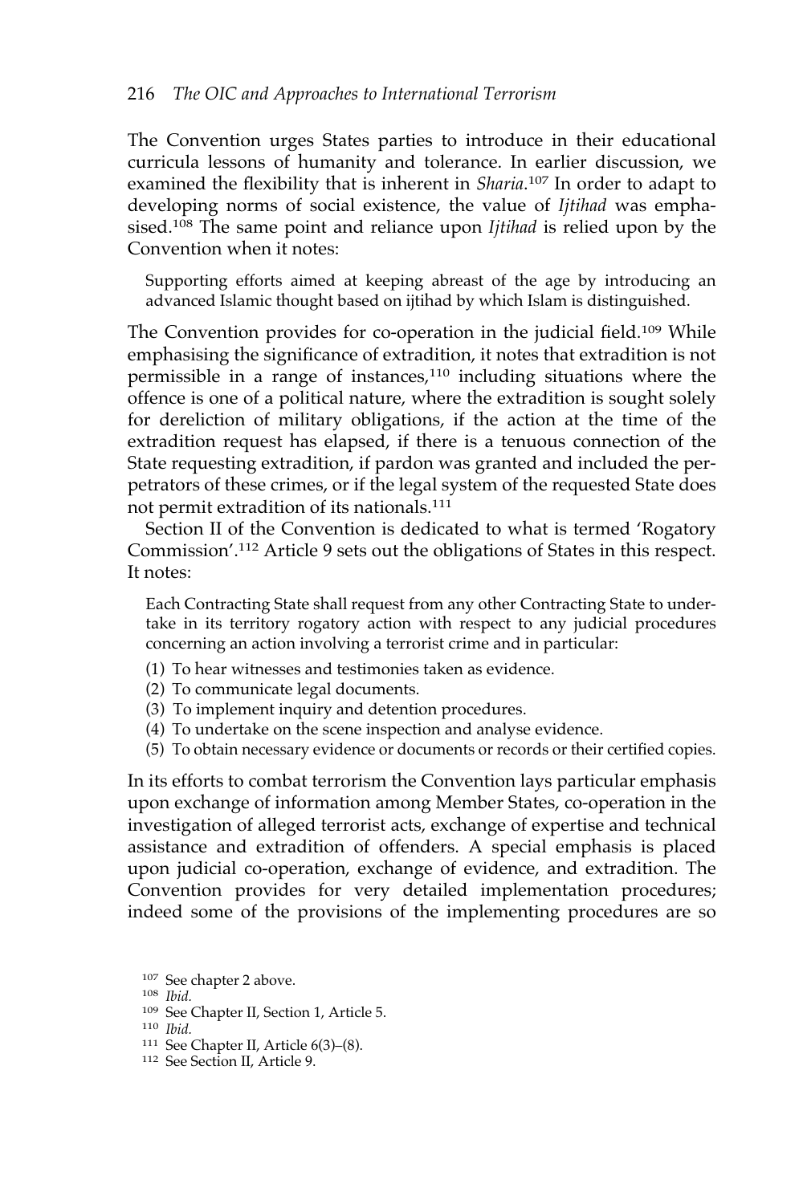The Convention urges States parties to introduce in their educational curricula lessons of humanity and tolerance. In earlier discussion, we examined the flexibility that is inherent in *Sharia*.[107] In order to adapt to developing norms of social existence, the value of *Ijtihad* was emphasised.[108] The same point and reliance upon *Ijtihad* is relied upon by the Convention when it notes:

> Supporting efforts aimed at keeping abreast of the age by introducing an advanced Islamic thought based on ijtihad by which Islam is distinguished.

The Convention provides for co-operation in the judicial field.[109] While emphasising the significance of extradition, it notes that extradition is not permissible in a range of instances,[110] including situations where the offence is one of a political nature, where the extradition is sought solely for dereliction of military obligations, if the action at the time of the extradition request has elapsed, if there is a tenuous connection of the State requesting extradition, if pardon was granted and included the perpetrators of these crimes, or if the legal system of the requested State does not permit extradition of its nationals.[111]

Section II of the Convention is dedicated to what is termed 'Rogatory Commission'.[112] Article 9 sets out the obligations of States in this respect. It notes:

> Each Contracting State shall request from any other Contracting State to undertake in its territory rogatory action with respect to any judicial procedures concerning an action involving a terrorist crime and in particular:
>
> (1) To hear witnesses and testimonies taken as evidence.
> (2) To communicate legal documents.
> (3) To implement inquiry and detention procedures.
> (4) To undertake on the scene inspection and analyse evidence.
> (5) To obtain necessary evidence or documents or records or their certified copies.

In its efforts to combat terrorism the Convention lays particular emphasis upon exchange of information among Member States, co-operation in the investigation of alleged terrorist acts, exchange of expertise and technical assistance and extradition of offenders. A special emphasis is placed upon judicial co-operation, exchange of evidence, and extradition. The Convention provides for very detailed implementation procedures; indeed some of the provisions of the implementing procedures are so

---

[107] See chapter 2 above.
[108] *Ibid.*
[109] See Chapter II, Section 1, Article 5.
[110] *Ibid.*
[111] See Chapter II, Article 6(3)–(8).
[112] See Section II, Article 9.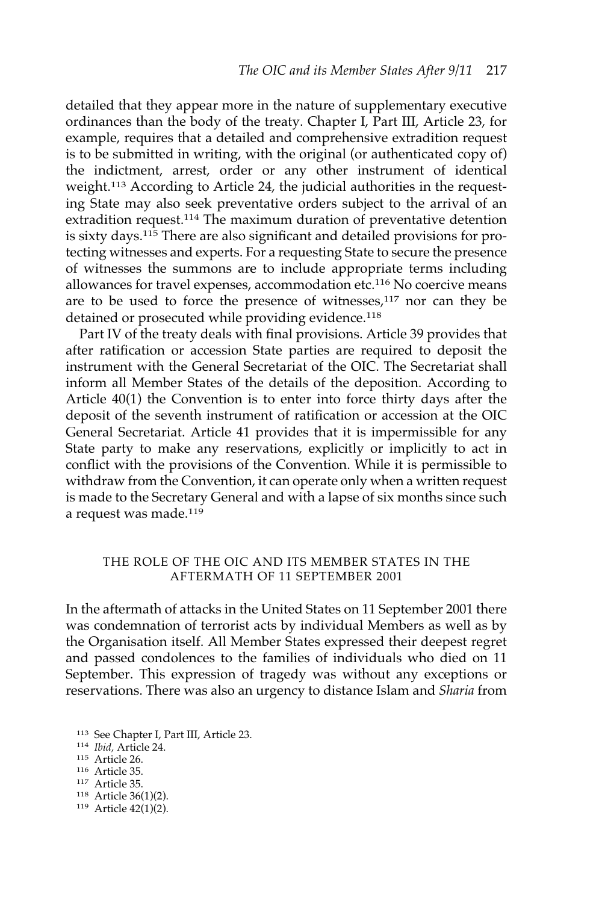detailed that they appear more in the nature of supplementary executive ordinances than the body of the treaty. Chapter I, Part III, Article 23, for example, requires that a detailed and comprehensive extradition request is to be submitted in writing, with the original (or authenticated copy of) the indictment, arrest, order or any other instrument of identical weight.[113] According to Article 24, the judicial authorities in the requesting State may also seek preventative orders subject to the arrival of an extradition request.[114] The maximum duration of preventative detention is sixty days.[115] There are also significant and detailed provisions for protecting witnesses and experts. For a requesting State to secure the presence of witnesses the summons are to include appropriate terms including allowances for travel expenses, accommodation etc.[116] No coercive means are to be used to force the presence of witnesses,[117] nor can they be detained or prosecuted while providing evidence.[118]

Part IV of the treaty deals with final provisions. Article 39 provides that after ratification or accession State parties are required to deposit the instrument with the General Secretariat of the OIC. The Secretariat shall inform all Member States of the details of the deposition. According to Article 40(1) the Convention is to enter into force thirty days after the deposit of the seventh instrument of ratification or accession at the OIC General Secretariat. Article 41 provides that it is impermissible for any State party to make any reservations, explicitly or implicitly to act in conflict with the provisions of the Convention. While it is permissible to withdraw from the Convention, it can operate only when a written request is made to the Secretary General and with a lapse of six months since such a request was made.[119]

## THE ROLE OF THE OIC AND ITS MEMBER STATES IN THE AFTERMATH OF 11 SEPTEMBER 2001

In the aftermath of attacks in the United States on 11 September 2001 there was condemnation of terrorist acts by individual Members as well as by the Organisation itself. All Member States expressed their deepest regret and passed condolences to the families of individuals who died on 11 September. This expression of tragedy was without any exceptions or reservations. There was also an urgency to distance Islam and *Sharia* from

[113] See Chapter I, Part III, Article 23.
[114] *Ibid*, Article 24.
[115] Article 26.
[116] Article 35.
[117] Article 35.
[118] Article 36(1)(2).
[119] Article 42(1)(2).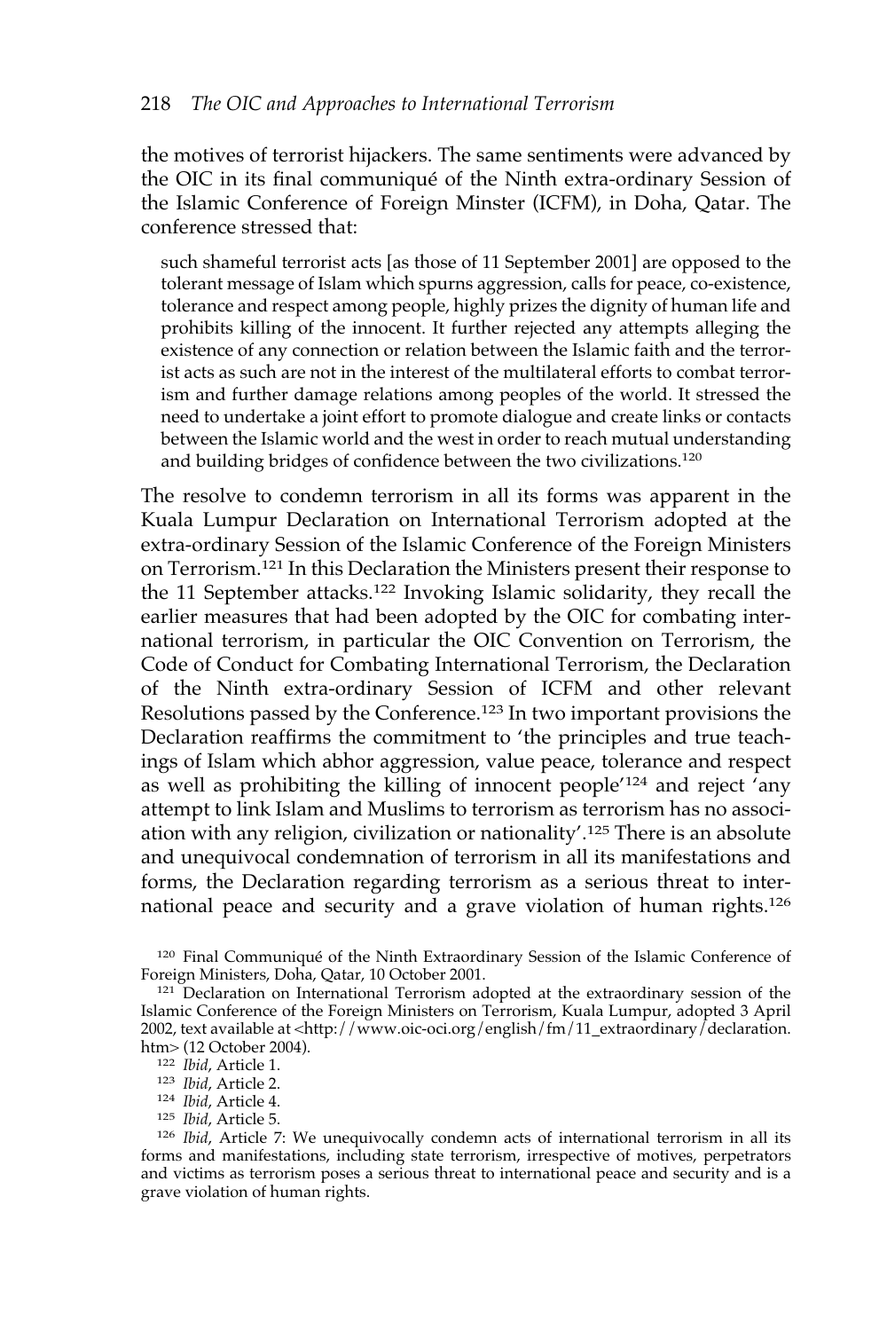the motives of terrorist hijackers. The same sentiments were advanced by the OIC in its final communiqué of the Ninth extra-ordinary Session of the Islamic Conference of Foreign Minster (ICFM), in Doha, Qatar. The conference stressed that:

> such shameful terrorist acts [as those of 11 September 2001] are opposed to the tolerant message of Islam which spurns aggression, calls for peace, co-existence, tolerance and respect among people, highly prizes the dignity of human life and prohibits killing of the innocent. It further rejected any attempts alleging the existence of any connection or relation between the Islamic faith and the terrorist acts as such are not in the interest of the multilateral efforts to combat terrorism and further damage relations among peoples of the world. It stressed the need to undertake a joint effort to promote dialogue and create links or contacts between the Islamic world and the west in order to reach mutual understanding and building bridges of confidence between the two civilizations.[120]

The resolve to condemn terrorism in all its forms was apparent in the Kuala Lumpur Declaration on International Terrorism adopted at the extra-ordinary Session of the Islamic Conference of the Foreign Ministers on Terrorism.[121] In this Declaration the Ministers present their response to the 11 September attacks.[122] Invoking Islamic solidarity, they recall the earlier measures that had been adopted by the OIC for combating international terrorism, in particular the OIC Convention on Terrorism, the Code of Conduct for Combating International Terrorism, the Declaration of the Ninth extra-ordinary Session of ICFM and other relevant Resolutions passed by the Conference.[123] In two important provisions the Declaration reaffirms the commitment to 'the principles and true teachings of Islam which abhor aggression, value peace, tolerance and respect as well as prohibiting the killing of innocent people'[124] and reject 'any attempt to link Islam and Muslims to terrorism as terrorism has no association with any religion, civilization or nationality'.[125] There is an absolute and unequivocal condemnation of terrorism in all its manifestations and forms, the Declaration regarding terrorism as a serious threat to international peace and security and a grave violation of human rights.[126]

[120] Final Communiqué of the Ninth Extraordinary Session of the Islamic Conference of Foreign Ministers, Doha, Qatar, 10 October 2001.

[121] Declaration on International Terrorism adopted at the extraordinary session of the Islamic Conference of the Foreign Ministers on Terrorism, Kuala Lumpur, adopted 3 April 2002, text available at <http://www.oic-oci.org/english/fm/11_extraordinary/declaration.htm> (12 October 2004).

[122] *Ibid*, Article 1.

[123] *Ibid*, Article 2.

[124] *Ibid*, Article 4.

[125] *Ibid*, Article 5.

[126] *Ibid*, Article 7: We unequivocally condemn acts of international terrorism in all its forms and manifestations, including state terrorism, irrespective of motives, perpetrators and victims as terrorism poses a serious threat to international peace and security and is a grave violation of human rights.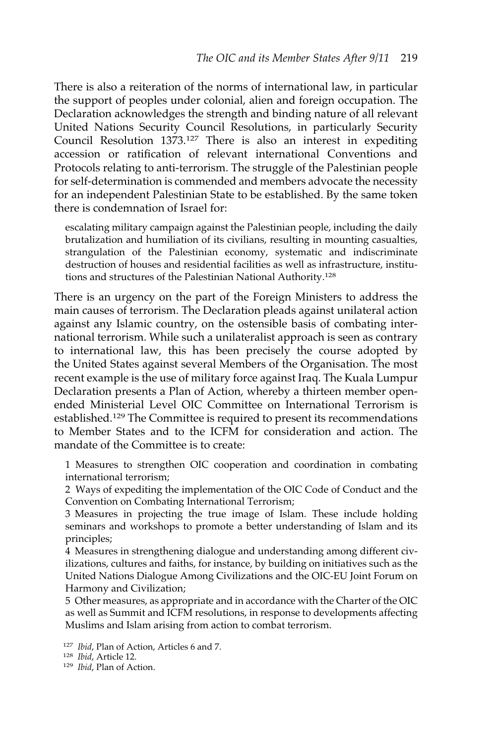There is also a reiteration of the norms of international law, in particular the support of peoples under colonial, alien and foreign occupation. The Declaration acknowledges the strength and binding nature of all relevant United Nations Security Council Resolutions, particularly Security Council Resolution 1373.[127] There is also an interest in expediting accession or ratification of relevant international Conventions and Protocols relating to anti-terrorism. The struggle of the Palestinian people for self-determination is commended and members advocate the necessity for an independent Palestinian State to be established. By the same token there is condemnation of Israel for:

> escalating military campaign against the Palestinian people, including the daily brutalization and humiliation of its civilians, resulting in mounting casualties, strangulation of the Palestinian economy, systematic and indiscriminate destruction of houses and residential facilities as well as infrastructure, institutions and structures of the Palestinian National Authority.[128]

There is an urgency on the part of the Foreign Ministers to address the main causes of terrorism. The Declaration pleads against unilateral action against any Islamic country, on the ostensible basis of combating international terrorism. While such a unilateralist approach is seen as contrary to international law, this has been precisely the course adopted by the United States against several Members of the Organisation. The most recent example is the use of military force against Iraq. The Kuala Lumpur Declaration presents a Plan of Action, whereby a thirteen member open-ended Ministerial Level OIC Committee on International Terrorism is established.[129] The Committee is required to present its recommendations to Member States and to the ICFM for consideration and action. The mandate of the Committee is to create:

> 1 Measures to strengthen OIC cooperation and coordination in combating international terrorism;
>
> 2 Ways of expediting the implementation of the OIC Code of Conduct and the Convention on Combating International Terrorism;
>
> 3 Measures in projecting the true image of Islam. These include holding seminars and workshops to promote a better understanding of Islam and its principles;
>
> 4 Measures in strengthening dialogue and understanding among different civilizations, cultures and faiths, for instance, by building on initiatives such as the United Nations Dialogue Among Civilizations and the OIC-EU Joint Forum on Harmony and Civilization;
>
> 5 Other measures, as appropriate and in accordance with the Charter of the OIC as well as Summit and ICFM resolutions, in response to developments affecting Muslims and Islam arising from action to combat terrorism.

[127] *Ibid*, Plan of Action, Articles 6 and 7.

[128] *Ibid*, Article 12.

[129] *Ibid*, Plan of Action.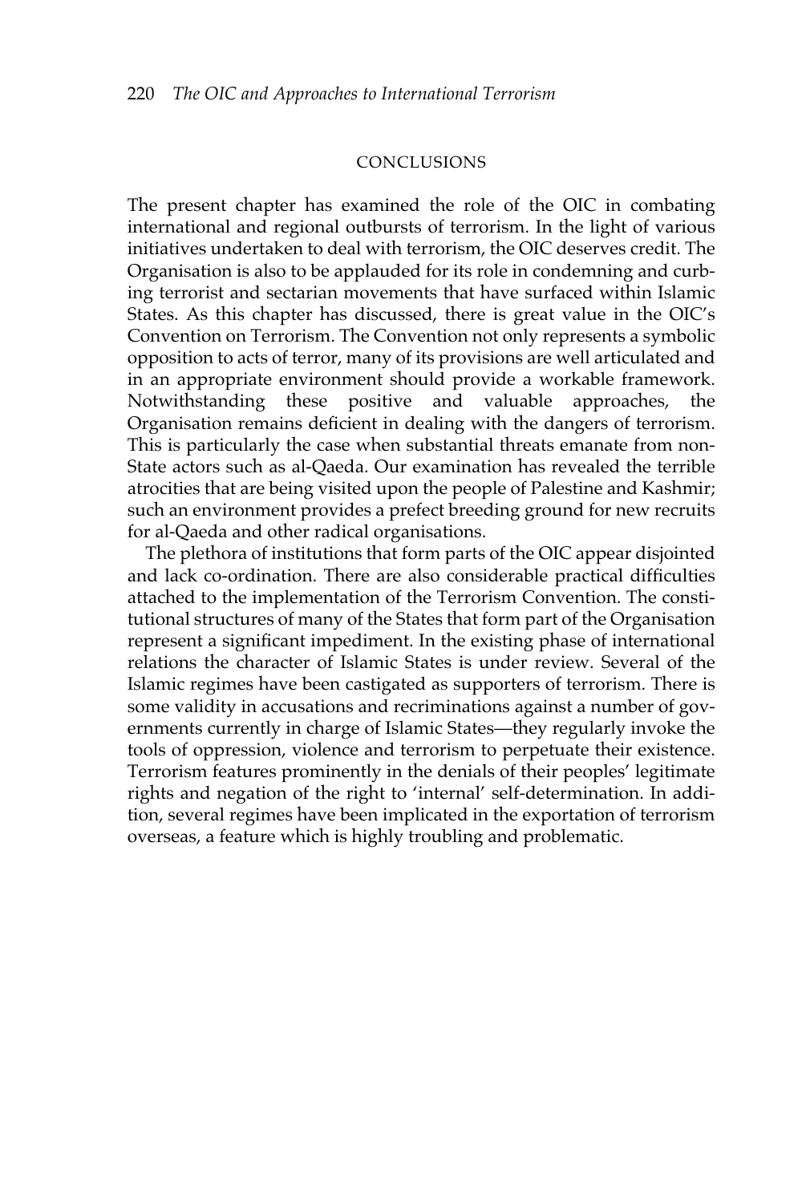## CONCLUSIONS

The present chapter has examined the role of the OIC in combating international and regional outbursts of terrorism. In the light of various initiatives undertaken to deal with terrorism, the OIC deserves credit. The Organisation is also to be applauded for its role in condemning and curbing terrorist and sectarian movements that have surfaced within Islamic States. As this chapter has discussed, there is great value in the OIC's Convention on Terrorism. The Convention not only represents a symbolic opposition to acts of terror, many of its provisions are well articulated and in an appropriate environment should provide a workable framework. Notwithstanding these positive and valuable approaches, the Organisation remains deficient in dealing with the dangers of terrorism. This is particularly the case when substantial threats emanate from non-State actors such as al-Qaeda. Our examination has revealed the terrible atrocities that are being visited upon the people of Palestine and Kashmir; such an environment provides a prefect breeding ground for new recruits for al-Qaeda and other radical organisations.

The plethora of institutions that form parts of the OIC appear disjointed and lack co-ordination. There are also considerable practical difficulties attached to the implementation of the Terrorism Convention. The constitutional structures of many of the States that form part of the Organisation represent a significant impediment. In the existing phase of international relations the character of Islamic States is under review. Several of the Islamic regimes have been castigated as supporters of terrorism. There is some validity in accusations and recriminations against a number of governments currently in charge of Islamic States—they regularly invoke the tools of oppression, violence and terrorism to perpetuate their existence. Terrorism features prominently in the denials of their peoples' legitimate rights and negation of the right to 'internal' self-determination. In addition, several regimes have been implicated in the exportation of terrorism overseas, a feature which is highly troubling and problematic.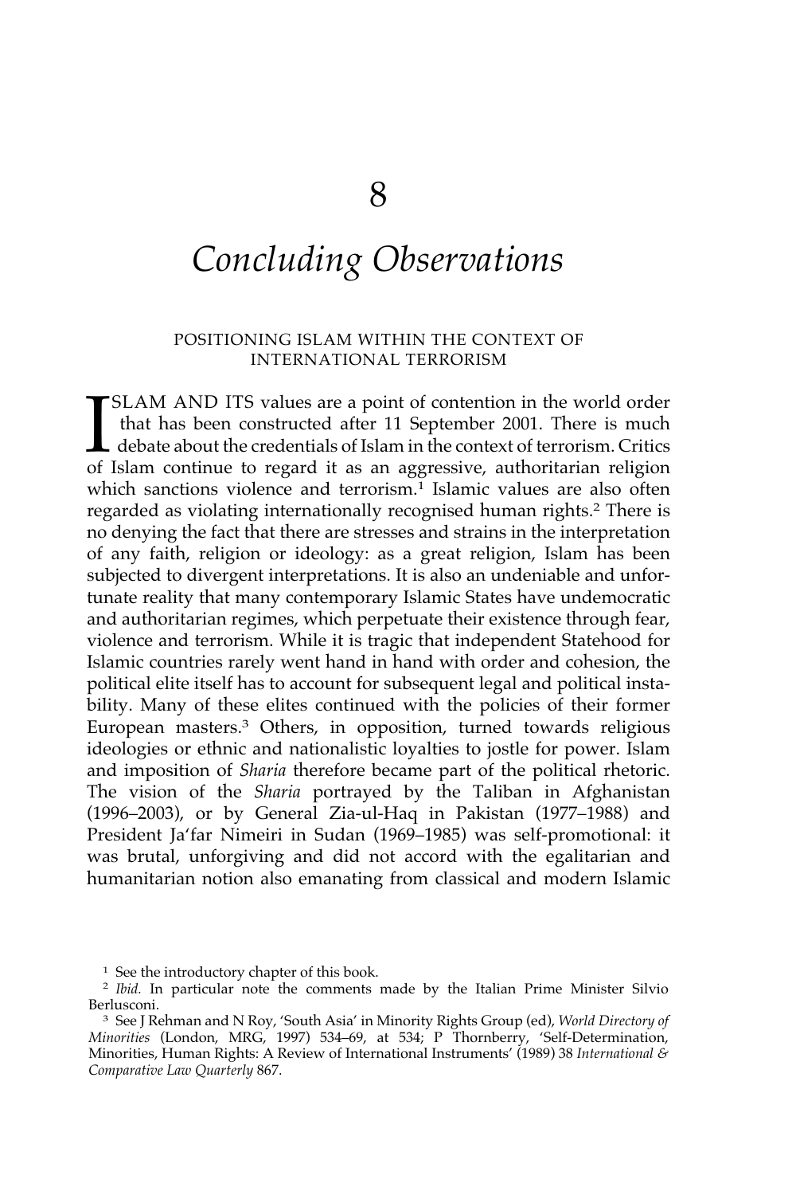// 8

# *Concluding Observations*

## POSITIONING ISLAM WITHIN THE CONTEXT OF INTERNATIONAL TERRORISM

ISLAM AND ITS values are a point of contention in the world order that has been constructed after 11 September 2001. There is much debate about the credentials of Islam in the context of terrorism. Critics of Islam continue to regard it as an aggressive, authoritarian religion which sanctions violence and terrorism.[1] Islamic values are also often regarded as violating internationally recognised human rights.[2] There is no denying the fact that there are stresses and strains in the interpretation of any faith, religion or ideology: as a great religion, Islam has been subjected to divergent interpretations. It is also an undeniable and unfortunate reality that many contemporary Islamic States have undemocratic and authoritarian regimes, which perpetuate their existence through fear, violence and terrorism. While it is tragic that independent Statehood for Islamic countries rarely went hand in hand with order and cohesion, the political elite itself has to account for subsequent legal and political instability. Many of these elites continued with the policies of their former European masters.[3] Others, in opposition, turned towards religious ideologies or ethnic and nationalistic loyalties to jostle for power. Islam and imposition of *Sharia* therefore became part of the political rhetoric. The vision of the *Sharia* portrayed by the Taliban in Afghanistan (1996–2003), or by General Zia-ul-Haq in Pakistan (1977–1988) and President Ja'far Nimeiri in Sudan (1969–1985) was self-promotional: it was brutal, unforgiving and did not accord with the egalitarian and humanitarian notion also emanating from classical and modern Islamic

---

[1] See the introductory chapter of this book.

[2] *Ibid.* In particular note the comments made by the Italian Prime Minister Silvio Berlusconi.

[3] See J Rehman and N Roy, 'South Asia' in Minority Rights Group (ed), *World Directory of Minorities* (London, MRG, 1997) 534–69, at 534; P Thornberry, 'Self-Determination, Minorities, Human Rights: A Review of International Instruments' (1989) 38 *International & Comparative Law Quarterly* 867.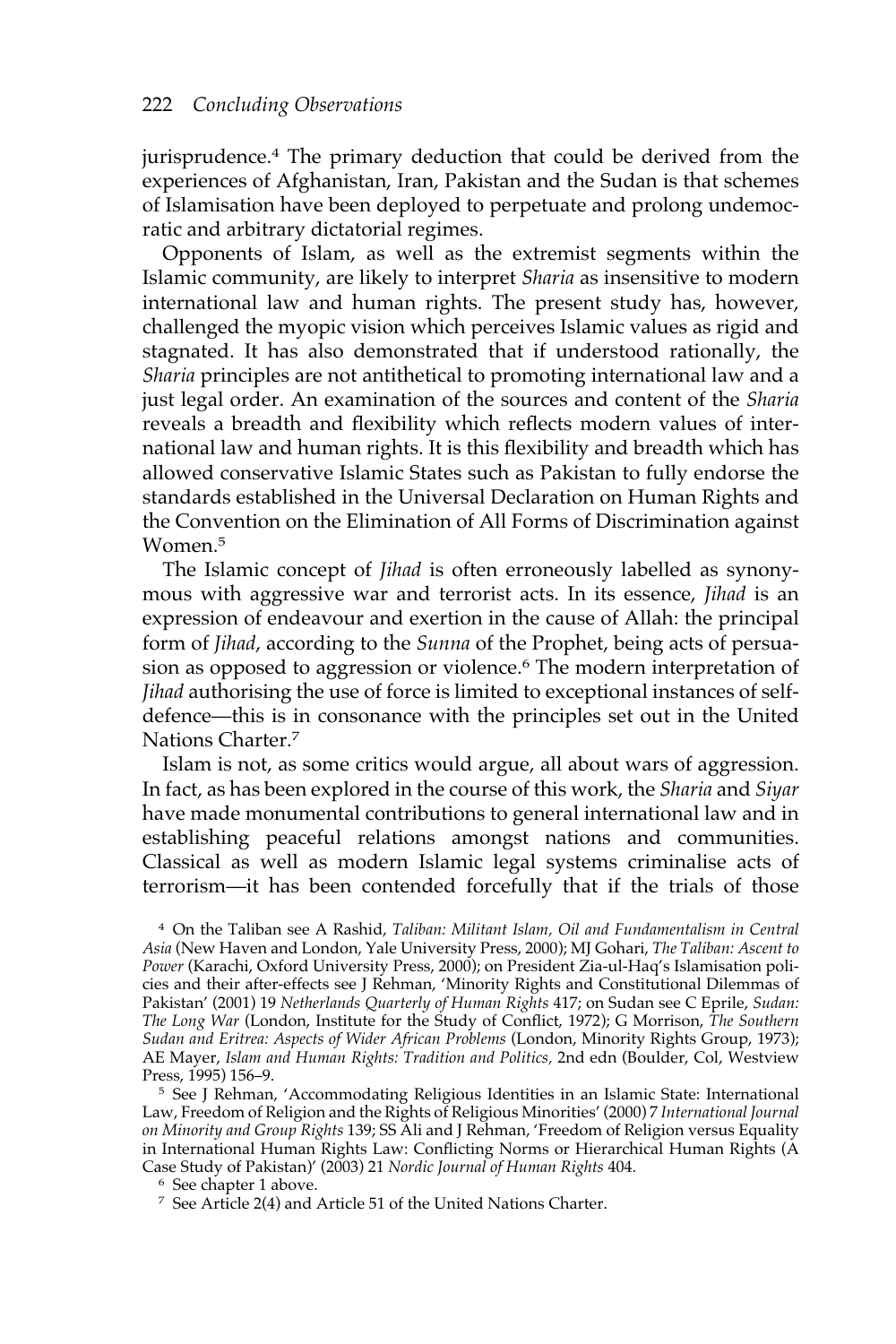jurisprudence.[4] The primary deduction that could be derived from the experiences of Afghanistan, Iran, Pakistan and the Sudan is that schemes of Islamisation have been deployed to perpetuate and prolong undemocratic and arbitrary dictatorial regimes.

Opponents of Islam, as well as the extremist segments within the Islamic community, are likely to interpret *Sharia* as insensitive to modern international law and human rights. The present study has, however, challenged the myopic vision which perceives Islamic values as rigid and stagnated. It has also demonstrated that if understood rationally, the *Sharia* principles are not antithetical to promoting international law and a just legal order. An examination of the sources and content of the *Sharia* reveals a breadth and flexibility which reflects modern values of international law and human rights. It is this flexibility and breadth which has allowed conservative Islamic States such as Pakistan to fully endorse the standards established in the Universal Declaration on Human Rights and the Convention on the Elimination of All Forms of Discrimination against Women.[5]

The Islamic concept of *Jihad* is often erroneously labelled as synonymous with aggressive war and terrorist acts. In its essence, *Jihad* is an expression of endeavour and exertion in the cause of Allah: the principal form of *Jihad*, according to the *Sunna* of the Prophet, being acts of persuasion as opposed to aggression or violence.[6] The modern interpretation of *Jihad* authorising the use of force is limited to exceptional instances of self-defence—this is in consonance with the principles set out in the United Nations Charter.[7]

Islam is not, as some critics would argue, all about wars of aggression. In fact, as has been explored in the course of this work, the *Sharia* and *Siyar* have made monumental contributions to general international law and in establishing peaceful relations amongst nations and communities. Classical as well as modern Islamic legal systems criminalise acts of terrorism—it has been contended forcefully that if the trials of those

[4] On the Taliban see A Rashid, *Taliban: Militant Islam, Oil and Fundamentalism in Central Asia* (New Haven and London, Yale University Press, 2000); MJ Gohari, *The Taliban: Ascent to Power* (Karachi, Oxford University Press, 2000); on President Zia-ul-Haq's Islamisation policies and their after-effects see J Rehman, 'Minority Rights and Constitutional Dilemmas of Pakistan' (2001) 19 *Netherlands Quarterly of Human Rights* 417; on Sudan see C Eprile, *Sudan: The Long War* (London, Institute for the Study of Conflict, 1972); G Morrison, *The Southern Sudan and Eritrea: Aspects of Wider African Problems* (London, Minority Rights Group, 1973); AE Mayer, *Islam and Human Rights: Tradition and Politics*, 2nd edn (Boulder, Col, Westview Press, 1995) 156–9.

[5] See J Rehman, 'Accommodating Religious Identities in an Islamic State: International Law, Freedom of Religion and the Rights of Religious Minorities' (2000) 7 *International Journal on Minority and Group Rights* 139; SS Ali and J Rehman, 'Freedom of Religion versus Equality in International Human Rights Law: Conflicting Norms or Hierarchical Human Rights (A Case Study of Pakistan)' (2003) 21 *Nordic Journal of Human Rights* 404.

[6] See chapter 1 above.

[7] See Article 2(4) and Article 51 of the United Nations Charter.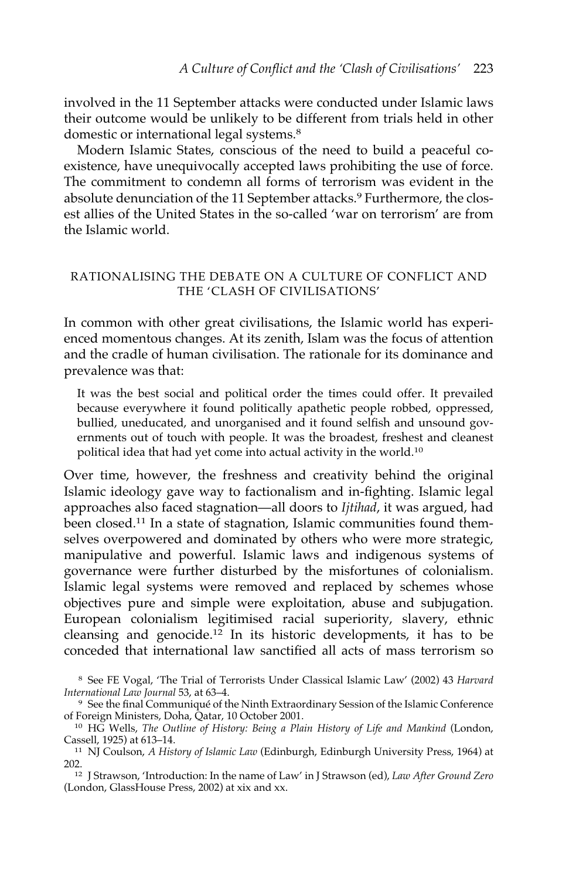involved in the 11 September attacks were conducted under Islamic laws their outcome would be unlikely to be different from trials held in other domestic or international legal systems.[8]

Modern Islamic States, conscious of the need to build a peaceful co-existence, have unequivocally accepted laws prohibiting the use of force. The commitment to condemn all forms of terrorism was evident in the absolute denunciation of the 11 September attacks.[9] Furthermore, the closest allies of the United States in the so-called 'war on terrorism' are from the Islamic world.

## RATIONALISING THE DEBATE ON A CULTURE OF CONFLICT AND THE 'CLASH OF CIVILISATIONS'

In common with other great civilisations, the Islamic world has experienced momentous changes. At its zenith, Islam was the focus of attention and the cradle of human civilisation. The rationale for its dominance and prevalence was that:

> It was the best social and political order the times could offer. It prevailed because everywhere it found politically apathetic people robbed, oppressed, bullied, uneducated, and unorganised and it found selfish and unsound governments out of touch with people. It was the broadest, freshest and cleanest political idea that had yet come into actual activity in the world.[10]

Over time, however, the freshness and creativity behind the original Islamic ideology gave way to factionalism and in-fighting. Islamic legal approaches also faced stagnation—all doors to *Ijtihad*, it was argued, had been closed.[11] In a state of stagnation, Islamic communities found themselves overpowered and dominated by others who were more strategic, manipulative and powerful. Islamic laws and indigenous systems of governance were further disturbed by the misfortunes of colonialism. Islamic legal systems were removed and replaced by schemes whose objectives pure and simple were exploitation, abuse and subjugation. European colonialism legitimised racial superiority, slavery, ethnic cleansing and genocide.[12] In its historic developments, it has to be conceded that international law sanctified all acts of mass terrorism so

[8] See FE Vogal, 'The Trial of Terrorists Under Classical Islamic Law' (2002) 43 *Harvard International Law Journal* 53, at 63–4.

[9] See the final Communiqué of the Ninth Extraordinary Session of the Islamic Conference of Foreign Ministers, Doha, Qatar, 10 October 2001.

[10] HG Wells, *The Outline of History: Being a Plain History of Life and Mankind* (London, Cassell, 1925) at 613–14.

[11] NJ Coulson, *A History of Islamic Law* (Edinburgh, Edinburgh University Press, 1964) at 202.

[12] J Strawson, 'Introduction: In the name of Law' in J Strawson (ed), *Law After Ground Zero* (London, GlassHouse Press, 2002) at xix and xx.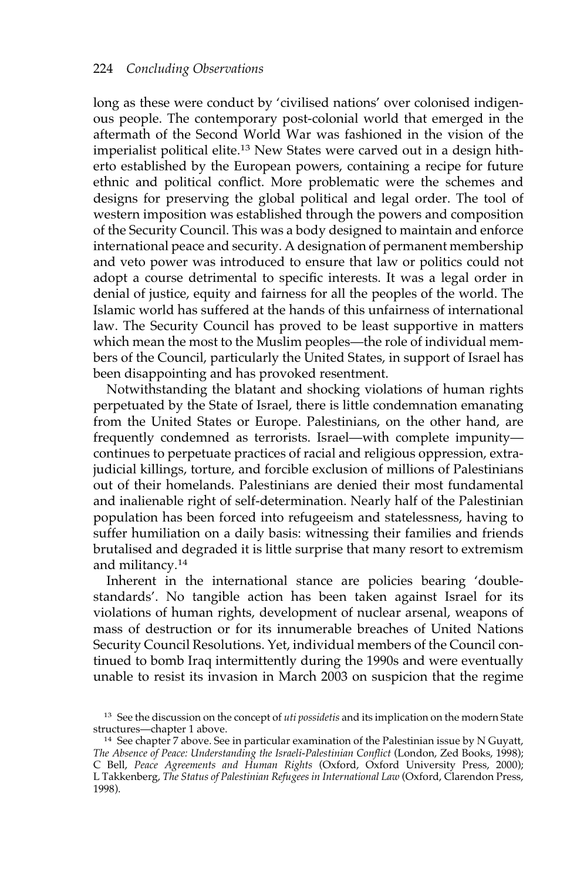long as these were conduct by 'civilised nations' over colonised indigenous people. The contemporary post-colonial world that emerged in the aftermath of the Second World War was fashioned in the vision of the imperialist political elite.[13] New States were carved out in a design hitherto established by the European powers, containing a recipe for future ethnic and political conflict. More problematic were the schemes and designs for preserving the global political and legal order. The tool of western imposition was established through the powers and composition of the Security Council. This was a body designed to maintain and enforce international peace and security. A designation of permanent membership and veto power was introduced to ensure that law or politics could not adopt a course detrimental to specific interests. It was a legal order in denial of justice, equity and fairness for all the peoples of the world. The Islamic world has suffered at the hands of this unfairness of international law. The Security Council has proved to be least supportive in matters which mean the most to the Muslim peoples—the role of individual members of the Council, particularly the United States, in support of Israel has been disappointing and has provoked resentment.

Notwithstanding the blatant and shocking violations of human rights perpetuated by the State of Israel, there is little condemnation emanating from the United States or Europe. Palestinians, on the other hand, are frequently condemned as terrorists. Israel—with complete impunity—continues to perpetuate practices of racial and religious oppression, extrajudicial killings, torture, and forcible exclusion of millions of Palestinians out of their homelands. Palestinians are denied their most fundamental and inalienable right of self-determination. Nearly half of the Palestinian population has been forced into refugeeism and statelessness, having to suffer humiliation on a daily basis: witnessing their families and friends brutalised and degraded it is little surprise that many resort to extremism and militancy.[14]

Inherent in the international stance are policies bearing 'double-standards'. No tangible action has been taken against Israel for its violations of human rights, development of nuclear arsenal, weapons of mass of destruction or for its innumerable breaches of United Nations Security Council Resolutions. Yet, individual members of the Council continued to bomb Iraq intermittently during the 1990s and were eventually unable to resist its invasion in March 2003 on suspicion that the regime

[13] See the discussion on the concept of *uti possidetis* and its implication on the modern State structures—chapter 1 above.

[14] See chapter 7 above. See in particular examination of the Palestinian issue by N Guyatt, *The Absence of Peace: Understanding the Israeli-Palestinian Conflict* (London, Zed Books, 1998); C Bell, *Peace Agreements and Human Rights* (Oxford, Oxford University Press, 2000); L Takkenberg, *The Status of Palestinian Refugees in International Law* (Oxford, Clarendon Press, 1998).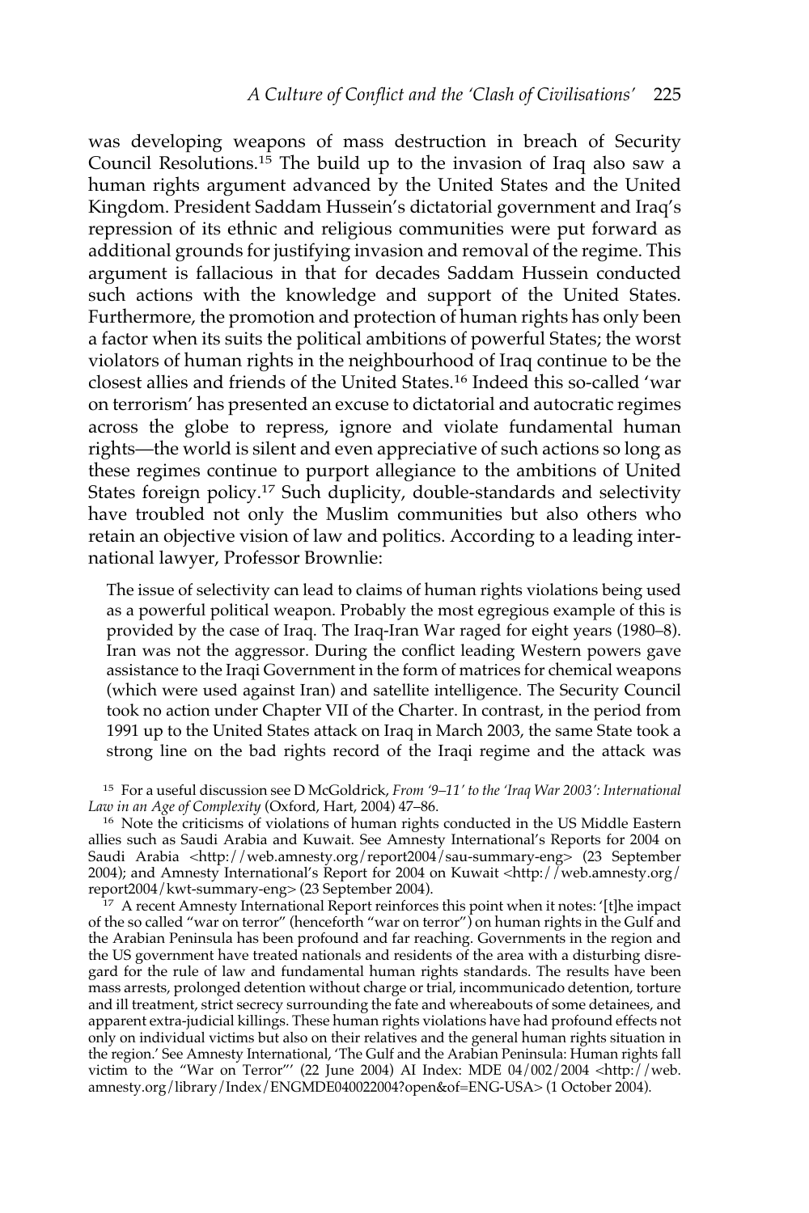was developing weapons of mass destruction in breach of Security Council Resolutions.[15] The build up to the invasion of Iraq also saw a human rights argument advanced by the United States and the United Kingdom. President Saddam Hussein's dictatorial government and Iraq's repression of its ethnic and religious communities were put forward as additional grounds for justifying invasion and removal of the regime. This argument is fallacious in that for decades Saddam Hussein conducted such actions with the knowledge and support of the United States. Furthermore, the promotion and protection of human rights has only been a factor when its suits the political ambitions of powerful States; the worst violators of human rights in the neighbourhood of Iraq continue to be the closest allies and friends of the United States.[16] Indeed this so-called 'war on terrorism' has presented an excuse to dictatorial and autocratic regimes across the globe to repress, ignore and violate fundamental human rights—the world is silent and even appreciative of such actions so long as these regimes continue to purport allegiance to the ambitions of United States foreign policy.[17] Such duplicity, double-standards and selectivity have troubled not only the Muslim communities but also others who retain an objective vision of law and politics. According to a leading international lawyer, Professor Brownlie:

> The issue of selectivity can lead to claims of human rights violations being used as a powerful political weapon. Probably the most egregious example of this is provided by the case of Iraq. The Iraq-Iran War raged for eight years (1980–8). Iran was not the aggressor. During the conflict leading Western powers gave assistance to the Iraqi Government in the form of matrices for chemical weapons (which were used against Iran) and satellite intelligence. The Security Council took no action under Chapter VII of the Charter. In contrast, in the period from 1991 up to the United States attack on Iraq in March 2003, the same State took a strong line on the bad rights record of the Iraqi regime and the attack was

---

[15] For a useful discussion see D McGoldrick, *From '9–11' to the 'Iraq War 2003': International Law in an Age of Complexity* (Oxford, Hart, 2004) 47–86.

[16] Note the criticisms of violations of human rights conducted in the US Middle Eastern allies such as Saudi Arabia and Kuwait. See Amnesty International's Reports for 2004 on Saudi Arabia <http://web.amnesty.org/report2004/sau-summary-eng> (23 September 2004); and Amnesty International's Report for 2004 on Kuwait <http://web.amnesty.org/report2004/kwt-summary-eng> (23 September 2004).

[17] A recent Amnesty International Report reinforces this point when it notes: '[t]he impact of the so called "war on terror" (henceforth "war on terror") on human rights in the Gulf and the Arabian Peninsula has been profound and far reaching. Governments in the region and the US government have treated nationals and residents of the area with a disturbing disregard for the rule of law and fundamental human rights standards. The results have been mass arrests, prolonged detention without charge or trial, incommunicado detention, torture and ill treatment, strict secrecy surrounding the fate and whereabouts of some detainees, and apparent extra-judicial killings. These human rights violations have had profound effects not only on individual victims but also on their relatives and the general human rights situation in the region.' See Amnesty International, 'The Gulf and the Arabian Peninsula: Human rights fall victim to the "War on Terror"' (22 June 2004) AI Index: MDE 04/002/2004 <http://web.amnesty.org/library/Index/ENGMDE040022004?open&of=ENG-USA> (1 October 2004).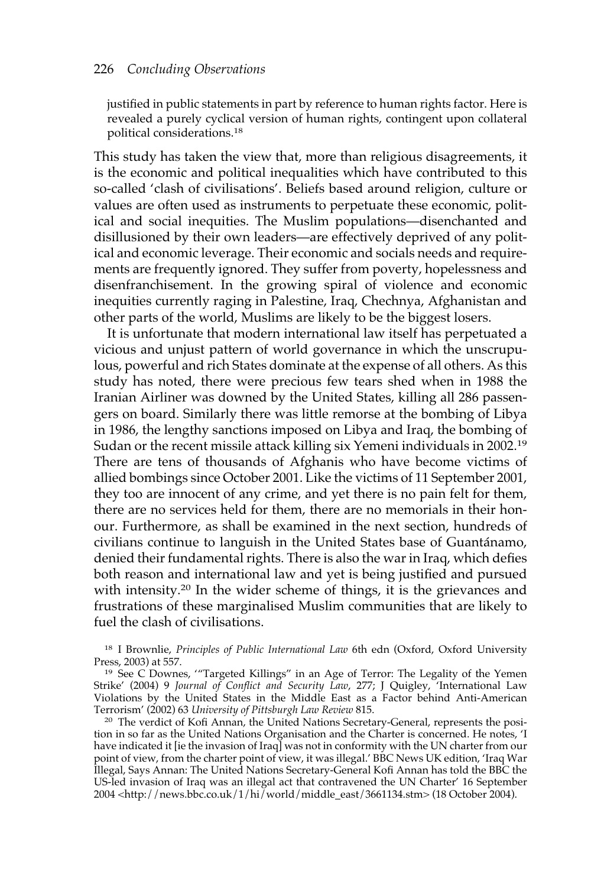justified in public statements in part by reference to human rights factor. Here is revealed a purely cyclical version of human rights, contingent upon collateral political considerations.[18]

This study has taken the view that, more than religious disagreements, it is the economic and political inequalities which have contributed to this so-called 'clash of civilisations'. Beliefs based around religion, culture or values are often used as instruments to perpetuate these economic, political and social inequities. The Muslim populations—disenchanted and disillusioned by their own leaders—are effectively deprived of any political and economic leverage. Their economic and socials needs and requirements are frequently ignored. They suffer from poverty, hopelessness and disenfranchisement. In the growing spiral of violence and economic inequities currently raging in Palestine, Iraq, Chechnya, Afghanistan and other parts of the world, Muslims are likely to be the biggest losers.

It is unfortunate that modern international law itself has perpetuated a vicious and unjust pattern of world governance in which the unscrupulous, powerful and rich States dominate at the expense of all others. As this study has noted, there were precious few tears shed when in 1988 the Iranian Airliner was downed by the United States, killing all 286 passengers on board. Similarly there was little remorse at the bombing of Libya in 1986, the lengthy sanctions imposed on Libya and Iraq, the bombing of Sudan or the recent missile attack killing six Yemeni individuals in 2002.[19] There are tens of thousands of Afghanis who have become victims of allied bombings since October 2001. Like the victims of 11 September 2001, they too are innocent of any crime, and yet there is no pain felt for them, there are no services held for them, there are no memorials in their honour. Furthermore, as shall be examined in the next section, hundreds of civilians continue to languish in the United States base of Guantánamo, denied their fundamental rights. There is also the war in Iraq, which defies both reason and international law and yet is being justified and pursued with intensity.[20] In the wider scheme of things, it is the grievances and frustrations of these marginalised Muslim communities that are likely to fuel the clash of civilisations.

[18] I Brownlie, *Principles of Public International Law* 6th edn (Oxford, Oxford University Press, 2003) at 557.

[19] See C Downes, '"Targeted Killings" in an Age of Terror: The Legality of the Yemen Strike' (2004) 9 *Journal of Conflict and Security Law*, 277; J Quigley, 'International Law Violations by the United States in the Middle East as a Factor behind Anti-American Terrorism' (2002) 63 *University of Pittsburgh Law Review* 815.

[20] The verdict of Kofi Annan, the United Nations Secretary-General, represents the position in so far as the United Nations Organisation and the Charter is concerned. He notes, 'I have indicated it [ie the invasion of Iraq] was not in conformity with the UN charter from our point of view, from the charter point of view, it was illegal.' BBC News UK edition, 'Iraq War Illegal, Says Annan: The United Nations Secretary-General Kofi Annan has told the BBC the US-led invasion of Iraq was an illegal act that contravened the UN Charter' 16 September 2004 <http://news.bbc.co.uk/1/hi/world/middle_east/3661134.stm> (18 October 2004).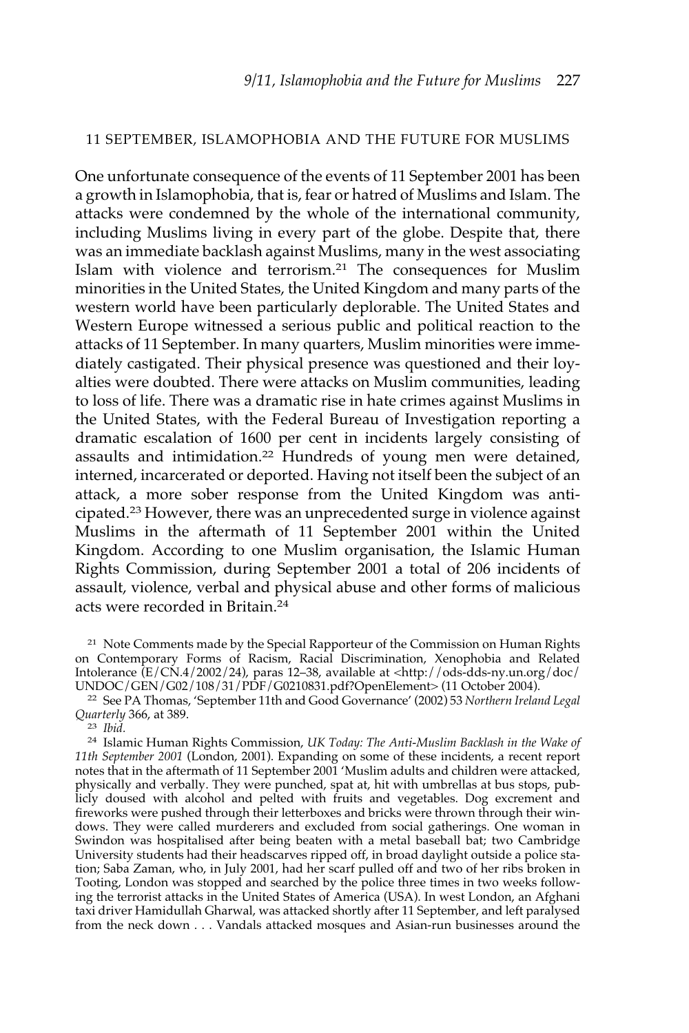## 11 SEPTEMBER, ISLAMOPHOBIA AND THE FUTURE FOR MUSLIMS

One unfortunate consequence of the events of 11 September 2001 has been a growth in Islamophobia, that is, fear or hatred of Muslims and Islam. The attacks were condemned by the whole of the international community, including Muslims living in every part of the globe. Despite that, there was an immediate backlash against Muslims, many in the west associating Islam with violence and terrorism.[21] The consequences for Muslim minorities in the United States, the United Kingdom and many parts of the western world have been particularly deplorable. The United States and Western Europe witnessed a serious public and political reaction to the attacks of 11 September. In many quarters, Muslim minorities were immediately castigated. Their physical presence was questioned and their loyalties were doubted. There were attacks on Muslim communities, leading to loss of life. There was a dramatic rise in hate crimes against Muslims in the United States, with the Federal Bureau of Investigation reporting a dramatic escalation of 1600 per cent in incidents largely consisting of assaults and intimidation.[22] Hundreds of young men were detained, interned, incarcerated or deported. Having not itself been the subject of an attack, a more sober response from the United Kingdom was anticipated.[23] However, there was an unprecedented surge in violence against Muslims in the aftermath of 11 September 2001 within the United Kingdom. According to one Muslim organisation, the Islamic Human Rights Commission, during September 2001 a total of 206 incidents of assault, violence, verbal and physical abuse and other forms of malicious acts were recorded in Britain.[24]

[21] Note Comments made by the Special Rapporteur of the Commission on Human Rights on Contemporary Forms of Racism, Racial Discrimination, Xenophobia and Related Intolerance (E/CN.4/2002/24), paras 12–38, available at <http://ods-dds-ny.un.org/doc/UNDOC/GEN/G02/108/31/PDF/G0210831.pdf?OpenElement> (11 October 2004).

[22] See PA Thomas, 'September 11th and Good Governance' (2002) 53 *Northern Ireland Legal Quarterly* 366, at 389.

[23] *Ibid.*

[24] Islamic Human Rights Commission, *UK Today: The Anti-Muslim Backlash in the Wake of 11th September 2001* (London, 2001). Expanding on some of these incidents, a recent report notes that in the aftermath of 11 September 2001 'Muslim adults and children were attacked, physically and verbally. They were punched, spat at, hit with umbrellas at bus stops, publicly doused with alcohol and pelted with fruits and vegetables. Dog excrement and fireworks were pushed through their letterboxes and bricks were thrown through their windows. They were called murderers and excluded from social gatherings. One woman in Swindon was hospitalised after being beaten with a metal baseball bat; two Cambridge University students had their headscarves ripped off, in broad daylight outside a police station; Saba Zaman, who, in July 2001, had her scarf pulled off and two of her ribs broken in Tooting, London was stopped and searched by the police three times in two weeks following the terrorist attacks in the United States of America (USA). In west London, an Afghani taxi driver Hamidullah Gharwal, was attacked shortly after 11 September, and left paralysed from the neck down . . . Vandals attacked mosques and Asian-run businesses around the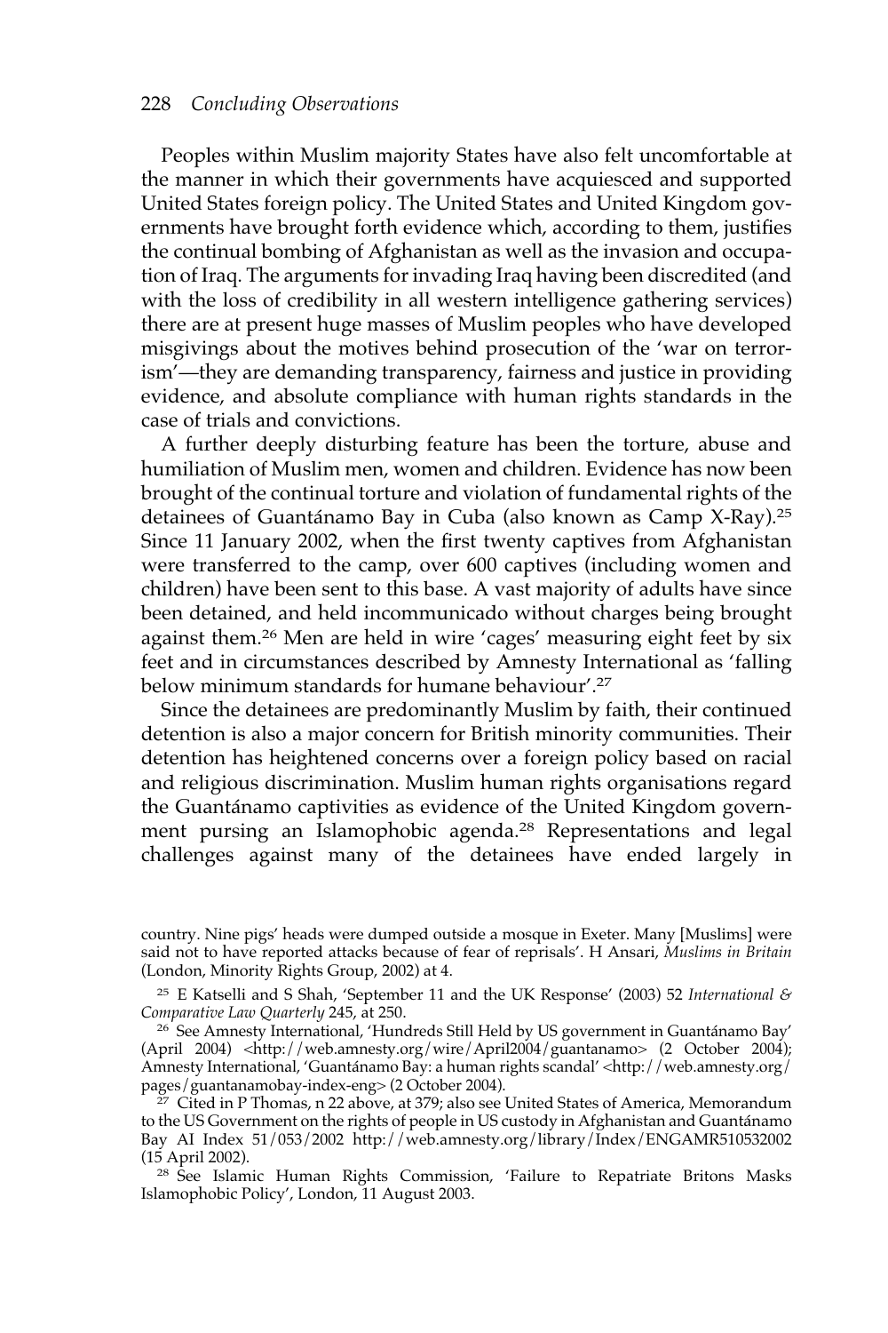Peoples within Muslim majority States have also felt uncomfortable at the manner in which their governments have acquiesced and supported United States foreign policy. The United States and United Kingdom governments have brought forth evidence which, according to them, justifies the continual bombing of Afghanistan as well as the invasion and occupation of Iraq. The arguments for invading Iraq having been discredited (and with the loss of credibility in all western intelligence gathering services) there are at present huge masses of Muslim peoples who have developed misgivings about the motives behind prosecution of the 'war on terrorism'—they are demanding transparency, fairness and justice in providing evidence, and absolute compliance with human rights standards in the case of trials and convictions.

A further deeply disturbing feature has been the torture, abuse and humiliation of Muslim men, women and children. Evidence has now been brought of the continual torture and violation of fundamental rights of the detainees of Guantánamo Bay in Cuba (also known as Camp X-Ray).[25] Since 11 January 2002, when the first twenty captives from Afghanistan were transferred to the camp, over 600 captives (including women and children) have been sent to this base. A vast majority of adults have since been detained, and held incommunicado without charges being brought against them.[26] Men are held in wire 'cages' measuring eight feet by six feet and in circumstances described by Amnesty International as 'falling below minimum standards for humane behaviour'.[27]

Since the detainees are predominantly Muslim by faith, their continued detention is also a major concern for British minority communities. Their detention has heightened concerns over a foreign policy based on racial and religious discrimination. Muslim human rights organisations regard the Guantánamo captivities as evidence of the United Kingdom government pursing an Islamophobic agenda.[28] Representations and legal challenges against many of the detainees have ended largely in

---

country. Nine pigs' heads were dumped outside a mosque in Exeter. Many [Muslims] were said not to have reported attacks because of fear of reprisals'. H Ansari, *Muslims in Britain* (London, Minority Rights Group, 2002) at 4.

[25] E Katselli and S Shah, 'September 11 and the UK Response' (2003) 52 *International & Comparative Law Quarterly* 245, at 250.

[26] See Amnesty International, 'Hundreds Still Held by US government in Guantánamo Bay' (April 2004) <http://web.amnesty.org/wire/April2004/guantanamo> (2 October 2004); Amnesty International, 'Guantánamo Bay: a human rights scandal' <http://web.amnesty.org/pages/guantanamobay-index-eng> (2 October 2004).

[27] Cited in P Thomas, n 22 above, at 379; also see United States of America, Memorandum to the US Government on the rights of people in US custody in Afghanistan and Guantánamo Bay AI Index 51/053/2002 http://web.amnesty.org/library/Index/ENGAMR510532002 (15 April 2002).

[28] See Islamic Human Rights Commission, 'Failure to Repatriate Britons Masks Islamophobic Policy', London, 11 August 2003.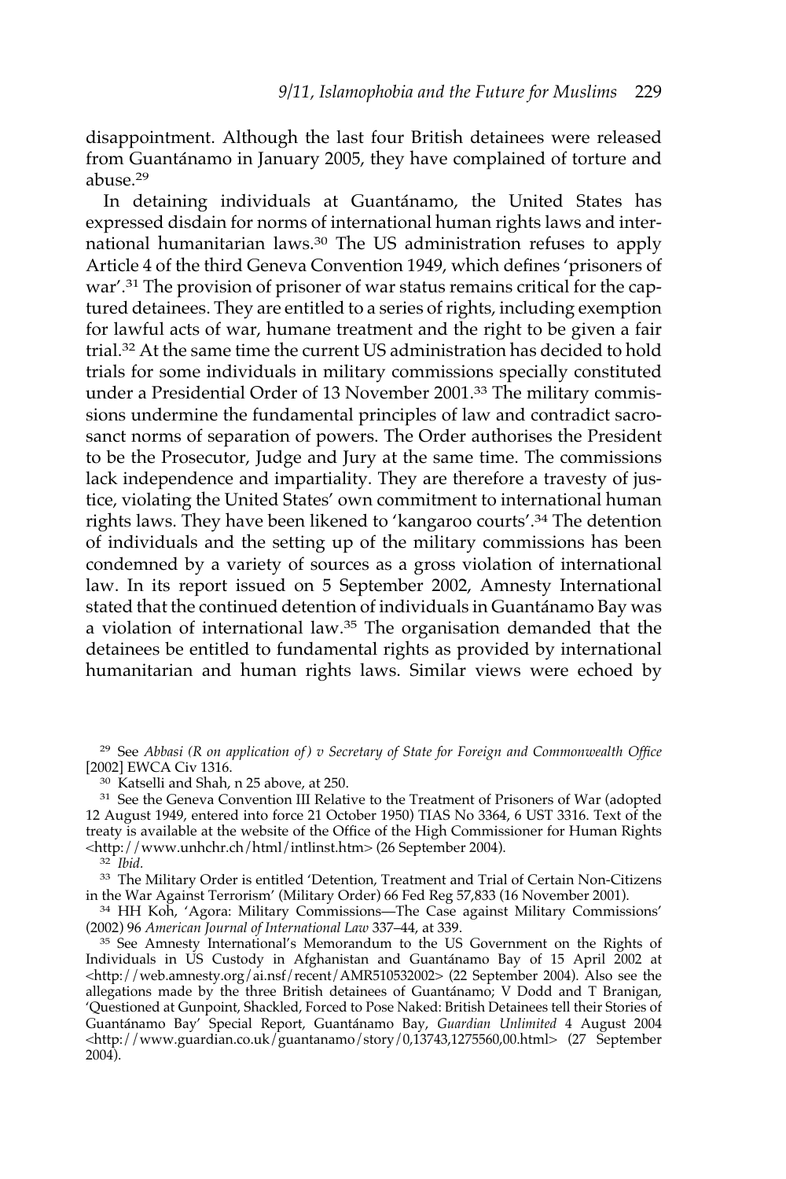disappointment. Although the last four British detainees were released from Guantánamo in January 2005, they have complained of torture and abuse.[29]

In detaining individuals at Guantánamo, the United States has expressed disdain for norms of international human rights laws and international humanitarian laws.[30] The US administration refuses to apply Article 4 of the third Geneva Convention 1949, which defines 'prisoners of war'.[31] The provision of prisoner of war status remains critical for the captured detainees. They are entitled to a series of rights, including exemption for lawful acts of war, humane treatment and the right to be given a fair trial.[32] At the same time the current US administration has decided to hold trials for some individuals in military commissions specially constituted under a Presidential Order of 13 November 2001.[33] The military commissions undermine the fundamental principles of law and contradict sacrosanct norms of separation of powers. The Order authorises the President to be the Prosecutor, Judge and Jury at the same time. The commissions lack independence and impartiality. They are therefore a travesty of justice, violating the United States' own commitment to international human rights laws. They have been likened to 'kangaroo courts'.[34] The detention of individuals and the setting up of the military commissions has been condemned by a variety of sources as a gross violation of international law. In its report issued on 5 September 2002, Amnesty International stated that the continued detention of individuals in Guantánamo Bay was a violation of international law.[35] The organisation demanded that the detainees be entitled to fundamental rights as provided by international humanitarian and human rights laws. Similar views were echoed by

---

[29] See *Abbasi (R on application of) v Secretary of State for Foreign and Commonwealth Office* [2002] EWCA Civ 1316.

[30] Katselli and Shah, n 25 above, at 250.

[31] See the Geneva Convention III Relative to the Treatment of Prisoners of War (adopted 12 August 1949, entered into force 21 October 1950) TIAS No 3364, 6 UST 3316. Text of the treaty is available at the website of the Office of the High Commissioner for Human Rights <http://www.unhchr.ch/html/intlinst.htm> (26 September 2004).

[32] *Ibid.*

[33] The Military Order is entitled 'Detention, Treatment and Trial of Certain Non-Citizens in the War Against Terrorism' (Military Order) 66 Fed Reg 57,833 (16 November 2001).

[34] HH Koh, 'Agora: Military Commissions—The Case against Military Commissions' (2002) 96 *American Journal of International Law* 337–44, at 339.

[35] See Amnesty International's Memorandum to the US Government on the Rights of Individuals in US Custody in Afghanistan and Guantánamo Bay of 15 April 2002 at <http://web.amnesty.org/ai.nsf/recent/AMR510532002> (22 September 2004). Also see the allegations made by the three British detainees of Guantánamo; V Dodd and T Branigan, 'Questioned at Gunpoint, Shackled, Forced to Pose Naked: British Detainees tell their Stories of Guantánamo Bay' Special Report, Guantánamo Bay, *Guardian Unlimited* 4 August 2004 <http://www.guardian.co.uk/guantanamo/story/0,13743,1275560,00.html> (27 September 2004).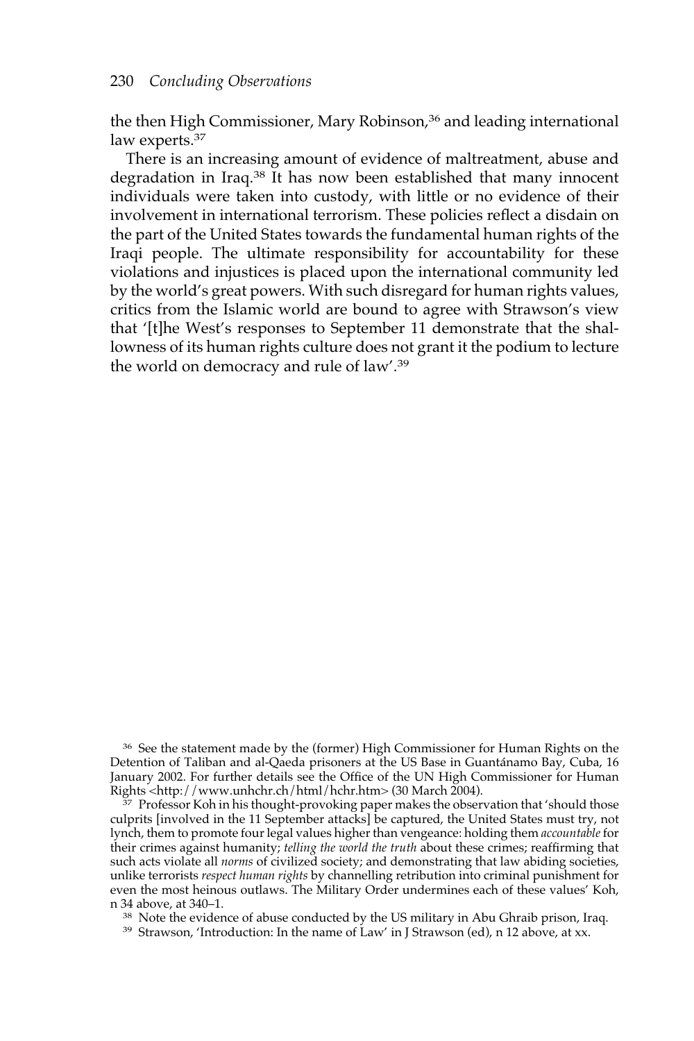the then High Commissioner, Mary Robinson,[36] and leading international law experts.[37]

There is an increasing amount of evidence of maltreatment, abuse and degradation in Iraq.[38] It has now been established that many innocent individuals were taken into custody, with little or no evidence of their involvement in international terrorism. These policies reflect a disdain on the part of the United States towards the fundamental human rights of the Iraqi people. The ultimate responsibility for accountability for these violations and injustices is placed upon the international community led by the world's great powers. With such disregard for human rights values, critics from the Islamic world are bound to agree with Strawson's view that '[t]he West's responses to September 11 demonstrate that the shallowness of its human rights culture does not grant it the podium to lecture the world on democracy and rule of law'.[39]

---

[36] See the statement made by the (former) High Commissioner for Human Rights on the Detention of Taliban and al-Qaeda prisoners at the US Base in Guantánamo Bay, Cuba, 16 January 2002. For further details see the Office of the UN High Commissioner for Human Rights <http://www.unhchr.ch/html/hchr.htm> (30 March 2004).

[37] Professor Koh in his thought-provoking paper makes the observation that 'should those culprits [involved in the 11 September attacks] be captured, the United States must try, not lynch, them to promote four legal values higher than vengeance: holding them *accountable* for their crimes against humanity; *telling the world the truth* about these crimes; reaffirming that such acts violate all *norms* of civilized society; and demonstrating that law abiding societies, unlike terrorists *respect human rights* by channelling retribution into criminal punishment for even the most heinous outlaws. The Military Order undermines each of these values' Koh, n 34 above, at 340–1.

[38] Note the evidence of abuse conducted by the US military in Abu Ghraib prison, Iraq.

[39] Strawson, 'Introduction: In the name of Law' in J Strawson (ed), n 12 above, at xx.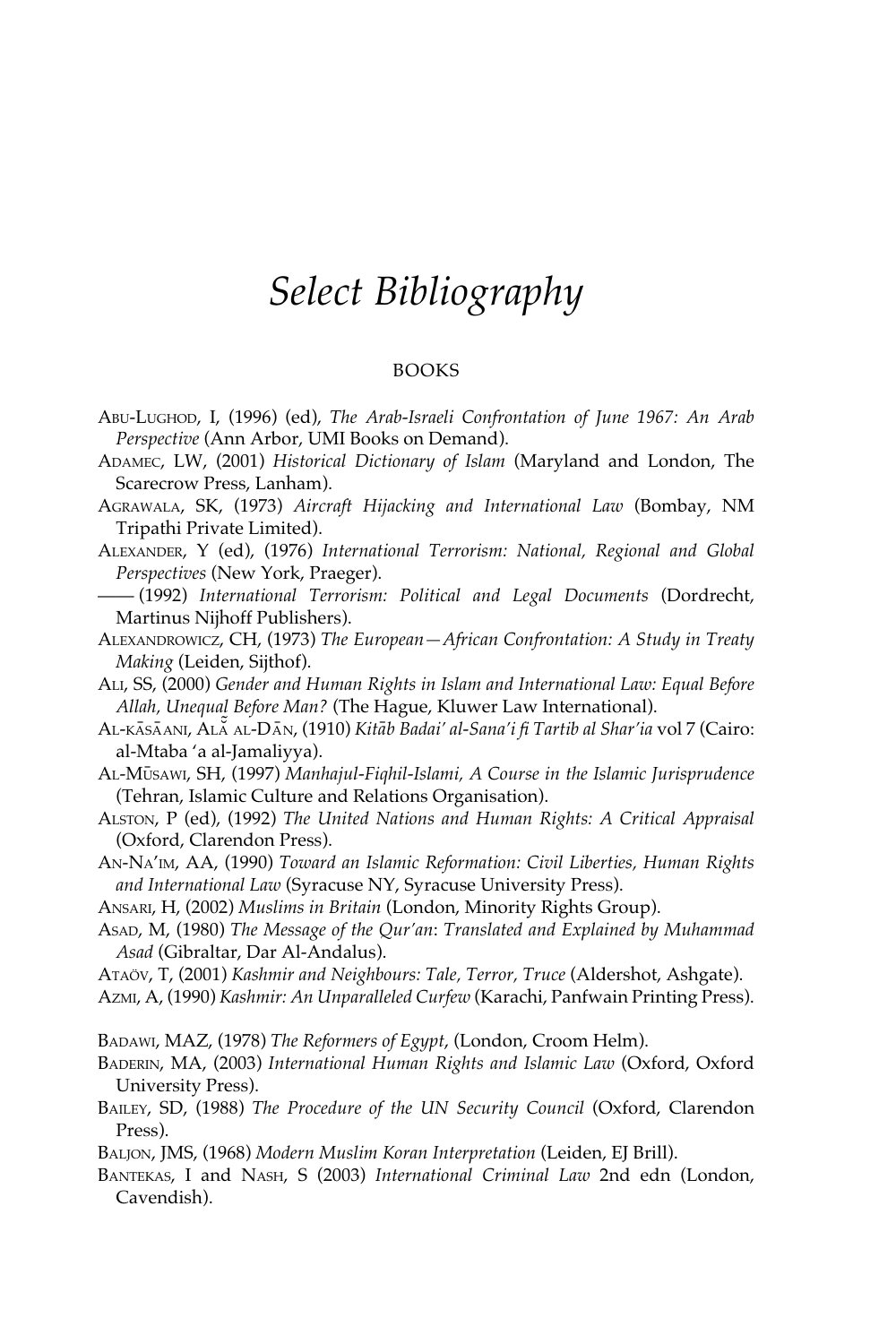# Select Bibliography

## BOOKS

ABU-LUGHOD, I, (1996) (ed), *The Arab-Israeli Confrontation of June 1967: An Arab Perspective* (Ann Arbor, UMI Books on Demand).

ADAMEC, LW, (2001) *Historical Dictionary of Islam* (Maryland and London, The Scarecrow Press, Lanham).

AGRAWALA, SK, (1973) *Aircraft Hijacking and International Law* (Bombay, NM Tripathi Private Limited).

ALEXANDER, Y (ed), (1976) *International Terrorism: National, Regional and Global Perspectives* (New York, Praeger).

—— (1992) *International Terrorism: Political and Legal Documents* (Dordrecht, Martinus Nijhoff Publishers).

ALEXANDROWICZ, CH, (1973) *The European—African Confrontation: A Study in Treaty Making* (Leiden, Sijthof).

ALI, SS, (2000) *Gender and Human Rights in Islam and International Law: Equal Before Allah, Unequal Before Man?* (The Hague, Kluwer Law International).

AL-KĀSĀANI, ALÃ AL-DĀN, (1910) *Kitāb Badai' al-Sana'i fi Tartib al Shar'ia* vol 7 (Cairo: al-Mtaba 'a al-Jamaliyya).

AL-MŪSAWI, SH, (1997) *Manhajul-Fiqhil-Islami, A Course in the Islamic Jurisprudence* (Tehran, Islamic Culture and Relations Organisation).

ALSTON, P (ed), (1992) *The United Nations and Human Rights: A Critical Appraisal* (Oxford, Clarendon Press).

AN-NA'IM, AA, (1990) *Toward an Islamic Reformation: Civil Liberties, Human Rights and International Law* (Syracuse NY, Syracuse University Press).

ANSARI, H, (2002) *Muslims in Britain* (London, Minority Rights Group).

ASAD, M, (1980) *The Message of the Qur'an: Translated and Explained by Muhammad Asad* (Gibraltar, Dar Al-Andalus).

ATAÖV, T, (2001) *Kashmir and Neighbours: Tale, Terror, Truce* (Aldershot, Ashgate).

AZMI, A, (1990) *Kashmir: An Unparalleled Curfew* (Karachi, Panfwain Printing Press).

BADAWI, MAZ, (1978) *The Reformers of Egypt*, (London, Croom Helm).

BADERIN, MA, (2003) *International Human Rights and Islamic Law* (Oxford, Oxford University Press).

BAILEY, SD, (1988) *The Procedure of the UN Security Council* (Oxford, Clarendon Press).

BALJON, JMS, (1968) *Modern Muslim Koran Interpretation* (Leiden, EJ Brill).

BANTEKAS, I and NASH, S (2003) *International Criminal Law* 2nd edn (London, Cavendish).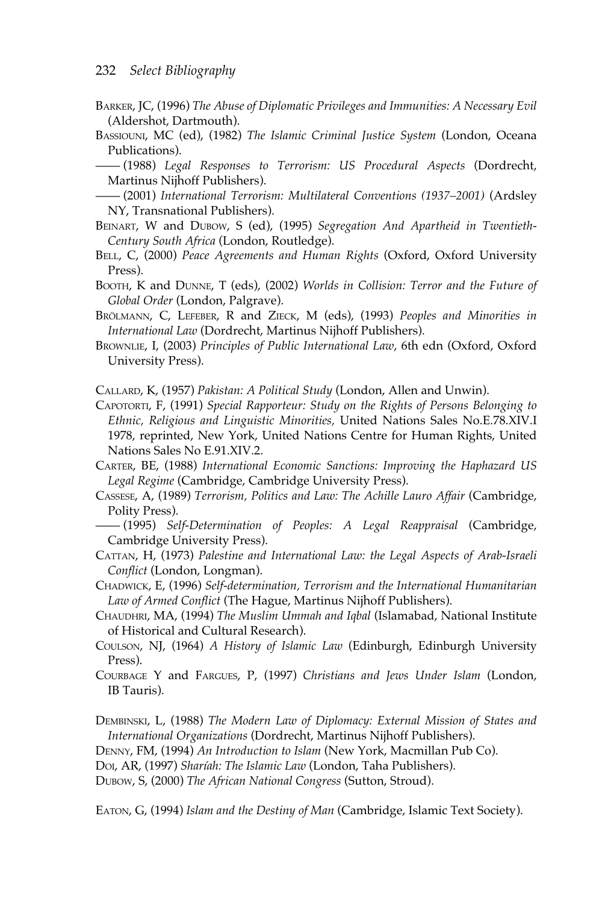Barker, JC, (1996) *The Abuse of Diplomatic Privileges and Immunities: A Necessary Evil* (Aldershot, Dartmouth).

Bassiouni, MC (ed), (1982) *The Islamic Criminal Justice System* (London, Oceana Publications).

—— (1988) *Legal Responses to Terrorism: US Procedural Aspects* (Dordrecht, Martinus Nijhoff Publishers).

—— (2001) *International Terrorism: Multilateral Conventions (1937–2001)* (Ardsley NY, Transnational Publishers).

Beinart, W and Dubow, S (ed), (1995) *Segregation And Apartheid in Twentieth-Century South Africa* (London, Routledge).

Bell, C, (2000) *Peace Agreements and Human Rights* (Oxford, Oxford University Press).

Booth, K and Dunne, T (eds), (2002) *Worlds in Collision: Terror and the Future of Global Order* (London, Palgrave).

Brölmann, C, Lefeber, R and Zieck, M (eds), (1993) *Peoples and Minorities in International Law* (Dordrecht, Martinus Nijhoff Publishers).

Brownlie, I, (2003) *Principles of Public International Law*, 6th edn (Oxford, Oxford University Press).

Callard, K, (1957) *Pakistan: A Political Study* (London, Allen and Unwin).

Capotorti, F, (1991) *Special Rapporteur: Study on the Rights of Persons Belonging to Ethnic, Religious and Linguistic Minorities,* United Nations Sales No.E.78.XIV.I 1978, reprinted, New York, United Nations Centre for Human Rights, United Nations Sales No E.91.XIV.2.

Carter, BE, (1988) *International Economic Sanctions: Improving the Haphazard US Legal Regime* (Cambridge, Cambridge University Press).

Cassese, A, (1989) *Terrorism, Politics and Law: The Achille Lauro Affair* (Cambridge, Polity Press).

—— (1995) *Self-Determination of Peoples: A Legal Reappraisal* (Cambridge, Cambridge University Press).

Cattan, H, (1973) *Palestine and International Law: the Legal Aspects of Arab-Israeli Conflict* (London, Longman).

Chadwick, E, (1996) *Self-determination, Terrorism and the International Humanitarian Law of Armed Conflict* (The Hague, Martinus Nijhoff Publishers).

Chaudhri, MA, (1994) *The Muslim Ummah and Iqbal* (Islamabad, National Institute of Historical and Cultural Research).

Coulson, NJ, (1964) *A History of Islamic Law* (Edinburgh, Edinburgh University Press).

Courbage Y and Fargues, P, (1997) *Christians and Jews Under Islam* (London, IB Tauris).

Dembinski, L, (1988) *The Modern Law of Diplomacy: External Mission of States and International Organizations* (Dordrecht, Martinus Nijhoff Publishers).

Denny, FM, (1994) *An Introduction to Islam* (New York, Macmillan Pub Co).

Doi, AR, (1997) *Sharíah: The Islamic Law* (London, Taha Publishers).

Dubow, S, (2000) *The African National Congress* (Sutton, Stroud).

Eaton, G, (1994) *Islam and the Destiny of Man* (Cambridge, Islamic Text Society).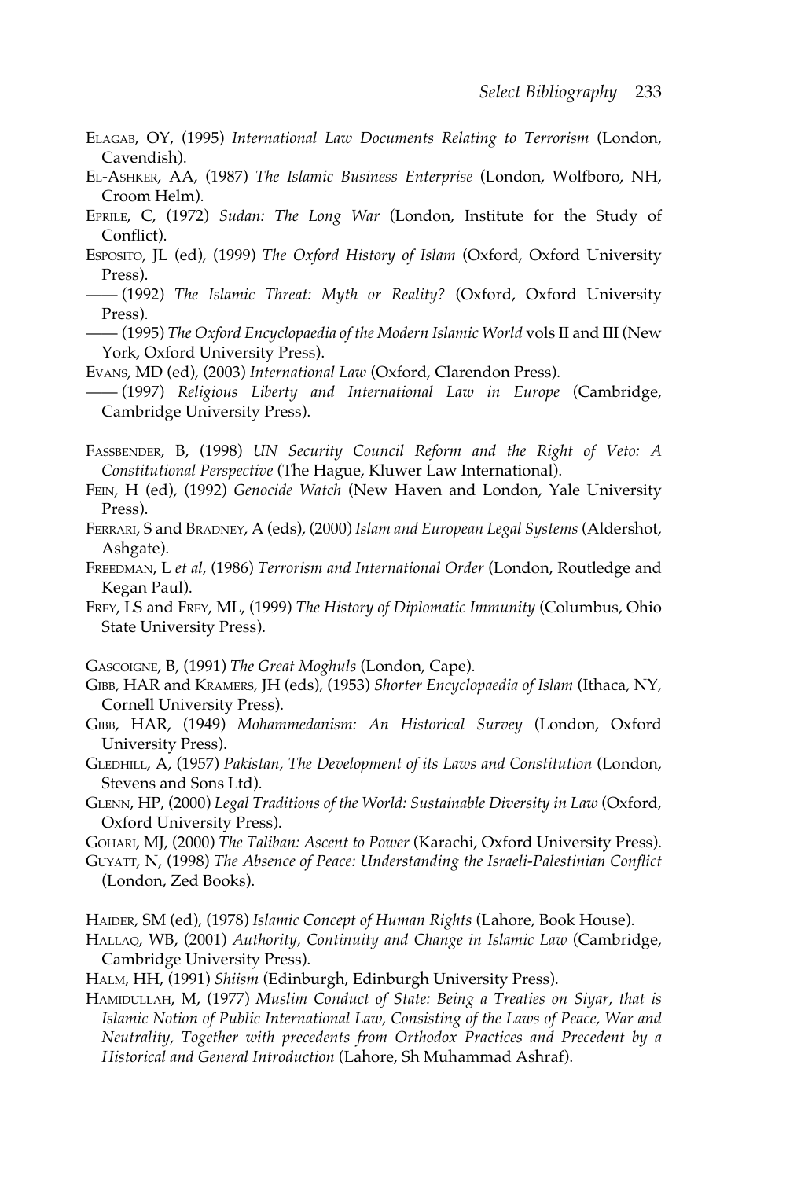Elagab, OY, (1995) *International Law Documents Relating to Terrorism* (London, Cavendish).

El-Ashker, AA, (1987) *The Islamic Business Enterprise* (London, Wolfboro, NH, Croom Helm).

Eprile, C, (1972) *Sudan: The Long War* (London, Institute for the Study of Conflict).

Esposito, JL (ed), (1999) *The Oxford History of Islam* (Oxford, Oxford University Press).

—— (1992) *The Islamic Threat: Myth or Reality?* (Oxford, Oxford University Press).

—— (1995) *The Oxford Encyclopaedia of the Modern Islamic World* vols II and III (New York, Oxford University Press).

Evans, MD (ed), (2003) *International Law* (Oxford, Clarendon Press).

—— (1997) *Religious Liberty and International Law in Europe* (Cambridge, Cambridge University Press).

Fassbender, B, (1998) *UN Security Council Reform and the Right of Veto: A Constitutional Perspective* (The Hague, Kluwer Law International).

Fein, H (ed), (1992) *Genocide Watch* (New Haven and London, Yale University Press).

Ferrari, S and Bradney, A (eds), (2000) *Islam and European Legal Systems* (Aldershot, Ashgate).

Freedman, L *et al*, (1986) *Terrorism and International Order* (London, Routledge and Kegan Paul).

Frey, LS and Frey, ML, (1999) *The History of Diplomatic Immunity* (Columbus, Ohio State University Press).

Gascoigne, B, (1991) *The Great Moghuls* (London, Cape).

Gibb, HAR and Kramers, JH (eds), (1953) *Shorter Encyclopaedia of Islam* (Ithaca, NY, Cornell University Press).

Gibb, HAR, (1949) *Mohammedanism: An Historical Survey* (London, Oxford University Press).

Gledhill, A, (1957) *Pakistan, The Development of its Laws and Constitution* (London, Stevens and Sons Ltd).

Glenn, HP, (2000) *Legal Traditions of the World: Sustainable Diversity in Law* (Oxford, Oxford University Press).

Gohari, MJ, (2000) *The Taliban: Ascent to Power* (Karachi, Oxford University Press).

Guyatt, N, (1998) *The Absence of Peace: Understanding the Israeli-Palestinian Conflict* (London, Zed Books).

Haider, SM (ed), (1978) *Islamic Concept of Human Rights* (Lahore, Book House).

Hallaq, WB, (2001) *Authority, Continuity and Change in Islamic Law* (Cambridge, Cambridge University Press).

Halm, HH, (1991) *Shiism* (Edinburgh, Edinburgh University Press).

Hamidullah, M, (1977) *Muslim Conduct of State: Being a Treaties on Siyar, that is Islamic Notion of Public International Law, Consisting of the Laws of Peace, War and Neutrality, Together with precedents from Orthodox Practices and Precedent by a Historical and General Introduction* (Lahore, Sh Muhammad Ashraf).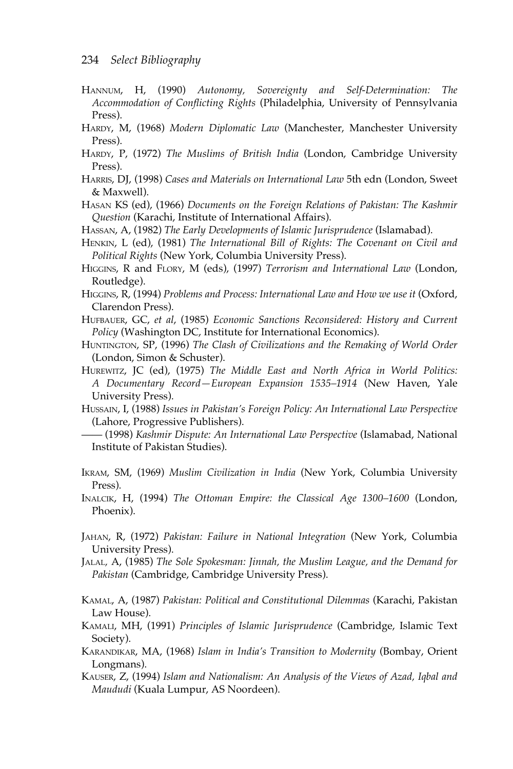HANNUM, H, (1990) *Autonomy, Sovereignty and Self-Determination: The Accommodation of Conflicting Rights* (Philadelphia, University of Pennsylvania Press).

HARDY, M, (1968) *Modern Diplomatic Law* (Manchester, Manchester University Press).

HARDY, P, (1972) *The Muslims of British India* (London, Cambridge University Press).

HARRIS, DJ, (1998) *Cases and Materials on International Law* 5th edn (London, Sweet & Maxwell).

HASAN KS (ed), (1966) *Documents on the Foreign Relations of Pakistan: The Kashmir Question* (Karachi, Institute of International Affairs).

HASSAN, A, (1982) *The Early Developments of Islamic Jurisprudence* (Islamabad).

HENKIN, L (ed), (1981) *The International Bill of Rights: The Covenant on Civil and Political Rights* (New York, Columbia University Press).

HIGGINS, R and FLORY, M (eds), (1997) *Terrorism and International Law* (London, Routledge).

HIGGINS, R, (1994) *Problems and Process: International Law and How we use it* (Oxford, Clarendon Press).

HUFBAUER, GC, *et al*, (1985) *Economic Sanctions Reconsidered: History and Current Policy* (Washington DC, Institute for International Economics).

HUNTINGTON, SP, (1996) *The Clash of Civilizations and the Remaking of World Order* (London, Simon & Schuster).

HUREWITZ, JC (ed), (1975) *The Middle East and North Africa in World Politics: A Documentary Record—European Expansion 1535–1914* (New Haven, Yale University Press).

HUSSAIN, I, (1988) *Issues in Pakistan's Foreign Policy: An International Law Perspective* (Lahore, Progressive Publishers).

—— (1998) *Kashmir Dispute: An International Law Perspective* (Islamabad, National Institute of Pakistan Studies).

IKRAM, SM, (1969) *Muslim Civilization in India* (New York, Columbia University Press).

INALCIK, H, (1994) *The Ottoman Empire: the Classical Age 1300–1600* (London, Phoenix).

JAHAN, R, (1972) *Pakistan: Failure in National Integration* (New York, Columbia University Press).

JALAL, A, (1985) *The Sole Spokesman: Jinnah, the Muslim League, and the Demand for Pakistan* (Cambridge, Cambridge University Press).

KAMAL, A, (1987) *Pakistan: Political and Constitutional Dilemmas* (Karachi, Pakistan Law House).

KAMALI, MH, (1991) *Principles of Islamic Jurisprudence* (Cambridge, Islamic Text Society).

KARANDIKAR, MA, (1968) *Islam in India's Transition to Modernity* (Bombay, Orient Longmans).

KAUSER, Z, (1994) *Islam and Nationalism: An Analysis of the Views of Azad, Iqbal and Maududi* (Kuala Lumpur, AS Noordeen).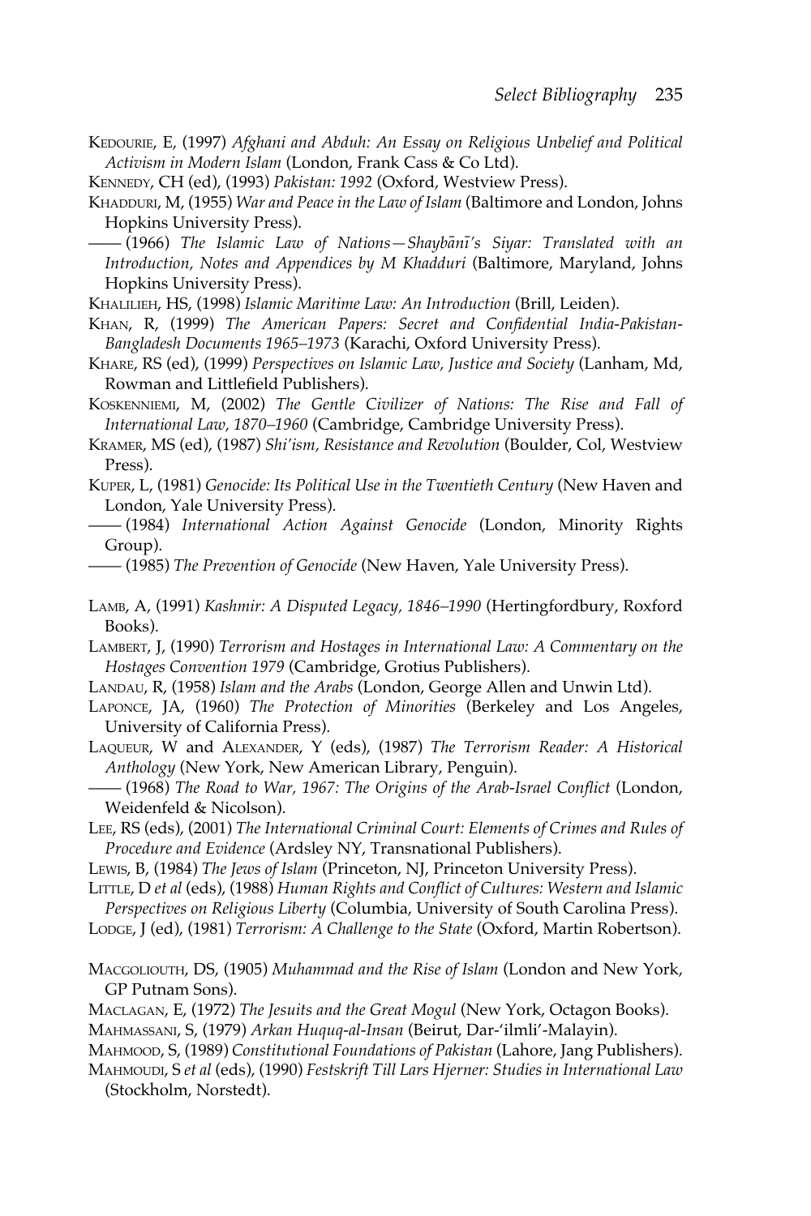Kedourie, E, (1997) *Afghani and Abduh: An Essay on Religious Unbelief and Political Activism in Modern Islam* (London, Frank Cass & Co Ltd).

Kennedy, CH (ed), (1993) *Pakistan: 1992* (Oxford, Westview Press).

Khadduri, M, (1955) *War and Peace in the Law of Islam* (Baltimore and London, Johns Hopkins University Press).

—— (1966) *The Islamic Law of Nations—Shaybānī's Siyar: Translated with an Introduction, Notes and Appendices by M Khadduri* (Baltimore, Maryland, Johns Hopkins University Press).

Khalilieh, HS, (1998) *Islamic Maritime Law: An Introduction* (Brill, Leiden).

Khan, R, (1999) *The American Papers: Secret and Confidential India-Pakistan-Bangladesh Documents 1965–1973* (Karachi, Oxford University Press).

Khare, RS (ed), (1999) *Perspectives on Islamic Law, Justice and Society* (Lanham, Md, Rowman and Littlefield Publishers).

Koskenniemi, M, (2002) *The Gentle Civilizer of Nations: The Rise and Fall of International Law, 1870–1960* (Cambridge, Cambridge University Press).

Kramer, MS (ed), (1987) *Shi'ism, Resistance and Revolution* (Boulder, Col, Westview Press).

Kuper, L, (1981) *Genocide: Its Political Use in the Twentieth Century* (New Haven and London, Yale University Press).

—— (1984) *International Action Against Genocide* (London, Minority Rights Group).

—— (1985) *The Prevention of Genocide* (New Haven, Yale University Press).

Lamb, A, (1991) *Kashmir: A Disputed Legacy, 1846–1990* (Hertingfordbury, Roxford Books).

Lambert, J, (1990) *Terrorism and Hostages in International Law: A Commentary on the Hostages Convention 1979* (Cambridge, Grotius Publishers).

Landau, R, (1958) *Islam and the Arabs* (London, George Allen and Unwin Ltd).

Laponce, JA, (1960) *The Protection of Minorities* (Berkeley and Los Angeles, University of California Press).

Laqueur, W and Alexander, Y (eds), (1987) *The Terrorism Reader: A Historical Anthology* (New York, New American Library, Penguin).

—— (1968) *The Road to War, 1967: The Origins of the Arab-Israel Conflict* (London, Weidenfeld & Nicolson).

Lee, RS (eds), (2001) *The International Criminal Court: Elements of Crimes and Rules of Procedure and Evidence* (Ardsley NY, Transnational Publishers).

Lewis, B, (1984) *The Jews of Islam* (Princeton, NJ, Princeton University Press).

Little, D *et al* (eds), (1988) *Human Rights and Conflict of Cultures: Western and Islamic Perspectives on Religious Liberty* (Columbia, University of South Carolina Press).

Lodge, J (ed), (1981) *Terrorism: A Challenge to the State* (Oxford, Martin Robertson).

Macgoliouth, DS, (1905) *Muhammad and the Rise of Islam* (London and New York, GP Putnam Sons).

Maclagan, E, (1972) *The Jesuits and the Great Mogul* (New York, Octagon Books).

Mahmassani, S, (1979) *Arkan Huquq-al-Insan* (Beirut, Dar-'ilmli'-Malayin).

Mahmood, S, (1989) *Constitutional Foundations of Pakistan* (Lahore, Jang Publishers).

Mahmoudi, S *et al* (eds), (1990) *Festskrift Till Lars Hjerner: Studies in International Law* (Stockholm, Norstedt).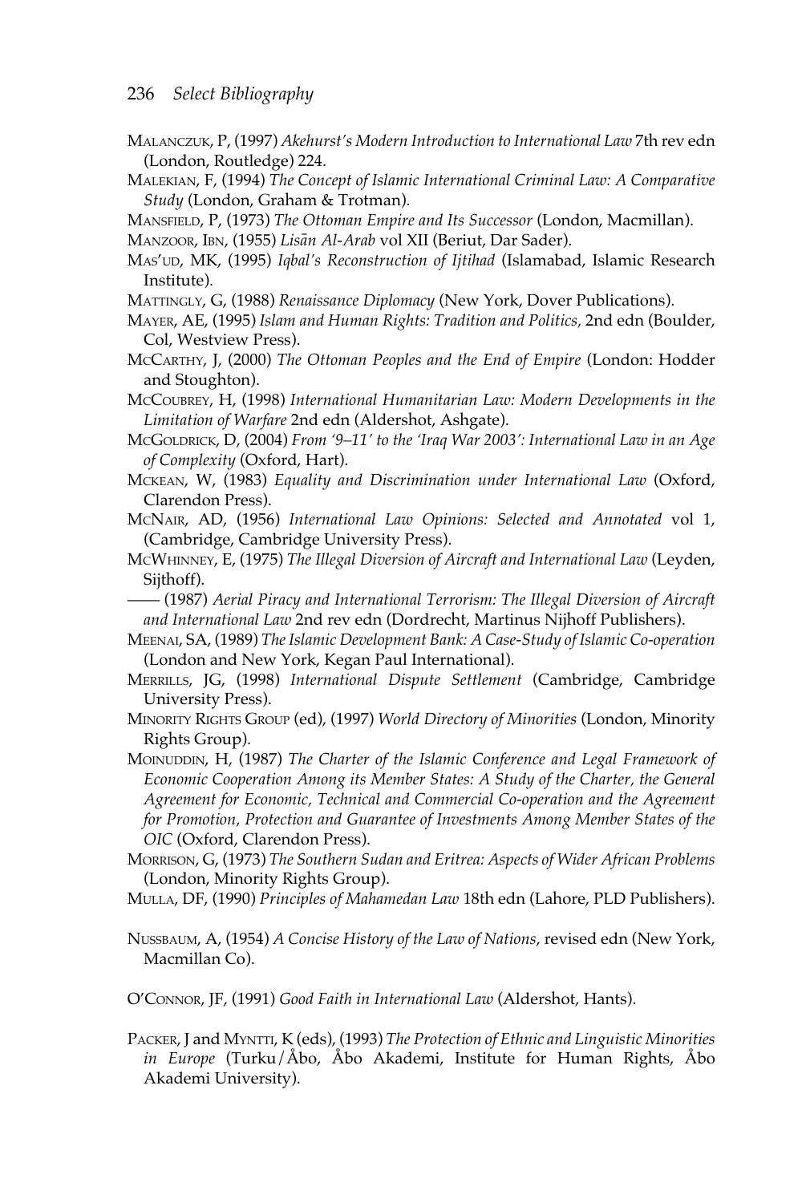Malanczuk, P, (1997) *Akehurst's Modern Introduction to International Law* 7th rev edn (London, Routledge) 224.

Malekian, F, (1994) *The Concept of Islamic International Criminal Law: A Comparative Study* (London, Graham & Trotman).

Mansfield, P, (1973) *The Ottoman Empire and Its Successor* (London, Macmillan).

Manzoor, Ibn, (1955) *Lisān Al-Arab* vol XII (Beriut, Dar Sader).

Mas'ud, MK, (1995) *Iqbal's Reconstruction of Ijtihad* (Islamabad, Islamic Research Institute).

Mattingly, G, (1988) *Renaissance Diplomacy* (New York, Dover Publications).

Mayer, AE, (1995) *Islam and Human Rights: Tradition and Politics,* 2nd edn (Boulder, Col, Westview Press).

McCarthy, J, (2000) *The Ottoman Peoples and the End of Empire* (London: Hodder and Stoughton).

McCoubrey, H, (1998) *International Humanitarian Law: Modern Developments in the Limitation of Warfare* 2nd edn (Aldershot, Ashgate).

McGoldrick, D, (2004) *From '9–11' to the 'Iraq War 2003': International Law in an Age of Complexity* (Oxford, Hart).

Mckean, W, (1983) *Equality and Discrimination under International Law* (Oxford, Clarendon Press).

McNair, AD, (1956) *International Law Opinions: Selected and Annotated* vol 1, (Cambridge, Cambridge University Press).

McWhinney, E, (1975) *The Illegal Diversion of Aircraft and International Law* (Leyden, Sijthoff).

—— (1987) *Aerial Piracy and International Terrorism: The Illegal Diversion of Aircraft and International Law* 2nd rev edn (Dordrecht, Martinus Nijhoff Publishers).

Meenai, SA, (1989) *The Islamic Development Bank: A Case-Study of Islamic Co-operation* (London and New York, Kegan Paul International).

Merrills, JG, (1998) *International Dispute Settlement* (Cambridge, Cambridge University Press).

Minority Rights Group (ed), (1997) *World Directory of Minorities* (London, Minority Rights Group).

Moinuddin, H, (1987) *The Charter of the Islamic Conference and Legal Framework of Economic Cooperation Among its Member States: A Study of the Charter, the General Agreement for Economic, Technical and Commercial Co-operation and the Agreement for Promotion, Protection and Guarantee of Investments Among Member States of the OIC* (Oxford, Clarendon Press).

Morrison, G, (1973) *The Southern Sudan and Eritrea: Aspects of Wider African Problems* (London, Minority Rights Group).

Mulla, DF, (1990) *Principles of Mahamedan Law* 18th edn (Lahore, PLD Publishers).

Nussbaum, A, (1954) *A Concise History of the Law of Nations*, revised edn (New York, Macmillan Co).

O'Connor, JF, (1991) *Good Faith in International Law* (Aldershot, Hants).

Packer, J and Myntti, K (eds), (1993) *The Protection of Ethnic and Linguistic Minorities in Europe* (Turku/Åbo, Åbo Akademi, Institute for Human Rights, Åbo Akademi University).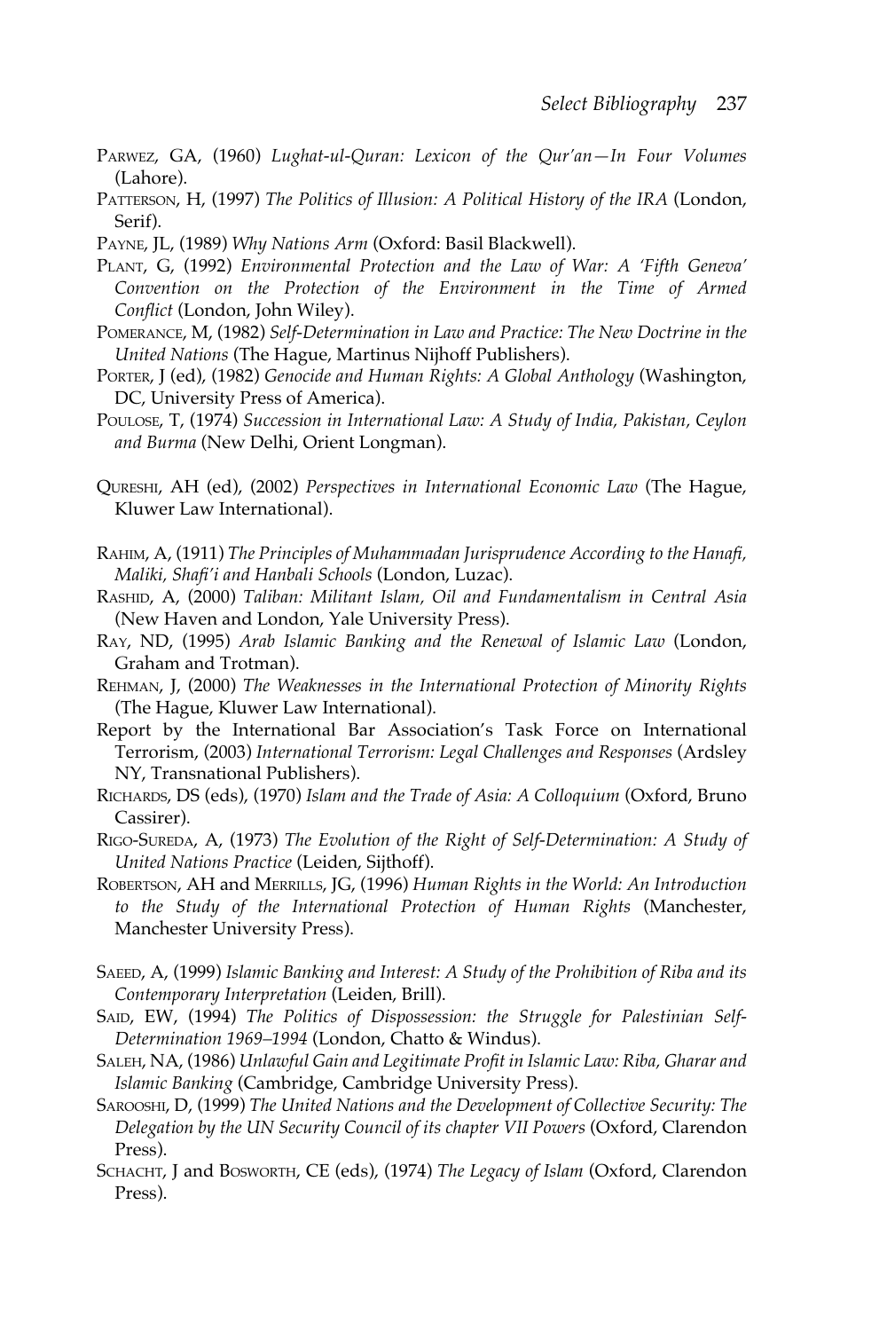PARWEZ, GA, (1960) *Lughat-ul-Quran: Lexicon of the Qur'an—In Four Volumes* (Lahore).

PATTERSON, H, (1997) *The Politics of Illusion: A Political History of the IRA* (London, Serif).

PAYNE, JL, (1989) *Why Nations Arm* (Oxford: Basil Blackwell).

PLANT, G, (1992) *Environmental Protection and the Law of War: A 'Fifth Geneva' Convention on the Protection of the Environment in the Time of Armed Conflict* (London, John Wiley).

POMERANCE, M, (1982) *Self-Determination in Law and Practice: The New Doctrine in the United Nations* (The Hague, Martinus Nijhoff Publishers).

PORTER, J (ed), (1982) *Genocide and Human Rights: A Global Anthology* (Washington, DC, University Press of America).

POULOSE, T, (1974) *Succession in International Law: A Study of India, Pakistan, Ceylon and Burma* (New Delhi, Orient Longman).

QURESHI, AH (ed), (2002) *Perspectives in International Economic Law* (The Hague, Kluwer Law International).

RAHIM, A, (1911) *The Principles of Muhammadan Jurisprudence According to the Hanafi, Maliki, Shafi'i and Hanbali Schools* (London, Luzac).

RASHID, A, (2000) *Taliban: Militant Islam, Oil and Fundamentalism in Central Asia* (New Haven and London, Yale University Press).

RAY, ND, (1995) *Arab Islamic Banking and the Renewal of Islamic Law* (London, Graham and Trotman).

REHMAN, J, (2000) *The Weaknesses in the International Protection of Minority Rights* (The Hague, Kluwer Law International).

Report by the International Bar Association's Task Force on International Terrorism, (2003) *International Terrorism: Legal Challenges and Responses* (Ardsley NY, Transnational Publishers).

RICHARDS, DS (eds), (1970) *Islam and the Trade of Asia: A Colloquium* (Oxford, Bruno Cassirer).

RIGO-SUREDA, A, (1973) *The Evolution of the Right of Self-Determination: A Study of United Nations Practice* (Leiden, Sijthoff).

ROBERTSON, AH and MERRILLS, JG, (1996) *Human Rights in the World: An Introduction to the Study of the International Protection of Human Rights* (Manchester, Manchester University Press).

SAEED, A, (1999) *Islamic Banking and Interest: A Study of the Prohibition of Riba and its Contemporary Interpretation* (Leiden, Brill).

SAID, EW, (1994) *The Politics of Dispossession: the Struggle for Palestinian Self-Determination 1969–1994* (London, Chatto & Windus).

SALEH, NA, (1986) *Unlawful Gain and Legitimate Profit in Islamic Law: Riba, Gharar and Islamic Banking* (Cambridge, Cambridge University Press).

SAROOSHI, D, (1999) *The United Nations and the Development of Collective Security: The Delegation by the UN Security Council of its chapter VII Powers* (Oxford, Clarendon Press).

SCHACHT, J and BOSWORTH, CE (eds), (1974) *The Legacy of Islam* (Oxford, Clarendon Press).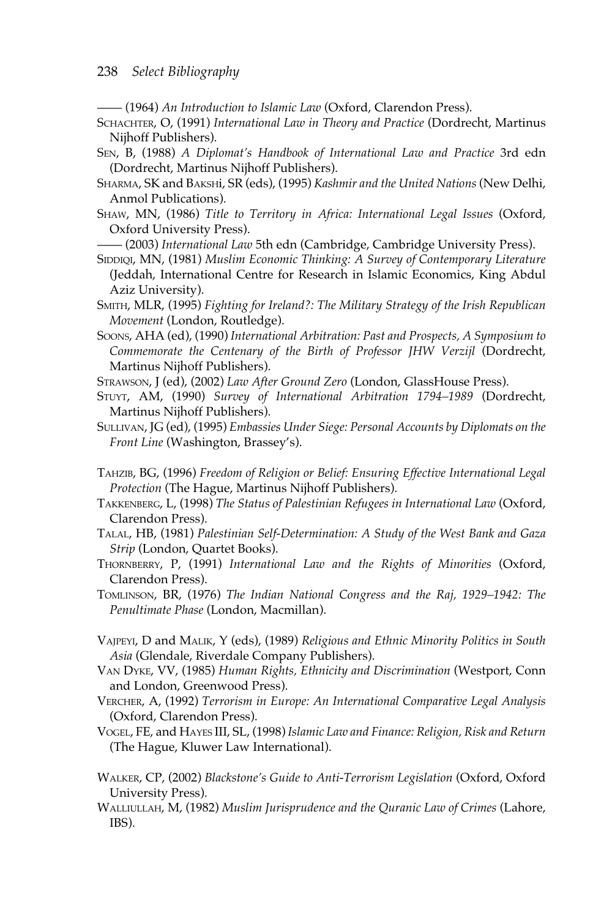—— (1964) *An Introduction to Islamic Law* (Oxford, Clarendon Press).

SCHACHTER, O, (1991) *International Law in Theory and Practice* (Dordrecht, Martinus Nijhoff Publishers).

SEN, B, (1988) *A Diplomat's Handbook of International Law and Practice* 3rd edn (Dordrecht, Martinus Nijhoff Publishers).

SHARMA, SK and BAKSHi, SR (eds), (1995) *Kashmir and the United Nations* (New Delhi, Anmol Publications).

SHAW, MN, (1986) *Title to Territory in Africa: International Legal Issues* (Oxford, Oxford University Press).

—— (2003) *International Law* 5th edn (Cambridge, Cambridge University Press).

SIDDIQI, MN, (1981) *Muslim Economic Thinking: A Survey of Contemporary Literature* (Jeddah, International Centre for Research in Islamic Economics, King Abdul Aziz University).

SMITH, MLR, (1995) *Fighting for Ireland?: The Military Strategy of the Irish Republican Movement* (London, Routledge).

SOONS, AHA (ed), (1990) *International Arbitration: Past and Prospects, A Symposium to Commemorate the Centenary of the Birth of Professor JHW Verzijl* (Dordrecht, Martinus Nijhoff Publishers).

STRAWSON, J (ed), (2002) *Law After Ground Zero* (London, GlassHouse Press).

STUYT, AM, (1990) *Survey of International Arbitration 1794–1989* (Dordrecht, Martinus Nijhoff Publishers).

SULLIVAN, JG (ed), (1995) *Embassies Under Siege: Personal Accounts by Diplomats on the Front Line* (Washington, Brassey's).

TAHZIB, BG, (1996) *Freedom of Religion or Belief: Ensuring Effective International Legal Protection* (The Hague, Martinus Nijhoff Publishers).

TAKKENBERG, L, (1998) *The Status of Palestinian Refugees in International Law* (Oxford, Clarendon Press).

TALAL, HB, (1981) *Palestinian Self-Determination: A Study of the West Bank and Gaza Strip* (London, Quartet Books).

THORNBERRY, P, (1991) *International Law and the Rights of Minorities* (Oxford, Clarendon Press).

TOMLINSON, BR, (1976) *The Indian National Congress and the Raj, 1929–1942: The Penultimate Phase* (London, Macmillan).

VAJPEYI, D and MALIK, Y (eds), (1989) *Religious and Ethnic Minority Politics in South Asia* (Glendale, Riverdale Company Publishers).

VAN DYKE, VV, (1985) *Human Rights, Ethnicity and Discrimination* (Westport, Conn and London, Greenwood Press).

VERCHER, A, (1992) *Terrorism in Europe: An International Comparative Legal Analysis* (Oxford, Clarendon Press).

VOGEL, FE, and HAYES III, SL, (1998) *Islamic Law and Finance: Religion, Risk and Return* (The Hague, Kluwer Law International).

WALKER, CP, (2002) *Blackstone's Guide to Anti-Terrorism Legislation* (Oxford, Oxford University Press).

WALLIULLAH, M, (1982) *Muslim Jurisprudence and the Quranic Law of Crimes* (Lahore, IBS).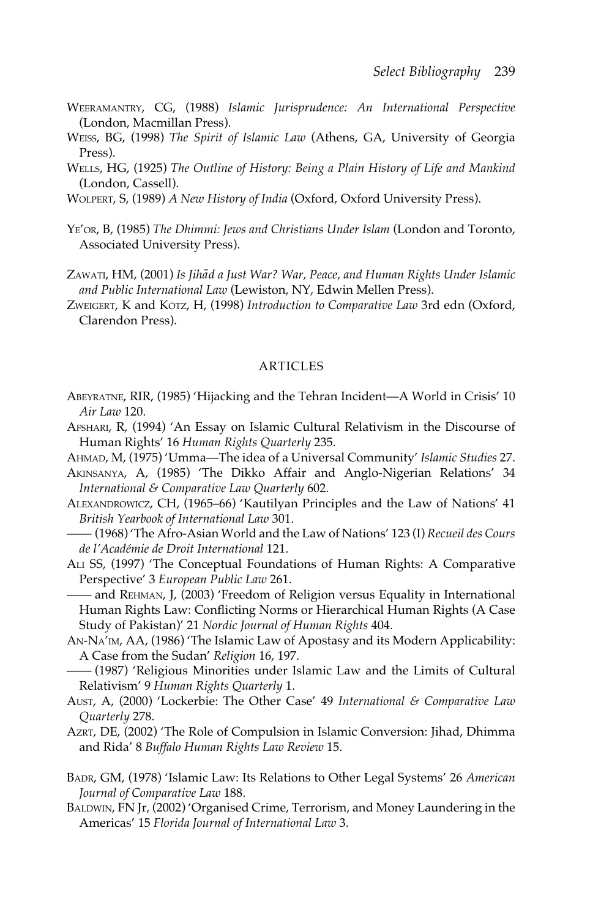WEERAMANTRY, CG, (1988) *Islamic Jurisprudence: An International Perspective* (London, Macmillan Press).

WEISS, BG, (1998) *The Spirit of Islamic Law* (Athens, GA, University of Georgia Press).

WELLS, HG, (1925) *The Outline of History: Being a Plain History of Life and Mankind* (London, Cassell).

WOLPERT, S, (1989) *A New History of India* (Oxford, Oxford University Press).

YE'OR, B, (1985) *The Dhimmi: Jews and Christians Under Islam* (London and Toronto, Associated University Press).

ZAWATI, HM, (2001) *Is Jihād a Just War? War, Peace, and Human Rights Under Islamic and Public International Law* (Lewiston, NY, Edwin Mellen Press).

ZWEIGERT, K and KÖTZ, H, (1998) *Introduction to Comparative Law* 3rd edn (Oxford, Clarendon Press).

## ARTICLES

ABEYRATNE, RIR, (1985) 'Hijacking and the Tehran Incident—A World in Crisis' 10 *Air Law* 120.

AFSHARI, R, (1994) 'An Essay on Islamic Cultural Relativism in the Discourse of Human Rights' 16 *Human Rights Quarterly* 235.

AHMAD, M, (1975) 'Umma—The idea of a Universal Community' *Islamic Studies* 27.

AKINSANYA, A, (1985) 'The Dikko Affair and Anglo-Nigerian Relations' 34 *International & Comparative Law Quarterly* 602.

ALEXANDROWICZ, CH, (1965–66) 'Kautilyan Principles and the Law of Nations' 41 *British Yearbook of International Law* 301.

—— (1968) 'The Afro-Asian World and the Law of Nations' 123 (I) *Recueil des Cours de l'Académie de Droit International* 121.

ALI SS, (1997) 'The Conceptual Foundations of Human Rights: A Comparative Perspective' 3 *European Public Law* 261.

—— and REHMAN, J, (2003) 'Freedom of Religion versus Equality in International Human Rights Law: Conflicting Norms or Hierarchical Human Rights (A Case Study of Pakistan)' 21 *Nordic Journal of Human Rights* 404.

AN-NA'IM, AA, (1986) 'The Islamic Law of Apostasy and its Modern Applicability: A Case from the Sudan' *Religion* 16, 197.

—— (1987) 'Religious Minorities under Islamic Law and the Limits of Cultural Relativism' 9 *Human Rights Quarterly* 1.

AUST, A, (2000) 'Lockerbie: The Other Case' 49 *International & Comparative Law Quarterly* 278.

AZRT, DE, (2002) 'The Role of Compulsion in Islamic Conversion: Jihad, Dhimma and Rida' 8 *Buffalo Human Rights Law Review* 15.

BADR, GM, (1978) 'Islamic Law: Its Relations to Other Legal Systems' 26 *American Journal of Comparative Law* 188.

BALDWIN, FN Jr, (2002) 'Organised Crime, Terrorism, and Money Laundering in the Americas' 15 *Florida Journal of International Law* 3.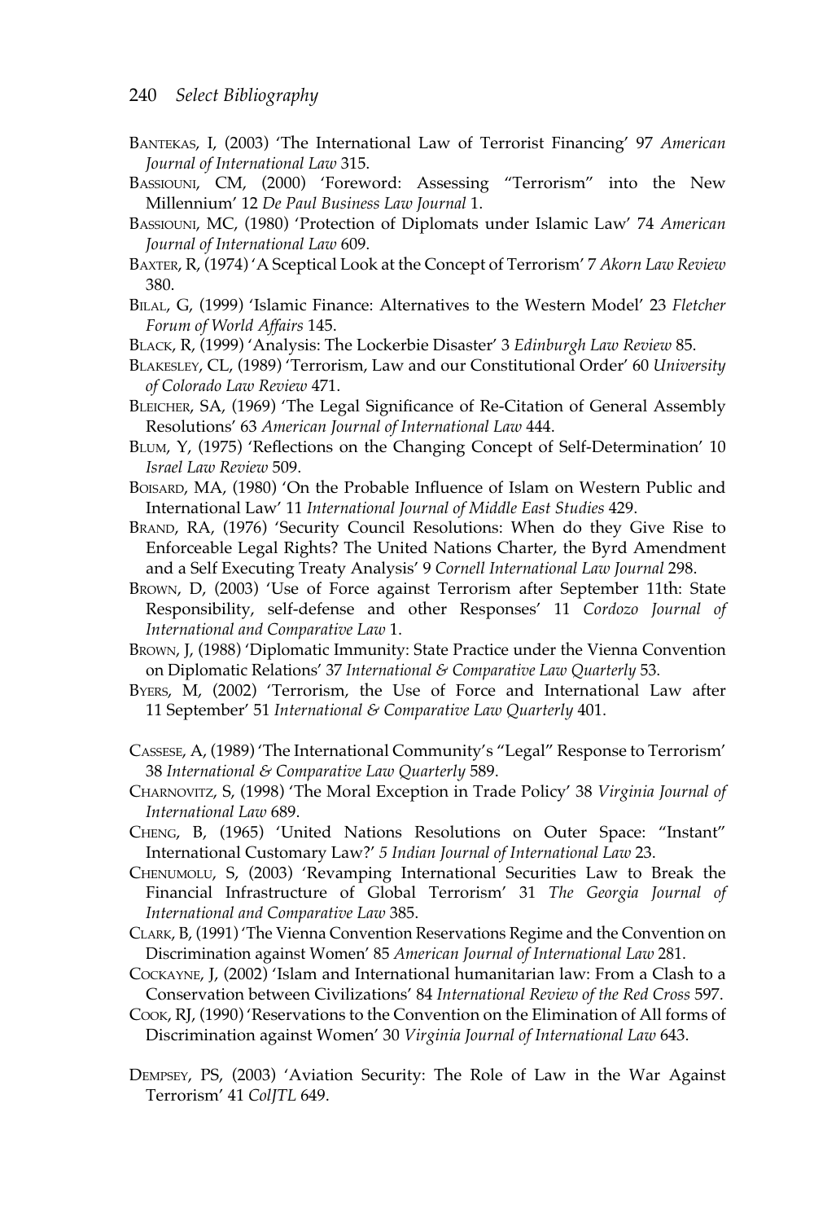Bantekas, I, (2003) 'The International Law of Terrorist Financing' 97 *American Journal of International Law* 315.

Bassiouni, CM, (2000) 'Foreword: Assessing "Terrorism" into the New Millennium' 12 *De Paul Business Law Journal* 1.

Bassiouni, MC, (1980) 'Protection of Diplomats under Islamic Law' 74 *American Journal of International Law* 609.

Baxter, R, (1974) 'A Sceptical Look at the Concept of Terrorism' 7 *Akorn Law Review* 380.

Bilal, G, (1999) 'Islamic Finance: Alternatives to the Western Model' 23 *Fletcher Forum of World Affairs* 145.

Black, R, (1999) 'Analysis: The Lockerbie Disaster' 3 *Edinburgh Law Review* 85.

Blakesley, CL, (1989) 'Terrorism, Law and our Constitutional Order' 60 *University of Colorado Law Review* 471.

Bleicher, SA, (1969) 'The Legal Significance of Re-Citation of General Assembly Resolutions' 63 *American Journal of International Law* 444.

Blum, Y, (1975) 'Reflections on the Changing Concept of Self-Determination' 10 *Israel Law Review* 509.

Boisard, MA, (1980) 'On the Probable Influence of Islam on Western Public and International Law' 11 *International Journal of Middle East Studies* 429.

Brand, RA, (1976) 'Security Council Resolutions: When do they Give Rise to Enforceable Legal Rights? The United Nations Charter, the Byrd Amendment and a Self Executing Treaty Analysis' 9 *Cornell International Law Journal* 298.

Brown, D, (2003) 'Use of Force against Terrorism after September 11th: State Responsibility, self-defense and other Responses' 11 *Cordozo Journal of International and Comparative Law* 1.

Brown, J, (1988) 'Diplomatic Immunity: State Practice under the Vienna Convention on Diplomatic Relations' 37 *International & Comparative Law Quarterly* 53.

Byers, M, (2002) 'Terrorism, the Use of Force and International Law after 11 September' 51 *International & Comparative Law Quarterly* 401.

Cassese, A, (1989) 'The International Community's "Legal" Response to Terrorism' 38 *International & Comparative Law Quarterly* 589.

Charnovitz, S, (1998) 'The Moral Exception in Trade Policy' 38 *Virginia Journal of International Law* 689.

Cheng, B, (1965) 'United Nations Resolutions on Outer Space: "Instant" International Customary Law?' *5 Indian Journal of International Law* 23.

Chenumolu, S, (2003) 'Revamping International Securities Law to Break the Financial Infrastructure of Global Terrorism' 31 *The Georgia Journal of International and Comparative Law* 385.

Clark, B, (1991) 'The Vienna Convention Reservations Regime and the Convention on Discrimination against Women' 85 *American Journal of International Law* 281.

Cockayne, J, (2002) 'Islam and International humanitarian law: From a Clash to a Conservation between Civilizations' 84 *International Review of the Red Cross* 597.

Cook, RJ, (1990) 'Reservations to the Convention on the Elimination of All forms of Discrimination against Women' 30 *Virginia Journal of International Law* 643.

Dempsey, PS, (2003) 'Aviation Security: The Role of Law in the War Against Terrorism' 41 *ColJTL* 649.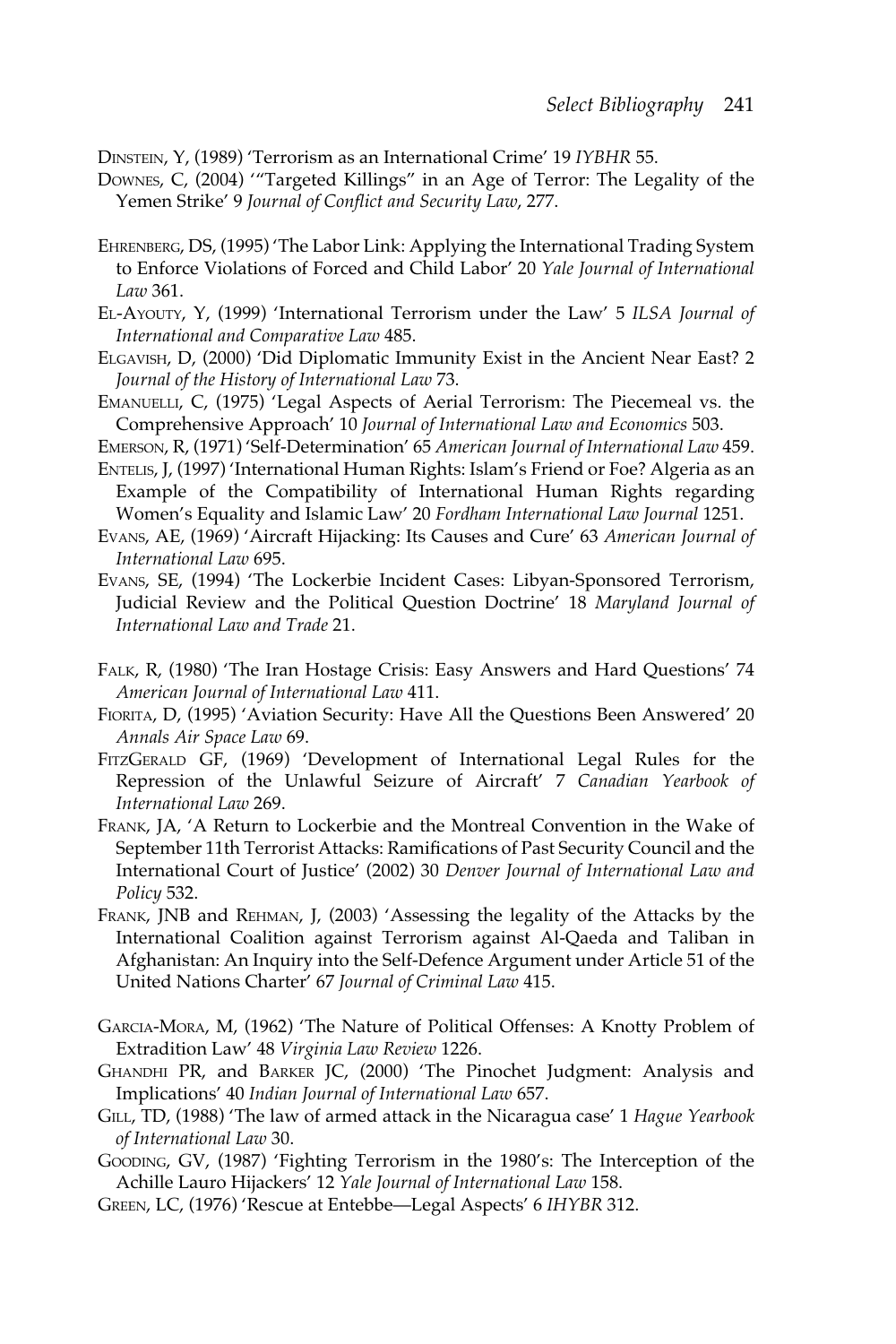Dinstein, Y, (1989) 'Terrorism as an International Crime' 19 *IYBHR* 55.

Downes, C, (2004) '"Targeted Killings" in an Age of Terror: The Legality of the Yemen Strike' 9 *Journal of Conflict and Security Law*, 277.

Ehrenberg, DS, (1995) 'The Labor Link: Applying the International Trading System to Enforce Violations of Forced and Child Labor' 20 *Yale Journal of International Law* 361.

El-Ayouty, Y, (1999) 'International Terrorism under the Law' 5 *ILSA Journal of International and Comparative Law* 485.

Elgavish, D, (2000) 'Did Diplomatic Immunity Exist in the Ancient Near East? 2 *Journal of the History of International Law* 73.

Emanuelli, C, (1975) 'Legal Aspects of Aerial Terrorism: The Piecemeal vs. the Comprehensive Approach' 10 *Journal of International Law and Economics* 503.

Emerson, R, (1971) 'Self-Determination' 65 *American Journal of International Law* 459.

Entelis, J, (1997) 'International Human Rights: Islam's Friend or Foe? Algeria as an Example of the Compatibility of International Human Rights regarding Women's Equality and Islamic Law' 20 *Fordham International Law Journal* 1251.

Evans, AE, (1969) 'Aircraft Hijacking: Its Causes and Cure' 63 *American Journal of International Law* 695.

Evans, SE, (1994) 'The Lockerbie Incident Cases: Libyan-Sponsored Terrorism, Judicial Review and the Political Question Doctrine' 18 *Maryland Journal of International Law and Trade* 21.

Falk, R, (1980) 'The Iran Hostage Crisis: Easy Answers and Hard Questions' 74 *American Journal of International Law* 411.

Fiorita, D, (1995) 'Aviation Security: Have All the Questions Been Answered' 20 *Annals Air Space Law* 69.

FitzGerald GF, (1969) 'Development of International Legal Rules for the Repression of the Unlawful Seizure of Aircraft' 7 *Canadian Yearbook of International Law* 269.

Frank, JA, 'A Return to Lockerbie and the Montreal Convention in the Wake of September 11th Terrorist Attacks: Ramifications of Past Security Council and the International Court of Justice' (2002) 30 *Denver Journal of International Law and Policy* 532.

Frank, JNB and Rehman, J, (2003) 'Assessing the legality of the Attacks by the International Coalition against Terrorism against Al-Qaeda and Taliban in Afghanistan: An Inquiry into the Self-Defence Argument under Article 51 of the United Nations Charter' 67 *Journal of Criminal Law* 415.

Garcia-Mora, M, (1962) 'The Nature of Political Offenses: A Knotty Problem of Extradition Law' 48 *Virginia Law Review* 1226.

Ghandhi PR, and Barker JC, (2000) 'The Pinochet Judgment: Analysis and Implications' 40 *Indian Journal of International Law* 657.

Gill, TD, (1988) 'The law of armed attack in the Nicaragua case' 1 *Hague Yearbook of International Law* 30.

Gooding, GV, (1987) 'Fighting Terrorism in the 1980's: The Interception of the Achille Lauro Hijackers' 12 *Yale Journal of International Law* 158.

Green, LC, (1976) 'Rescue at Entebbe—Legal Aspects' 6 *IHYBR* 312.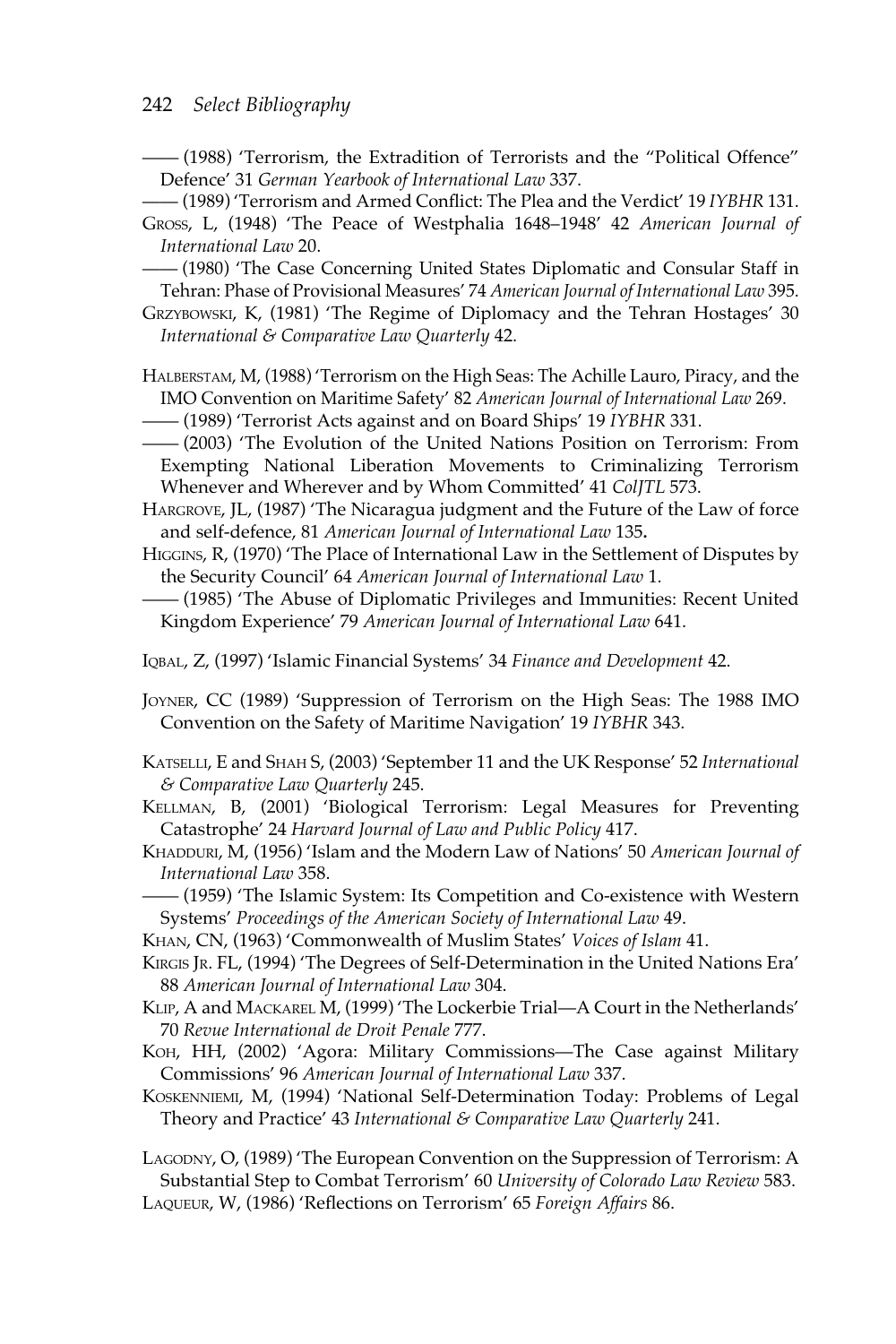—— (1988) 'Terrorism, the Extradition of Terrorists and the "Political Offence" Defence' 31 *German Yearbook of International Law* 337.

—— (1989) 'Terrorism and Armed Conflict: The Plea and the Verdict' 19 *IYBHR* 131.

GROSS, L, (1948) 'The Peace of Westphalia 1648–1948' 42 *American Journal of International Law* 20.

—— (1980) 'The Case Concerning United States Diplomatic and Consular Staff in Tehran: Phase of Provisional Measures' 74 *American Journal of International Law* 395.

GRZYBOWSKI, K, (1981) 'The Regime of Diplomacy and the Tehran Hostages' 30 *International & Comparative Law Quarterly* 42.

HALBERSTAM, M, (1988) 'Terrorism on the High Seas: The Achille Lauro, Piracy, and the IMO Convention on Maritime Safety' 82 *American Journal of International Law* 269.

—— (1989) 'Terrorist Acts against and on Board Ships' 19 *IYBHR* 331.

—— (2003) 'The Evolution of the United Nations Position on Terrorism: From Exempting National Liberation Movements to Criminalizing Terrorism Whenever and Wherever and by Whom Committed' 41 *ColJTL* 573.

HARGROVE, JL, (1987) 'The Nicaragua judgment and the Future of the Law of force and self-defence, 81 *American Journal of International Law* 135**.**

HIGGINS, R, (1970) 'The Place of International Law in the Settlement of Disputes by the Security Council' 64 *American Journal of International Law* 1.

—— (1985) 'The Abuse of Diplomatic Privileges and Immunities: Recent United Kingdom Experience' 79 *American Journal of International Law* 641.

IQBAL, Z, (1997) 'Islamic Financial Systems' 34 *Finance and Development* 42.

JOYNER, CC (1989) 'Suppression of Terrorism on the High Seas: The 1988 IMO Convention on the Safety of Maritime Navigation' 19 *IYBHR* 343.

KATSELLI, E and SHAH S, (2003) 'September 11 and the UK Response' 52 *International & Comparative Law Quarterly* 245.

KELLMAN, B, (2001) 'Biological Terrorism: Legal Measures for Preventing Catastrophe' 24 *Harvard Journal of Law and Public Policy* 417.

KHADDURI, M, (1956) 'Islam and the Modern Law of Nations' 50 *American Journal of International Law* 358.

—— (1959) 'The Islamic System: Its Competition and Co-existence with Western Systems' *Proceedings of the American Society of International Law* 49.

KHAN, CN, (1963) 'Commonwealth of Muslim States' *Voices of Islam* 41.

KIRGIS JR. FL, (1994) 'The Degrees of Self-Determination in the United Nations Era' 88 *American Journal of International Law* 304.

KLIP, A and MACKAREL M, (1999) 'The Lockerbie Trial—A Court in the Netherlands' 70 *Revue International de Droit Penale* 777.

KOH, HH, (2002) 'Agora: Military Commissions—The Case against Military Commissions' 96 *American Journal of International Law* 337.

KOSKENNIEMI, M, (1994) 'National Self-Determination Today: Problems of Legal Theory and Practice' 43 *International & Comparative Law Quarterly* 241.

LAGODNY, O, (1989) 'The European Convention on the Suppression of Terrorism: A Substantial Step to Combat Terrorism' 60 *University of Colorado Law Review* 583.

LAQUEUR, W, (1986) 'Reflections on Terrorism' 65 *Foreign Affairs* 86.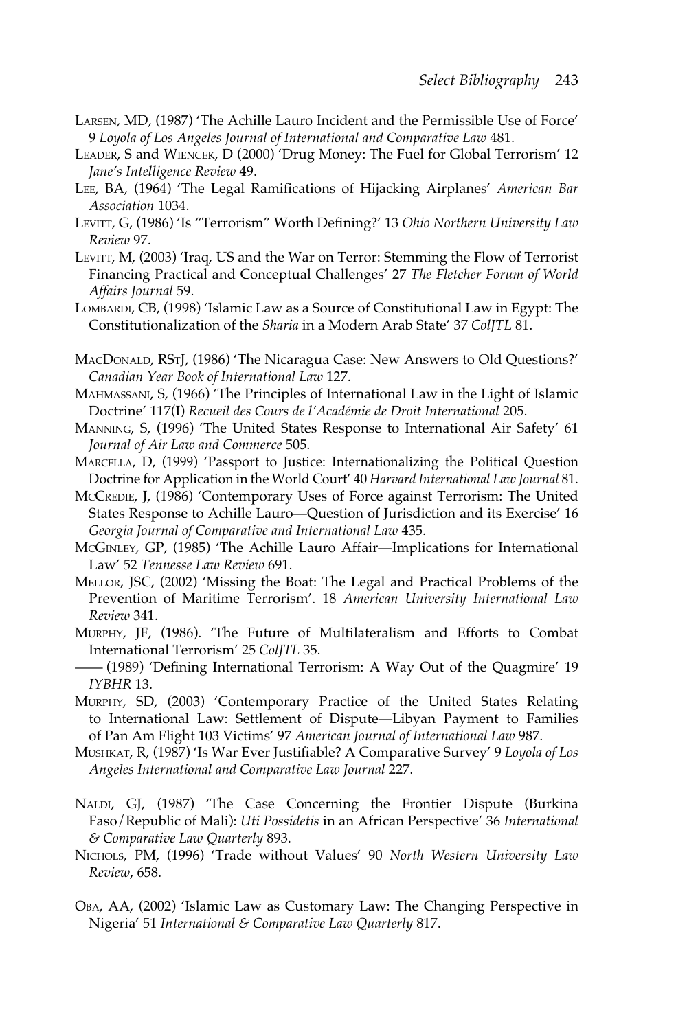LARSEN, MD, (1987) 'The Achille Lauro Incident and the Permissible Use of Force' 9 *Loyola of Los Angeles Journal of International and Comparative Law* 481.

LEADER, S and WIENCEK, D (2000) 'Drug Money: The Fuel for Global Terrorism' 12 *Jane's Intelligence Review* 49.

LEE, BA, (1964) 'The Legal Ramifications of Hijacking Airplanes' *American Bar Association* 1034.

LEVITT, G, (1986) 'Is "Terrorism" Worth Defining?' 13 *Ohio Northern University Law Review* 97.

LEVITT, M, (2003) 'Iraq, US and the War on Terror: Stemming the Flow of Terrorist Financing Practical and Conceptual Challenges' 27 *The Fletcher Forum of World Affairs Journal* 59.

LOMBARDI, CB, (1998) 'Islamic Law as a Source of Constitutional Law in Egypt: The Constitutionalization of the *Sharia* in a Modern Arab State' 37 *ColJTL* 81.

MACDONALD, RSTJ, (1986) 'The Nicaragua Case: New Answers to Old Questions?' *Canadian Year Book of International Law* 127.

MAHMASSANI, S, (1966) 'The Principles of International Law in the Light of Islamic Doctrine' 117(I) *Recueil des Cours de l'Académie de Droit International* 205.

MANNING, S, (1996) 'The United States Response to International Air Safety' 61 *Journal of Air Law and Commerce* 505.

MARCELLA, D, (1999) 'Passport to Justice: Internationalizing the Political Question Doctrine for Application in the World Court' 40 *Harvard International Law Journal* 81.

MCCREDIE, J, (1986) 'Contemporary Uses of Force against Terrorism: The United States Response to Achille Lauro—Question of Jurisdiction and its Exercise' 16 *Georgia Journal of Comparative and International Law* 435.

MCGINLEY, GP, (1985) 'The Achille Lauro Affair—Implications for International Law' 52 *Tennesse Law Review* 691.

MELLOR, JSC, (2002) 'Missing the Boat: The Legal and Practical Problems of the Prevention of Maritime Terrorism'. 18 *American University International Law Review* 341.

MURPHY, JF, (1986). 'The Future of Multilateralism and Efforts to Combat International Terrorism' 25 *ColJTL* 35.

—— (1989) 'Defining International Terrorism: A Way Out of the Quagmire' 19 *IYBHR* 13.

MURPHY, SD, (2003) 'Contemporary Practice of the United States Relating to International Law: Settlement of Dispute—Libyan Payment to Families of Pan Am Flight 103 Victims' 97 *American Journal of International Law* 987.

MUSHKAT, R, (1987) 'Is War Ever Justifiable? A Comparative Survey' 9 *Loyola of Los Angeles International and Comparative Law Journal* 227.

NALDI, GJ, (1987) 'The Case Concerning the Frontier Dispute (Burkina Faso/Republic of Mali): *Uti Possidetis* in an African Perspective' 36 *International & Comparative Law Quarterly* 893.

NICHOLS, PM, (1996) 'Trade without Values' 90 *North Western University Law Review*, 658.

OBA, AA, (2002) 'Islamic Law as Customary Law: The Changing Perspective in Nigeria' 51 *International & Comparative Law Quarterly* 817.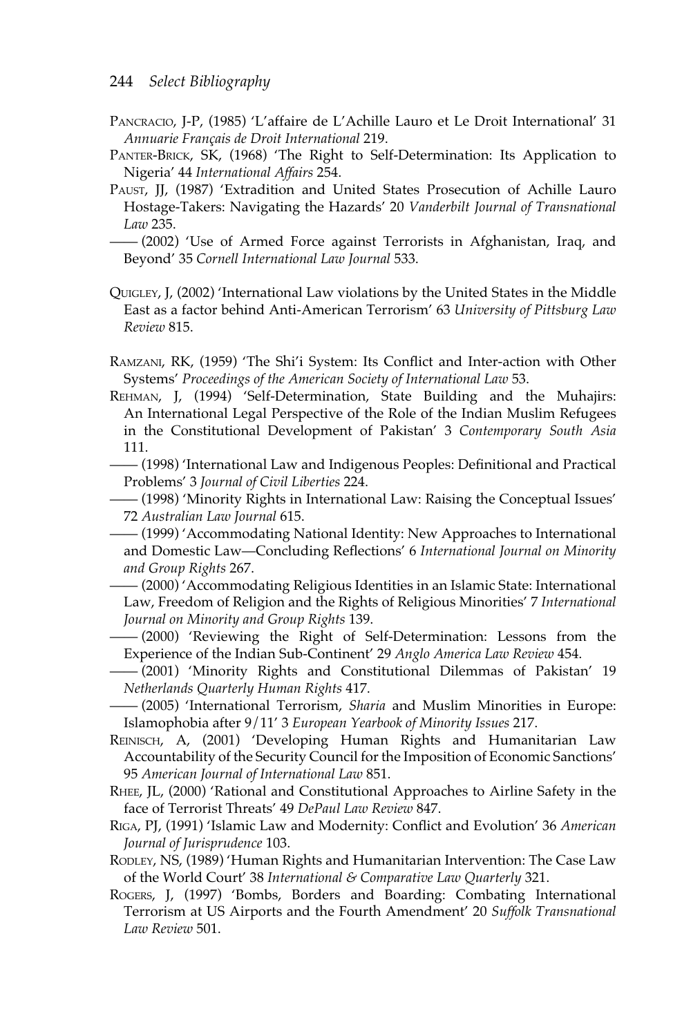PANCRACIO, J-P, (1985) 'L'affaire de L'Achille Lauro et Le Droit International' 31 *Annuarie Français de Droit International* 219.

PANTER-BRICK, SK, (1968) 'The Right to Self-Determination: Its Application to Nigeria' 44 *International Affairs* 254.

PAUST, JJ, (1987) 'Extradition and United States Prosecution of Achille Lauro Hostage-Takers: Navigating the Hazards' 20 *Vanderbilt Journal of Transnational Law* 235.

—— (2002) 'Use of Armed Force against Terrorists in Afghanistan, Iraq, and Beyond' 35 *Cornell International Law Journal* 533.

QUIGLEY, J, (2002) 'International Law violations by the United States in the Middle East as a factor behind Anti-American Terrorism' 63 *University of Pittsburg Law Review* 815.

RAMZANI, RK, (1959) 'The Shi'i System: Its Conflict and Inter-action with Other Systems' *Proceedings of the American Society of International Law* 53.

REHMAN, J, (1994) 'Self-Determination, State Building and the Muhajirs: An International Legal Perspective of the Role of the Indian Muslim Refugees in the Constitutional Development of Pakistan' 3 *Contemporary South Asia* 111.

—— (1998) 'International Law and Indigenous Peoples: Definitional and Practical Problems' 3 *Journal of Civil Liberties* 224.

—— (1998) 'Minority Rights in International Law: Raising the Conceptual Issues' 72 *Australian Law Journal* 615.

—— (1999) 'Accommodating National Identity: New Approaches to International and Domestic Law—Concluding Reflections' 6 *International Journal on Minority and Group Rights* 267.

—— (2000) 'Accommodating Religious Identities in an Islamic State: International Law, Freedom of Religion and the Rights of Religious Minorities' 7 *International Journal on Minority and Group Rights* 139.

—— (2000) 'Reviewing the Right of Self-Determination: Lessons from the Experience of the Indian Sub-Continent' 29 *Anglo America Law Review* 454.

—— (2001) 'Minority Rights and Constitutional Dilemmas of Pakistan' 19 *Netherlands Quarterly Human Rights* 417.

—— (2005) 'International Terrorism, *Sharia* and Muslim Minorities in Europe: Islamophobia after 9/11' 3 *European Yearbook of Minority Issues* 217.

REINISCH, A, (2001) 'Developing Human Rights and Humanitarian Law Accountability of the Security Council for the Imposition of Economic Sanctions' 95 *American Journal of International Law* 851.

RHEE, JL, (2000) 'Rational and Constitutional Approaches to Airline Safety in the face of Terrorist Threats' 49 *DePaul Law Review* 847.

RIGA, PJ, (1991) 'Islamic Law and Modernity: Conflict and Evolution' 36 *American Journal of Jurisprudence* 103.

RODLEY, NS, (1989) 'Human Rights and Humanitarian Intervention: The Case Law of the World Court' 38 *International & Comparative Law Quarterly* 321.

ROGERS, J, (1997) 'Bombs, Borders and Boarding: Combating International Terrorism at US Airports and the Fourth Amendment' 20 *Suffolk Transnational Law Review* 501.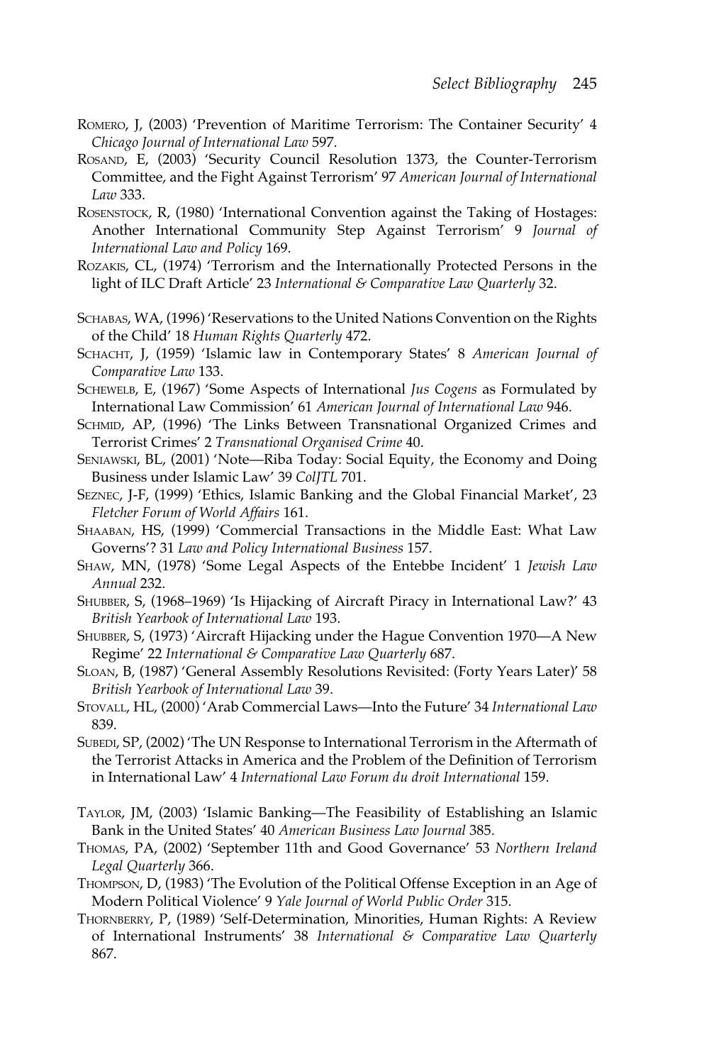ROMERO, J, (2003) 'Prevention of Maritime Terrorism: The Container Security' 4 *Chicago Journal of International Law* 597.

ROSAND, E, (2003) 'Security Council Resolution 1373, the Counter-Terrorism Committee, and the Fight Against Terrorism' 97 *American Journal of International Law* 333.

ROSENSTOCK, R, (1980) 'International Convention against the Taking of Hostages: Another International Community Step Against Terrorism' 9 *Journal of International Law and Policy* 169.

ROZAKIS, CL, (1974) 'Terrorism and the Internationally Protected Persons in the light of ILC Draft Article' 23 *International & Comparative Law Quarterly* 32.

SCHABAS, WA, (1996) 'Reservations to the United Nations Convention on the Rights of the Child' 18 *Human Rights Quarterly* 472.

SCHACHT, J, (1959) 'Islamic law in Contemporary States' 8 *American Journal of Comparative Law* 133.

SCHEWELB, E, (1967) 'Some Aspects of International *Jus Cogens* as Formulated by International Law Commission' 61 *American Journal of International Law* 946.

SCHMID, AP, (1996) 'The Links Between Transnational Organized Crimes and Terrorist Crimes' 2 *Transnational Organised Crime* 40.

SENIAWSKI, BL, (2001) 'Note—Riba Today: Social Equity, the Economy and Doing Business under Islamic Law' 39 *ColJTL* 701.

SEZNEC, J-F, (1999) 'Ethics, Islamic Banking and the Global Financial Market', 23 *Fletcher Forum of World Affairs* 161.

SHAABAN, HS, (1999) 'Commercial Transactions in the Middle East: What Law Governs'? 31 *Law and Policy International Business* 157.

SHAW, MN, (1978) 'Some Legal Aspects of the Entebbe Incident' 1 *Jewish Law Annual* 232.

SHUBBER, S, (1968–1969) 'Is Hijacking of Aircraft Piracy in International Law?' 43 *British Yearbook of International Law* 193.

SHUBBER, S, (1973) 'Aircraft Hijacking under the Hague Convention 1970—A New Regime' 22 *International & Comparative Law Quarterly* 687.

SLOAN, B, (1987) 'General Assembly Resolutions Revisited: (Forty Years Later)' 58 *British Yearbook of International Law* 39.

STOVALL, HL, (2000) 'Arab Commercial Laws—Into the Future' 34 *International Law* 839.

SUBEDI, SP, (2002) 'The UN Response to International Terrorism in the Aftermath of the Terrorist Attacks in America and the Problem of the Definition of Terrorism in International Law' 4 *International Law Forum du droit International* 159.

TAYLOR, JM, (2003) 'Islamic Banking—The Feasibility of Establishing an Islamic Bank in the United States' 40 *American Business Law Journal* 385.

THOMAS, PA, (2002) 'September 11th and Good Governance' 53 *Northern Ireland Legal Quarterly* 366.

THOMPSON, D, (1983) 'The Evolution of the Political Offense Exception in an Age of Modern Political Violence' 9 *Yale Journal of World Public Order* 315.

THORNBERRY, P, (1989) 'Self-Determination, Minorities, Human Rights: A Review of International Instruments' 38 *International & Comparative Law Quarterly* 867.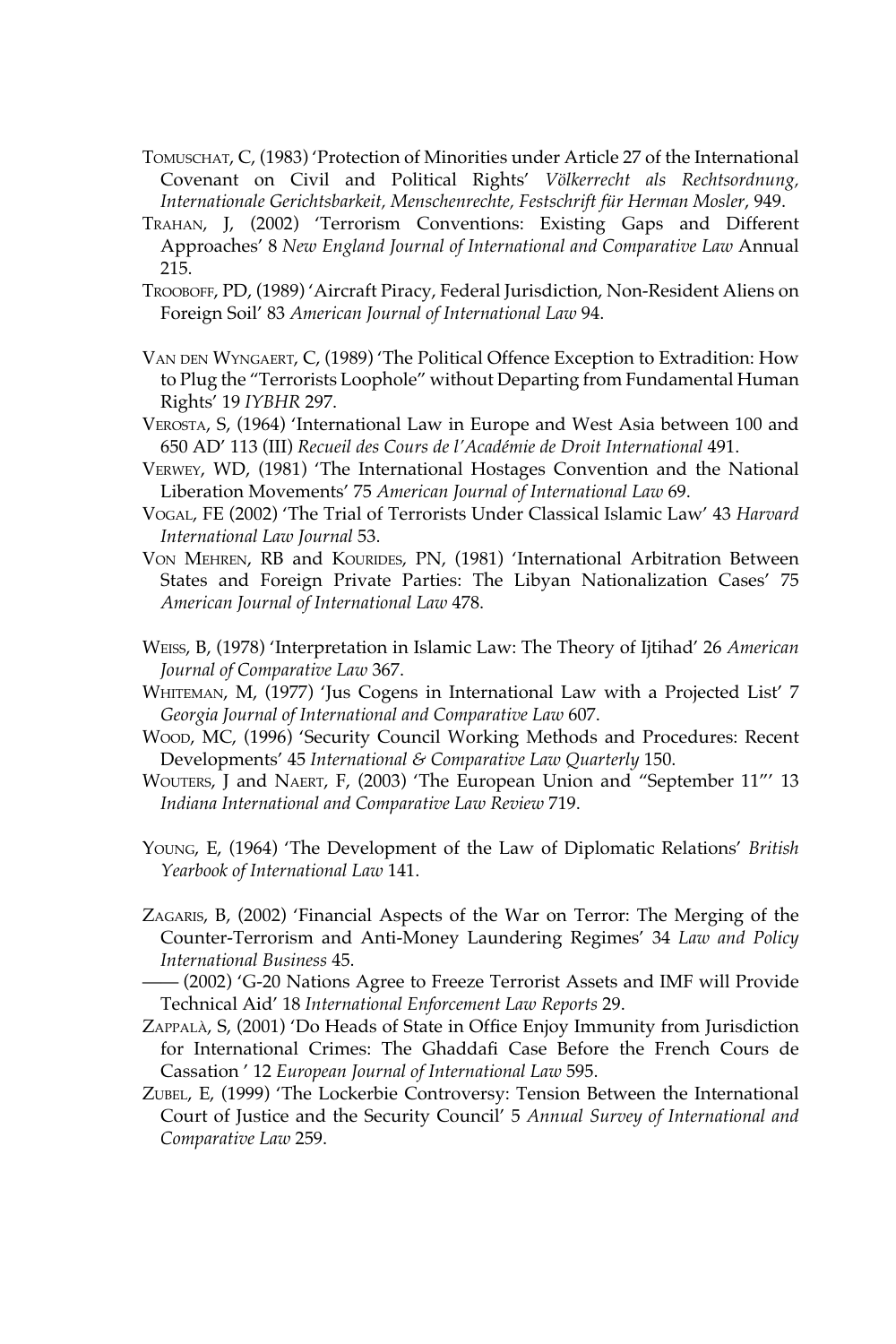Tomuschat, C, (1983) 'Protection of Minorities under Article 27 of the International Covenant on Civil and Political Rights' *Völkerrecht als Rechtsordnung, Internationale Gerichtsbarkeit, Menschenrechte, Festschrift für Herman Mosler*, 949.

Trahan, J, (2002) 'Terrorism Conventions: Existing Gaps and Different Approaches' 8 *New England Journal of International and Comparative Law* Annual 215.

Trooboff, PD, (1989) 'Aircraft Piracy, Federal Jurisdiction, Non-Resident Aliens on Foreign Soil' 83 *American Journal of International Law* 94.

Van den Wyngaert, C, (1989) 'The Political Offence Exception to Extradition: How to Plug the "Terrorists Loophole" without Departing from Fundamental Human Rights' 19 *IYBHR* 297.

Verosta, S, (1964) 'International Law in Europe and West Asia between 100 and 650 AD' 113 (III) *Recueil des Cours de l'Académie de Droit International* 491.

Verwey, WD, (1981) 'The International Hostages Convention and the National Liberation Movements' 75 *American Journal of International Law* 69.

Vogal, FE (2002) 'The Trial of Terrorists Under Classical Islamic Law' 43 *Harvard International Law Journal* 53.

Von Mehren, RB and Kourides, PN, (1981) 'International Arbitration Between States and Foreign Private Parties: The Libyan Nationalization Cases' 75 *American Journal of International Law* 478.

Weiss, B, (1978) 'Interpretation in Islamic Law: The Theory of Ijtihad' 26 *American Journal of Comparative Law* 367.

Whiteman, M, (1977) 'Jus Cogens in International Law with a Projected List' 7 *Georgia Journal of International and Comparative Law* 607.

Wood, MC, (1996) 'Security Council Working Methods and Procedures: Recent Developments' 45 *International & Comparative Law Quarterly* 150.

Wouters, J and Naert, F, (2003) 'The European Union and "September 11"' 13 *Indiana International and Comparative Law Review* 719.

Young, E, (1964) 'The Development of the Law of Diplomatic Relations' *British Yearbook of International Law* 141.

Zagaris, B, (2002) 'Financial Aspects of the War on Terror: The Merging of the Counter-Terrorism and Anti-Money Laundering Regimes' 34 *Law and Policy International Business* 45.

—— (2002) 'G-20 Nations Agree to Freeze Terrorist Assets and IMF will Provide Technical Aid' 18 *International Enforcement Law Reports* 29.

Zappalà, S, (2001) 'Do Heads of State in Office Enjoy Immunity from Jurisdiction for International Crimes: The Ghaddafi Case Before the French Cours de Cassation ' 12 *European Journal of International Law* 595.

Zubel, E, (1999) 'The Lockerbie Controversy: Tension Between the International Court of Justice and the Security Council' 5 *Annual Survey of International and Comparative Law* 259.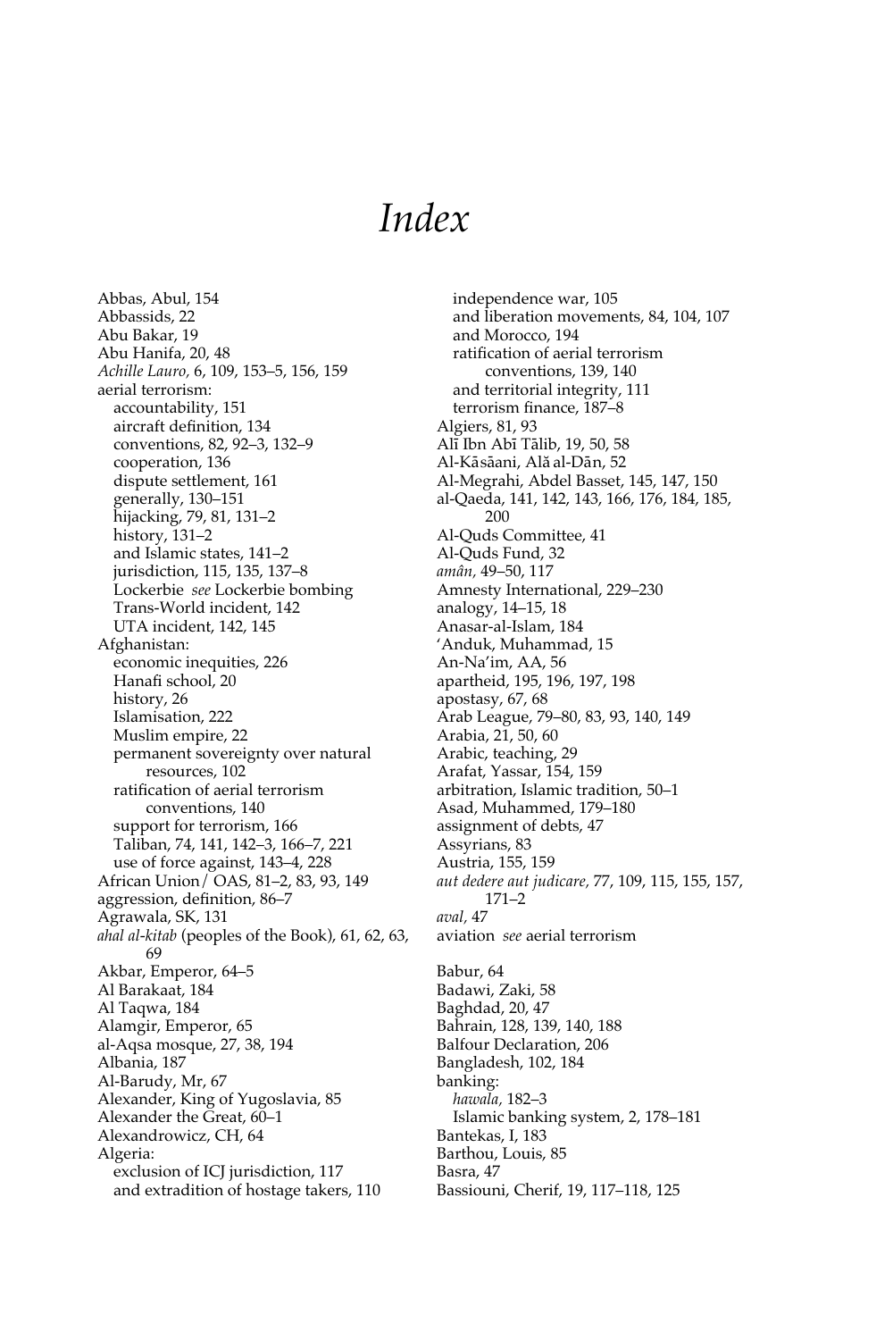# Index

Abbas, Abul, 154
Abbassids, 22
Abu Bakar, 19
Abu Hanifa, 20, 48
*Achille Lauro*, 6, 109, 153–5, 156, 159
aerial terrorism:
  accountability, 151
  aircraft definition, 134
  conventions, 82, 92–3, 132–9
  cooperation, 136
  dispute settlement, 161
  generally, 130–151
  hijacking, 79, 81, 131–2
  history, 131–2
  and Islamic states, 141–2
  jurisdiction, 115, 135, 137–8
  Lockerbie *see* Lockerbie bombing
  Trans-World incident, 142
  UTA incident, 142, 145
Afghanistan:
  economic inequities, 226
  Hanafi school, 20
  history, 26
  Islamisation, 222
  Muslim empire, 22
  permanent sovereignty over natural resources, 102
  ratification of aerial terrorism conventions, 140
  support for terrorism, 166
  Taliban, 74, 141, 142–3, 166–7, 221
  use of force against, 143–4, 228
African Union / OAS, 81–2, 83, 93, 149
aggression, definition, 86–7
Agrawala, SK, 131
*ahal al-kitab* (peoples of the Book), 61, 62, 63, 69
Akbar, Emperor, 64–5
Al Barakaat, 184
Al Taqwa, 184
Alamgir, Emperor, 65
al-Aqsa mosque, 27, 38, 194
Albania, 187
Al-Barudy, Mr, 67
Alexander, King of Yugoslavia, 85
Alexander the Great, 60–1
Alexandrowicz, CH, 64
Algeria:
  exclusion of ICJ jurisdiction, 117
  and extradition of hostage takers, 110
  independence war, 105
  and liberation movements, 84, 104, 107
  and Morocco, 194
  ratification of aerial terrorism conventions, 139, 140
  and territorial integrity, 111
  terrorism finance, 187–8
Algiers, 81, 93
Alī Ibn Abī Tālib, 19, 50, 58
Al-Kāsāani, Ală al-Dān, 52
Al-Megrahi, Abdel Basset, 145, 147, 150
al-Qaeda, 141, 142, 143, 166, 176, 184, 185, 200
Al-Quds Committee, 41
Al-Quds Fund, 32
*amân*, 49–50, 117
Amnesty International, 229–230
analogy, 14–15, 18
Anasar-al-Islam, 184
'Anduk, Muhammad, 15
An-Na'im, AA, 56
apartheid, 195, 196, 197, 198
apostasy, 67, 68
Arab League, 79–80, 83, 93, 140, 149
Arabia, 21, 50, 60
Arabic, teaching, 29
Arafat, Yassar, 154, 159
arbitration, Islamic tradition, 50–1
Asad, Muhammed, 179–180
assignment of debts, 47
Assyrians, 83
Austria, 155, 159
*aut dedere aut judicare*, 77, 109, 115, 155, 157, 171–2
*aval*, 47
aviation *see* aerial terrorism

Babur, 64
Badawi, Zaki, 58
Baghdad, 20, 47
Bahrain, 128, 139, 140, 188
Balfour Declaration, 206
Bangladesh, 102, 184
banking:
  *hawala*, 182–3
  Islamic banking system, 2, 178–181
Bantekas, I, 183
Barthou, Louis, 85
Basra, 47
Bassiouni, Cherif, 19, 117–118, 125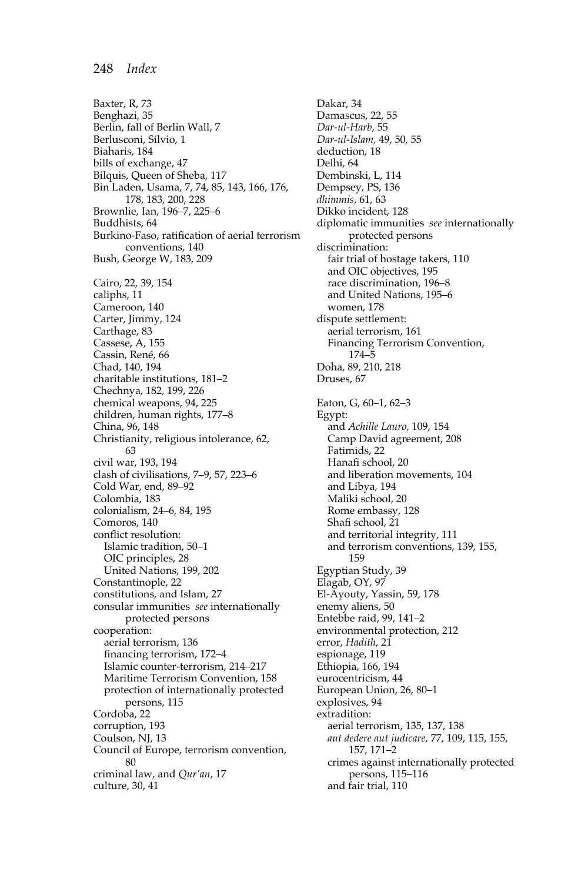Baxter, R, 73
Benghazi, 35
Berlin, fall of Berlin Wall, 7
Berlusconi, Silvio, 1
Biaharis, 184
bills of exchange, 47
Bilquis, Queen of Sheba, 117
Bin Laden, Usama, 7, 74, 85, 143, 166, 176, 178, 183, 200, 228
Brownlie, Ian, 196–7, 225–6
Buddhists, 64
Burkino-Faso, ratification of aerial terrorism conventions, 140
Bush, George W, 183, 209

Cairo, 22, 39, 154
caliphs, 11
Cameroon, 140
Carter, Jimmy, 124
Carthage, 83
Cassese, A, 155
Cassin, René, 66
Chad, 140, 194
charitable institutions, 181–2
Chechnya, 182, 199, 226
chemical weapons, 94, 225
children, human rights, 177–8
China, 96, 148
Christianity, religious intolerance, 62, 63
civil war, 193, 194
clash of civilisations, 7–9, 57, 223–6
Cold War, end, 89–92
Colombia, 183
colonialism, 24–6, 84, 195
Comoros, 140
conflict resolution:
  Islamic tradition, 50–1
  OIC principles, 28
  United Nations, 199, 202
Constantinople, 22
constitutions, and Islam, 27
consular immunities *see* internationally protected persons
cooperation:
  aerial terrorism, 136
  financing terrorism, 172–4
  Islamic counter-terrorism, 214–217
  Maritime Terrorism Convention, 158
  protection of internationally protected persons, 115
Cordoba, 22
corruption, 193
Coulson, NJ, 13
Council of Europe, terrorism convention, 80
criminal law, and *Qur'an,* 17
culture, 30, 41

Dakar, 34
Damascus, 22, 55
*Dar-ul-Harb,* 55
*Dar-ul-Islam,* 49, 50, 55
deduction, 18
Delhi, 64
Dembinski, L, 114
Dempsey, PS, 136
*dhimmis,* 61, 63
Dikko incident, 128
diplomatic immunities *see* internationally protected persons
discrimination:
  fair trial of hostage takers, 110
  and OIC objectives, 195
  race discrimination, 196–8
  and United Nations, 195–6
  women, 178
dispute settlement:
  aerial terrorism, 161
  Financing Terrorism Convention, 174–5
Doha, 89, 210, 218
Druses, 67

Eaton, G, 60–1, 62–3
Egypt:
  and *Achille Lauro,* 109, 154
  Camp David agreement, 208
  Fatimids, 22
  Hanafi school, 20
  and liberation movements, 104
  and Libya, 194
  Maliki school, 20
  Rome embassy, 128
  Shafi school, 21
  and territorial integrity, 111
  and terrorism conventions, 139, 155, 159
Egyptian Study, 39
Elagab, OY, 97
El-Ayouty, Yassin, 59, 178
enemy aliens, 50
Entebbe raid, 99, 141–2
environmental protection, 212
error, *Hadith*, 21
espionage, 119
Ethiopia, 166, 194
eurocentricism, 44
European Union, 26, 80–1
explosives, 94
extradition:
  aerial terrorism, 135, 137, 138
  *aut dedere aut judicare,* 77, 109, 115, 155, 157, 171–2
  crimes against internationally protected persons, 115–116
  and fair trial, 110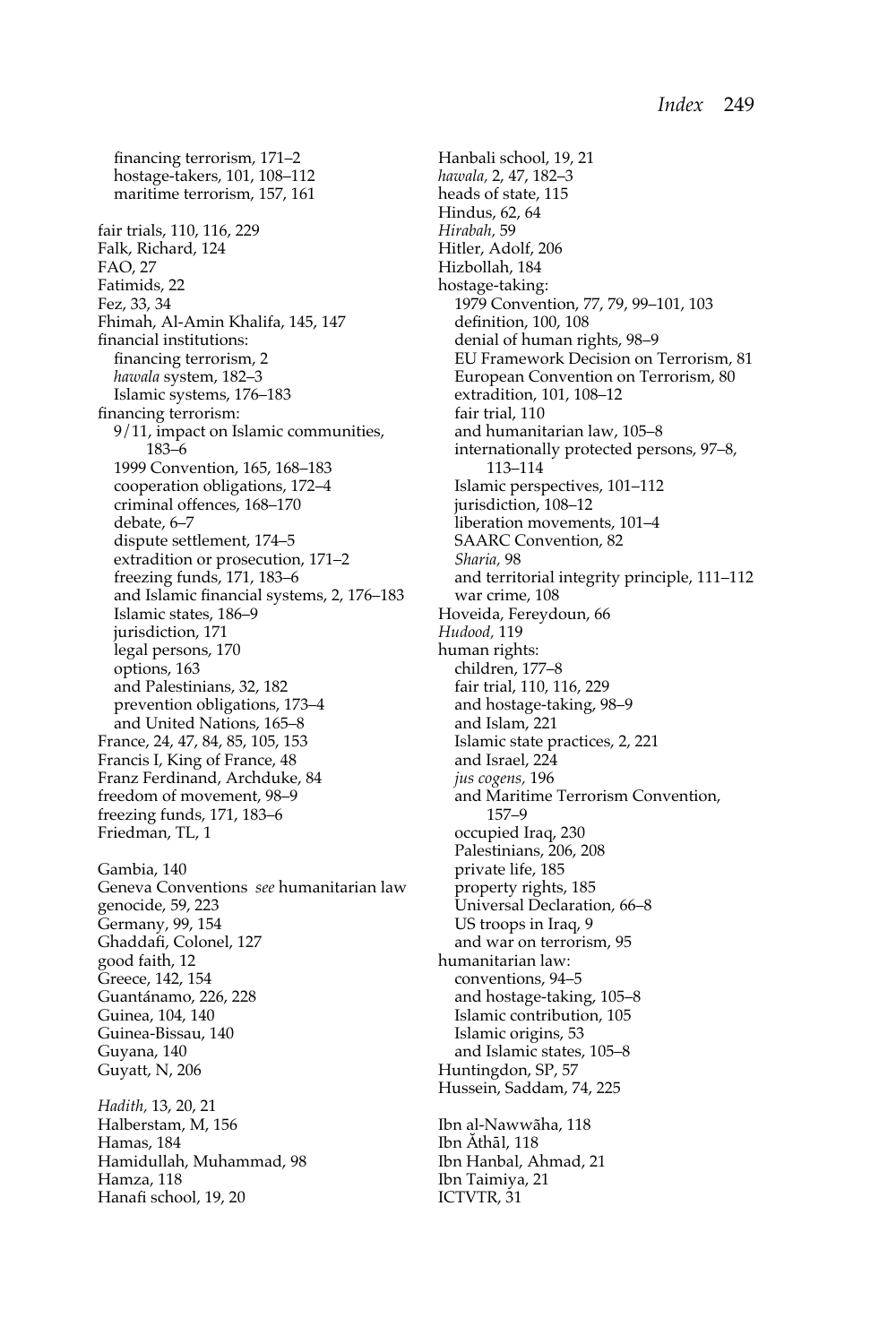financing terrorism, 171–2
hostage-takers, 101, 108–112
maritime terrorism, 157, 161

fair trials, 110, 116, 229
Falk, Richard, 124
FAO, 27
Fatimids, 22
Fez, 33, 34
Fhimah, Al-Amin Khalifa, 145, 147
financial institutions:
financing terrorism, 2
*hawala* system, 182–3
Islamic systems, 176–183
financing terrorism:
9/11, impact on Islamic communities, 183–6
1999 Convention, 165, 168–183
cooperation obligations, 172–4
criminal offences, 168–170
debate, 6–7
dispute settlement, 174–5
extradition or prosecution, 171–2
freezing funds, 171, 183–6
and Islamic financial systems, 2, 176–183
Islamic states, 186–9
jurisdiction, 171
legal persons, 170
options, 163
and Palestinians, 32, 182
prevention obligations, 173–4
and United Nations, 165–8
France, 24, 47, 84, 85, 105, 153
Francis I, King of France, 48
Franz Ferdinand, Archduke, 84
freedom of movement, 98–9
freezing funds, 171, 183–6
Friedman, TL, 1

Gambia, 140
Geneva Conventions *see* humanitarian law
genocide, 59, 223
Germany, 99, 154
Ghaddafi, Colonel, 127
good faith, 12
Greece, 142, 154
Guantánamo, 226, 228
Guinea, 104, 140
Guinea-Bissau, 140
Guyana, 140
Guyatt, N, 206

*Hadith,* 13, 20, 21
Halberstam, M, 156
Hamas, 184
Hamidullah, Muhammad, 98
Hamza, 118
Hanafi school, 19, 20
Hanbali school, 19, 21
*hawala,* 2, 47, 182–3
heads of state, 115
Hindus, 62, 64
*Hirabah,* 59
Hitler, Adolf, 206
Hizbollah, 184
hostage-taking:
1979 Convention, 77, 79, 99–101, 103
definition, 100, 108
denial of human rights, 98–9
EU Framework Decision on Terrorism, 81
European Convention on Terrorism, 80
extradition, 101, 108–12
fair trial, 110
and humanitarian law, 105–8
internationally protected persons, 97–8, 113–114
Islamic perspectives, 101–112
jurisdiction, 108–12
liberation movements, 101–4
SAARC Convention, 82
*Sharia,* 98
and territorial integrity principle, 111–112
war crime, 108
Hoveida, Fereydoun, 66
*Hudood,* 119
human rights:
children, 177–8
fair trial, 110, 116, 229
and hostage-taking, 98–9
and Islam, 221
Islamic state practices, 2, 221
and Israel, 224
*jus cogens,* 196
and Maritime Terrorism Convention, 157–9
occupied Iraq, 230
Palestinians, 206, 208
private life, 185
property rights, 185
Universal Declaration, 66–8
US troops in Iraq, 9
and war on terrorism, 95
humanitarian law:
conventions, 94–5
and hostage-taking, 105–8
Islamic contribution, 105
Islamic origins, 53
and Islamic states, 105–8
Huntingdon, SP, 57
Hussein, Saddam, 74, 225

Ibn al-Nawwāha, 118
Ibn Ăthāl, 118
Ibn Hanbal, Ahmad, 21
Ibn Taimiya, 21
ICTVTR, 31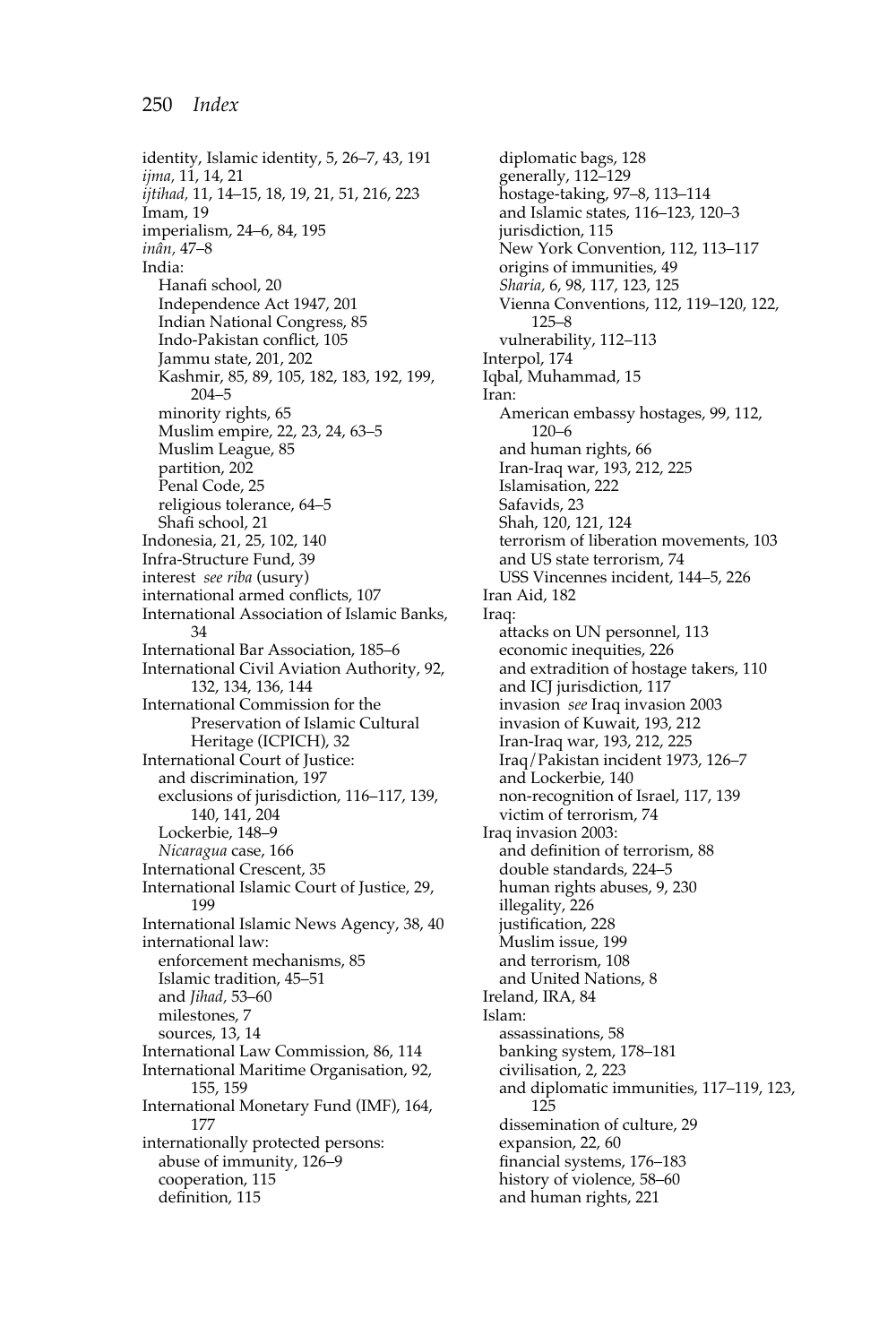identity, Islamic identity, 5, 26–7, 43, 191
*ijma,* 11, 14, 21
*ijtihad,* 11, 14–15, 18, 19, 21, 51, 216, 223
Imam, 19
imperialism, 24–6, 84, 195
*inân,* 47–8
India:
  Hanafi school, 20
  Independence Act 1947, 201
  Indian National Congress, 85
  Indo-Pakistan conflict, 105
  Jammu state, 201, 202
  Kashmir, 85, 89, 105, 182, 183, 192, 199, 204–5
  minority rights, 65
  Muslim empire, 22, 23, 24, 63–5
  Muslim League, 85
  partition, 202
  Penal Code, 25
  religious tolerance, 64–5
  Shafi school, 21
Indonesia, 21, 25, 102, 140
Infra-Structure Fund, 39
interest *see riba* (usury)
international armed conflicts, 107
International Association of Islamic Banks, 34
International Bar Association, 185–6
International Civil Aviation Authority, 92, 132, 134, 136, 144
International Commission for the Preservation of Islamic Cultural Heritage (ICPICH), 32
International Court of Justice:
  and discrimination, 197
  exclusions of jurisdiction, 116–117, 139, 140, 141, 204
  Lockerbie, 148–9
  *Nicaragua* case, 166
International Crescent, 35
International Islamic Court of Justice, 29, 199
International Islamic News Agency, 38, 40
international law:
  enforcement mechanisms, 85
  Islamic tradition, 45–51
  and *Jihad,* 53–60
  milestones, 7
  sources, 13, 14
International Law Commission, 86, 114
International Maritime Organisation, 92, 155, 159
International Monetary Fund (IMF), 164, 177
internationally protected persons:
  abuse of immunity, 126–9
  cooperation, 115
  definition, 115
  diplomatic bags, 128
  generally, 112–129
  hostage-taking, 97–8, 113–114
  and Islamic states, 116–123, 120–3
  jurisdiction, 115
  New York Convention, 112, 113–117
  origins of immunities, 49
  *Sharia,* 6, 98, 117, 123, 125
  Vienna Conventions, 112, 119–120, 122, 125–8
  vulnerability, 112–113
Interpol, 174
Iqbal, Muhammad, 15
Iran:
  American embassy hostages, 99, 112, 120–6
  and human rights, 66
  Iran-Iraq war, 193, 212, 225
  Islamisation, 222
  Safavids, 23
  Shah, 120, 121, 124
  terrorism of liberation movements, 103
  and US state terrorism, 74
  USS Vincennes incident, 144–5, 226
Iran Aid, 182
Iraq:
  attacks on UN personnel, 113
  economic inequities, 226
  and extradition of hostage takers, 110
  and ICJ jurisdiction, 117
  invasion *see* Iraq invasion 2003
  invasion of Kuwait, 193, 212
  Iran-Iraq war, 193, 212, 225
  Iraq/Pakistan incident 1973, 126–7
  and Lockerbie, 140
  non-recognition of Israel, 117, 139
  victim of terrorism, 74
Iraq invasion 2003:
  and definition of terrorism, 88
  double standards, 224–5
  human rights abuses, 9, 230
  illegality, 226
  justification, 228
  Muslim issue, 199
  and terrorism, 108
  and United Nations, 8
Ireland, IRA, 84
Islam:
  assassinations, 58
  banking system, 178–181
  civilisation, 2, 223
  and diplomatic immunities, 117–119, 123, 125
  dissemination of culture, 29
  expansion, 22, 60
  financial systems, 176–183
  history of violence, 58–60
  and human rights, 221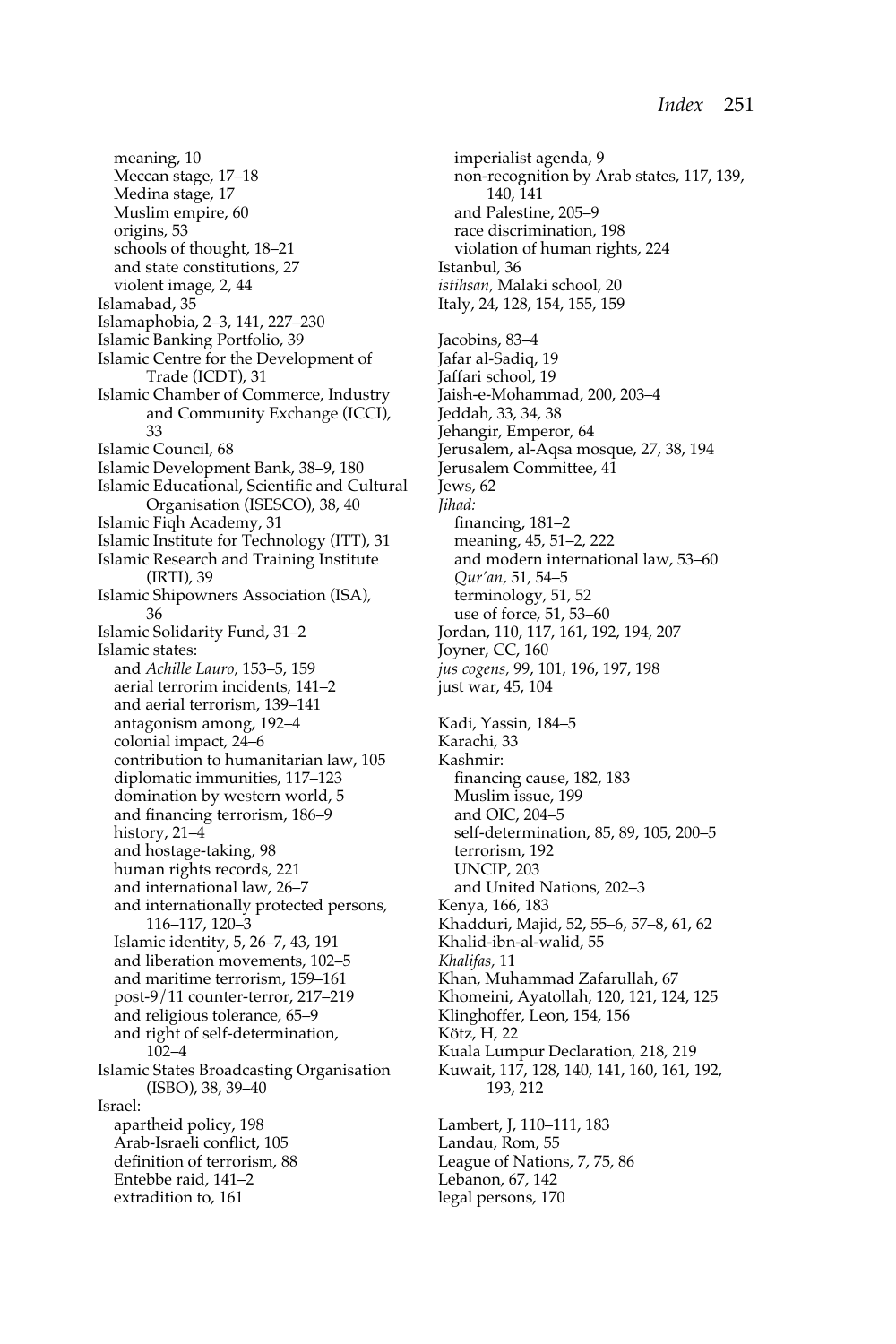meaning, 10
Meccan stage, 17–18
Medina stage, 17
Muslim empire, 60
origins, 53
schools of thought, 18–21
and state constitutions, 27
violent image, 2, 44

Islamabad, 35
Islamaphobia, 2–3, 141, 227–230
Islamic Banking Portfolio, 39
Islamic Centre for the Development of Trade (ICDT), 31
Islamic Chamber of Commerce, Industry and Community Exchange (ICCI), 33
Islamic Council, 68
Islamic Development Bank, 38–9, 180
Islamic Educational, Scientific and Cultural Organisation (ISESCO), 38, 40
Islamic Fiqh Academy, 31
Islamic Institute for Technology (ITT), 31
Islamic Research and Training Institute (IRTI), 39
Islamic Shipowners Association (ISA), 36
Islamic Solidarity Fund, 31–2
Islamic states:
and *Achille Lauro,* 153–5, 159
aerial terrorim incidents, 141–2
and aerial terrorism, 139–141
antagonism among, 192–4
colonial impact, 24–6
contribution to humanitarian law, 105
diplomatic immunities, 117–123
domination by western world, 5
and financing terrorism, 186–9
history, 21–4
and hostage-taking, 98
human rights records, 221
and international law, 26–7
and internationally protected persons, 116–117, 120–3
Islamic identity, 5, 26–7, 43, 191
and liberation movements, 102–5
and maritime terrorism, 159–161
post-9/11 counter-terror, 217–219
and religious tolerance, 65–9
and right of self-determination, 102–4

Islamic States Broadcasting Organisation (ISBO), 38, 39–40
Israel:
apartheid policy, 198
Arab-Israeli conflict, 105
definition of terrorism, 88
Entebbe raid, 141–2
extradition to, 161
imperialist agenda, 9
non-recognition by Arab states, 117, 139, 140, 141
and Palestine, 205–9
race discrimination, 198
violation of human rights, 224

Istanbul, 36
*istihsan,* Malaki school, 20
Italy, 24, 128, 154, 155, 159

Jacobins, 83–4
Jafar al-Sadiq, 19
Jaffari school, 19
Jaish-e-Mohammad, 200, 203–4
Jeddah, 33, 34, 38
Jehangir, Emperor, 64
Jerusalem, al-Aqsa mosque, 27, 38, 194
Jerusalem Committee, 41
Jews, 62
*Jihad:*
financing, 181–2
meaning, 45, 51–2, 222
and modern international law, 53–60
*Qur'an,* 51, 54–5
terminology, 51, 52
use of force, 51, 53–60

Jordan, 110, 117, 161, 192, 194, 207
Joyner, CC, 160
*jus cogens,* 99, 101, 196, 197, 198
just war, 45, 104

Kadi, Yassin, 184–5
Karachi, 33
Kashmir:
financing cause, 182, 183
Muslim issue, 199
and OIC, 204–5
self-determination, 85, 89, 105, 200–5
terrorism, 192
UNCIP, 203
and United Nations, 202–3

Kenya, 166, 183
Khadduri, Majid, 52, 55–6, 57–8, 61, 62
Khalid-ibn-al-walid, 55
*Khalifas,* 11
Khan, Muhammad Zafarullah, 67
Khomeini, Ayatollah, 120, 121, 124, 125
Klinghoffer, Leon, 154, 156
Kötz, H, 22
Kuala Lumpur Declaration, 218, 219
Kuwait, 117, 128, 140, 141, 160, 161, 192, 193, 212

Lambert, J, 110–111, 183
Landau, Rom, 55
League of Nations, 7, 75, 86
Lebanon, 67, 142
legal persons, 170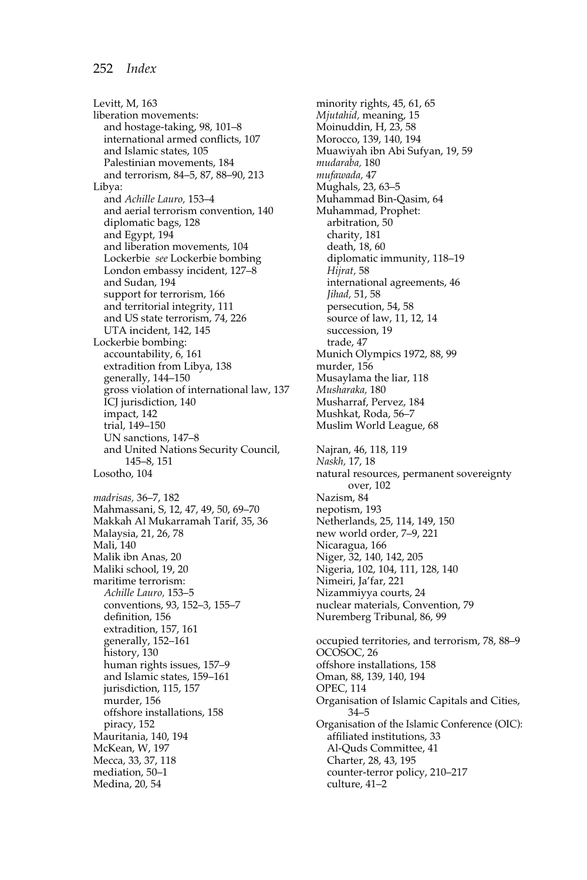Levitt, M, 163
liberation movements:
  and hostage-taking, 98, 101–8
  international armed conflicts, 107
  and Islamic states, 105
  Palestinian movements, 184
  and terrorism, 84–5, 87, 88–90, 213
Libya:
  and *Achille Lauro,* 153–4
  and aerial terrorism convention, 140
  diplomatic bags, 128
  and Egypt, 194
  and liberation movements, 104
  Lockerbie *see* Lockerbie bombing
  London embassy incident, 127–8
  and Sudan, 194
  support for terrorism, 166
  and territorial integrity, 111
  and US state terrorism, 74, 226
  UTA incident, 142, 145
Lockerbie bombing:
  accountability, 6, 161
  extradition from Libya, 138
  generally, 144–150
  gross violation of international law, 137
  ICJ jurisdiction, 140
  impact, 142
  trial, 149–150
  UN sanctions, 147–8
  and United Nations Security Council, 145–8, 151
Losotho, 104

*madrisas,* 36–7, 182
Mahmassani, S, 12, 47, 49, 50, 69–70
Makkah Al Mukarramah Tarif, 35, 36
Malaysia, 21, 26, 78
Mali, 140
Malik ibn Anas, 20
Maliki school, 19, 20
maritime terrorism:
  *Achille Lauro,* 153–5
  conventions, 93, 152–3, 155–7
  definition, 156
  extradition, 157, 161
  generally, 152–161
  history, 130
  human rights issues, 157–9
  and Islamic states, 159–161
  jurisdiction, 115, 157
  murder, 156
  offshore installations, 158
  piracy, 152
Mauritania, 140, 194
McKean, W, 197
Mecca, 33, 37, 118
mediation, 50–1
Medina, 20, 54

minority rights, 45, 61, 65
*Mjutahid,* meaning, 15
Moinuddin, H, 23, 58
Morocco, 139, 140, 194
Muawiyah ibn Abi Sufyan, 19, 59
*mudaraba,* 180
*mufawada,* 47
Mughals, 23, 63–5
Muhammad Bin-Qasim, 64
Muhammad, Prophet:
  arbitration, 50
  charity, 181
  death, 18, 60
  diplomatic immunity, 118–19
  *Hijrat,* 58
  international agreements, 46
  *Jihad,* 51, 58
  persecution, 54, 58
  source of law, 11, 12, 14
  succession, 19
  trade, 47
Munich Olympics 1972, 88, 99
murder, 156
Musaylama the liar, 118
*Musharaka,* 180
Musharraf, Pervez, 184
Mushkat, Roda, 56–7
Muslim World League, 68

Najran, 46, 118, 119
*Naskh,* 17, 18
natural resources, permanent sovereignty over, 102
Nazism, 84
nepotism, 193
Netherlands, 25, 114, 149, 150
new world order, 7–9, 221
Nicaragua, 166
Niger, 32, 140, 142, 205
Nigeria, 102, 104, 111, 128, 140
Nimeiri, Ja'far, 221
Nizammiyya courts, 24
nuclear materials, Convention, 79
Nuremberg Tribunal, 86, 99

occupied territories, and terrorism, 78, 88–9
OCOSOC, 26
offshore installations, 158
Oman, 88, 139, 140, 194
OPEC, 114
Organisation of Islamic Capitals and Cities, 34–5
Organisation of the Islamic Conference (OIC):
  affiliated institutions, 33
  Al-Quds Committee, 41
  Charter, 28, 43, 195
  counter-terror policy, 210–217
  culture, 41–2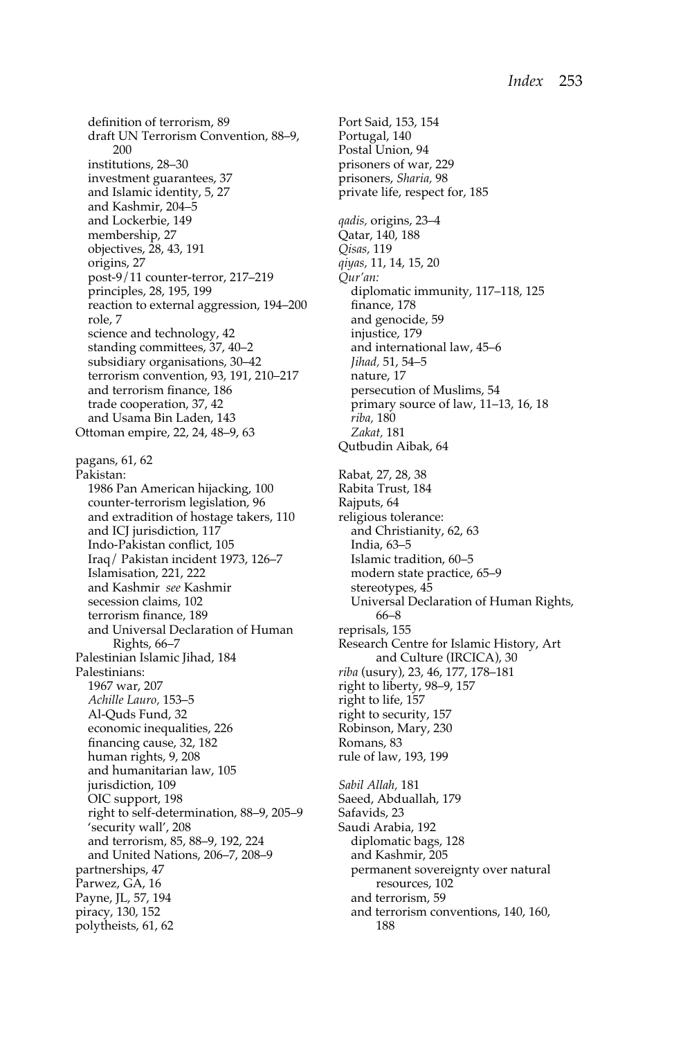definition of terrorism, 89
draft UN Terrorism Convention, 88–9, 200
institutions, 28–30
investment guarantees, 37
and Islamic identity, 5, 27
and Kashmir, 204–5
and Lockerbie, 149
membership, 27
objectives, 28, 43, 191
origins, 27
post-9/11 counter-terror, 217–219
principles, 28, 195, 199
reaction to external aggression, 194–200
role, 7
science and technology, 42
standing committees, 37, 40–2
subsidiary organisations, 30–42
terrorism convention, 93, 191, 210–217
and terrorism finance, 186
trade cooperation, 37, 42
and Usama Bin Laden, 143

Ottoman empire, 22, 24, 48–9, 63

pagans, 61, 62
Pakistan:
1986 Pan American hijacking, 100
counter-terrorism legislation, 96
and extradition of hostage takers, 110
and ICJ jurisdiction, 117
Indo-Pakistan conflict, 105
Iraq/ Pakistan incident 1973, 126–7
Islamisation, 221, 222
and Kashmir *see* Kashmir
secession claims, 102
terrorism finance, 189
and Universal Declaration of Human Rights, 66–7
Palestinian Islamic Jihad, 184
Palestinians:
1967 war, 207
*Achille Lauro,* 153–5
Al-Quds Fund, 32
economic inequalities, 226
financing cause, 32, 182
human rights, 9, 208
and humanitarian law, 105
jurisdiction, 109
OIC support, 198
right to self-determination, 88–9, 205–9
'security wall', 208
and terrorism, 85, 88–9, 192, 224
and United Nations, 206–7, 208–9
partnerships, 47
Parwez, GA, 16
Payne, JL, 57, 194
piracy, 130, 152
polytheists, 61, 62
Port Said, 153, 154
Portugal, 140
Postal Union, 94
prisoners of war, 229
prisoners, *Sharia,* 98
private life, respect for, 185

*qadis,* origins, 23–4
Qatar, 140, 188
*Qisas,* 119
*qiyas,* 11, 14, 15, 20
*Qur'an:*
diplomatic immunity, 117–118, 125
finance, 178
and genocide, 59
injustice, 179
and international law, 45–6
*Jihad,* 51, 54–5
nature, 17
persecution of Muslims, 54
primary source of law, 11–13, 16, 18
*riba,* 180
*Zakat,* 181
Qutbudin Aibak, 64

Rabat, 27, 28, 38
Rabita Trust, 184
Rajputs, 64
religious tolerance:
and Christianity, 62, 63
India, 63–5
Islamic tradition, 60–5
modern state practice, 65–9
stereotypes, 45
Universal Declaration of Human Rights, 66–8
reprisals, 155
Research Centre for Islamic History, Art and Culture (IRCICA), 30
*riba* (usury), 23, 46, 177, 178–181
right to liberty, 98–9, 157
right to life, 157
right to security, 157
Robinson, Mary, 230
Romans, 83
rule of law, 193, 199

*Sabil Allah,* 181
Saeed, Abduallah, 179
Safavids, 23
Saudi Arabia, 192
diplomatic bags, 128
and Kashmir, 205
permanent sovereignty over natural resources, 102
and terrorism, 59
and terrorism conventions, 140, 160, 188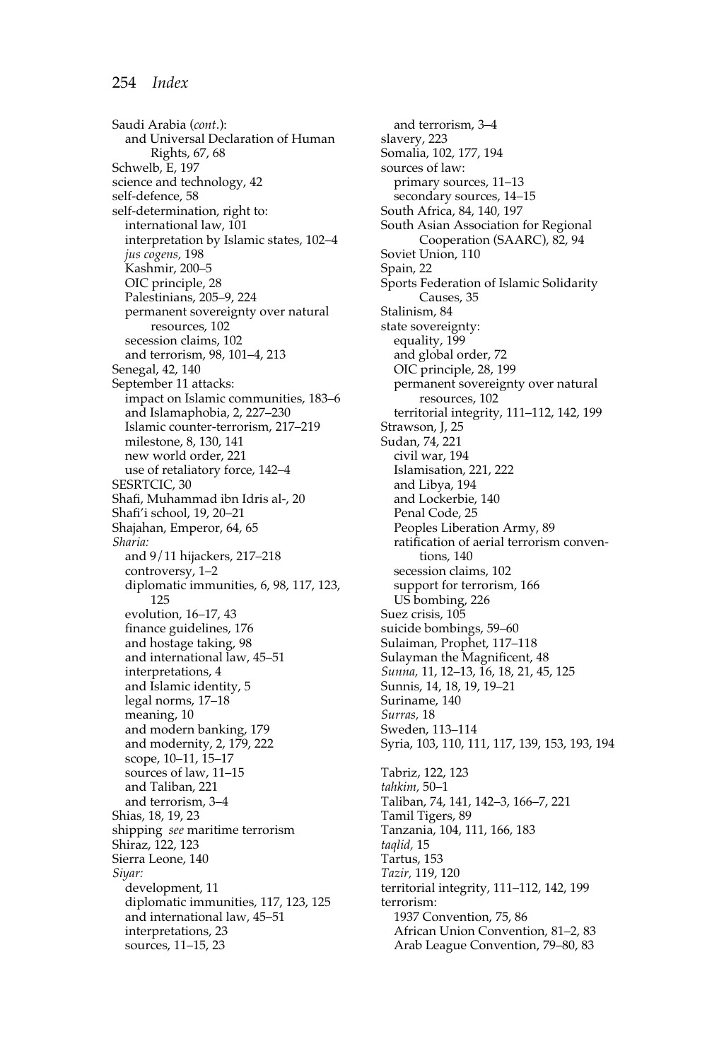Saudi Arabia (*cont.*):
  and Universal Declaration of Human Rights, 67, 68
Schwelb, E, 197
science and technology, 42
self-defence, 58
self-determination, right to:
  international law, 101
  interpretation by Islamic states, 102–4
  *jus cogens*, 198
  Kashmir, 200–5
  OIC principle, 28
  Palestinians, 205–9, 224
  permanent sovereignty over natural resources, 102
  secession claims, 102
  and terrorism, 98, 101–4, 213
Senegal, 42, 140
September 11 attacks:
  impact on Islamic communities, 183–6
  and Islamaphobia, 2, 227–230
  Islamic counter-terrorism, 217–219
  milestone, 8, 130, 141
  new world order, 221
  use of retaliatory force, 142–4
SESRTCIC, 30
Shafi, Muhammad ibn Idris al-, 20
Shafi'i school, 19, 20–21
Shajahan, Emperor, 64, 65
*Sharia:*
  and 9/11 hijackers, 217–218
  controversy, 1–2
  diplomatic immunities, 6, 98, 117, 123, 125
  evolution, 16–17, 43
  finance guidelines, 176
  and hostage taking, 98
  and international law, 45–51
  interpretations, 4
  and Islamic identity, 5
  legal norms, 17–18
  meaning, 10
  and modern banking, 179
  and modernity, 2, 179, 222
  scope, 10–11, 15–17
  sources of law, 11–15
  and Taliban, 221
  and terrorism, 3–4
Shias, 18, 19, 23
shipping *see* maritime terrorism
Shiraz, 122, 123
Sierra Leone, 140
*Siyar:*
  development, 11
  diplomatic immunities, 117, 123, 125
  and international law, 45–51
  interpretations, 23
  sources, 11–15, 23
  and terrorism, 3–4
slavery, 223
Somalia, 102, 177, 194
sources of law:
  primary sources, 11–13
  secondary sources, 14–15
South Africa, 84, 140, 197
South Asian Association for Regional Cooperation (SAARC), 82, 94
Soviet Union, 110
Spain, 22
Sports Federation of Islamic Solidarity Causes, 35
Stalinism, 84
state sovereignty:
  equality, 199
  and global order, 72
  OIC principle, 28, 199
  permanent sovereignty over natural resources, 102
  territorial integrity, 111–112, 142, 199
Strawson, J, 25
Sudan, 74, 221
  civil war, 194
  Islamisation, 221, 222
  and Libya, 194
  and Lockerbie, 140
  Penal Code, 25
  Peoples Liberation Army, 89
  ratification of aerial terrorism conventions, 140
  secession claims, 102
  support for terrorism, 166
  US bombing, 226
Suez crisis, 105
suicide bombings, 59–60
Sulaiman, Prophet, 117–118
Sulayman the Magnificent, 48
*Sunna*, 11, 12–13, 16, 18, 21, 45, 125
Sunnis, 14, 18, 19, 19–21
Suriname, 140
*Surras*, 18
Sweden, 113–114
Syria, 103, 110, 111, 117, 139, 153, 193, 194

Tabriz, 122, 123
*tahkim*, 50–1
Taliban, 74, 141, 142–3, 166–7, 221
Tamil Tigers, 89
Tanzania, 104, 111, 166, 183
*taqlid*, 15
Tartus, 153
*Tazir*, 119, 120
territorial integrity, 111–112, 142, 199
terrorism:
  1937 Convention, 75, 86
  African Union Convention, 81–2, 83
  Arab League Convention, 79–80, 83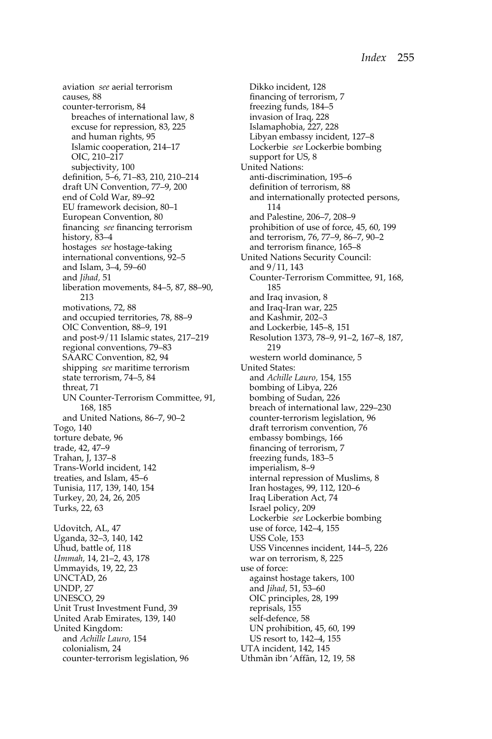aviation *see* aerial terrorism
causes, 88
counter-terrorism, 84
  breaches of international law, 8
  excuse for repression, 83, 225
  and human rights, 95
  Islamic cooperation, 214–17
  OIC, 210–217
  subjectivity, 100
definition, 5–6, 71–83, 210, 210–214
draft UN Convention, 77–9, 200
end of Cold War, 89–92
EU framework decision, 80–1
European Convention, 80
financing *see* financing terrorism
history, 83–4
hostages *see* hostage-taking
international conventions, 92–5
and Islam, 3–4, 59–60
and *Jihad,* 51
liberation movements, 84–5, 87, 88–90, 213
motivations, 72, 88
and occupied territories, 78, 88–9
OIC Convention, 88–9, 191
and post-9/11 Islamic states, 217–219
regional conventions, 79–83
SAARC Convention, 82, 94
shipping *see* maritime terrorism
state terrorism, 74–5, 84
threat, 71
UN Counter-Terrorism Committee, 91, 168, 185
and United Nations, 86–7, 90–2

Togo, 140
torture debate, 96
trade, 42, 47–9
Trahan, J, 137–8
Trans-World incident, 142
treaties, and Islam, 45–6
Tunisia, 117, 139, 140, 154
Turkey, 20, 24, 26, 205
Turks, 22, 63

Udovitch, AL, 47
Uganda, 32–3, 140, 142
Uhud, battle of, 118
*Ummah,* 14, 21–2, 43, 178
Ummayids, 19, 22, 23
UNCTAD, 26
UNDP, 27
UNESCO, 29
Unit Trust Investment Fund, 39
United Arab Emirates, 139, 140
United Kingdom:
  and *Achille Lauro,* 154
  colonialism, 24
  counter-terrorism legislation, 96
  Dikko incident, 128
  financing of terrorism, 7
  freezing funds, 184–5
  invasion of Iraq, 228
  Islamaphobia, 227, 228
  Libyan embassy incident, 127–8
  Lockerbie *see* Lockerbie bombing
  support for US, 8
United Nations:
  anti-discrimination, 195–6
  definition of terrorism, 88
  and internationally protected persons, 114
  and Palestine, 206–7, 208–9
  prohibition of use of force, 45, 60, 199
  and terrorism, 76, 77–9, 86–7, 90–2
  and terrorism finance, 165–8
United Nations Security Council:
  and 9/11, 143
  Counter-Terrorism Committee, 91, 168, 185
  and Iraq invasion, 8
  and Iraq-Iran war, 225
  and Kashmir, 202–3
  and Lockerbie, 145–8, 151
  Resolution 1373, 78–9, 91–2, 167–8, 187, 219
  western world dominance, 5
United States:
  and *Achille Lauro,* 154, 155
  bombing of Libya, 226
  bombing of Sudan, 226
  breach of international law, 229–230
  counter-terrorism legislation, 96
  draft terrorism convention, 76
  embassy bombings, 166
  financing of terrorism, 7
  freezing funds, 183–5
  imperialism, 8–9
  internal repression of Muslims, 8
  Iran hostages, 99, 112, 120–6
  Iraq Liberation Act, 74
  Israel policy, 209
  Lockerbie *see* Lockerbie bombing
  use of force, 142–4, 155
  USS Cole, 153
  USS Vincennes incident, 144–5, 226
  war on terrorism, 8, 225
use of force:
  against hostage takers, 100
  and *Jihad,* 51, 53–60
  OIC principles, 28, 199
  reprisals, 155
  self-defence, 58
  UN prohibition, 45, 60, 199
  US resort to, 142–4, 155
UTA incident, 142, 145
Uthmān ibn 'Affān, 12, 19, 58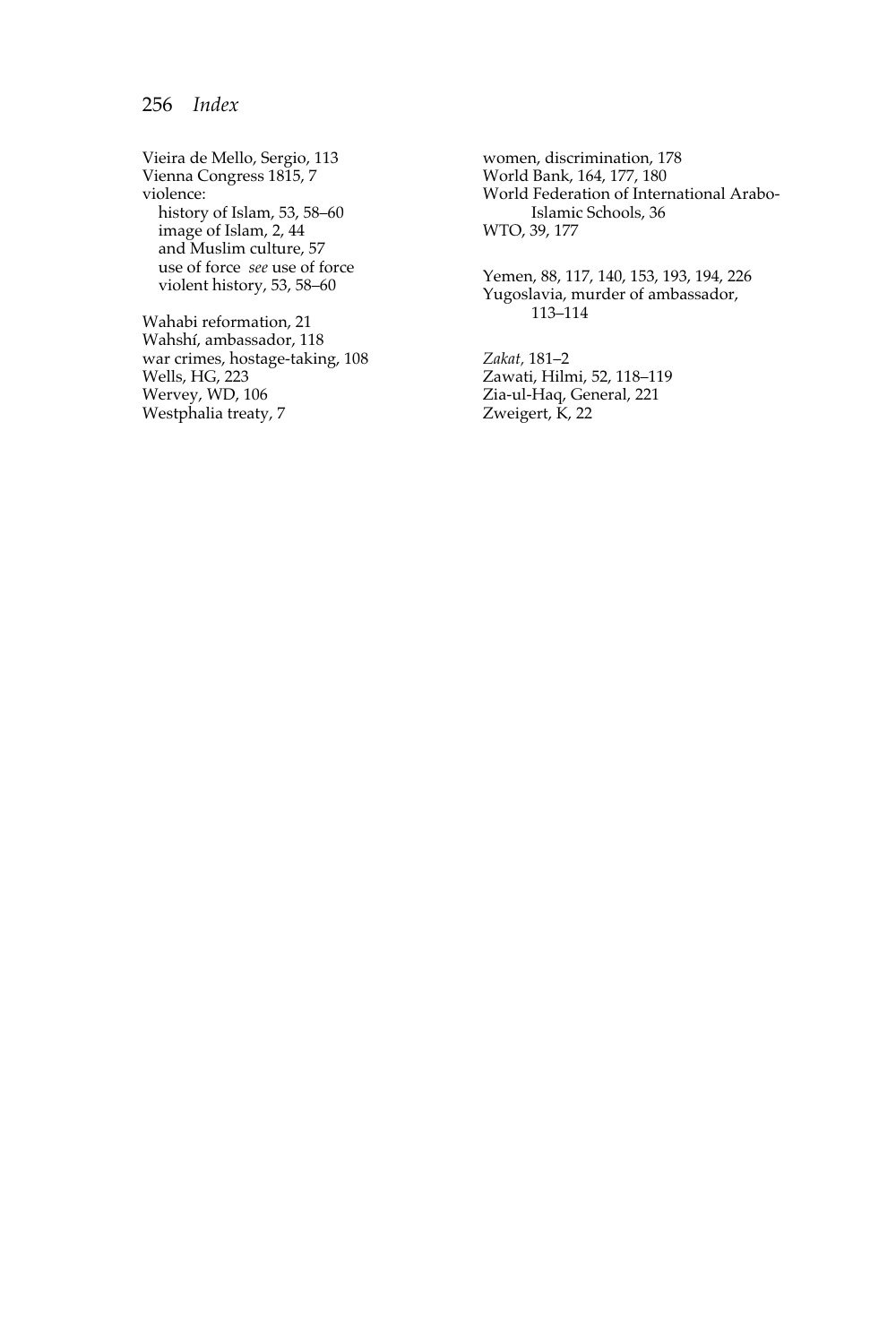Vieira de Mello, Sergio, 113
Vienna Congress 1815, 7
violence:
  history of Islam, 53, 58–60
  image of Islam, 2, 44
  and Muslim culture, 57
  use of force *see* use of force
  violent history, 53, 58–60

Wahabi reformation, 21
Wahshí, ambassador, 118
war crimes, hostage-taking, 108
Wells, HG, 223
Wervey, WD, 106
Westphalia treaty, 7
women, discrimination, 178
World Bank, 164, 177, 180
World Federation of International Arabo-Islamic Schools, 36
WTO, 39, 177

Yemen, 88, 117, 140, 153, 193, 194, 226
Yugoslavia, murder of ambassador, 113–114

*Zakat*, 181–2
Zawati, Hilmi, 52, 118–119
Zia-ul-Haq, General, 221
Zweigert, K, 22